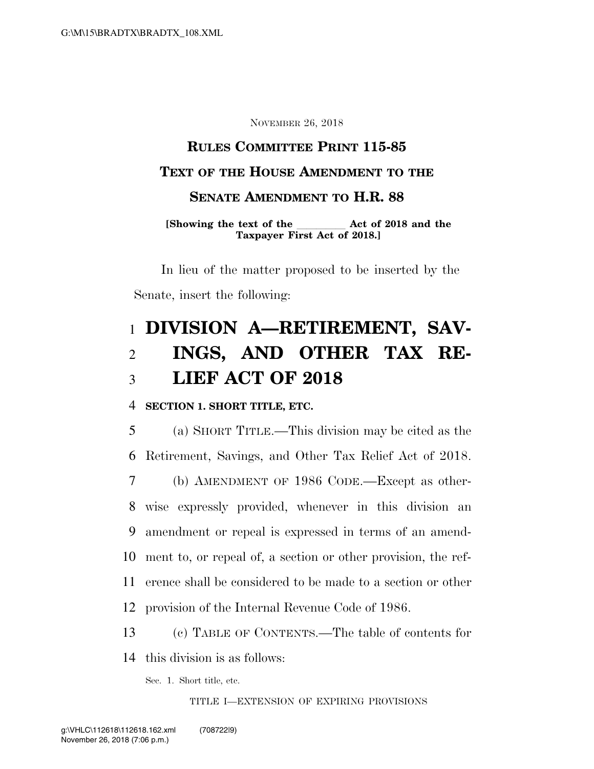NOVEMBER 26, 2018

**RULES COMMITTEE PRINT 115-85**

**TEXT OF THE HOUSE AMENDMENT TO THE SENATE AMENDMENT TO H.R. 88**

**[Showing the text of the _________ Act of 2018 and the Taxpayer First Act of 2018.]**

In lieu of the matter proposed to be inserted by the Senate, insert the following:

# DIVISION A—RETIREMENT, SAVINGS, AND OTHER TAX RELIEF ACT OF 2018

**SECTION 1. SHORT TITLE, ETC.**

(a) SHORT TITLE.—This division may be cited as the Retirement, Savings, and Other Tax Relief Act of 2018.

(b) AMENDMENT OF 1986 CODE.—Except as otherwise expressly provided, whenever in this division an amendment or repeal is expressed in terms of an amendment to, or repeal of, a section or other provision, the reference shall be considered to be made to a section or other provision of the Internal Revenue Code of 1986.

(c) TABLE OF CONTENTS.—The table of contents for this division is as follows:

Sec. 1. Short title, etc.

TITLE I—EXTENSION OF EXPIRING PROVISIONS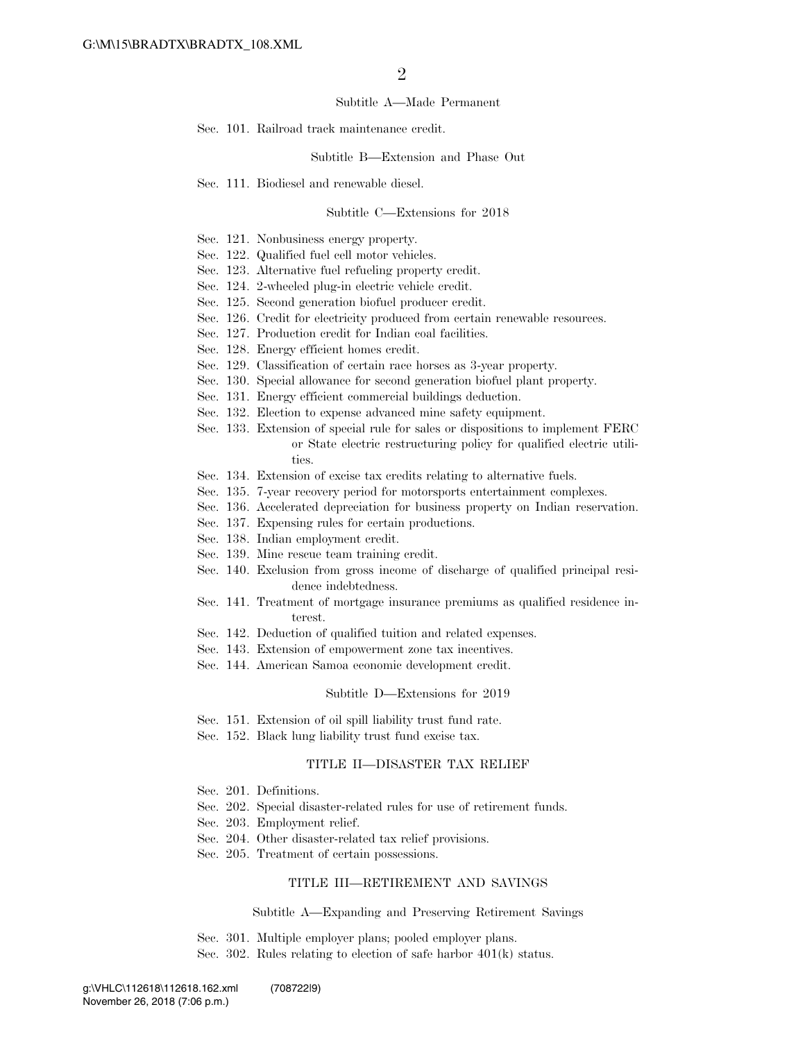### Subtitle A—Made Permanent

Sec. 101. Railroad track maintenance credit.

### Subtitle B—Extension and Phase Out

Sec. 111. Biodiesel and renewable diesel.

### Subtitle C—Extensions for 2018

Sec. 121. Nonbusiness energy property.
Sec. 122. Qualified fuel cell motor vehicles.
Sec. 123. Alternative fuel refueling property credit.
Sec. 124. 2-wheeled plug-in electric vehicle credit.
Sec. 125. Second generation biofuel producer credit.
Sec. 126. Credit for electricity produced from certain renewable resources.
Sec. 127. Production credit for Indian coal facilities.
Sec. 128. Energy efficient homes credit.
Sec. 129. Classification of certain race horses as 3-year property.
Sec. 130. Special allowance for second generation biofuel plant property.
Sec. 131. Energy efficient commercial buildings deduction.
Sec. 132. Election to expense advanced mine safety equipment.
Sec. 133. Extension of special rule for sales or dispositions to implement FERC or State electric restructuring policy for qualified electric utilities.
Sec. 134. Extension of excise tax credits relating to alternative fuels.
Sec. 135. 7-year recovery period for motorsports entertainment complexes.
Sec. 136. Accelerated depreciation for business property on Indian reservation.
Sec. 137. Expensing rules for certain productions.
Sec. 138. Indian employment credit.
Sec. 139. Mine rescue team training credit.
Sec. 140. Exclusion from gross income of discharge of qualified principal residence indebtedness.
Sec. 141. Treatment of mortgage insurance premiums as qualified residence interest.
Sec. 142. Deduction of qualified tuition and related expenses.
Sec. 143. Extension of empowerment zone tax incentives.
Sec. 144. American Samoa economic development credit.

### Subtitle D—Extensions for 2019

Sec. 151. Extension of oil spill liability trust fund rate.
Sec. 152. Black lung liability trust fund excise tax.

## TITLE II—DISASTER TAX RELIEF

Sec. 201. Definitions.
Sec. 202. Special disaster-related rules for use of retirement funds.
Sec. 203. Employment relief.
Sec. 204. Other disaster-related tax relief provisions.
Sec. 205. Treatment of certain possessions.

## TITLE III—RETIREMENT AND SAVINGS

### Subtitle A—Expanding and Preserving Retirement Savings

Sec. 301. Multiple employer plans; pooled employer plans.
Sec. 302. Rules relating to election of safe harbor 401(k) status.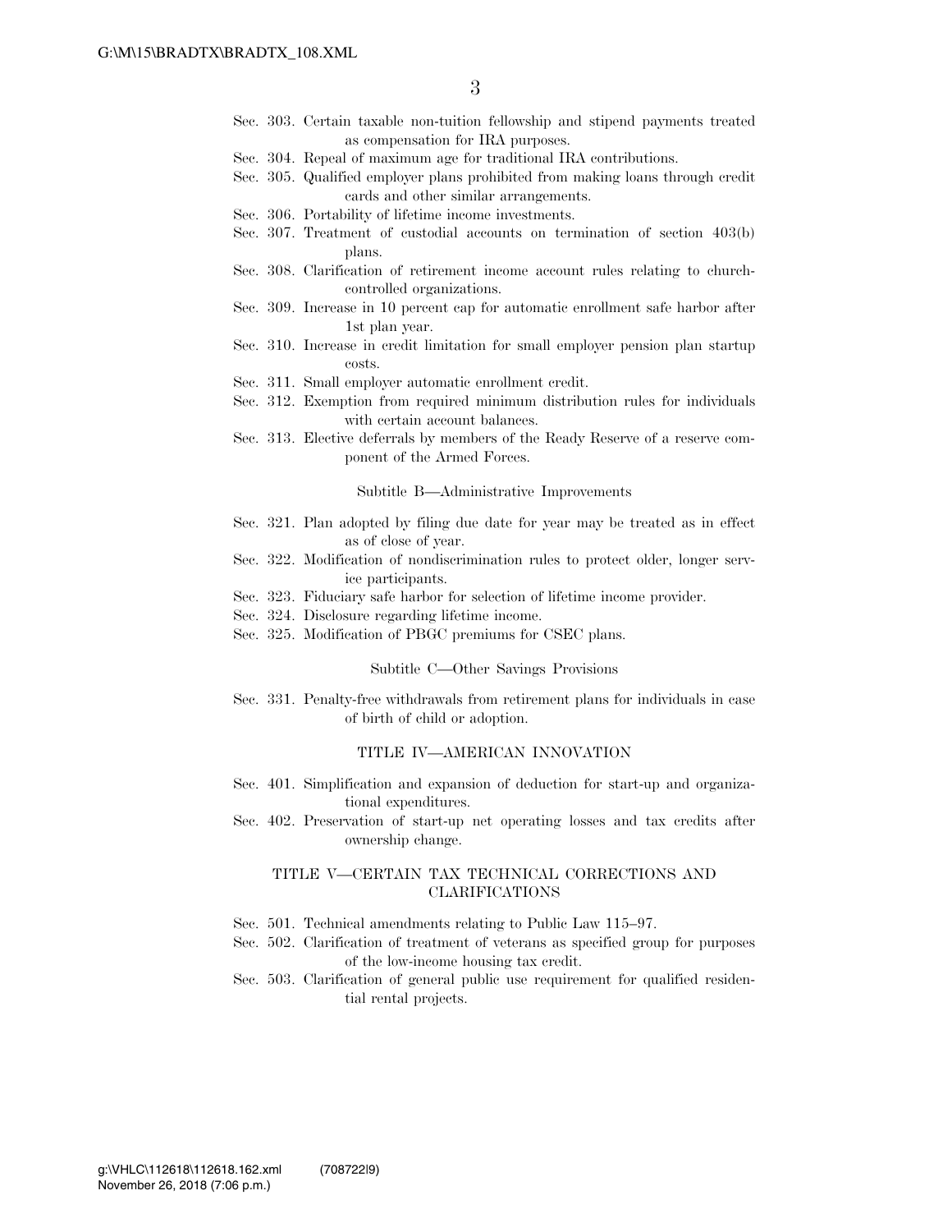Sec. 303. Certain taxable non-tuition fellowship and stipend payments treated as compensation for IRA purposes.
Sec. 304. Repeal of maximum age for traditional IRA contributions.
Sec. 305. Qualified employer plans prohibited from making loans through credit cards and other similar arrangements.
Sec. 306. Portability of lifetime income investments.
Sec. 307. Treatment of custodial accounts on termination of section 403(b) plans.
Sec. 308. Clarification of retirement income account rules relating to church-controlled organizations.
Sec. 309. Increase in 10 percent cap for automatic enrollment safe harbor after 1st plan year.
Sec. 310. Increase in credit limitation for small employer pension plan startup costs.
Sec. 311. Small employer automatic enrollment credit.
Sec. 312. Exemption from required minimum distribution rules for individuals with certain account balances.
Sec. 313. Elective deferrals by members of the Ready Reserve of a reserve component of the Armed Forces.

Subtitle B—Administrative Improvements

Sec. 321. Plan adopted by filing due date for year may be treated as in effect as of close of year.
Sec. 322. Modification of nondiscrimination rules to protect older, longer service participants.
Sec. 323. Fiduciary safe harbor for selection of lifetime income provider.
Sec. 324. Disclosure regarding lifetime income.
Sec. 325. Modification of PBGC premiums for CSEC plans.

Subtitle C—Other Savings Provisions

Sec. 331. Penalty-free withdrawals from retirement plans for individuals in case of birth of child or adoption.

TITLE IV—AMERICAN INNOVATION

Sec. 401. Simplification and expansion of deduction for start-up and organizational expenditures.
Sec. 402. Preservation of start-up net operating losses and tax credits after ownership change.

TITLE V—CERTAIN TAX TECHNICAL CORRECTIONS AND CLARIFICATIONS

Sec. 501. Technical amendments relating to Public Law 115–97.
Sec. 502. Clarification of treatment of veterans as specified group for purposes of the low-income housing tax credit.
Sec. 503. Clarification of general public use requirement for qualified residential rental projects.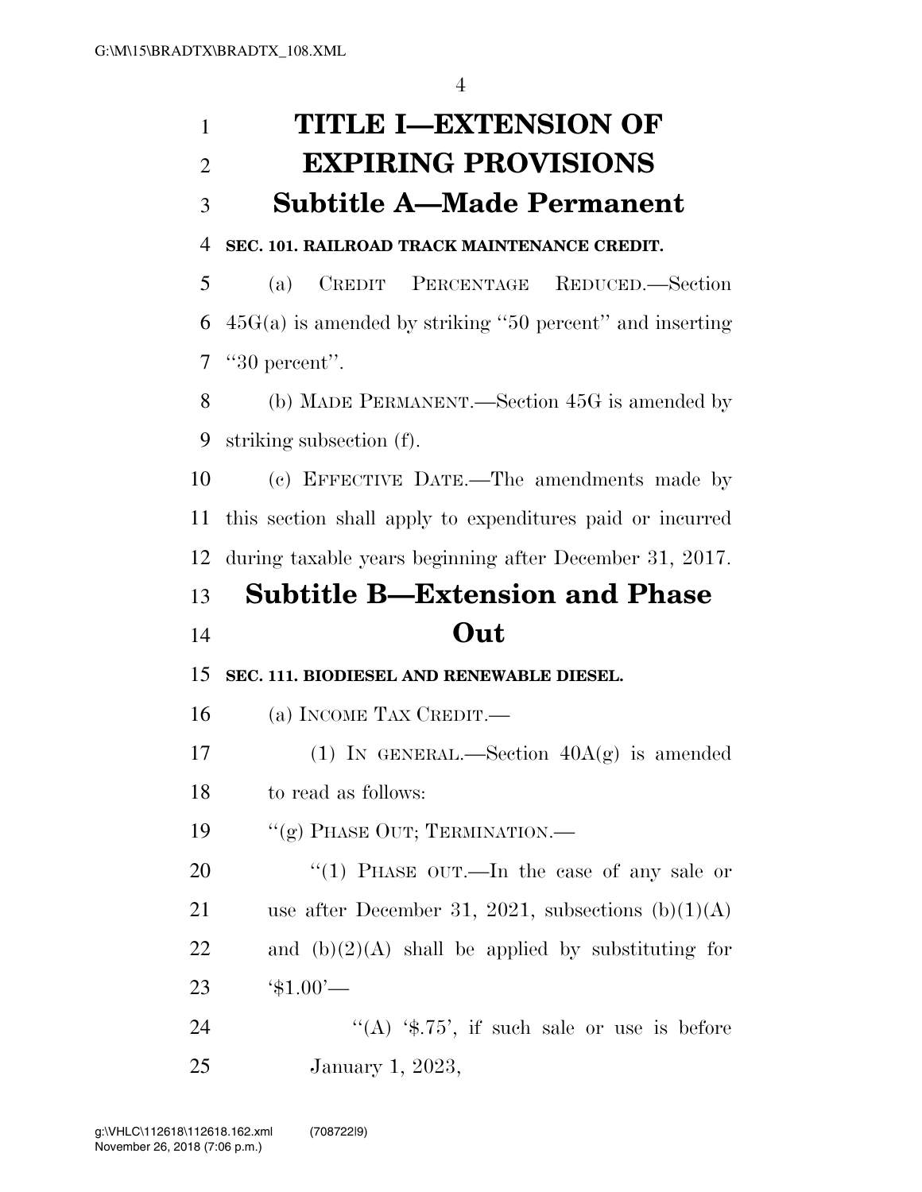# TITLE I—EXTENSION OF EXPIRING PROVISIONS

## Subtitle A—Made Permanent

**SEC. 101. RAILROAD TRACK MAINTENANCE CREDIT.**

(a) CREDIT PERCENTAGE REDUCED.—Section 45G(a) is amended by striking "50 percent" and inserting "30 percent".

(b) MADE PERMANENT.—Section 45G is amended by striking subsection (f).

(c) EFFECTIVE DATE.—The amendments made by this section shall apply to expenditures paid or incurred during taxable years beginning after December 31, 2017.

## Subtitle B—Extension and Phase Out

**SEC. 111. BIODIESEL AND RENEWABLE DIESEL.**

(a) INCOME TAX CREDIT.—

(1) IN GENERAL.—Section 40A(g) is amended to read as follows:

"(g) PHASE OUT; TERMINATION.—

"(1) PHASE OUT.—In the case of any sale or use after December 31, 2021, subsections (b)(1)(A) and (b)(2)(A) shall be applied by substituting for '$1.00'—

"(A) '$.75', if such sale or use is before January 1, 2023,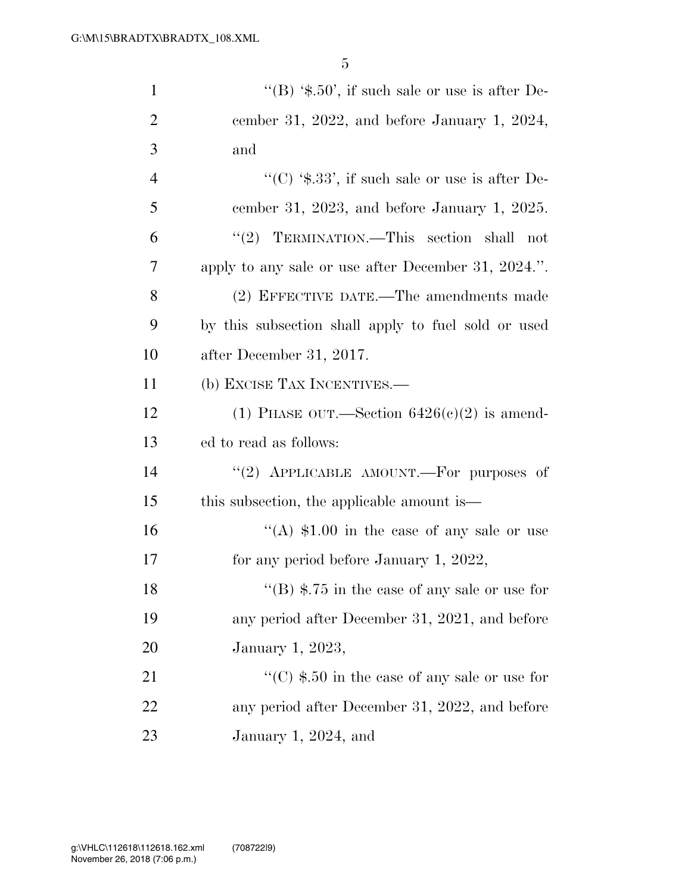"(B) '$.50', if such sale or use is after December 31, 2022, and before January 1, 2024, and

"(C) '$.33', if such sale or use is after December 31, 2023, and before January 1, 2025.

"(2) TERMINATION.—This section shall not apply to any sale or use after December 31, 2024.".

(2) EFFECTIVE DATE.—The amendments made by this subsection shall apply to fuel sold or used after December 31, 2017.

(b) EXCISE TAX INCENTIVES.—

(1) PHASE OUT.—Section 6426(c)(2) is amended to read as follows:

"(2) APPLICABLE AMOUNT.—For purposes of this subsection, the applicable amount is—

"(A) $1.00 in the case of any sale or use for any period before January 1, 2022,

"(B) $.75 in the case of any sale or use for any period after December 31, 2021, and before January 1, 2023,

"(C) $.50 in the case of any sale or use for any period after December 31, 2022, and before January 1, 2024, and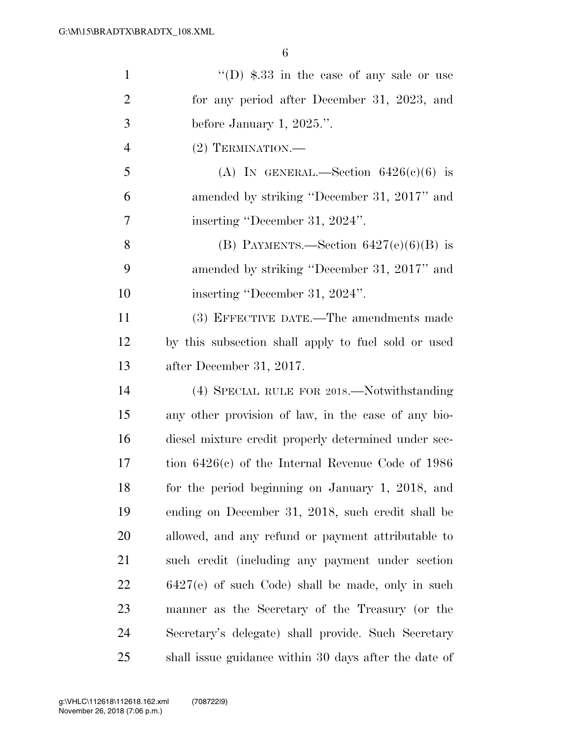"(D) $.33 in the case of any sale or use for any period after December 31, 2023, and before January 1, 2025.".

(2) TERMINATION.—

(A) IN GENERAL.—Section 6426(c)(6) is amended by striking "December 31, 2017" and inserting "December 31, 2024".

(B) PAYMENTS.—Section 6427(e)(6)(B) is amended by striking "December 31, 2017" and inserting "December 31, 2024".

(3) EFFECTIVE DATE.—The amendments made by this subsection shall apply to fuel sold or used after December 31, 2017.

(4) SPECIAL RULE FOR 2018.—Notwithstanding any other provision of law, in the case of any biodiesel mixture credit properly determined under section 6426(c) of the Internal Revenue Code of 1986 for the period beginning on January 1, 2018, and ending on December 31, 2018, such credit shall be allowed, and any refund or payment attributable to such credit (including any payment under section 6427(e) of such Code) shall be made, only in such manner as the Secretary of the Treasury (or the Secretary's delegate) shall provide. Such Secretary shall issue guidance within 30 days after the date of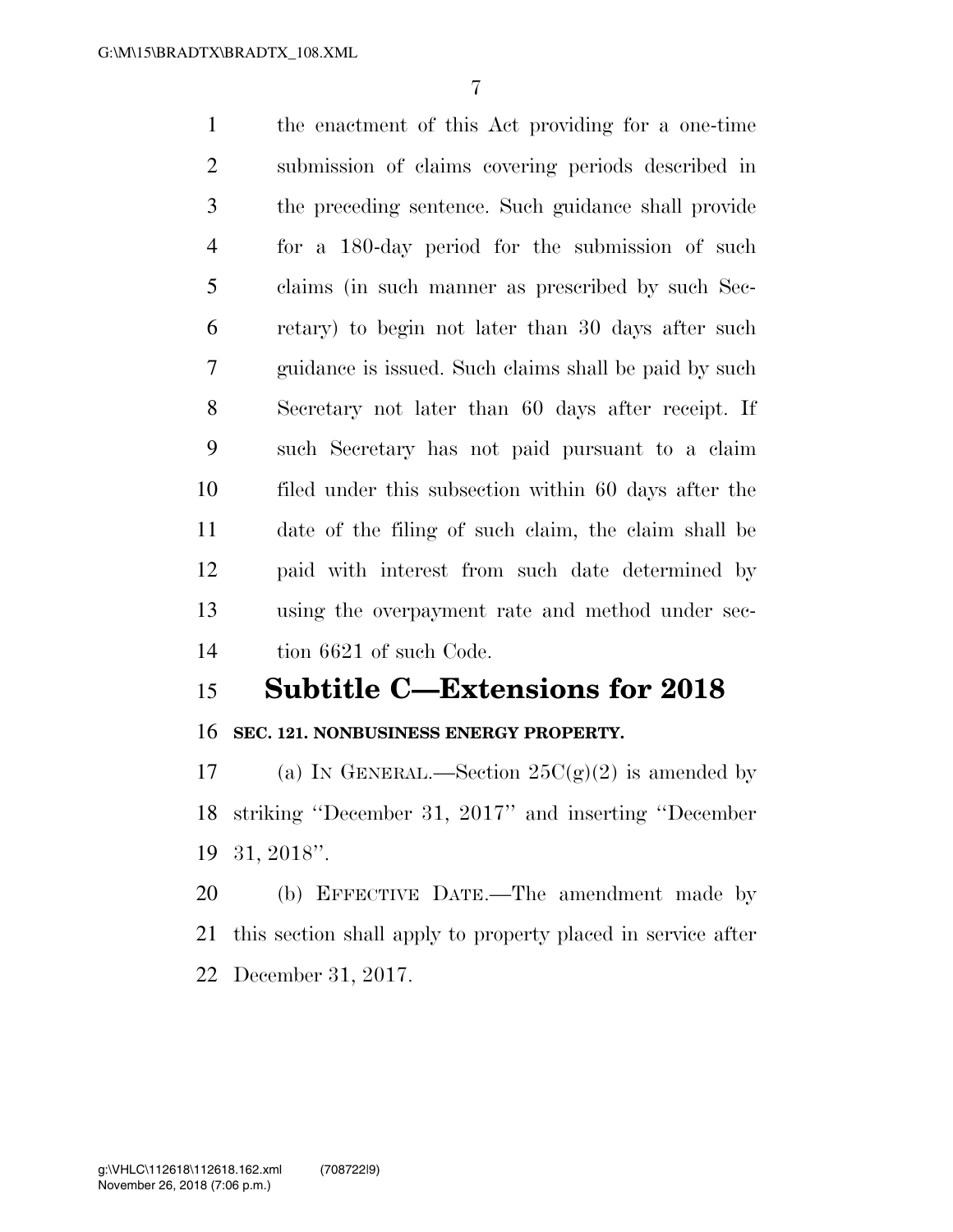the enactment of this Act providing for a one-time submission of claims covering periods described in the preceding sentence. Such guidance shall provide for a 180-day period for the submission of such claims (in such manner as prescribed by such Secretary) to begin not later than 30 days after such guidance is issued. Such claims shall be paid by such Secretary not later than 60 days after receipt. If such Secretary has not paid pursuant to a claim filed under this subsection within 60 days after the date of the filing of such claim, the claim shall be paid with interest from such date determined by using the overpayment rate and method under section 6621 of such Code.

## Subtitle C—Extensions for 2018

### SEC. 121. NONBUSINESS ENERGY PROPERTY.

(a) IN GENERAL.—Section 25C(g)(2) is amended by striking ''December 31, 2017'' and inserting ''December 31, 2018''.

(b) EFFECTIVE DATE.—The amendment made by this section shall apply to property placed in service after December 31, 2017.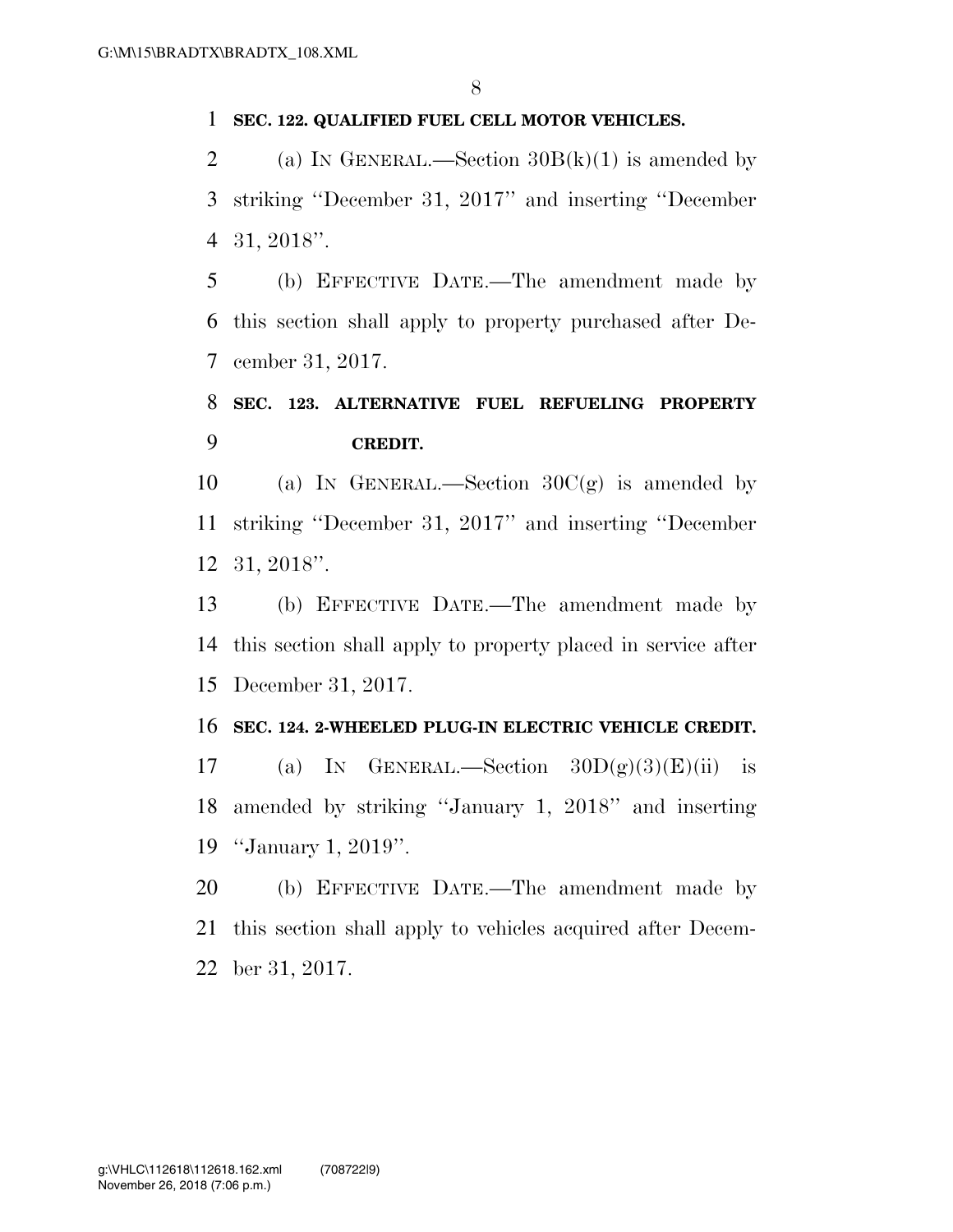**SEC. 122. QUALIFIED FUEL CELL MOTOR VEHICLES.**

(a) IN GENERAL.—Section 30B(k)(1) is amended by striking ''December 31, 2017'' and inserting ''December 31, 2018''.

(b) EFFECTIVE DATE.—The amendment made by this section shall apply to property purchased after December 31, 2017.

**SEC. 123. ALTERNATIVE FUEL REFUELING PROPERTY CREDIT.**

(a) IN GENERAL.—Section 30C(g) is amended by striking ''December 31, 2017'' and inserting ''December 31, 2018''.

(b) EFFECTIVE DATE.—The amendment made by this section shall apply to property placed in service after December 31, 2017.

**SEC. 124. 2-WHEELED PLUG-IN ELECTRIC VEHICLE CREDIT.**

(a) IN GENERAL.—Section 30D(g)(3)(E)(ii) is amended by striking ''January 1, 2018'' and inserting ''January 1, 2019''.

(b) EFFECTIVE DATE.—The amendment made by this section shall apply to vehicles acquired after December 31, 2017.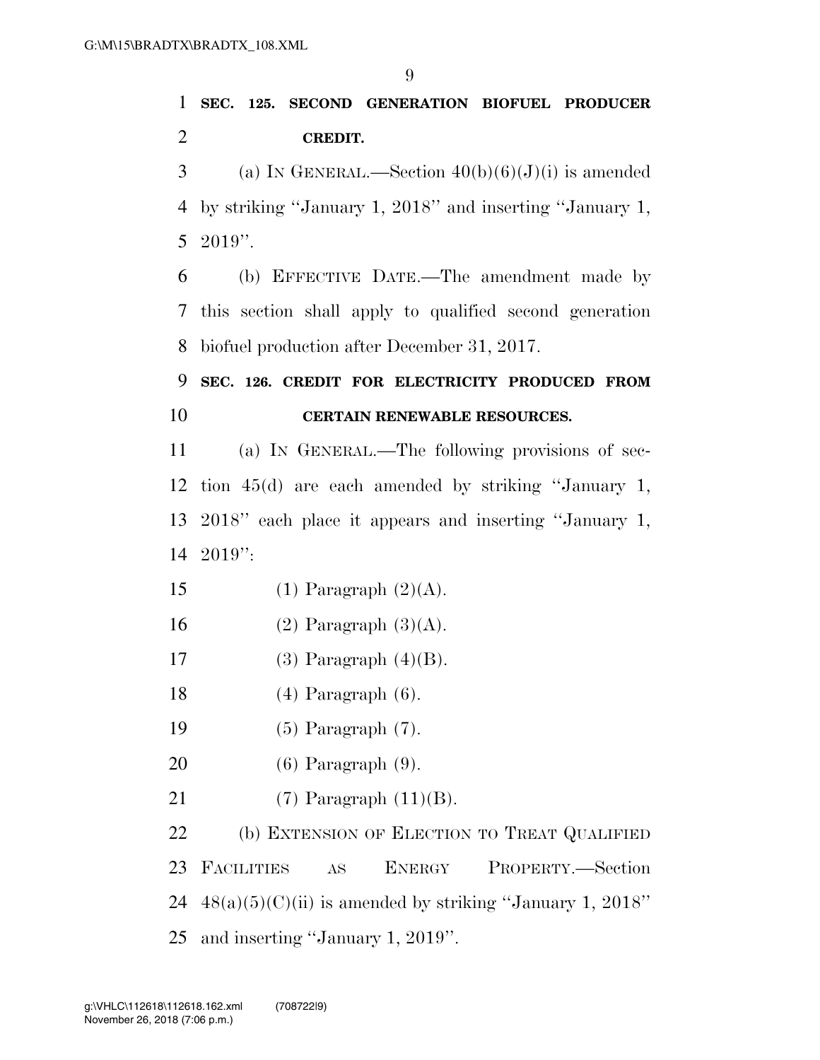**SEC. 125. SECOND GENERATION BIOFUEL PRODUCER CREDIT.**

(a) IN GENERAL.—Section 40(b)(6)(J)(i) is amended by striking "January 1, 2018" and inserting "January 1, 2019".

(b) EFFECTIVE DATE.—The amendment made by this section shall apply to qualified second generation biofuel production after December 31, 2017.

**SEC. 126. CREDIT FOR ELECTRICITY PRODUCED FROM CERTAIN RENEWABLE RESOURCES.**

(a) IN GENERAL.—The following provisions of section 45(d) are each amended by striking "January 1, 2018" each place it appears and inserting "January 1, 2019":

(1) Paragraph (2)(A).

(2) Paragraph (3)(A).

(3) Paragraph (4)(B).

(4) Paragraph (6).

(5) Paragraph (7).

(6) Paragraph (9).

(7) Paragraph (11)(B).

(b) EXTENSION OF ELECTION TO TREAT QUALIFIED FACILITIES AS ENERGY PROPERTY.—Section 48(a)(5)(C)(ii) is amended by striking "January 1, 2018" and inserting "January 1, 2019".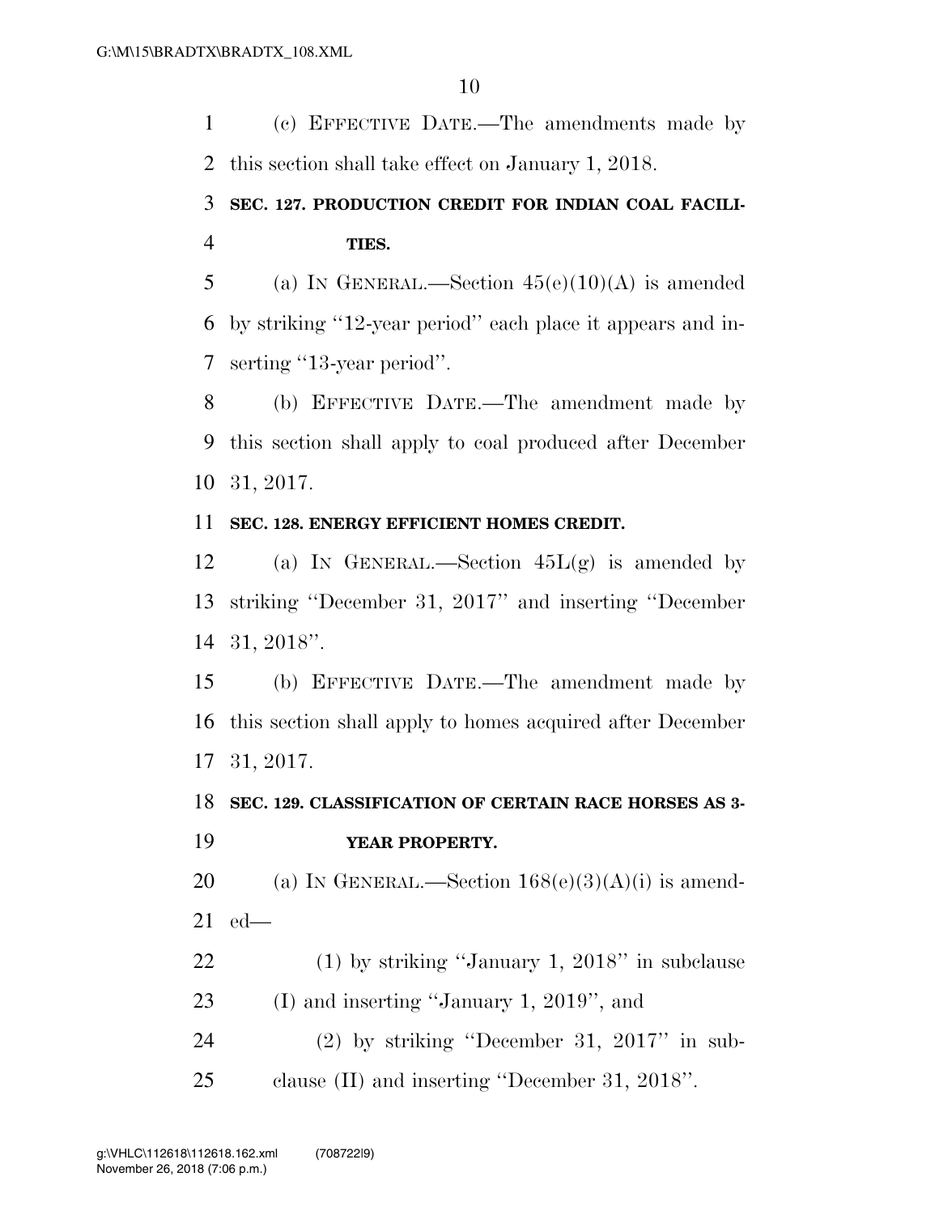(c) EFFECTIVE DATE.—The amendments made by this section shall take effect on January 1, 2018.

**SEC. 127. PRODUCTION CREDIT FOR INDIAN COAL FACILITIES.**

(a) IN GENERAL.—Section 45(e)(10)(A) is amended by striking ''12-year period'' each place it appears and inserting ''13-year period''.

(b) EFFECTIVE DATE.—The amendment made by this section shall apply to coal produced after December 31, 2017.

**SEC. 128. ENERGY EFFICIENT HOMES CREDIT.**

(a) IN GENERAL.—Section 45L(g) is amended by striking ''December 31, 2017'' and inserting ''December 31, 2018''.

(b) EFFECTIVE DATE.—The amendment made by this section shall apply to homes acquired after December 31, 2017.

**SEC. 129. CLASSIFICATION OF CERTAIN RACE HORSES AS 3-YEAR PROPERTY.**

(a) IN GENERAL.—Section 168(e)(3)(A)(i) is amended—

(1) by striking ''January 1, 2018'' in subclause (I) and inserting ''January 1, 2019'', and

(2) by striking ''December 31, 2017'' in subclause (II) and inserting ''December 31, 2018''.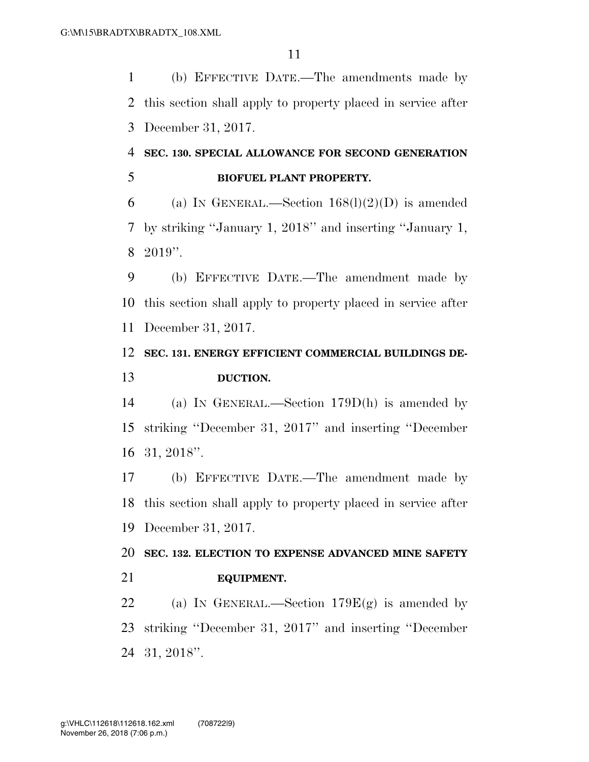(b) EFFECTIVE DATE.—The amendments made by this section shall apply to property placed in service after December 31, 2017.

**SEC. 130. SPECIAL ALLOWANCE FOR SECOND GENERATION BIOFUEL PLANT PROPERTY.**

(a) IN GENERAL.—Section 168(l)(2)(D) is amended by striking "January 1, 2018" and inserting "January 1, 2019".

(b) EFFECTIVE DATE.—The amendment made by this section shall apply to property placed in service after December 31, 2017.

**SEC. 131. ENERGY EFFICIENT COMMERCIAL BUILDINGS DEDUCTION.**

(a) IN GENERAL.—Section 179D(h) is amended by striking "December 31, 2017" and inserting "December 31, 2018".

(b) EFFECTIVE DATE.—The amendment made by this section shall apply to property placed in service after December 31, 2017.

**SEC. 132. ELECTION TO EXPENSE ADVANCED MINE SAFETY EQUIPMENT.**

(a) IN GENERAL.—Section 179E(g) is amended by striking "December 31, 2017" and inserting "December 31, 2018".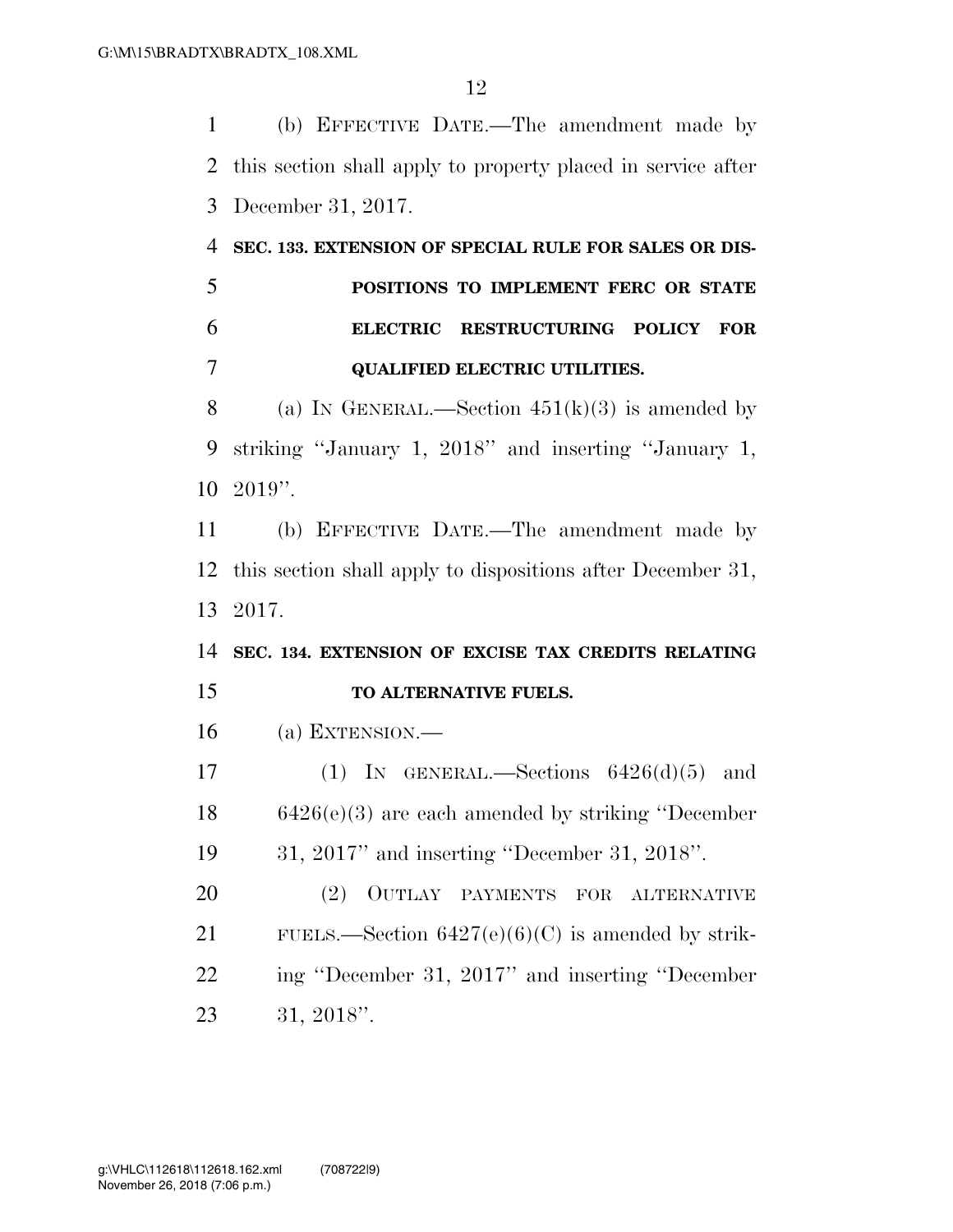(b) EFFECTIVE DATE.—The amendment made by this section shall apply to property placed in service after December 31, 2017.

**SEC. 133. EXTENSION OF SPECIAL RULE FOR SALES OR DISPOSITIONS TO IMPLEMENT FERC OR STATE ELECTRIC RESTRUCTURING POLICY FOR QUALIFIED ELECTRIC UTILITIES.**

(a) IN GENERAL.—Section 451(k)(3) is amended by striking "January 1, 2018" and inserting "January 1, 2019".

(b) EFFECTIVE DATE.—The amendment made by this section shall apply to dispositions after December 31, 2017.

**SEC. 134. EXTENSION OF EXCISE TAX CREDITS RELATING TO ALTERNATIVE FUELS.**

(a) EXTENSION.—

(1) IN GENERAL.—Sections 6426(d)(5) and 6426(e)(3) are each amended by striking "December 31, 2017" and inserting "December 31, 2018".

(2) OUTLAY PAYMENTS FOR ALTERNATIVE FUELS.—Section 6427(e)(6)(C) is amended by striking "December 31, 2017" and inserting "December 31, 2018".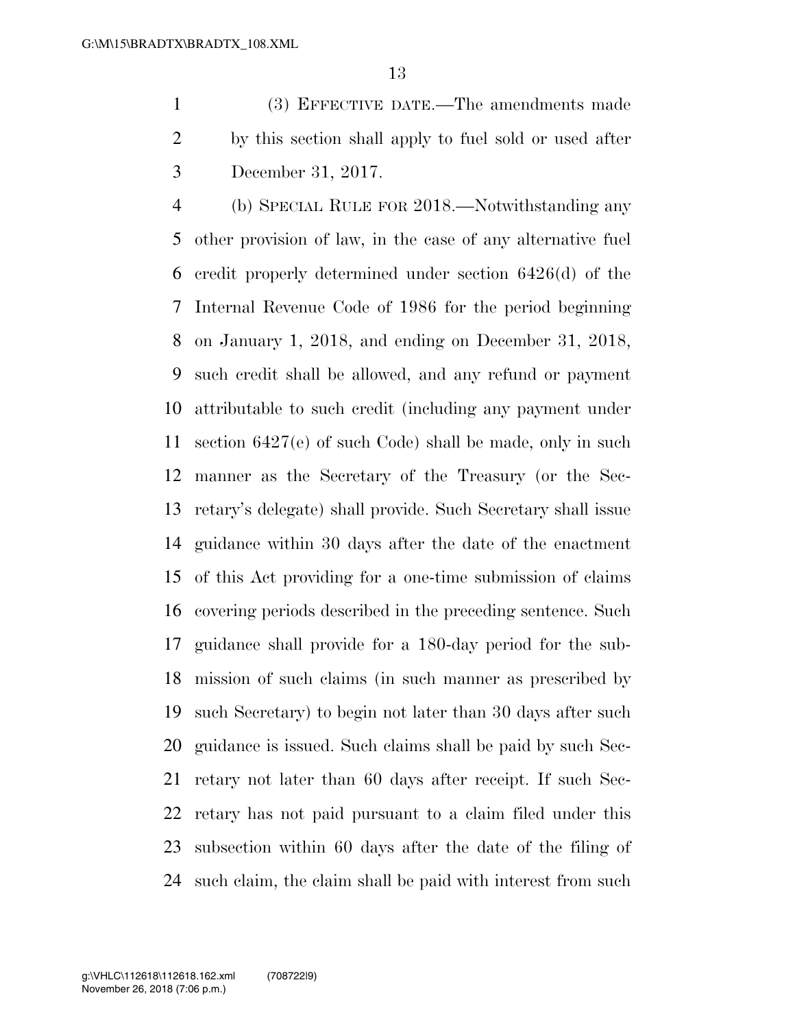(3) EFFECTIVE DATE.—The amendments made by this section shall apply to fuel sold or used after December 31, 2017.

(b) SPECIAL RULE FOR 2018.—Notwithstanding any other provision of law, in the case of any alternative fuel credit properly determined under section 6426(d) of the Internal Revenue Code of 1986 for the period beginning on January 1, 2018, and ending on December 31, 2018, such credit shall be allowed, and any refund or payment attributable to such credit (including any payment under section 6427(e) of such Code) shall be made, only in such manner as the Secretary of the Treasury (or the Secretary's delegate) shall provide. Such Secretary shall issue guidance within 30 days after the date of the enactment of this Act providing for a one-time submission of claims covering periods described in the preceding sentence. Such guidance shall provide for a 180-day period for the submission of such claims (in such manner as prescribed by such Secretary) to begin not later than 30 days after such guidance is issued. Such claims shall be paid by such Secretary not later than 60 days after receipt. If such Secretary has not paid pursuant to a claim filed under this subsection within 60 days after the date of the filing of such claim, the claim shall be paid with interest from such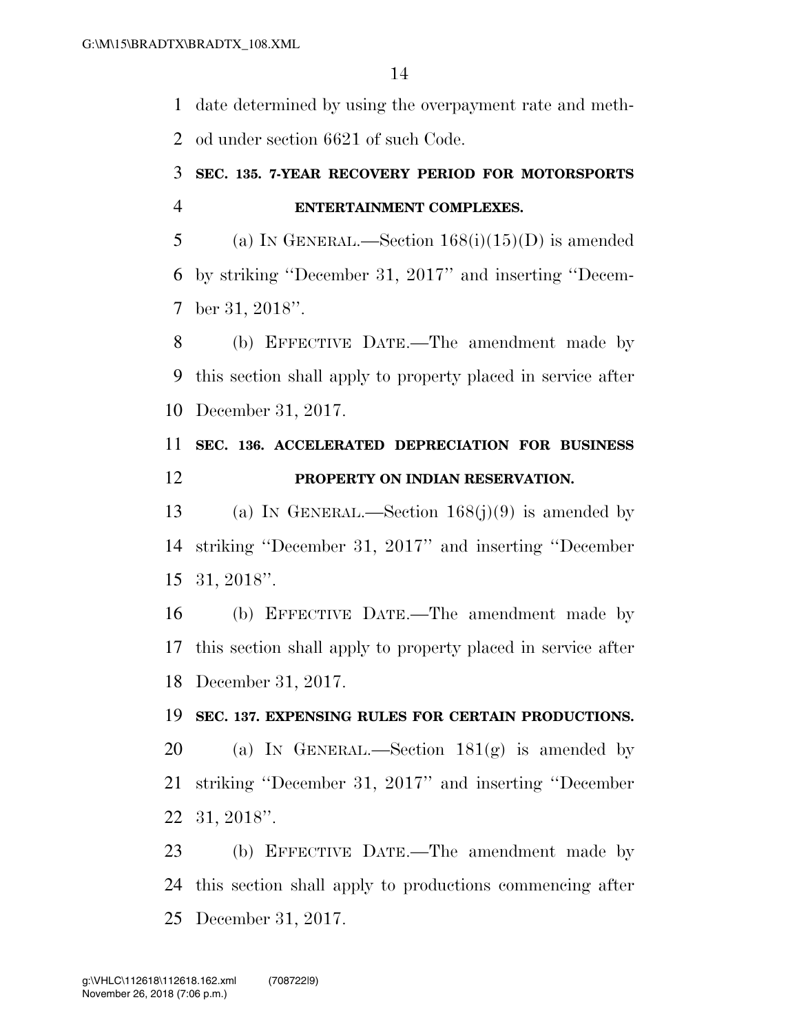date determined by using the overpayment rate and method under section 6621 of such Code.

### SEC. 135. 7-YEAR RECOVERY PERIOD FOR MOTORSPORTS ENTERTAINMENT COMPLEXES.

(a) IN GENERAL.—Section 168(i)(15)(D) is amended by striking ''December 31, 2017'' and inserting ''December 31, 2018''.

(b) EFFECTIVE DATE.—The amendment made by this section shall apply to property placed in service after December 31, 2017.

### SEC. 136. ACCELERATED DEPRECIATION FOR BUSINESS PROPERTY ON INDIAN RESERVATION.

(a) IN GENERAL.—Section 168(j)(9) is amended by striking ''December 31, 2017'' and inserting ''December 31, 2018''.

(b) EFFECTIVE DATE.—The amendment made by this section shall apply to property placed in service after December 31, 2017.

### SEC. 137. EXPENSING RULES FOR CERTAIN PRODUCTIONS.

(a) IN GENERAL.—Section 181(g) is amended by striking ''December 31, 2017'' and inserting ''December 31, 2018''.

(b) EFFECTIVE DATE.—The amendment made by this section shall apply to productions commencing after December 31, 2017.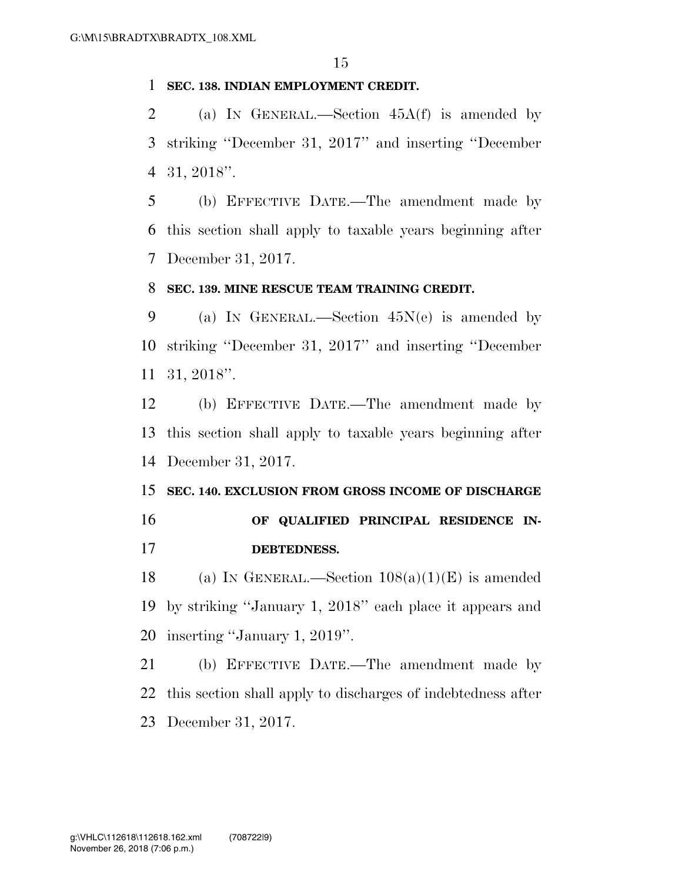**SEC. 138. INDIAN EMPLOYMENT CREDIT.**

(a) IN GENERAL.—Section 45A(f) is amended by striking ''December 31, 2017'' and inserting ''December 31, 2018''.

(b) EFFECTIVE DATE.—The amendment made by this section shall apply to taxable years beginning after December 31, 2017.

**SEC. 139. MINE RESCUE TEAM TRAINING CREDIT.**

(a) IN GENERAL.—Section 45N(e) is amended by striking ''December 31, 2017'' and inserting ''December 31, 2018''.

(b) EFFECTIVE DATE.—The amendment made by this section shall apply to taxable years beginning after December 31, 2017.

**SEC. 140. EXCLUSION FROM GROSS INCOME OF DISCHARGE OF QUALIFIED PRINCIPAL RESIDENCE INDEBTEDNESS.**

(a) IN GENERAL.—Section 108(a)(1)(E) is amended by striking ''January 1, 2018'' each place it appears and inserting ''January 1, 2019''.

(b) EFFECTIVE DATE.—The amendment made by this section shall apply to discharges of indebtedness after December 31, 2017.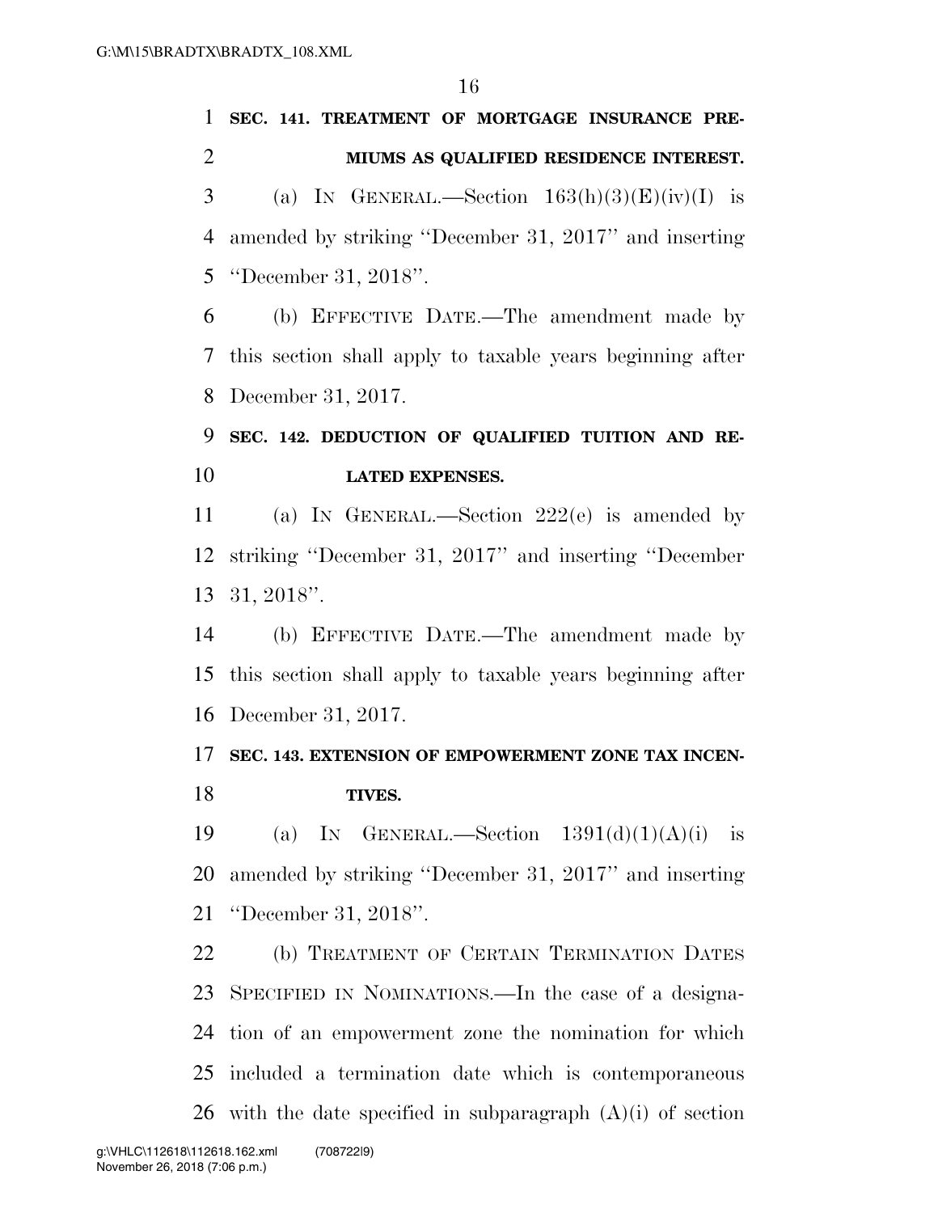**SEC. 141. TREATMENT OF MORTGAGE INSURANCE PREMIUMS AS QUALIFIED RESIDENCE INTEREST.**

(a) IN GENERAL.—Section 163(h)(3)(E)(iv)(I) is amended by striking ''December 31, 2017'' and inserting ''December 31, 2018''.

(b) EFFECTIVE DATE.—The amendment made by this section shall apply to taxable years beginning after December 31, 2017.

**SEC. 142. DEDUCTION OF QUALIFIED TUITION AND RELATED EXPENSES.**

(a) IN GENERAL.—Section 222(e) is amended by striking ''December 31, 2017'' and inserting ''December 31, 2018''.

(b) EFFECTIVE DATE.—The amendment made by this section shall apply to taxable years beginning after December 31, 2017.

**SEC. 143. EXTENSION OF EMPOWERMENT ZONE TAX INCENTIVES.**

(a) IN GENERAL.—Section 1391(d)(1)(A)(i) is amended by striking ''December 31, 2017'' and inserting ''December 31, 2018''.

(b) TREATMENT OF CERTAIN TERMINATION DATES SPECIFIED IN NOMINATIONS.—In the case of a designation of an empowerment zone the nomination for which included a termination date which is contemporaneous with the date specified in subparagraph (A)(i) of section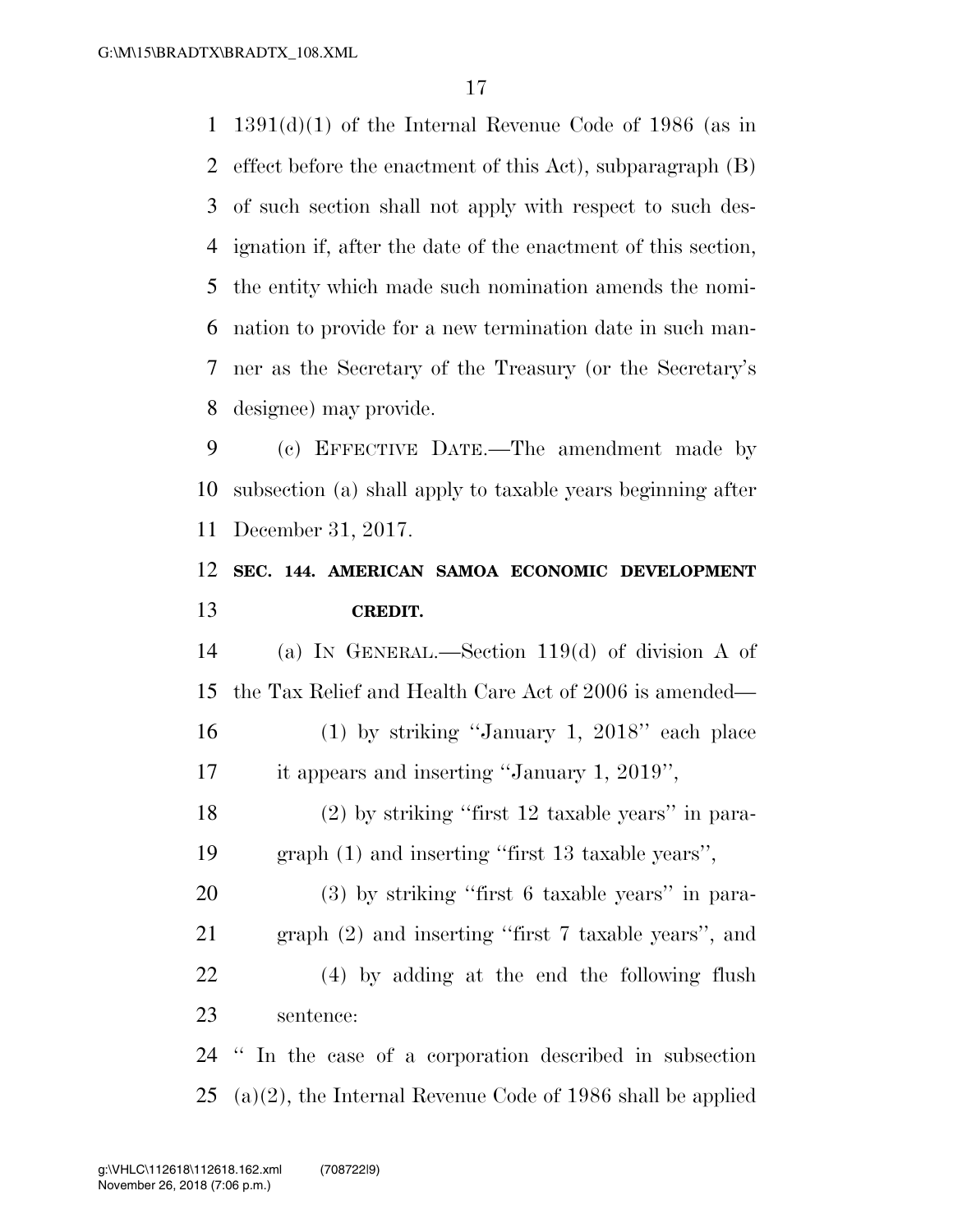1391(d)(1) of the Internal Revenue Code of 1986 (as in effect before the enactment of this Act), subparagraph (B) of such section shall not apply with respect to such designation if, after the date of the enactment of this section, the entity which made such nomination amends the nomination to provide for a new termination date in such manner as the Secretary of the Treasury (or the Secretary's designee) may provide.

(c) EFFECTIVE DATE.—The amendment made by subsection (a) shall apply to taxable years beginning after December 31, 2017.

### SEC. 144. AMERICAN SAMOA ECONOMIC DEVELOPMENT CREDIT.

(a) IN GENERAL.—Section 119(d) of division A of the Tax Relief and Health Care Act of 2006 is amended—

(1) by striking "January 1, 2018" each place it appears and inserting "January 1, 2019",

(2) by striking "first 12 taxable years" in paragraph (1) and inserting "first 13 taxable years",

(3) by striking "first 6 taxable years" in paragraph (2) and inserting "first 7 taxable years", and

(4) by adding at the end the following flush sentence:

" In the case of a corporation described in subsection (a)(2), the Internal Revenue Code of 1986 shall be applied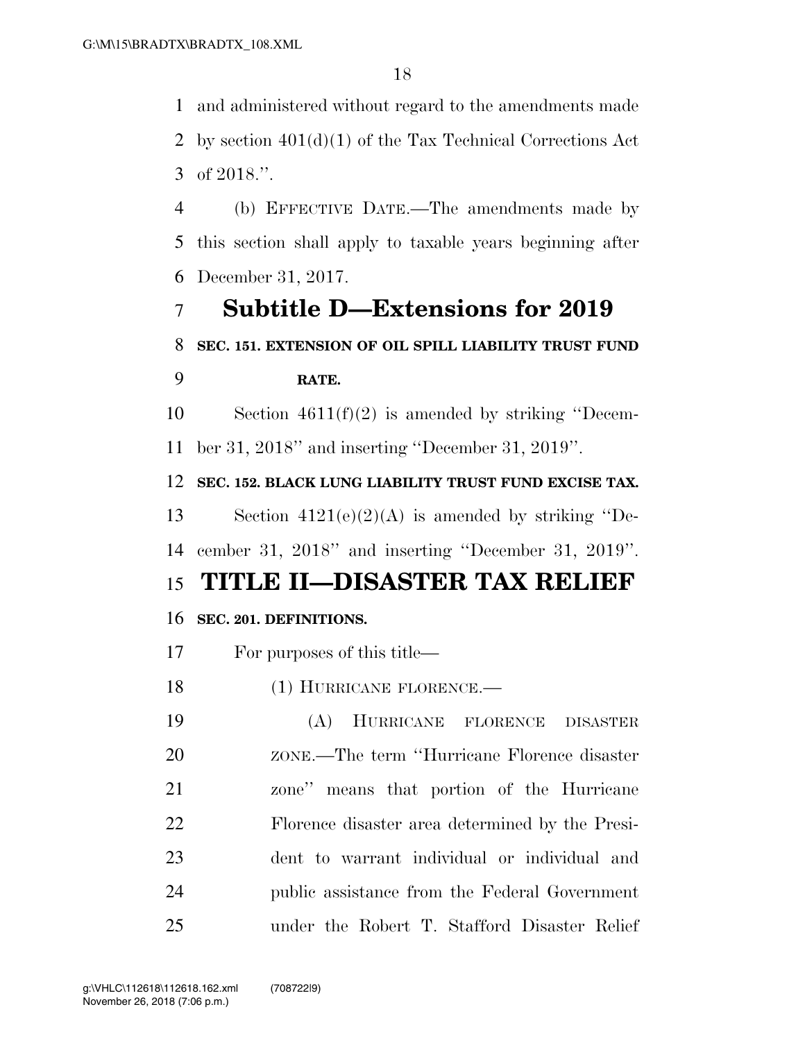and administered without regard to the amendments made by section 401(d)(1) of the Tax Technical Corrections Act of 2018.''.

(b) EFFECTIVE DATE.—The amendments made by this section shall apply to taxable years beginning after December 31, 2017.

## Subtitle D—Extensions for 2019

**SEC. 151. EXTENSION OF OIL SPILL LIABILITY TRUST FUND RATE.**

Section 4611(f)(2) is amended by striking ''December 31, 2018'' and inserting ''December 31, 2019''.

**SEC. 152. BLACK LUNG LIABILITY TRUST FUND EXCISE TAX.**

Section 4121(e)(2)(A) is amended by striking ''December 31, 2018'' and inserting ''December 31, 2019''.

# TITLE II—DISASTER TAX RELIEF

**SEC. 201. DEFINITIONS.**

For purposes of this title—

(1) HURRICANE FLORENCE.—

(A) HURRICANE FLORENCE DISASTER ZONE.—The term ''Hurricane Florence disaster zone'' means that portion of the Hurricane Florence disaster area determined by the President to warrant individual or individual and public assistance from the Federal Government under the Robert T. Stafford Disaster Relief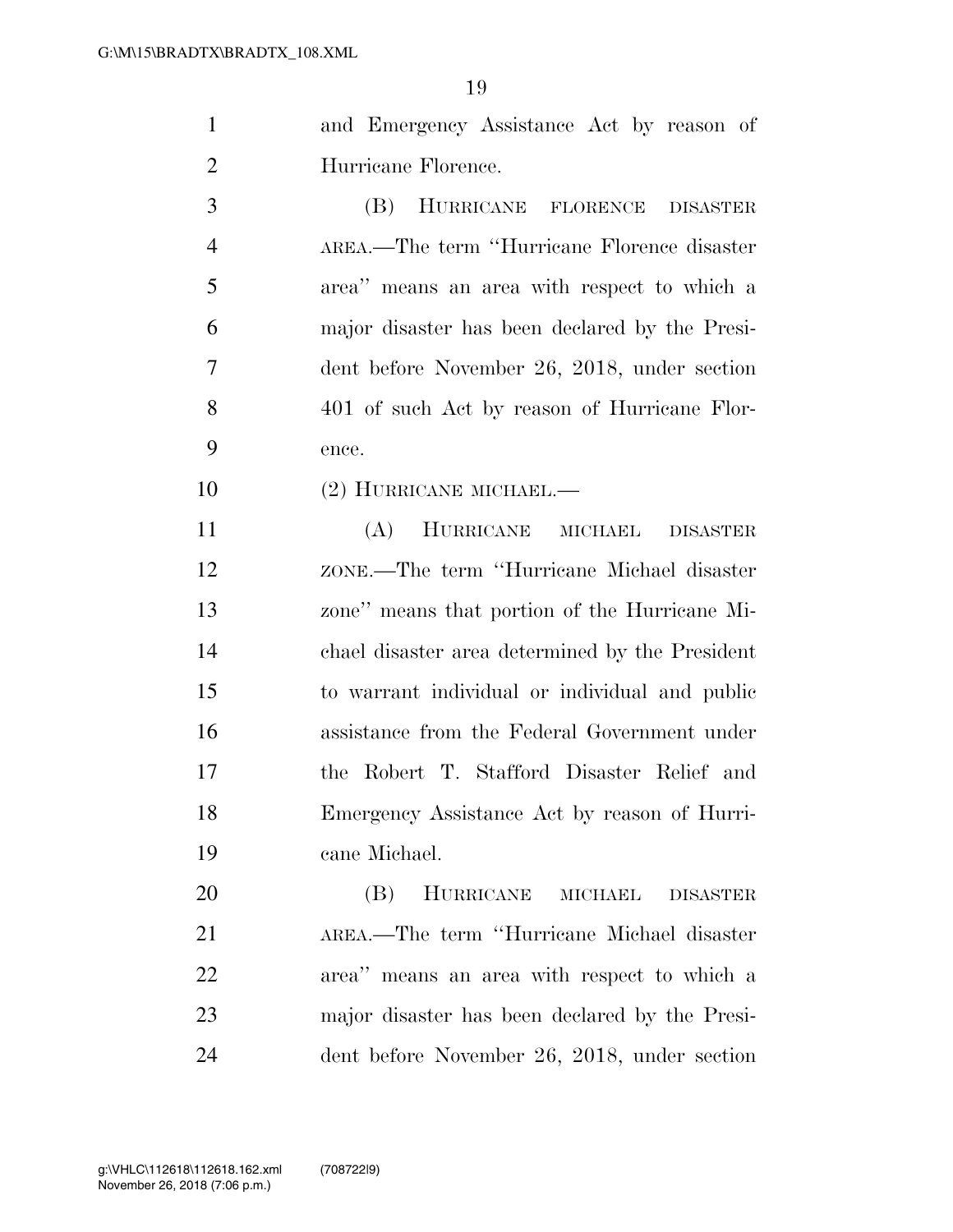and Emergency Assistance Act by reason of Hurricane Florence.

(B) HURRICANE FLORENCE DISASTER AREA.—The term ''Hurricane Florence disaster area'' means an area with respect to which a major disaster has been declared by the President before November 26, 2018, under section 401 of such Act by reason of Hurricane Florence.

(2) HURRICANE MICHAEL.—

(A) HURRICANE MICHAEL DISASTER ZONE.—The term ''Hurricane Michael disaster zone'' means that portion of the Hurricane Michael disaster area determined by the President to warrant individual or individual and public assistance from the Federal Government under the Robert T. Stafford Disaster Relief and Emergency Assistance Act by reason of Hurricane Michael.

(B) HURRICANE MICHAEL DISASTER AREA.—The term ''Hurricane Michael disaster area'' means an area with respect to which a major disaster has been declared by the President before November 26, 2018, under section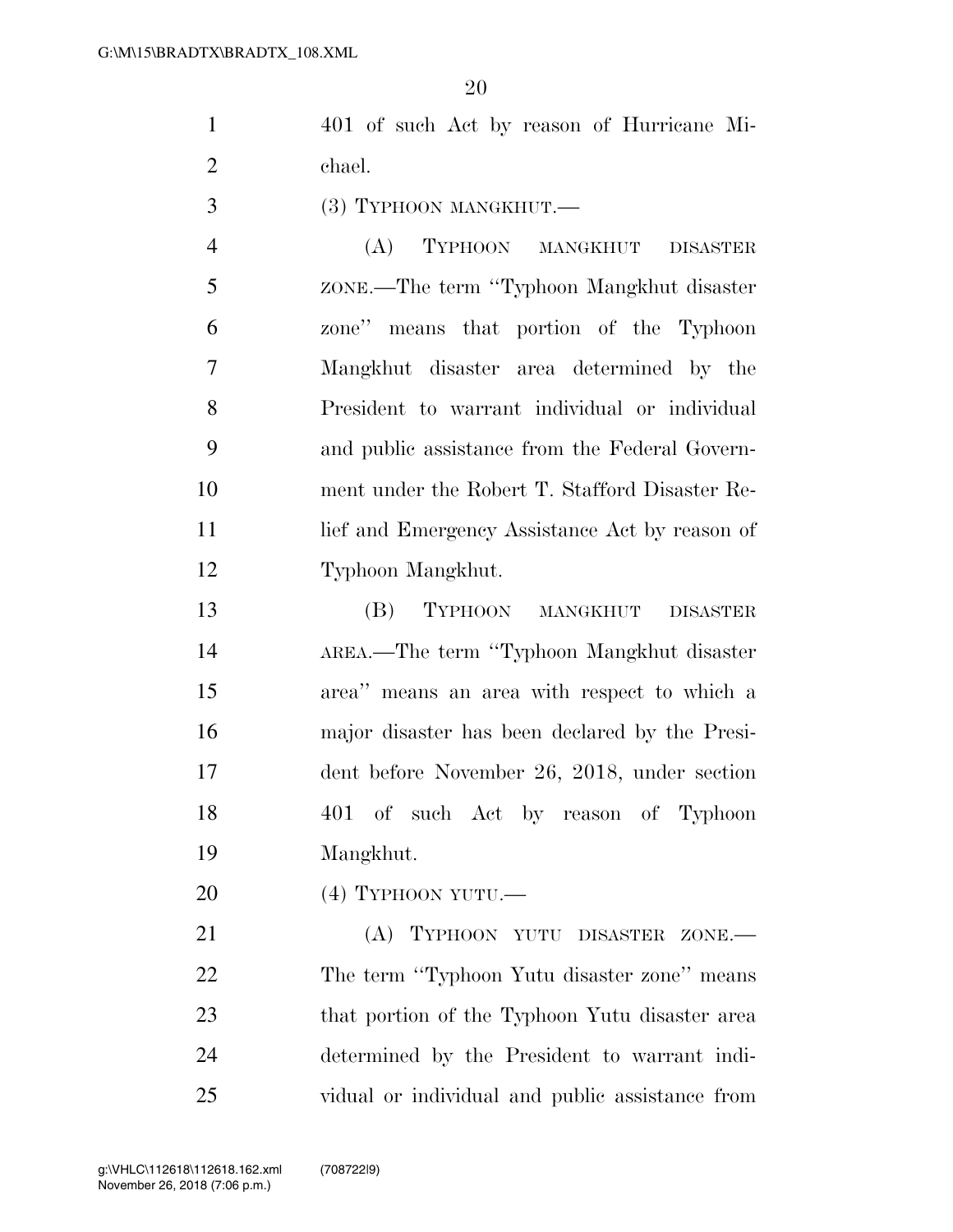401 of such Act by reason of Hurricane Michael.

(3) TYPHOON MANGKHUT.—

(A) TYPHOON MANGKHUT DISASTER ZONE.—The term "Typhoon Mangkhut disaster zone" means that portion of the Typhoon Mangkhut disaster area determined by the President to warrant individual or individual and public assistance from the Federal Government under the Robert T. Stafford Disaster Relief and Emergency Assistance Act by reason of Typhoon Mangkhut.

(B) TYPHOON MANGKHUT DISASTER AREA.—The term "Typhoon Mangkhut disaster area" means an area with respect to which a major disaster has been declared by the President before November 26, 2018, under section 401 of such Act by reason of Typhoon Mangkhut.

(4) TYPHOON YUTU.—

(A) TYPHOON YUTU DISASTER ZONE.—The term "Typhoon Yutu disaster zone" means that portion of the Typhoon Yutu disaster area determined by the President to warrant individual or individual and public assistance from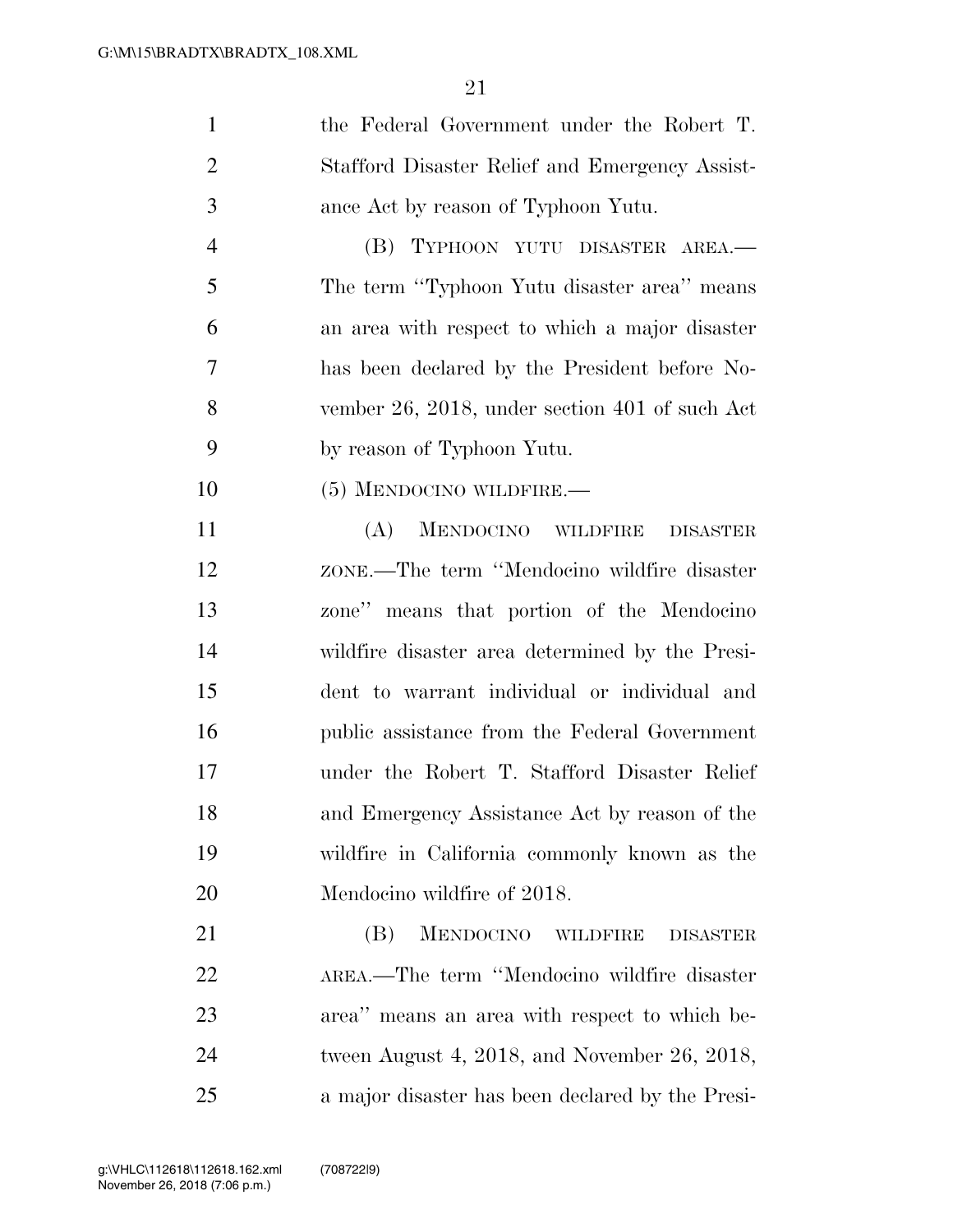the Federal Government under the Robert T. Stafford Disaster Relief and Emergency Assistance Act by reason of Typhoon Yutu.

(B) TYPHOON YUTU DISASTER AREA.—The term ''Typhoon Yutu disaster area'' means an area with respect to which a major disaster has been declared by the President before November 26, 2018, under section 401 of such Act by reason of Typhoon Yutu.

(5) MENDOCINO WILDFIRE.—

(A) MENDOCINO WILDFIRE DISASTER ZONE.—The term ''Mendocino wildfire disaster zone'' means that portion of the Mendocino wildfire disaster area determined by the President to warrant individual or individual and public assistance from the Federal Government under the Robert T. Stafford Disaster Relief and Emergency Assistance Act by reason of the wildfire in California commonly known as the Mendocino wildfire of 2018.

(B) MENDOCINO WILDFIRE DISASTER AREA.—The term ''Mendocino wildfire disaster area'' means an area with respect to which between August 4, 2018, and November 26, 2018, a major disaster has been declared by the Presi-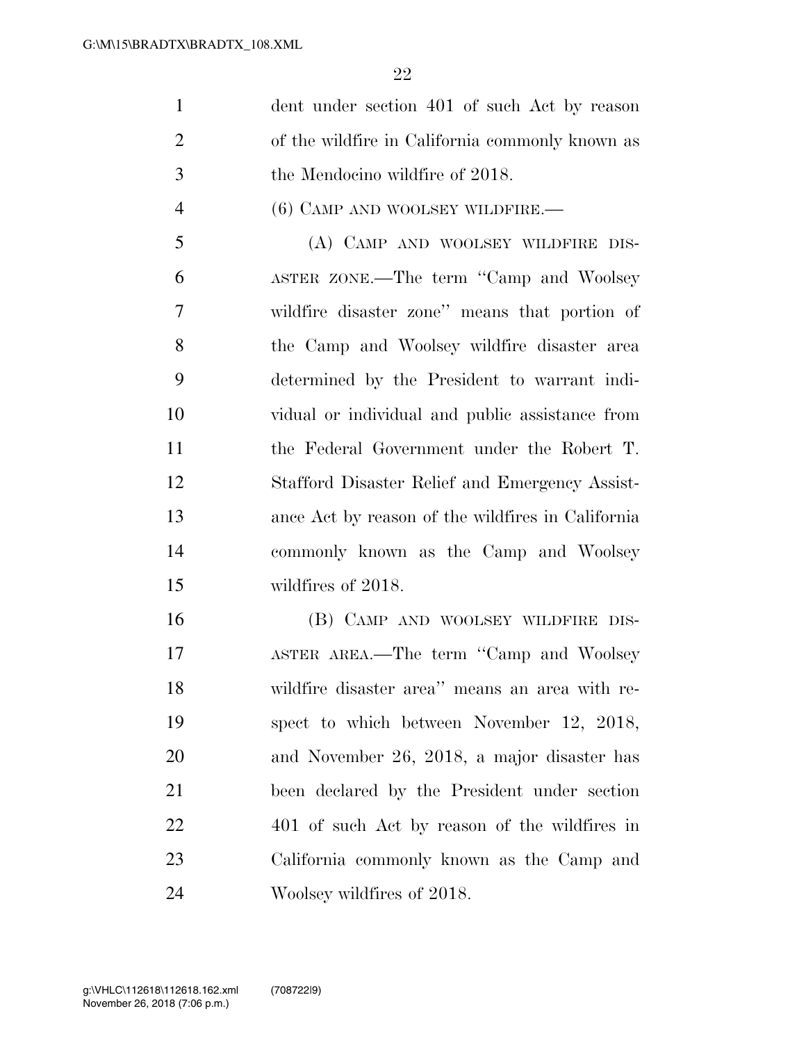dent under section 401 of such Act by reason of the wildfire in California commonly known as the Mendocino wildfire of 2018.

(6) CAMP AND WOOLSEY WILDFIRE.—

(A) CAMP AND WOOLSEY WILDFIRE DISASTER ZONE.—The term "Camp and Woolsey wildfire disaster zone" means that portion of the Camp and Woolsey wildfire disaster area determined by the President to warrant individual or individual and public assistance from the Federal Government under the Robert T. Stafford Disaster Relief and Emergency Assistance Act by reason of the wildfires in California commonly known as the Camp and Woolsey wildfires of 2018.

(B) CAMP AND WOOLSEY WILDFIRE DISASTER AREA.—The term "Camp and Woolsey wildfire disaster area" means an area with respect to which between November 12, 2018, and November 26, 2018, a major disaster has been declared by the President under section 401 of such Act by reason of the wildfires in California commonly known as the Camp and Woolsey wildfires of 2018.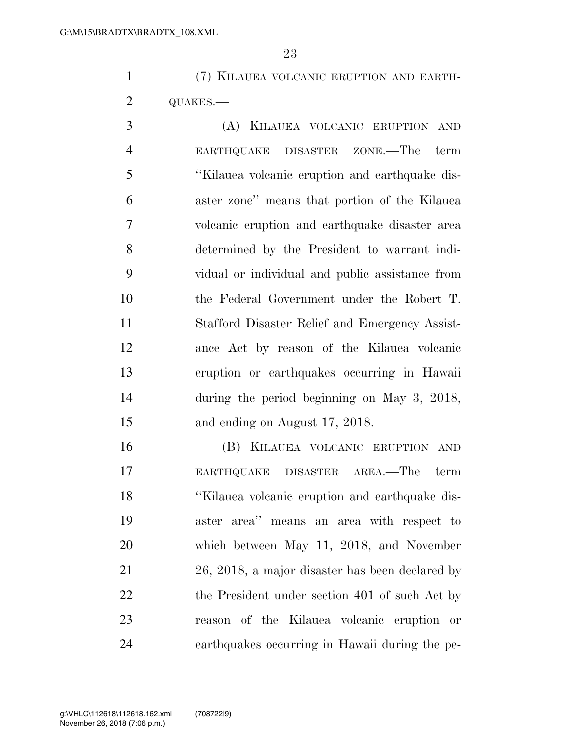(7) KILAUEA VOLCANIC ERUPTION AND EARTHQUAKES.—

(A) KILAUEA VOLCANIC ERUPTION AND EARTHQUAKE DISASTER ZONE.—The term ''Kilauea volcanic eruption and earthquake disaster zone'' means that portion of the Kilauea volcanic eruption and earthquake disaster area determined by the President to warrant individual or individual and public assistance from the Federal Government under the Robert T. Stafford Disaster Relief and Emergency Assistance Act by reason of the Kilauea volcanic eruption or earthquakes occurring in Hawaii during the period beginning on May 3, 2018, and ending on August 17, 2018.

(B) KILAUEA VOLCANIC ERUPTION AND EARTHQUAKE DISASTER AREA.—The term ''Kilauea volcanic eruption and earthquake disaster area'' means an area with respect to which between May 11, 2018, and November 26, 2018, a major disaster has been declared by the President under section 401 of such Act by reason of the Kilauea volcanic eruption or earthquakes occurring in Hawaii during the pe-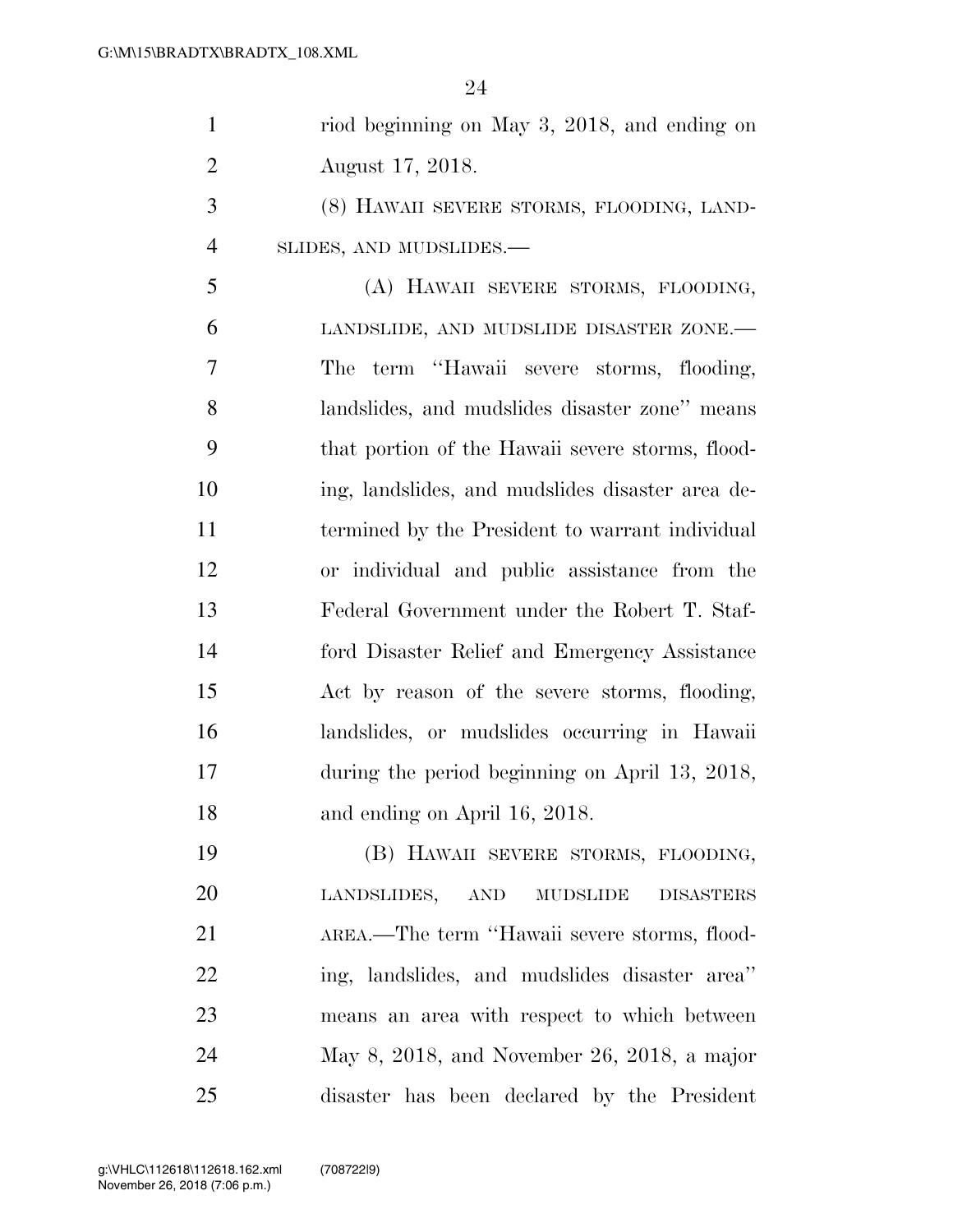riod beginning on May 3, 2018, and ending on August 17, 2018.

(8) HAWAII SEVERE STORMS, FLOODING, LANDSLIDES, AND MUDSLIDES.—

(A) HAWAII SEVERE STORMS, FLOODING, LANDSLIDE, AND MUDSLIDE DISASTER ZONE.— The term ''Hawaii severe storms, flooding, landslides, and mudslides disaster zone'' means that portion of the Hawaii severe storms, flooding, landslides, and mudslides disaster area determined by the President to warrant individual or individual and public assistance from the Federal Government under the Robert T. Stafford Disaster Relief and Emergency Assistance Act by reason of the severe storms, flooding, landslides, or mudslides occurring in Hawaii during the period beginning on April 13, 2018, and ending on April 16, 2018.

(B) HAWAII SEVERE STORMS, FLOODING, LANDSLIDES, AND MUDSLIDE DISASTERS AREA.—The term ''Hawaii severe storms, flooding, landslides, and mudslides disaster area'' means an area with respect to which between May 8, 2018, and November 26, 2018, a major disaster has been declared by the President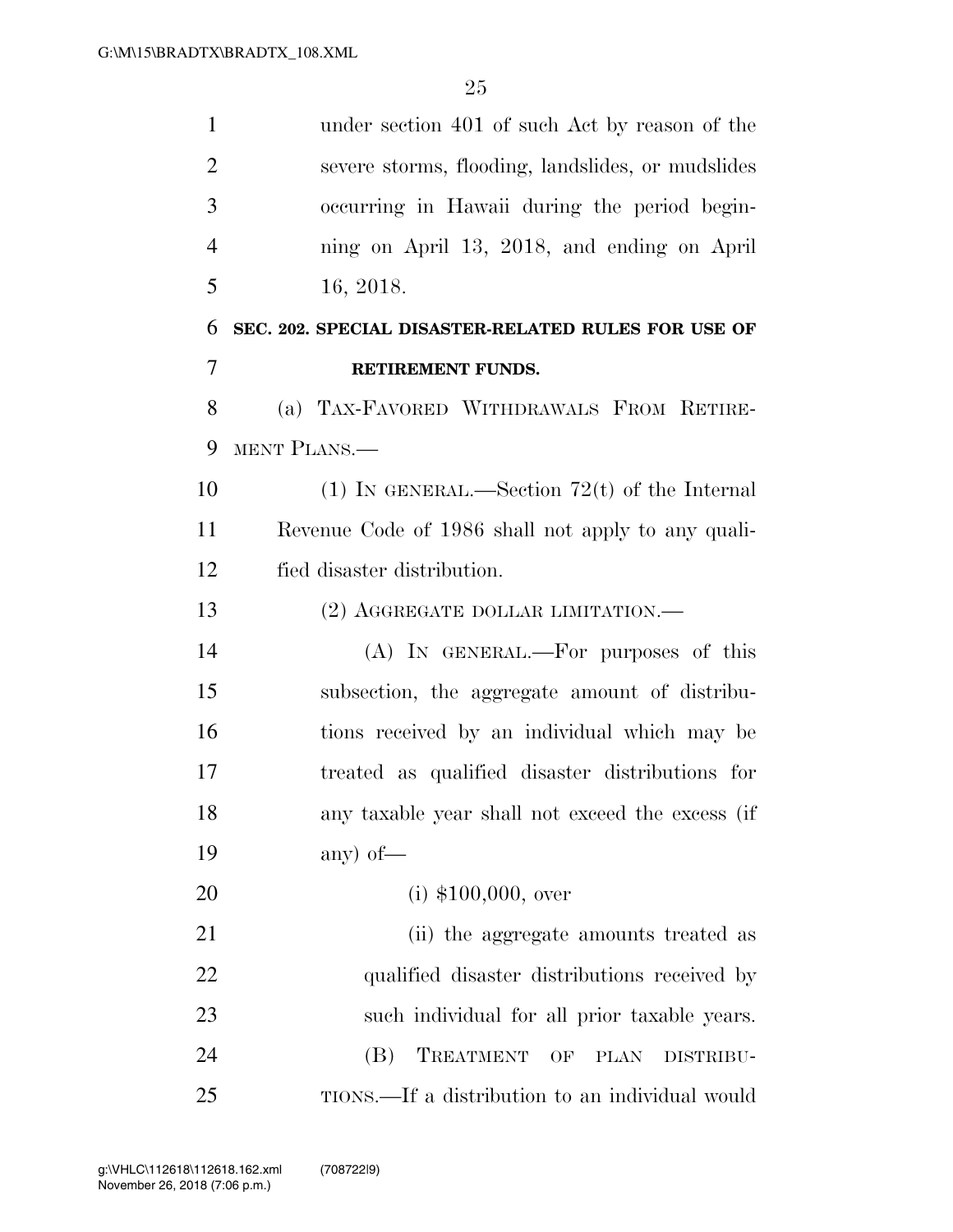under section 401 of such Act by reason of the severe storms, flooding, landslides, or mudslides occurring in Hawaii during the period beginning on April 13, 2018, and ending on April 16, 2018.

## SEC. 202. SPECIAL DISASTER-RELATED RULES FOR USE OF RETIREMENT FUNDS.

(a) TAX-FAVORED WITHDRAWALS FROM RETIREMENT PLANS.—

(1) IN GENERAL.—Section 72(t) of the Internal Revenue Code of 1986 shall not apply to any qualified disaster distribution.

(2) AGGREGATE DOLLAR LIMITATION.—

(A) IN GENERAL.—For purposes of this subsection, the aggregate amount of distributions received by an individual which may be treated as qualified disaster distributions for any taxable year shall not exceed the excess (if any) of—

(i) $100,000, over

(ii) the aggregate amounts treated as qualified disaster distributions received by such individual for all prior taxable years.

(B) TREATMENT OF PLAN DISTRIBUTIONS.—If a distribution to an individual would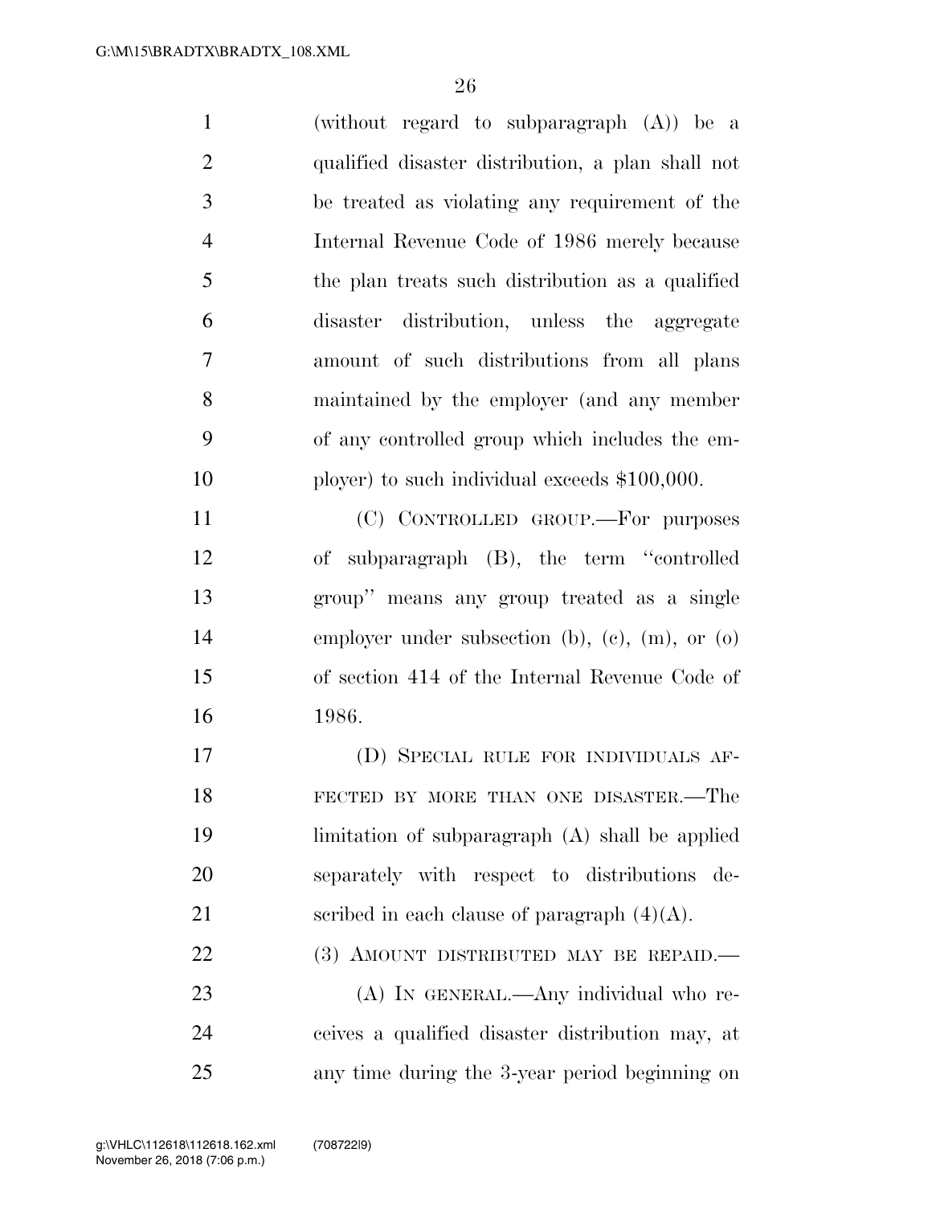(without regard to subparagraph (A)) be a qualified disaster distribution, a plan shall not be treated as violating any requirement of the Internal Revenue Code of 1986 merely because the plan treats such distribution as a qualified disaster distribution, unless the aggregate amount of such distributions from all plans maintained by the employer (and any member of any controlled group which includes the employer) to such individual exceeds $100,000.

(C) CONTROLLED GROUP.—For purposes of subparagraph (B), the term ''controlled group'' means any group treated as a single employer under subsection (b), (c), (m), or (o) of section 414 of the Internal Revenue Code of 1986.

(D) SPECIAL RULE FOR INDIVIDUALS AFFECTED BY MORE THAN ONE DISASTER.—The limitation of subparagraph (A) shall be applied separately with respect to distributions described in each clause of paragraph (4)(A).

(3) AMOUNT DISTRIBUTED MAY BE REPAID.—

(A) IN GENERAL.—Any individual who receives a qualified disaster distribution may, at any time during the 3-year period beginning on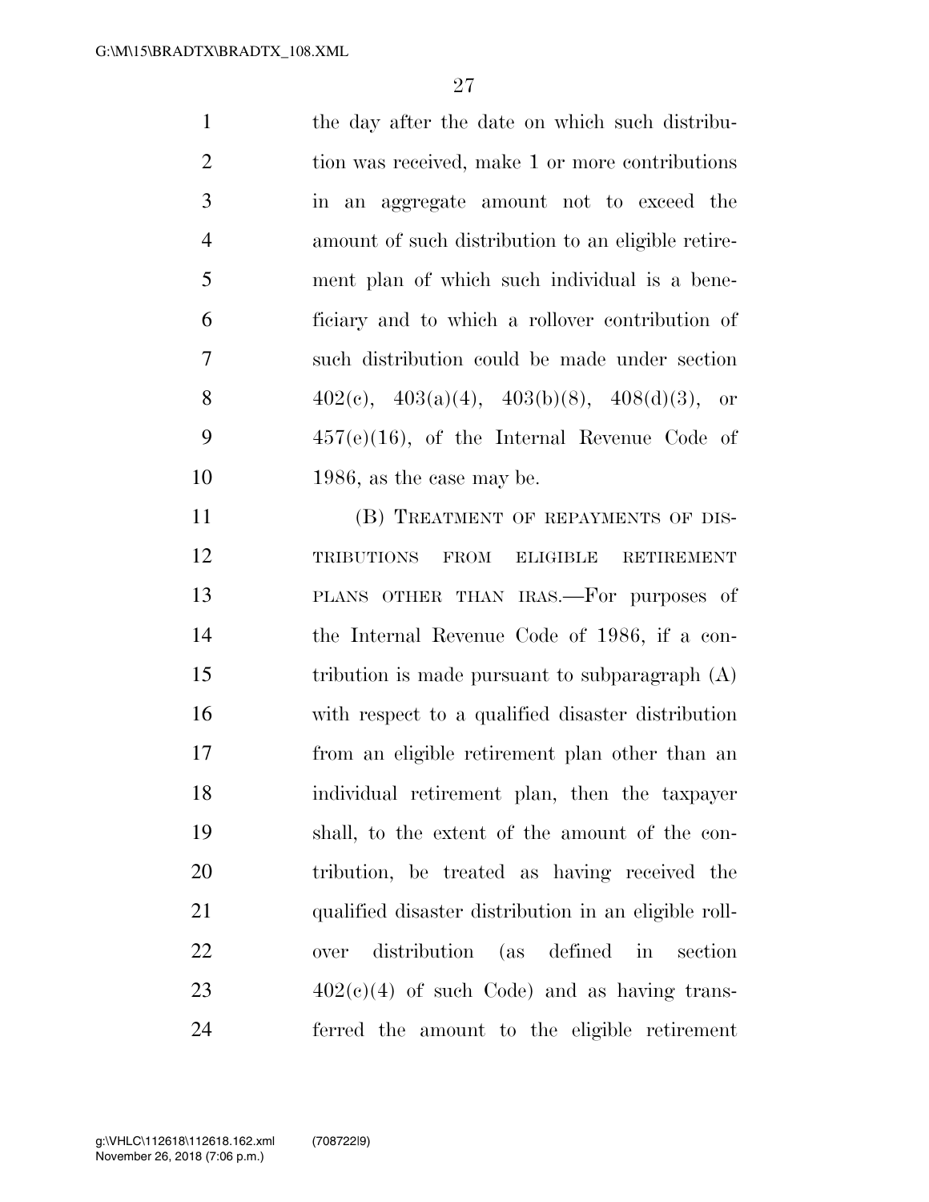the day after the date on which such distribution was received, make 1 or more contributions in an aggregate amount not to exceed the amount of such distribution to an eligible retirement plan of which such individual is a beneficiary and to which a rollover contribution of such distribution could be made under section 402(c), 403(a)(4), 403(b)(8), 408(d)(3), or 457(e)(16), of the Internal Revenue Code of 1986, as the case may be.

(B) TREATMENT OF REPAYMENTS OF DISTRIBUTIONS FROM ELIGIBLE RETIREMENT PLANS OTHER THAN IRAS.—For purposes of the Internal Revenue Code of 1986, if a contribution is made pursuant to subparagraph (A) with respect to a qualified disaster distribution from an eligible retirement plan other than an individual retirement plan, then the taxpayer shall, to the extent of the amount of the contribution, be treated as having received the qualified disaster distribution in an eligible rollover distribution (as defined in section 402(c)(4) of such Code) and as having transferred the amount to the eligible retirement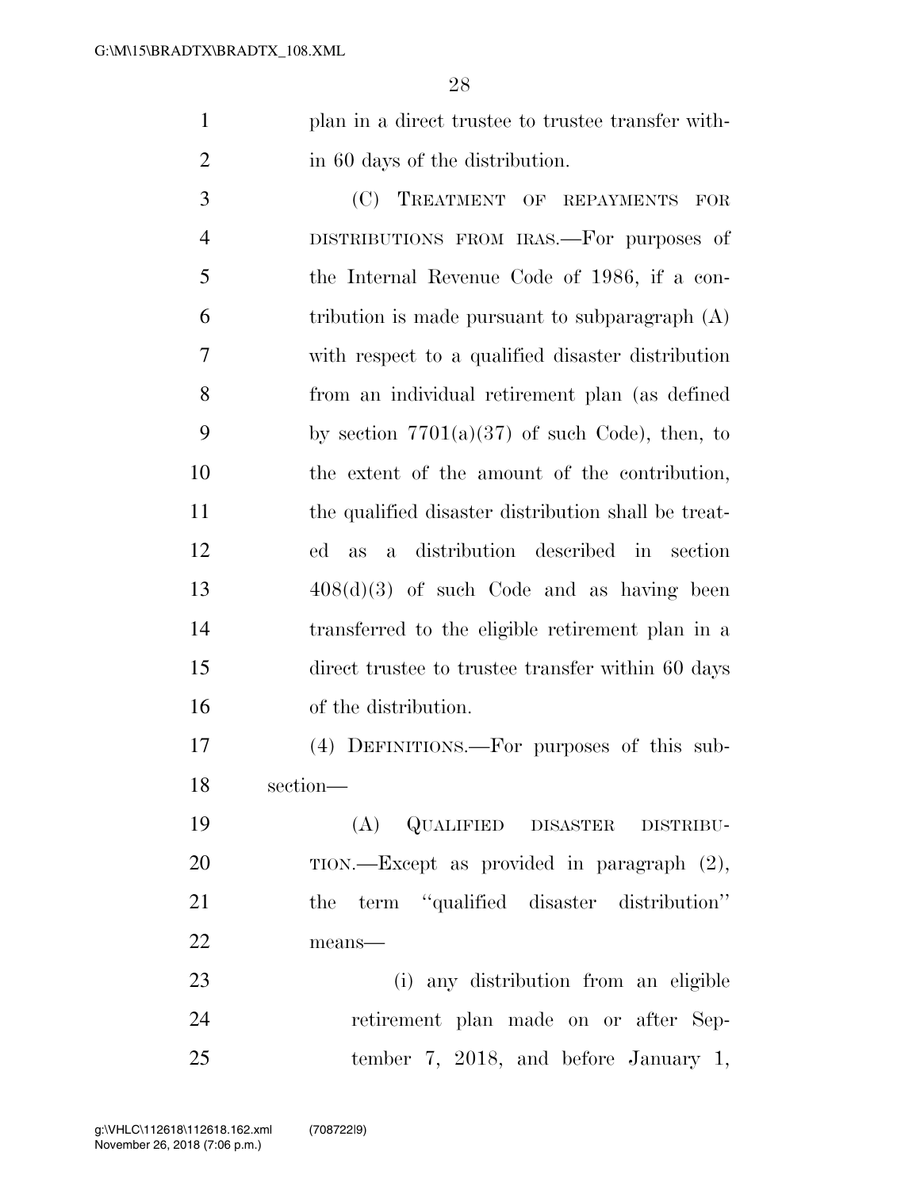plan in a direct trustee to trustee transfer within 60 days of the distribution.

(C) TREATMENT OF REPAYMENTS FOR DISTRIBUTIONS FROM IRAS.—For purposes of the Internal Revenue Code of 1986, if a contribution is made pursuant to subparagraph (A) with respect to a qualified disaster distribution from an individual retirement plan (as defined by section 7701(a)(37) of such Code), then, to the extent of the amount of the contribution, the qualified disaster distribution shall be treated as a distribution described in section 408(d)(3) of such Code and as having been transferred to the eligible retirement plan in a direct trustee to trustee transfer within 60 days of the distribution.

(4) DEFINITIONS.—For purposes of this subsection—

(A) QUALIFIED DISASTER DISTRIBUTION.—Except as provided in paragraph (2), the term "qualified disaster distribution" means—

(i) any distribution from an eligible retirement plan made on or after September 7, 2018, and before January 1,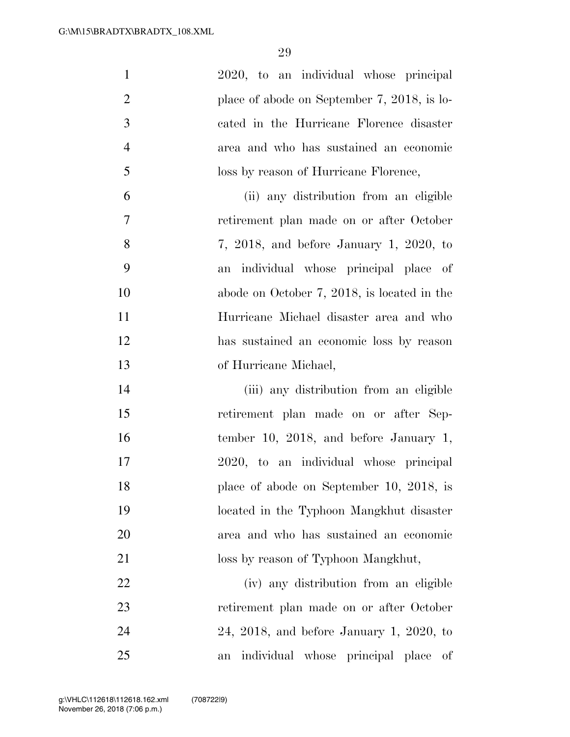2020, to an individual whose principal place of abode on September 7, 2018, is located in the Hurricane Florence disaster area and who has sustained an economic loss by reason of Hurricane Florence,

(ii) any distribution from an eligible retirement plan made on or after October 7, 2018, and before January 1, 2020, to an individual whose principal place of abode on October 7, 2018, is located in the Hurricane Michael disaster area and who has sustained an economic loss by reason of Hurricane Michael,

(iii) any distribution from an eligible retirement plan made on or after September 10, 2018, and before January 1, 2020, to an individual whose principal place of abode on September 10, 2018, is located in the Typhoon Mangkhut disaster area and who has sustained an economic loss by reason of Typhoon Mangkhut,

(iv) any distribution from an eligible retirement plan made on or after October 24, 2018, and before January 1, 2020, to an individual whose principal place of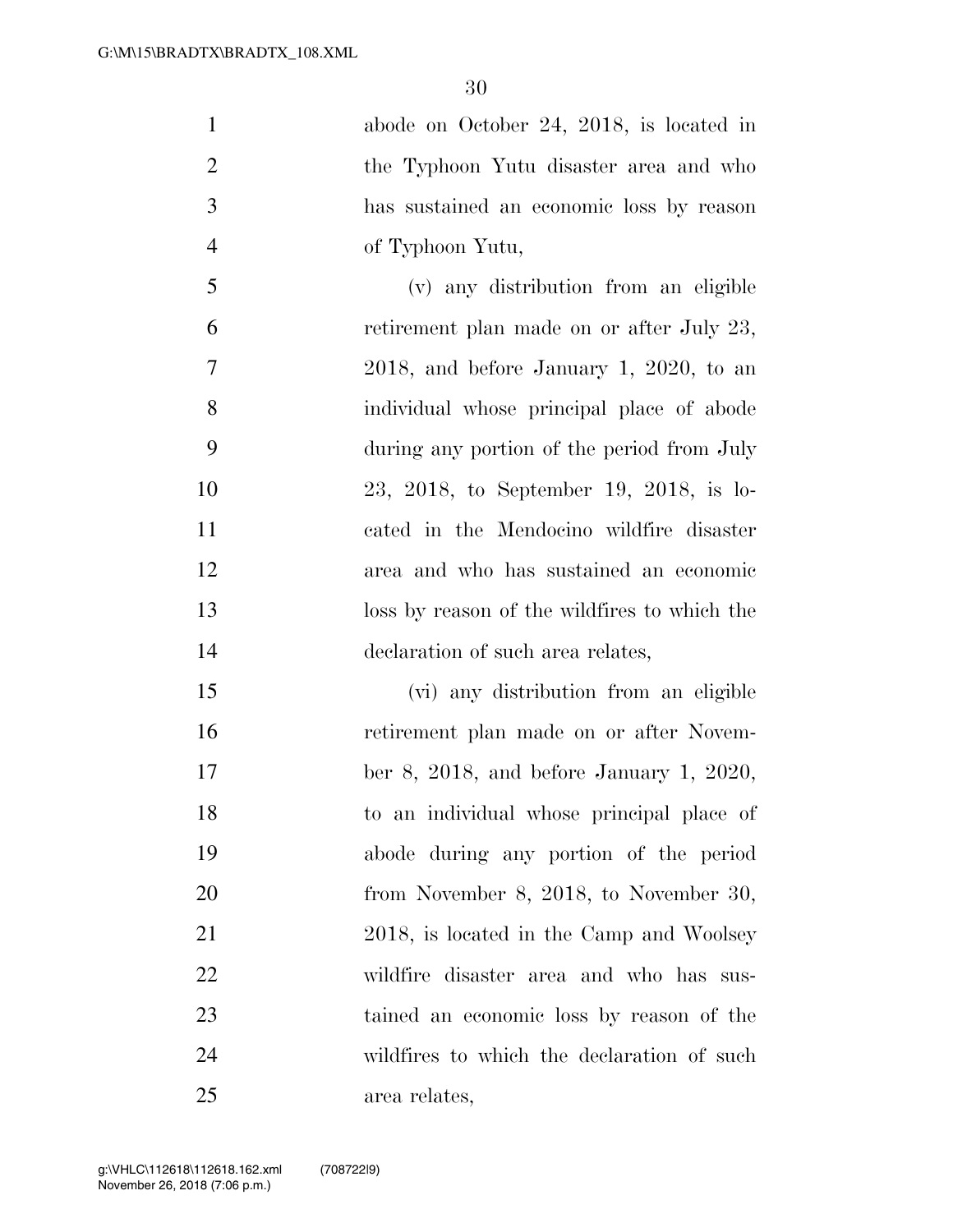abode on October 24, 2018, is located in the Typhoon Yutu disaster area and who has sustained an economic loss by reason of Typhoon Yutu,

(v) any distribution from an eligible retirement plan made on or after July 23, 2018, and before January 1, 2020, to an individual whose principal place of abode during any portion of the period from July 23, 2018, to September 19, 2018, is located in the Mendocino wildfire disaster area and who has sustained an economic loss by reason of the wildfires to which the declaration of such area relates,

(vi) any distribution from an eligible retirement plan made on or after November 8, 2018, and before January 1, 2020, to an individual whose principal place of abode during any portion of the period from November 8, 2018, to November 30, 2018, is located in the Camp and Woolsey wildfire disaster area and who has sustained an economic loss by reason of the wildfires to which the declaration of such area relates,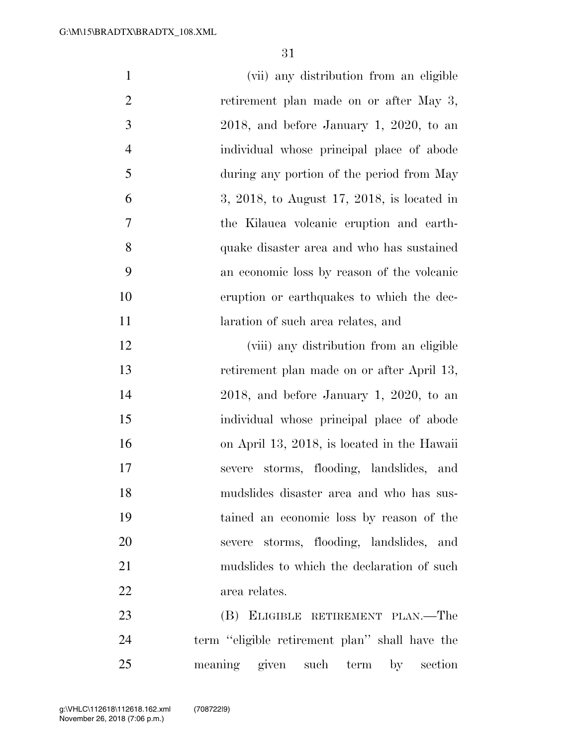(vii) any distribution from an eligible retirement plan made on or after May 3, 2018, and before January 1, 2020, to an individual whose principal place of abode during any portion of the period from May 3, 2018, to August 17, 2018, is located in the Kilauea volcanic eruption and earthquake disaster area and who has sustained an economic loss by reason of the volcanic eruption or earthquakes to which the declaration of such area relates, and

(viii) any distribution from an eligible retirement plan made on or after April 13, 2018, and before January 1, 2020, to an individual whose principal place of abode on April 13, 2018, is located in the Hawaii severe storms, flooding, landslides, and mudslides disaster area and who has sustained an economic loss by reason of the severe storms, flooding, landslides, and mudslides to which the declaration of such area relates.

(B) ELIGIBLE RETIREMENT PLAN.—The term ''eligible retirement plan'' shall have the meaning given such term by section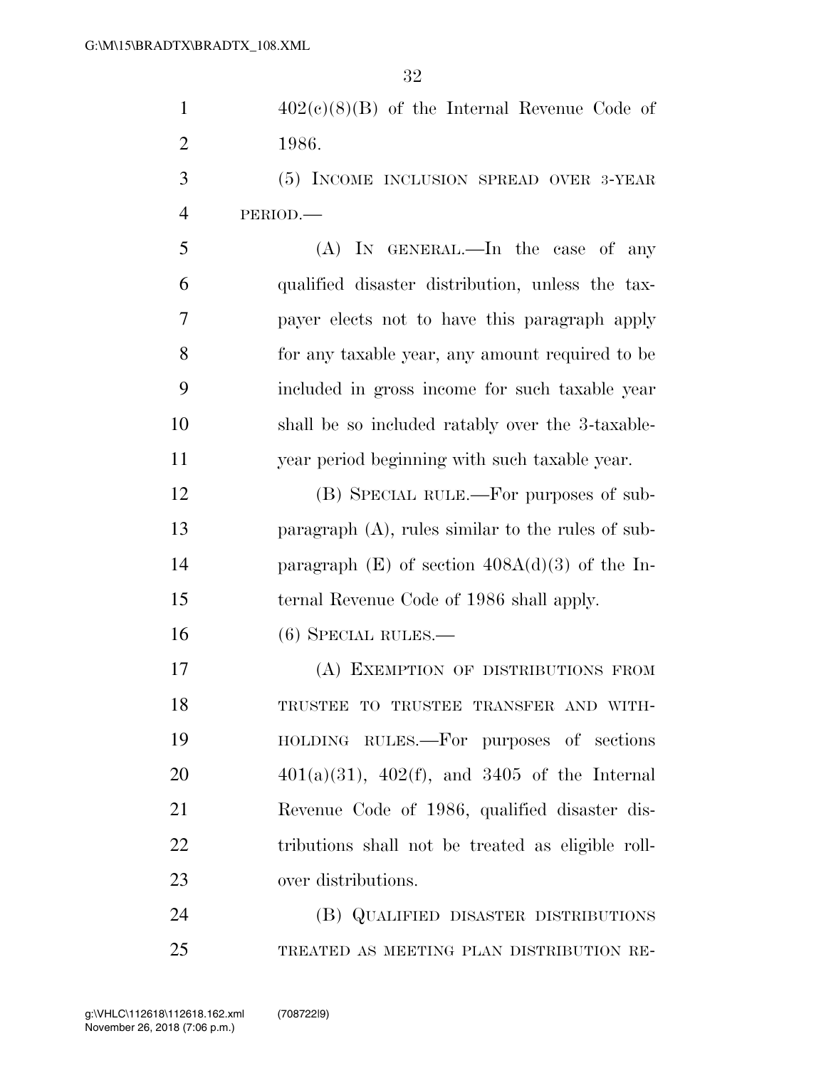402(c)(8)(B) of the Internal Revenue Code of 1986.

(5) INCOME INCLUSION SPREAD OVER 3-YEAR PERIOD.—

(A) IN GENERAL.—In the case of any qualified disaster distribution, unless the taxpayer elects not to have this paragraph apply for any taxable year, any amount required to be included in gross income for such taxable year shall be so included ratably over the 3-taxable-year period beginning with such taxable year.

(B) SPECIAL RULE.—For purposes of subparagraph (A), rules similar to the rules of subparagraph (E) of section 408A(d)(3) of the Internal Revenue Code of 1986 shall apply.

(6) SPECIAL RULES.—

(A) EXEMPTION OF DISTRIBUTIONS FROM TRUSTEE TO TRUSTEE TRANSFER AND WITHHOLDING RULES.—For purposes of sections 401(a)(31), 402(f), and 3405 of the Internal Revenue Code of 1986, qualified disaster distributions shall not be treated as eligible rollover distributions.

(B) QUALIFIED DISASTER DISTRIBUTIONS TREATED AS MEETING PLAN DISTRIBUTION RE-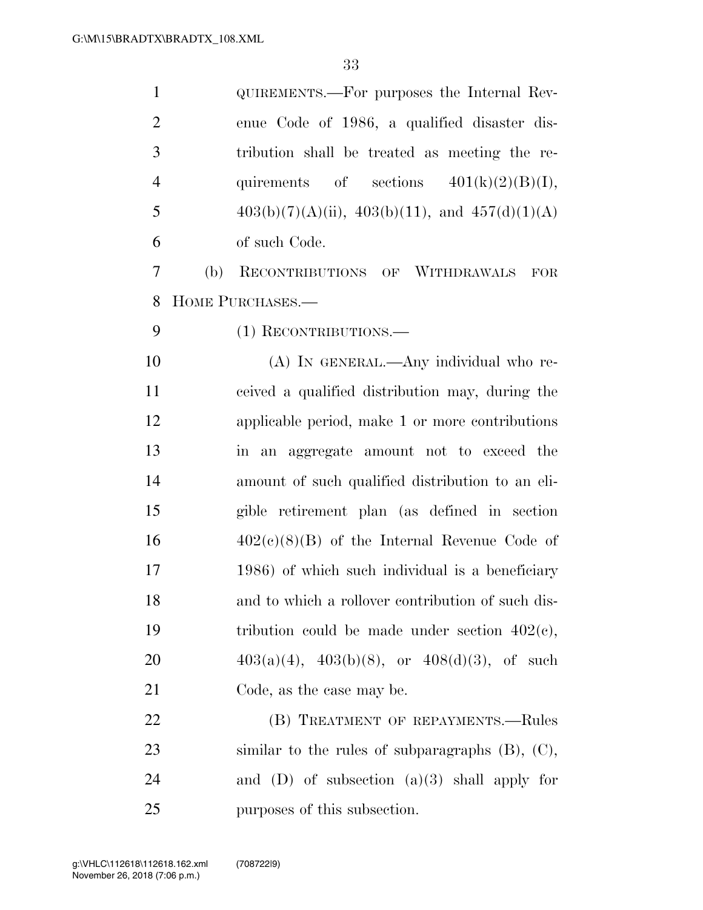QUIREMENTS.—For purposes the Internal Revenue Code of 1986, a qualified disaster distribution shall be treated as meeting the requirements of sections 401(k)(2)(B)(I), 403(b)(7)(A)(ii), 403(b)(11), and 457(d)(1)(A) of such Code.

(b) RECONTRIBUTIONS OF WITHDRAWALS FOR HOME PURCHASES.—

(1) RECONTRIBUTIONS.—

(A) IN GENERAL.—Any individual who received a qualified distribution may, during the applicable period, make 1 or more contributions in an aggregate amount not to exceed the amount of such qualified distribution to an eligible retirement plan (as defined in section 402(c)(8)(B) of the Internal Revenue Code of 1986) of which such individual is a beneficiary and to which a rollover contribution of such distribution could be made under section 402(c), 403(a)(4), 403(b)(8), or 408(d)(3), of such Code, as the case may be.

(B) TREATMENT OF REPAYMENTS.—Rules similar to the rules of subparagraphs (B), (C), and (D) of subsection (a)(3) shall apply for purposes of this subsection.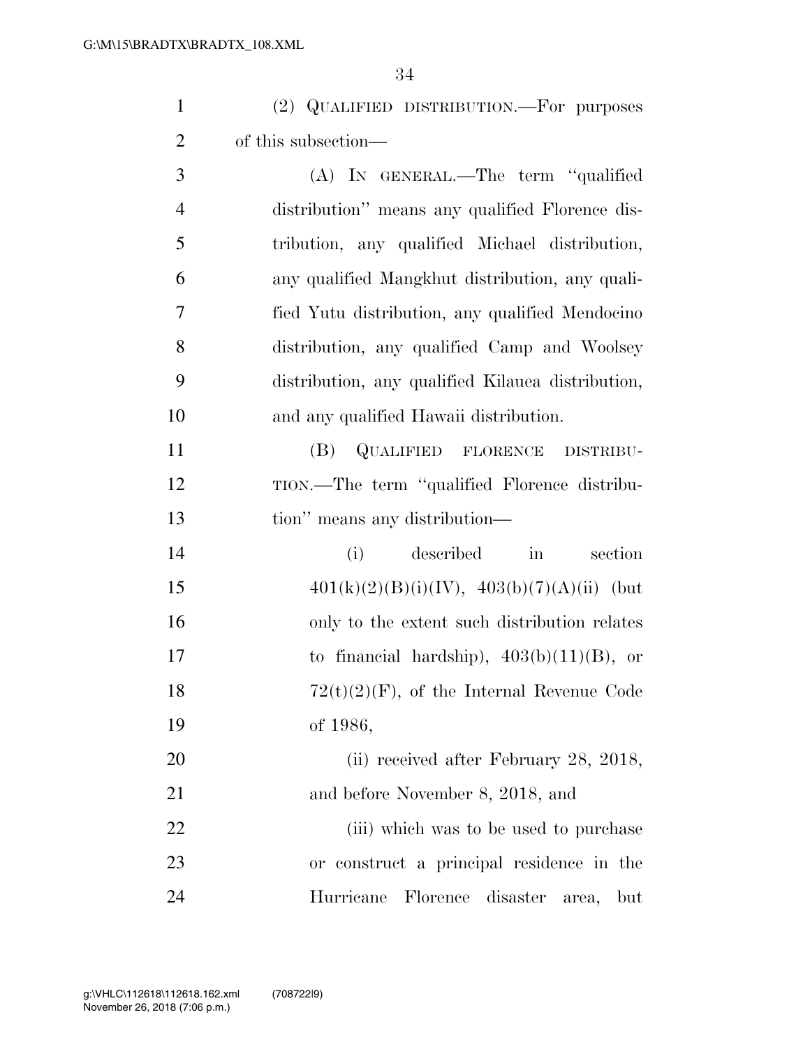(2) QUALIFIED DISTRIBUTION.—For purposes of this subsection—

(A) IN GENERAL.—The term "qualified distribution" means any qualified Florence distribution, any qualified Michael distribution, any qualified Mangkhut distribution, any qualified Yutu distribution, any qualified Mendocino distribution, any qualified Camp and Woolsey distribution, any qualified Kilauea distribution, and any qualified Hawaii distribution.

(B) QUALIFIED FLORENCE DISTRIBUTION.—The term "qualified Florence distribution" means any distribution—

(i) described in section 401(k)(2)(B)(i)(IV), 403(b)(7)(A)(ii) (but only to the extent such distribution relates to financial hardship), 403(b)(11)(B), or 72(t)(2)(F), of the Internal Revenue Code of 1986,

(ii) received after February 28, 2018, and before November 8, 2018, and

(iii) which was to be used to purchase or construct a principal residence in the Hurricane Florence disaster area, but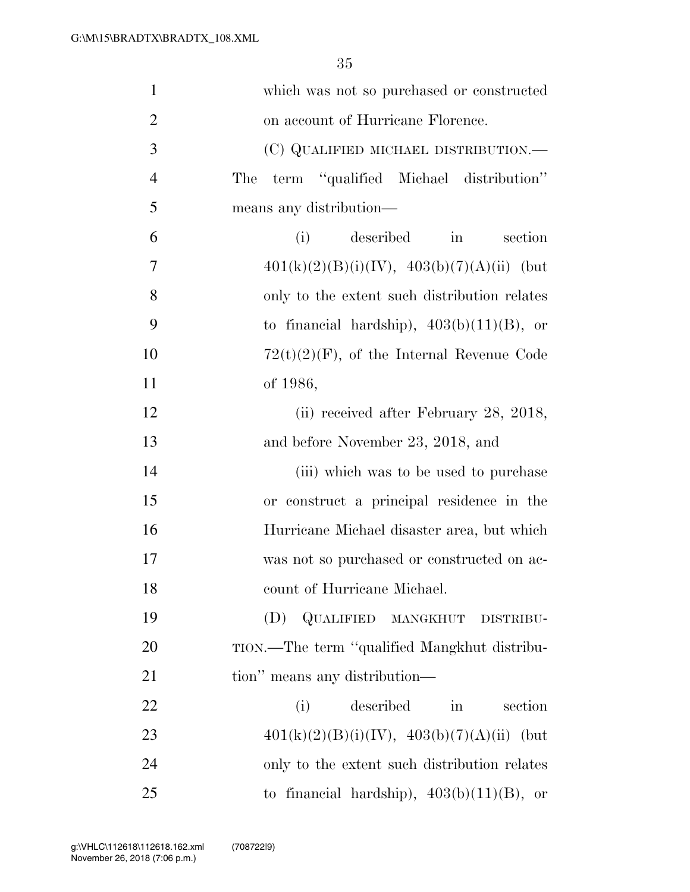which was not so purchased or constructed on account of Hurricane Florence.

(C) QUALIFIED MICHAEL DISTRIBUTION.—The term ''qualified Michael distribution'' means any distribution—

(i) described in section 401(k)(2)(B)(i)(IV), 403(b)(7)(A)(ii) (but only to the extent such distribution relates to financial hardship), 403(b)(11)(B), or 72(t)(2)(F), of the Internal Revenue Code of 1986,

(ii) received after February 28, 2018, and before November 23, 2018, and

(iii) which was to be used to purchase or construct a principal residence in the Hurricane Michael disaster area, but which was not so purchased or constructed on account of Hurricane Michael.

(D) QUALIFIED MANGKHUT DISTRIBUTION.—The term ''qualified Mangkhut distribution'' means any distribution—

(i) described in section 401(k)(2)(B)(i)(IV), 403(b)(7)(A)(ii) (but only to the extent such distribution relates to financial hardship), 403(b)(11)(B), or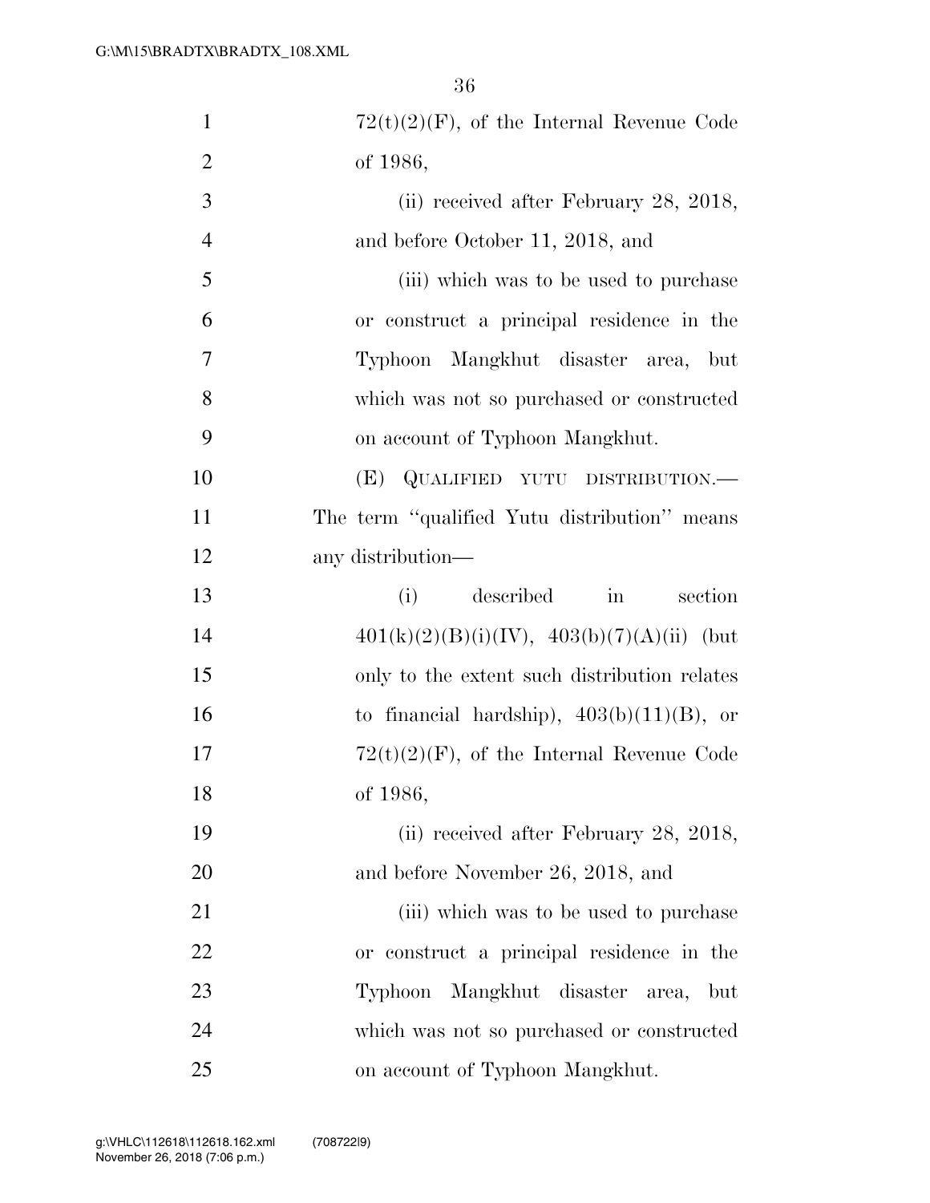72(t)(2)(F), of the Internal Revenue Code of 1986,

(ii) received after February 28, 2018, and before October 11, 2018, and

(iii) which was to be used to purchase or construct a principal residence in the Typhoon Mangkhut disaster area, but which was not so purchased or constructed on account of Typhoon Mangkhut.

(E) QUALIFIED YUTU DISTRIBUTION.—The term "qualified Yutu distribution" means any distribution—

(i) described in section 401(k)(2)(B)(i)(IV), 403(b)(7)(A)(ii) (but only to the extent such distribution relates to financial hardship), 403(b)(11)(B), or 72(t)(2)(F), of the Internal Revenue Code of 1986,

(ii) received after February 28, 2018, and before November 26, 2018, and

(iii) which was to be used to purchase or construct a principal residence in the Typhoon Mangkhut disaster area, but which was not so purchased or constructed on account of Typhoon Mangkhut.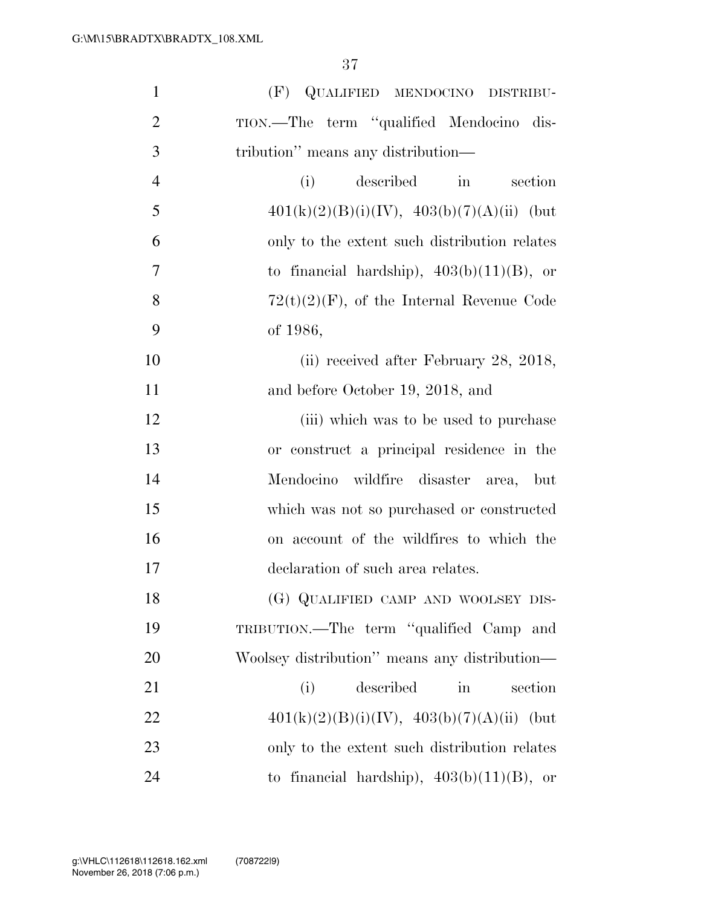(F) QUALIFIED MENDOCINO DISTRIBUTION.—The term "qualified Mendocino distribution" means any distribution—

(i) described in section 401(k)(2)(B)(i)(IV), 403(b)(7)(A)(ii) (but only to the extent such distribution relates to financial hardship), 403(b)(11)(B), or 72(t)(2)(F), of the Internal Revenue Code of 1986,

(ii) received after February 28, 2018, and before October 19, 2018, and

(iii) which was to be used to purchase or construct a principal residence in the Mendocino wildfire disaster area, but which was not so purchased or constructed on account of the wildfires to which the declaration of such area relates.

(G) QUALIFIED CAMP AND WOOLSEY DISTRIBUTION.—The term "qualified Camp and Woolsey distribution" means any distribution—

(i) described in section 401(k)(2)(B)(i)(IV), 403(b)(7)(A)(ii) (but only to the extent such distribution relates to financial hardship), 403(b)(11)(B), or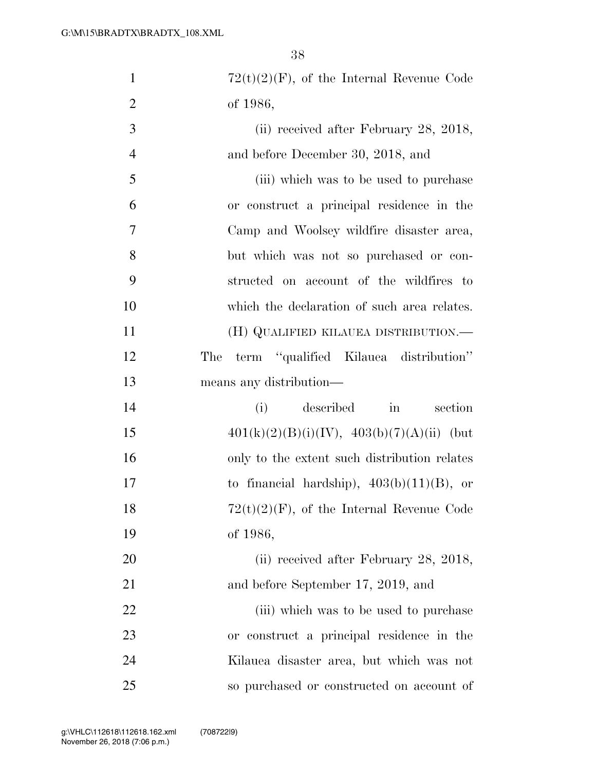72(t)(2)(F), of the Internal Revenue Code of 1986,

(ii) received after February 28, 2018, and before December 30, 2018, and

(iii) which was to be used to purchase or construct a principal residence in the Camp and Woolsey wildfire disaster area, but which was not so purchased or constructed on account of the wildfires to which the declaration of such area relates.

(H) QUALIFIED KILAUEA DISTRIBUTION.—The term ''qualified Kilauea distribution'' means any distribution—

(i) described in section 401(k)(2)(B)(i)(IV), 403(b)(7)(A)(ii) (but only to the extent such distribution relates to financial hardship), 403(b)(11)(B), or 72(t)(2)(F), of the Internal Revenue Code of 1986,

(ii) received after February 28, 2018, and before September 17, 2019, and

(iii) which was to be used to purchase or construct a principal residence in the Kilauea disaster area, but which was not so purchased or constructed on account of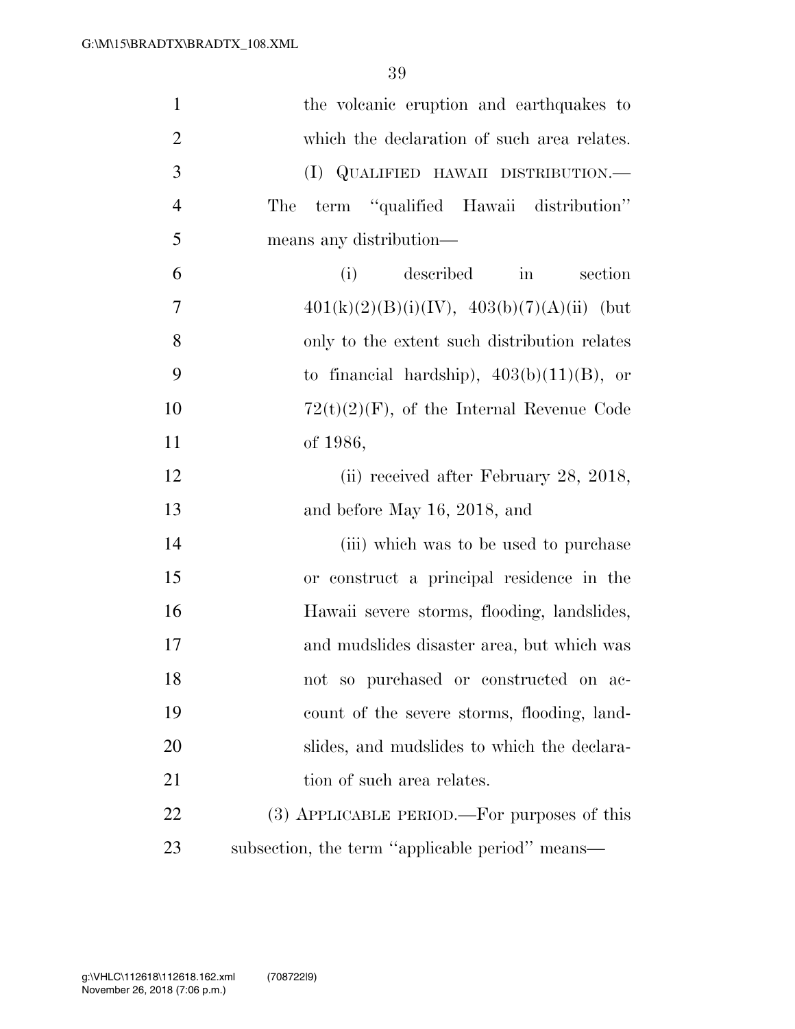the volcanic eruption and earthquakes to which the declaration of such area relates.

(I) QUALIFIED HAWAII DISTRIBUTION.—The term ''qualified Hawaii distribution'' means any distribution—

(i) described in section 401(k)(2)(B)(i)(IV), 403(b)(7)(A)(ii) (but only to the extent such distribution relates to financial hardship), 403(b)(11)(B), or 72(t)(2)(F), of the Internal Revenue Code of 1986,

(ii) received after February 28, 2018, and before May 16, 2018, and

(iii) which was to be used to purchase or construct a principal residence in the Hawaii severe storms, flooding, landslides, and mudslides disaster area, but which was not so purchased or constructed on account of the severe storms, flooding, landslides, and mudslides to which the declaration of such area relates.

(3) APPLICABLE PERIOD.—For purposes of this subsection, the term ''applicable period'' means—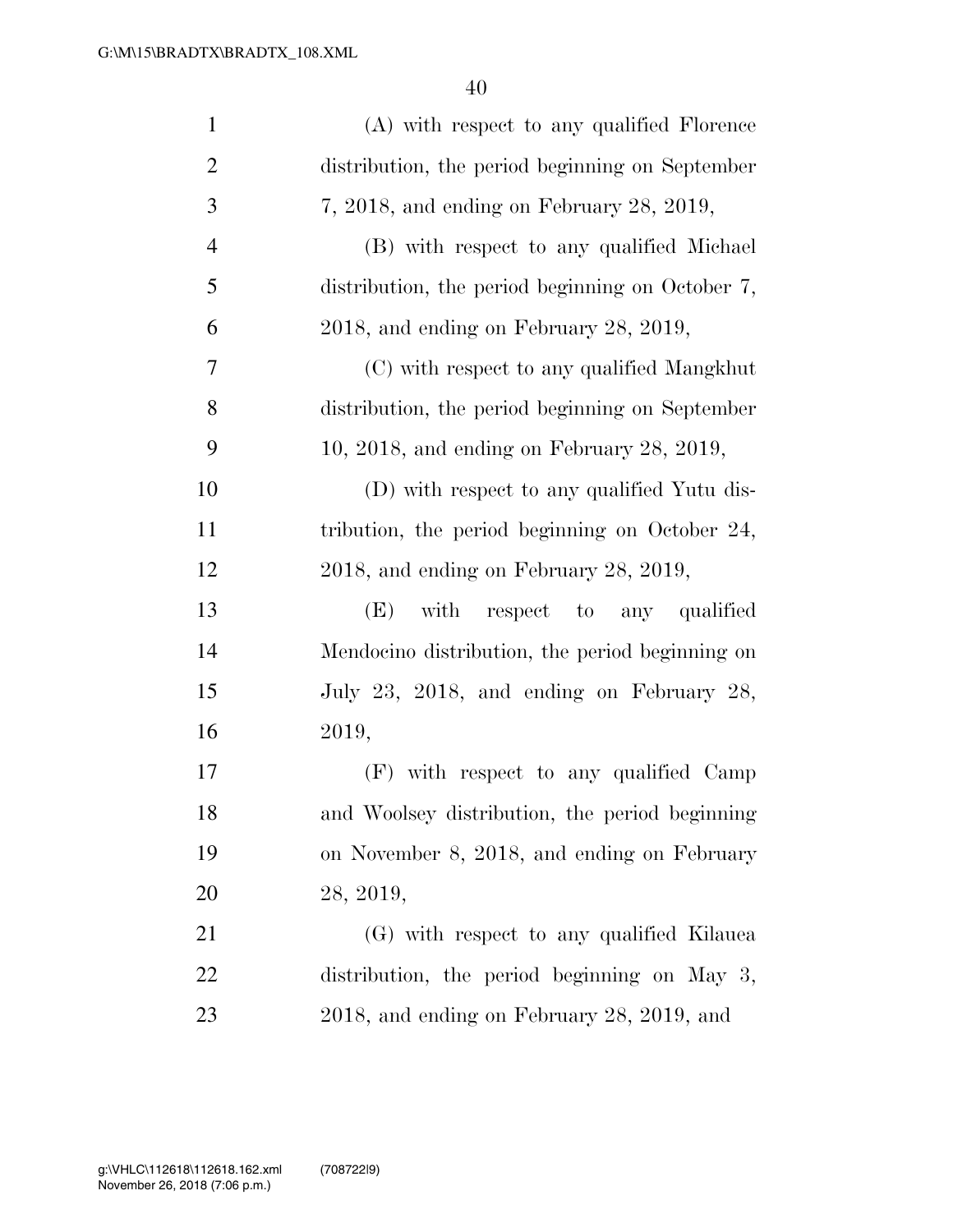(A) with respect to any qualified Florence distribution, the period beginning on September 7, 2018, and ending on February 28, 2019,

(B) with respect to any qualified Michael distribution, the period beginning on October 7, 2018, and ending on February 28, 2019,

(C) with respect to any qualified Mangkhut distribution, the period beginning on September 10, 2018, and ending on February 28, 2019,

(D) with respect to any qualified Yutu distribution, the period beginning on October 24, 2018, and ending on February 28, 2019,

(E) with respect to any qualified Mendocino distribution, the period beginning on July 23, 2018, and ending on February 28, 2019,

(F) with respect to any qualified Camp and Woolsey distribution, the period beginning on November 8, 2018, and ending on February 28, 2019,

(G) with respect to any qualified Kilauea distribution, the period beginning on May 3, 2018, and ending on February 28, 2019, and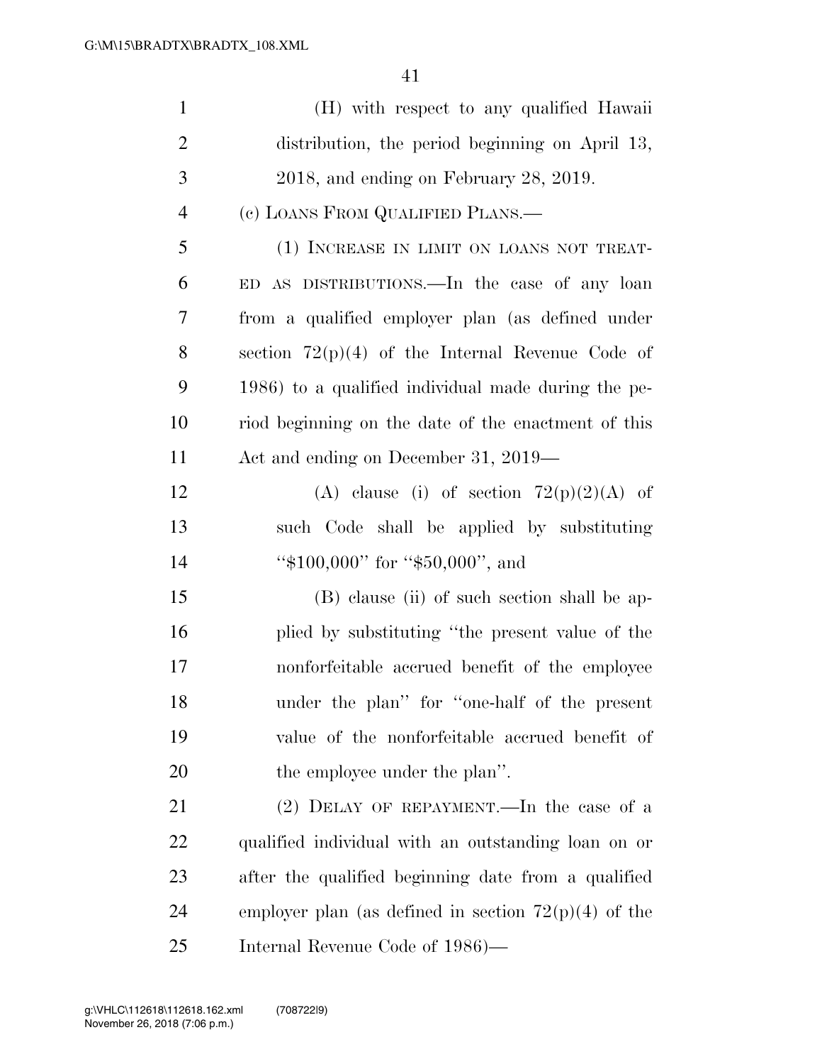(H) with respect to any qualified Hawaii distribution, the period beginning on April 13, 2018, and ending on February 28, 2019.

(c) LOANS FROM QUALIFIED PLANS.—

(1) INCREASE IN LIMIT ON LOANS NOT TREATED AS DISTRIBUTIONS.—In the case of any loan from a qualified employer plan (as defined under section 72(p)(4) of the Internal Revenue Code of 1986) to a qualified individual made during the period beginning on the date of the enactment of this Act and ending on December 31, 2019—

(A) clause (i) of section 72(p)(2)(A) of such Code shall be applied by substituting "$100,000" for "$50,000", and

(B) clause (ii) of such section shall be applied by substituting "the present value of the nonforfeitable accrued benefit of the employee under the plan" for "one-half of the present value of the nonforfeitable accrued benefit of the employee under the plan".

(2) DELAY OF REPAYMENT.—In the case of a qualified individual with an outstanding loan on or after the qualified beginning date from a qualified employer plan (as defined in section 72(p)(4) of the Internal Revenue Code of 1986)—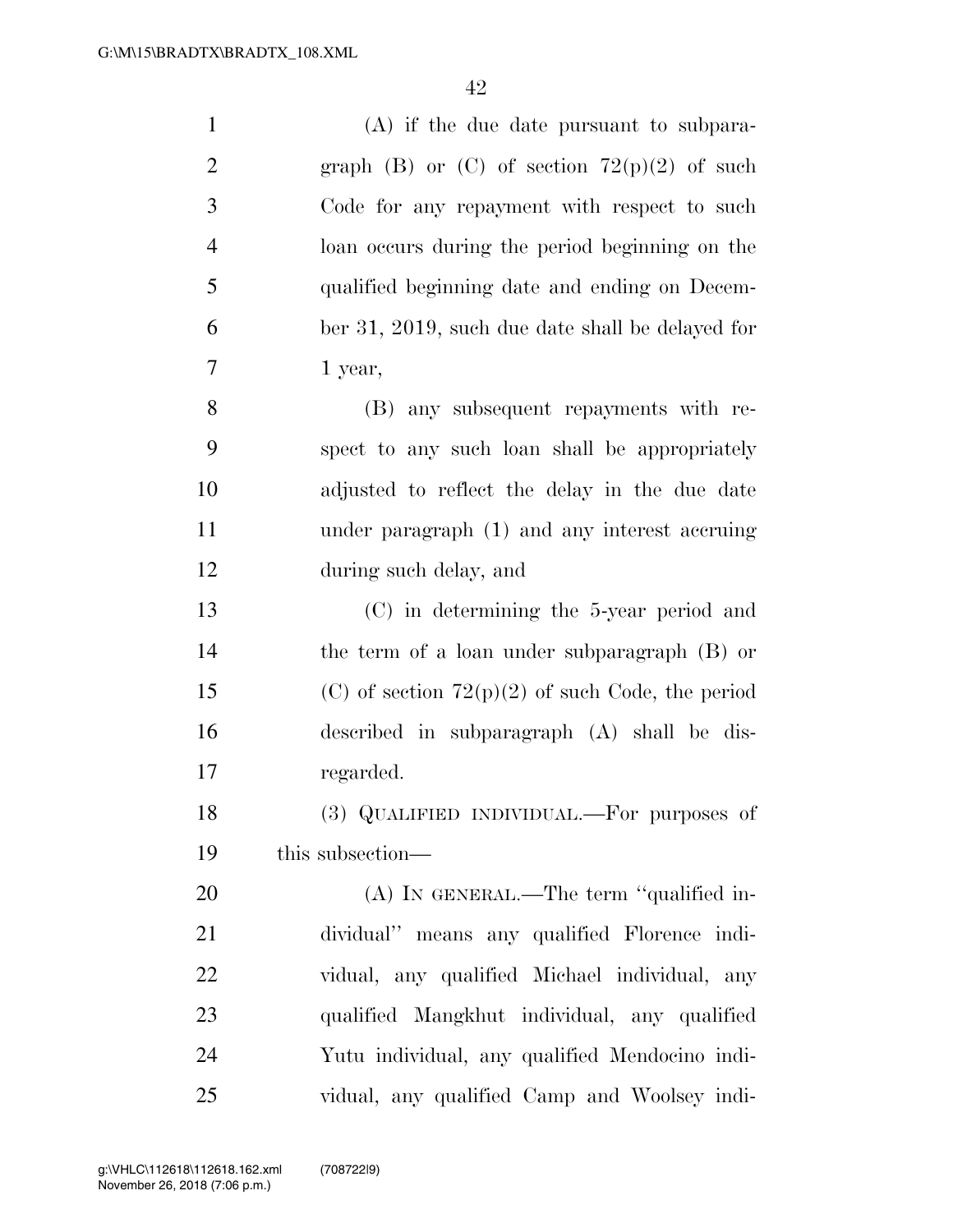(A) if the due date pursuant to subparagraph (B) or (C) of section 72(p)(2) of such Code for any repayment with respect to such loan occurs during the period beginning on the qualified beginning date and ending on December 31, 2019, such due date shall be delayed for 1 year,

(B) any subsequent repayments with respect to any such loan shall be appropriately adjusted to reflect the delay in the due date under paragraph (1) and any interest accruing during such delay, and

(C) in determining the 5-year period and the term of a loan under subparagraph (B) or (C) of section 72(p)(2) of such Code, the period described in subparagraph (A) shall be disregarded.

(3) QUALIFIED INDIVIDUAL.—For purposes of this subsection—

(A) IN GENERAL.—The term ''qualified individual'' means any qualified Florence individual, any qualified Michael individual, any qualified Mangkhut individual, any qualified Yutu individual, any qualified Mendocino individual, any qualified Camp and Woolsey indi-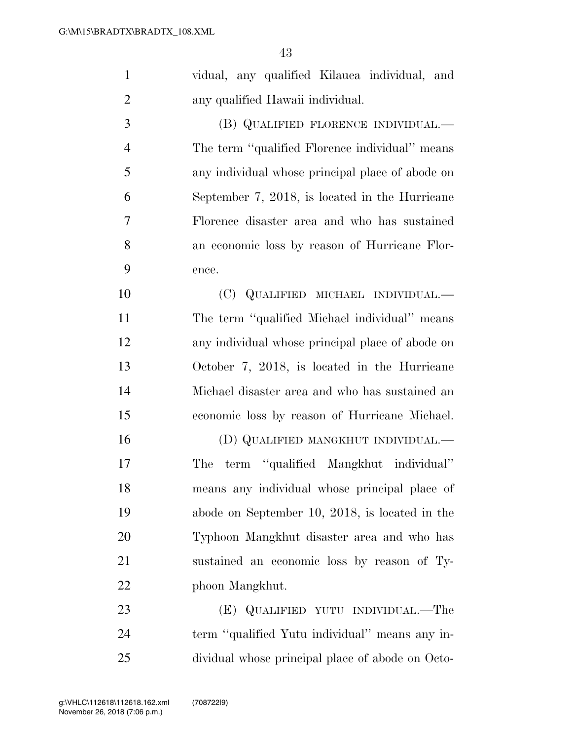vidual, any qualified Kilauea individual, and any qualified Hawaii individual.

(B) QUALIFIED FLORENCE INDIVIDUAL.—The term "qualified Florence individual" means any individual whose principal place of abode on September 7, 2018, is located in the Hurricane Florence disaster area and who has sustained an economic loss by reason of Hurricane Florence.

(C) QUALIFIED MICHAEL INDIVIDUAL.—The term "qualified Michael individual" means any individual whose principal place of abode on October 7, 2018, is located in the Hurricane Michael disaster area and who has sustained an economic loss by reason of Hurricane Michael.

(D) QUALIFIED MANGKHUT INDIVIDUAL.—The term "qualified Mangkhut individual" means any individual whose principal place of abode on September 10, 2018, is located in the Typhoon Mangkhut disaster area and who has sustained an economic loss by reason of Typhoon Mangkhut.

(E) QUALIFIED YUTU INDIVIDUAL.—The term "qualified Yutu individual" means any individual whose principal place of abode on Octo-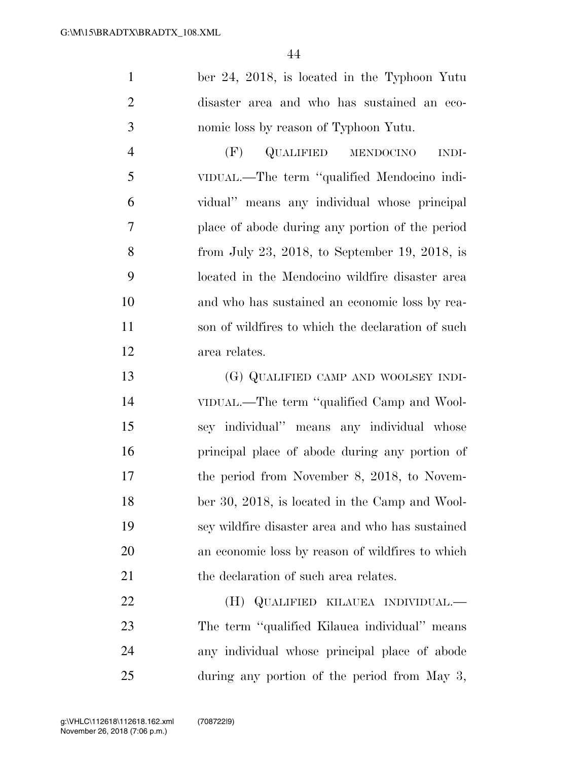ber 24, 2018, is located in the Typhoon Yutu disaster area and who has sustained an economic loss by reason of Typhoon Yutu.

(F) QUALIFIED MENDOCINO INDIVIDUAL.—The term ''qualified Mendocino individual'' means any individual whose principal place of abode during any portion of the period from July 23, 2018, to September 19, 2018, is located in the Mendocino wildfire disaster area and who has sustained an economic loss by reason of wildfires to which the declaration of such area relates.

(G) QUALIFIED CAMP AND WOOLSEY INDIVIDUAL.—The term ''qualified Camp and Woolsey individual'' means any individual whose principal place of abode during any portion of the period from November 8, 2018, to November 30, 2018, is located in the Camp and Woolsey wildfire disaster area and who has sustained an economic loss by reason of wildfires to which the declaration of such area relates.

(H) QUALIFIED KILAUEA INDIVIDUAL.—The term ''qualified Kilauea individual'' means any individual whose principal place of abode during any portion of the period from May 3,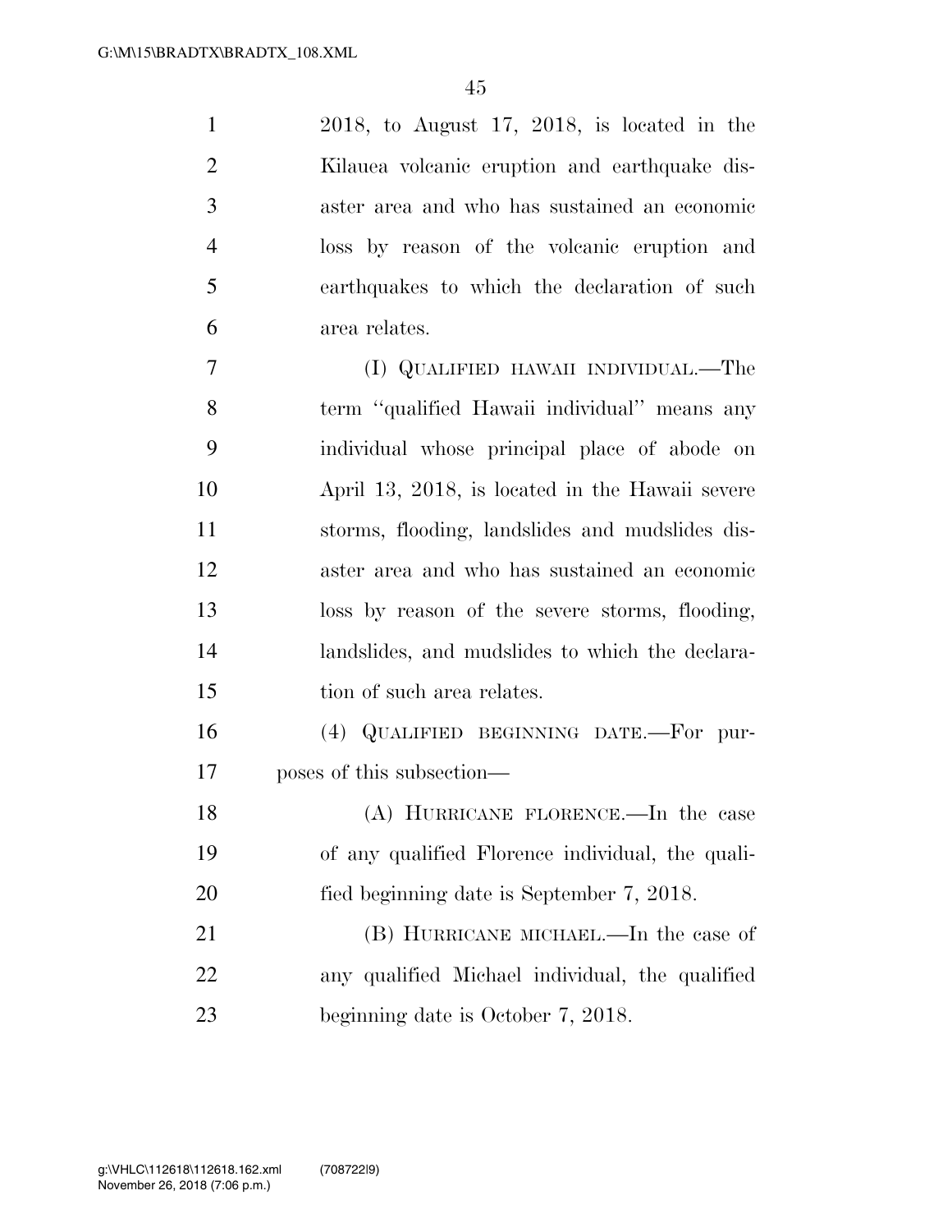2018, to August 17, 2018, is located in the Kilauea volcanic eruption and earthquake disaster area and who has sustained an economic loss by reason of the volcanic eruption and earthquakes to which the declaration of such area relates.

(I) QUALIFIED HAWAII INDIVIDUAL.—The term ''qualified Hawaii individual'' means any individual whose principal place of abode on April 13, 2018, is located in the Hawaii severe storms, flooding, landslides and mudslides disaster area and who has sustained an economic loss by reason of the severe storms, flooding, landslides, and mudslides to which the declaration of such area relates.

(4) QUALIFIED BEGINNING DATE.—For purposes of this subsection—

(A) HURRICANE FLORENCE.—In the case of any qualified Florence individual, the qualified beginning date is September 7, 2018.

(B) HURRICANE MICHAEL.—In the case of any qualified Michael individual, the qualified beginning date is October 7, 2018.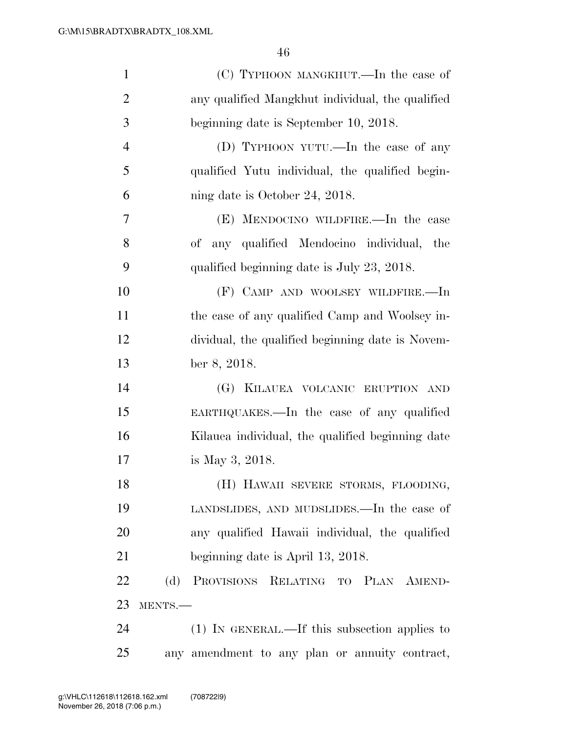(C) TYPHOON MANGKHUT.—In the case of any qualified Mangkhut individual, the qualified beginning date is September 10, 2018.

(D) TYPHOON YUTU.—In the case of any qualified Yutu individual, the qualified beginning date is October 24, 2018.

(E) MENDOCINO WILDFIRE.—In the case of any qualified Mendocino individual, the qualified beginning date is July 23, 2018.

(F) CAMP AND WOOLSEY WILDFIRE.—In the case of any qualified Camp and Woolsey individual, the qualified beginning date is November 8, 2018.

(G) KILAUEA VOLCANIC ERUPTION AND EARTHQUAKES.—In the case of any qualified Kilauea individual, the qualified beginning date is May 3, 2018.

(H) HAWAII SEVERE STORMS, FLOODING, LANDSLIDES, AND MUDSLIDES.—In the case of any qualified Hawaii individual, the qualified beginning date is April 13, 2018.

(d) PROVISIONS RELATING TO PLAN AMENDMENTS.—

(1) IN GENERAL.—If this subsection applies to any amendment to any plan or annuity contract,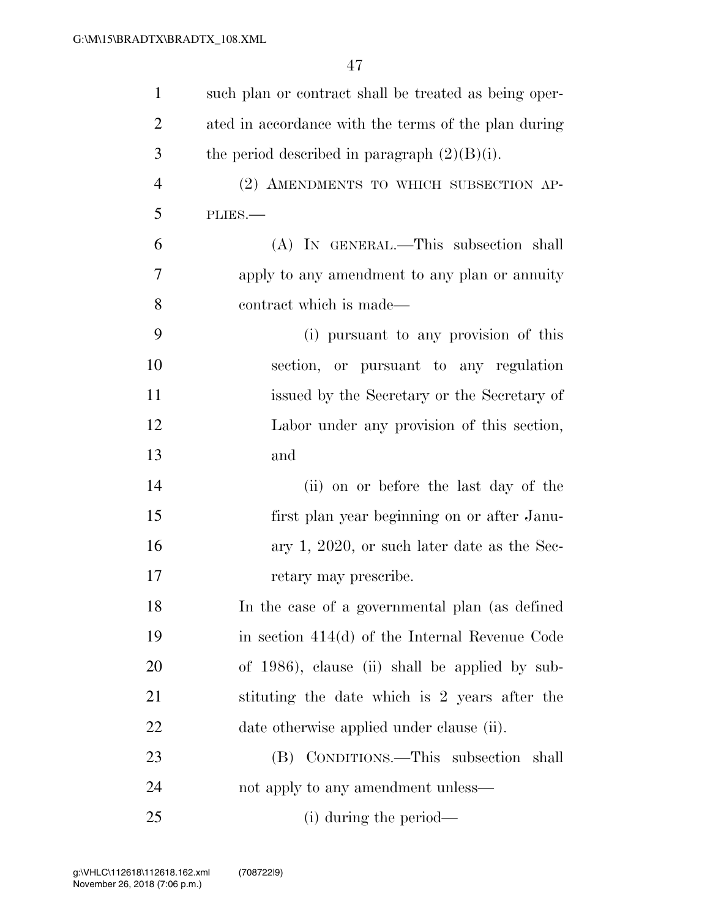such plan or contract shall be treated as being operated in accordance with the terms of the plan during the period described in paragraph (2)(B)(i).

(2) AMENDMENTS TO WHICH SUBSECTION APPLIES.—

(A) IN GENERAL.—This subsection shall apply to any amendment to any plan or annuity contract which is made—

(i) pursuant to any provision of this section, or pursuant to any regulation issued by the Secretary or the Secretary of Labor under any provision of this section, and

(ii) on or before the last day of the first plan year beginning on or after January 1, 2020, or such later date as the Secretary may prescribe.

In the case of a governmental plan (as defined in section 414(d) of the Internal Revenue Code of 1986), clause (ii) shall be applied by substituting the date which is 2 years after the date otherwise applied under clause (ii).

(B) CONDITIONS.—This subsection shall not apply to any amendment unless—

(i) during the period—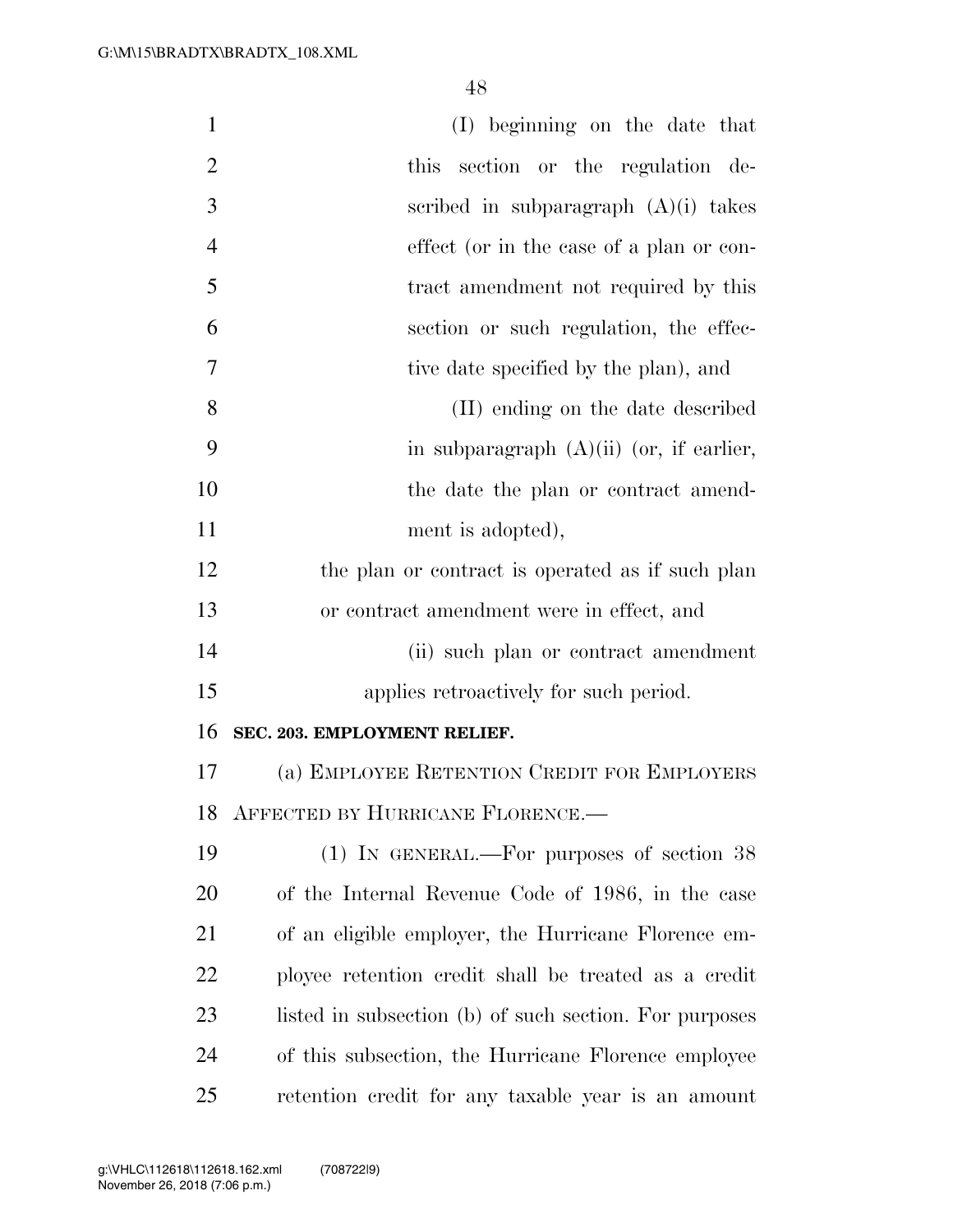(I) beginning on the date that this section or the regulation described in subparagraph (A)(i) takes effect (or in the case of a plan or contract amendment not required by this section or such regulation, the effective date specified by the plan), and

(II) ending on the date described in subparagraph (A)(ii) (or, if earlier, the date the plan or contract amendment is adopted),

the plan or contract is operated as if such plan or contract amendment were in effect, and

(ii) such plan or contract amendment applies retroactively for such period.

**SEC. 203. EMPLOYMENT RELIEF.**

(a) EMPLOYEE RETENTION CREDIT FOR EMPLOYERS AFFECTED BY HURRICANE FLORENCE.—

(1) IN GENERAL.—For purposes of section 38 of the Internal Revenue Code of 1986, in the case of an eligible employer, the Hurricane Florence employee retention credit shall be treated as a credit listed in subsection (b) of such section. For purposes of this subsection, the Hurricane Florence employee retention credit for any taxable year is an amount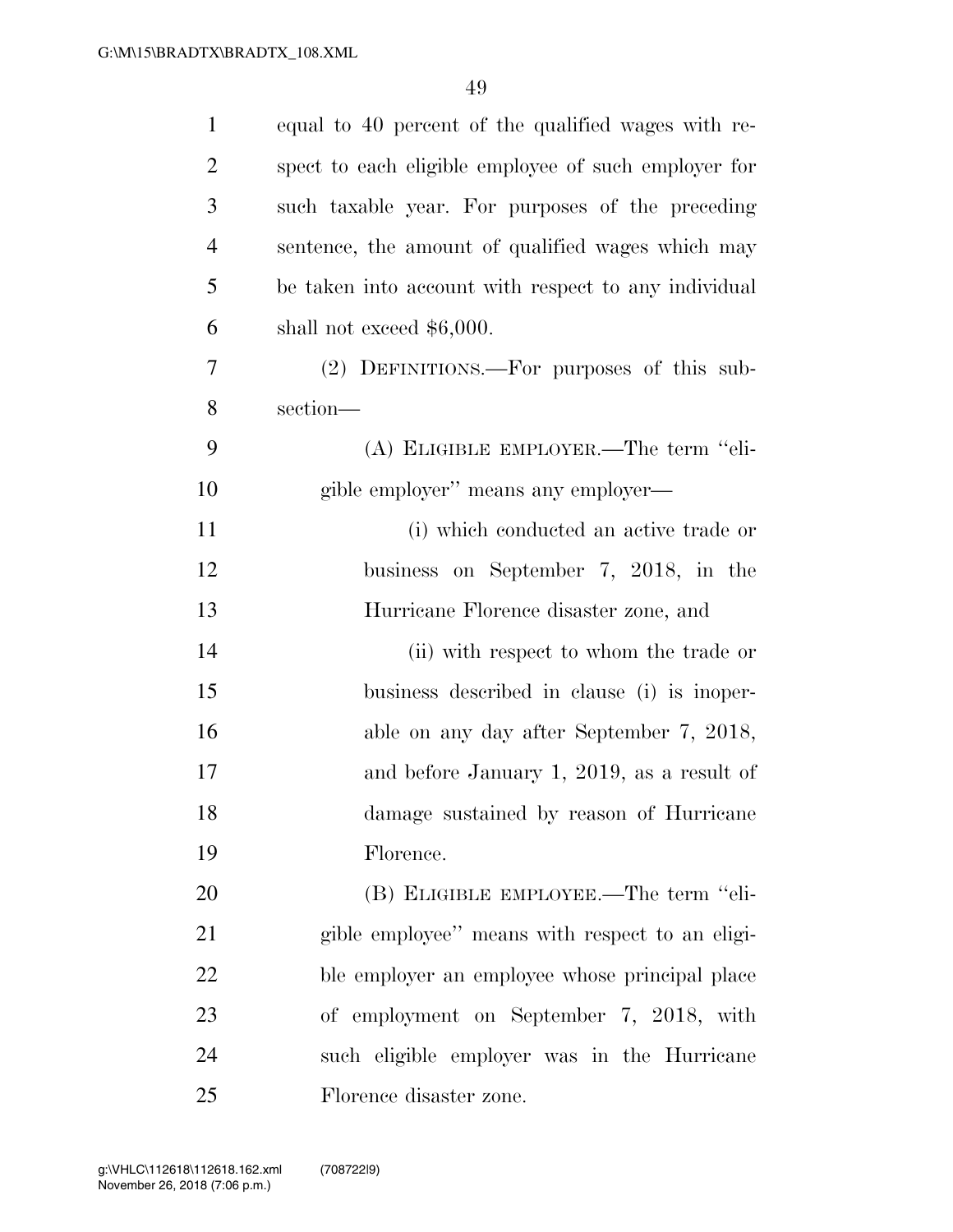equal to 40 percent of the qualified wages with respect to each eligible employee of such employer for such taxable year. For purposes of the preceding sentence, the amount of qualified wages which may be taken into account with respect to any individual shall not exceed $6,000.

(2) DEFINITIONS.—For purposes of this subsection—

(A) ELIGIBLE EMPLOYER.—The term ''eligible employer'' means any employer—

(i) which conducted an active trade or business on September 7, 2018, in the Hurricane Florence disaster zone, and

(ii) with respect to whom the trade or business described in clause (i) is inoperable on any day after September 7, 2018, and before January 1, 2019, as a result of damage sustained by reason of Hurricane Florence.

(B) ELIGIBLE EMPLOYEE.—The term ''eligible employee'' means with respect to an eligible employer an employee whose principal place of employment on September 7, 2018, with such eligible employer was in the Hurricane Florence disaster zone.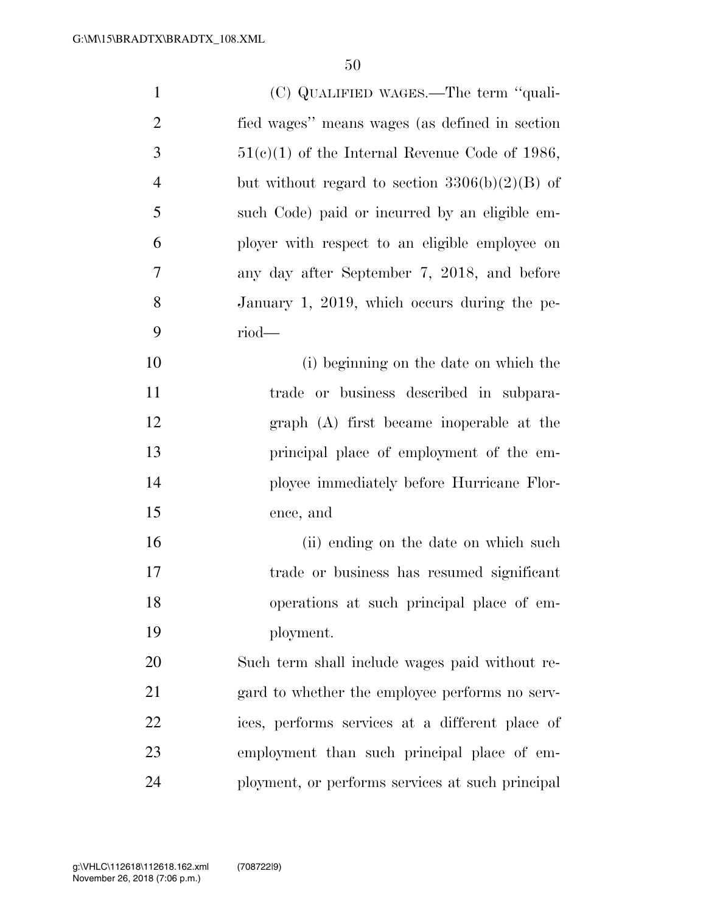(C) QUALIFIED WAGES.—The term "qualified wages" means wages (as defined in section 51(c)(1) of the Internal Revenue Code of 1986, but without regard to section 3306(b)(2)(B) of such Code) paid or incurred by an eligible employer with respect to an eligible employee on any day after September 7, 2018, and before January 1, 2019, which occurs during the period—

(i) beginning on the date on which the trade or business described in subparagraph (A) first became inoperable at the principal place of employment of the employee immediately before Hurricane Florence, and

(ii) ending on the date on which such trade or business has resumed significant operations at such principal place of employment.

Such term shall include wages paid without regard to whether the employee performs no services, performs services at a different place of employment than such principal place of employment, or performs services at such principal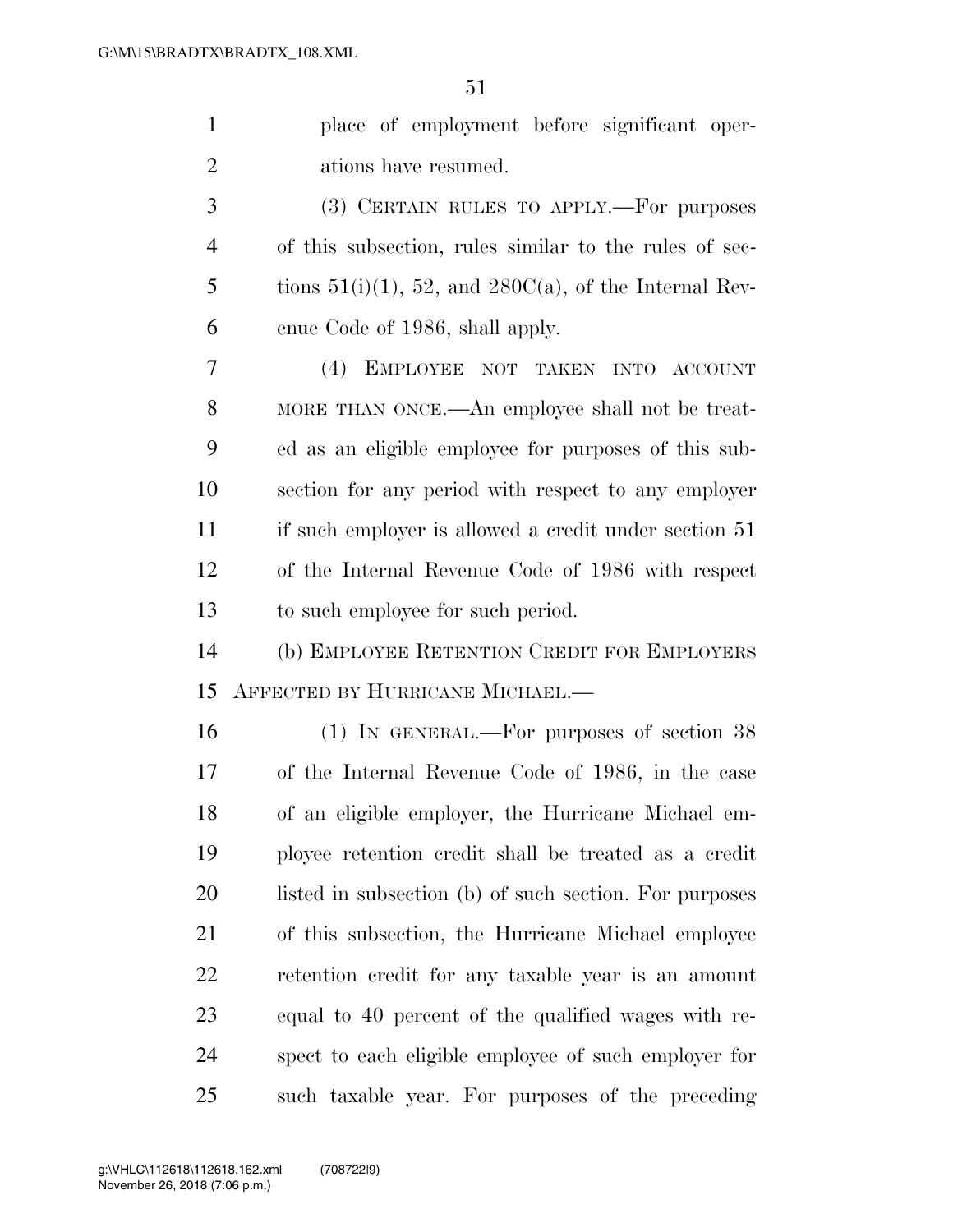place of employment before significant operations have resumed.

(3) CERTAIN RULES TO APPLY.—For purposes of this subsection, rules similar to the rules of sections 51(i)(1), 52, and 280C(a), of the Internal Revenue Code of 1986, shall apply.

(4) EMPLOYEE NOT TAKEN INTO ACCOUNT MORE THAN ONCE.—An employee shall not be treated as an eligible employee for purposes of this subsection for any period with respect to any employer if such employer is allowed a credit under section 51 of the Internal Revenue Code of 1986 with respect to such employee for such period.

(b) EMPLOYEE RETENTION CREDIT FOR EMPLOYERS AFFECTED BY HURRICANE MICHAEL.—

(1) IN GENERAL.—For purposes of section 38 of the Internal Revenue Code of 1986, in the case of an eligible employer, the Hurricane Michael employee retention credit shall be treated as a credit listed in subsection (b) of such section. For purposes of this subsection, the Hurricane Michael employee retention credit for any taxable year is an amount equal to 40 percent of the qualified wages with respect to each eligible employee of such employer for such taxable year. For purposes of the preceding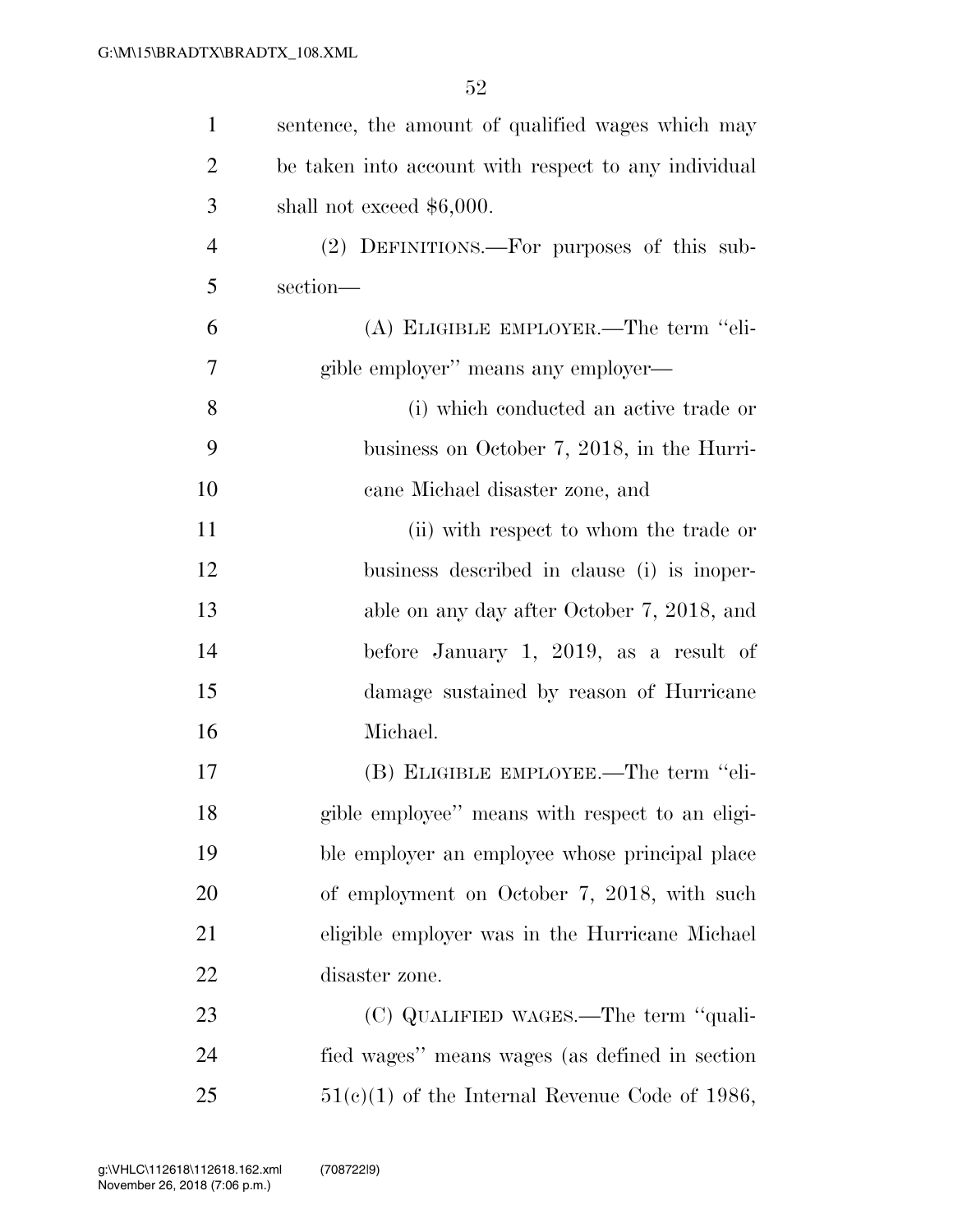sentence, the amount of qualified wages which may be taken into account with respect to any individual shall not exceed $6,000.

(2) DEFINITIONS.—For purposes of this subsection—

(A) ELIGIBLE EMPLOYER.—The term "eligible employer" means any employer—

(i) which conducted an active trade or business on October 7, 2018, in the Hurricane Michael disaster zone, and

(ii) with respect to whom the trade or business described in clause (i) is inoperable on any day after October 7, 2018, and before January 1, 2019, as a result of damage sustained by reason of Hurricane Michael.

(B) ELIGIBLE EMPLOYEE.—The term "eligible employee" means with respect to an eligible employer an employee whose principal place of employment on October 7, 2018, with such eligible employer was in the Hurricane Michael disaster zone.

(C) QUALIFIED WAGES.—The term "qualified wages" means wages (as defined in section 51(c)(1) of the Internal Revenue Code of 1986,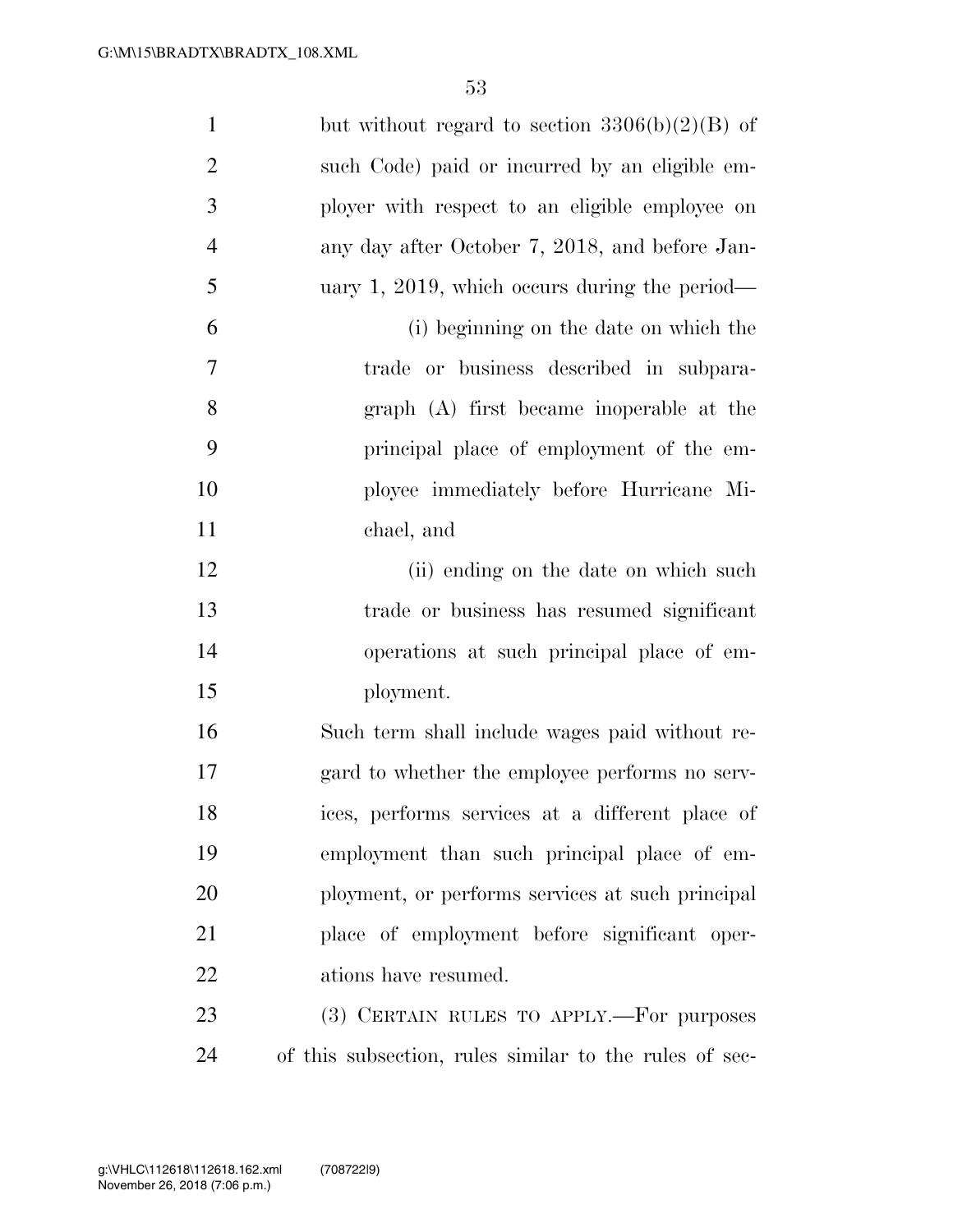but without regard to section 3306(b)(2)(B) of such Code) paid or incurred by an eligible employer with respect to an eligible employee on any day after October 7, 2018, and before January 1, 2019, which occurs during the period—

(i) beginning on the date on which the trade or business described in subparagraph (A) first became inoperable at the principal place of employment of the employee immediately before Hurricane Michael, and

(ii) ending on the date on which such trade or business has resumed significant operations at such principal place of employment.

Such term shall include wages paid without regard to whether the employee performs no services, performs services at a different place of employment than such principal place of employment, or performs services at such principal place of employment before significant operations have resumed.

(3) CERTAIN RULES TO APPLY.—For purposes of this subsection, rules similar to the rules of sec-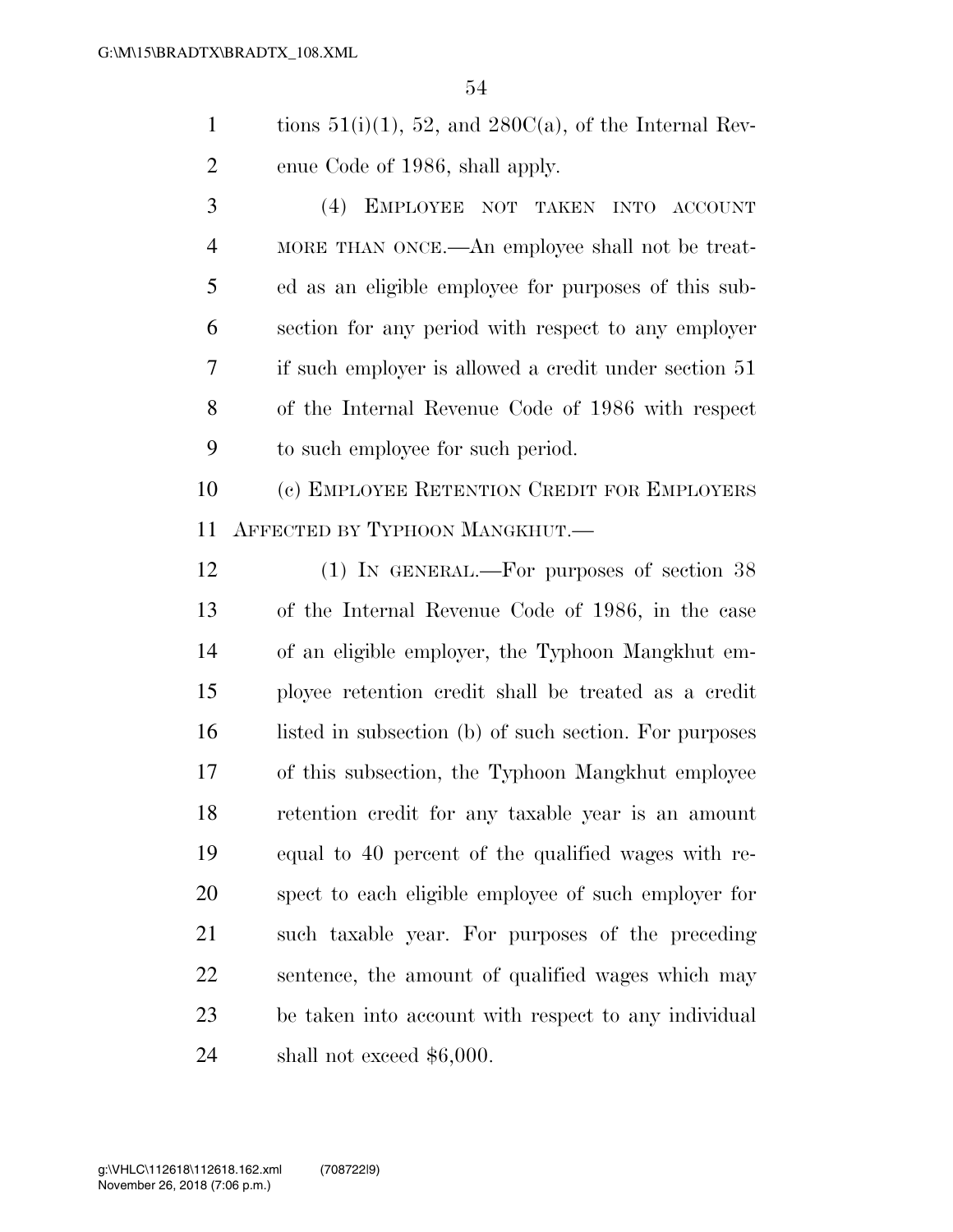tions 51(i)(1), 52, and 280C(a), of the Internal Revenue Code of 1986, shall apply.

(4) EMPLOYEE NOT TAKEN INTO ACCOUNT MORE THAN ONCE.—An employee shall not be treated as an eligible employee for purposes of this subsection for any period with respect to any employer if such employer is allowed a credit under section 51 of the Internal Revenue Code of 1986 with respect to such employee for such period.

(c) EMPLOYEE RETENTION CREDIT FOR EMPLOYERS AFFECTED BY TYPHOON MANGKHUT.—

(1) IN GENERAL.—For purposes of section 38 of the Internal Revenue Code of 1986, in the case of an eligible employer, the Typhoon Mangkhut employee retention credit shall be treated as a credit listed in subsection (b) of such section. For purposes of this subsection, the Typhoon Mangkhut employee retention credit for any taxable year is an amount equal to 40 percent of the qualified wages with respect to each eligible employee of such employer for such taxable year. For purposes of the preceding sentence, the amount of qualified wages which may be taken into account with respect to any individual shall not exceed $6,000.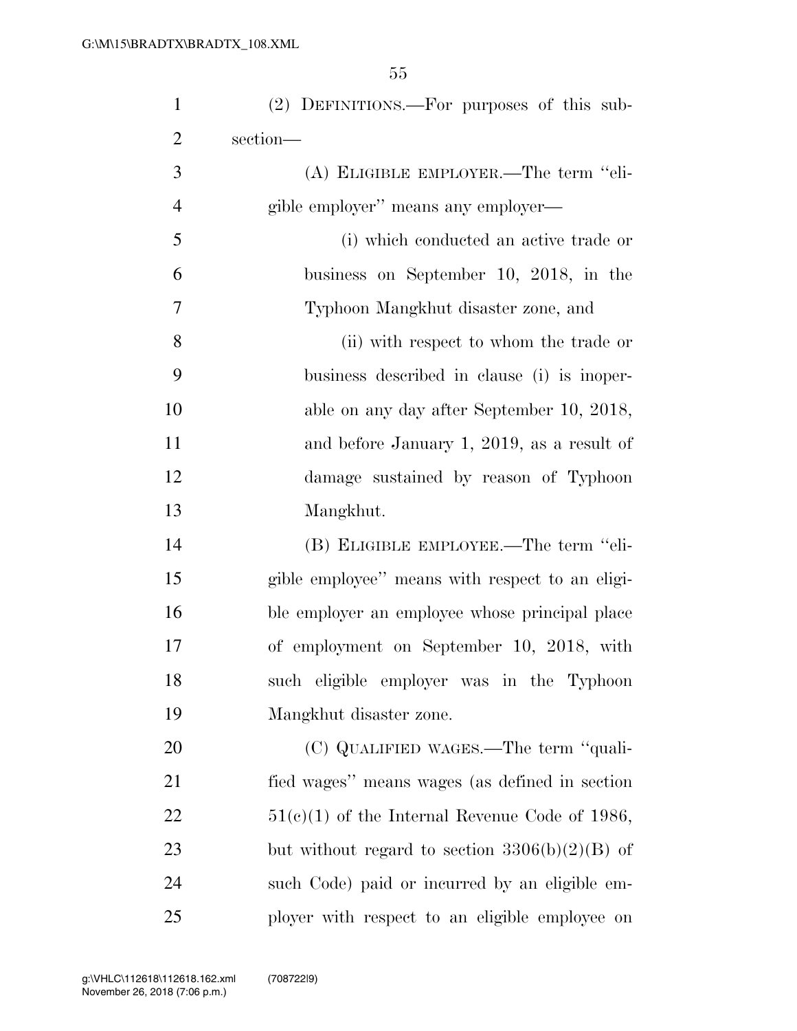(2) DEFINITIONS.—For purposes of this subsection—

(A) ELIGIBLE EMPLOYER.—The term ''eligible employer'' means any employer—

(i) which conducted an active trade or business on September 10, 2018, in the Typhoon Mangkhut disaster zone, and

(ii) with respect to whom the trade or business described in clause (i) is inoperable on any day after September 10, 2018, and before January 1, 2019, as a result of damage sustained by reason of Typhoon Mangkhut.

(B) ELIGIBLE EMPLOYEE.—The term ''eligible employee'' means with respect to an eligible employer an employee whose principal place of employment on September 10, 2018, with such eligible employer was in the Typhoon Mangkhut disaster zone.

(C) QUALIFIED WAGES.—The term ''qualified wages'' means wages (as defined in section 51(c)(1) of the Internal Revenue Code of 1986, but without regard to section 3306(b)(2)(B) of such Code) paid or incurred by an eligible employer with respect to an eligible employee on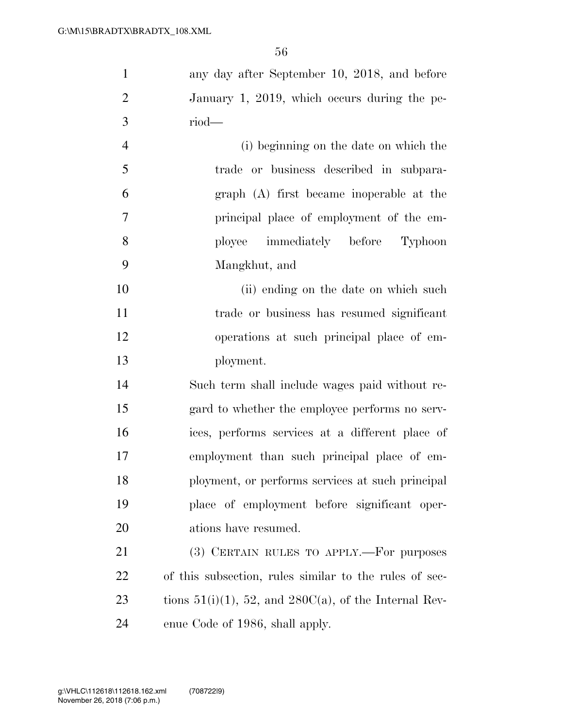any day after September 10, 2018, and before January 1, 2019, which occurs during the period—

(i) beginning on the date on which the trade or business described in subparagraph (A) first became inoperable at the principal place of employment of the employee immediately before Typhoon Mangkhut, and

(ii) ending on the date on which such trade or business has resumed significant operations at such principal place of employment.

Such term shall include wages paid without regard to whether the employee performs no services, performs services at a different place of employment than such principal place of employment, or performs services at such principal place of employment before significant operations have resumed.

(3) CERTAIN RULES TO APPLY.—For purposes of this subsection, rules similar to the rules of sections 51(i)(1), 52, and 280C(a), of the Internal Revenue Code of 1986, shall apply.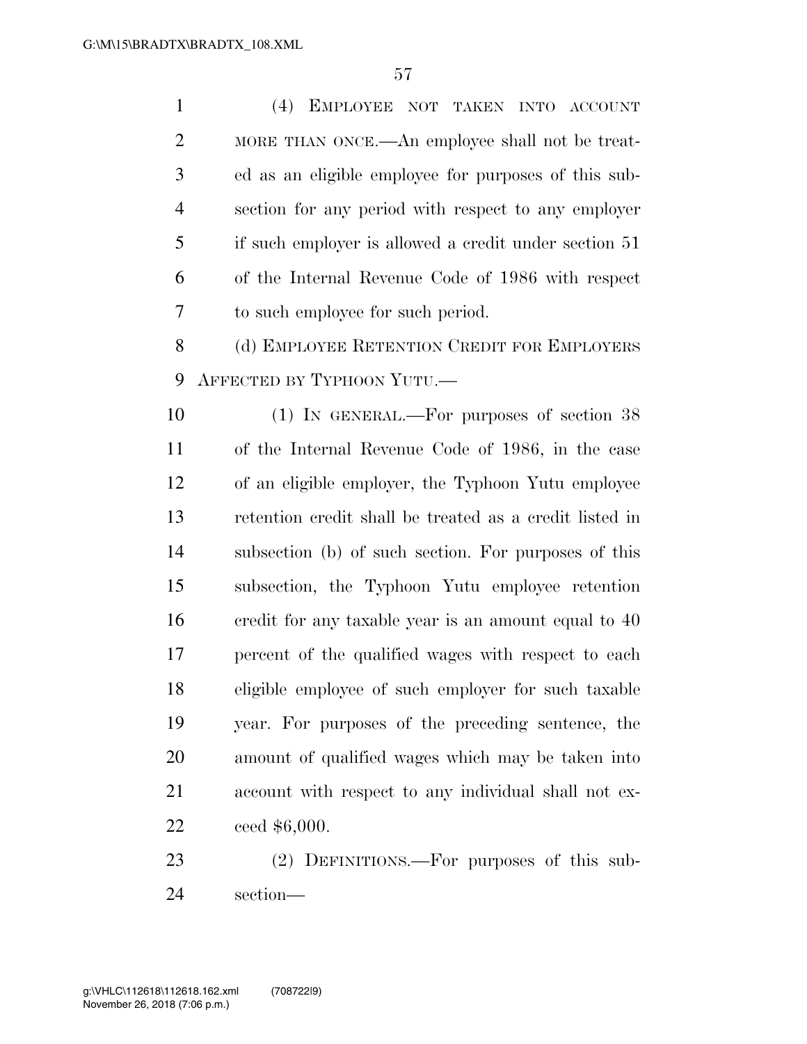(4) EMPLOYEE NOT TAKEN INTO ACCOUNT MORE THAN ONCE.—An employee shall not be treated as an eligible employee for purposes of this subsection for any period with respect to any employer if such employer is allowed a credit under section 51 of the Internal Revenue Code of 1986 with respect to such employee for such period.

(d) EMPLOYEE RETENTION CREDIT FOR EMPLOYERS AFFECTED BY TYPHOON YUTU.—

(1) IN GENERAL.—For purposes of section 38 of the Internal Revenue Code of 1986, in the case of an eligible employer, the Typhoon Yutu employee retention credit shall be treated as a credit listed in subsection (b) of such section. For purposes of this subsection, the Typhoon Yutu employee retention credit for any taxable year is an amount equal to 40 percent of the qualified wages with respect to each eligible employee of such employer for such taxable year. For purposes of the preceding sentence, the amount of qualified wages which may be taken into account with respect to any individual shall not exceed $6,000.

(2) DEFINITIONS.—For purposes of this subsection—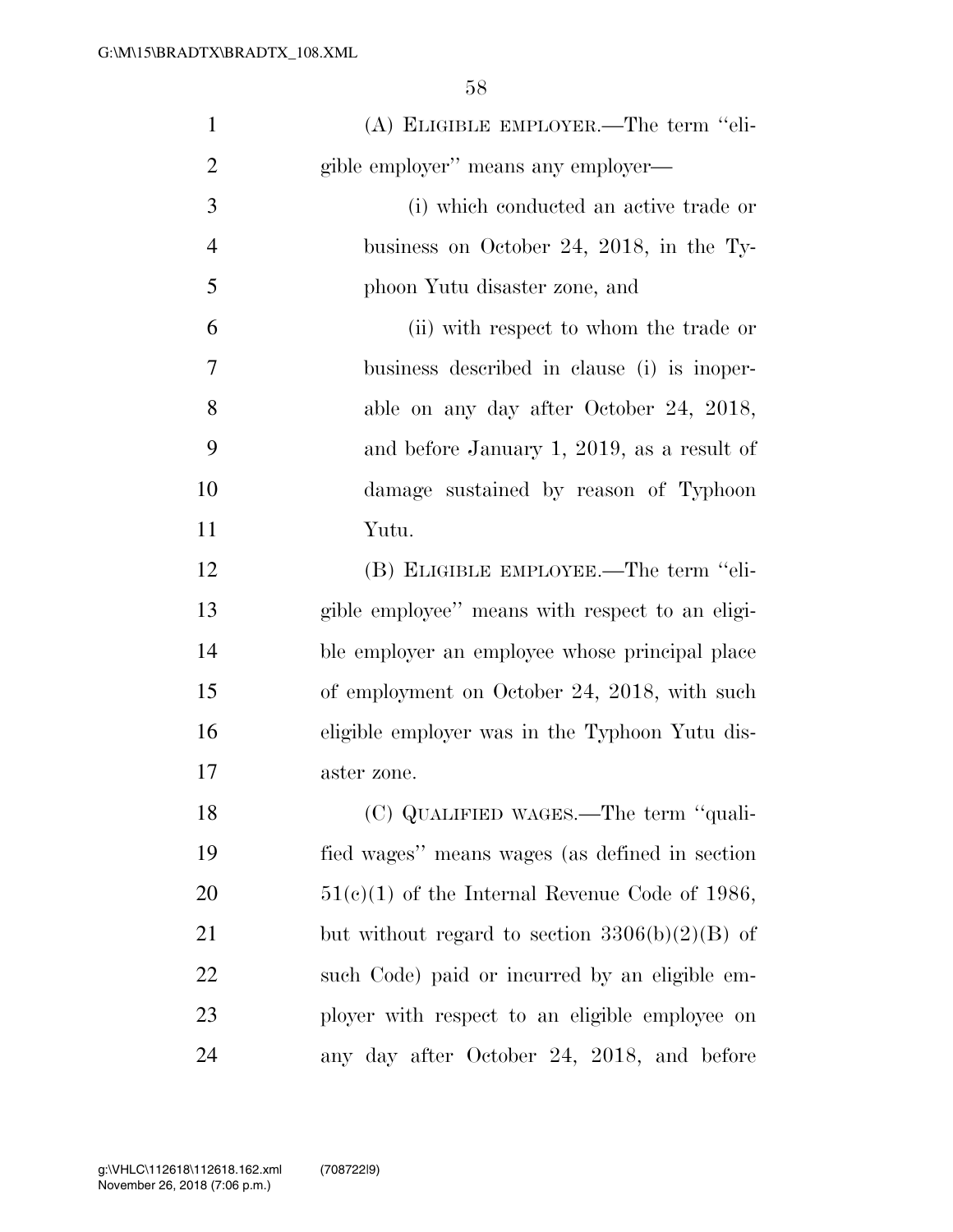(A) ELIGIBLE EMPLOYER.—The term ''eligible employer'' means any employer—

(i) which conducted an active trade or business on October 24, 2018, in the Typhoon Yutu disaster zone, and

(ii) with respect to whom the trade or business described in clause (i) is inoperable on any day after October 24, 2018, and before January 1, 2019, as a result of damage sustained by reason of Typhoon Yutu.

(B) ELIGIBLE EMPLOYEE.—The term ''eligible employee'' means with respect to an eligible employer an employee whose principal place of employment on October 24, 2018, with such eligible employer was in the Typhoon Yutu disaster zone.

(C) QUALIFIED WAGES.—The term ''qualified wages'' means wages (as defined in section 51(c)(1) of the Internal Revenue Code of 1986, but without regard to section 3306(b)(2)(B) of such Code) paid or incurred by an eligible employer with respect to an eligible employee on any day after October 24, 2018, and before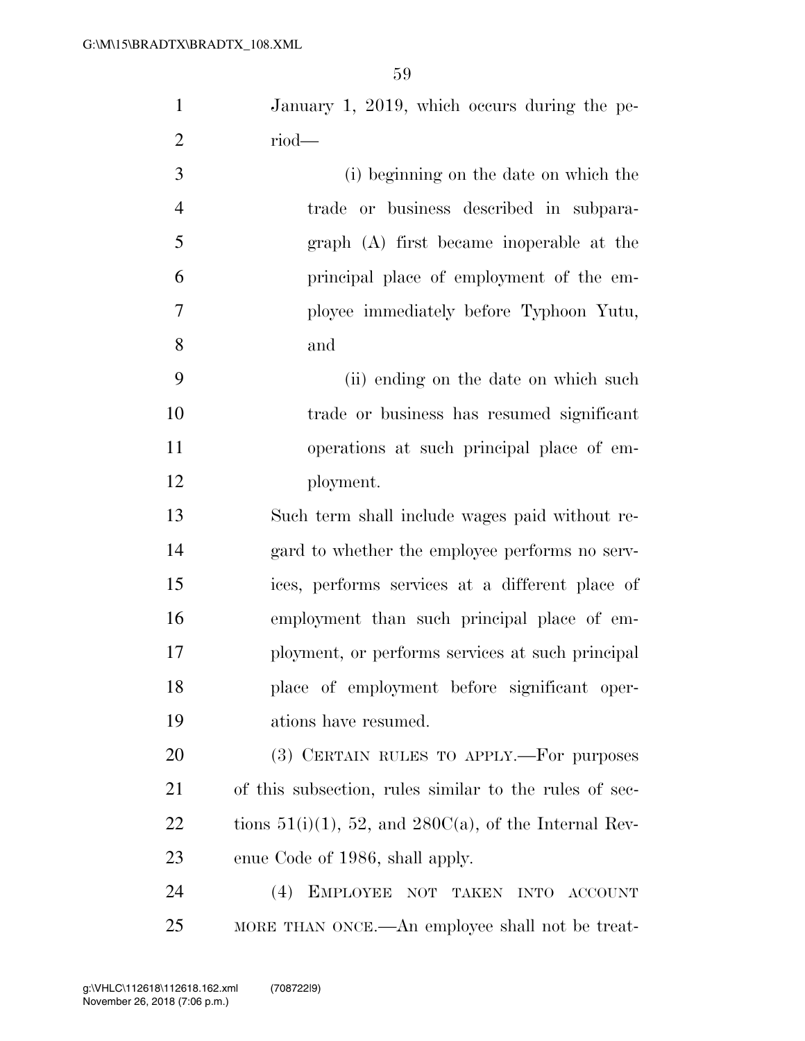January 1, 2019, which occurs during the period—

(i) beginning on the date on which the trade or business described in subparagraph (A) first became inoperable at the principal place of employment of the employee immediately before Typhoon Yutu, and

(ii) ending on the date on which such trade or business has resumed significant operations at such principal place of employment.

Such term shall include wages paid without regard to whether the employee performs no services, performs services at a different place of employment than such principal place of employment, or performs services at such principal place of employment before significant operations have resumed.

(3) CERTAIN RULES TO APPLY.—For purposes of this subsection, rules similar to the rules of sections 51(i)(1), 52, and 280C(a), of the Internal Revenue Code of 1986, shall apply.

(4) EMPLOYEE NOT TAKEN INTO ACCOUNT MORE THAN ONCE.—An employee shall not be treat-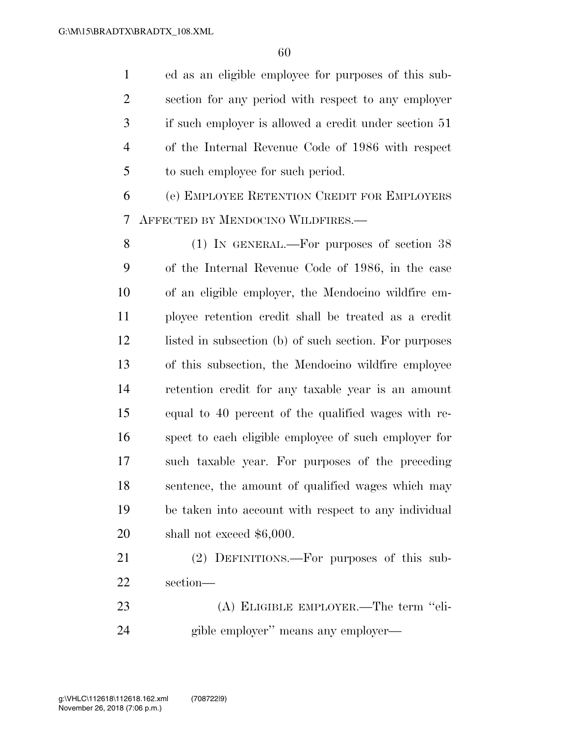ed as an eligible employee for purposes of this subsection for any period with respect to any employer if such employer is allowed a credit under section 51 of the Internal Revenue Code of 1986 with respect to such employee for such period.

(e) EMPLOYEE RETENTION CREDIT FOR EMPLOYERS AFFECTED BY MENDOCINO WILDFIRES.—

(1) IN GENERAL.—For purposes of section 38 of the Internal Revenue Code of 1986, in the case of an eligible employer, the Mendocino wildfire employee retention credit shall be treated as a credit listed in subsection (b) of such section. For purposes of this subsection, the Mendocino wildfire employee retention credit for any taxable year is an amount equal to 40 percent of the qualified wages with respect to each eligible employee of such employer for such taxable year. For purposes of the preceding sentence, the amount of qualified wages which may be taken into account with respect to any individual shall not exceed $6,000.

(2) DEFINITIONS.—For purposes of this subsection—

(A) ELIGIBLE EMPLOYER.—The term ''eligible employer'' means any employer—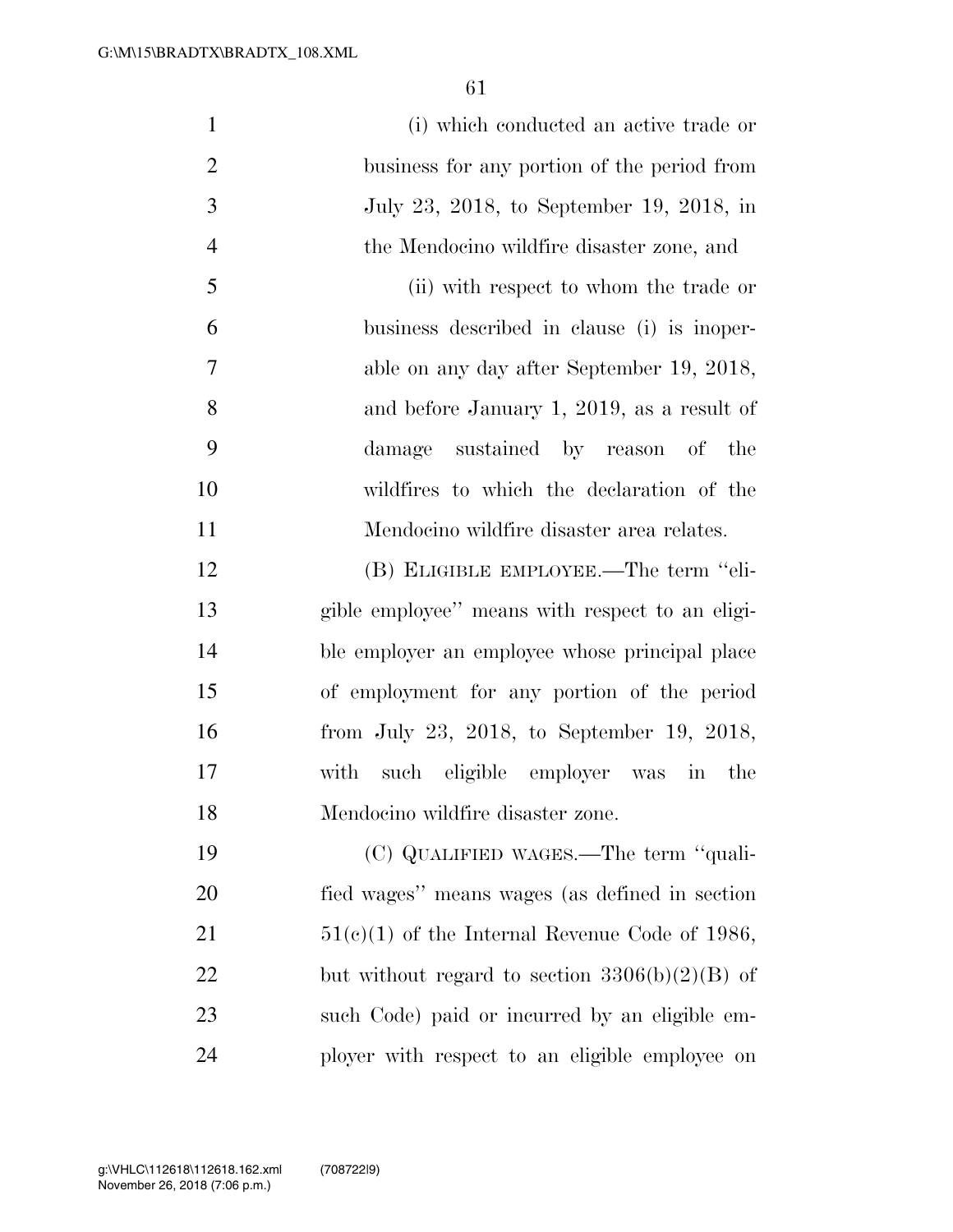(i) which conducted an active trade or business for any portion of the period from July 23, 2018, to September 19, 2018, in the Mendocino wildfire disaster zone, and

(ii) with respect to whom the trade or business described in clause (i) is inoperable on any day after September 19, 2018, and before January 1, 2019, as a result of damage sustained by reason of the wildfires to which the declaration of the Mendocino wildfire disaster area relates.

(B) ELIGIBLE EMPLOYEE.—The term ''eligible employee'' means with respect to an eligible employer an employee whose principal place of employment for any portion of the period from July 23, 2018, to September 19, 2018, with such eligible employer was in the Mendocino wildfire disaster zone.

(C) QUALIFIED WAGES.—The term ''qualified wages'' means wages (as defined in section 51(c)(1) of the Internal Revenue Code of 1986, but without regard to section 3306(b)(2)(B) of such Code) paid or incurred by an eligible employer with respect to an eligible employee on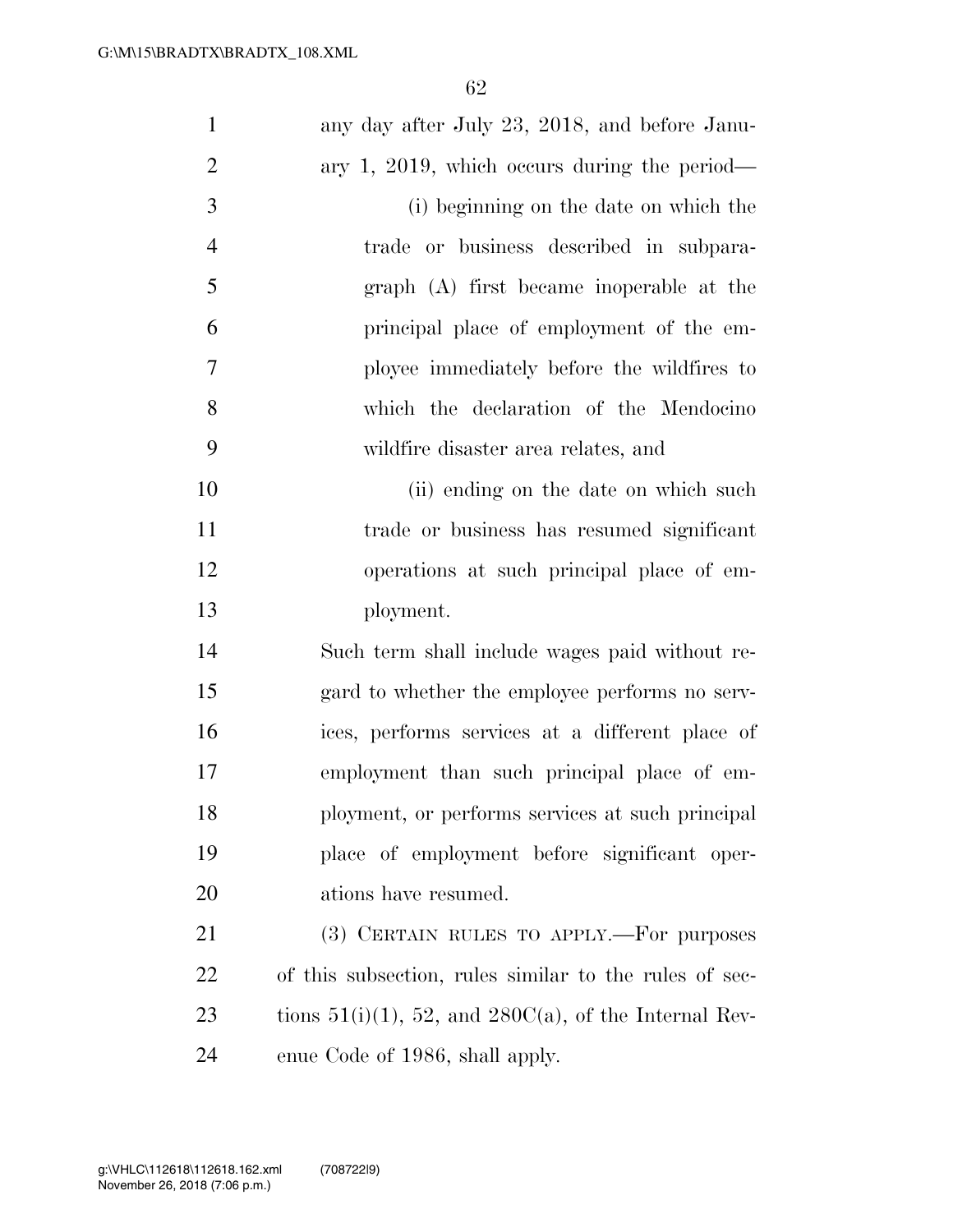any day after July 23, 2018, and before January 1, 2019, which occurs during the period—

(i) beginning on the date on which the trade or business described in subparagraph (A) first became inoperable at the principal place of employment of the employee immediately before the wildfires to which the declaration of the Mendocino wildfire disaster area relates, and

(ii) ending on the date on which such trade or business has resumed significant operations at such principal place of employment.

Such term shall include wages paid without regard to whether the employee performs no services, performs services at a different place of employment than such principal place of employment, or performs services at such principal place of employment before significant operations have resumed.

(3) CERTAIN RULES TO APPLY.—For purposes of this subsection, rules similar to the rules of sections 51(i)(1), 52, and 280C(a), of the Internal Revenue Code of 1986, shall apply.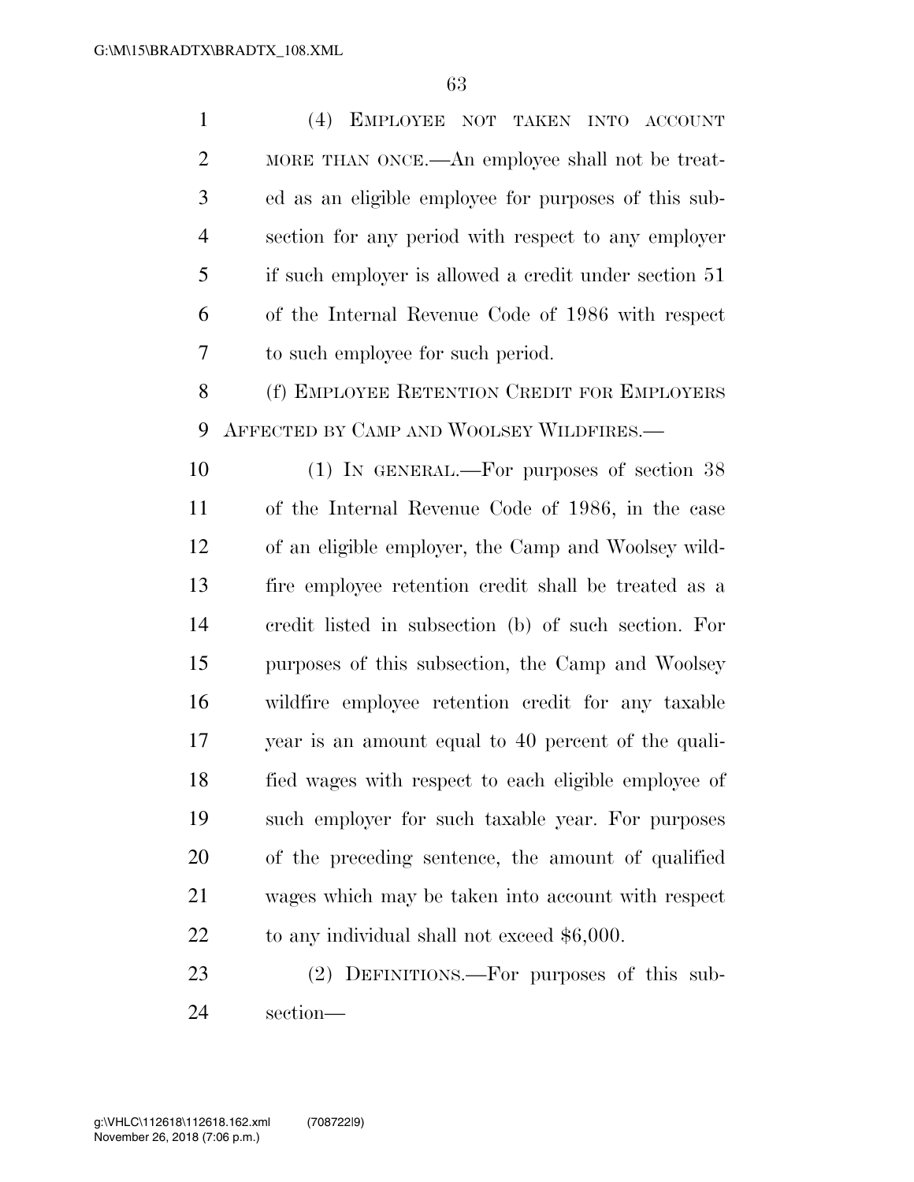(4) EMPLOYEE NOT TAKEN INTO ACCOUNT MORE THAN ONCE.—An employee shall not be treated as an eligible employee for purposes of this subsection for any period with respect to any employer if such employer is allowed a credit under section 51 of the Internal Revenue Code of 1986 with respect to such employee for such period.

(f) EMPLOYEE RETENTION CREDIT FOR EMPLOYERS AFFECTED BY CAMP AND WOOLSEY WILDFIRES.—

(1) IN GENERAL.—For purposes of section 38 of the Internal Revenue Code of 1986, in the case of an eligible employer, the Camp and Woolsey wildfire employee retention credit shall be treated as a credit listed in subsection (b) of such section. For purposes of this subsection, the Camp and Woolsey wildfire employee retention credit for any taxable year is an amount equal to 40 percent of the qualified wages with respect to each eligible employee of such employer for such taxable year. For purposes of the preceding sentence, the amount of qualified wages which may be taken into account with respect to any individual shall not exceed $6,000.

(2) DEFINITIONS.—For purposes of this subsection—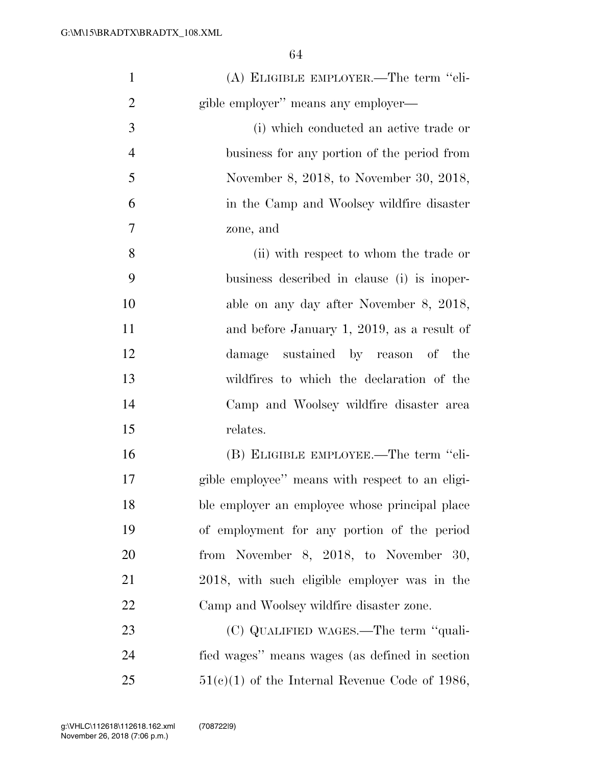(A) ELIGIBLE EMPLOYER.—The term "eligible employer" means any employer—

(i) which conducted an active trade or business for any portion of the period from November 8, 2018, to November 30, 2018, in the Camp and Woolsey wildfire disaster zone, and

(ii) with respect to whom the trade or business described in clause (i) is inoperable on any day after November 8, 2018, and before January 1, 2019, as a result of damage sustained by reason of the wildfires to which the declaration of the Camp and Woolsey wildfire disaster area relates.

(B) ELIGIBLE EMPLOYEE.—The term "eligible employee" means with respect to an eligible employer an employee whose principal place of employment for any portion of the period from November 8, 2018, to November 30, 2018, with such eligible employer was in the Camp and Woolsey wildfire disaster zone.

(C) QUALIFIED WAGES.—The term "qualified wages" means wages (as defined in section 51(c)(1) of the Internal Revenue Code of 1986,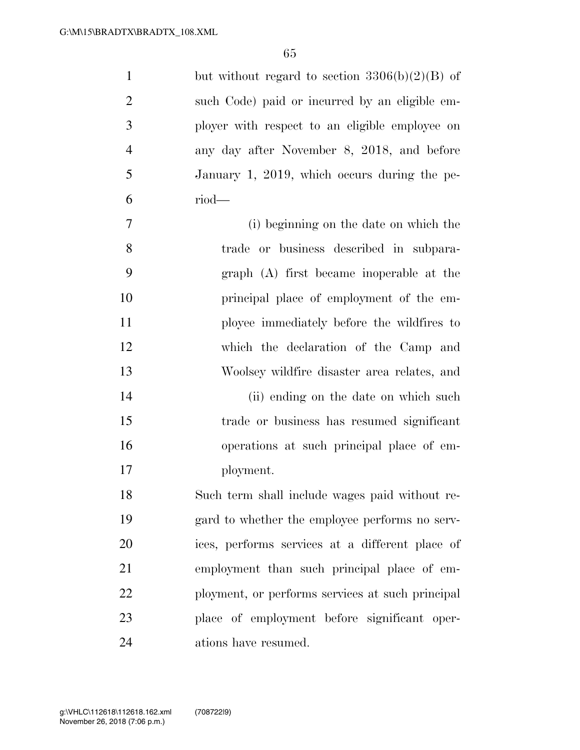but without regard to section 3306(b)(2)(B) of such Code) paid or incurred by an eligible employer with respect to an eligible employee on any day after November 8, 2018, and before January 1, 2019, which occurs during the period—

(i) beginning on the date on which the trade or business described in subparagraph (A) first became inoperable at the principal place of employment of the employee immediately before the wildfires to which the declaration of the Camp and Woolsey wildfire disaster area relates, and

(ii) ending on the date on which such trade or business has resumed significant operations at such principal place of employment.

Such term shall include wages paid without regard to whether the employee performs no services, performs services at a different place of employment than such principal place of employment, or performs services at such principal place of employment before significant operations have resumed.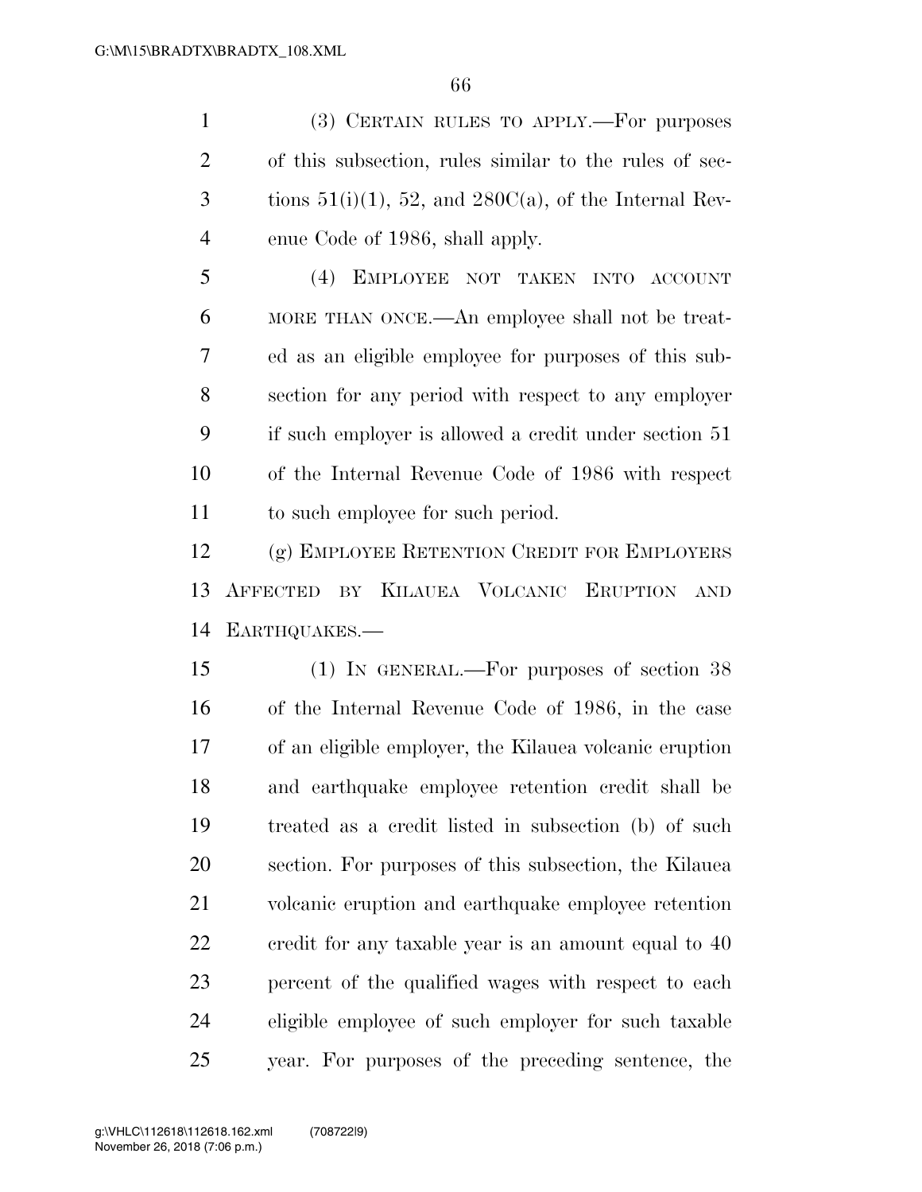(3) CERTAIN RULES TO APPLY.—For purposes of this subsection, rules similar to the rules of sections 51(i)(1), 52, and 280C(a), of the Internal Revenue Code of 1986, shall apply.

(4) EMPLOYEE NOT TAKEN INTO ACCOUNT MORE THAN ONCE.—An employee shall not be treated as an eligible employee for purposes of this subsection for any period with respect to any employer if such employer is allowed a credit under section 51 of the Internal Revenue Code of 1986 with respect to such employee for such period.

(g) EMPLOYEE RETENTION CREDIT FOR EMPLOYERS AFFECTED BY KILAUEA VOLCANIC ERUPTION AND EARTHQUAKES.—

(1) IN GENERAL.—For purposes of section 38 of the Internal Revenue Code of 1986, in the case of an eligible employer, the Kilauea volcanic eruption and earthquake employee retention credit shall be treated as a credit listed in subsection (b) of such section. For purposes of this subsection, the Kilauea volcanic eruption and earthquake employee retention credit for any taxable year is an amount equal to 40 percent of the qualified wages with respect to each eligible employee of such employer for such taxable year. For purposes of the preceding sentence, the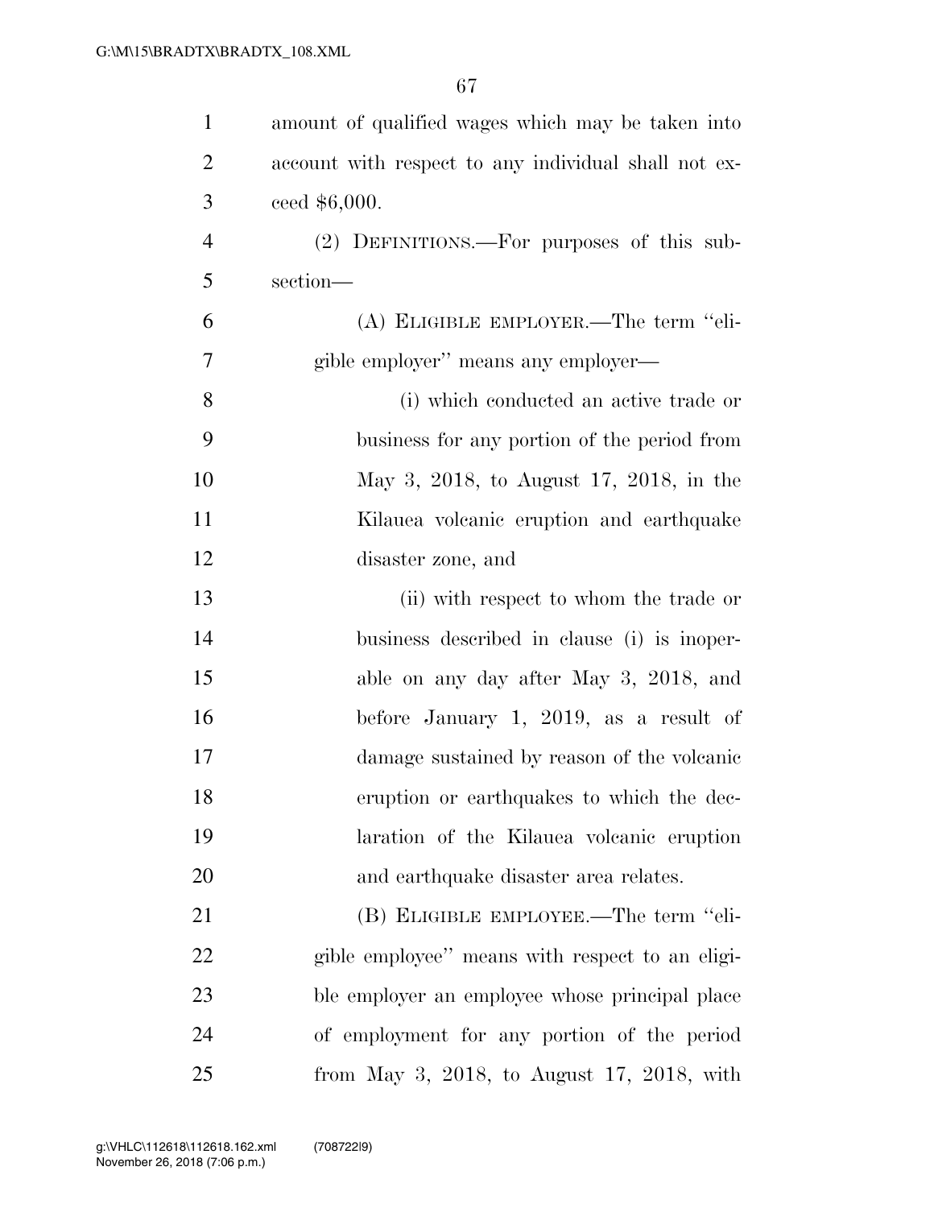amount of qualified wages which may be taken into account with respect to any individual shall not exceed $6,000.

(2) DEFINITIONS.—For purposes of this subsection—

(A) ELIGIBLE EMPLOYER.—The term "eligible employer" means any employer—

(i) which conducted an active trade or business for any portion of the period from May 3, 2018, to August 17, 2018, in the Kilauea volcanic eruption and earthquake disaster zone, and

(ii) with respect to whom the trade or business described in clause (i) is inoperable on any day after May 3, 2018, and before January 1, 2019, as a result of damage sustained by reason of the volcanic eruption or earthquakes to which the declaration of the Kilauea volcanic eruption and earthquake disaster area relates.

(B) ELIGIBLE EMPLOYEE.—The term "eligible employee" means with respect to an eligible employer an employee whose principal place of employment for any portion of the period from May 3, 2018, to August 17, 2018, with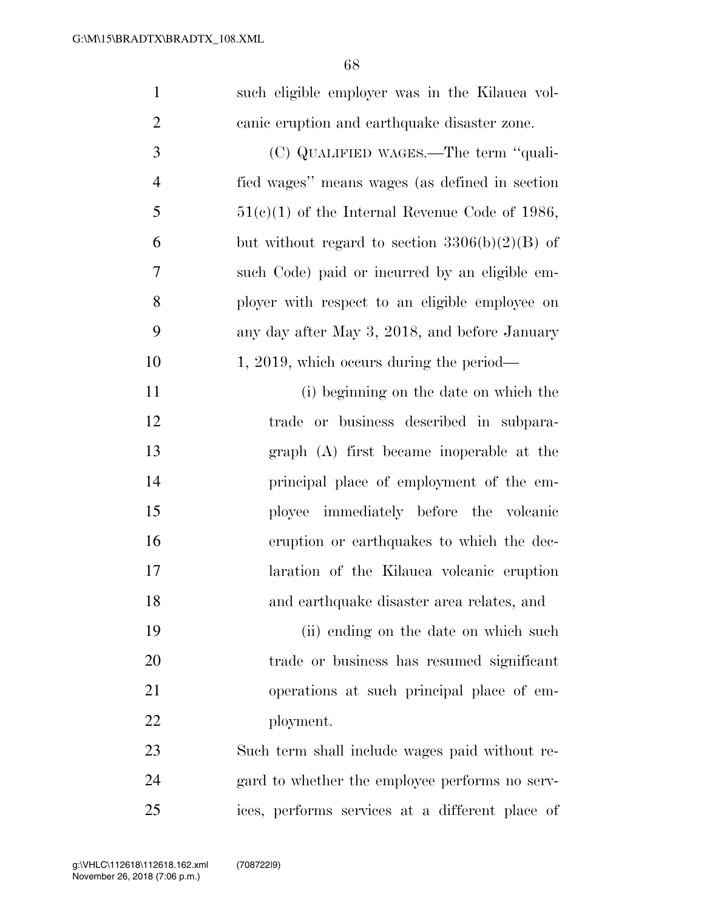such eligible employer was in the Kilauea volcanic eruption and earthquake disaster zone.

(C) QUALIFIED WAGES.—The term ''qualified wages'' means wages (as defined in section 51(c)(1) of the Internal Revenue Code of 1986, but without regard to section 3306(b)(2)(B) of such Code) paid or incurred by an eligible employer with respect to an eligible employee on any day after May 3, 2018, and before January 1, 2019, which occurs during the period—

(i) beginning on the date on which the trade or business described in subparagraph (A) first became inoperable at the principal place of employment of the employee immediately before the volcanic eruption or earthquakes to which the declaration of the Kilauea volcanic eruption and earthquake disaster area relates, and

(ii) ending on the date on which such trade or business has resumed significant operations at such principal place of employment.

Such term shall include wages paid without regard to whether the employee performs no services, performs services at a different place of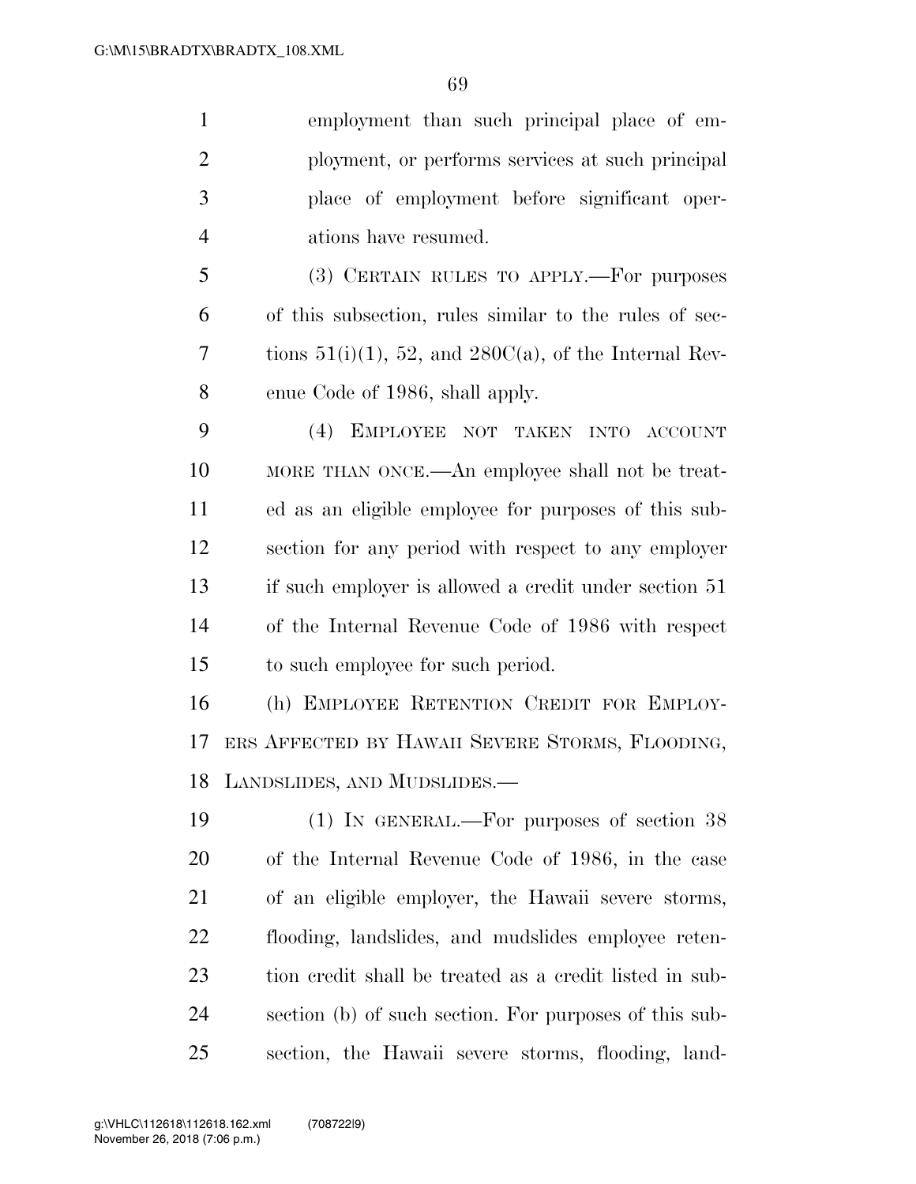employment than such principal place of employment, or performs services at such principal place of employment before significant operations have resumed.

(3) CERTAIN RULES TO APPLY.—For purposes of this subsection, rules similar to the rules of sections 51(i)(1), 52, and 280C(a), of the Internal Revenue Code of 1986, shall apply.

(4) EMPLOYEE NOT TAKEN INTO ACCOUNT MORE THAN ONCE.—An employee shall not be treated as an eligible employee for purposes of this subsection for any period with respect to any employer if such employer is allowed a credit under section 51 of the Internal Revenue Code of 1986 with respect to such employee for such period.

(h) EMPLOYEE RETENTION CREDIT FOR EMPLOYERS AFFECTED BY HAWAII SEVERE STORMS, FLOODING, LANDSLIDES, AND MUDSLIDES.—

(1) IN GENERAL.—For purposes of section 38 of the Internal Revenue Code of 1986, in the case of an eligible employer, the Hawaii severe storms, flooding, landslides, and mudslides employee retention credit shall be treated as a credit listed in subsection (b) of such section. For purposes of this subsection, the Hawaii severe storms, flooding, land-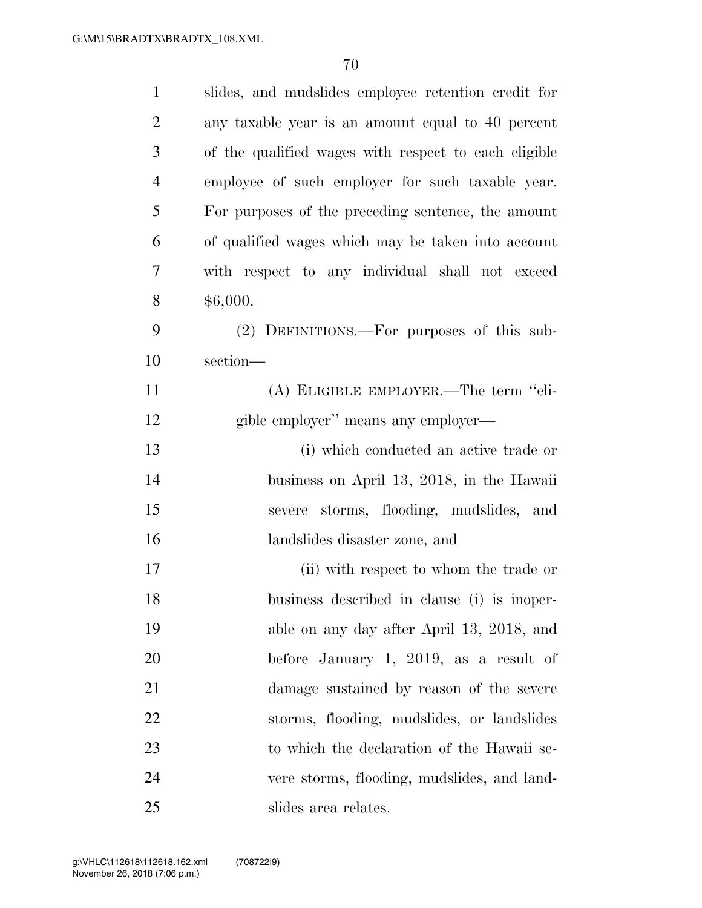slides, and mudslides employee retention credit for any taxable year is an amount equal to 40 percent of the qualified wages with respect to each eligible employee of such employer for such taxable year. For purposes of the preceding sentence, the amount of qualified wages which may be taken into account with respect to any individual shall not exceed $6,000.

(2) DEFINITIONS.—For purposes of this subsection—

(A) ELIGIBLE EMPLOYER.—The term ''eligible employer'' means any employer—

(i) which conducted an active trade or business on April 13, 2018, in the Hawaii severe storms, flooding, mudslides, and landslides disaster zone, and

(ii) with respect to whom the trade or business described in clause (i) is inoperable on any day after April 13, 2018, and before January 1, 2019, as a result of damage sustained by reason of the severe storms, flooding, mudslides, or landslides to which the declaration of the Hawaii severe storms, flooding, mudslides, and landslides area relates.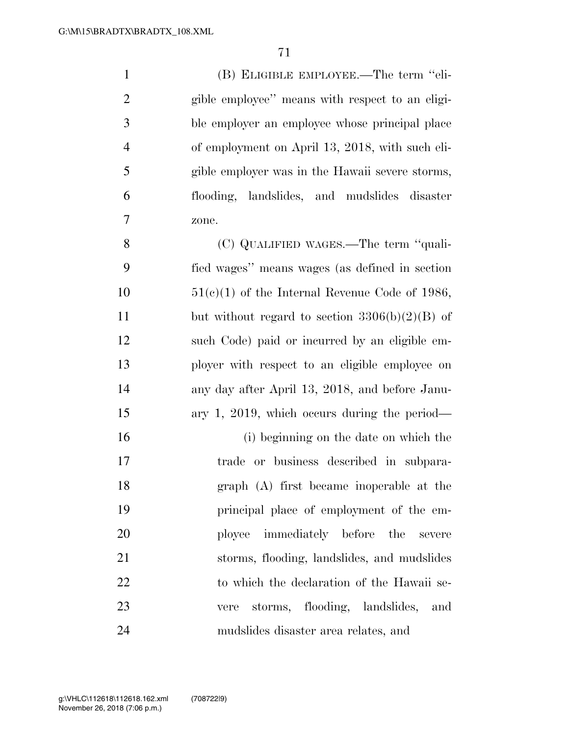(B) ELIGIBLE EMPLOYEE.—The term ''eligible employee'' means with respect to an eligible employer an employee whose principal place of employment on April 13, 2018, with such eligible employer was in the Hawaii severe storms, flooding, landslides, and mudslides disaster zone.

(C) QUALIFIED WAGES.—The term ''qualified wages'' means wages (as defined in section 51(c)(1) of the Internal Revenue Code of 1986, but without regard to section 3306(b)(2)(B) of such Code) paid or incurred by an eligible employer with respect to an eligible employee on any day after April 13, 2018, and before January 1, 2019, which occurs during the period—

(i) beginning on the date on which the trade or business described in subparagraph (A) first became inoperable at the principal place of employment of the employee immediately before the severe storms, flooding, landslides, and mudslides to which the declaration of the Hawaii severe storms, flooding, landslides, and mudslides disaster area relates, and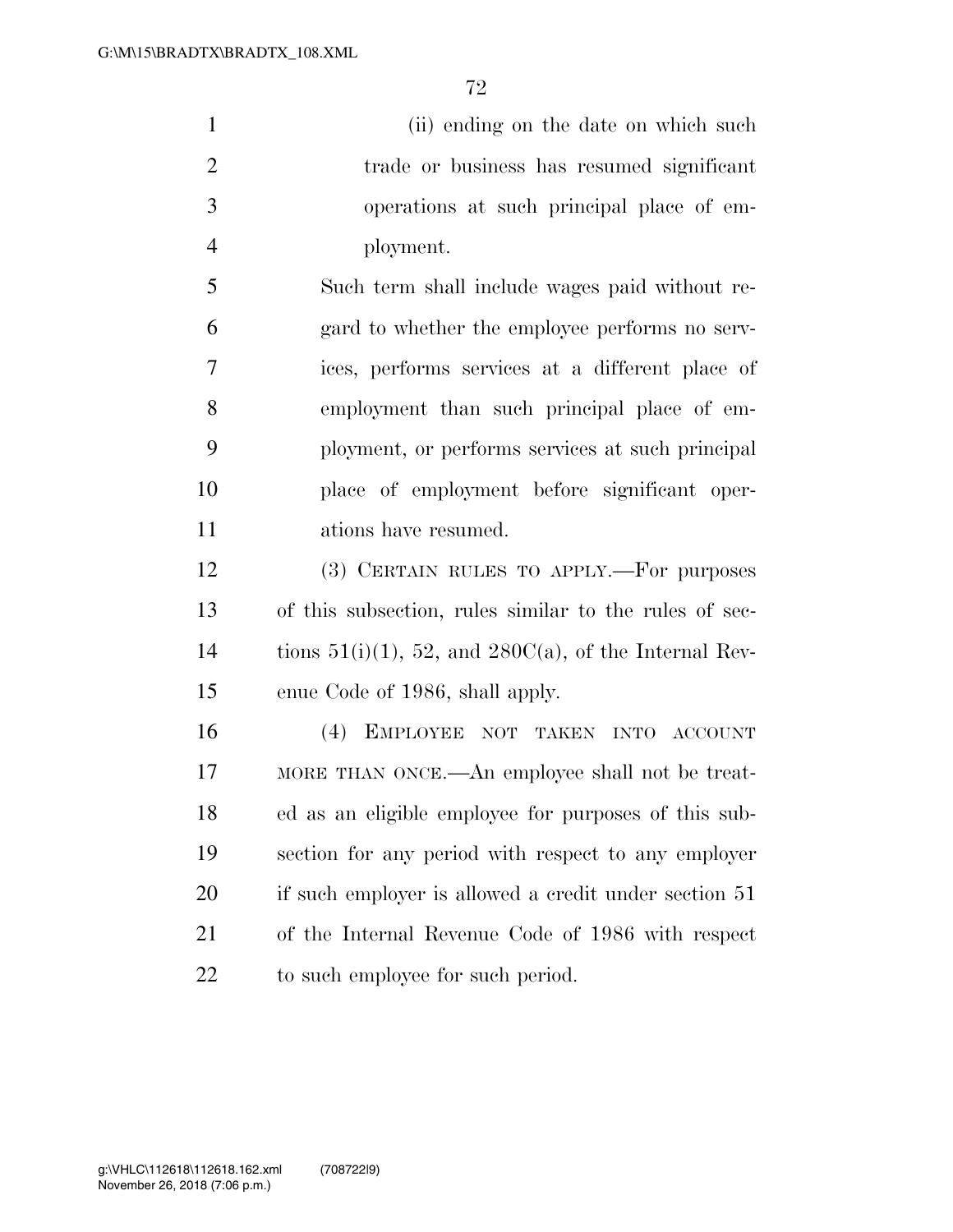(ii) ending on the date on which such trade or business has resumed significant operations at such principal place of employment.

Such term shall include wages paid without regard to whether the employee performs no services, performs services at a different place of employment than such principal place of employment, or performs services at such principal place of employment before significant operations have resumed.

(3) CERTAIN RULES TO APPLY.—For purposes of this subsection, rules similar to the rules of sections 51(i)(1), 52, and 280C(a), of the Internal Revenue Code of 1986, shall apply.

(4) EMPLOYEE NOT TAKEN INTO ACCOUNT MORE THAN ONCE.—An employee shall not be treated as an eligible employee for purposes of this subsection for any period with respect to any employer if such employer is allowed a credit under section 51 of the Internal Revenue Code of 1986 with respect to such employee for such period.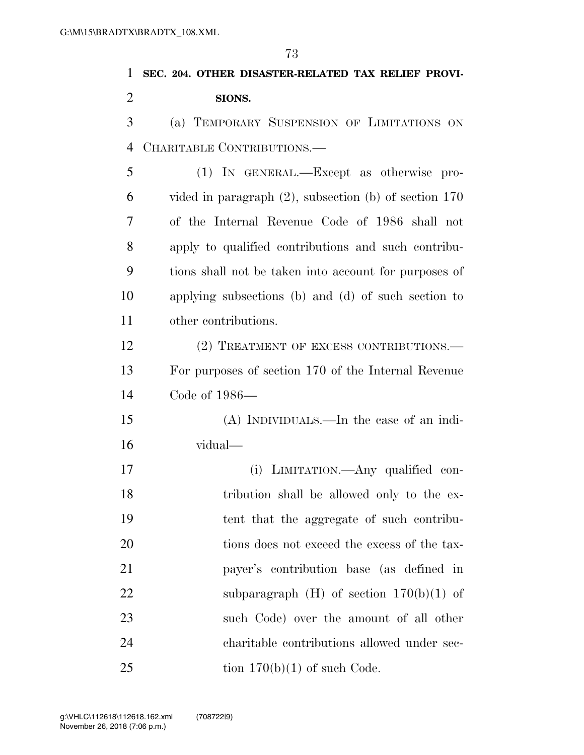**SEC. 204. OTHER DISASTER-RELATED TAX RELIEF PROVISIONS.**

(a) TEMPORARY SUSPENSION OF LIMITATIONS ON CHARITABLE CONTRIBUTIONS.—

(1) IN GENERAL.—Except as otherwise provided in paragraph (2), subsection (b) of section 170 of the Internal Revenue Code of 1986 shall not apply to qualified contributions and such contributions shall not be taken into account for purposes of applying subsections (b) and (d) of such section to other contributions.

(2) TREATMENT OF EXCESS CONTRIBUTIONS.— For purposes of section 170 of the Internal Revenue Code of 1986—

(A) INDIVIDUALS.—In the case of an individual—

(i) LIMITATION.—Any qualified contribution shall be allowed only to the extent that the aggregate of such contributions does not exceed the excess of the taxpayer's contribution base (as defined in subparagraph (H) of section 170(b)(1) of such Code) over the amount of all other charitable contributions allowed under section 170(b)(1) of such Code.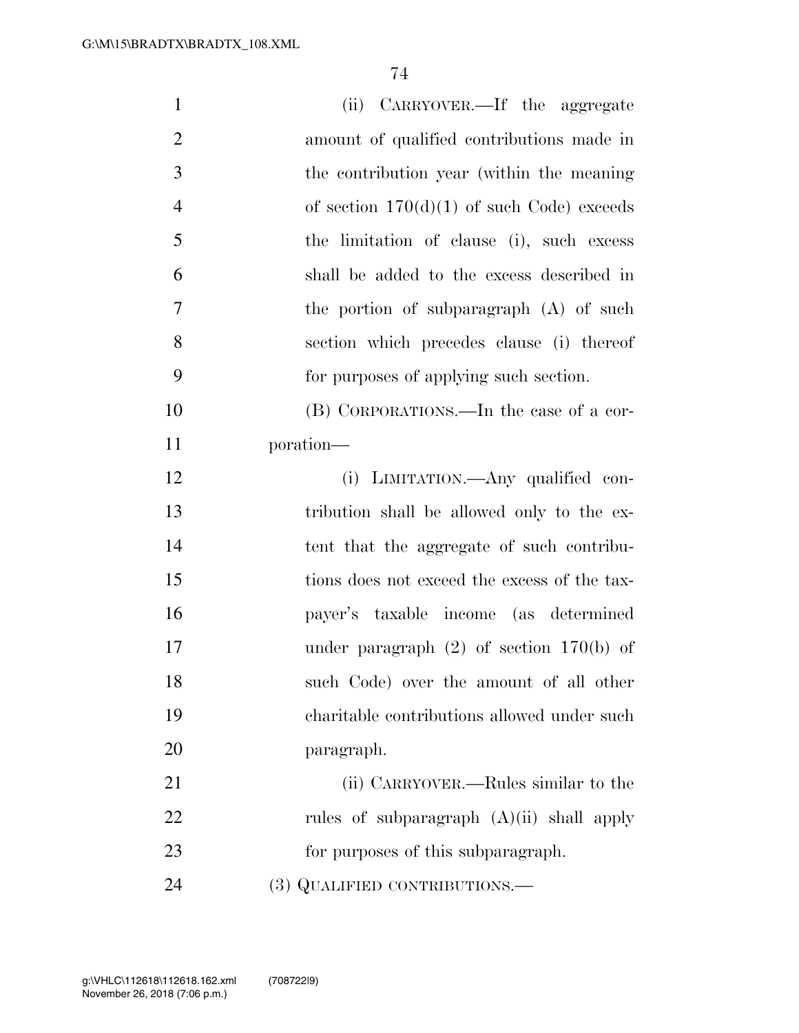(ii) CARRYOVER.—If the aggregate amount of qualified contributions made in the contribution year (within the meaning of section 170(d)(1) of such Code) exceeds the limitation of clause (i), such excess shall be added to the excess described in the portion of subparagraph (A) of such section which precedes clause (i) thereof for purposes of applying such section.

(B) CORPORATIONS.—In the case of a corporation—

(i) LIMITATION.—Any qualified contribution shall be allowed only to the extent that the aggregate of such contributions does not exceed the excess of the taxpayer's taxable income (as determined under paragraph (2) of section 170(b) of such Code) over the amount of all other charitable contributions allowed under such paragraph.

(ii) CARRYOVER.—Rules similar to the rules of subparagraph (A)(ii) shall apply for purposes of this subparagraph.

(3) QUALIFIED CONTRIBUTIONS.—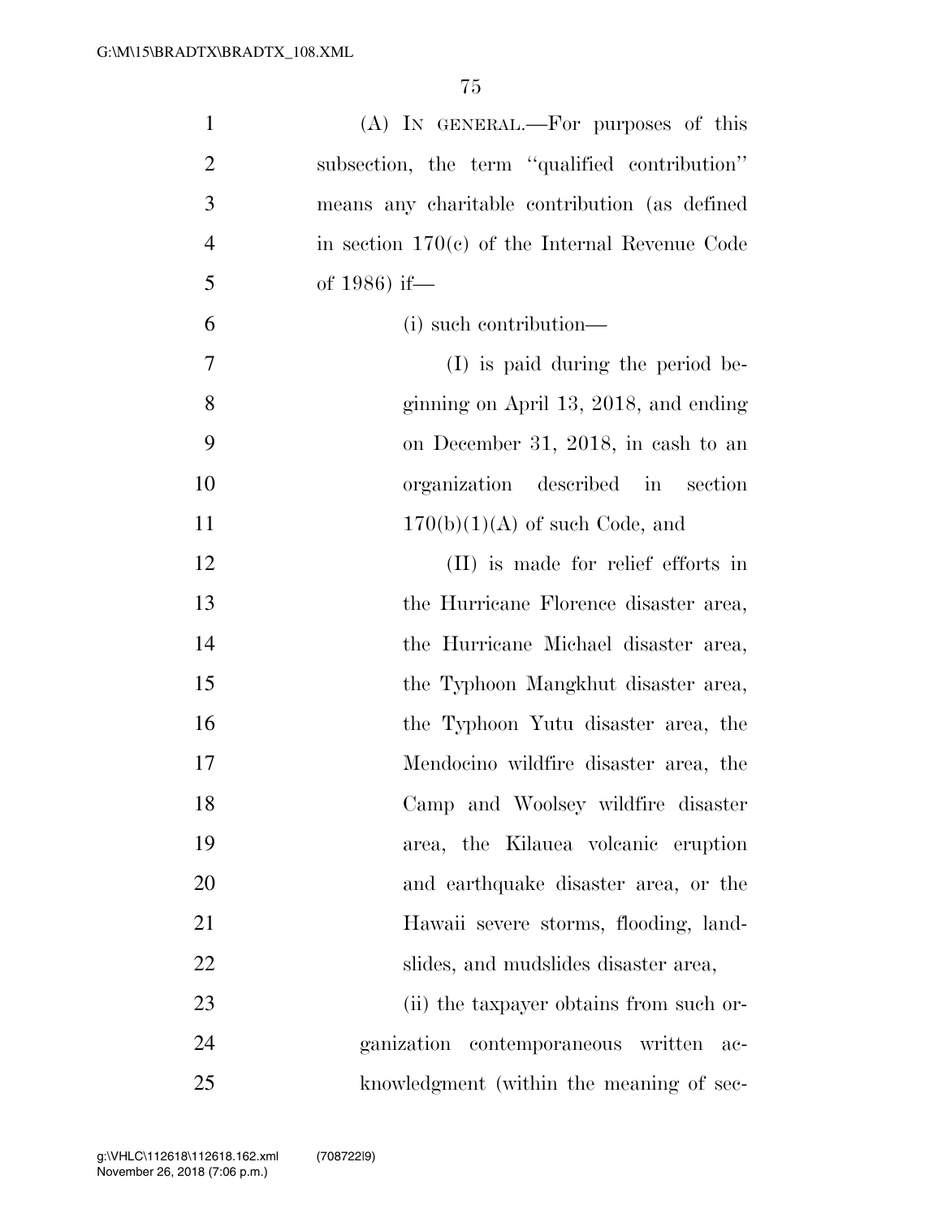(A) IN GENERAL.—For purposes of this subsection, the term ''qualified contribution'' means any charitable contribution (as defined in section 170(c) of the Internal Revenue Code of 1986) if—

(i) such contribution—

(I) is paid during the period beginning on April 13, 2018, and ending on December 31, 2018, in cash to an organization described in section 170(b)(1)(A) of such Code, and

(II) is made for relief efforts in the Hurricane Florence disaster area, the Hurricane Michael disaster area, the Typhoon Mangkhut disaster area, the Typhoon Yutu disaster area, the Mendocino wildfire disaster area, the Camp and Woolsey wildfire disaster area, the Kilauea volcanic eruption and earthquake disaster area, or the Hawaii severe storms, flooding, landslides, and mudslides disaster area,

(ii) the taxpayer obtains from such organization contemporaneous written acknowledgment (within the meaning of sec-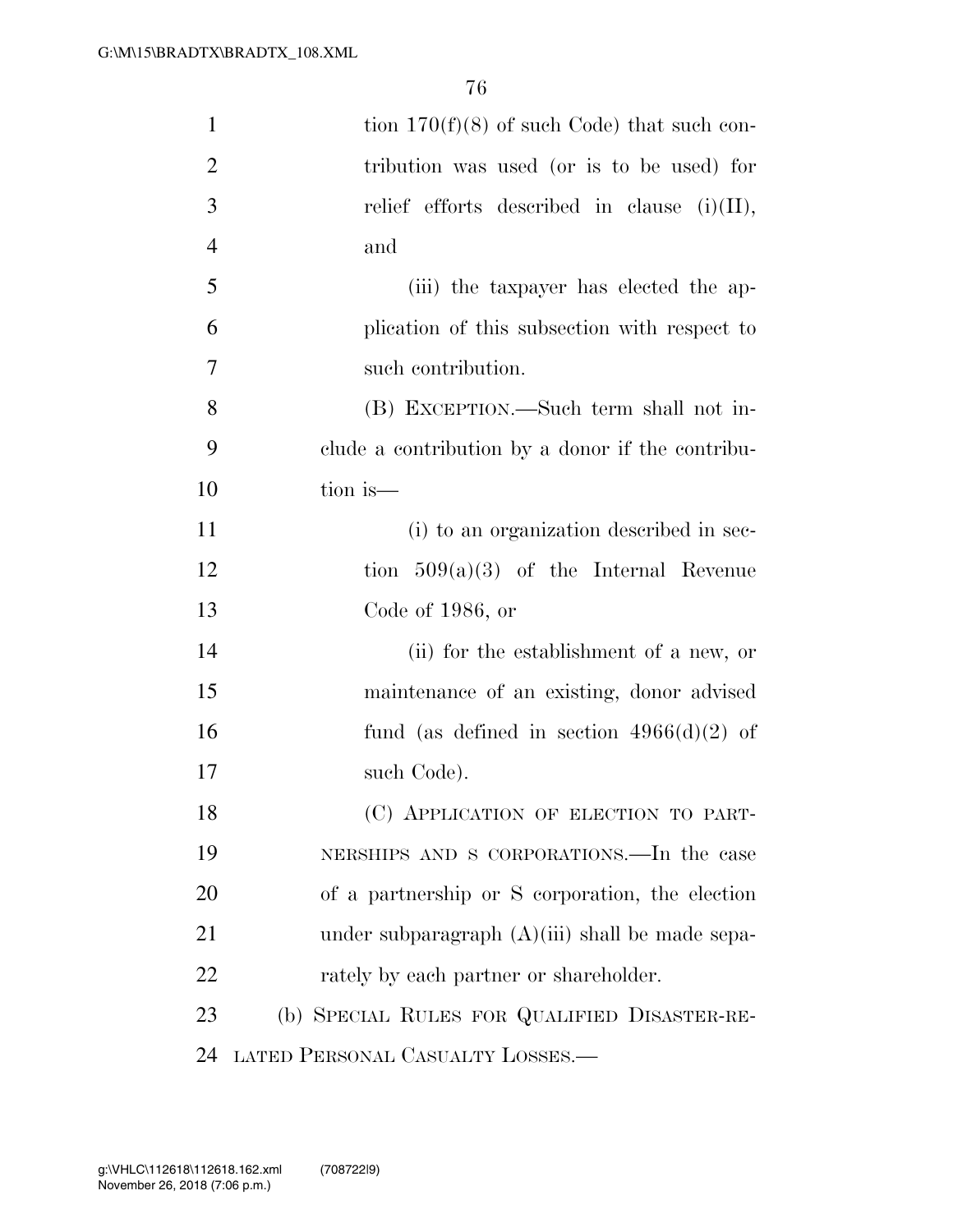tion 170(f)(8) of such Code) that such contribution was used (or is to be used) for relief efforts described in clause (i)(II), and

(iii) the taxpayer has elected the application of this subsection with respect to such contribution.

(B) EXCEPTION.—Such term shall not include a contribution by a donor if the contribution is—

(i) to an organization described in section 509(a)(3) of the Internal Revenue Code of 1986, or

(ii) for the establishment of a new, or maintenance of an existing, donor advised fund (as defined in section 4966(d)(2) of such Code).

(C) APPLICATION OF ELECTION TO PARTNERSHIPS AND S CORPORATIONS.—In the case of a partnership or S corporation, the election under subparagraph (A)(iii) shall be made separately by each partner or shareholder.

(b) SPECIAL RULES FOR QUALIFIED DISASTER-RELATED PERSONAL CASUALTY LOSSES.—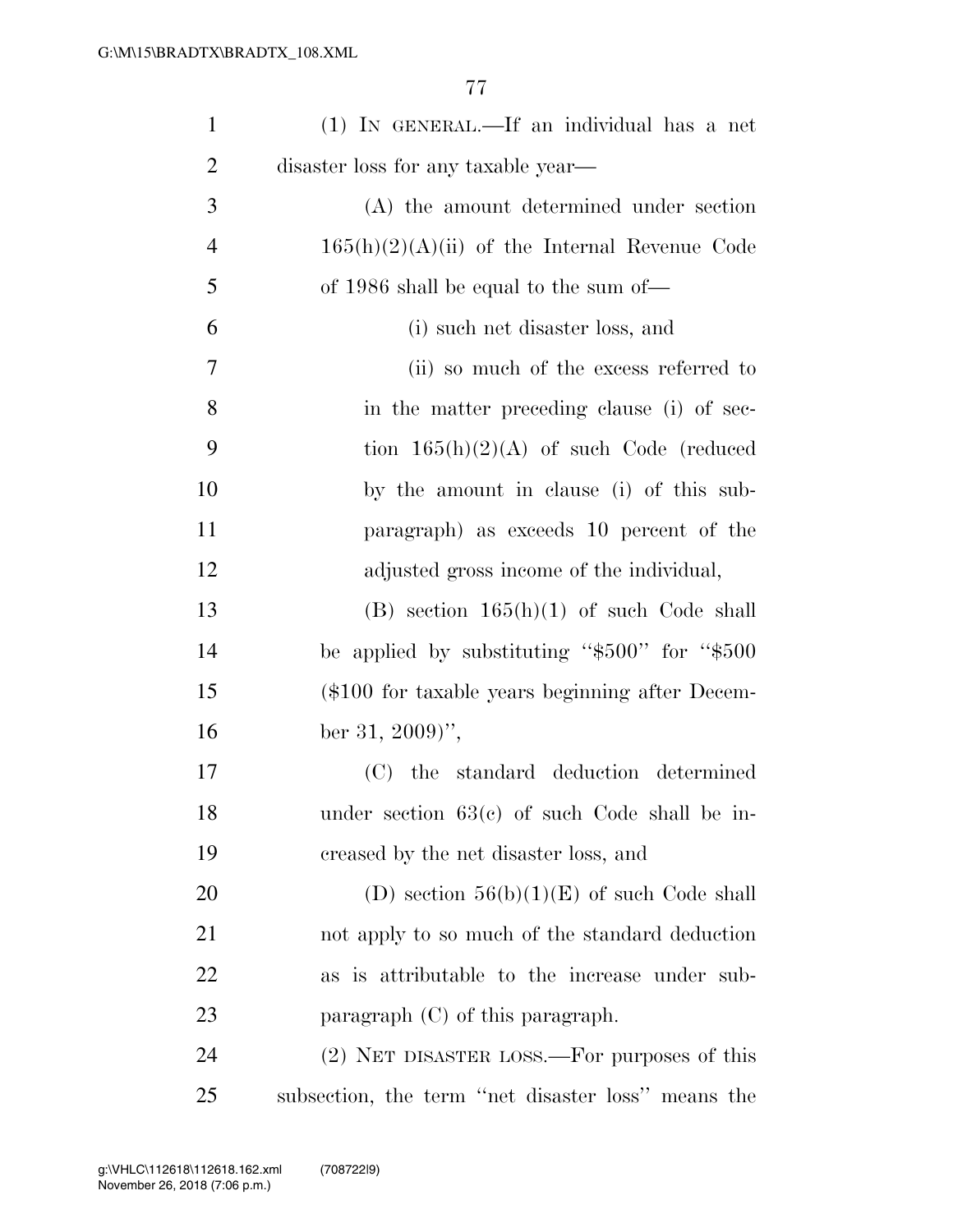(1) IN GENERAL.—If an individual has a net disaster loss for any taxable year—

(A) the amount determined under section 165(h)(2)(A)(ii) of the Internal Revenue Code of 1986 shall be equal to the sum of—

(i) such net disaster loss, and

(ii) so much of the excess referred to in the matter preceding clause (i) of section 165(h)(2)(A) of such Code (reduced by the amount in clause (i) of this subparagraph) as exceeds 10 percent of the adjusted gross income of the individual,

(B) section 165(h)(1) of such Code shall be applied by substituting ''$500'' for ''$500 ($100 for taxable years beginning after December 31, 2009)'',

(C) the standard deduction determined under section 63(c) of such Code shall be increased by the net disaster loss, and

(D) section 56(b)(1)(E) of such Code shall not apply to so much of the standard deduction as is attributable to the increase under subparagraph (C) of this paragraph.

(2) NET DISASTER LOSS.—For purposes of this subsection, the term ''net disaster loss'' means the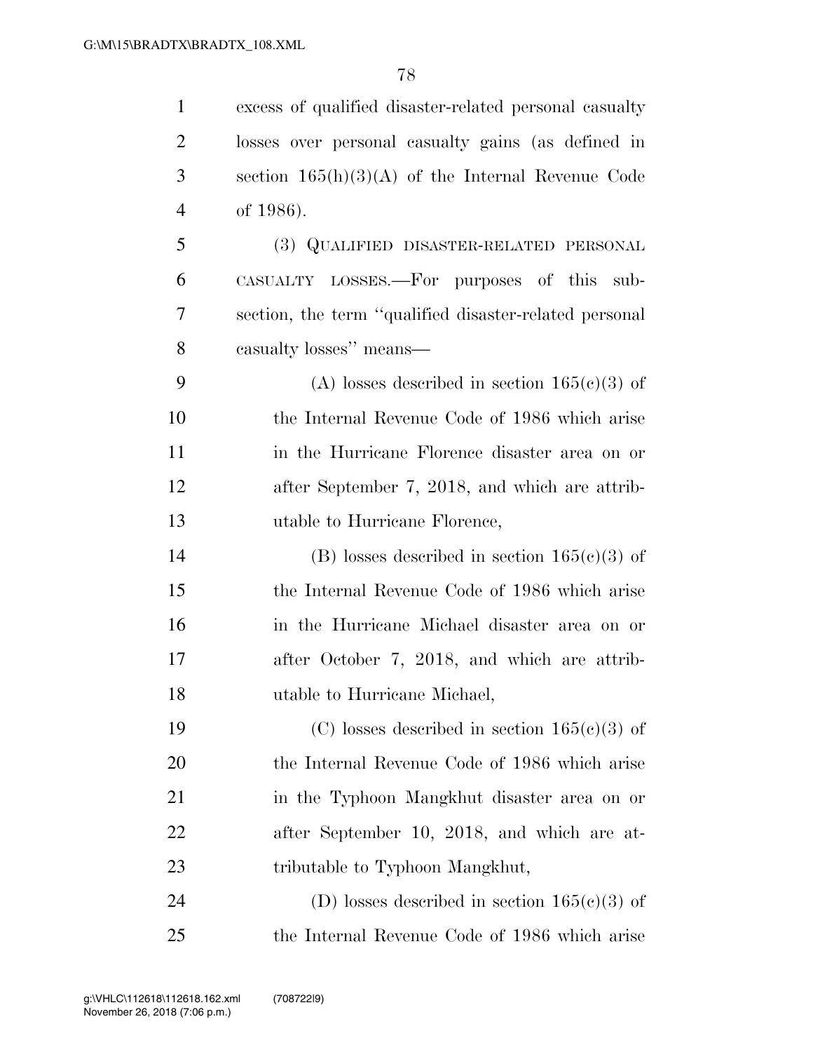excess of qualified disaster-related personal casualty losses over personal casualty gains (as defined in section 165(h)(3)(A) of the Internal Revenue Code of 1986).

(3) QUALIFIED DISASTER-RELATED PERSONAL CASUALTY LOSSES.—For purposes of this subsection, the term ''qualified disaster-related personal casualty losses'' means—

(A) losses described in section 165(c)(3) of the Internal Revenue Code of 1986 which arise in the Hurricane Florence disaster area on or after September 7, 2018, and which are attributable to Hurricane Florence,

(B) losses described in section 165(c)(3) of the Internal Revenue Code of 1986 which arise in the Hurricane Michael disaster area on or after October 7, 2018, and which are attributable to Hurricane Michael,

(C) losses described in section 165(c)(3) of the Internal Revenue Code of 1986 which arise in the Typhoon Mangkhut disaster area on or after September 10, 2018, and which are attributable to Typhoon Mangkhut,

(D) losses described in section 165(c)(3) of the Internal Revenue Code of 1986 which arise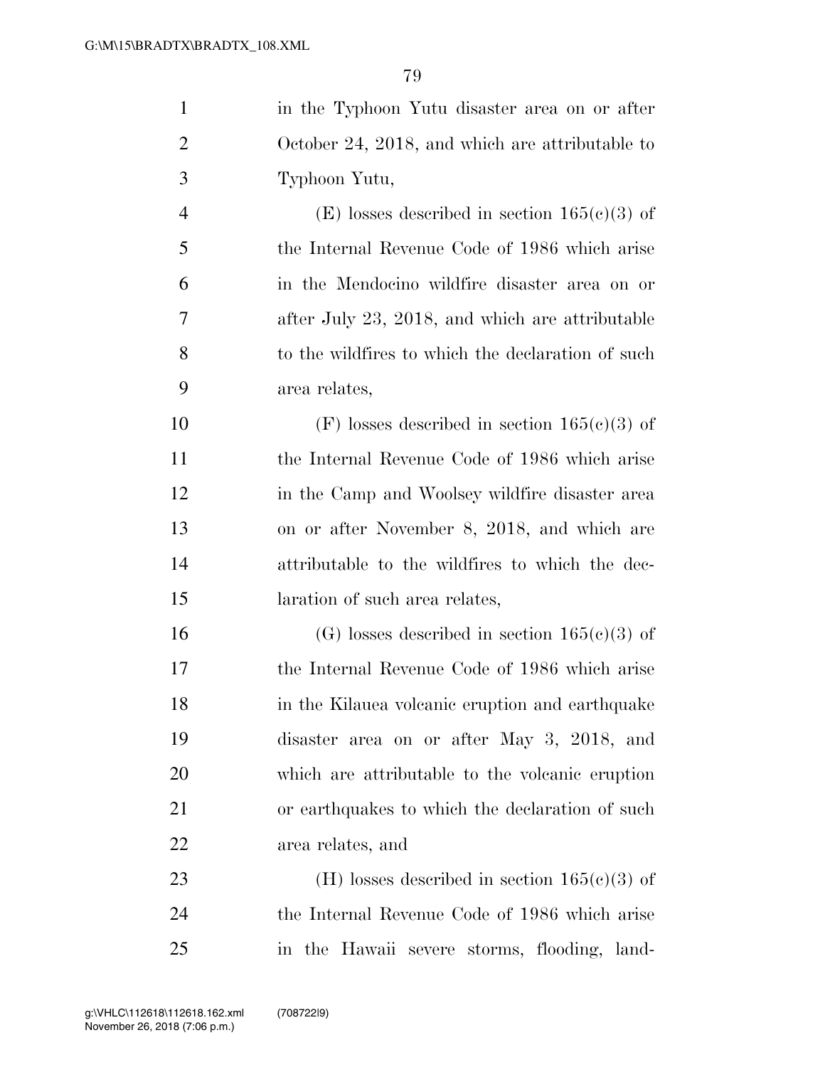in the Typhoon Yutu disaster area on or after October 24, 2018, and which are attributable to Typhoon Yutu,

(E) losses described in section 165(c)(3) of the Internal Revenue Code of 1986 which arise in the Mendocino wildfire disaster area on or after July 23, 2018, and which are attributable to the wildfires to which the declaration of such area relates,

(F) losses described in section 165(c)(3) of the Internal Revenue Code of 1986 which arise in the Camp and Woolsey wildfire disaster area on or after November 8, 2018, and which are attributable to the wildfires to which the declaration of such area relates,

(G) losses described in section 165(c)(3) of the Internal Revenue Code of 1986 which arise in the Kilauea volcanic eruption and earthquake disaster area on or after May 3, 2018, and which are attributable to the volcanic eruption or earthquakes to which the declaration of such area relates, and

(H) losses described in section 165(c)(3) of the Internal Revenue Code of 1986 which arise in the Hawaii severe storms, flooding, land-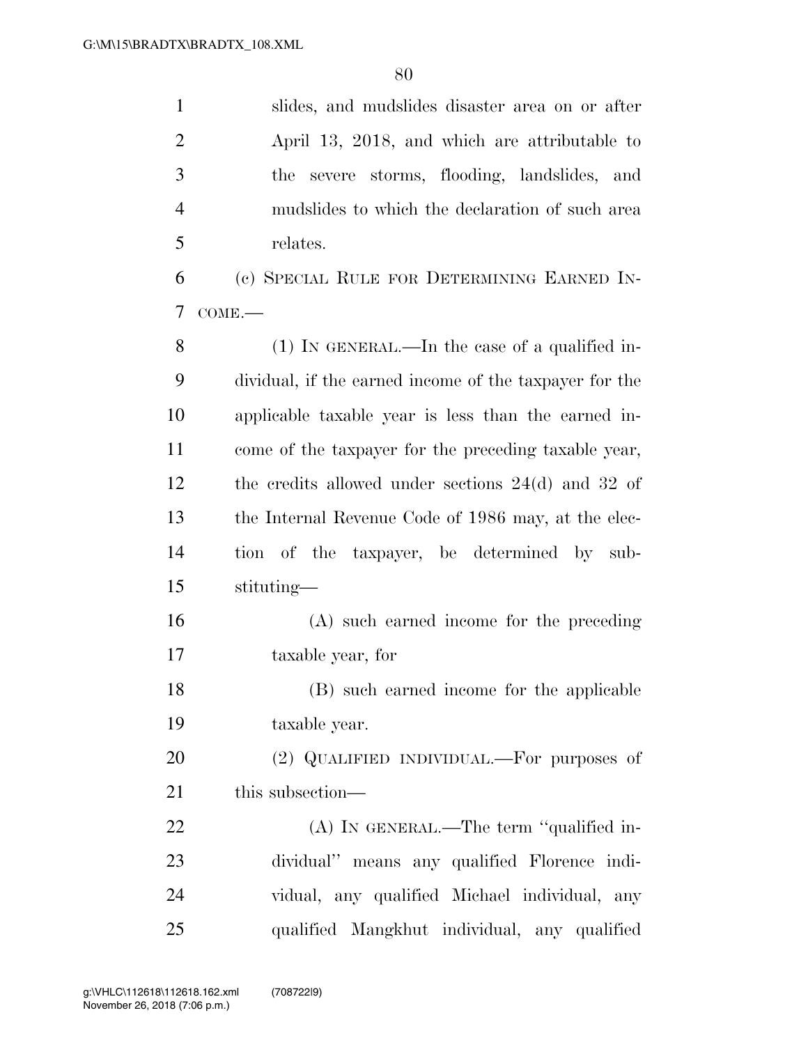slides, and mudslides disaster area on or after April 13, 2018, and which are attributable to the severe storms, flooding, landslides, and mudslides to which the declaration of such area relates.

(c) SPECIAL RULE FOR DETERMINING EARNED INCOME.—

(1) IN GENERAL.—In the case of a qualified individual, if the earned income of the taxpayer for the applicable taxable year is less than the earned income of the taxpayer for the preceding taxable year, the credits allowed under sections 24(d) and 32 of the Internal Revenue Code of 1986 may, at the election of the taxpayer, be determined by substituting—

(A) such earned income for the preceding taxable year, for

(B) such earned income for the applicable taxable year.

(2) QUALIFIED INDIVIDUAL.—For purposes of this subsection—

(A) IN GENERAL.—The term ''qualified individual'' means any qualified Florence individual, any qualified Michael individual, any qualified Mangkhut individual, any qualified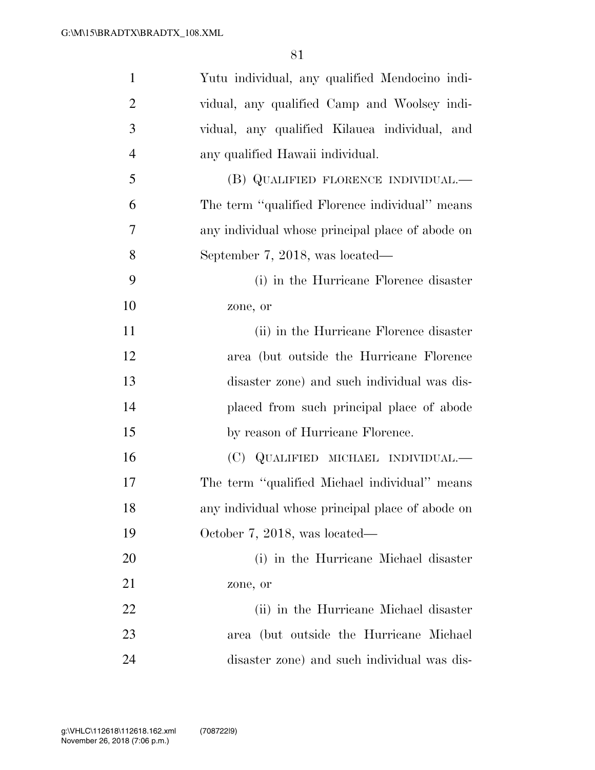Yutu individual, any qualified Mendocino individual, any qualified Camp and Woolsey individual, any qualified Kilauea individual, and any qualified Hawaii individual.

(B) QUALIFIED FLORENCE INDIVIDUAL.—The term "qualified Florence individual" means any individual whose principal place of abode on September 7, 2018, was located—

(i) in the Hurricane Florence disaster zone, or

(ii) in the Hurricane Florence disaster area (but outside the Hurricane Florence disaster zone) and such individual was displaced from such principal place of abode by reason of Hurricane Florence.

(C) QUALIFIED MICHAEL INDIVIDUAL.—The term "qualified Michael individual" means any individual whose principal place of abode on October 7, 2018, was located—

(i) in the Hurricane Michael disaster zone, or

(ii) in the Hurricane Michael disaster area (but outside the Hurricane Michael disaster zone) and such individual was dis-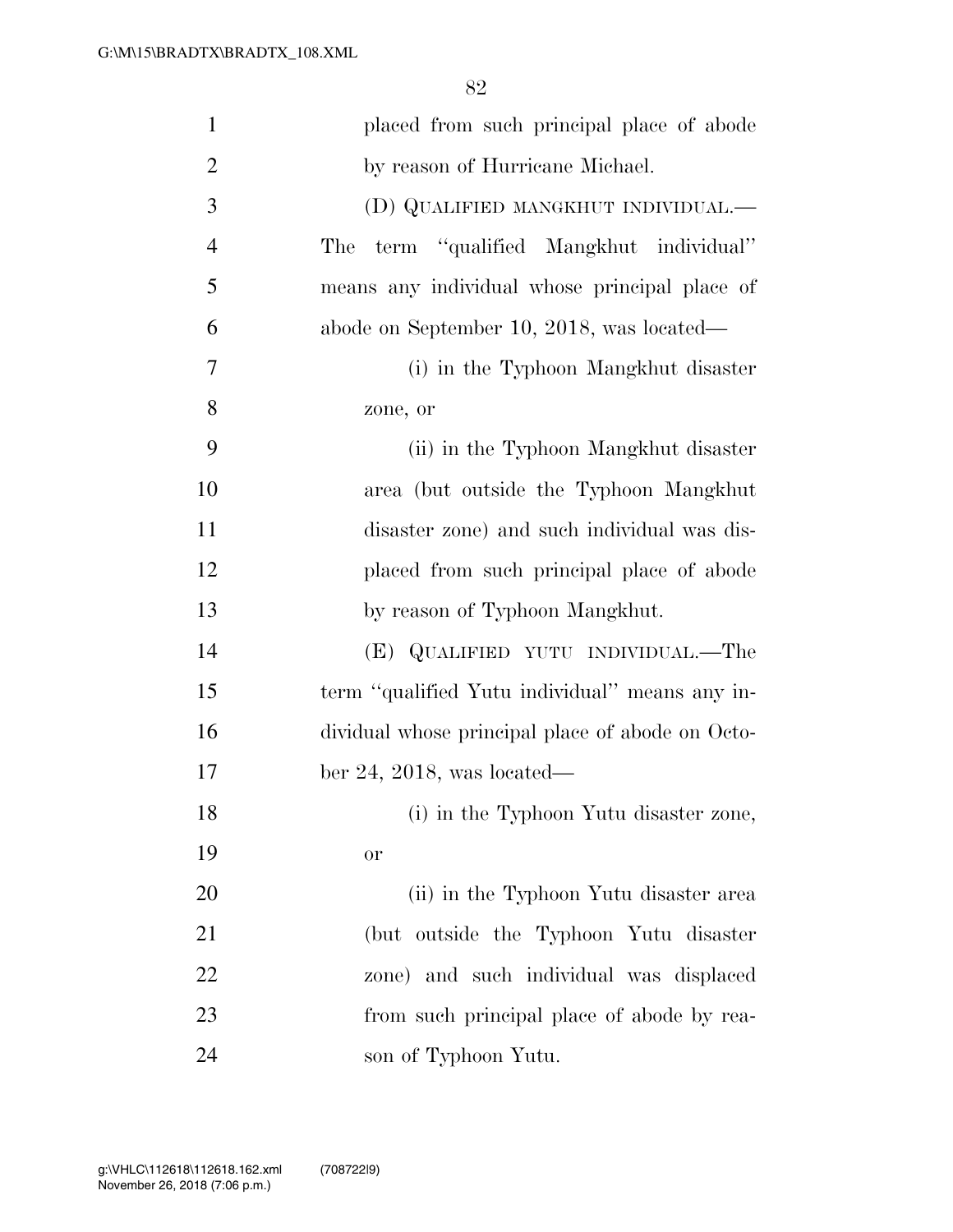placed from such principal place of abode by reason of Hurricane Michael.

(D) QUALIFIED MANGKHUT INDIVIDUAL.—The term ‘‘qualified Mangkhut individual’’ means any individual whose principal place of abode on September 10, 2018, was located—

(i) in the Typhoon Mangkhut disaster zone, or

(ii) in the Typhoon Mangkhut disaster area (but outside the Typhoon Mangkhut disaster zone) and such individual was displaced from such principal place of abode by reason of Typhoon Mangkhut.

(E) QUALIFIED YUTU INDIVIDUAL.—The term ‘‘qualified Yutu individual’’ means any individual whose principal place of abode on October 24, 2018, was located—

(i) in the Typhoon Yutu disaster zone, or

(ii) in the Typhoon Yutu disaster area (but outside the Typhoon Yutu disaster zone) and such individual was displaced from such principal place of abode by reason of Typhoon Yutu.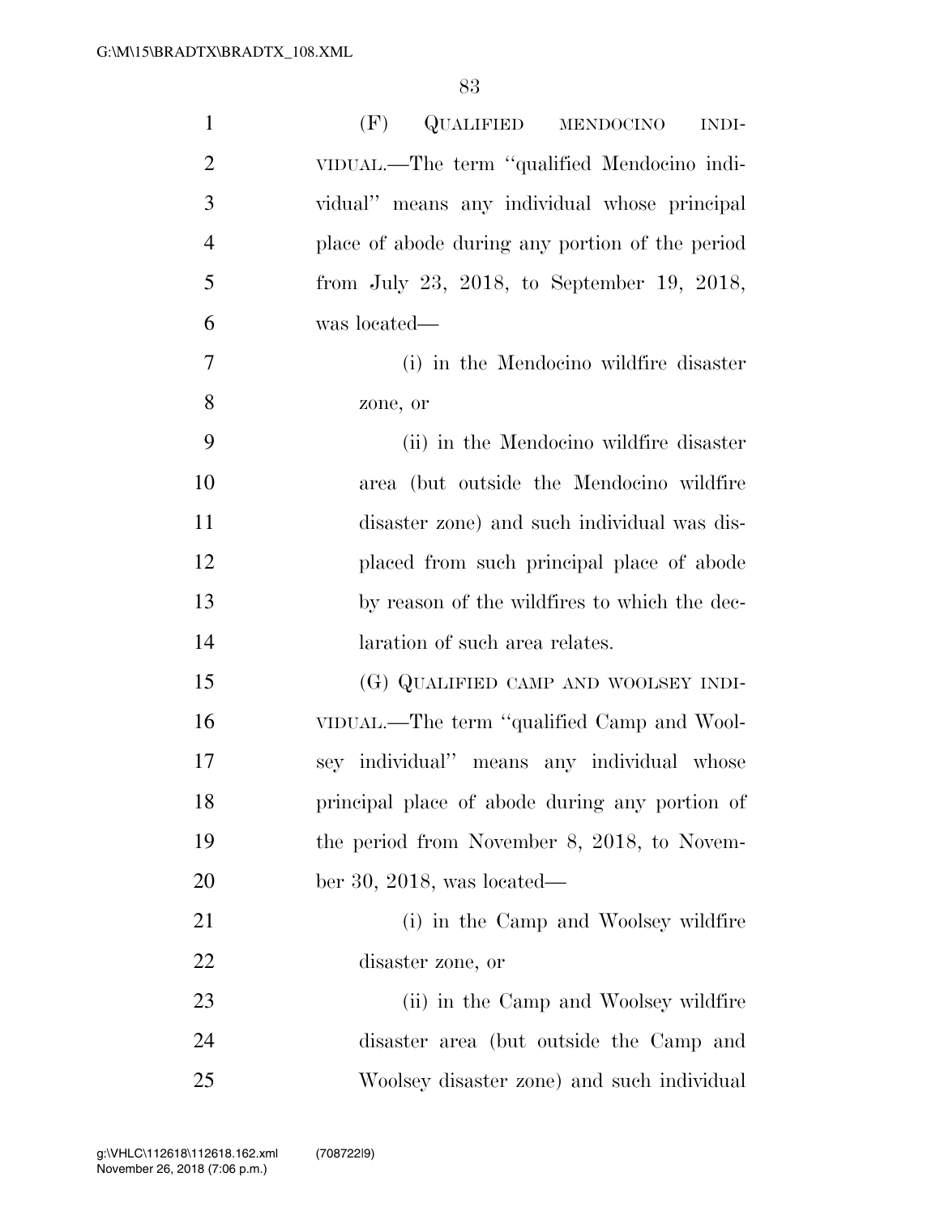(F) QUALIFIED MENDOCINO INDIVIDUAL.—The term ''qualified Mendocino individual'' means any individual whose principal place of abode during any portion of the period from July 23, 2018, to September 19, 2018, was located—

(i) in the Mendocino wildfire disaster zone, or

(ii) in the Mendocino wildfire disaster area (but outside the Mendocino wildfire disaster zone) and such individual was displaced from such principal place of abode by reason of the wildfires to which the declaration of such area relates.

(G) QUALIFIED CAMP AND WOOLSEY INDIVIDUAL.—The term ''qualified Camp and Woolsey individual'' means any individual whose principal place of abode during any portion of the period from November 8, 2018, to November 30, 2018, was located—

(i) in the Camp and Woolsey wildfire disaster zone, or

(ii) in the Camp and Woolsey wildfire disaster area (but outside the Camp and Woolsey disaster zone) and such individual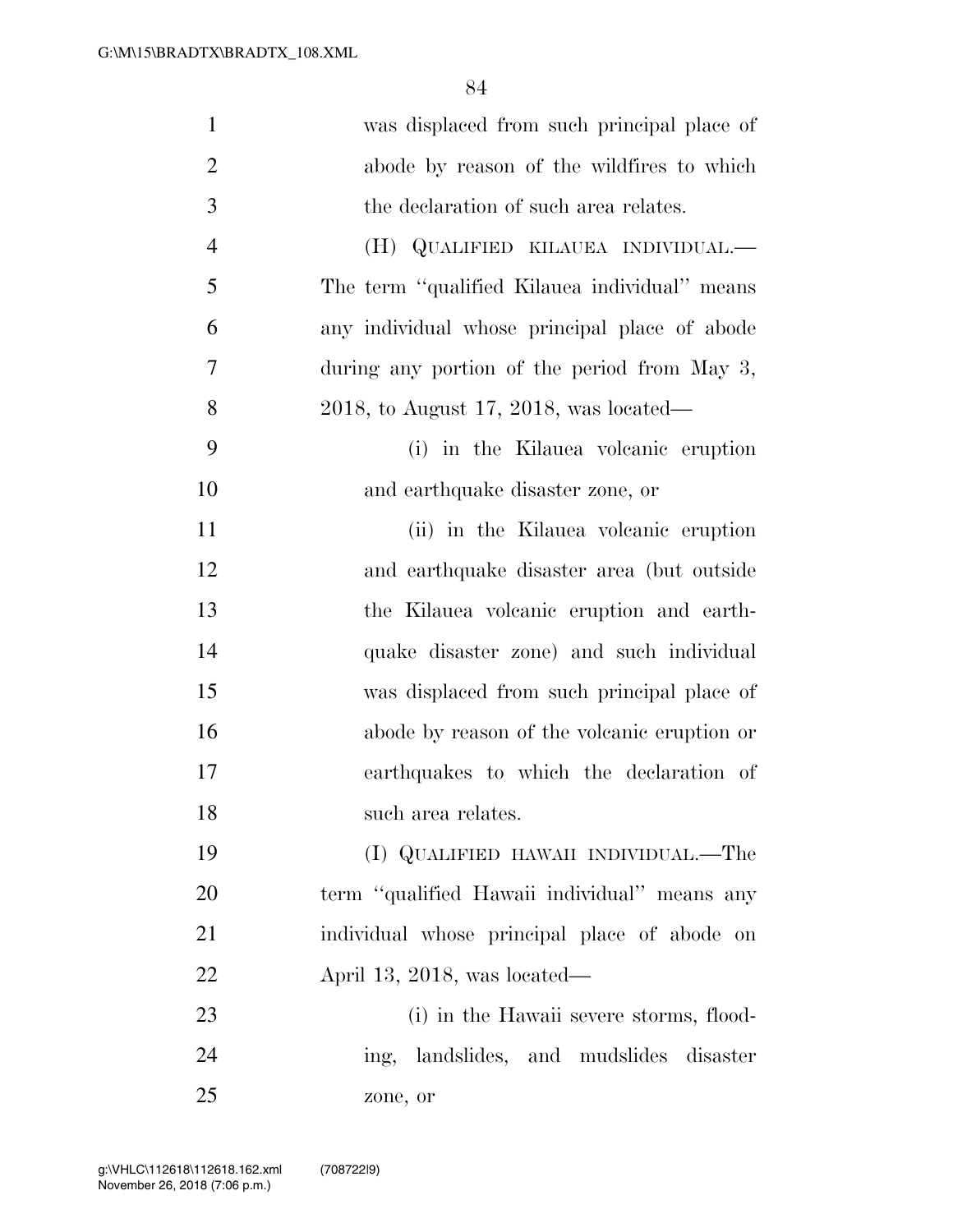was displaced from such principal place of abode by reason of the wildfires to which the declaration of such area relates.

(H) QUALIFIED KILAUEA INDIVIDUAL.—The term ''qualified Kilauea individual'' means any individual whose principal place of abode during any portion of the period from May 3, 2018, to August 17, 2018, was located—

(i) in the Kilauea volcanic eruption and earthquake disaster zone, or

(ii) in the Kilauea volcanic eruption and earthquake disaster area (but outside the Kilauea volcanic eruption and earthquake disaster zone) and such individual was displaced from such principal place of abode by reason of the volcanic eruption or earthquakes to which the declaration of such area relates.

(I) QUALIFIED HAWAII INDIVIDUAL.—The term ''qualified Hawaii individual'' means any individual whose principal place of abode on April 13, 2018, was located—

(i) in the Hawaii severe storms, flooding, landslides, and mudslides disaster zone, or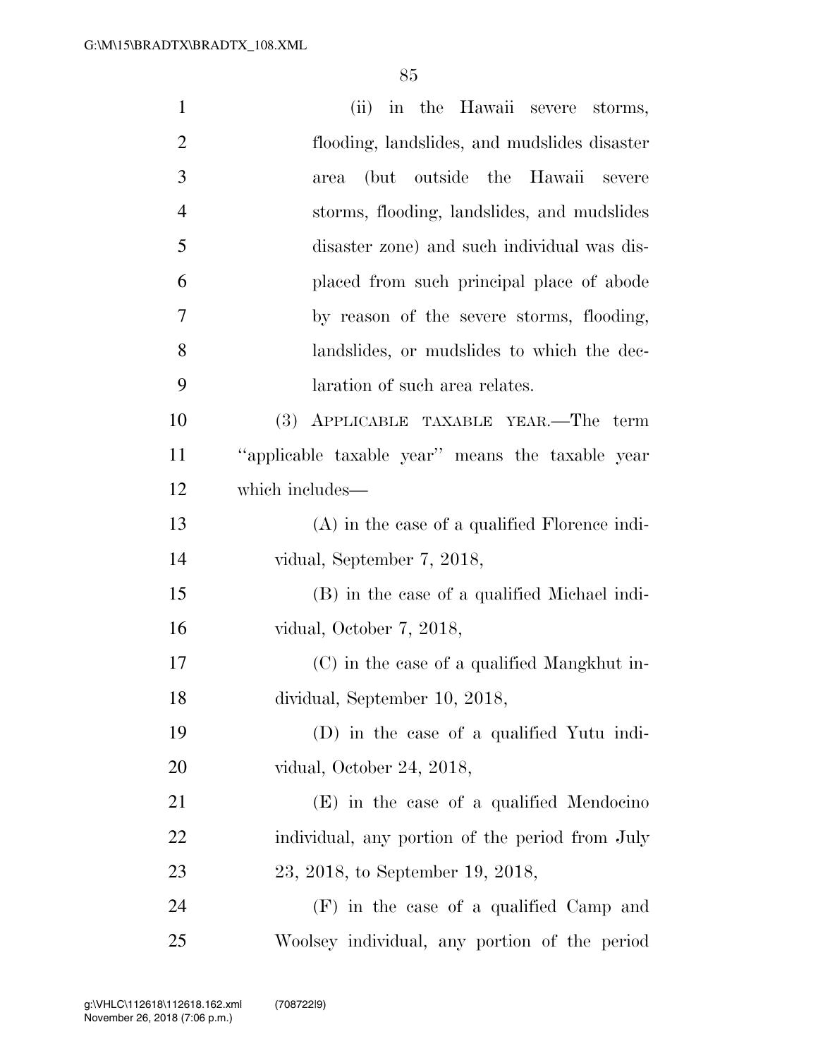(ii) in the Hawaii severe storms, flooding, landslides, and mudslides disaster area (but outside the Hawaii severe storms, flooding, landslides, and mudslides disaster zone) and such individual was displaced from such principal place of abode by reason of the severe storms, flooding, landslides, or mudslides to which the declaration of such area relates.

(3) APPLICABLE TAXABLE YEAR.—The term ''applicable taxable year'' means the taxable year which includes—

(A) in the case of a qualified Florence individual, September 7, 2018,

(B) in the case of a qualified Michael individual, October 7, 2018,

(C) in the case of a qualified Mangkhut individual, September 10, 2018,

(D) in the case of a qualified Yutu individual, October 24, 2018,

(E) in the case of a qualified Mendocino individual, any portion of the period from July 23, 2018, to September 19, 2018,

(F) in the case of a qualified Camp and Woolsey individual, any portion of the period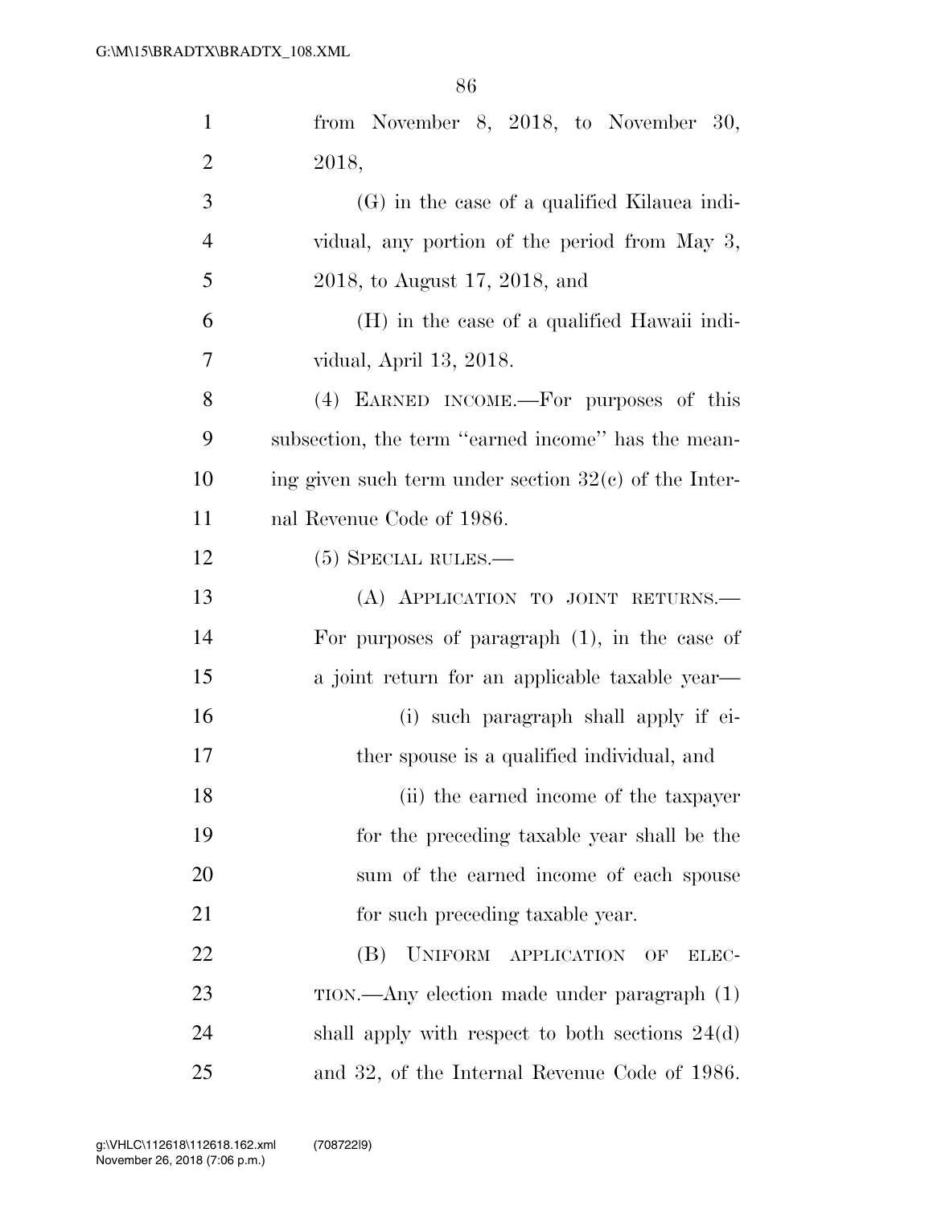from November 8, 2018, to November 30, 2018,

(G) in the case of a qualified Kilauea individual, any portion of the period from May 3, 2018, to August 17, 2018, and

(H) in the case of a qualified Hawaii individual, April 13, 2018.

(4) EARNED INCOME.—For purposes of this subsection, the term "earned income" has the meaning given such term under section 32(c) of the Internal Revenue Code of 1986.

(5) SPECIAL RULES.—

(A) APPLICATION TO JOINT RETURNS.—For purposes of paragraph (1), in the case of a joint return for an applicable taxable year—

(i) such paragraph shall apply if either spouse is a qualified individual, and

(ii) the earned income of the taxpayer for the preceding taxable year shall be the sum of the earned income of each spouse for such preceding taxable year.

(B) UNIFORM APPLICATION OF ELECTION.—Any election made under paragraph (1) shall apply with respect to both sections 24(d) and 32, of the Internal Revenue Code of 1986.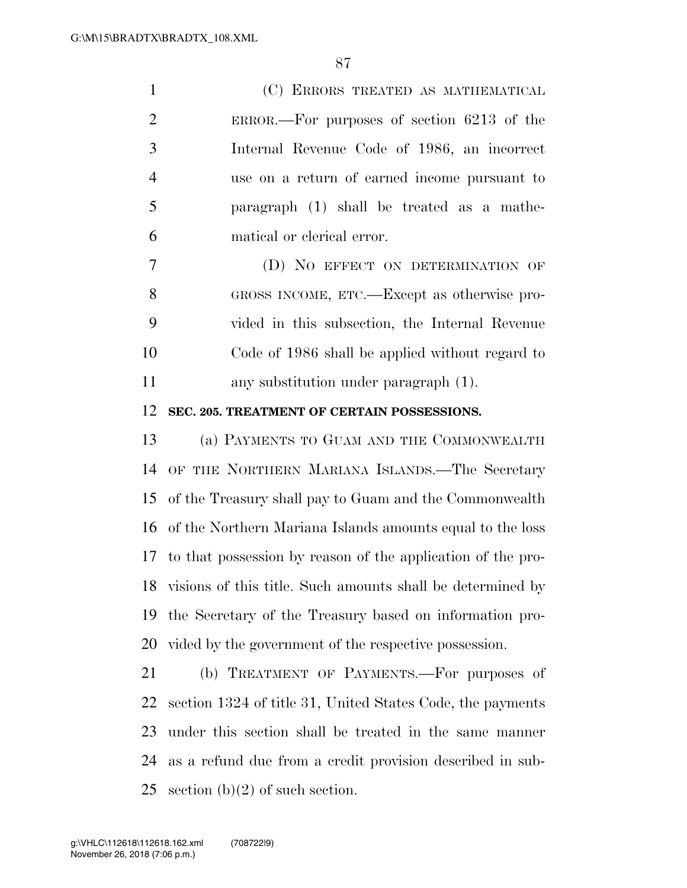(C) ERRORS TREATED AS MATHEMATICAL ERROR.—For purposes of section 6213 of the Internal Revenue Code of 1986, an incorrect use on a return of earned income pursuant to paragraph (1) shall be treated as a mathematical or clerical error.

(D) NO EFFECT ON DETERMINATION OF GROSS INCOME, ETC.—Except as otherwise provided in this subsection, the Internal Revenue Code of 1986 shall be applied without regard to any substitution under paragraph (1).

**SEC. 205. TREATMENT OF CERTAIN POSSESSIONS.**

(a) PAYMENTS TO GUAM AND THE COMMONWEALTH OF THE NORTHERN MARIANA ISLANDS.—The Secretary of the Treasury shall pay to Guam and the Commonwealth of the Northern Mariana Islands amounts equal to the loss to that possession by reason of the application of the provisions of this title. Such amounts shall be determined by the Secretary of the Treasury based on information provided by the government of the respective possession.

(b) TREATMENT OF PAYMENTS.—For purposes of section 1324 of title 31, United States Code, the payments under this section shall be treated in the same manner as a refund due from a credit provision described in subsection (b)(2) of such section.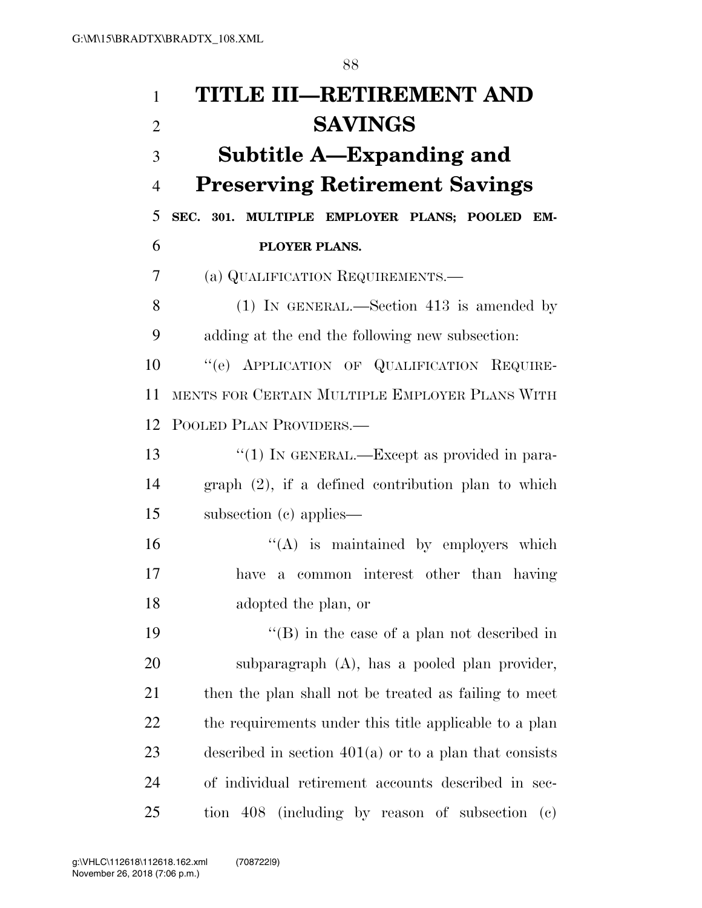# TITLE III—RETIREMENT AND SAVINGS

## Subtitle A—Expanding and Preserving Retirement Savings

### SEC. 301. MULTIPLE EMPLOYER PLANS; POOLED EMPLOYER PLANS.

(a) QUALIFICATION REQUIREMENTS.—

(1) IN GENERAL.—Section 413 is amended by adding at the end the following new subsection:

"(e) APPLICATION OF QUALIFICATION REQUIREMENTS FOR CERTAIN MULTIPLE EMPLOYER PLANS WITH POOLED PLAN PROVIDERS.—

"(1) IN GENERAL.—Except as provided in paragraph (2), if a defined contribution plan to which subsection (c) applies—

"(A) is maintained by employers which have a common interest other than having adopted the plan, or

"(B) in the case of a plan not described in subparagraph (A), has a pooled plan provider,

then the plan shall not be treated as failing to meet the requirements under this title applicable to a plan described in section 401(a) or to a plan that consists of individual retirement accounts described in section 408 (including by reason of subsection (c)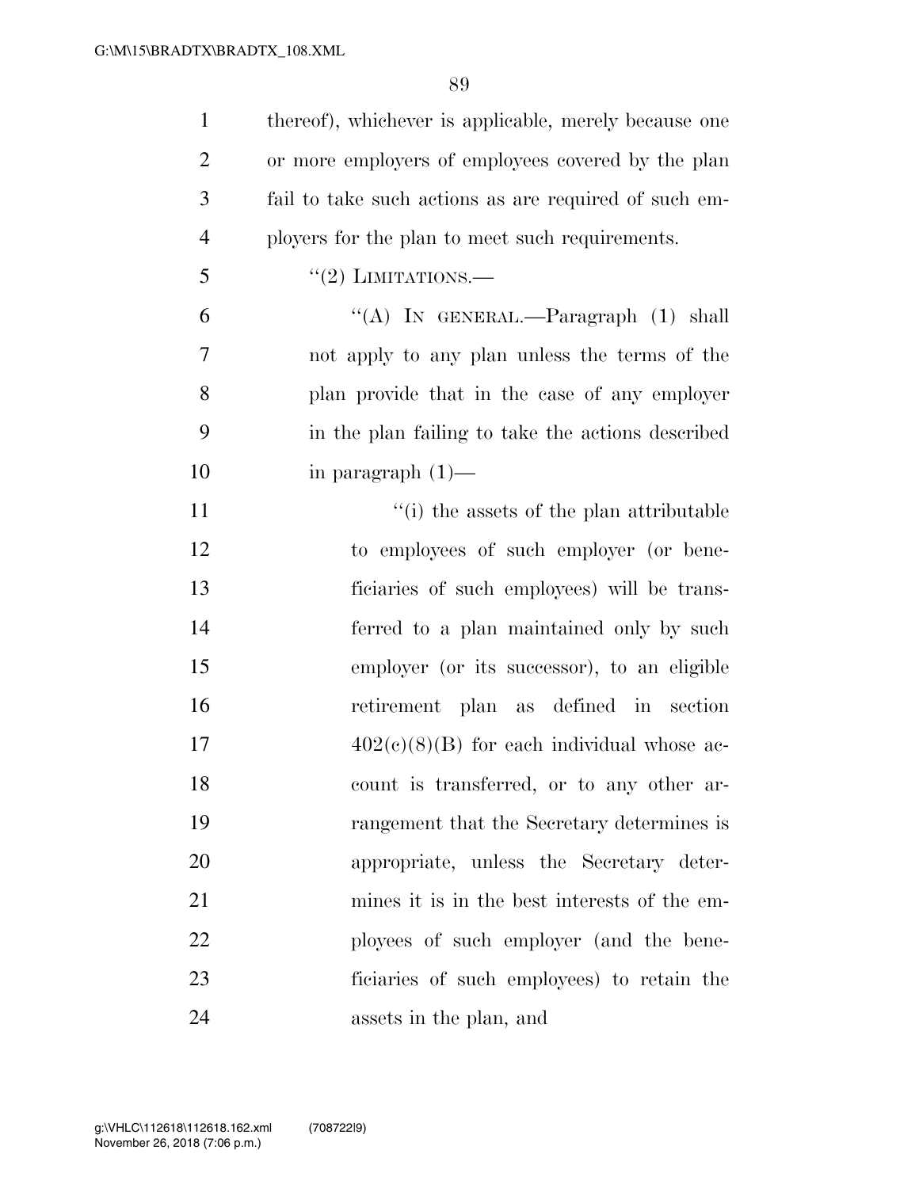thereof), whichever is applicable, merely because one or more employers of employees covered by the plan fail to take such actions as are required of such employers for the plan to meet such requirements.

"(2) LIMITATIONS.—

"(A) IN GENERAL.—Paragraph (1) shall not apply to any plan unless the terms of the plan provide that in the case of any employer in the plan failing to take the actions described in paragraph (1)—

"(i) the assets of the plan attributable to employees of such employer (or beneficiaries of such employees) will be transferred to a plan maintained only by such employer (or its successor), to an eligible retirement plan as defined in section 402(c)(8)(B) for each individual whose account is transferred, or to any other arrangement that the Secretary determines is appropriate, unless the Secretary determines it is in the best interests of the employees of such employer (and the beneficiaries of such employees) to retain the assets in the plan, and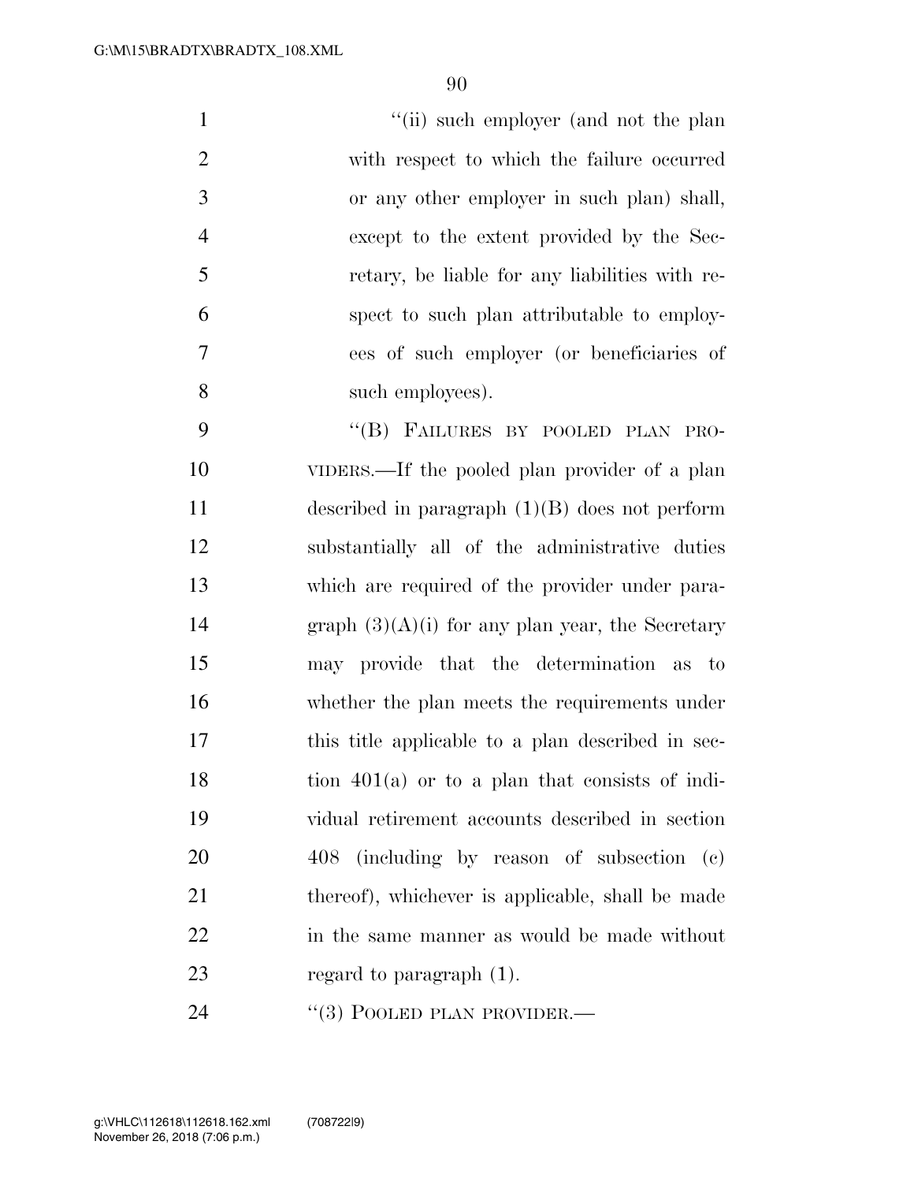"(ii) such employer (and not the plan with respect to which the failure occurred or any other employer in such plan) shall, except to the extent provided by the Secretary, be liable for any liabilities with respect to such plan attributable to employees of such employer (or beneficiaries of such employees).

"(B) FAILURES BY POOLED PLAN PROVIDERS.—If the pooled plan provider of a plan described in paragraph (1)(B) does not perform substantially all of the administrative duties which are required of the provider under paragraph (3)(A)(i) for any plan year, the Secretary may provide that the determination as to whether the plan meets the requirements under this title applicable to a plan described in section 401(a) or to a plan that consists of individual retirement accounts described in section 408 (including by reason of subsection (c) thereof), whichever is applicable, shall be made in the same manner as would be made without regard to paragraph (1).

"(3) POOLED PLAN PROVIDER.—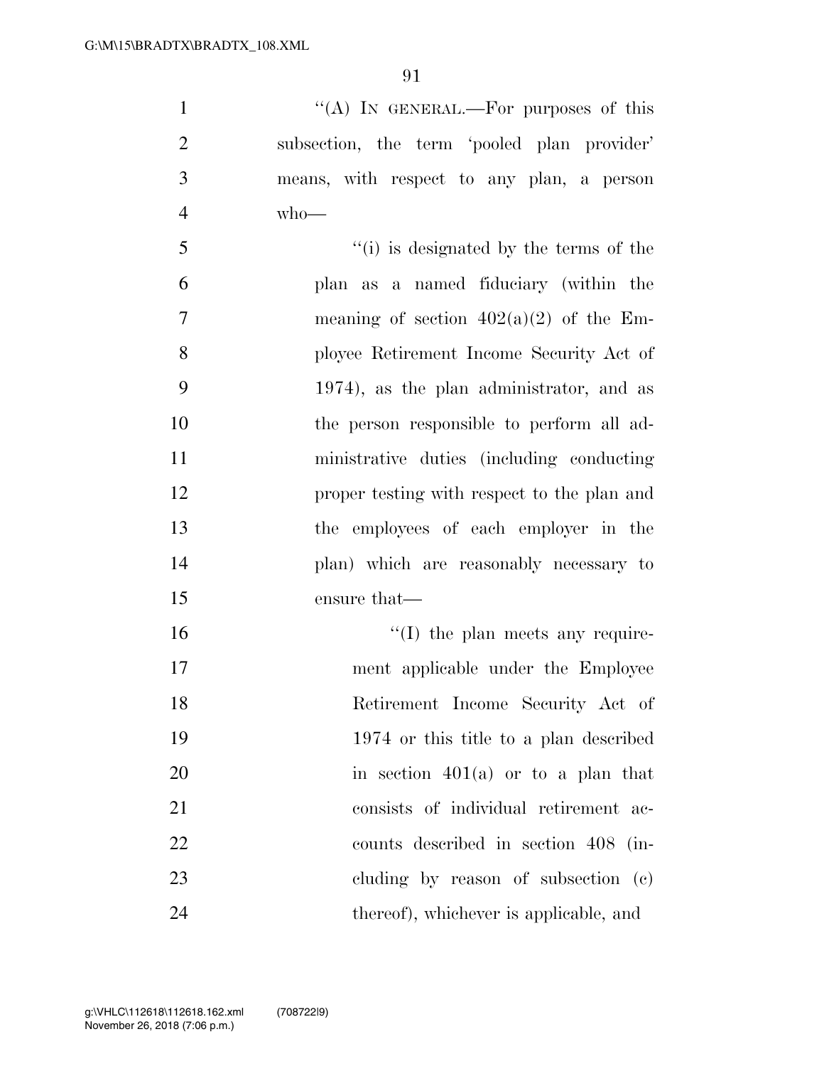''(A) IN GENERAL.—For purposes of this subsection, the term 'pooled plan provider' means, with respect to any plan, a person who—

''(i) is designated by the terms of the plan as a named fiduciary (within the meaning of section 402(a)(2) of the Employee Retirement Income Security Act of 1974), as the plan administrator, and as the person responsible to perform all administrative duties (including conducting proper testing with respect to the plan and the employees of each employer in the plan) which are reasonably necessary to ensure that—

''(I) the plan meets any requirement applicable under the Employee Retirement Income Security Act of 1974 or this title to a plan described in section 401(a) or to a plan that consists of individual retirement accounts described in section 408 (including by reason of subsection (c) thereof), whichever is applicable, and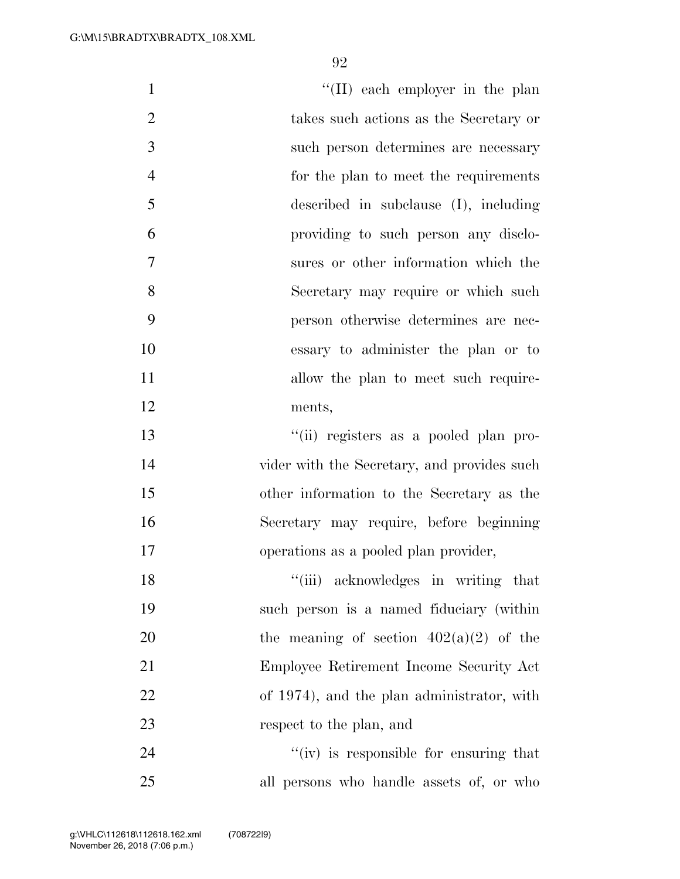''(II) each employer in the plan takes such actions as the Secretary or such person determines are necessary for the plan to meet the requirements described in subclause (I), including providing to such person any disclosures or other information which the Secretary may require or which such person otherwise determines are necessary to administer the plan or to allow the plan to meet such requirements,

''(ii) registers as a pooled plan provider with the Secretary, and provides such other information to the Secretary as the Secretary may require, before beginning operations as a pooled plan provider,

''(iii) acknowledges in writing that such person is a named fiduciary (within the meaning of section 402(a)(2) of the Employee Retirement Income Security Act of 1974), and the plan administrator, with respect to the plan, and

''(iv) is responsible for ensuring that all persons who handle assets of, or who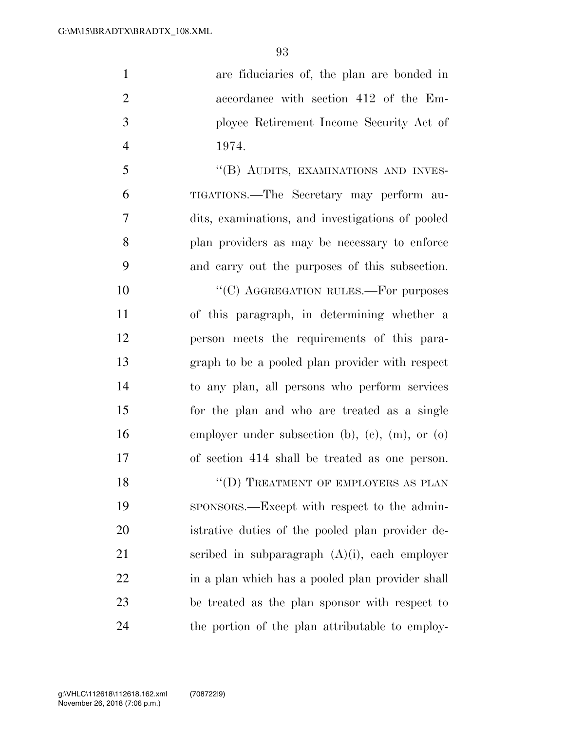are fiduciaries of, the plan are bonded in accordance with section 412 of the Employee Retirement Income Security Act of 1974.

"(B) AUDITS, EXAMINATIONS AND INVESTIGATIONS.—The Secretary may perform audits, examinations, and investigations of pooled plan providers as may be necessary to enforce and carry out the purposes of this subsection.

"(C) AGGREGATION RULES.—For purposes of this paragraph, in determining whether a person meets the requirements of this paragraph to be a pooled plan provider with respect to any plan, all persons who perform services for the plan and who are treated as a single employer under subsection (b), (c), (m), or (o) of section 414 shall be treated as one person.

"(D) TREATMENT OF EMPLOYERS AS PLAN SPONSORS.—Except with respect to the administrative duties of the pooled plan provider described in subparagraph (A)(i), each employer in a plan which has a pooled plan provider shall be treated as the plan sponsor with respect to the portion of the plan attributable to employ-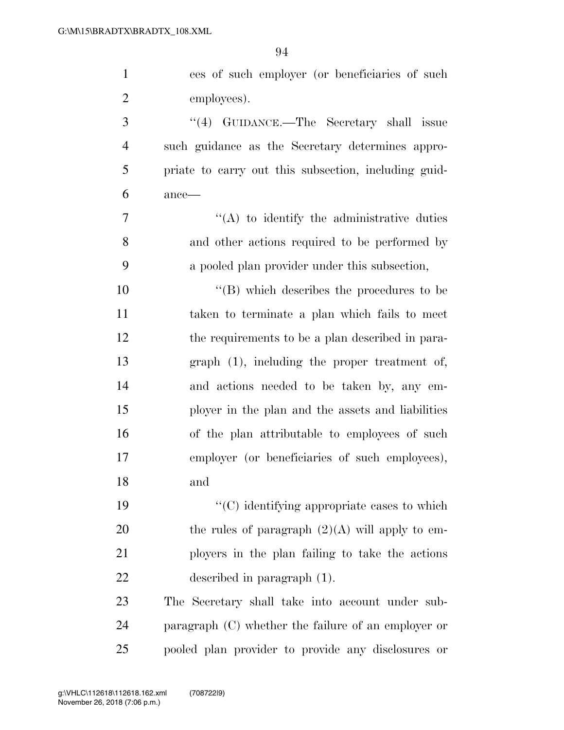ees of such employer (or beneficiaries of such employees).

"(4) GUIDANCE.—The Secretary shall issue such guidance as the Secretary determines appropriate to carry out this subsection, including guidance—

"(A) to identify the administrative duties and other actions required to be performed by a pooled plan provider under this subsection,

"(B) which describes the procedures to be taken to terminate a plan which fails to meet the requirements to be a plan described in paragraph (1), including the proper treatment of, and actions needed to be taken by, any employer in the plan and the assets and liabilities of the plan attributable to employees of such employer (or beneficiaries of such employees), and

"(C) identifying appropriate cases to which the rules of paragraph (2)(A) will apply to employers in the plan failing to take the actions described in paragraph (1).

The Secretary shall take into account under subparagraph (C) whether the failure of an employer or pooled plan provider to provide any disclosures or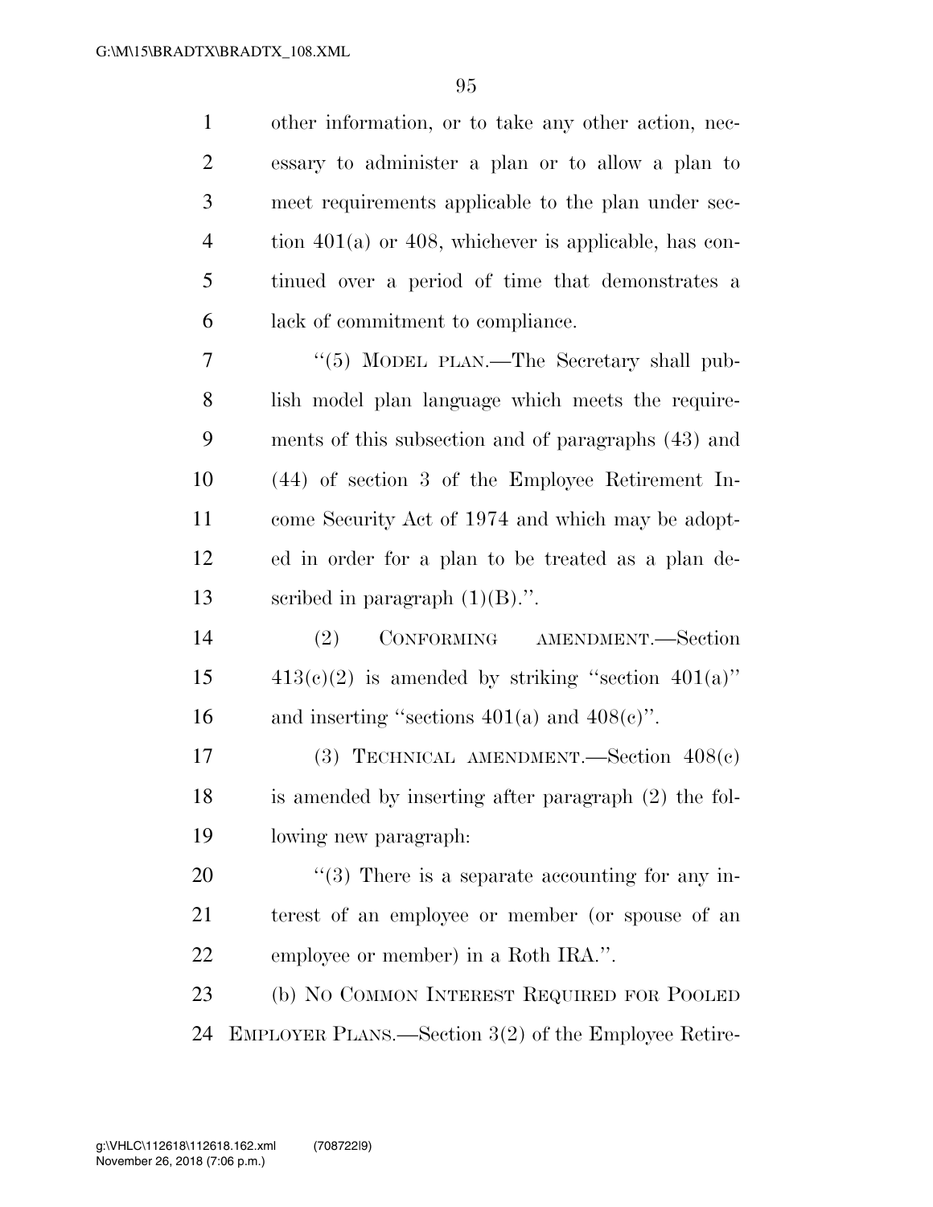other information, or to take any other action, necessary to administer a plan or to allow a plan to meet requirements applicable to the plan under section 401(a) or 408, whichever is applicable, has continued over a period of time that demonstrates a lack of commitment to compliance.

"(5) MODEL PLAN.—The Secretary shall publish model plan language which meets the requirements of this subsection and of paragraphs (43) and (44) of section 3 of the Employee Retirement Income Security Act of 1974 and which may be adopted in order for a plan to be treated as a plan described in paragraph (1)(B).".

(2) CONFORMING AMENDMENT.—Section 413(c)(2) is amended by striking "section 401(a)" and inserting "sections 401(a) and 408(c)".

(3) TECHNICAL AMENDMENT.—Section 408(c) is amended by inserting after paragraph (2) the following new paragraph:

"(3) There is a separate accounting for any interest of an employee or member (or spouse of an employee or member) in a Roth IRA.".

(b) NO COMMON INTEREST REQUIRED FOR POOLED EMPLOYER PLANS.—Section 3(2) of the Employee Retire-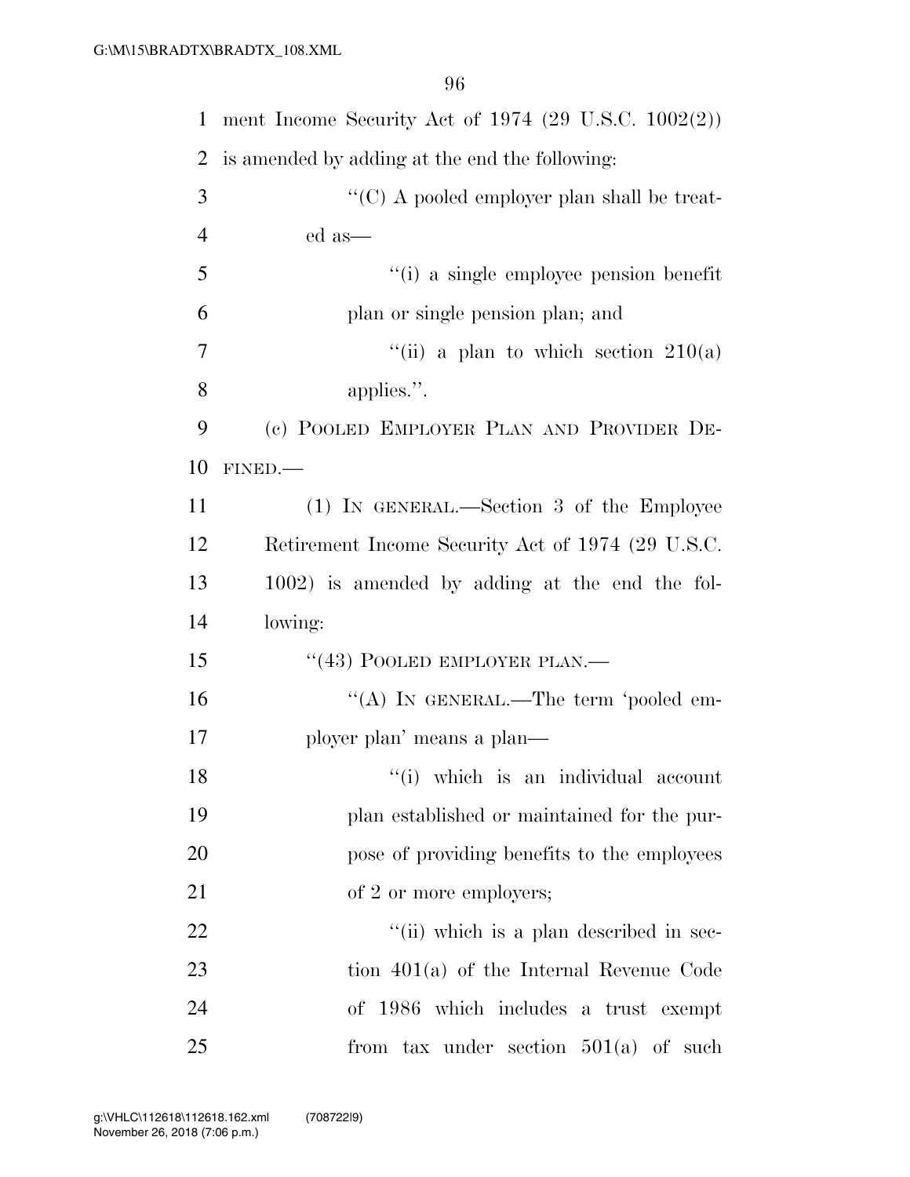ment Income Security Act of 1974 (29 U.S.C. 1002(2)) is amended by adding at the end the following:

"(C) A pooled employer plan shall be treated as—

"(i) a single employee pension benefit plan or single pension plan; and

"(ii) a plan to which section 210(a) applies.".

(c) POOLED EMPLOYER PLAN AND PROVIDER DEFINED.—

(1) IN GENERAL.—Section 3 of the Employee Retirement Income Security Act of 1974 (29 U.S.C. 1002) is amended by adding at the end the following:

"(43) POOLED EMPLOYER PLAN.—

"(A) IN GENERAL.—The term 'pooled employer plan' means a plan—

"(i) which is an individual account plan established or maintained for the purpose of providing benefits to the employees of 2 or more employers;

"(ii) which is a plan described in section 401(a) of the Internal Revenue Code of 1986 which includes a trust exempt from tax under section 501(a) of such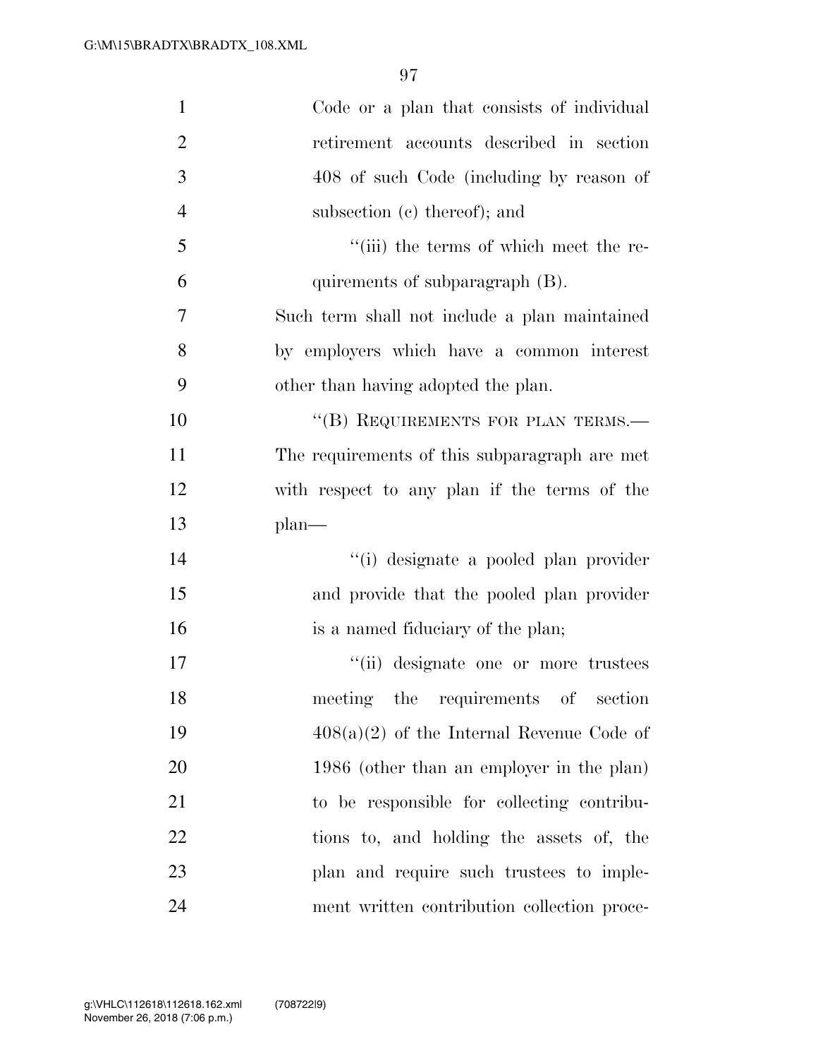Code or a plan that consists of individual retirement accounts described in section 408 of such Code (including by reason of subsection (c) thereof); and

''(iii) the terms of which meet the requirements of subparagraph (B).

Such term shall not include a plan maintained by employers which have a common interest other than having adopted the plan.

''(B) REQUIREMENTS FOR PLAN TERMS.— The requirements of this subparagraph are met with respect to any plan if the terms of the plan—

''(i) designate a pooled plan provider and provide that the pooled plan provider is a named fiduciary of the plan;

''(ii) designate one or more trustees meeting the requirements of section 408(a)(2) of the Internal Revenue Code of 1986 (other than an employer in the plan) to be responsible for collecting contributions to, and holding the assets of, the plan and require such trustees to implement written contribution collection proce-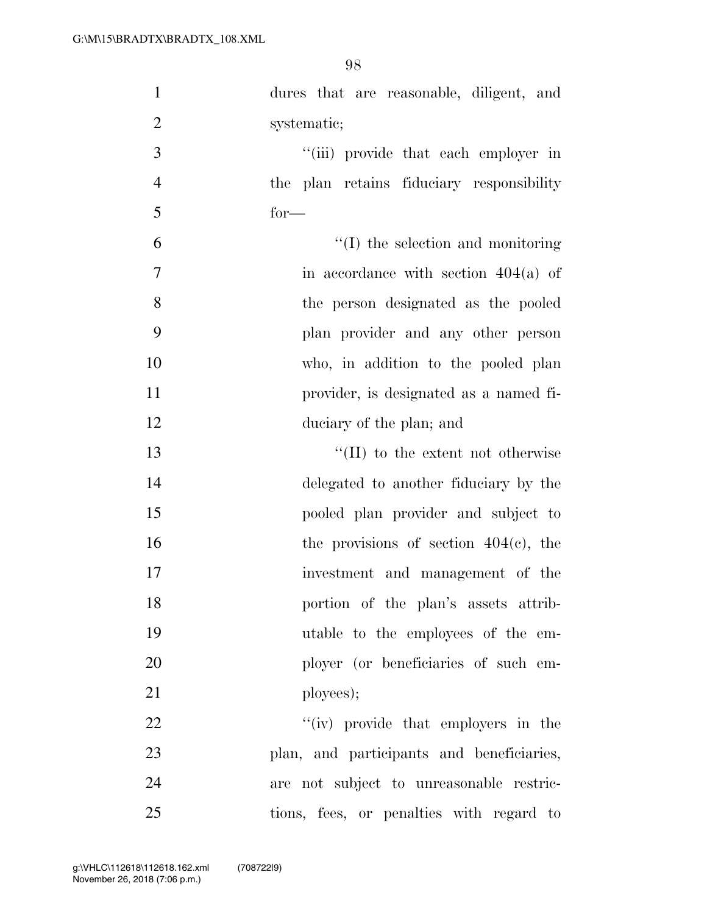dures that are reasonable, diligent, and systematic;

"(iii) provide that each employer in the plan retains fiduciary responsibility for—

"(I) the selection and monitoring in accordance with section 404(a) of the person designated as the pooled plan provider and any other person who, in addition to the pooled plan provider, is designated as a named fiduciary of the plan; and

"(II) to the extent not otherwise delegated to another fiduciary by the pooled plan provider and subject to the provisions of section 404(c), the investment and management of the portion of the plan's assets attributable to the employees of the employer (or beneficiaries of such employees);

"(iv) provide that employers in the plan, and participants and beneficiaries, are not subject to unreasonable restrictions, fees, or penalties with regard to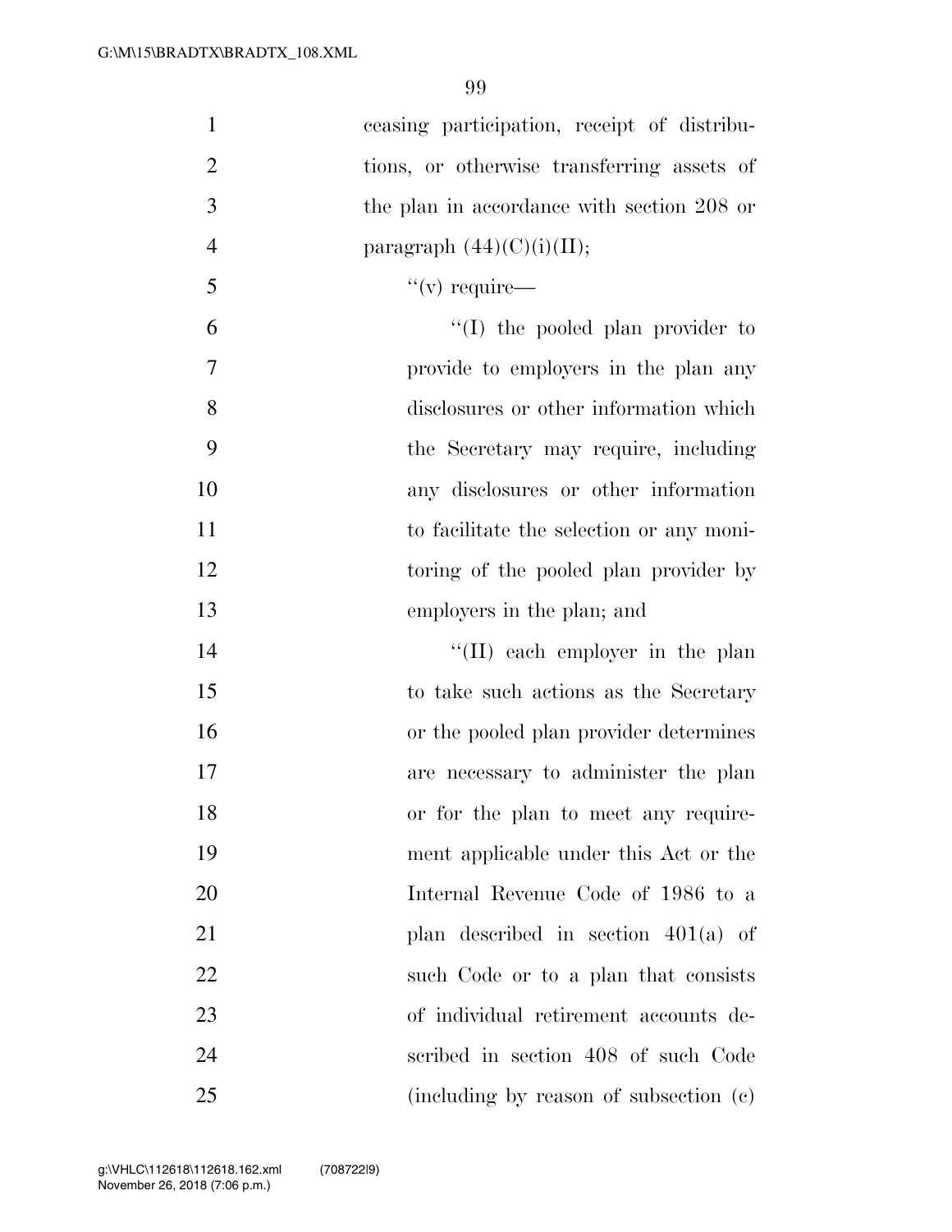ceasing participation, receipt of distributions, or otherwise transferring assets of the plan in accordance with section 208 or paragraph (44)(C)(i)(II);

"(v) require—

"(I) the pooled plan provider to provide to employers in the plan any disclosures or other information which the Secretary may require, including any disclosures or other information to facilitate the selection or any monitoring of the pooled plan provider by employers in the plan; and

"(II) each employer in the plan to take such actions as the Secretary or the pooled plan provider determines are necessary to administer the plan or for the plan to meet any requirement applicable under this Act or the Internal Revenue Code of 1986 to a plan described in section 401(a) of such Code or to a plan that consists of individual retirement accounts described in section 408 of such Code (including by reason of subsection (c)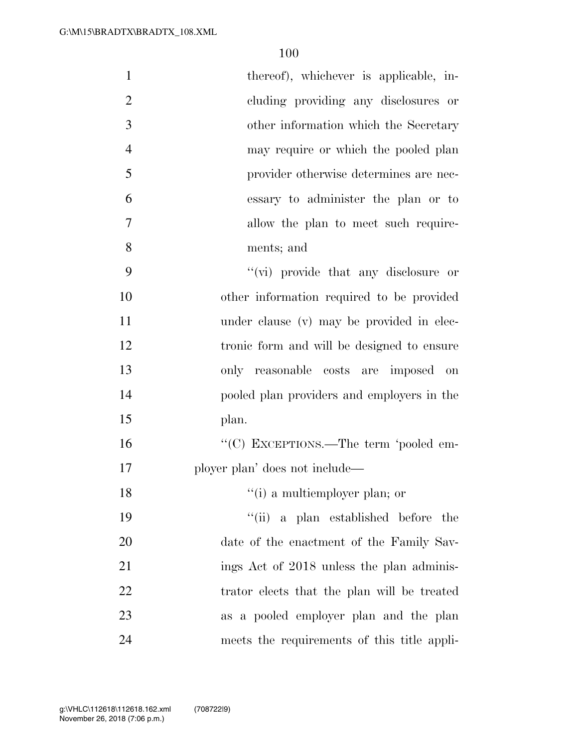thereof), whichever is applicable, including providing any disclosures or other information which the Secretary may require or which the pooled plan provider otherwise determines are necessary to administer the plan or to allow the plan to meet such requirements; and

''(vi) provide that any disclosure or other information required to be provided under clause (v) may be provided in electronic form and will be designed to ensure only reasonable costs are imposed on pooled plan providers and employers in the plan.

''(C) EXCEPTIONS.—The term 'pooled employer plan' does not include—

''(i) a multiemployer plan; or

''(ii) a plan established before the date of the enactment of the Family Savings Act of 2018 unless the plan administrator elects that the plan will be treated as a pooled employer plan and the plan meets the requirements of this title appli-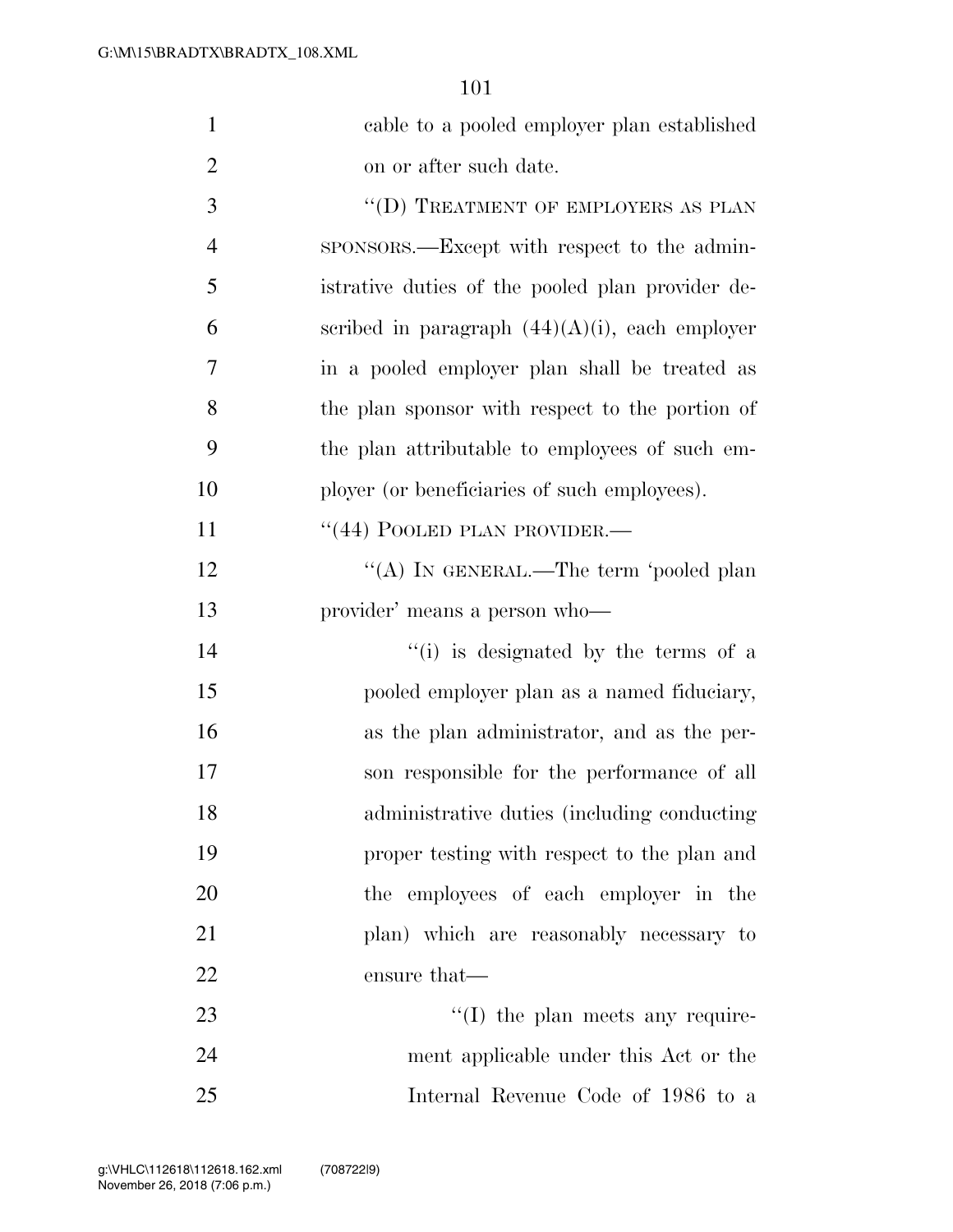cable to a pooled employer plan established on or after such date.

"(D) TREATMENT OF EMPLOYERS AS PLAN SPONSORS.—Except with respect to the administrative duties of the pooled plan provider described in paragraph (44)(A)(i), each employer in a pooled employer plan shall be treated as the plan sponsor with respect to the portion of the plan attributable to employees of such employer (or beneficiaries of such employees).

"(44) POOLED PLAN PROVIDER.—

"(A) IN GENERAL.—The term 'pooled plan provider' means a person who—

"(i) is designated by the terms of a pooled employer plan as a named fiduciary, as the plan administrator, and as the person responsible for the performance of all administrative duties (including conducting proper testing with respect to the plan and the employees of each employer in the plan) which are reasonably necessary to ensure that—

"(I) the plan meets any requirement applicable under this Act or the Internal Revenue Code of 1986 to a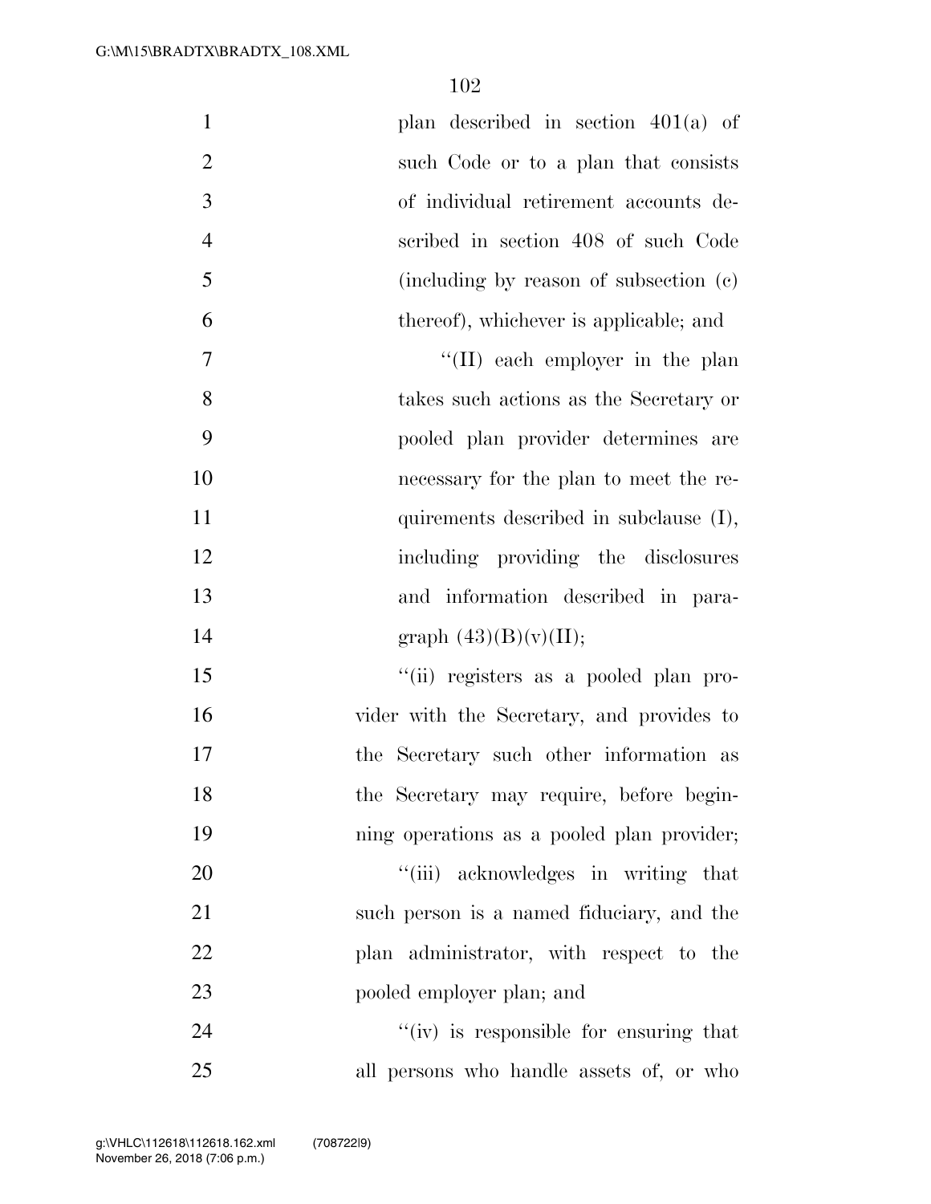plan described in section 401(a) of such Code or to a plan that consists of individual retirement accounts described in section 408 of such Code (including by reason of subsection (c) thereof), whichever is applicable; and

"(II) each employer in the plan takes such actions as the Secretary or pooled plan provider determines are necessary for the plan to meet the requirements described in subclause (I), including providing the disclosures and information described in paragraph (43)(B)(v)(II);

"(ii) registers as a pooled plan provider with the Secretary, and provides to the Secretary such other information as the Secretary may require, before beginning operations as a pooled plan provider;

"(iii) acknowledges in writing that such person is a named fiduciary, and the plan administrator, with respect to the pooled employer plan; and

"(iv) is responsible for ensuring that all persons who handle assets of, or who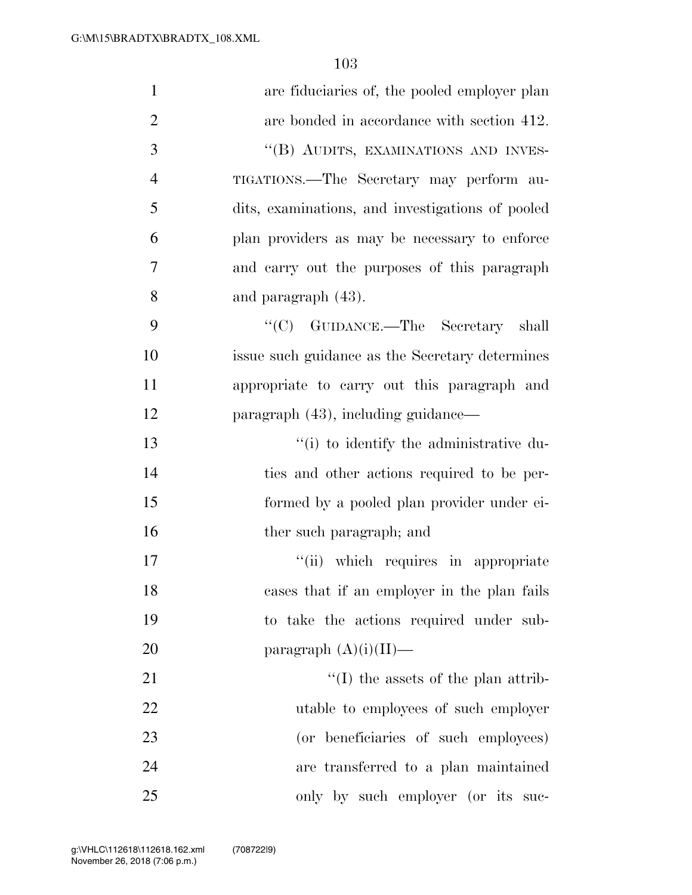are fiduciaries of, the pooled employer plan are bonded in accordance with section 412.

''(B) AUDITS, EXAMINATIONS AND INVESTIGATIONS.—The Secretary may perform audits, examinations, and investigations of pooled plan providers as may be necessary to enforce and carry out the purposes of this paragraph and paragraph (43).

''(C) GUIDANCE.—The Secretary shall issue such guidance as the Secretary determines appropriate to carry out this paragraph and paragraph (43), including guidance—

''(i) to identify the administrative duties and other actions required to be performed by a pooled plan provider under either such paragraph; and

''(ii) which requires in appropriate cases that if an employer in the plan fails to take the actions required under subparagraph (A)(i)(II)—

''(I) the assets of the plan attributable to employees of such employer (or beneficiaries of such employees) are transferred to a plan maintained only by such employer (or its suc-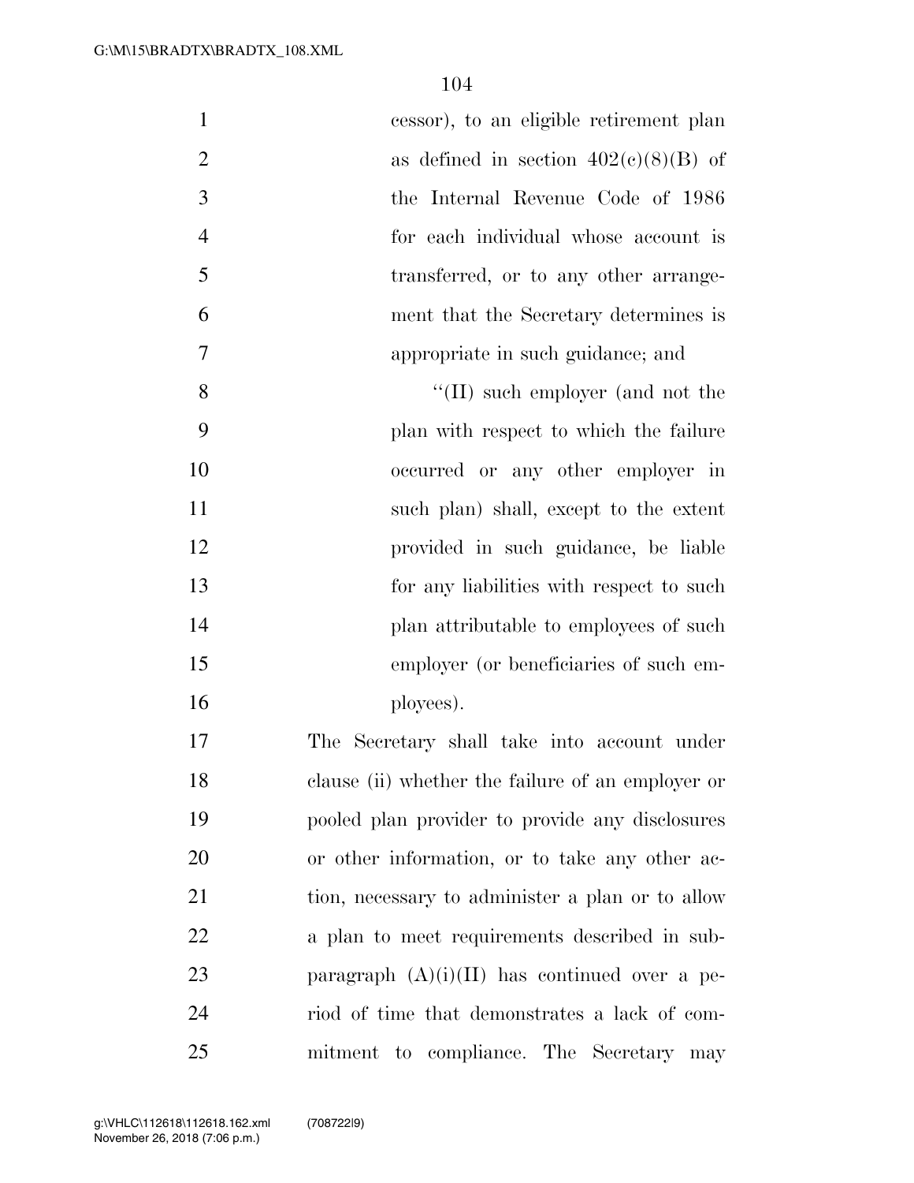cessor), to an eligible retirement plan as defined in section 402(c)(8)(B) of the Internal Revenue Code of 1986 for each individual whose account is transferred, or to any other arrangement that the Secretary determines is appropriate in such guidance; and

''(II) such employer (and not the plan with respect to which the failure occurred or any other employer in such plan) shall, except to the extent provided in such guidance, be liable for any liabilities with respect to such plan attributable to employees of such employer (or beneficiaries of such employees).

The Secretary shall take into account under clause (ii) whether the failure of an employer or pooled plan provider to provide any disclosures or other information, or to take any other action, necessary to administer a plan or to allow a plan to meet requirements described in subparagraph (A)(i)(II) has continued over a period of time that demonstrates a lack of commitment to compliance. The Secretary may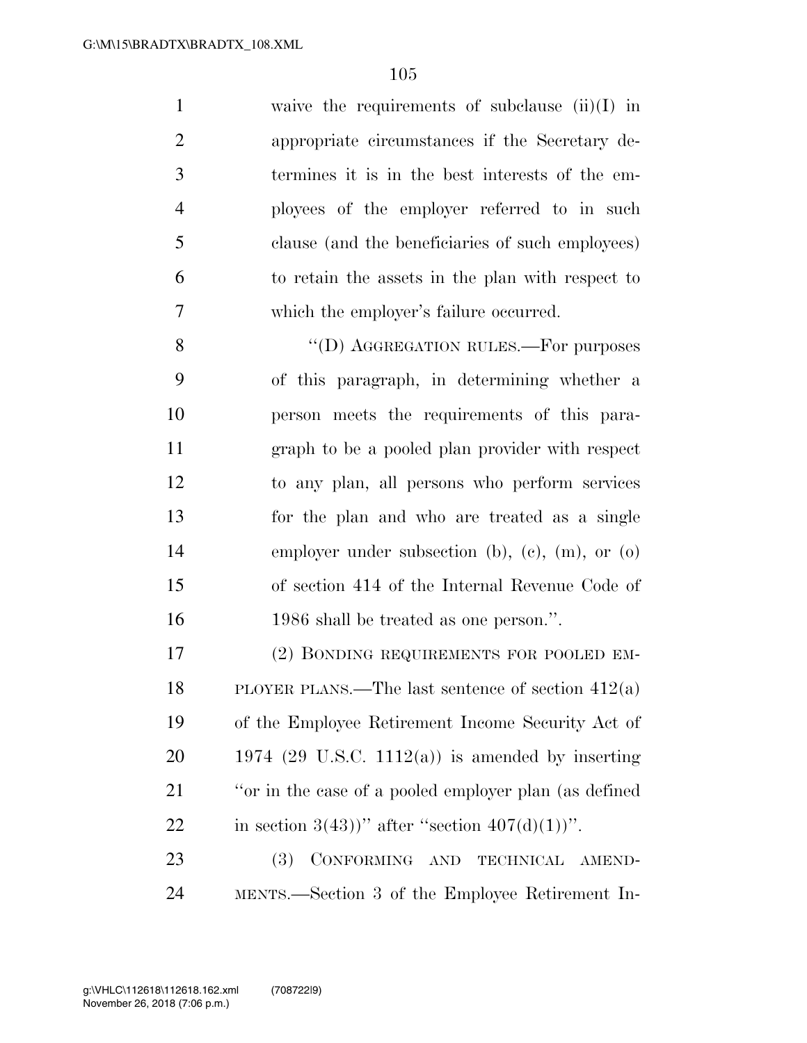waive the requirements of subclause (ii)(I) in appropriate circumstances if the Secretary determines it is in the best interests of the employees of the employer referred to in such clause (and the beneficiaries of such employees) to retain the assets in the plan with respect to which the employer's failure occurred.

"(D) AGGREGATION RULES.—For purposes of this paragraph, in determining whether a person meets the requirements of this paragraph to be a pooled plan provider with respect to any plan, all persons who perform services for the plan and who are treated as a single employer under subsection (b), (c), (m), or (o) of section 414 of the Internal Revenue Code of 1986 shall be treated as one person.".

(2) BONDING REQUIREMENTS FOR POOLED EMPLOYER PLANS.—The last sentence of section 412(a) of the Employee Retirement Income Security Act of 1974 (29 U.S.C. 1112(a)) is amended by inserting "or in the case of a pooled employer plan (as defined in section 3(43))" after "section 407(d)(1))".

(3) CONFORMING AND TECHNICAL AMENDMENTS.—Section 3 of the Employee Retirement In-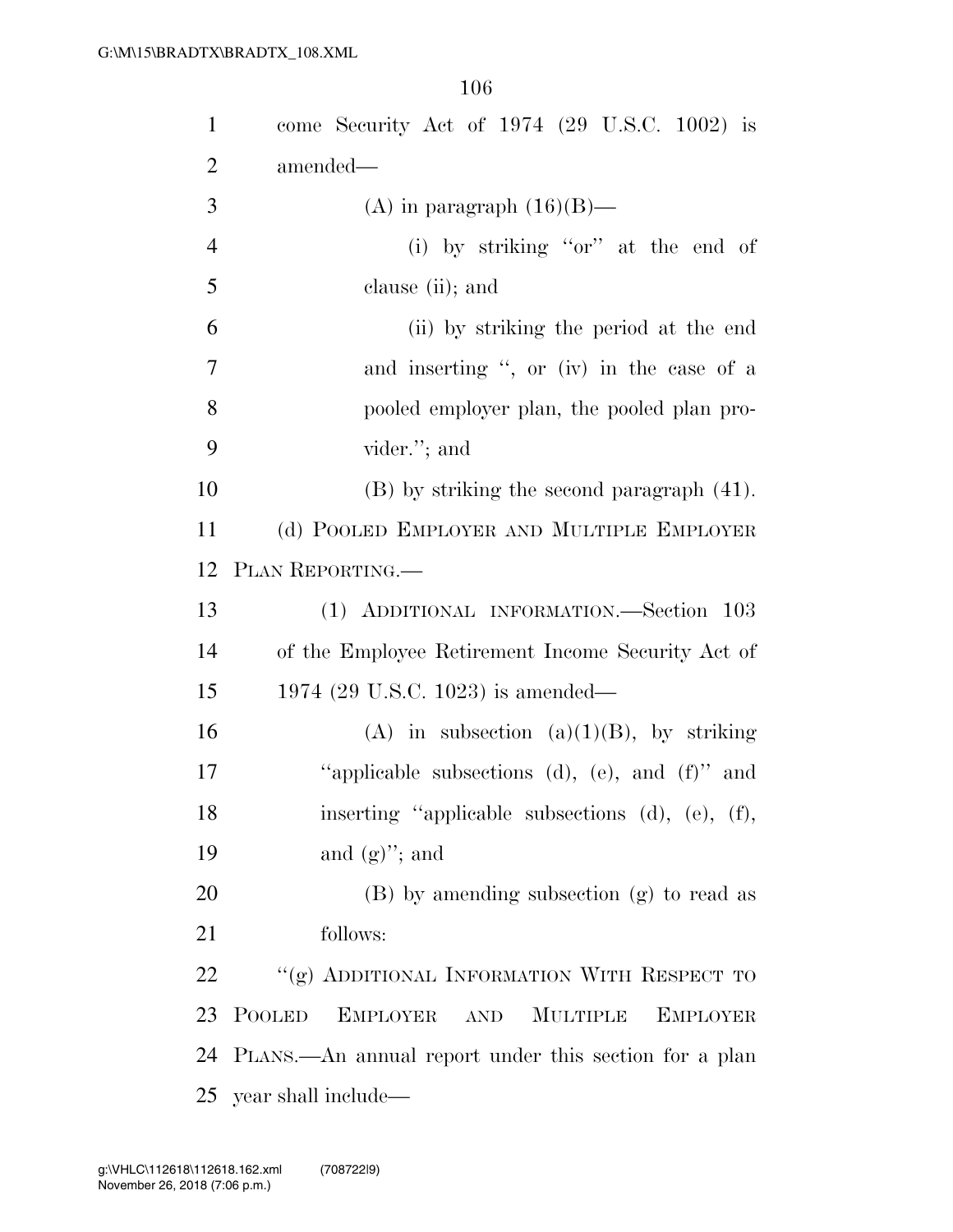come Security Act of 1974 (29 U.S.C. 1002) is amended—

(A) in paragraph (16)(B)—

(i) by striking "or" at the end of clause (ii); and

(ii) by striking the period at the end and inserting ", or (iv) in the case of a pooled employer plan, the pooled plan provider."; and

(B) by striking the second paragraph (41).

(d) POOLED EMPLOYER AND MULTIPLE EMPLOYER PLAN REPORTING.—

(1) ADDITIONAL INFORMATION.—Section 103 of the Employee Retirement Income Security Act of 1974 (29 U.S.C. 1023) is amended—

(A) in subsection (a)(1)(B), by striking "applicable subsections (d), (e), and (f)" and inserting "applicable subsections (d), (e), (f), and (g)"; and

(B) by amending subsection (g) to read as follows:

"(g) ADDITIONAL INFORMATION WITH RESPECT TO POOLED EMPLOYER AND MULTIPLE EMPLOYER PLANS.—An annual report under this section for a plan year shall include—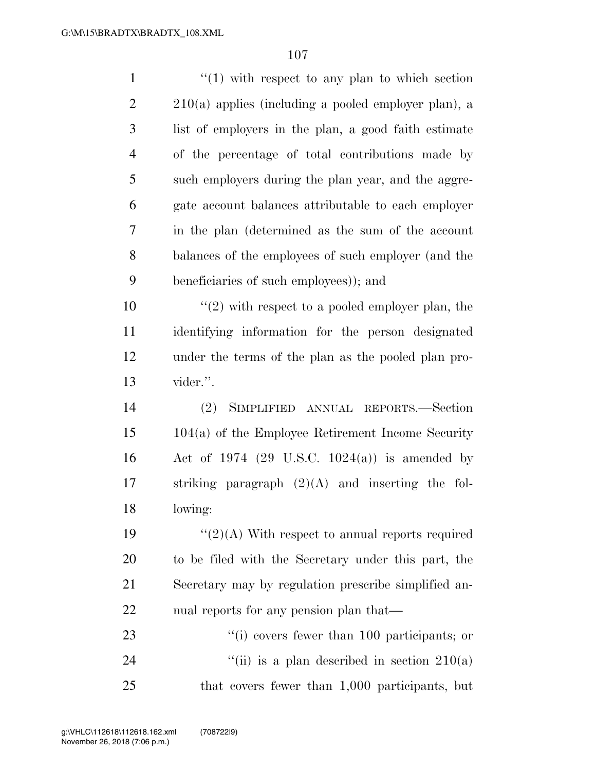"(1) with respect to any plan to which section 210(a) applies (including a pooled employer plan), a list of employers in the plan, a good faith estimate of the percentage of total contributions made by such employers during the plan year, and the aggregate account balances attributable to each employer in the plan (determined as the sum of the account balances of the employees of such employer (and the beneficiaries of such employees)); and

"(2) with respect to a pooled employer plan, the identifying information for the person designated under the terms of the plan as the pooled plan provider.".

(2) SIMPLIFIED ANNUAL REPORTS.—Section 104(a) of the Employee Retirement Income Security Act of 1974 (29 U.S.C. 1024(a)) is amended by striking paragraph (2)(A) and inserting the following:

"(2)(A) With respect to annual reports required to be filed with the Secretary under this part, the Secretary may by regulation prescribe simplified annual reports for any pension plan that—

"(i) covers fewer than 100 participants; or

"(ii) is a plan described in section 210(a) that covers fewer than 1,000 participants, but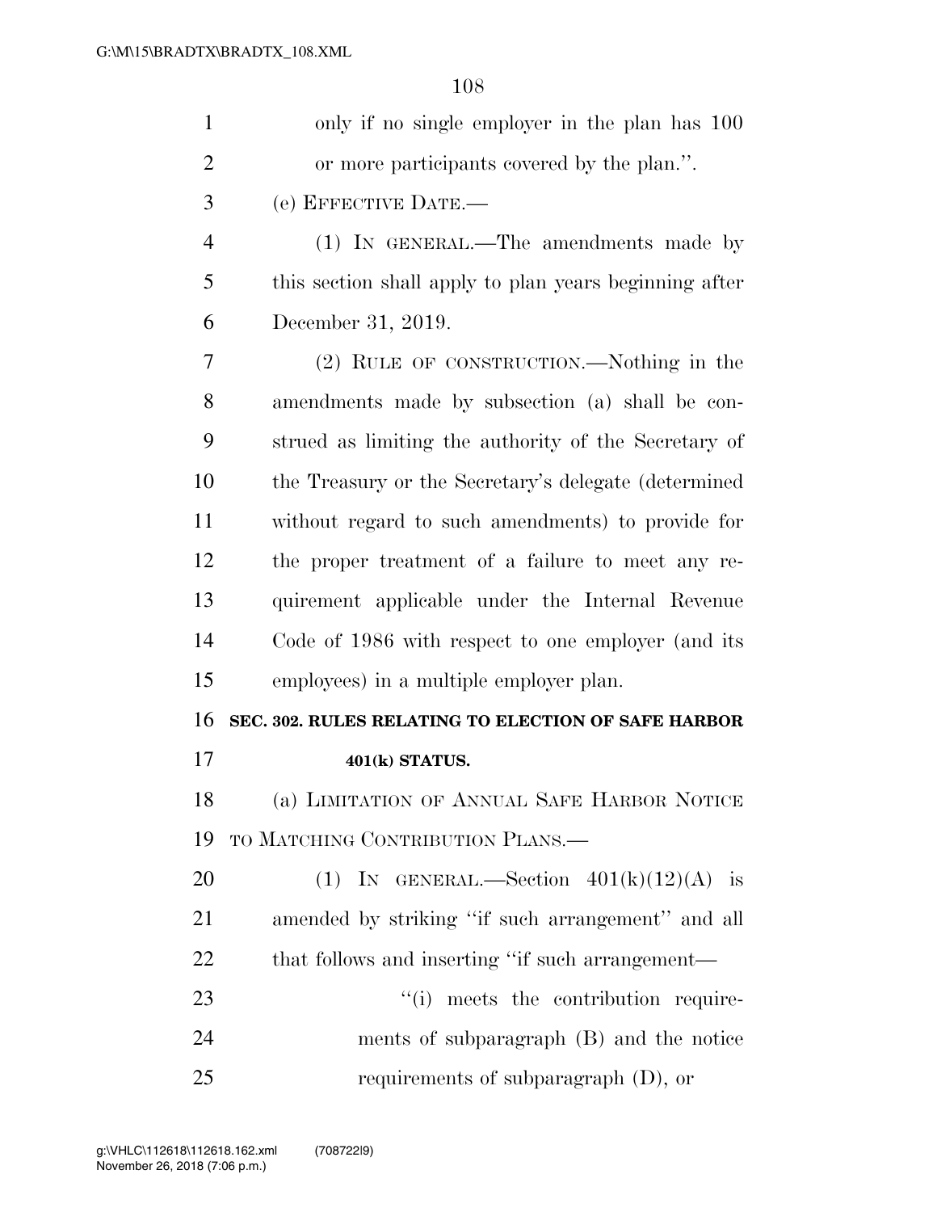only if no single employer in the plan has 100 or more participants covered by the plan.''.

(e) EFFECTIVE DATE.—

(1) IN GENERAL.—The amendments made by this section shall apply to plan years beginning after December 31, 2019.

(2) RULE OF CONSTRUCTION.—Nothing in the amendments made by subsection (a) shall be construed as limiting the authority of the Secretary of the Treasury or the Secretary's delegate (determined without regard to such amendments) to provide for the proper treatment of a failure to meet any requirement applicable under the Internal Revenue Code of 1986 with respect to one employer (and its employees) in a multiple employer plan.

**SEC. 302. RULES RELATING TO ELECTION OF SAFE HARBOR 401(k) STATUS.**

(a) LIMITATION OF ANNUAL SAFE HARBOR NOTICE TO MATCHING CONTRIBUTION PLANS.—

(1) IN GENERAL.—Section 401(k)(12)(A) is amended by striking ''if such arrangement'' and all that follows and inserting ''if such arrangement—

''(i) meets the contribution requirements of subparagraph (B) and the notice requirements of subparagraph (D), or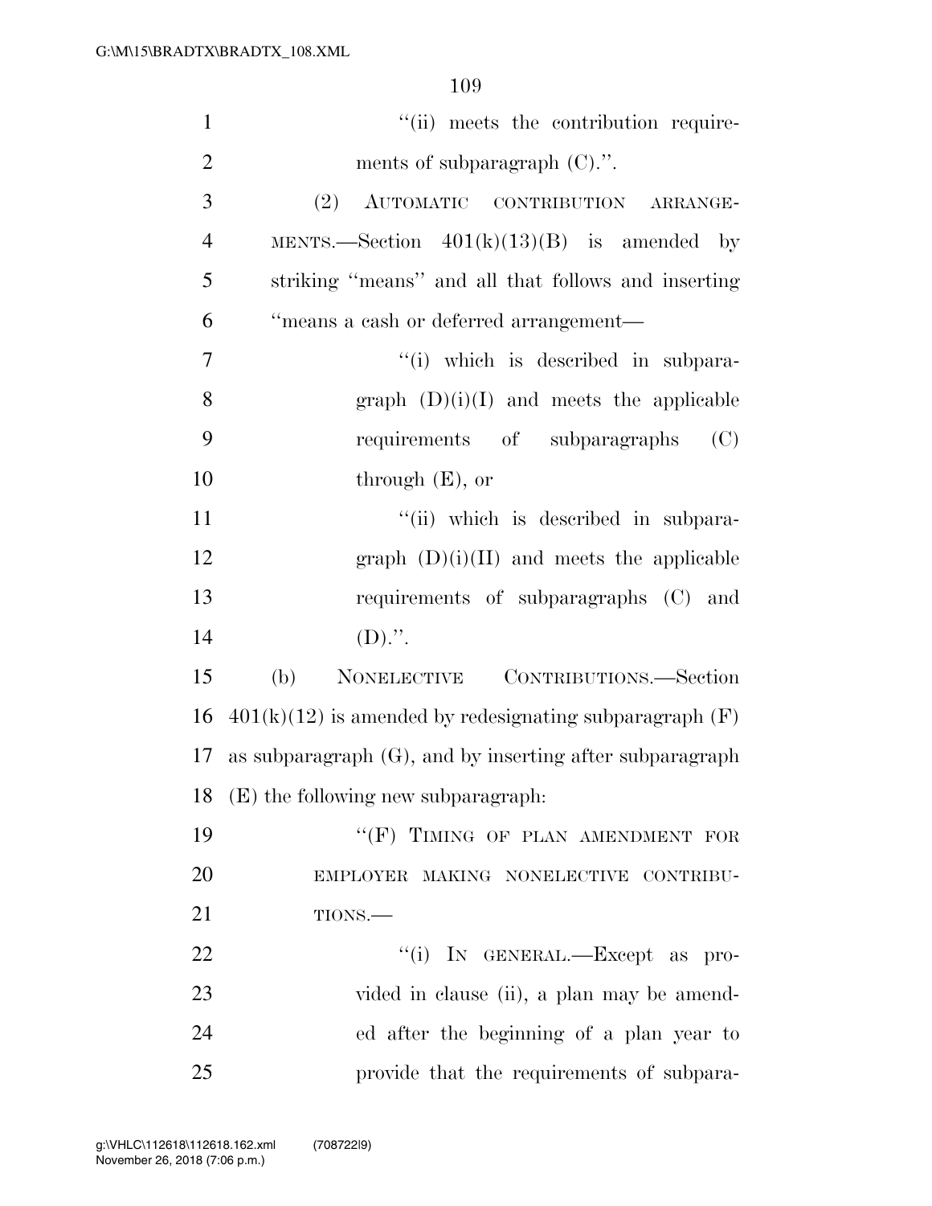"(ii) meets the contribution requirements of subparagraph (C).".

(2) AUTOMATIC CONTRIBUTION ARRANGEMENTS.—Section 401(k)(13)(B) is amended by striking "means" and all that follows and inserting "means a cash or deferred arrangement—

"(i) which is described in subparagraph (D)(i)(I) and meets the applicable requirements of subparagraphs (C) through (E), or

"(ii) which is described in subparagraph (D)(i)(II) and meets the applicable requirements of subparagraphs (C) and (D).".

(b) NONELECTIVE CONTRIBUTIONS.—Section 401(k)(12) is amended by redesignating subparagraph (F) as subparagraph (G), and by inserting after subparagraph (E) the following new subparagraph:

"(F) TIMING OF PLAN AMENDMENT FOR EMPLOYER MAKING NONELECTIVE CONTRIBUTIONS.—

"(i) IN GENERAL.—Except as provided in clause (ii), a plan may be amended after the beginning of a plan year to provide that the requirements of subpara-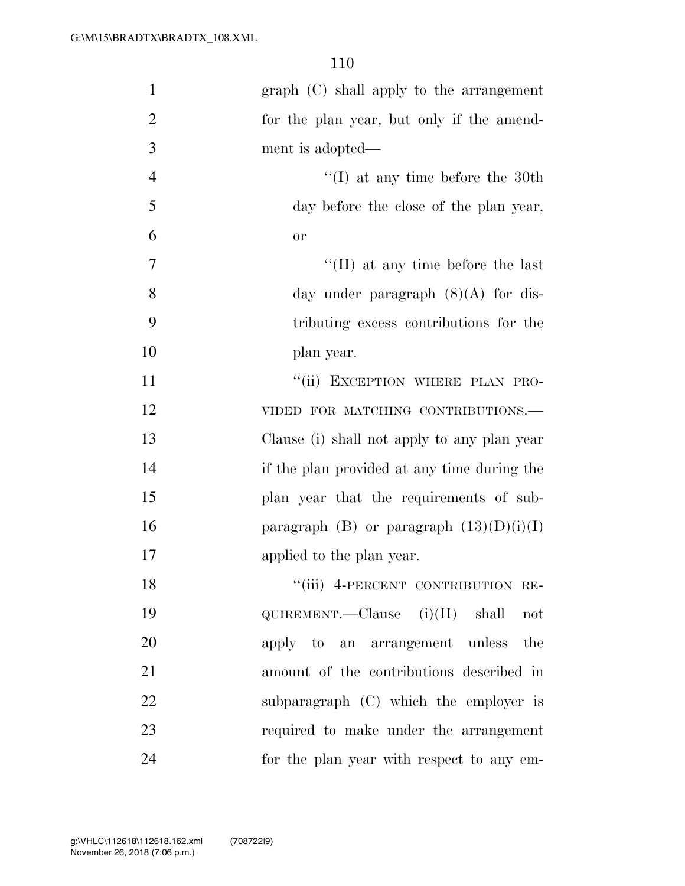graph (C) shall apply to the arrangement for the plan year, but only if the amendment is adopted—

"(I) at any time before the 30th day before the close of the plan year, or

"(II) at any time before the last day under paragraph (8)(A) for distributing excess contributions for the plan year.

"(ii) EXCEPTION WHERE PLAN PROVIDED FOR MATCHING CONTRIBUTIONS.—Clause (i) shall not apply to any plan year if the plan provided at any time during the plan year that the requirements of subparagraph (B) or paragraph (13)(D)(i)(I) applied to the plan year.

"(iii) 4-PERCENT CONTRIBUTION REQUIREMENT.—Clause (i)(II) shall not apply to an arrangement unless the amount of the contributions described in subparagraph (C) which the employer is required to make under the arrangement for the plan year with respect to any em-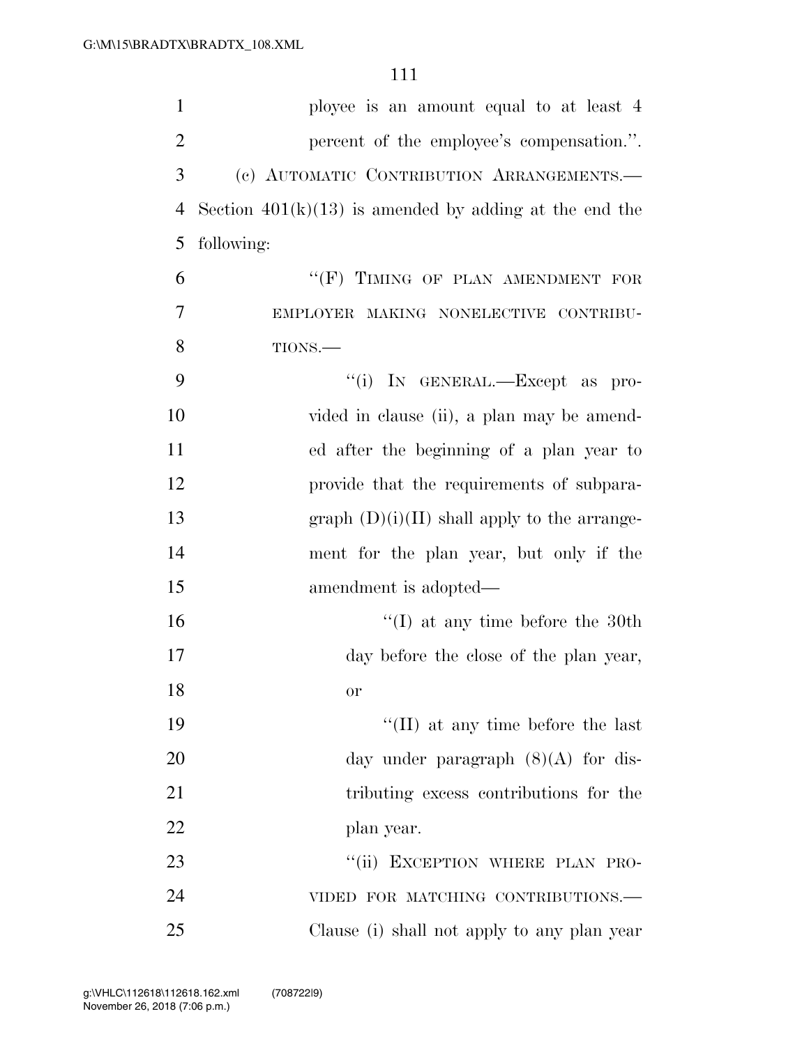ployee is an amount equal to at least 4 percent of the employee's compensation.''.

(c) AUTOMATIC CONTRIBUTION ARRANGEMENTS.— Section 401(k)(13) is amended by adding at the end the following:

''(F) TIMING OF PLAN AMENDMENT FOR EMPLOYER MAKING NONELECTIVE CONTRIBUTIONS.—

''(i) IN GENERAL.—Except as provided in clause (ii), a plan may be amended after the beginning of a plan year to provide that the requirements of subparagraph (D)(i)(II) shall apply to the arrangement for the plan year, but only if the amendment is adopted—

''(I) at any time before the 30th day before the close of the plan year, or

''(II) at any time before the last day under paragraph (8)(A) for distributing excess contributions for the plan year.

''(ii) EXCEPTION WHERE PLAN PROVIDED FOR MATCHING CONTRIBUTIONS.— Clause (i) shall not apply to any plan year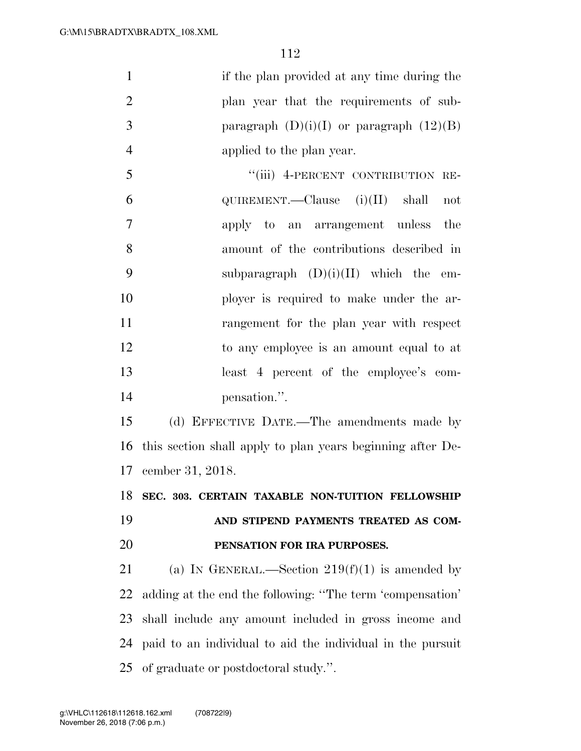if the plan provided at any time during the plan year that the requirements of subparagraph (D)(i)(I) or paragraph (12)(B) applied to the plan year.

''(iii) 4-PERCENT CONTRIBUTION REQUIREMENT.—Clause (i)(II) shall not apply to an arrangement unless the amount of the contributions described in subparagraph (D)(i)(II) which the employer is required to make under the arrangement for the plan year with respect to any employee is an amount equal to at least 4 percent of the employee's compensation.''.

(d) EFFECTIVE DATE.—The amendments made by this section shall apply to plan years beginning after December 31, 2018.

**SEC. 303. CERTAIN TAXABLE NON-TUITION FELLOWSHIP AND STIPEND PAYMENTS TREATED AS COMPENSATION FOR IRA PURPOSES.**

(a) IN GENERAL.—Section 219(f)(1) is amended by adding at the end the following: ''The term 'compensation' shall include any amount included in gross income and paid to an individual to aid the individual in the pursuit of graduate or postdoctoral study.''.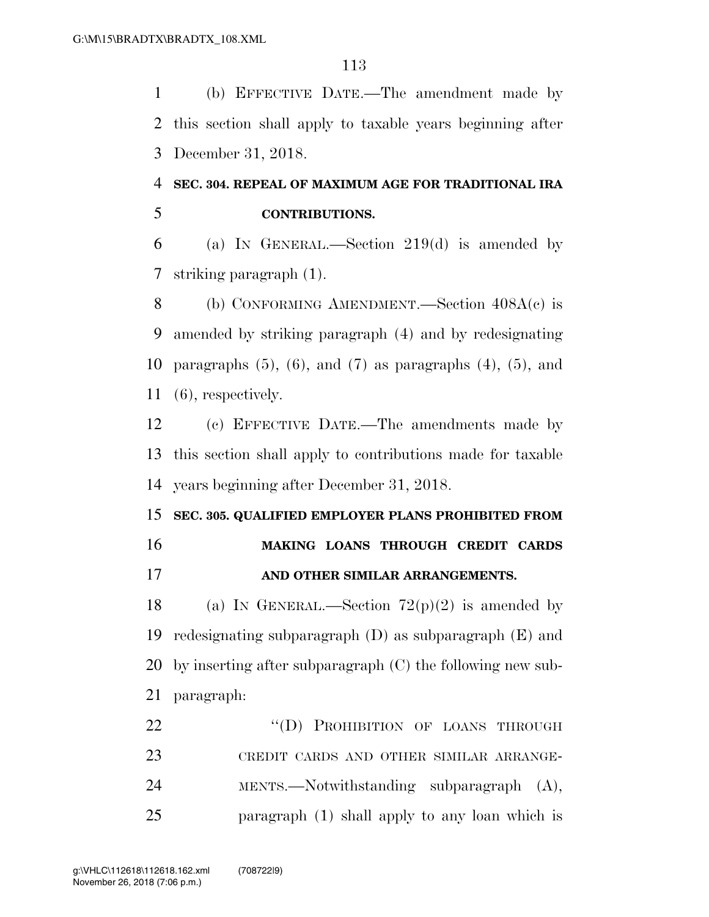(b) EFFECTIVE DATE.—The amendment made by this section shall apply to taxable years beginning after December 31, 2018.

**SEC. 304. REPEAL OF MAXIMUM AGE FOR TRADITIONAL IRA CONTRIBUTIONS.**

(a) IN GENERAL.—Section 219(d) is amended by striking paragraph (1).

(b) CONFORMING AMENDMENT.—Section 408A(c) is amended by striking paragraph (4) and by redesignating paragraphs (5), (6), and (7) as paragraphs (4), (5), and (6), respectively.

(c) EFFECTIVE DATE.—The amendments made by this section shall apply to contributions made for taxable years beginning after December 31, 2018.

**SEC. 305. QUALIFIED EMPLOYER PLANS PROHIBITED FROM MAKING LOANS THROUGH CREDIT CARDS AND OTHER SIMILAR ARRANGEMENTS.**

(a) IN GENERAL.—Section 72(p)(2) is amended by redesignating subparagraph (D) as subparagraph (E) and by inserting after subparagraph (C) the following new subparagraph:

"(D) PROHIBITION OF LOANS THROUGH CREDIT CARDS AND OTHER SIMILAR ARRANGEMENTS.—Notwithstanding subparagraph (A), paragraph (1) shall apply to any loan which is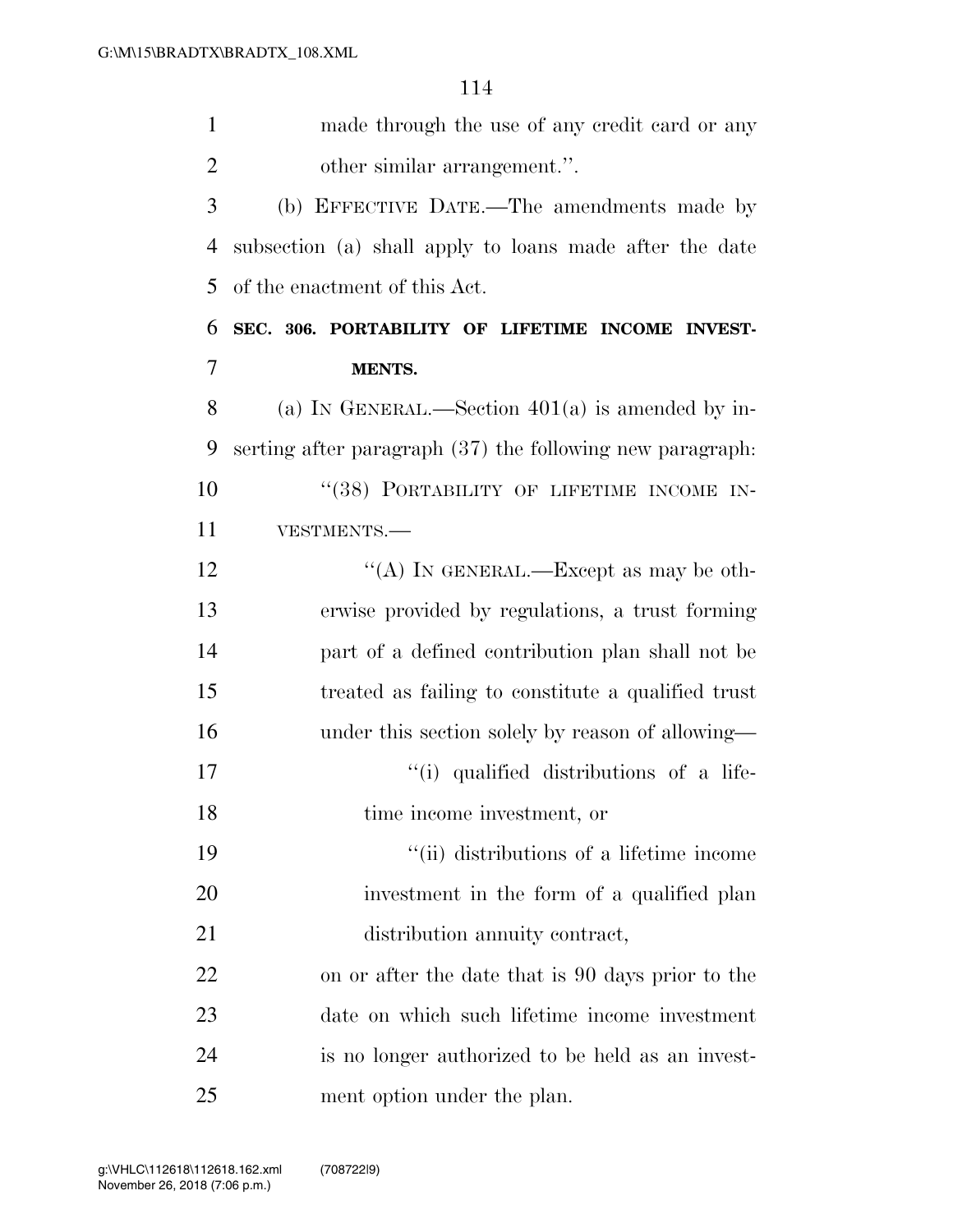made through the use of any credit card or any other similar arrangement.''.

(b) EFFECTIVE DATE.—The amendments made by subsection (a) shall apply to loans made after the date of the enactment of this Act.

**SEC. 306. PORTABILITY OF LIFETIME INCOME INVESTMENTS.**

(a) IN GENERAL.—Section 401(a) is amended by inserting after paragraph (37) the following new paragraph:

''(38) PORTABILITY OF LIFETIME INCOME INVESTMENTS.—

''(A) IN GENERAL.—Except as may be otherwise provided by regulations, a trust forming part of a defined contribution plan shall not be treated as failing to constitute a qualified trust under this section solely by reason of allowing—

''(i) qualified distributions of a lifetime income investment, or

''(ii) distributions of a lifetime income investment in the form of a qualified plan distribution annuity contract,

on or after the date that is 90 days prior to the date on which such lifetime income investment is no longer authorized to be held as an investment option under the plan.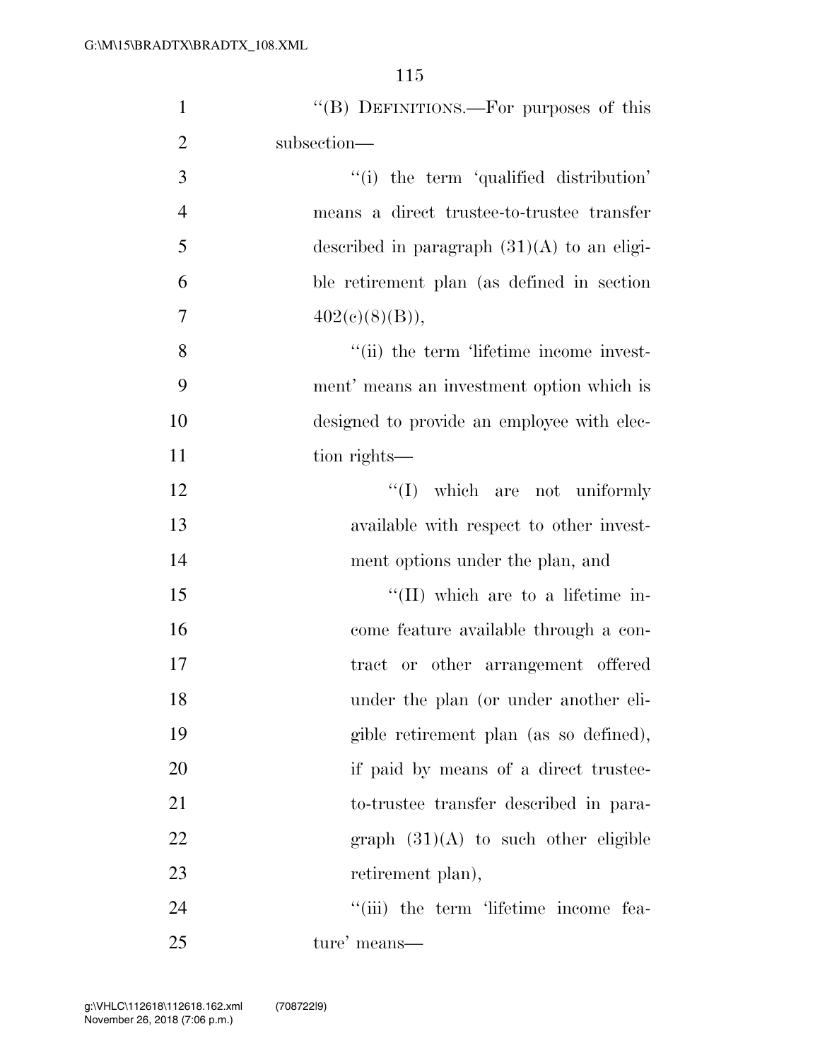"(B) DEFINITIONS.—For purposes of this subsection—

"(i) the term 'qualified distribution' means a direct trustee-to-trustee transfer described in paragraph (31)(A) to an eligible retirement plan (as defined in section 402(c)(8)(B)),

"(ii) the term 'lifetime income investment' means an investment option which is designed to provide an employee with election rights—

"(I) which are not uniformly available with respect to other investment options under the plan, and

"(II) which are to a lifetime income feature available through a contract or other arrangement offered under the plan (or under another eligible retirement plan (as so defined), if paid by means of a direct trustee-to-trustee transfer described in paragraph (31)(A) to such other eligible retirement plan),

"(iii) the term 'lifetime income feature' means—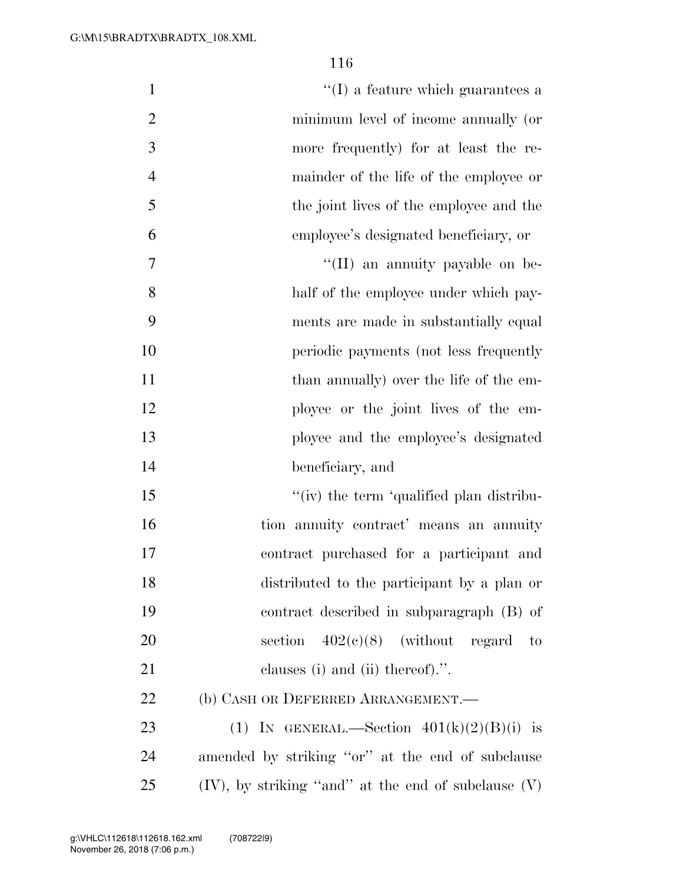"(I) a feature which guarantees a minimum level of income annually (or more frequently) for at least the remainder of the life of the employee or the joint lives of the employee and the employee's designated beneficiary, or

"(II) an annuity payable on behalf of the employee under which payments are made in substantially equal periodic payments (not less frequently than annually) over the life of the employee or the joint lives of the employee and the employee's designated beneficiary, and

"(iv) the term 'qualified plan distribution annuity contract' means an annuity contract purchased for a participant and distributed to the participant by a plan or contract described in subparagraph (B) of section 402(c)(8) (without regard to clauses (i) and (ii) thereof).".

(b) CASH OR DEFERRED ARRANGEMENT.—

(1) IN GENERAL.—Section 401(k)(2)(B)(i) is amended by striking "or" at the end of subclause (IV), by striking "and" at the end of subclause (V)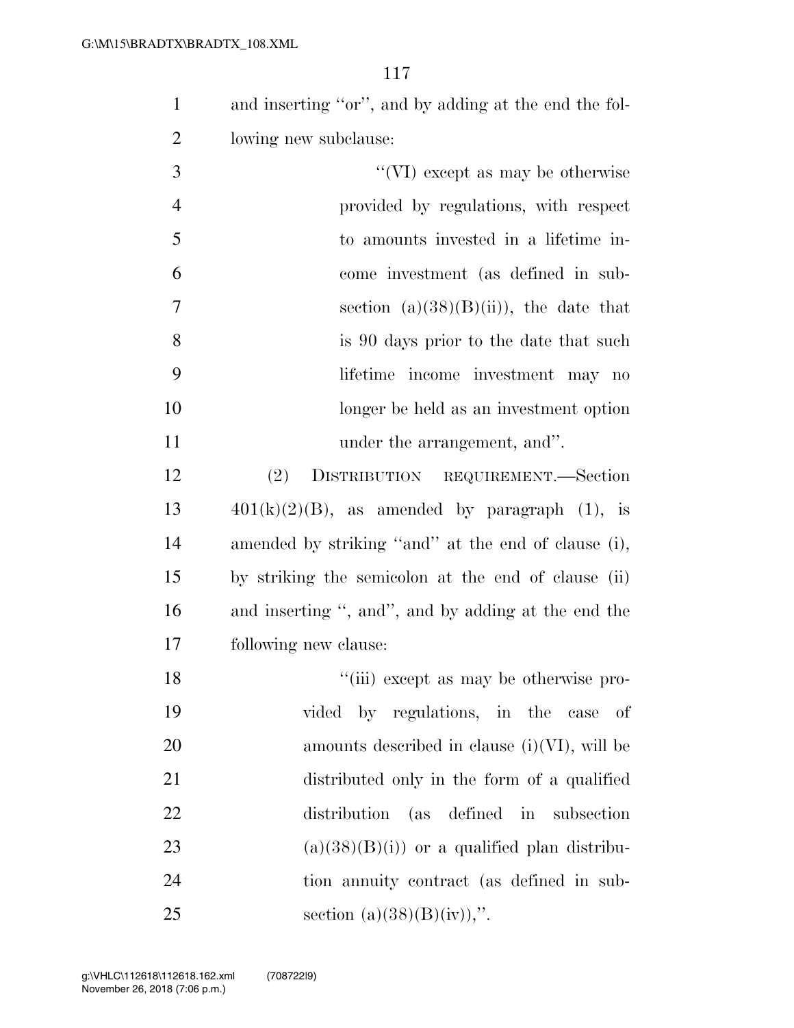and inserting "or", and by adding at the end the following new subclause:

"(VI) except as may be otherwise provided by regulations, with respect to amounts invested in a lifetime income investment (as defined in subsection (a)(38)(B)(ii)), the date that is 90 days prior to the date that such lifetime income investment may no longer be held as an investment option under the arrangement, and".

(2) DISTRIBUTION REQUIREMENT.—Section 401(k)(2)(B), as amended by paragraph (1), is amended by striking "and" at the end of clause (i), by striking the semicolon at the end of clause (ii) and inserting ", and", and by adding at the end the following new clause:

"(iii) except as may be otherwise provided by regulations, in the case of amounts described in clause (i)(VI), will be distributed only in the form of a qualified distribution (as defined in subsection (a)(38)(B)(i)) or a qualified plan distribution annuity contract (as defined in subsection (a)(38)(B)(iv)),".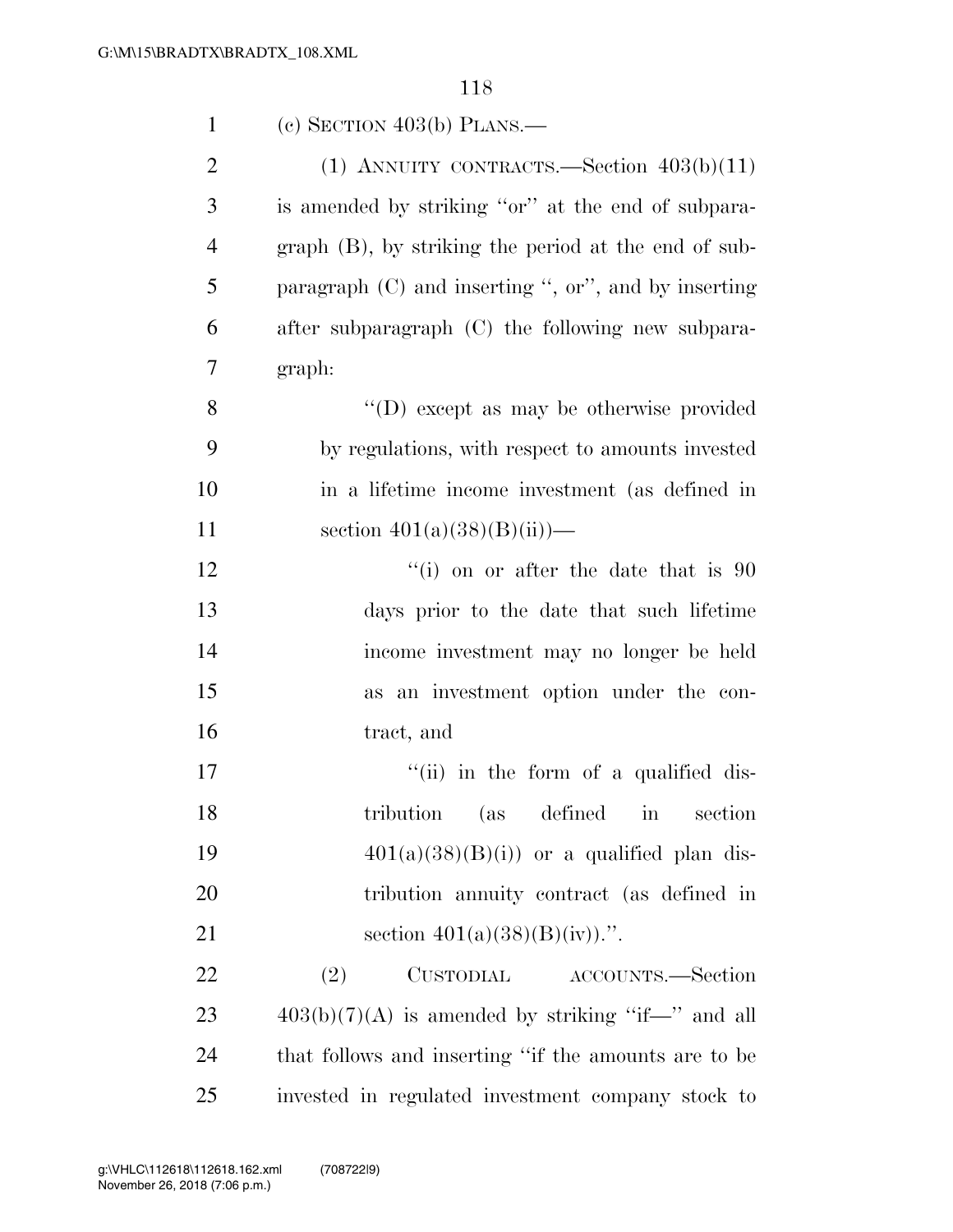(c) SECTION 403(b) PLANS.—

(1) ANNUITY CONTRACTS.—Section 403(b)(11) is amended by striking "or" at the end of subparagraph (B), by striking the period at the end of subparagraph (C) and inserting ", or", and by inserting after subparagraph (C) the following new subparagraph:

"(D) except as may be otherwise provided by regulations, with respect to amounts invested in a lifetime income investment (as defined in section 401(a)(38)(B)(ii))—

"(i) on or after the date that is 90 days prior to the date that such lifetime income investment may no longer be held as an investment option under the contract, and

"(ii) in the form of a qualified distribution (as defined in section 401(a)(38)(B)(i)) or a qualified plan distribution annuity contract (as defined in section 401(a)(38)(B)(iv)).".

(2) CUSTODIAL ACCOUNTS.—Section 403(b)(7)(A) is amended by striking "if—" and all that follows and inserting "if the amounts are to be invested in regulated investment company stock to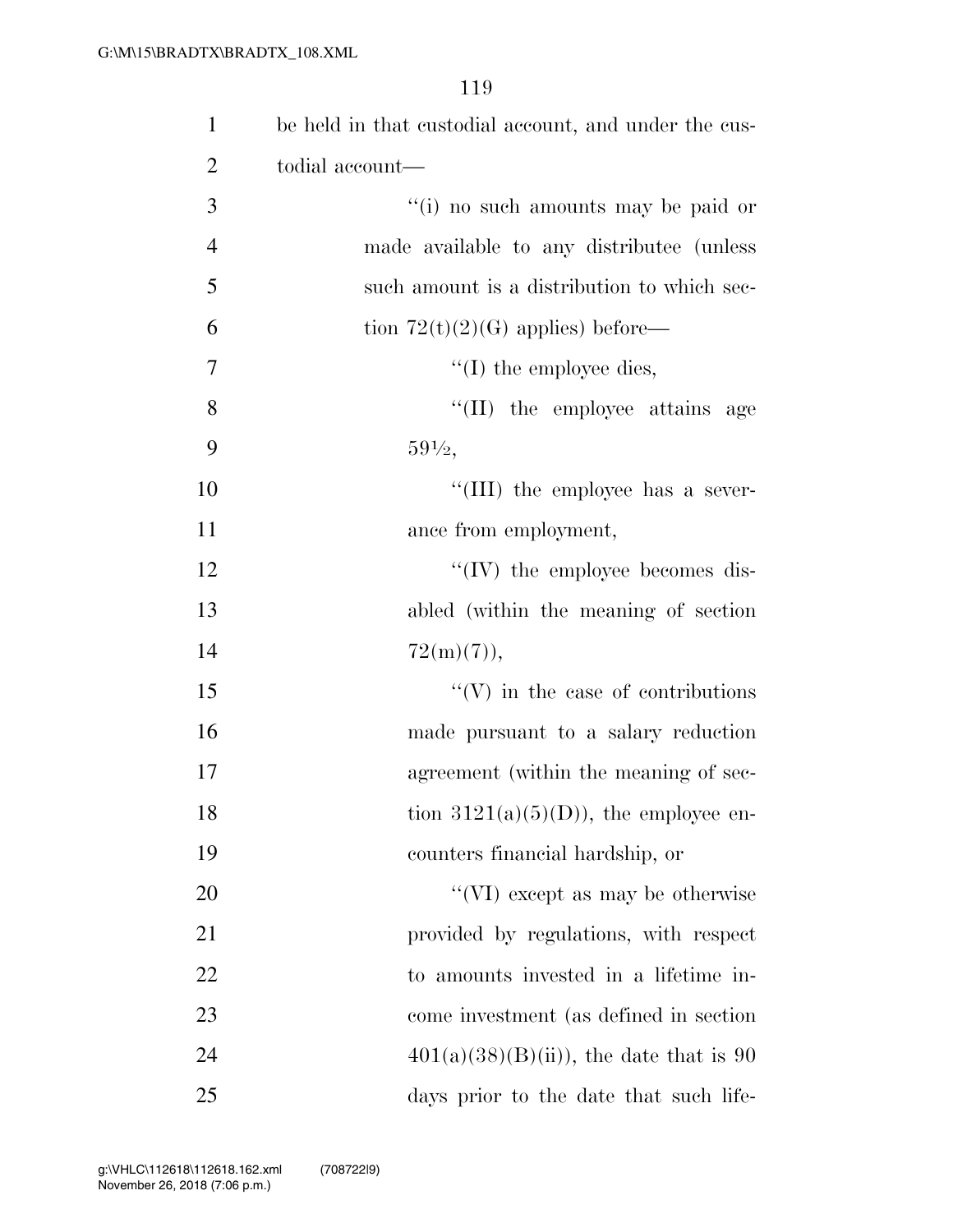be held in that custodial account, and under the custodial account—

''(i) no such amounts may be paid or made available to any distributee (unless such amount is a distribution to which section 72(t)(2)(G) applies) before—

''(I) the employee dies,

''(II) the employee attains age 59½,

''(III) the employee has a severance from employment,

''(IV) the employee becomes disabled (within the meaning of section 72(m)(7)),

''(V) in the case of contributions made pursuant to a salary reduction agreement (within the meaning of section 3121(a)(5)(D)), the employee encounters financial hardship, or

''(VI) except as may be otherwise provided by regulations, with respect to amounts invested in a lifetime income investment (as defined in section 401(a)(38)(B)(ii)), the date that is 90 days prior to the date that such life-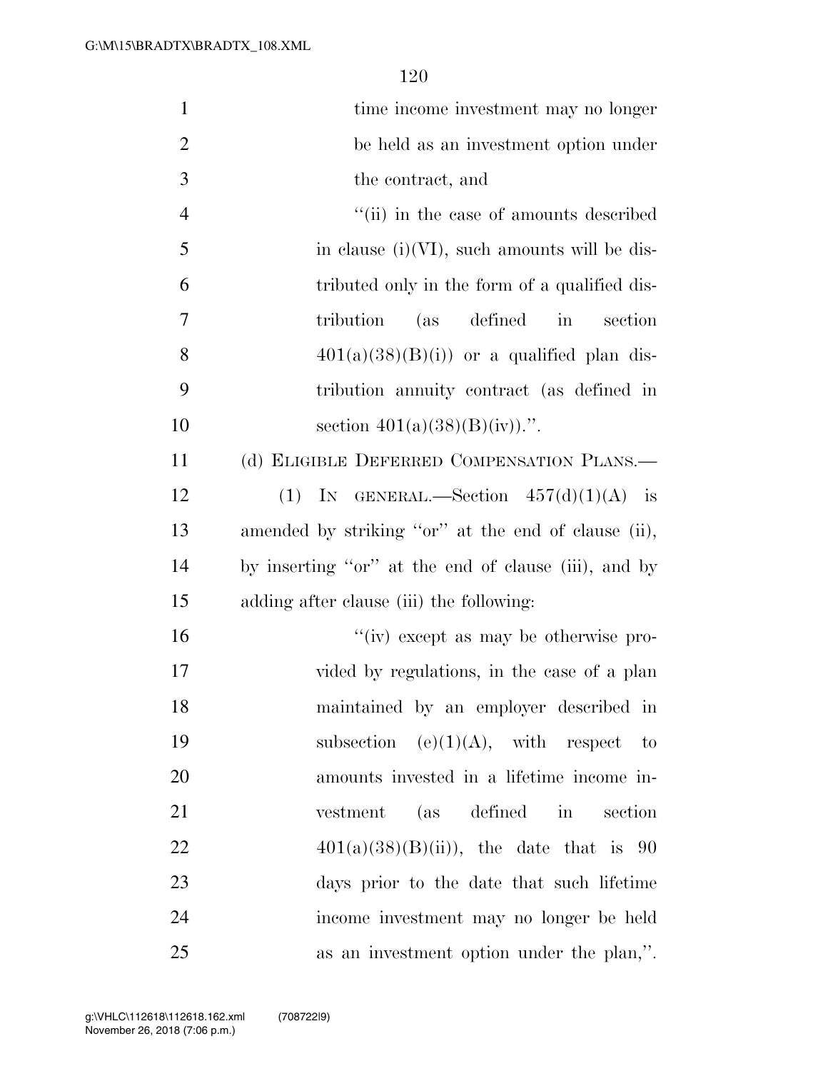time income investment may no longer be held as an investment option under the contract, and

"(ii) in the case of amounts described in clause (i)(VI), such amounts will be distributed only in the form of a qualified distribution (as defined in section 401(a)(38)(B)(i)) or a qualified plan distribution annuity contract (as defined in section 401(a)(38)(B)(iv)).".

(d) ELIGIBLE DEFERRED COMPENSATION PLANS.—

(1) IN GENERAL.—Section 457(d)(1)(A) is amended by striking "or" at the end of clause (ii), by inserting "or" at the end of clause (iii), and by adding after clause (iii) the following:

"(iv) except as may be otherwise provided by regulations, in the case of a plan maintained by an employer described in subsection (e)(1)(A), with respect to amounts invested in a lifetime income investment (as defined in section 401(a)(38)(B)(ii)), the date that is 90 days prior to the date that such lifetime income investment may no longer be held as an investment option under the plan,".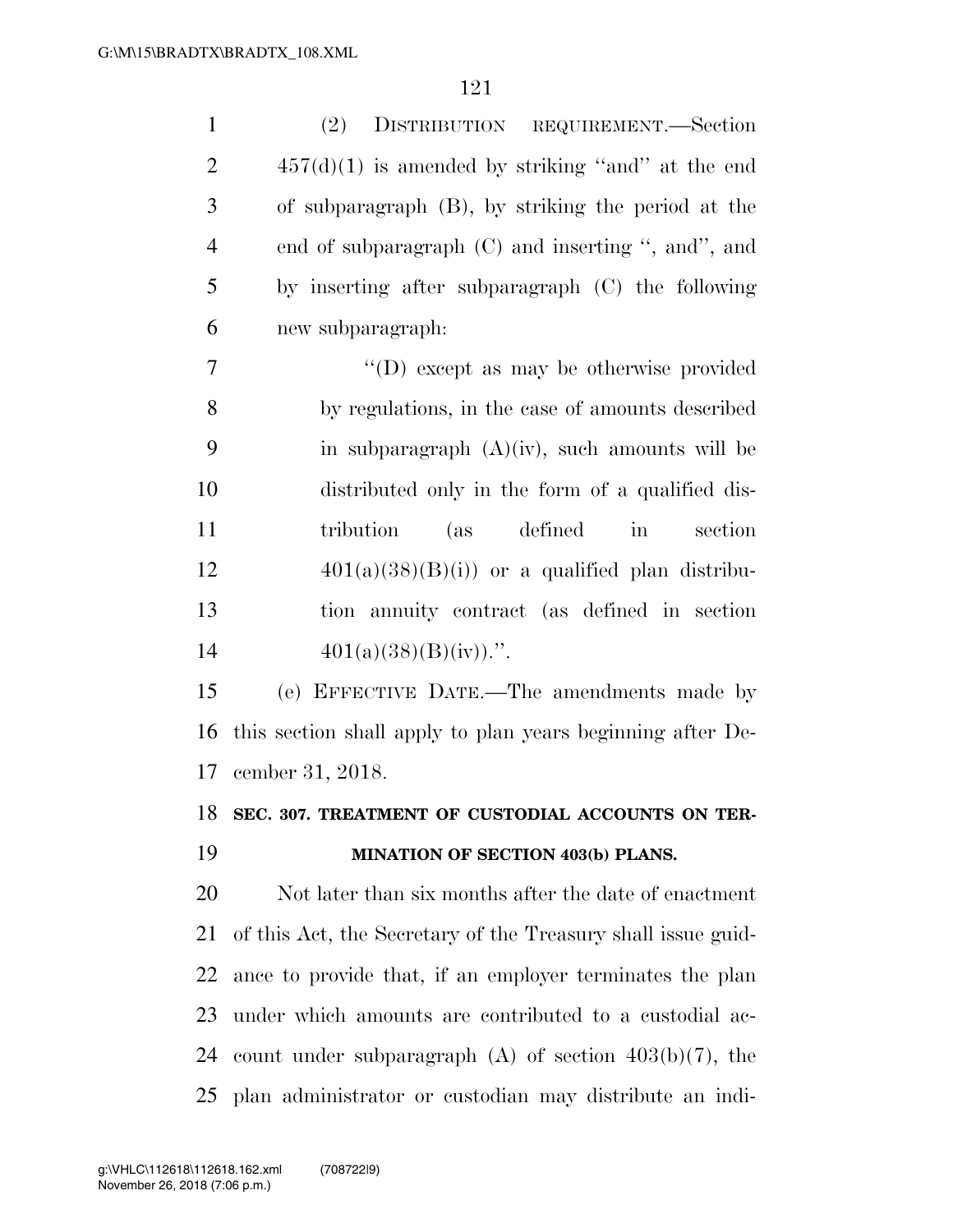(2) DISTRIBUTION REQUIREMENT.—Section 457(d)(1) is amended by striking "and" at the end of subparagraph (B), by striking the period at the end of subparagraph (C) and inserting ", and", and by inserting after subparagraph (C) the following new subparagraph:

"(D) except as may be otherwise provided by regulations, in the case of amounts described in subparagraph (A)(iv), such amounts will be distributed only in the form of a qualified distribution (as defined in section 401(a)(38)(B)(i)) or a qualified plan distribution annuity contract (as defined in section 401(a)(38)(B)(iv)).".

(e) EFFECTIVE DATE.—The amendments made by this section shall apply to plan years beginning after December 31, 2018.

**SEC. 307. TREATMENT OF CUSTODIAL ACCOUNTS ON TERMINATION OF SECTION 403(b) PLANS.**

Not later than six months after the date of enactment of this Act, the Secretary of the Treasury shall issue guidance to provide that, if an employer terminates the plan under which amounts are contributed to a custodial account under subparagraph (A) of section 403(b)(7), the plan administrator or custodian may distribute an indi-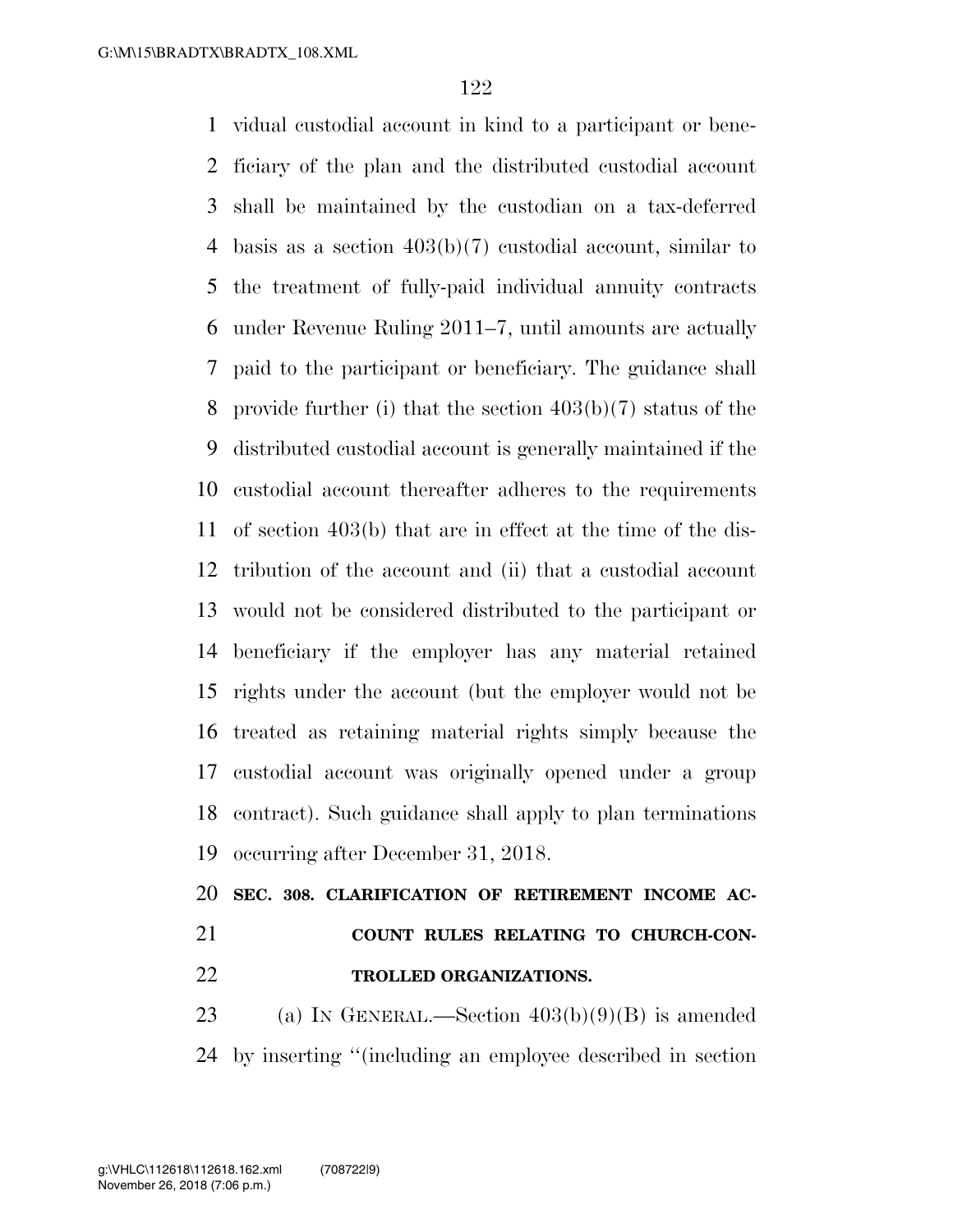vidual custodial account in kind to a participant or beneficiary of the plan and the distributed custodial account shall be maintained by the custodian on a tax-deferred basis as a section 403(b)(7) custodial account, similar to the treatment of fully-paid individual annuity contracts under Revenue Ruling 2011–7, until amounts are actually paid to the participant or beneficiary. The guidance shall provide further (i) that the section 403(b)(7) status of the distributed custodial account is generally maintained if the custodial account thereafter adheres to the requirements of section 403(b) that are in effect at the time of the distribution of the account and (ii) that a custodial account would not be considered distributed to the participant or beneficiary if the employer has any material retained rights under the account (but the employer would not be treated as retaining material rights simply because the custodial account was originally opened under a group contract). Such guidance shall apply to plan terminations occurring after December 31, 2018.

**SEC. 308. CLARIFICATION OF RETIREMENT INCOME ACCOUNT RULES RELATING TO CHURCH-CONTROLLED ORGANIZATIONS.**

(a) IN GENERAL.—Section 403(b)(9)(B) is amended by inserting ‘‘(including an employee described in section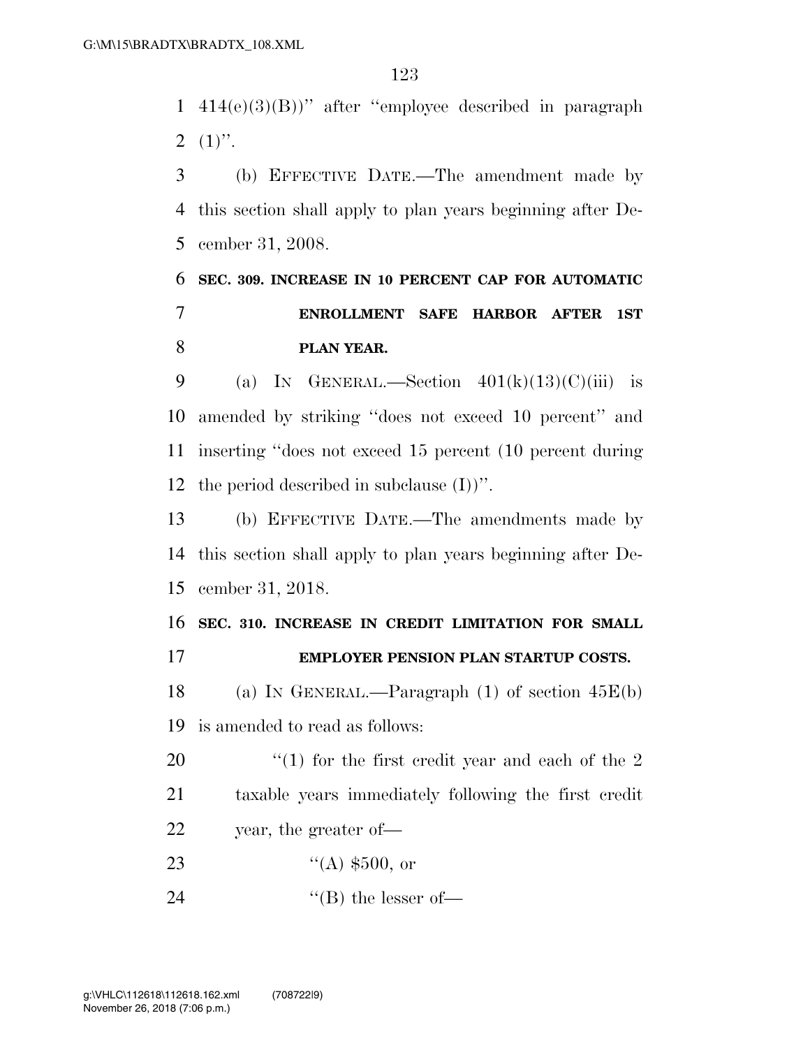414(e)(3)(B))'' after ''employee described in paragraph (1)''.

(b) EFFECTIVE DATE.—The amendment made by this section shall apply to plan years beginning after December 31, 2008.

**SEC. 309. INCREASE IN 10 PERCENT CAP FOR AUTOMATIC ENROLLMENT SAFE HARBOR AFTER 1ST PLAN YEAR.**

(a) IN GENERAL.—Section 401(k)(13)(C)(iii) is amended by striking ''does not exceed 10 percent'' and inserting ''does not exceed 15 percent (10 percent during the period described in subclause (I))''.

(b) EFFECTIVE DATE.—The amendments made by this section shall apply to plan years beginning after December 31, 2018.

**SEC. 310. INCREASE IN CREDIT LIMITATION FOR SMALL EMPLOYER PENSION PLAN STARTUP COSTS.**

(a) IN GENERAL.—Paragraph (1) of section 45E(b) is amended to read as follows:

''(1) for the first credit year and each of the 2 taxable years immediately following the first credit year, the greater of—

''(A) $500, or

''(B) the lesser of—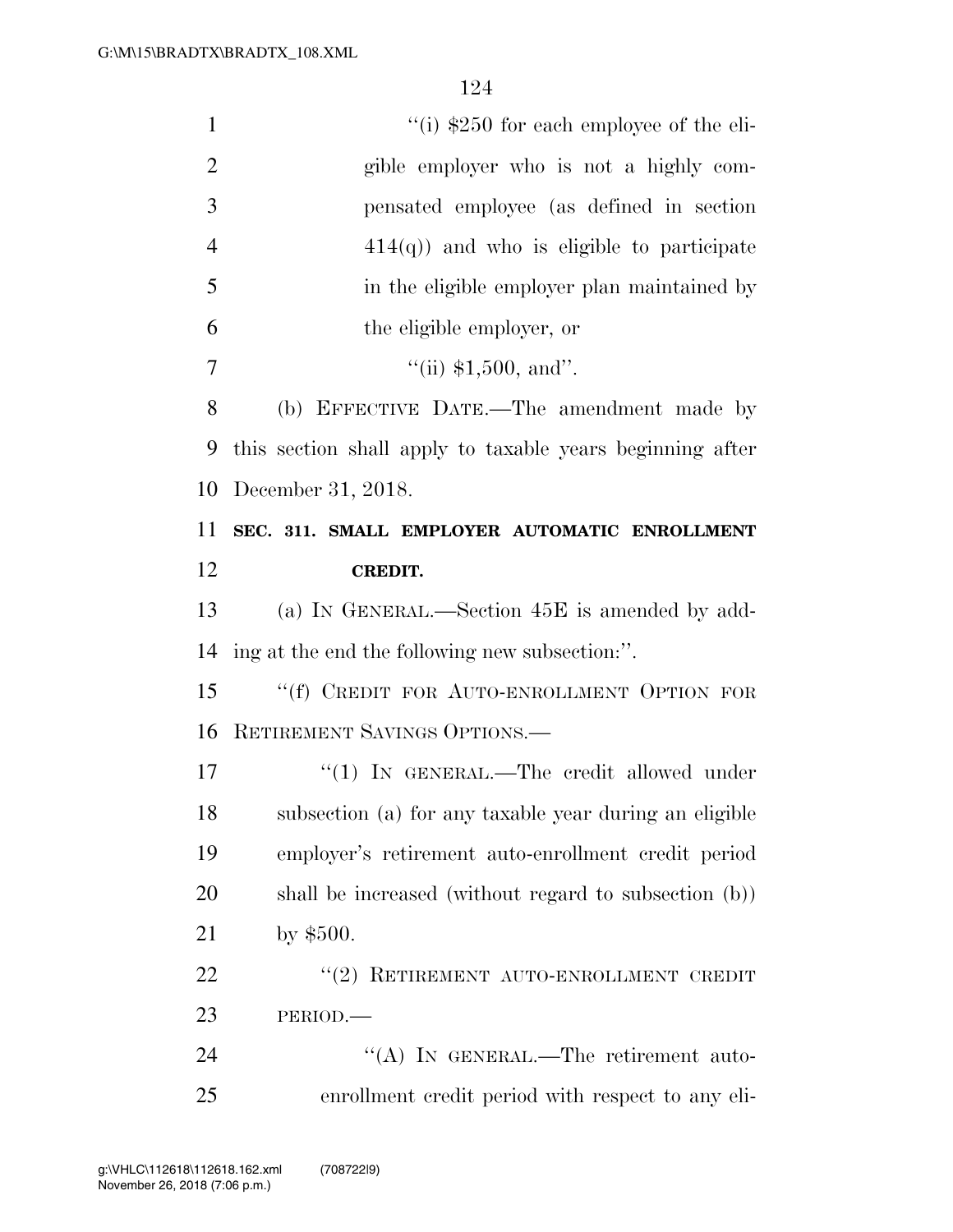"(i) $250 for each employee of the eligible employer who is not a highly compensated employee (as defined in section 414(q)) and who is eligible to participate in the eligible employer plan maintained by the eligible employer, or

"(ii) $1,500, and".

(b) EFFECTIVE DATE.—The amendment made by this section shall apply to taxable years beginning after December 31, 2018.

**SEC. 311. SMALL EMPLOYER AUTOMATIC ENROLLMENT CREDIT.**

(a) IN GENERAL.—Section 45E is amended by adding at the end the following new subsection:".

"(f) CREDIT FOR AUTO-ENROLLMENT OPTION FOR RETIREMENT SAVINGS OPTIONS.—

"(1) IN GENERAL.—The credit allowed under subsection (a) for any taxable year during an eligible employer's retirement auto-enrollment credit period shall be increased (without regard to subsection (b)) by $500.

"(2) RETIREMENT AUTO-ENROLLMENT CREDIT PERIOD.—

"(A) IN GENERAL.—The retirement auto-enrollment credit period with respect to any eli-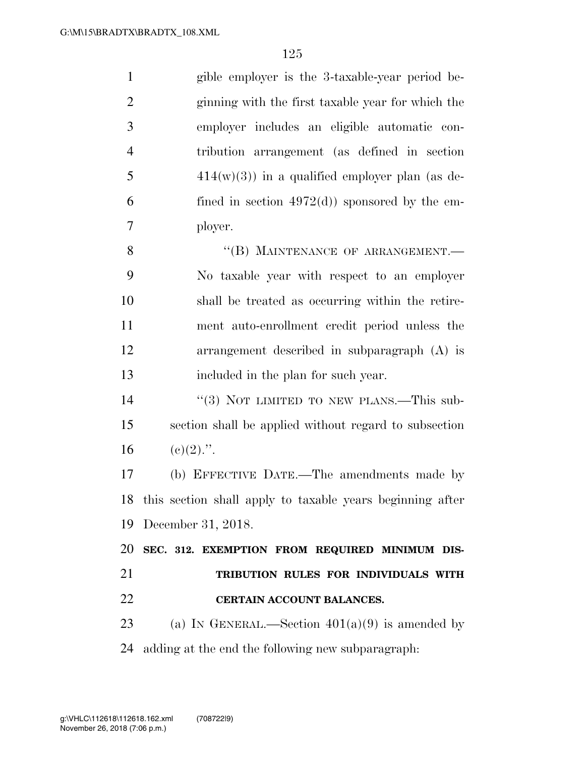gible employer is the 3-taxable-year period beginning with the first taxable year for which the employer includes an eligible automatic contribution arrangement (as defined in section 414(w)(3)) in a qualified employer plan (as defined in section 4972(d)) sponsored by the employer.

"(B) MAINTENANCE OF ARRANGEMENT.—No taxable year with respect to an employer shall be treated as occurring within the retirement auto-enrollment credit period unless the arrangement described in subparagraph (A) is included in the plan for such year.

"(3) NOT LIMITED TO NEW PLANS.—This subsection shall be applied without regard to subsection (c)(2).".

(b) EFFECTIVE DATE.—The amendments made by this section shall apply to taxable years beginning after December 31, 2018.

**SEC. 312. EXEMPTION FROM REQUIRED MINIMUM DISTRIBUTION RULES FOR INDIVIDUALS WITH CERTAIN ACCOUNT BALANCES.**

(a) IN GENERAL.—Section 401(a)(9) is amended by adding at the end the following new subparagraph: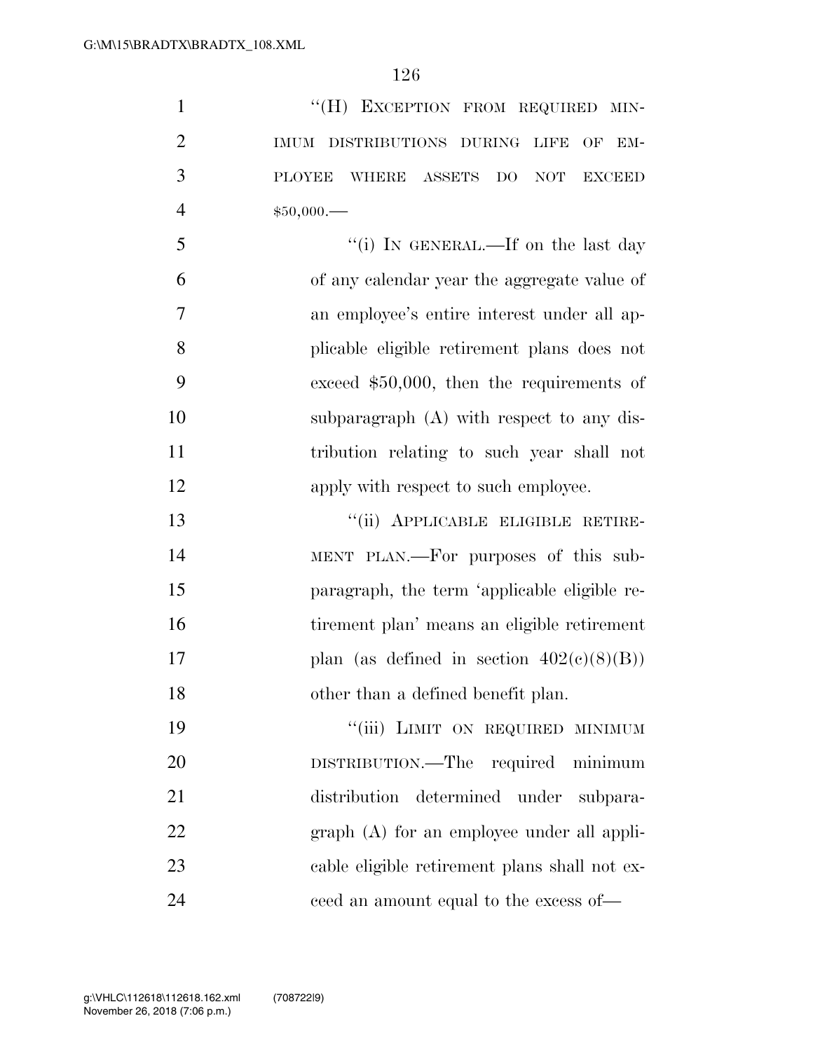"(H) EXCEPTION FROM REQUIRED MINIMUM DISTRIBUTIONS DURING LIFE OF EMPLOYEE WHERE ASSETS DO NOT EXCEED $50,000.—

"(i) IN GENERAL.—If on the last day of any calendar year the aggregate value of an employee's entire interest under all applicable eligible retirement plans does not exceed $50,000, then the requirements of subparagraph (A) with respect to any distribution relating to such year shall not apply with respect to such employee.

"(ii) APPLICABLE ELIGIBLE RETIREMENT PLAN.—For purposes of this subparagraph, the term 'applicable eligible retirement plan' means an eligible retirement plan (as defined in section 402(c)(8)(B)) other than a defined benefit plan.

"(iii) LIMIT ON REQUIRED MINIMUM DISTRIBUTION.—The required minimum distribution determined under subparagraph (A) for an employee under all applicable eligible retirement plans shall not exceed an amount equal to the excess of—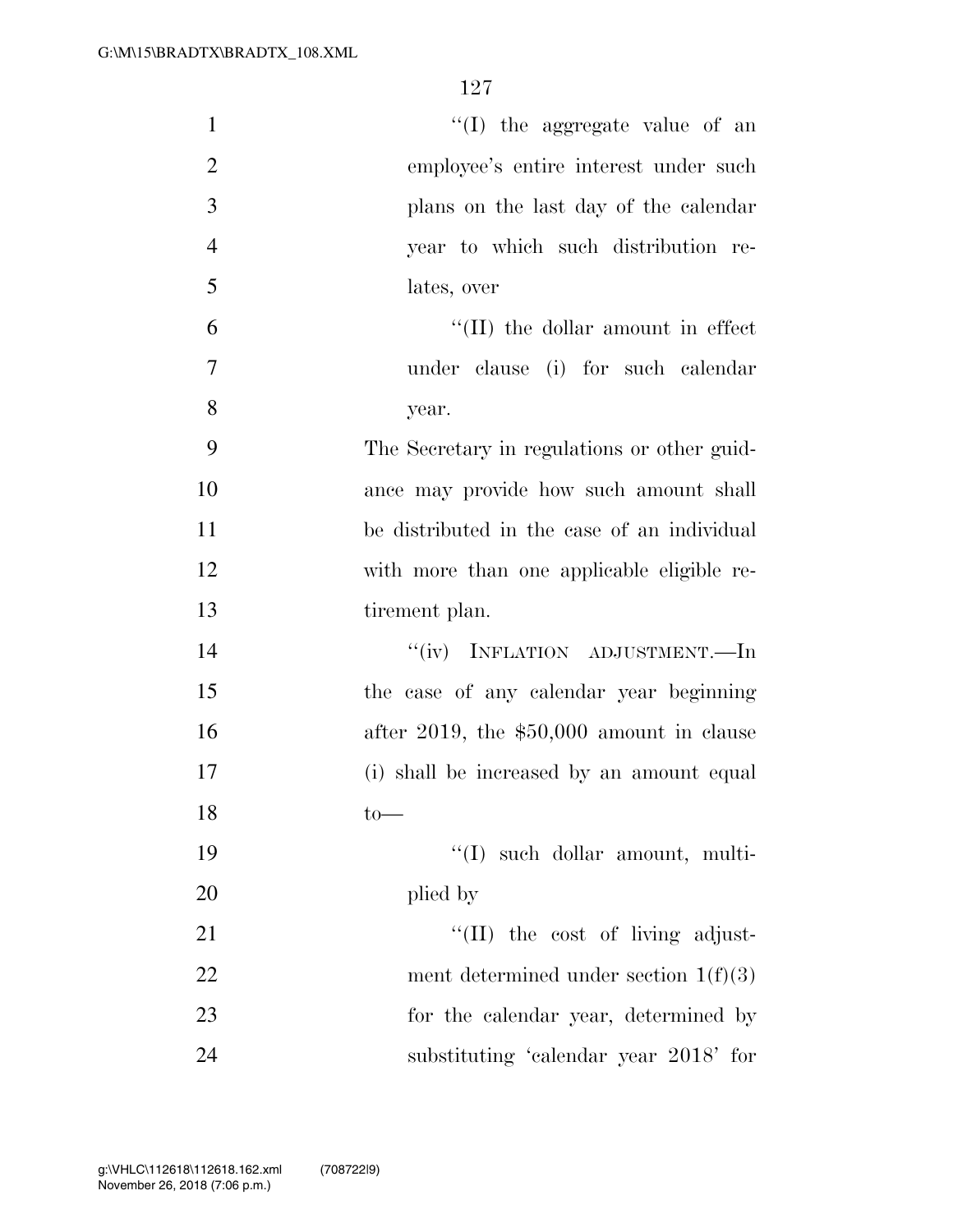"(I) the aggregate value of an employee's entire interest under such plans on the last day of the calendar year to which such distribution relates, over

"(II) the dollar amount in effect under clause (i) for such calendar year.

The Secretary in regulations or other guidance may provide how such amount shall be distributed in the case of an individual with more than one applicable eligible retirement plan.

"(iv) INFLATION ADJUSTMENT.—In the case of any calendar year beginning after 2019, the $50,000 amount in clause (i) shall be increased by an amount equal to—

"(I) such dollar amount, multiplied by

"(II) the cost of living adjustment determined under section 1(f)(3) for the calendar year, determined by substituting 'calendar year 2018' for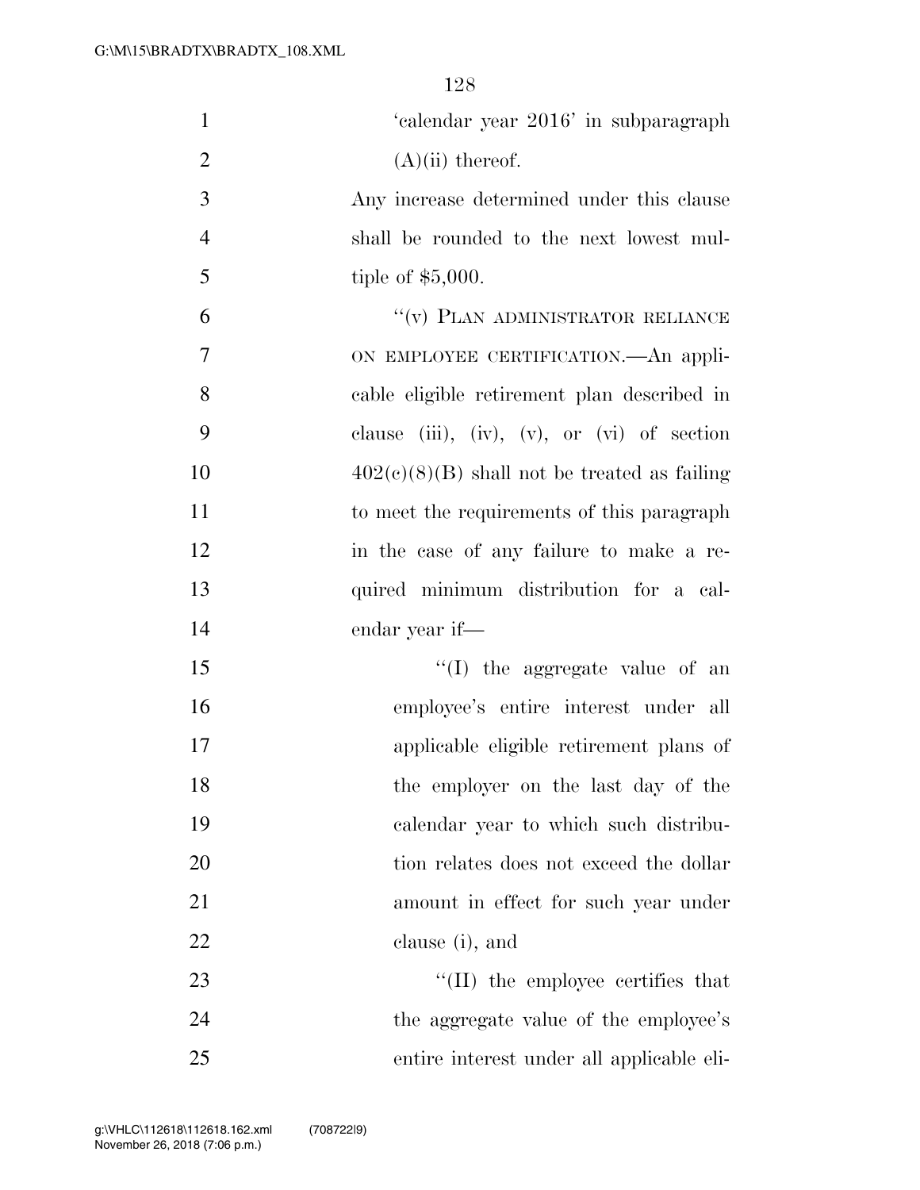'calendar year 2016' in subparagraph (A)(ii) thereof.

Any increase determined under this clause shall be rounded to the next lowest multiple of $5,000.

"(v) PLAN ADMINISTRATOR RELIANCE ON EMPLOYEE CERTIFICATION.—An applicable eligible retirement plan described in clause (iii), (iv), (v), or (vi) of section 402(c)(8)(B) shall not be treated as failing to meet the requirements of this paragraph in the case of any failure to make a required minimum distribution for a calendar year if—

"(I) the aggregate value of an employee's entire interest under all applicable eligible retirement plans of the employer on the last day of the calendar year to which such distribution relates does not exceed the dollar amount in effect for such year under clause (i), and

"(II) the employee certifies that the aggregate value of the employee's entire interest under all applicable eli-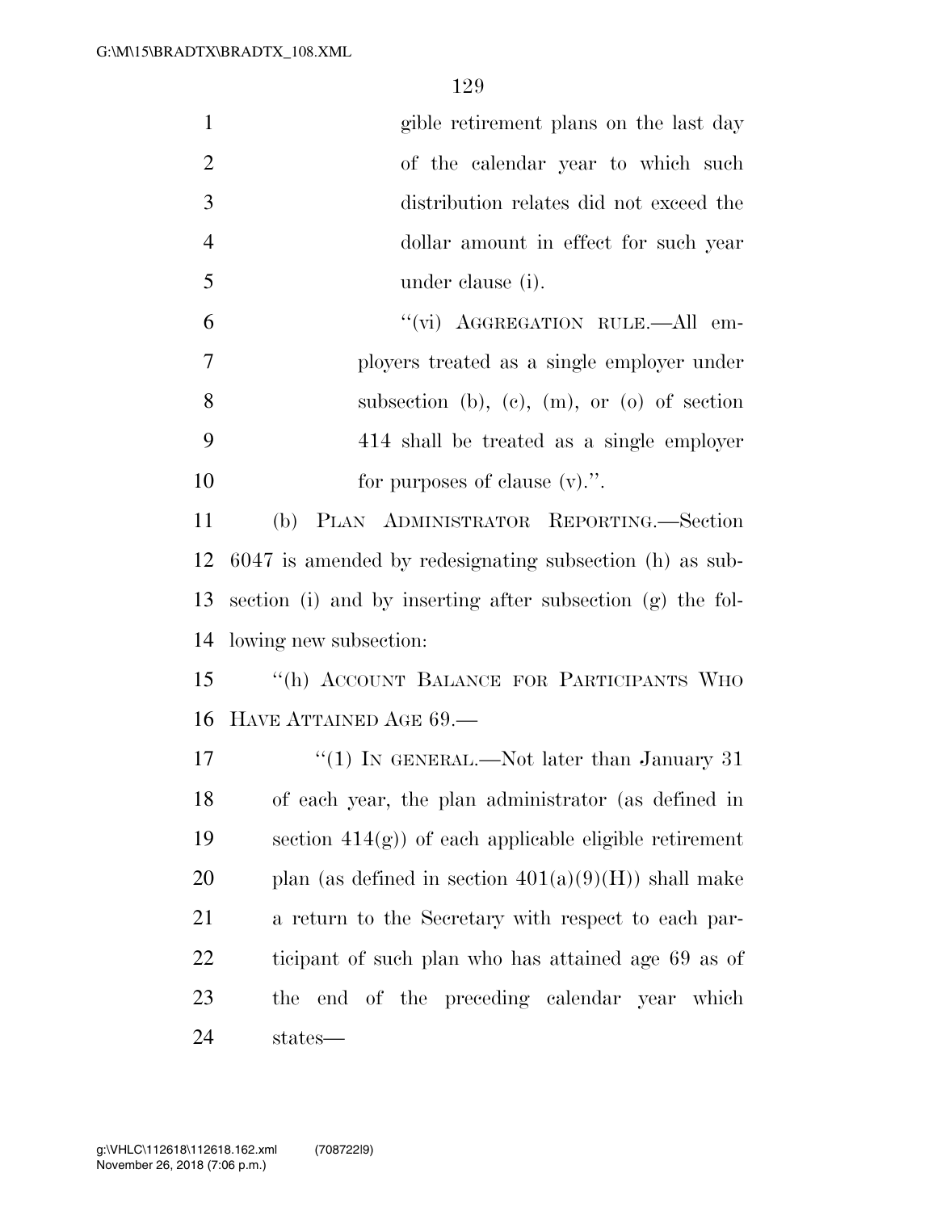gible retirement plans on the last day of the calendar year to which such distribution relates did not exceed the dollar amount in effect for such year under clause (i).

"(vi) AGGREGATION RULE.—All employers treated as a single employer under subsection (b), (c), (m), or (o) of section 414 shall be treated as a single employer for purposes of clause (v).".

(b) PLAN ADMINISTRATOR REPORTING.—Section 6047 is amended by redesignating subsection (h) as subsection (i) and by inserting after subsection (g) the following new subsection:

"(h) ACCOUNT BALANCE FOR PARTICIPANTS WHO HAVE ATTAINED AGE 69.—

"(1) IN GENERAL.—Not later than January 31 of each year, the plan administrator (as defined in section 414(g)) of each applicable eligible retirement plan (as defined in section 401(a)(9)(H)) shall make a return to the Secretary with respect to each participant of such plan who has attained age 69 as of the end of the preceding calendar year which states—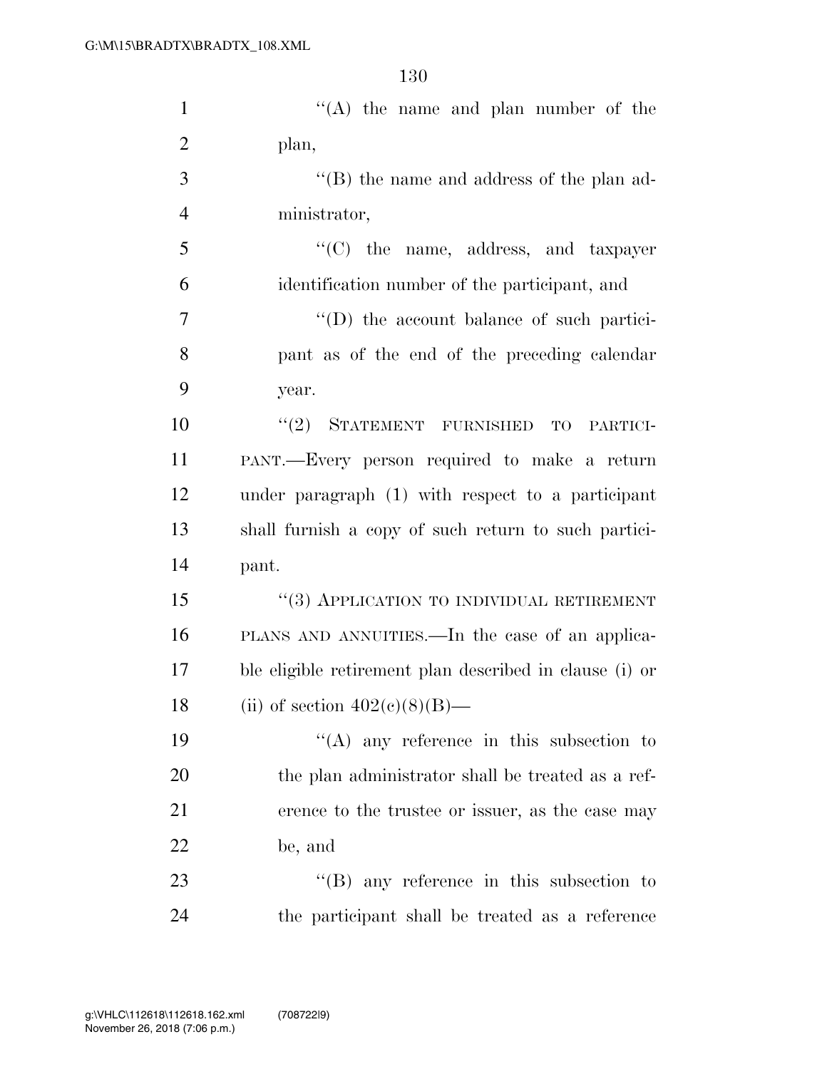''(A) the name and plan number of the plan,

''(B) the name and address of the plan administrator,

''(C) the name, address, and taxpayer identification number of the participant, and

''(D) the account balance of such participant as of the end of the preceding calendar year.

''(2) STATEMENT FURNISHED TO PARTICIPANT.—Every person required to make a return under paragraph (1) with respect to a participant shall furnish a copy of such return to such participant.

''(3) APPLICATION TO INDIVIDUAL RETIREMENT PLANS AND ANNUITIES.—In the case of an applicable eligible retirement plan described in clause (i) or (ii) of section 402(c)(8)(B)—

''(A) any reference in this subsection to the plan administrator shall be treated as a reference to the trustee or issuer, as the case may be, and

''(B) any reference in this subsection to the participant shall be treated as a reference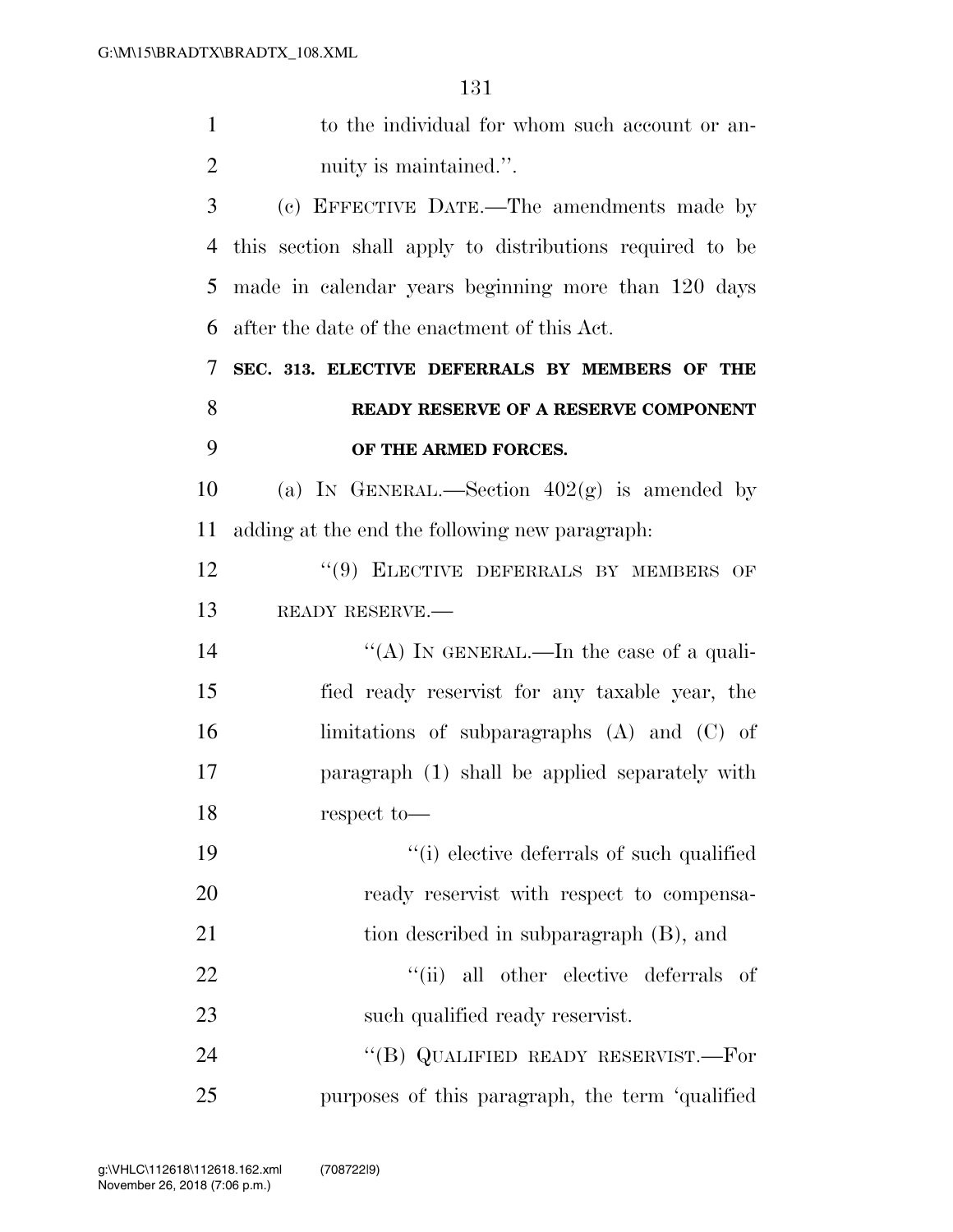to the individual for whom such account or annuity is maintained.''.

(c) EFFECTIVE DATE.—The amendments made by this section shall apply to distributions required to be made in calendar years beginning more than 120 days after the date of the enactment of this Act.

**SEC. 313. ELECTIVE DEFERRALS BY MEMBERS OF THE READY RESERVE OF A RESERVE COMPONENT OF THE ARMED FORCES.**

(a) IN GENERAL.—Section 402(g) is amended by adding at the end the following new paragraph:

"(9) ELECTIVE DEFERRALS BY MEMBERS OF READY RESERVE.—

"(A) IN GENERAL.—In the case of a qualified ready reservist for any taxable year, the limitations of subparagraphs (A) and (C) of paragraph (1) shall be applied separately with respect to—

"(i) elective deferrals of such qualified ready reservist with respect to compensation described in subparagraph (B), and

"(ii) all other elective deferrals of such qualified ready reservist.

"(B) QUALIFIED READY RESERVIST.—For purposes of this paragraph, the term 'qualified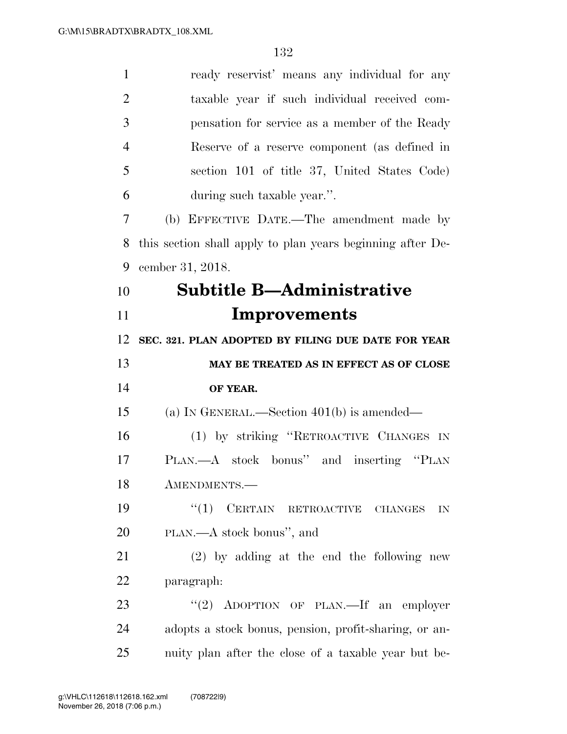ready reservist' means any individual for any taxable year if such individual received compensation for service as a member of the Ready Reserve of a reserve component (as defined in section 101 of title 37, United States Code) during such taxable year.''.

(b) EFFECTIVE DATE.—The amendment made by this section shall apply to plan years beginning after December 31, 2018.

## Subtitle B—Administrative Improvements

**SEC. 321. PLAN ADOPTED BY FILING DUE DATE FOR YEAR MAY BE TREATED AS IN EFFECT AS OF CLOSE OF YEAR.**

(a) IN GENERAL.—Section 401(b) is amended—

(1) by striking ''RETROACTIVE CHANGES IN PLAN.—A stock bonus'' and inserting ''PLAN AMENDMENTS.—

''(1) CERTAIN RETROACTIVE CHANGES IN PLAN.—A stock bonus'', and

(2) by adding at the end the following new paragraph:

''(2) ADOPTION OF PLAN.—If an employer adopts a stock bonus, pension, profit-sharing, or annuity plan after the close of a taxable year but be-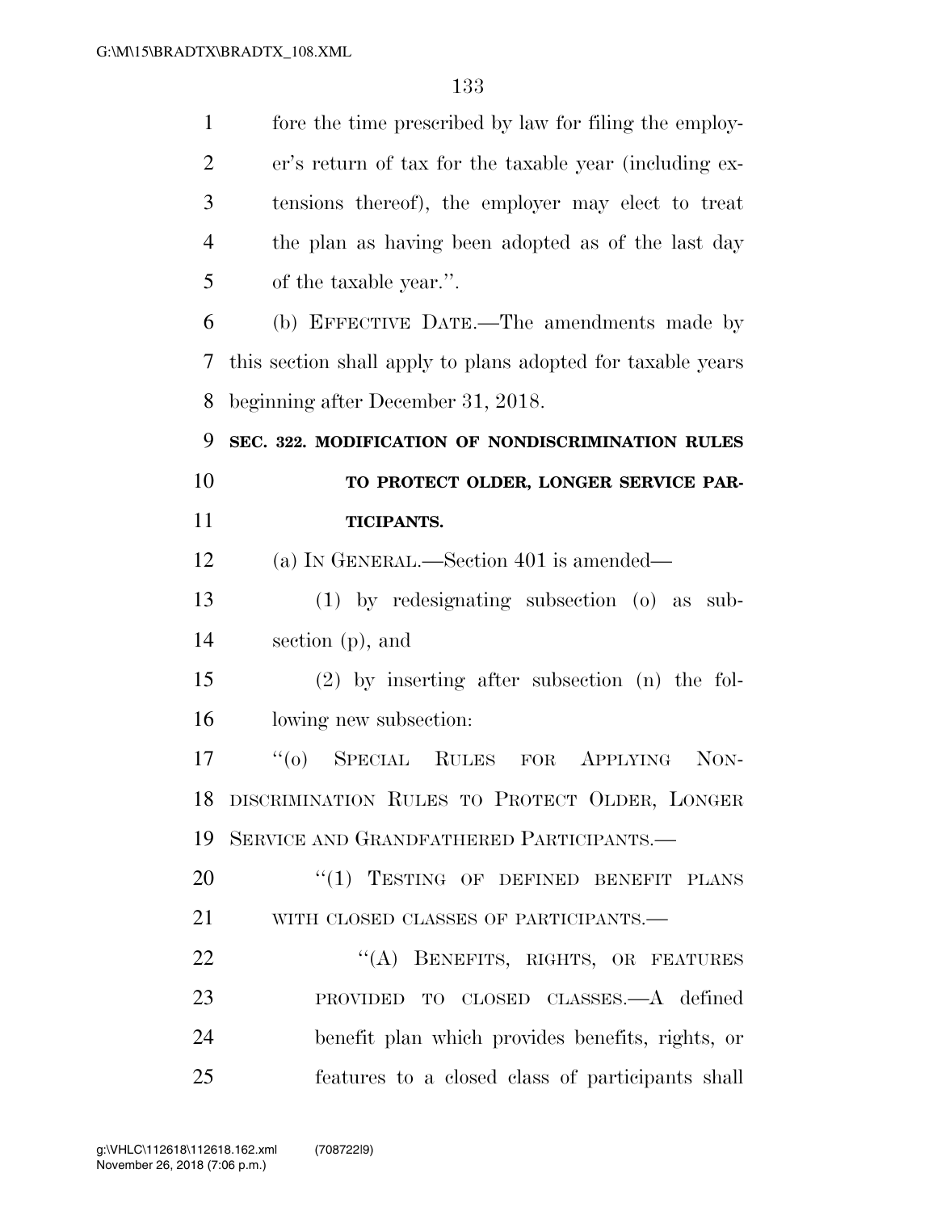fore the time prescribed by law for filing the employer's return of tax for the taxable year (including extensions thereof), the employer may elect to treat the plan as having been adopted as of the last day of the taxable year.''.

(b) EFFECTIVE DATE.—The amendments made by this section shall apply to plans adopted for taxable years beginning after December 31, 2018.

**SEC. 322. MODIFICATION OF NONDISCRIMINATION RULES TO PROTECT OLDER, LONGER SERVICE PARTICIPANTS.**

(a) IN GENERAL.—Section 401 is amended—

(1) by redesignating subsection (o) as subsection (p), and

(2) by inserting after subsection (n) the following new subsection:

''(o) SPECIAL RULES FOR APPLYING NONDISCRIMINATION RULES TO PROTECT OLDER, LONGER SERVICE AND GRANDFATHERED PARTICIPANTS.—

''(1) TESTING OF DEFINED BENEFIT PLANS WITH CLOSED CLASSES OF PARTICIPANTS.—

''(A) BENEFITS, RIGHTS, OR FEATURES PROVIDED TO CLOSED CLASSES.—A defined benefit plan which provides benefits, rights, or features to a closed class of participants shall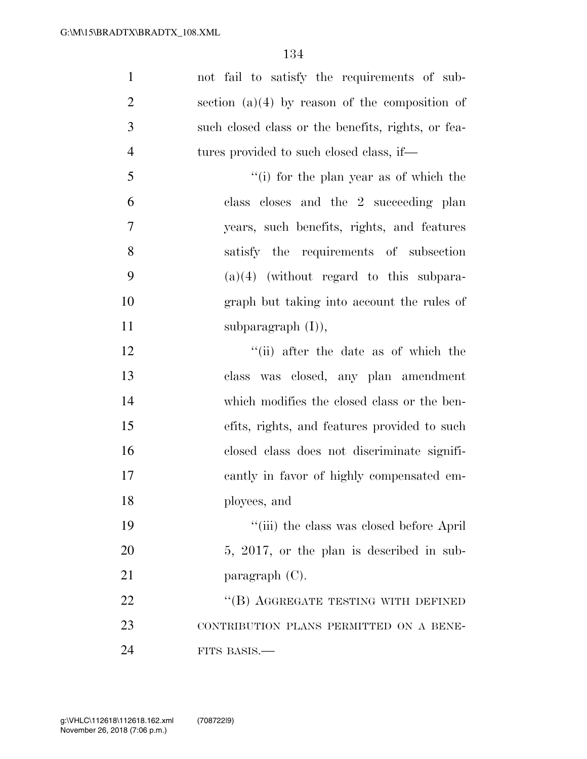not fail to satisfy the requirements of subsection (a)(4) by reason of the composition of such closed class or the benefits, rights, or features provided to such closed class, if—

"(i) for the plan year as of which the class closes and the 2 succeeding plan years, such benefits, rights, and features satisfy the requirements of subsection (a)(4) (without regard to this subparagraph but taking into account the rules of subparagraph (I)),

"(ii) after the date as of which the class was closed, any plan amendment which modifies the closed class or the benefits, rights, and features provided to such closed class does not discriminate significantly in favor of highly compensated employees, and

"(iii) the class was closed before April 5, 2017, or the plan is described in subparagraph (C).

"(B) AGGREGATE TESTING WITH DEFINED CONTRIBUTION PLANS PERMITTED ON A BENEFITS BASIS.—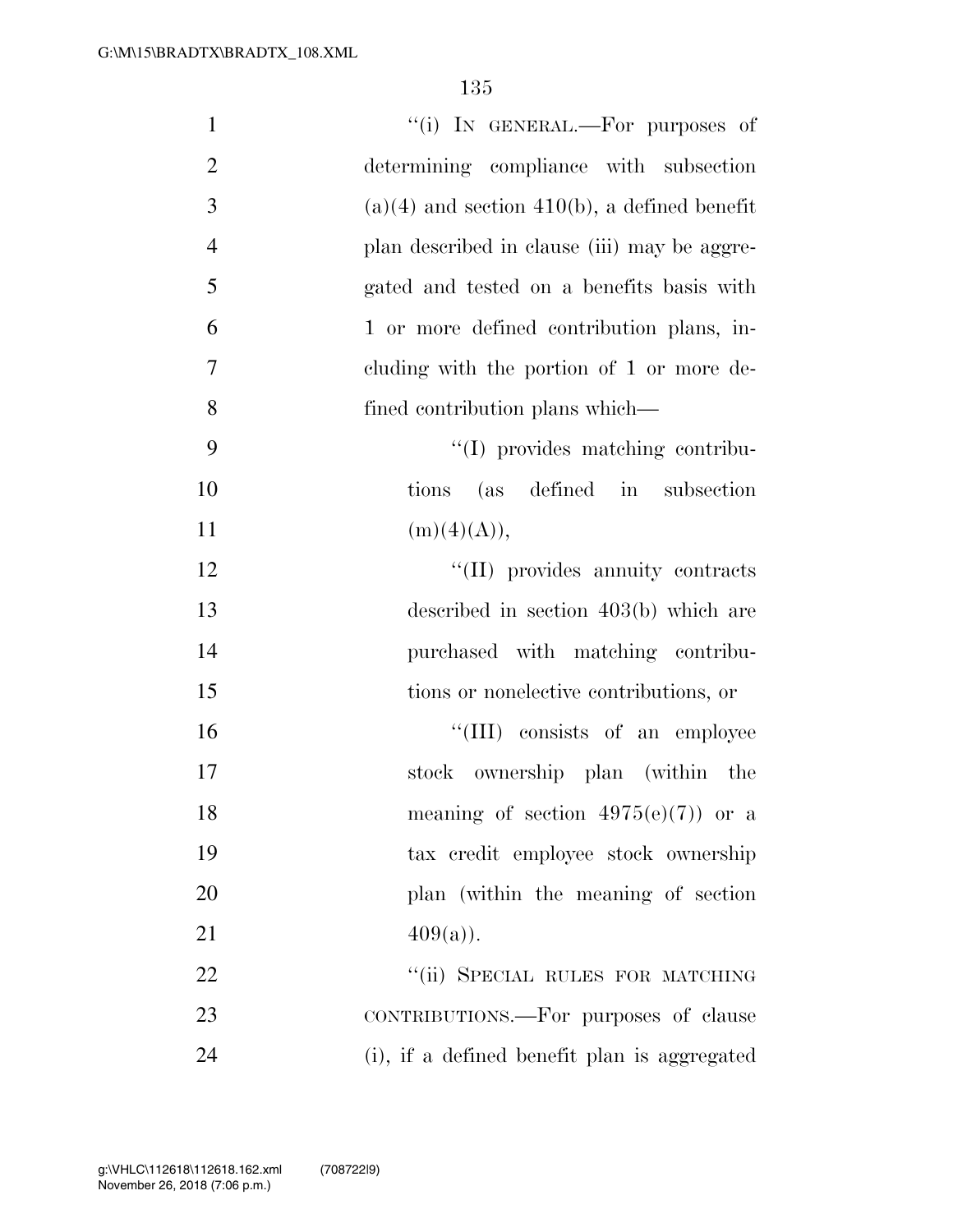"(i) IN GENERAL.—For purposes of determining compliance with subsection (a)(4) and section 410(b), a defined benefit plan described in clause (iii) may be aggregated and tested on a benefits basis with 1 or more defined contribution plans, including with the portion of 1 or more defined contribution plans which—

"(I) provides matching contributions (as defined in subsection (m)(4)(A)),

"(II) provides annuity contracts described in section 403(b) which are purchased with matching contributions or nonelective contributions, or

"(III) consists of an employee stock ownership plan (within the meaning of section 4975(e)(7)) or a tax credit employee stock ownership plan (within the meaning of section 409(a)).

"(ii) SPECIAL RULES FOR MATCHING CONTRIBUTIONS.—For purposes of clause (i), if a defined benefit plan is aggregated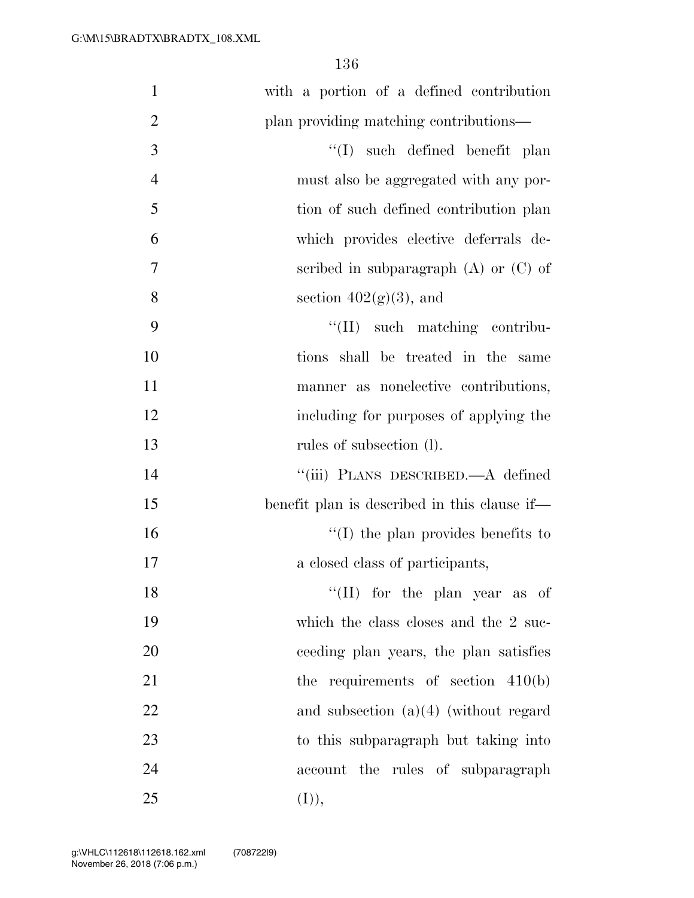with a portion of a defined contribution plan providing matching contributions—

''(I) such defined benefit plan must also be aggregated with any portion of such defined contribution plan which provides elective deferrals described in subparagraph (A) or (C) of section 402(g)(3), and

''(II) such matching contributions shall be treated in the same manner as nonelective contributions, including for purposes of applying the rules of subsection (l).

''(iii) PLANS DESCRIBED.—A defined benefit plan is described in this clause if—

''(I) the plan provides benefits to a closed class of participants,

''(II) for the plan year as of which the class closes and the 2 succeeding plan years, the plan satisfies the requirements of section 410(b) and subsection (a)(4) (without regard to this subparagraph but taking into account the rules of subparagraph (I)),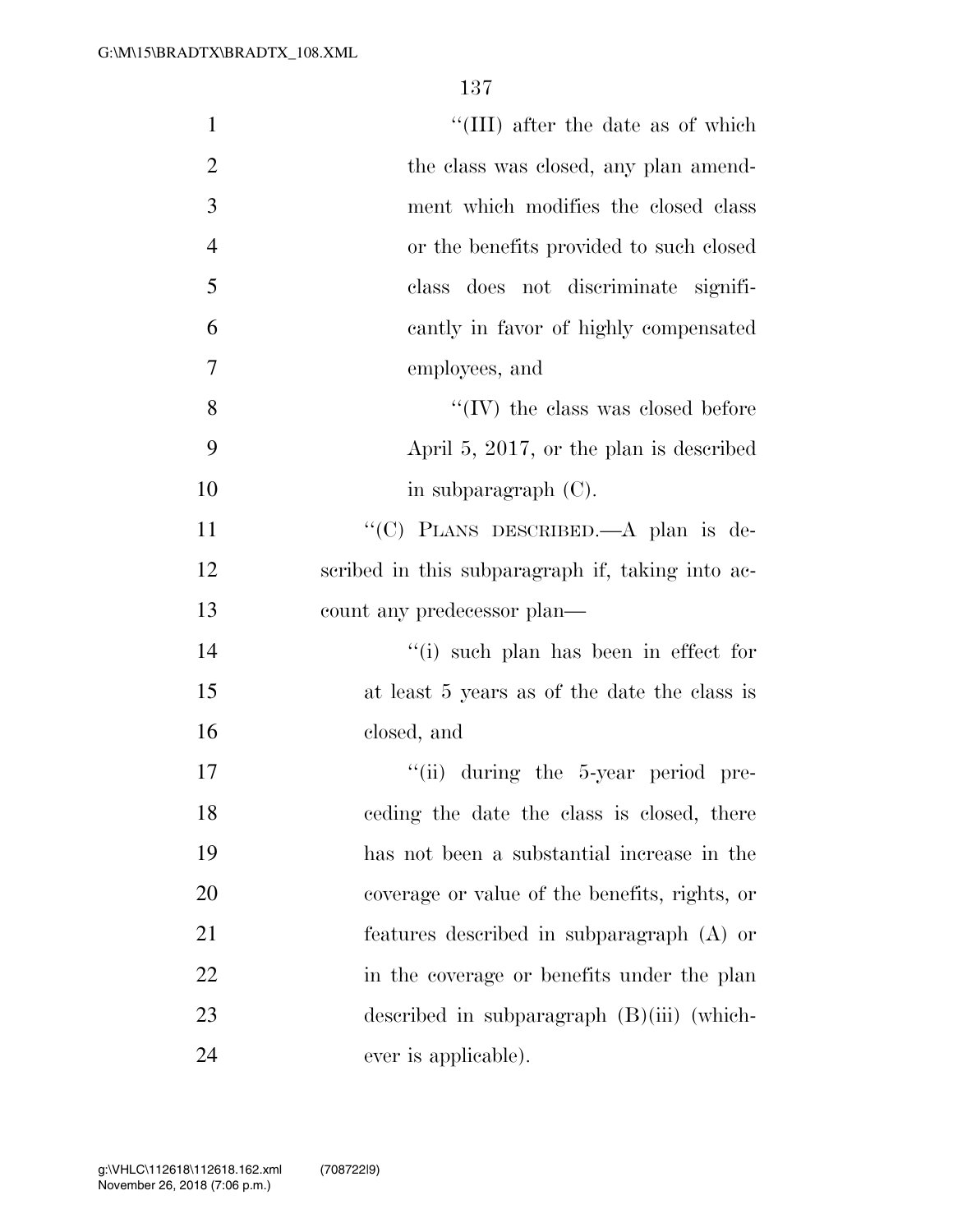"(III) after the date as of which the class was closed, any plan amendment which modifies the closed class or the benefits provided to such closed class does not discriminate significantly in favor of highly compensated employees, and

"(IV) the class was closed before April 5, 2017, or the plan is described in subparagraph (C).

"(C) PLANS DESCRIBED.—A plan is described in this subparagraph if, taking into account any predecessor plan—

"(i) such plan has been in effect for at least 5 years as of the date the class is closed, and

"(ii) during the 5-year period preceding the date the class is closed, there has not been a substantial increase in the coverage or value of the benefits, rights, or features described in subparagraph (A) or in the coverage or benefits under the plan described in subparagraph (B)(iii) (whichever is applicable).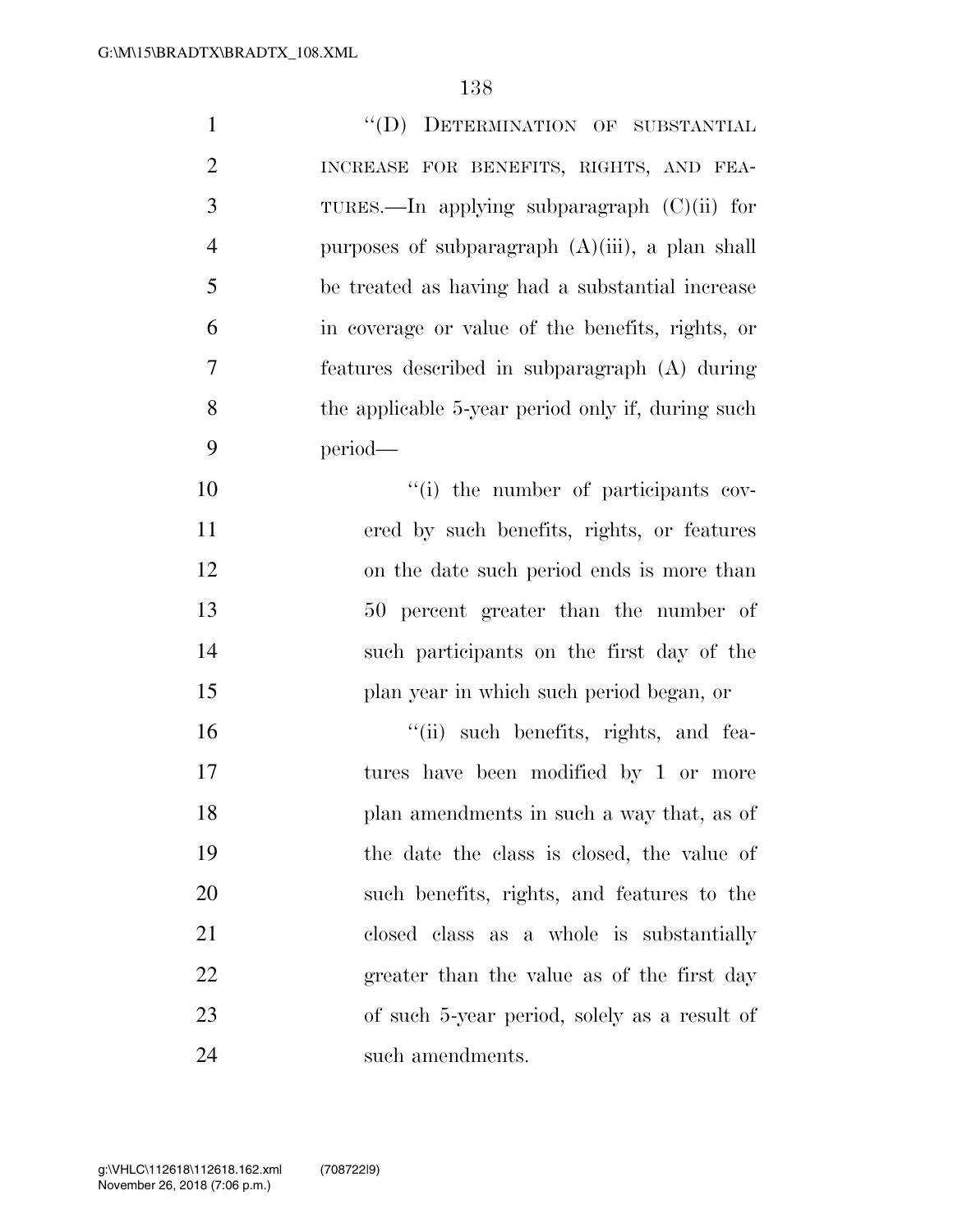"(D) DETERMINATION OF SUBSTANTIAL INCREASE FOR BENEFITS, RIGHTS, AND FEATURES.—In applying subparagraph (C)(ii) for purposes of subparagraph (A)(iii), a plan shall be treated as having had a substantial increase in coverage or value of the benefits, rights, or features described in subparagraph (A) during the applicable 5-year period only if, during such period—

"(i) the number of participants covered by such benefits, rights, or features on the date such period ends is more than 50 percent greater than the number of such participants on the first day of the plan year in which such period began, or

"(ii) such benefits, rights, and features have been modified by 1 or more plan amendments in such a way that, as of the date the class is closed, the value of such benefits, rights, and features to the closed class as a whole is substantially greater than the value as of the first day of such 5-year period, solely as a result of such amendments.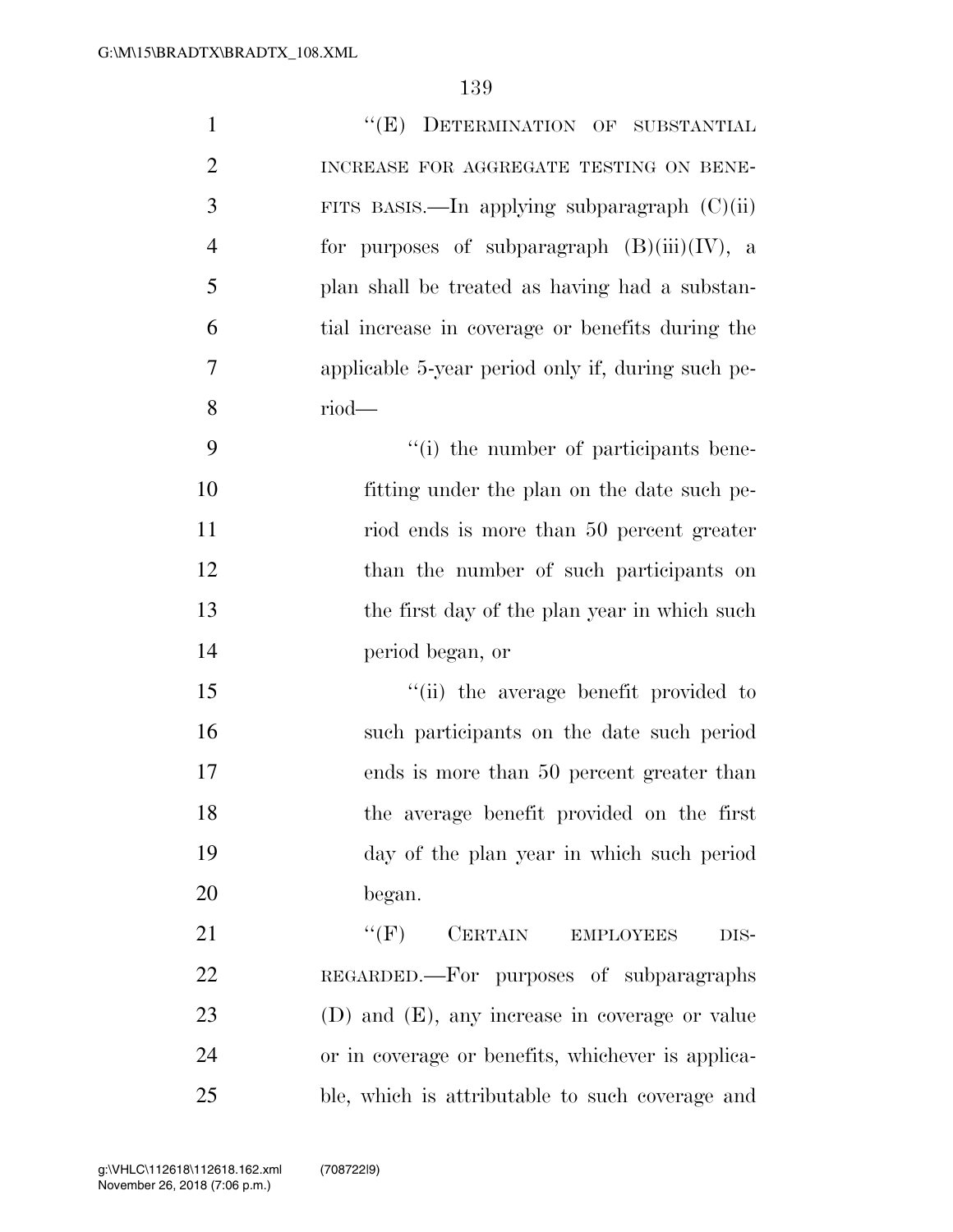"(E) DETERMINATION OF SUBSTANTIAL INCREASE FOR AGGREGATE TESTING ON BENEFITS BASIS.—In applying subparagraph (C)(ii) for purposes of subparagraph (B)(iii)(IV), a plan shall be treated as having had a substantial increase in coverage or benefits during the applicable 5-year period only if, during such period—

"(i) the number of participants benefitting under the plan on the date such period ends is more than 50 percent greater than the number of such participants on the first day of the plan year in which such period began, or

"(ii) the average benefit provided to such participants on the date such period ends is more than 50 percent greater than the average benefit provided on the first day of the plan year in which such period began.

"(F) CERTAIN EMPLOYEES DISREGARDED.—For purposes of subparagraphs (D) and (E), any increase in coverage or value or in coverage or benefits, whichever is applicable, which is attributable to such coverage and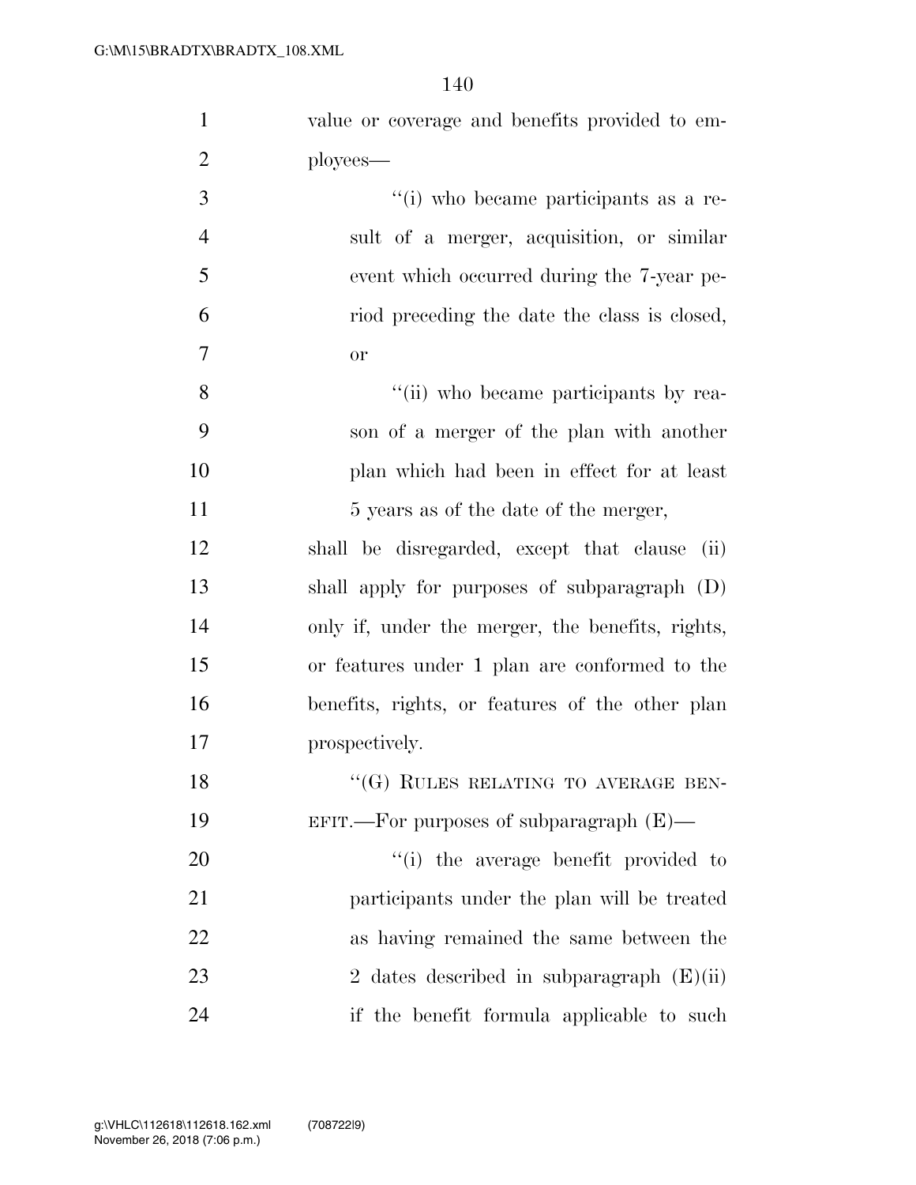value or coverage and benefits provided to employees—

''(i) who became participants as a result of a merger, acquisition, or similar event which occurred during the 7-year period preceding the date the class is closed, or

''(ii) who became participants by reason of a merger of the plan with another plan which had been in effect for at least 5 years as of the date of the merger,

shall be disregarded, except that clause (ii) shall apply for purposes of subparagraph (D) only if, under the merger, the benefits, rights, or features under 1 plan are conformed to the benefits, rights, or features of the other plan prospectively.

''(G) RULES RELATING TO AVERAGE BENEFIT.—For purposes of subparagraph (E)—

''(i) the average benefit provided to participants under the plan will be treated as having remained the same between the 2 dates described in subparagraph (E)(ii) if the benefit formula applicable to such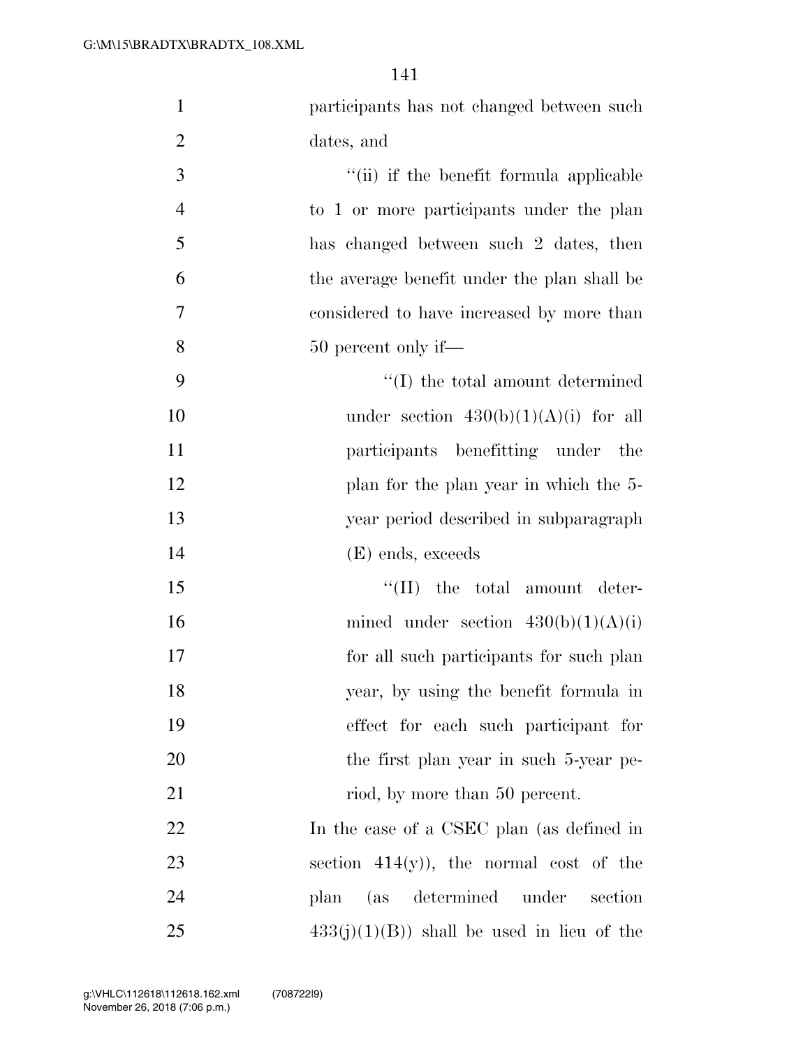participants has not changed between such dates, and

"(ii) if the benefit formula applicable to 1 or more participants under the plan has changed between such 2 dates, then the average benefit under the plan shall be considered to have increased by more than 50 percent only if—

"(I) the total amount determined under section 430(b)(1)(A)(i) for all participants benefitting under the plan for the plan year in which the 5-year period described in subparagraph (E) ends, exceeds

"(II) the total amount determined under section 430(b)(1)(A)(i) for all such participants for such plan year, by using the benefit formula in effect for each such participant for the first plan year in such 5-year period, by more than 50 percent.

In the case of a CSEC plan (as defined in section 414(y)), the normal cost of the plan (as determined under section 433(j)(1)(B)) shall be used in lieu of the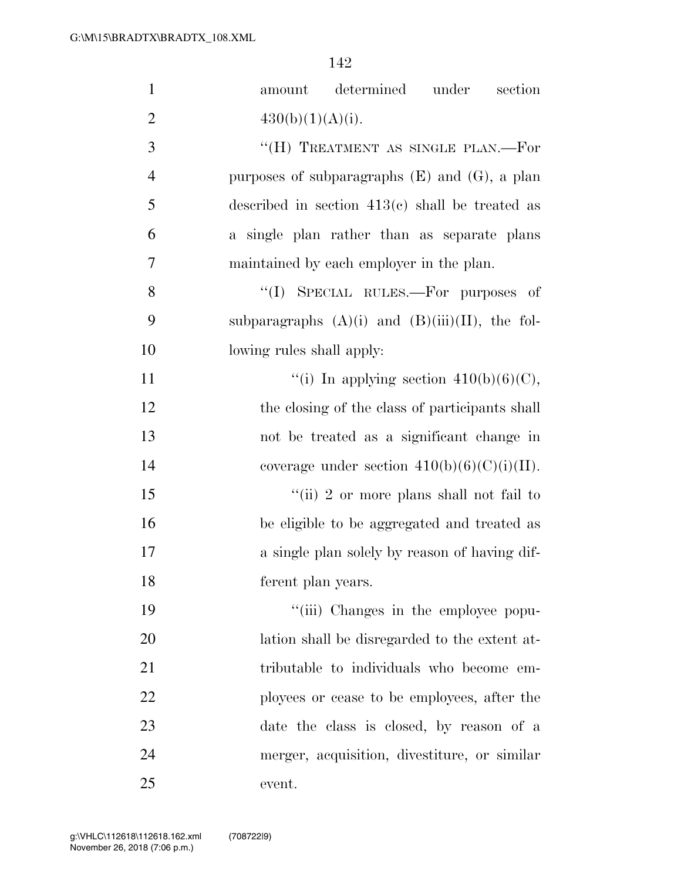amount determined under section 430(b)(1)(A)(i).

"(H) TREATMENT AS SINGLE PLAN.—For purposes of subparagraphs (E) and (G), a plan described in section 413(c) shall be treated as a single plan rather than as separate plans maintained by each employer in the plan.

"(I) SPECIAL RULES.—For purposes of subparagraphs (A)(i) and (B)(iii)(II), the following rules shall apply:

"(i) In applying section 410(b)(6)(C), the closing of the class of participants shall not be treated as a significant change in coverage under section 410(b)(6)(C)(i)(II).

"(ii) 2 or more plans shall not fail to be eligible to be aggregated and treated as a single plan solely by reason of having different plan years.

"(iii) Changes in the employee population shall be disregarded to the extent attributable to individuals who become employees or cease to be employees, after the date the class is closed, by reason of a merger, acquisition, divestiture, or similar event.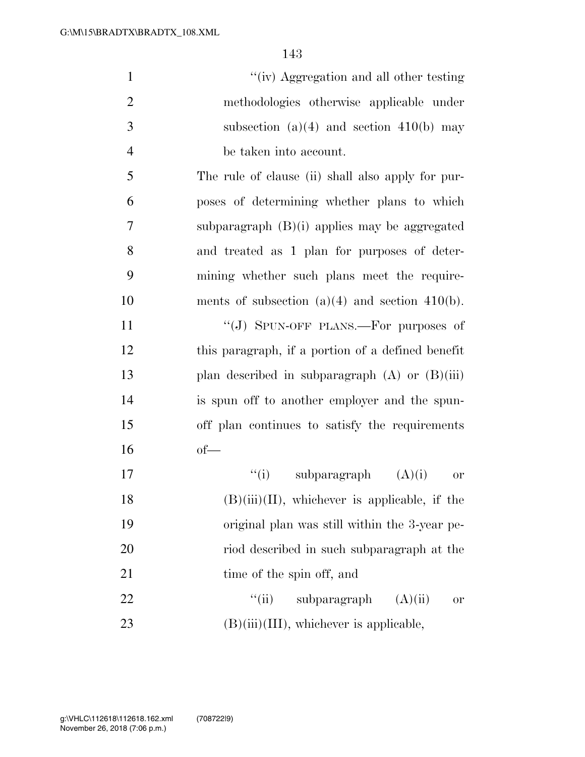"(iv) Aggregation and all other testing methodologies otherwise applicable under subsection (a)(4) and section 410(b) may be taken into account.

The rule of clause (ii) shall also apply for purposes of determining whether plans to which subparagraph (B)(i) applies may be aggregated and treated as 1 plan for purposes of determining whether such plans meet the requirements of subsection (a)(4) and section 410(b).

"(J) SPUN-OFF PLANS.—For purposes of this paragraph, if a portion of a defined benefit plan described in subparagraph (A) or (B)(iii) is spun off to another employer and the spun-off plan continues to satisfy the requirements of—

"(i) subparagraph (A)(i) or (B)(iii)(II), whichever is applicable, if the original plan was still within the 3-year period described in such subparagraph at the time of the spin off, and

"(ii) subparagraph (A)(ii) or (B)(iii)(III), whichever is applicable,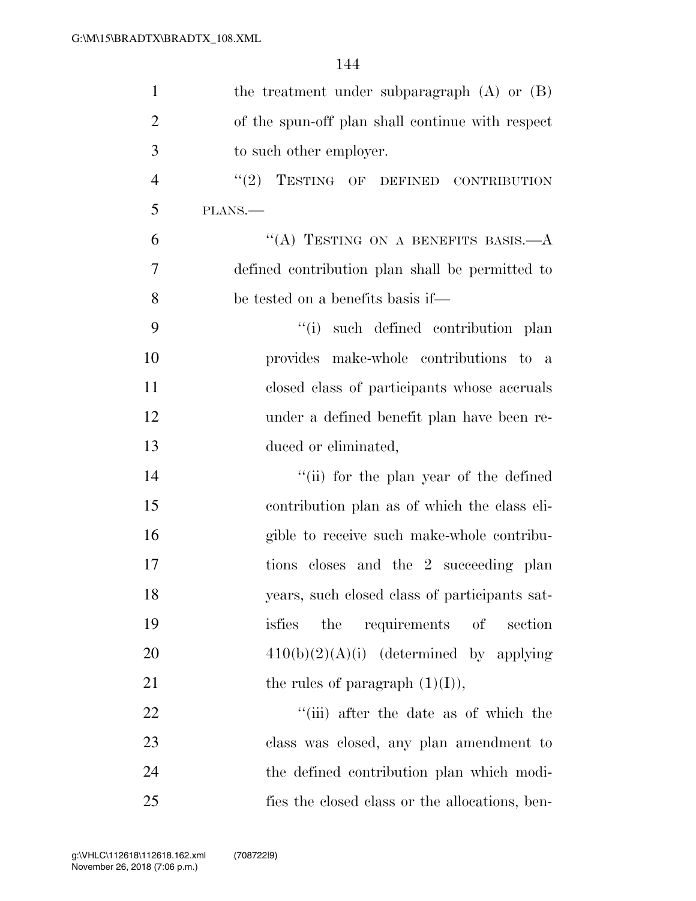the treatment under subparagraph (A) or (B) of the spun-off plan shall continue with respect to such other employer.

''(2) TESTING OF DEFINED CONTRIBUTION PLANS.—

''(A) TESTING ON A BENEFITS BASIS.—A defined contribution plan shall be permitted to be tested on a benefits basis if—

''(i) such defined contribution plan provides make-whole contributions to a closed class of participants whose accruals under a defined benefit plan have been reduced or eliminated,

''(ii) for the plan year of the defined contribution plan as of which the class eligible to receive such make-whole contributions closes and the 2 succeeding plan years, such closed class of participants satisfies the requirements of section 410(b)(2)(A)(i) (determined by applying the rules of paragraph (1)(I)),

''(iii) after the date as of which the class was closed, any plan amendment to the defined contribution plan which modifies the closed class or the allocations, ben-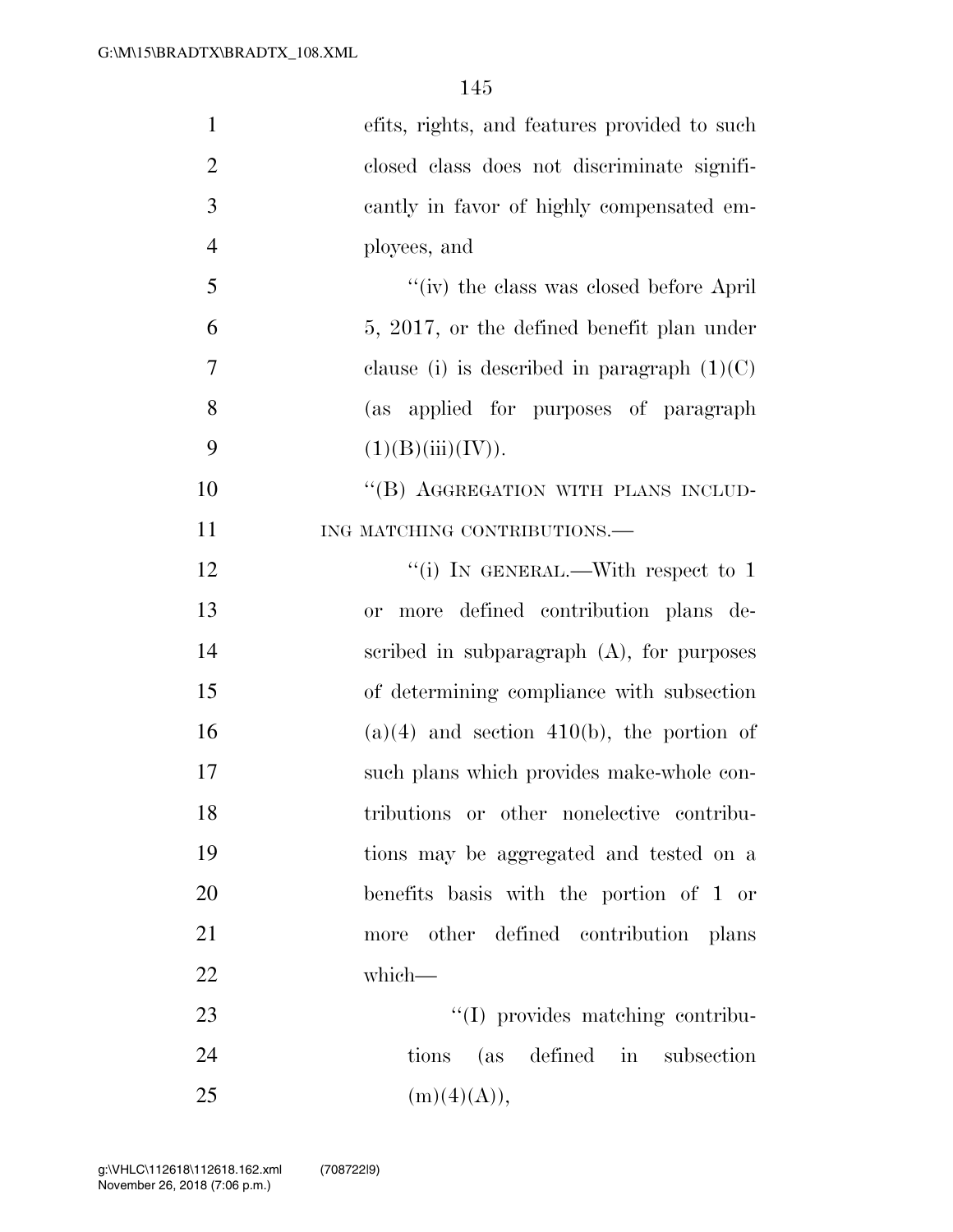efits, rights, and features provided to such closed class does not discriminate significantly in favor of highly compensated employees, and

"(iv) the class was closed before April 5, 2017, or the defined benefit plan under clause (i) is described in paragraph (1)(C) (as applied for purposes of paragraph (1)(B)(iii)(IV)).

"(B) AGGREGATION WITH PLANS INCLUDING MATCHING CONTRIBUTIONS.—

"(i) IN GENERAL.—With respect to 1 or more defined contribution plans described in subparagraph (A), for purposes of determining compliance with subsection (a)(4) and section 410(b), the portion of such plans which provides make-whole contributions or other nonelective contributions may be aggregated and tested on a benefits basis with the portion of 1 or more other defined contribution plans which—

"(I) provides matching contributions (as defined in subsection (m)(4)(A)),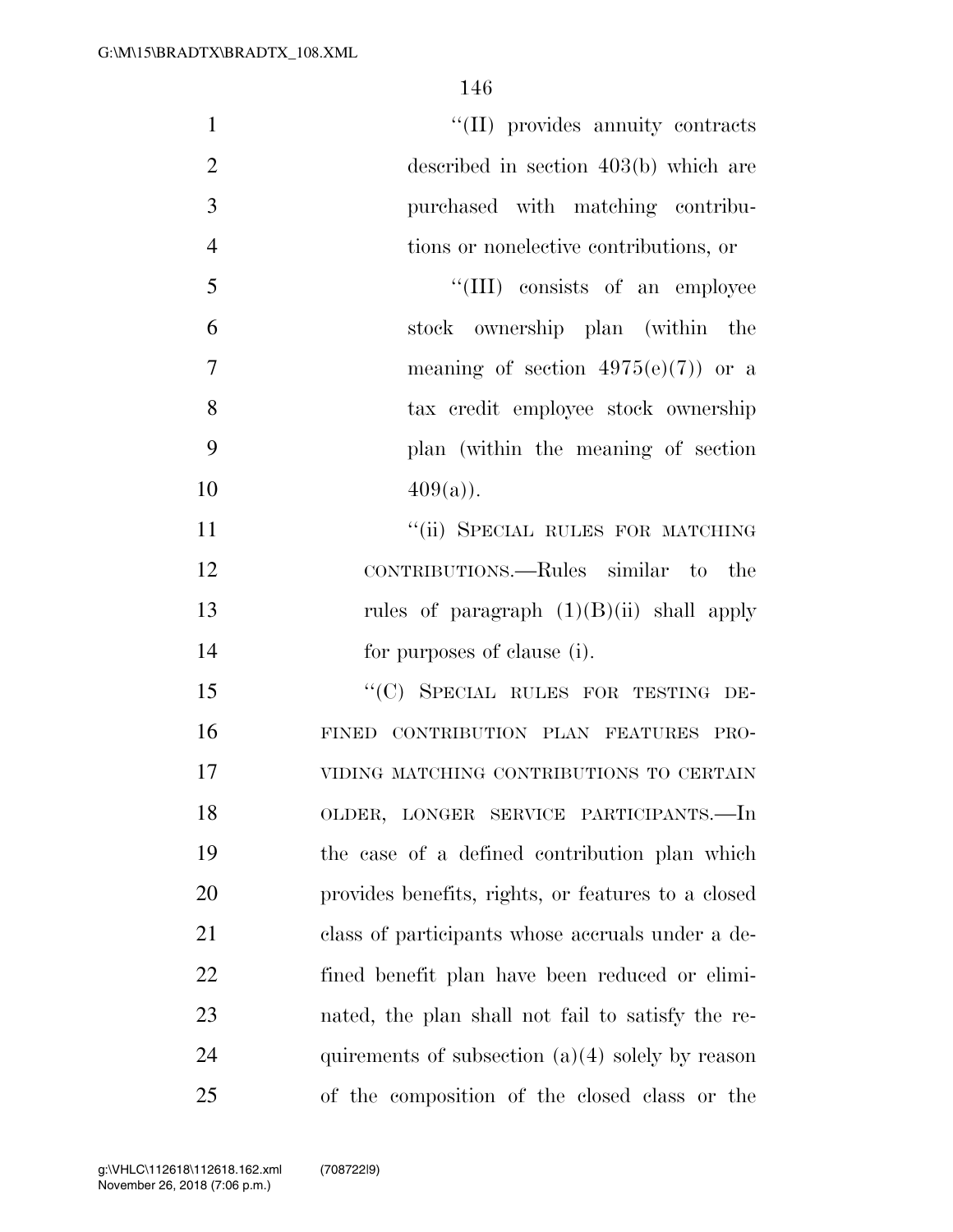"(II) provides annuity contracts described in section 403(b) which are purchased with matching contributions or nonelective contributions, or

"(III) consists of an employee stock ownership plan (within the meaning of section 4975(e)(7)) or a tax credit employee stock ownership plan (within the meaning of section 409(a)).

"(ii) SPECIAL RULES FOR MATCHING CONTRIBUTIONS.—Rules similar to the rules of paragraph (1)(B)(ii) shall apply for purposes of clause (i).

"(C) SPECIAL RULES FOR TESTING DEFINED CONTRIBUTION PLAN FEATURES PROVIDING MATCHING CONTRIBUTIONS TO CERTAIN OLDER, LONGER SERVICE PARTICIPANTS.—In the case of a defined contribution plan which provides benefits, rights, or features to a closed class of participants whose accruals under a defined benefit plan have been reduced or eliminated, the plan shall not fail to satisfy the requirements of subsection (a)(4) solely by reason of the composition of the closed class or the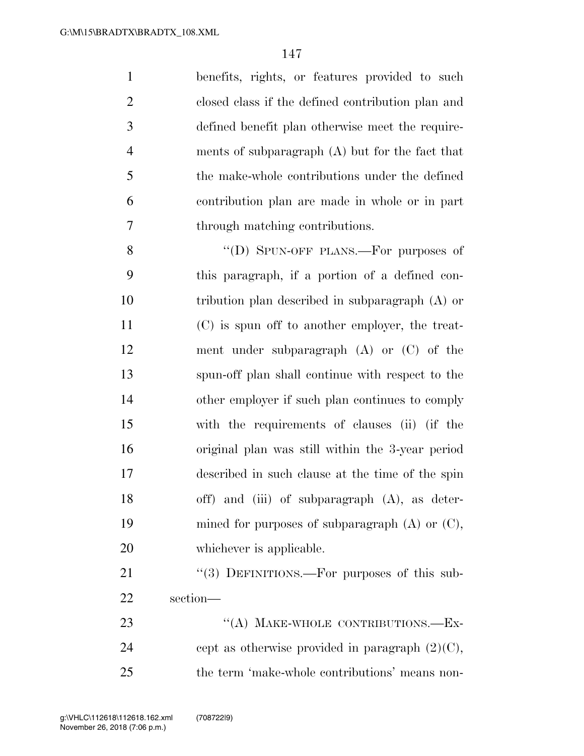benefits, rights, or features provided to such closed class if the defined contribution plan and defined benefit plan otherwise meet the requirements of subparagraph (A) but for the fact that the make-whole contributions under the defined contribution plan are made in whole or in part through matching contributions.

"(D) SPUN-OFF PLANS.—For purposes of this paragraph, if a portion of a defined contribution plan described in subparagraph (A) or (C) is spun off to another employer, the treatment under subparagraph (A) or (C) of the spun-off plan shall continue with respect to the other employer if such plan continues to comply with the requirements of clauses (ii) (if the original plan was still within the 3-year period described in such clause at the time of the spin off) and (iii) of subparagraph (A), as determined for purposes of subparagraph (A) or (C), whichever is applicable.

"(3) DEFINITIONS.—For purposes of this subsection—

"(A) MAKE-WHOLE CONTRIBUTIONS.—Except as otherwise provided in paragraph (2)(C), the term 'make-whole contributions' means non-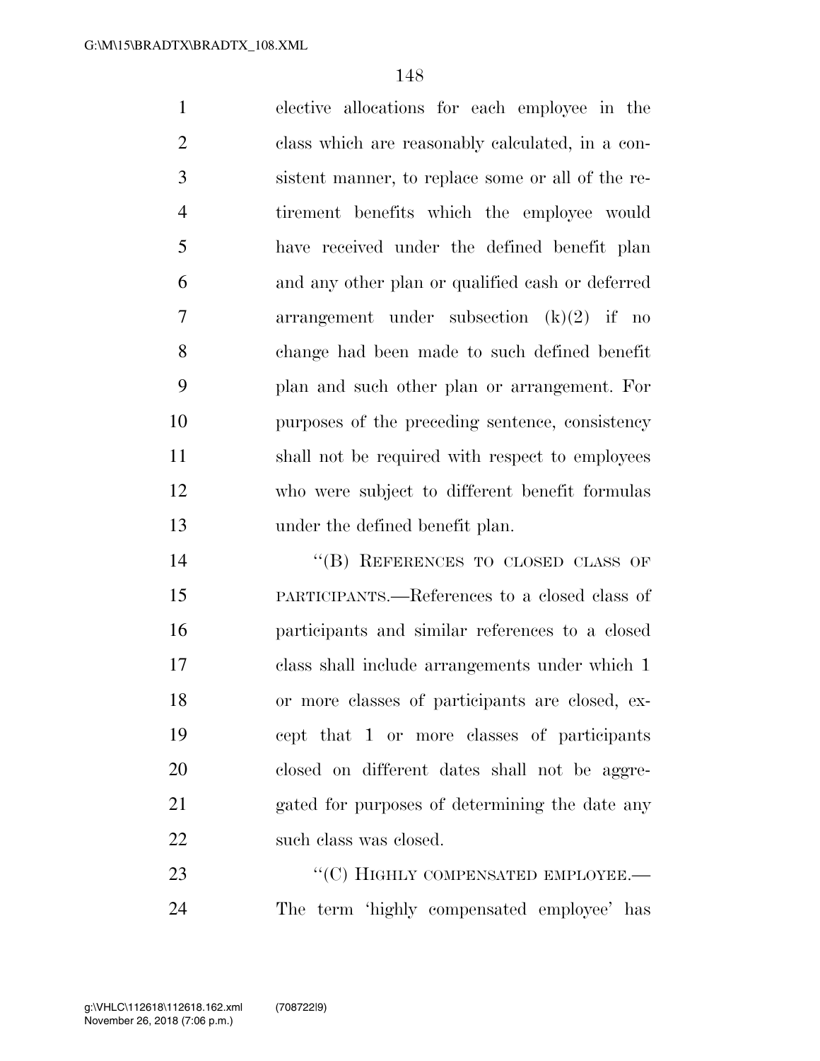elective allocations for each employee in the class which are reasonably calculated, in a consistent manner, to replace some or all of the retirement benefits which the employee would have received under the defined benefit plan and any other plan or qualified cash or deferred arrangement under subsection (k)(2) if no change had been made to such defined benefit plan and such other plan or arrangement. For purposes of the preceding sentence, consistency shall not be required with respect to employees who were subject to different benefit formulas under the defined benefit plan.

"(B) REFERENCES TO CLOSED CLASS OF PARTICIPANTS.—References to a closed class of participants and similar references to a closed class shall include arrangements under which 1 or more classes of participants are closed, except that 1 or more classes of participants closed on different dates shall not be aggregated for purposes of determining the date any such class was closed.

"(C) HIGHLY COMPENSATED EMPLOYEE.—The term 'highly compensated employee' has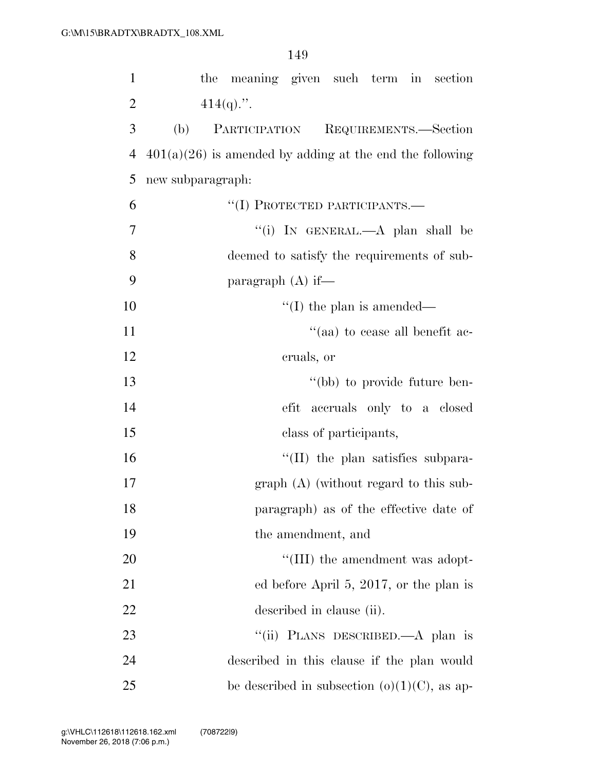the meaning given such term in section 414(q).''.

(b) PARTICIPATION REQUIREMENTS.—Section 401(a)(26) is amended by adding at the end the following new subparagraph:

''(I) PROTECTED PARTICIPANTS.—

''(i) IN GENERAL.—A plan shall be deemed to satisfy the requirements of subparagraph (A) if—

''(I) the plan is amended—

''(aa) to cease all benefit accruals, or

''(bb) to provide future benefit accruals only to a closed class of participants,

''(II) the plan satisfies subparagraph (A) (without regard to this subparagraph) as of the effective date of the amendment, and

''(III) the amendment was adopted before April 5, 2017, or the plan is described in clause (ii).

''(ii) PLANS DESCRIBED.—A plan is described in this clause if the plan would be described in subsection (o)(1)(C), as ap-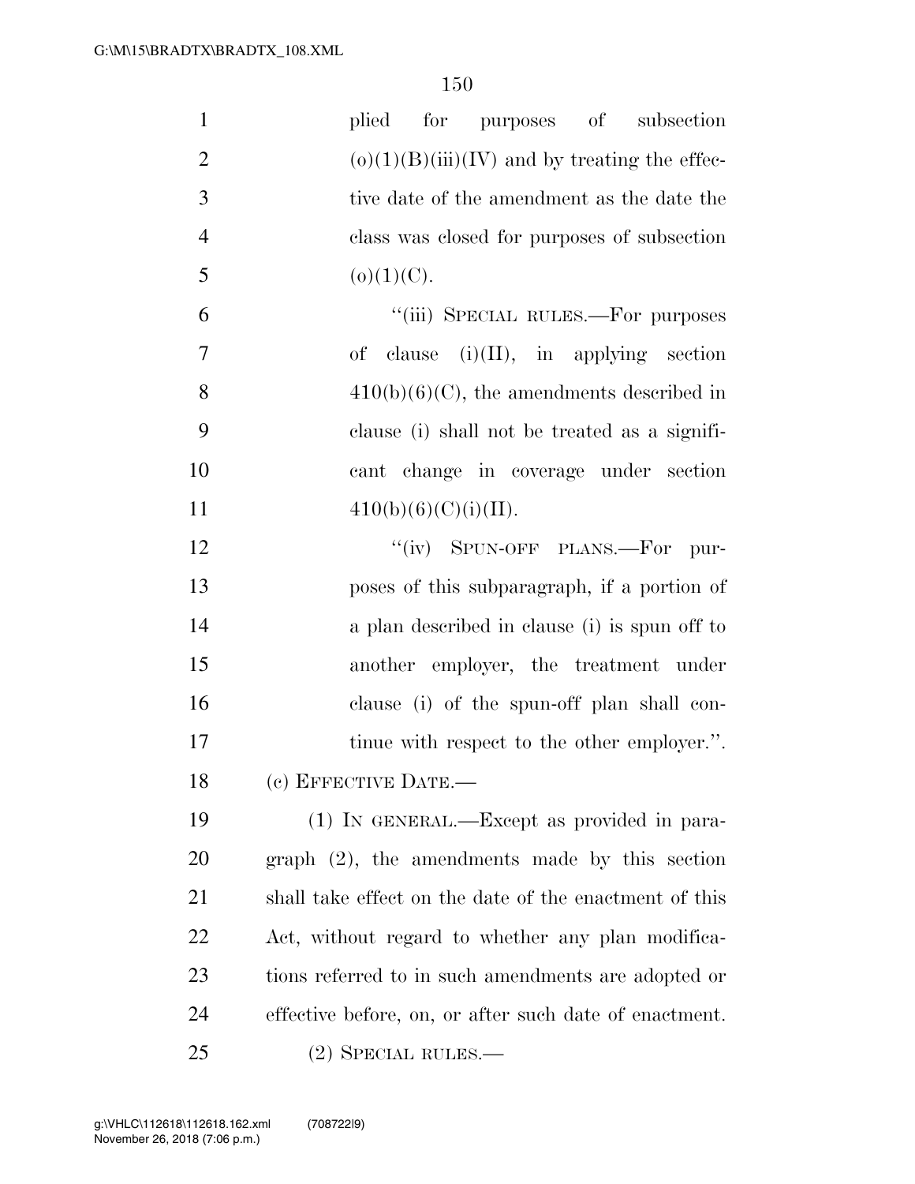plied for purposes of subsection (o)(1)(B)(iii)(IV) and by treating the effective date of the amendment as the date the class was closed for purposes of subsection (o)(1)(C).

"(iii) SPECIAL RULES.—For purposes of clause (i)(II), in applying section 410(b)(6)(C), the amendments described in clause (i) shall not be treated as a significant change in coverage under section 410(b)(6)(C)(i)(II).

"(iv) SPUN-OFF PLANS.—For purposes of this subparagraph, if a portion of a plan described in clause (i) is spun off to another employer, the treatment under clause (i) of the spun-off plan shall continue with respect to the other employer.".

(c) EFFECTIVE DATE.—

(1) IN GENERAL.—Except as provided in paragraph (2), the amendments made by this section shall take effect on the date of the enactment of this Act, without regard to whether any plan modifications referred to in such amendments are adopted or effective before, on, or after such date of enactment.

(2) SPECIAL RULES.—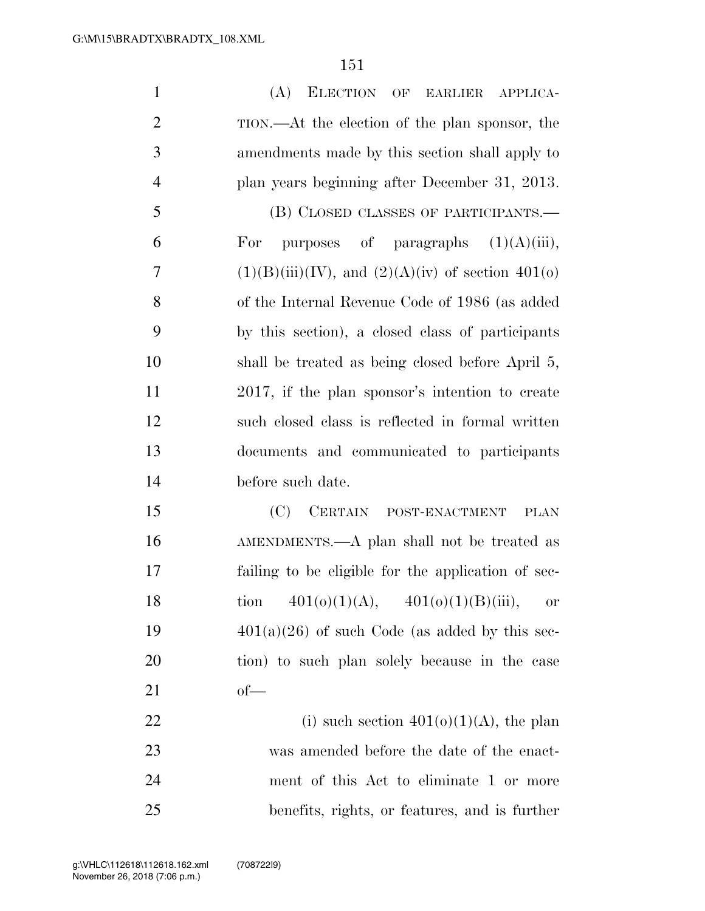(A) ELECTION OF EARLIER APPLICATION.—At the election of the plan sponsor, the amendments made by this section shall apply to plan years beginning after December 31, 2013.

(B) CLOSED CLASSES OF PARTICIPANTS.—For purposes of paragraphs (1)(A)(iii), (1)(B)(iii)(IV), and (2)(A)(iv) of section 401(o) of the Internal Revenue Code of 1986 (as added by this section), a closed class of participants shall be treated as being closed before April 5, 2017, if the plan sponsor's intention to create such closed class is reflected in formal written documents and communicated to participants before such date.

(C) CERTAIN POST-ENACTMENT PLAN AMENDMENTS.—A plan shall not be treated as failing to be eligible for the application of section 401(o)(1)(A), 401(o)(1)(B)(iii), or 401(a)(26) of such Code (as added by this section) to such plan solely because in the case of—

(i) such section 401(o)(1)(A), the plan was amended before the date of the enactment of this Act to eliminate 1 or more benefits, rights, or features, and is further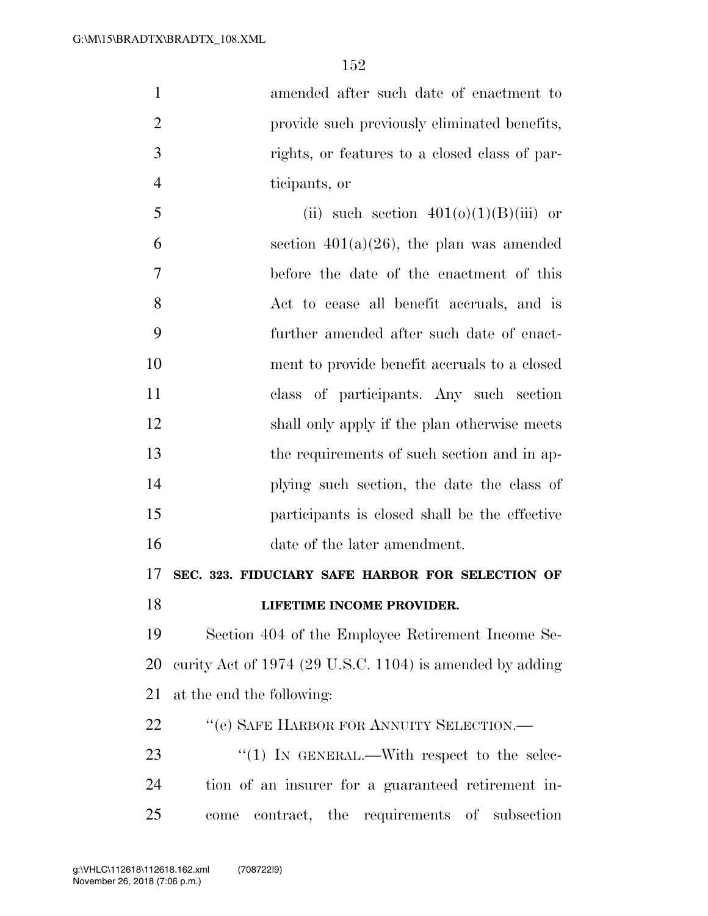amended after such date of enactment to provide such previously eliminated benefits, rights, or features to a closed class of participants, or

(ii) such section 401(o)(1)(B)(iii) or section 401(a)(26), the plan was amended before the date of the enactment of this Act to cease all benefit accruals, and is further amended after such date of enactment to provide benefit accruals to a closed class of participants. Any such section shall only apply if the plan otherwise meets the requirements of such section and in applying such section, the date the class of participants is closed shall be the effective date of the later amendment.

**SEC. 323. FIDUCIARY SAFE HARBOR FOR SELECTION OF LIFETIME INCOME PROVIDER.**

Section 404 of the Employee Retirement Income Security Act of 1974 (29 U.S.C. 1104) is amended by adding at the end the following:

"(e) SAFE HARBOR FOR ANNUITY SELECTION.—

"(1) IN GENERAL.—With respect to the selection of an insurer for a guaranteed retirement income contract, the requirements of subsection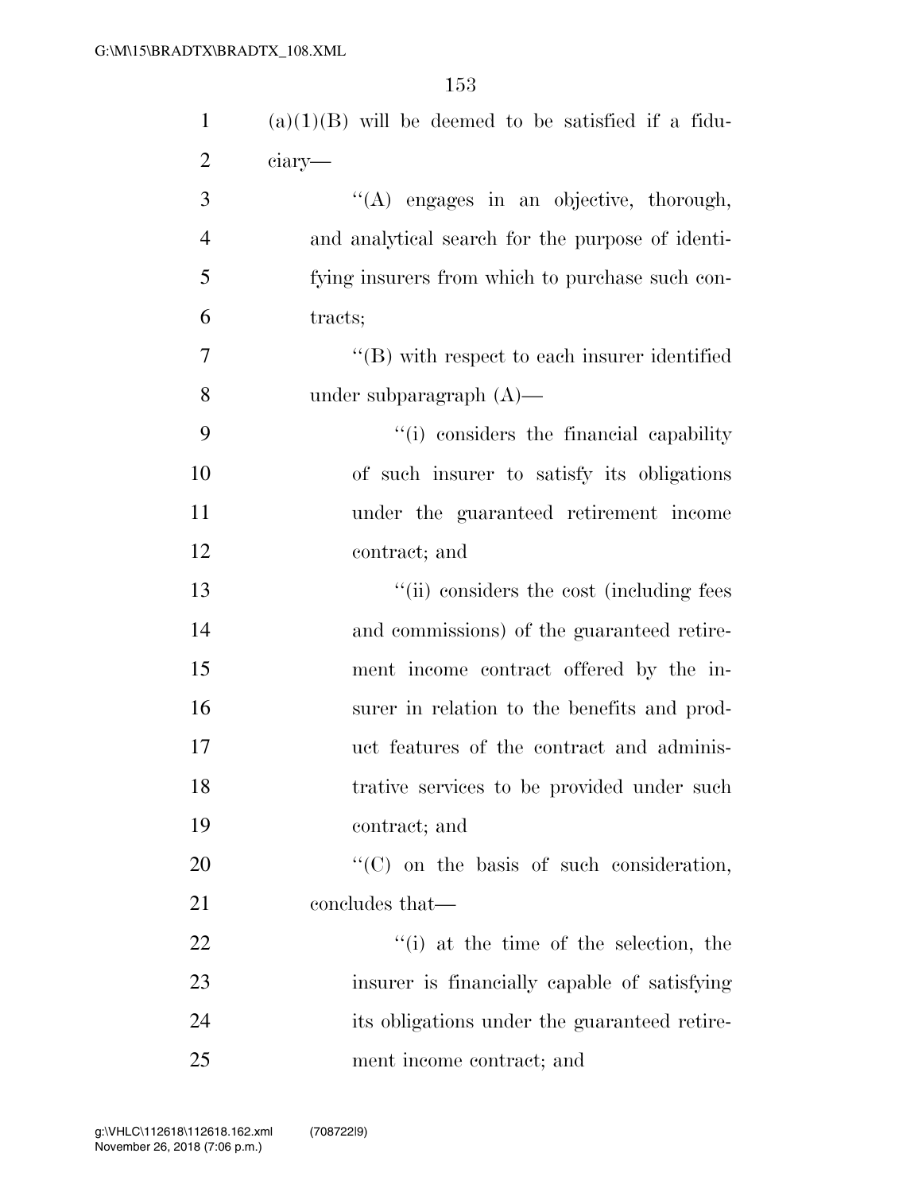(a)(1)(B) will be deemed to be satisfied if a fiduciary—

"(A) engages in an objective, thorough, and analytical search for the purpose of identifying insurers from which to purchase such contracts;

"(B) with respect to each insurer identified under subparagraph (A)—

"(i) considers the financial capability of such insurer to satisfy its obligations under the guaranteed retirement income contract; and

"(ii) considers the cost (including fees and commissions) of the guaranteed retirement income contract offered by the insurer in relation to the benefits and product features of the contract and administrative services to be provided under such contract; and

"(C) on the basis of such consideration, concludes that—

"(i) at the time of the selection, the insurer is financially capable of satisfying its obligations under the guaranteed retirement income contract; and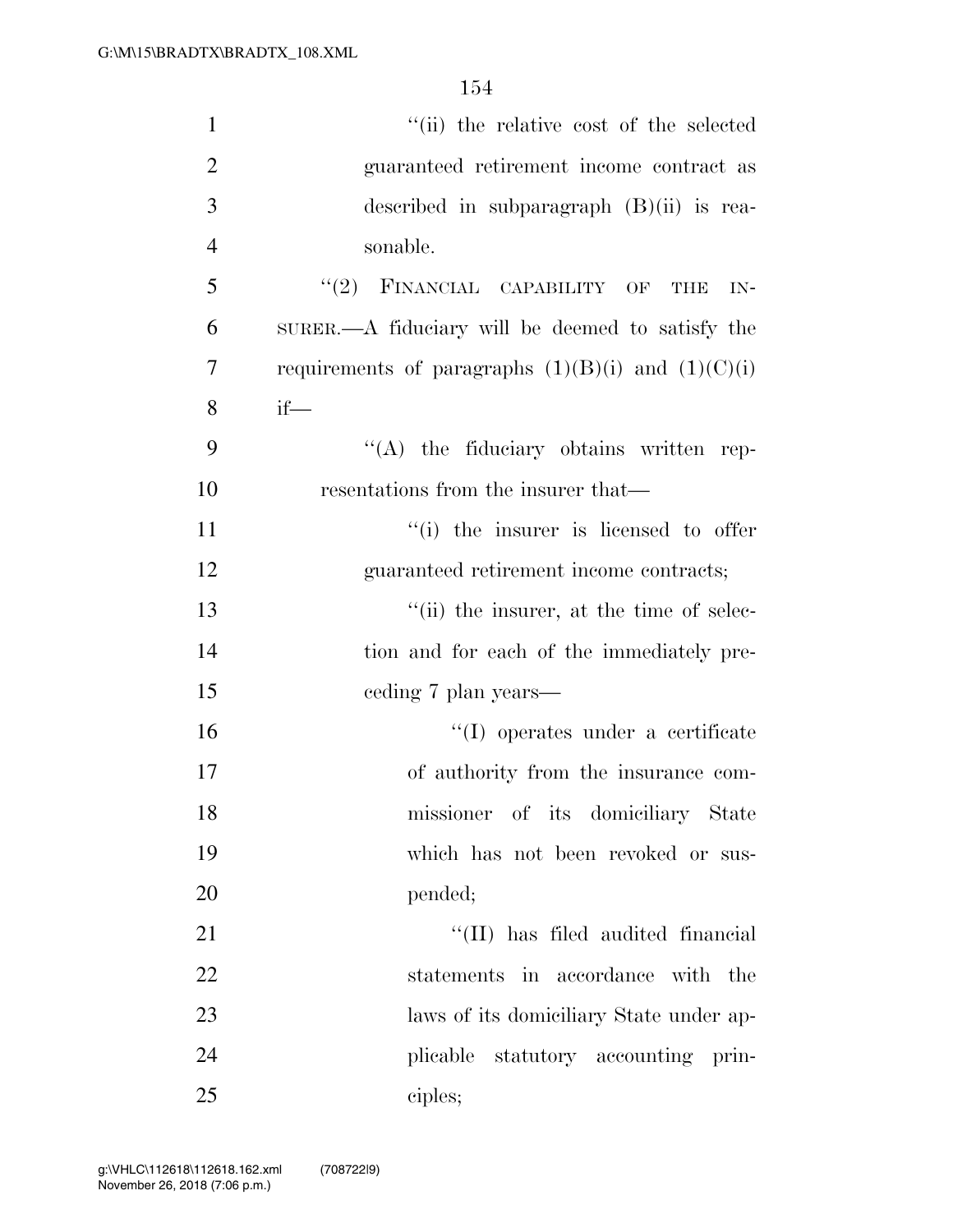''(ii) the relative cost of the selected guaranteed retirement income contract as described in subparagraph (B)(ii) is reasonable.

''(2) FINANCIAL CAPABILITY OF THE INSURER.—A fiduciary will be deemed to satisfy the requirements of paragraphs (1)(B)(i) and (1)(C)(i) if—

''(A) the fiduciary obtains written representations from the insurer that—

''(i) the insurer is licensed to offer guaranteed retirement income contracts;

''(ii) the insurer, at the time of selection and for each of the immediately preceding 7 plan years—

''(I) operates under a certificate of authority from the insurance commissioner of its domiciliary State which has not been revoked or suspended;

''(II) has filed audited financial statements in accordance with the laws of its domiciliary State under applicable statutory accounting principles;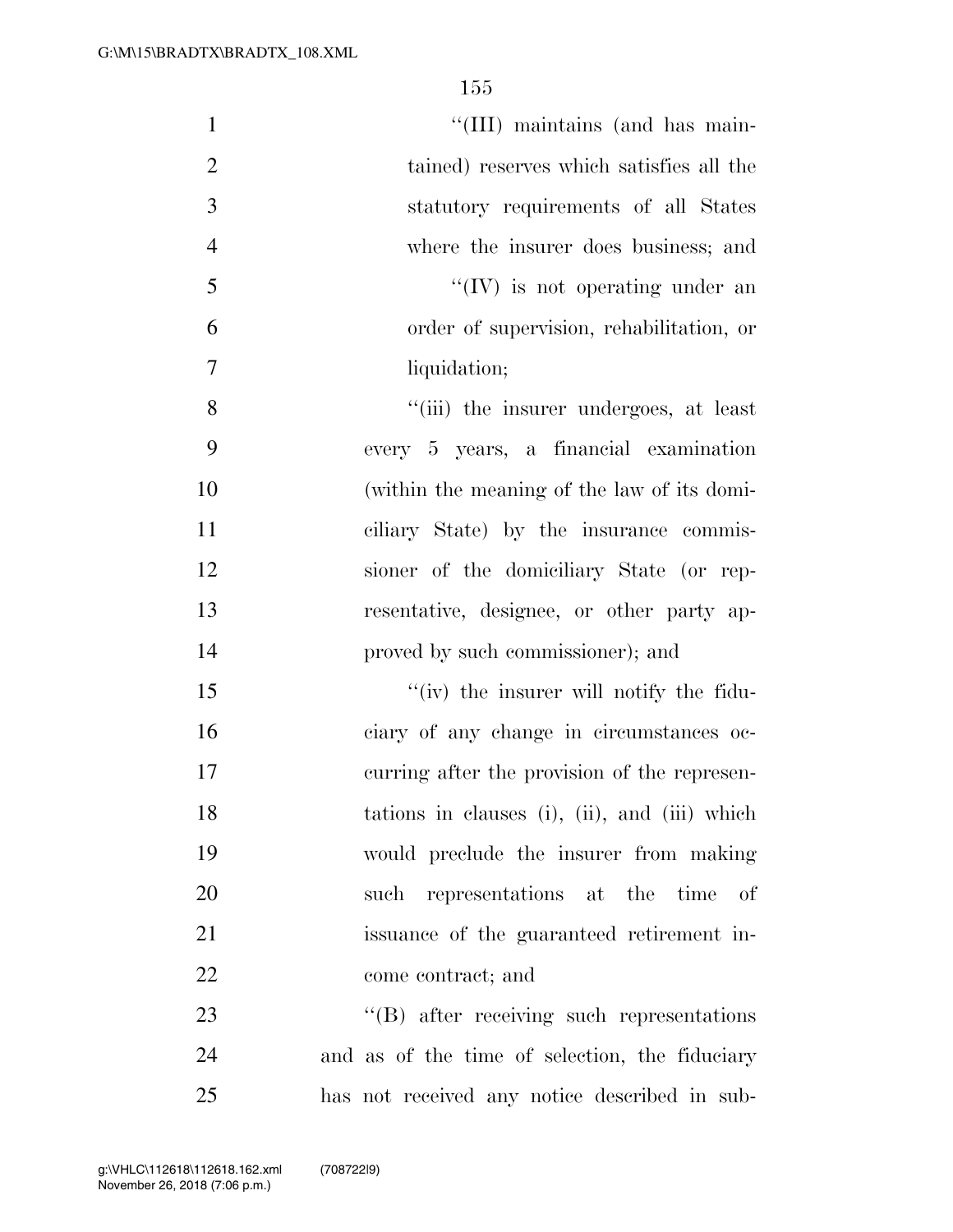"(III) maintains (and has maintained) reserves which satisfies all the statutory requirements of all States where the insurer does business; and

"(IV) is not operating under an order of supervision, rehabilitation, or liquidation;

"(iii) the insurer undergoes, at least every 5 years, a financial examination (within the meaning of the law of its domiciliary State) by the insurance commissioner of the domiciliary State (or representative, designee, or other party approved by such commissioner); and

"(iv) the insurer will notify the fiduciary of any change in circumstances occurring after the provision of the representations in clauses (i), (ii), and (iii) which would preclude the insurer from making such representations at the time of issuance of the guaranteed retirement income contract; and

"(B) after receiving such representations and as of the time of selection, the fiduciary has not received any notice described in sub-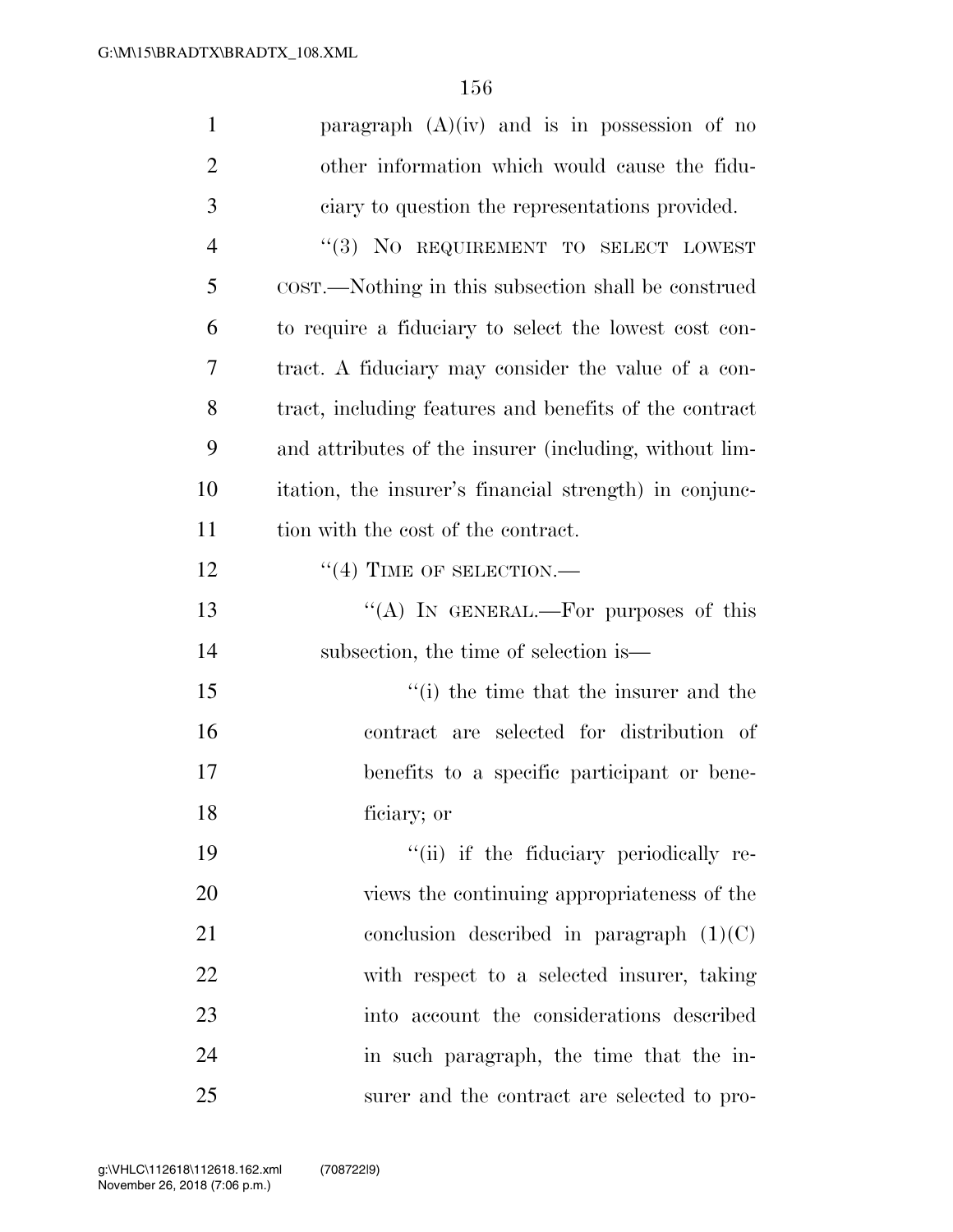paragraph (A)(iv) and is in possession of no other information which would cause the fiduciary to question the representations provided.

"(3) NO REQUIREMENT TO SELECT LOWEST COST.—Nothing in this subsection shall be construed to require a fiduciary to select the lowest cost contract. A fiduciary may consider the value of a contract, including features and benefits of the contract and attributes of the insurer (including, without limitation, the insurer's financial strength) in conjunction with the cost of the contract.

"(4) TIME OF SELECTION.—

"(A) IN GENERAL.—For purposes of this subsection, the time of selection is—

"(i) the time that the insurer and the contract are selected for distribution of benefits to a specific participant or beneficiary; or

"(ii) if the fiduciary periodically reviews the continuing appropriateness of the conclusion described in paragraph (1)(C) with respect to a selected insurer, taking into account the considerations described in such paragraph, the time that the insurer and the contract are selected to pro-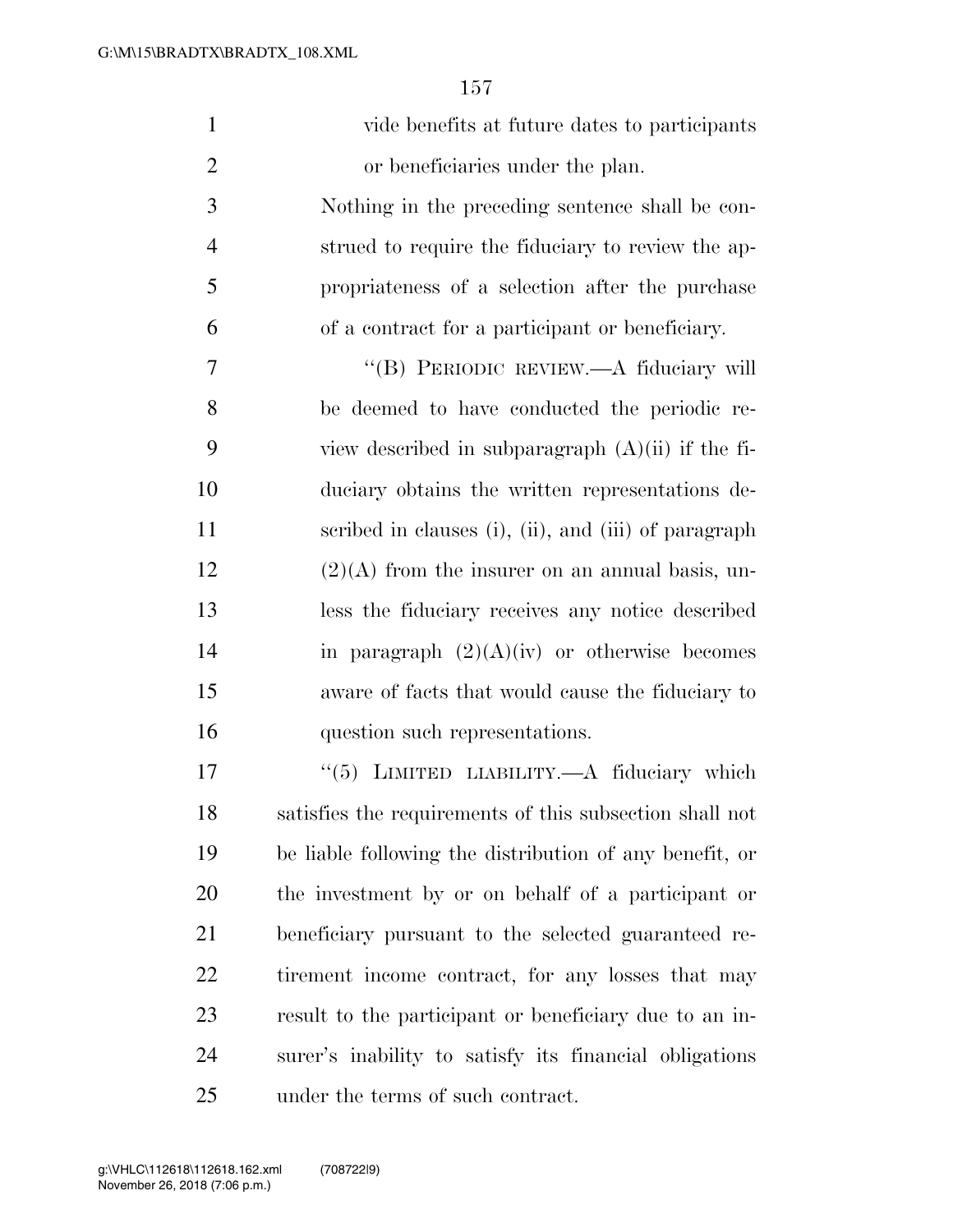vide benefits at future dates to participants or beneficiaries under the plan.

Nothing in the preceding sentence shall be construed to require the fiduciary to review the appropriateness of a selection after the purchase of a contract for a participant or beneficiary.

"(B) PERIODIC REVIEW.—A fiduciary will be deemed to have conducted the periodic review described in subparagraph (A)(ii) if the fiduciary obtains the written representations described in clauses (i), (ii), and (iii) of paragraph (2)(A) from the insurer on an annual basis, unless the fiduciary receives any notice described in paragraph (2)(A)(iv) or otherwise becomes aware of facts that would cause the fiduciary to question such representations.

"(5) LIMITED LIABILITY.—A fiduciary which satisfies the requirements of this subsection shall not be liable following the distribution of any benefit, or the investment by or on behalf of a participant or beneficiary pursuant to the selected guaranteed retirement income contract, for any losses that may result to the participant or beneficiary due to an insurer's inability to satisfy its financial obligations under the terms of such contract.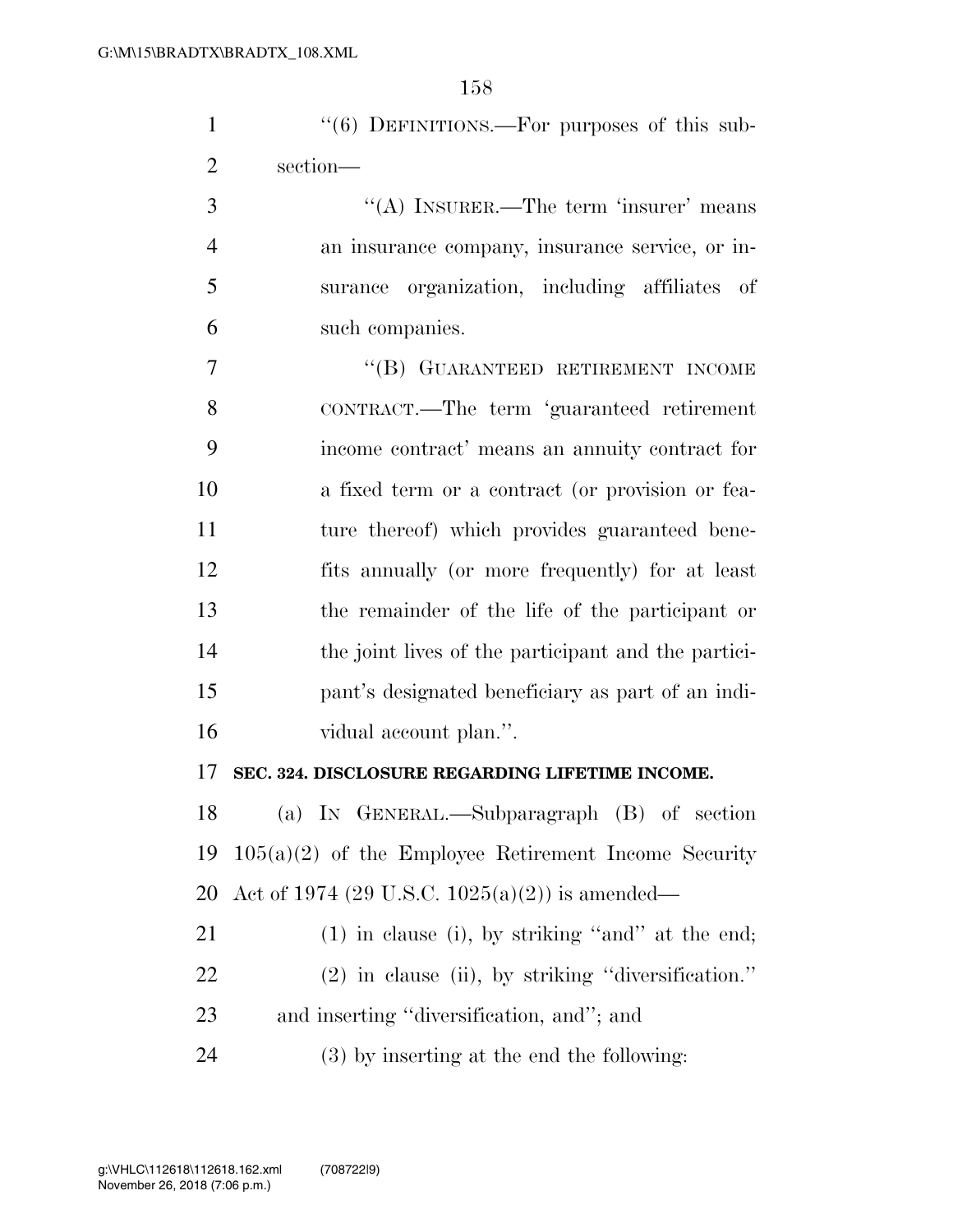''(6) DEFINITIONS.—For purposes of this subsection—

''(A) INSURER.—The term 'insurer' means an insurance company, insurance service, or insurance organization, including affiliates of such companies.

''(B) GUARANTEED RETIREMENT INCOME CONTRACT.—The term 'guaranteed retirement income contract' means an annuity contract for a fixed term or a contract (or provision or feature thereof) which provides guaranteed benefits annually (or more frequently) for at least the remainder of the life of the participant or the joint lives of the participant and the participant's designated beneficiary as part of an individual account plan.''.

**SEC. 324. DISCLOSURE REGARDING LIFETIME INCOME.**

(a) IN GENERAL.—Subparagraph (B) of section 105(a)(2) of the Employee Retirement Income Security Act of 1974 (29 U.S.C. 1025(a)(2)) is amended—

(1) in clause (i), by striking ''and'' at the end;

(2) in clause (ii), by striking ''diversification.'' and inserting ''diversification, and''; and

(3) by inserting at the end the following: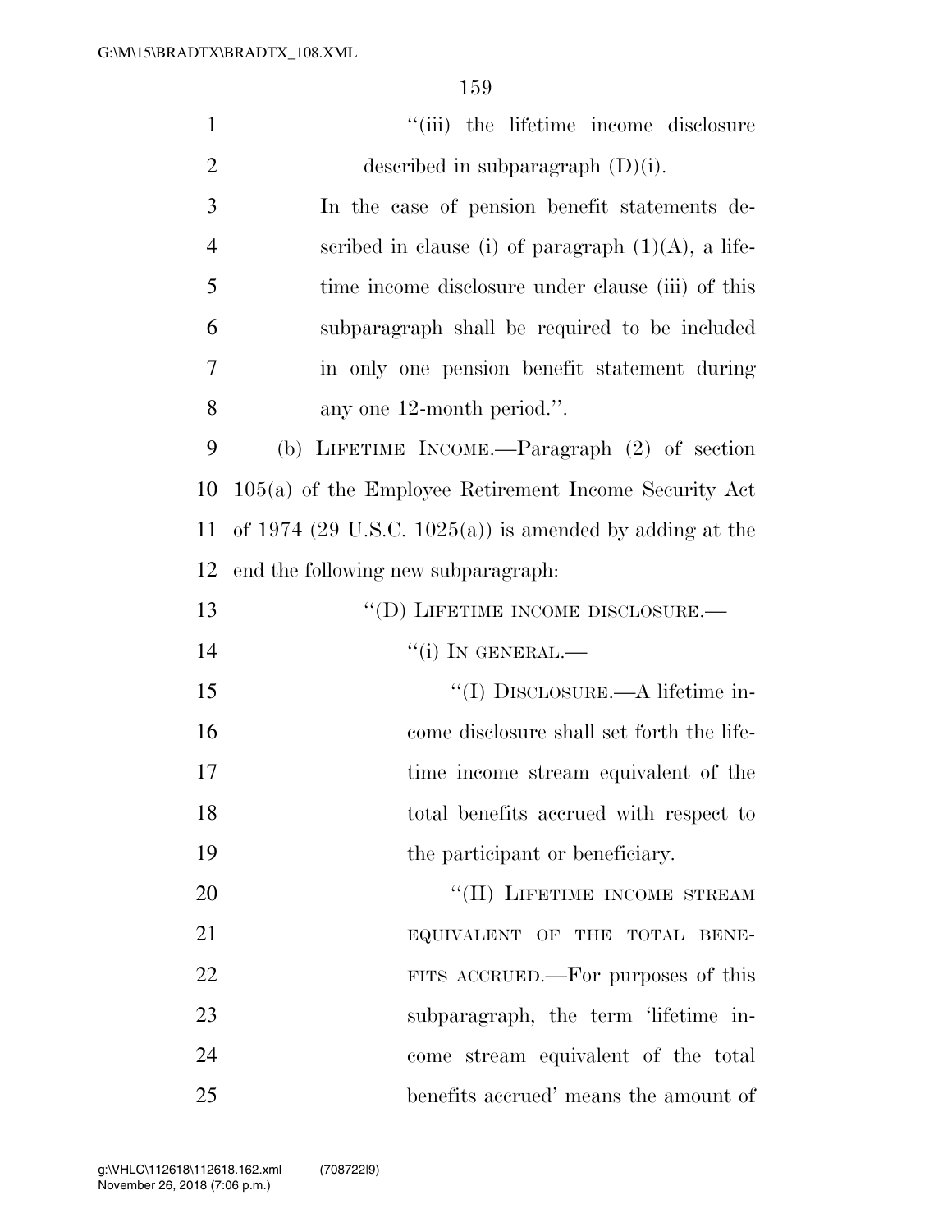"(iii) the lifetime income disclosure described in subparagraph (D)(i).

In the case of pension benefit statements described in clause (i) of paragraph (1)(A), a lifetime income disclosure under clause (iii) of this subparagraph shall be required to be included in only one pension benefit statement during any one 12-month period.".

(b) LIFETIME INCOME.—Paragraph (2) of section 105(a) of the Employee Retirement Income Security Act of 1974 (29 U.S.C. 1025(a)) is amended by adding at the end the following new subparagraph:

"(D) LIFETIME INCOME DISCLOSURE.—

"(i) IN GENERAL.—

"(I) DISCLOSURE.—A lifetime income disclosure shall set forth the lifetime income stream equivalent of the total benefits accrued with respect to the participant or beneficiary.

"(II) LIFETIME INCOME STREAM EQUIVALENT OF THE TOTAL BENEFITS ACCRUED.—For purposes of this subparagraph, the term 'lifetime income stream equivalent of the total benefits accrued' means the amount of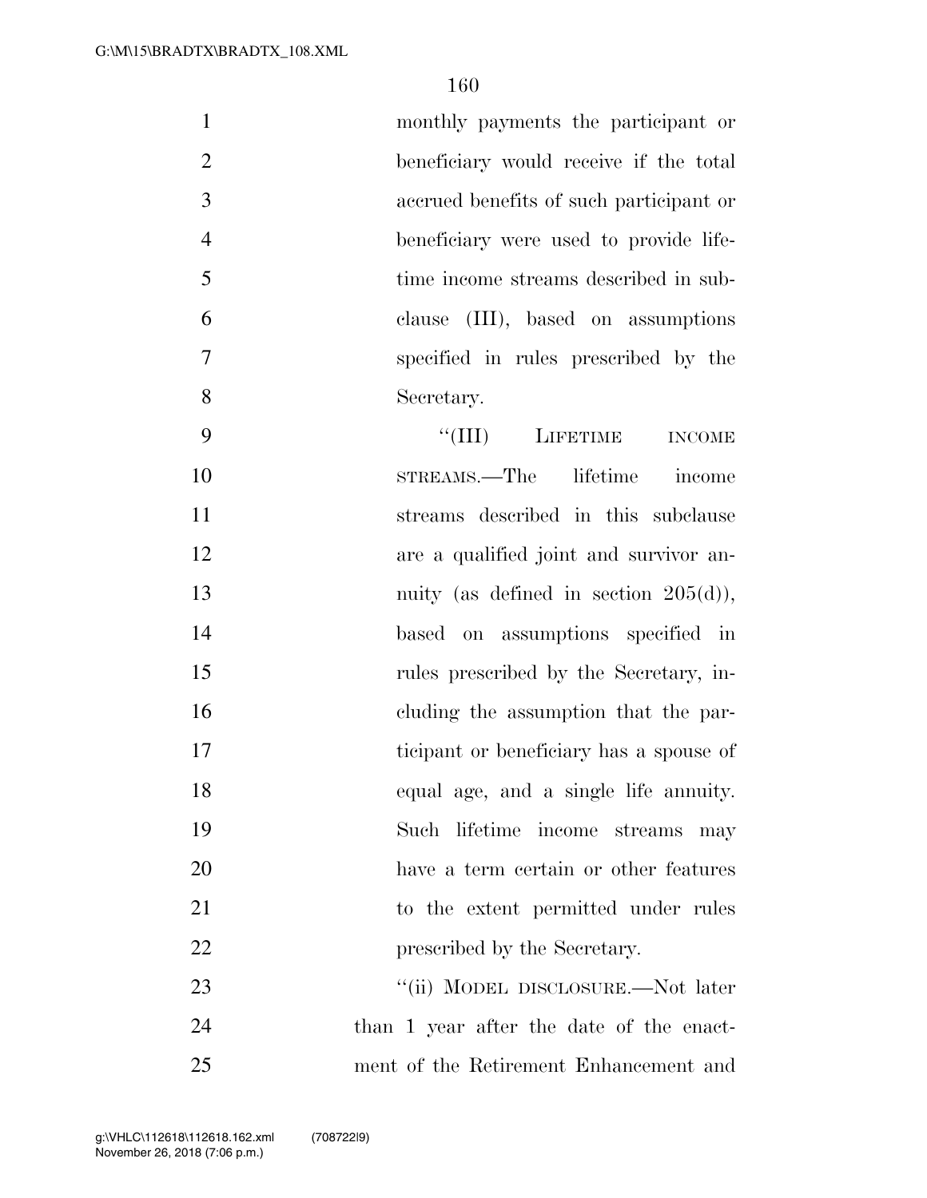monthly payments the participant or beneficiary would receive if the total accrued benefits of such participant or beneficiary were used to provide lifetime income streams described in subclause (III), based on assumptions specified in rules prescribed by the Secretary.

"(III) LIFETIME INCOME STREAMS.—The lifetime income streams described in this subclause are a qualified joint and survivor annuity (as defined in section 205(d)), based on assumptions specified in rules prescribed by the Secretary, including the assumption that the participant or beneficiary has a spouse of equal age, and a single life annuity. Such lifetime income streams may have a term certain or other features to the extent permitted under rules prescribed by the Secretary.

"(ii) MODEL DISCLOSURE.—Not later than 1 year after the date of the enactment of the Retirement Enhancement and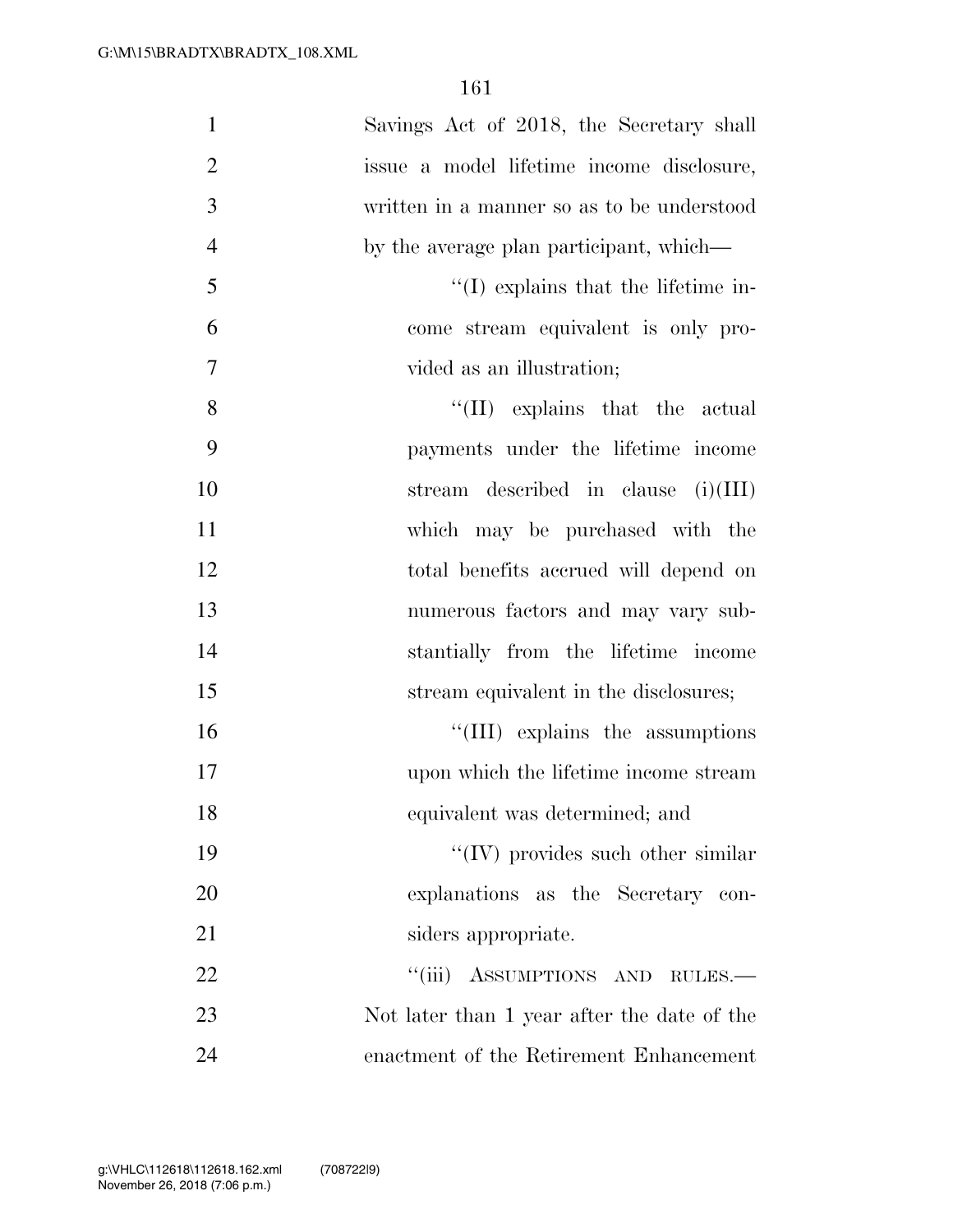Savings Act of 2018, the Secretary shall issue a model lifetime income disclosure, written in a manner so as to be understood by the average plan participant, which—

''(I) explains that the lifetime income stream equivalent is only provided as an illustration;

''(II) explains that the actual payments under the lifetime income stream described in clause (i)(III) which may be purchased with the total benefits accrued will depend on numerous factors and may vary substantially from the lifetime income stream equivalent in the disclosures;

''(III) explains the assumptions upon which the lifetime income stream equivalent was determined; and

''(IV) provides such other similar explanations as the Secretary considers appropriate.

''(iii) ASSUMPTIONS AND RULES.—Not later than 1 year after the date of the enactment of the Retirement Enhancement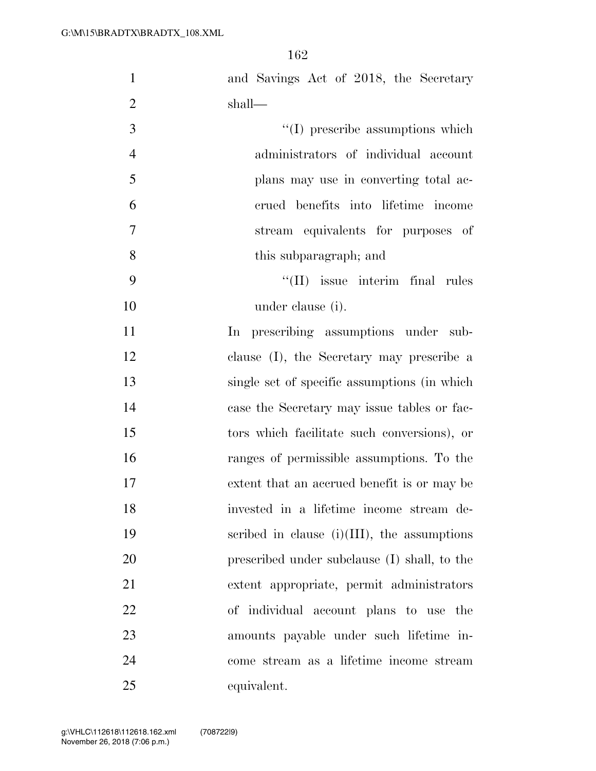and Savings Act of 2018, the Secretary shall—

''(I) prescribe assumptions which administrators of individual account plans may use in converting total accrued benefits into lifetime income stream equivalents for purposes of this subparagraph; and

''(II) issue interim final rules under clause (i).

In prescribing assumptions under subclause (I), the Secretary may prescribe a single set of specific assumptions (in which case the Secretary may issue tables or factors which facilitate such conversions), or ranges of permissible assumptions. To the extent that an accrued benefit is or may be invested in a lifetime income stream described in clause (i)(III), the assumptions prescribed under subclause (I) shall, to the extent appropriate, permit administrators of individual account plans to use the amounts payable under such lifetime income stream as a lifetime income stream equivalent.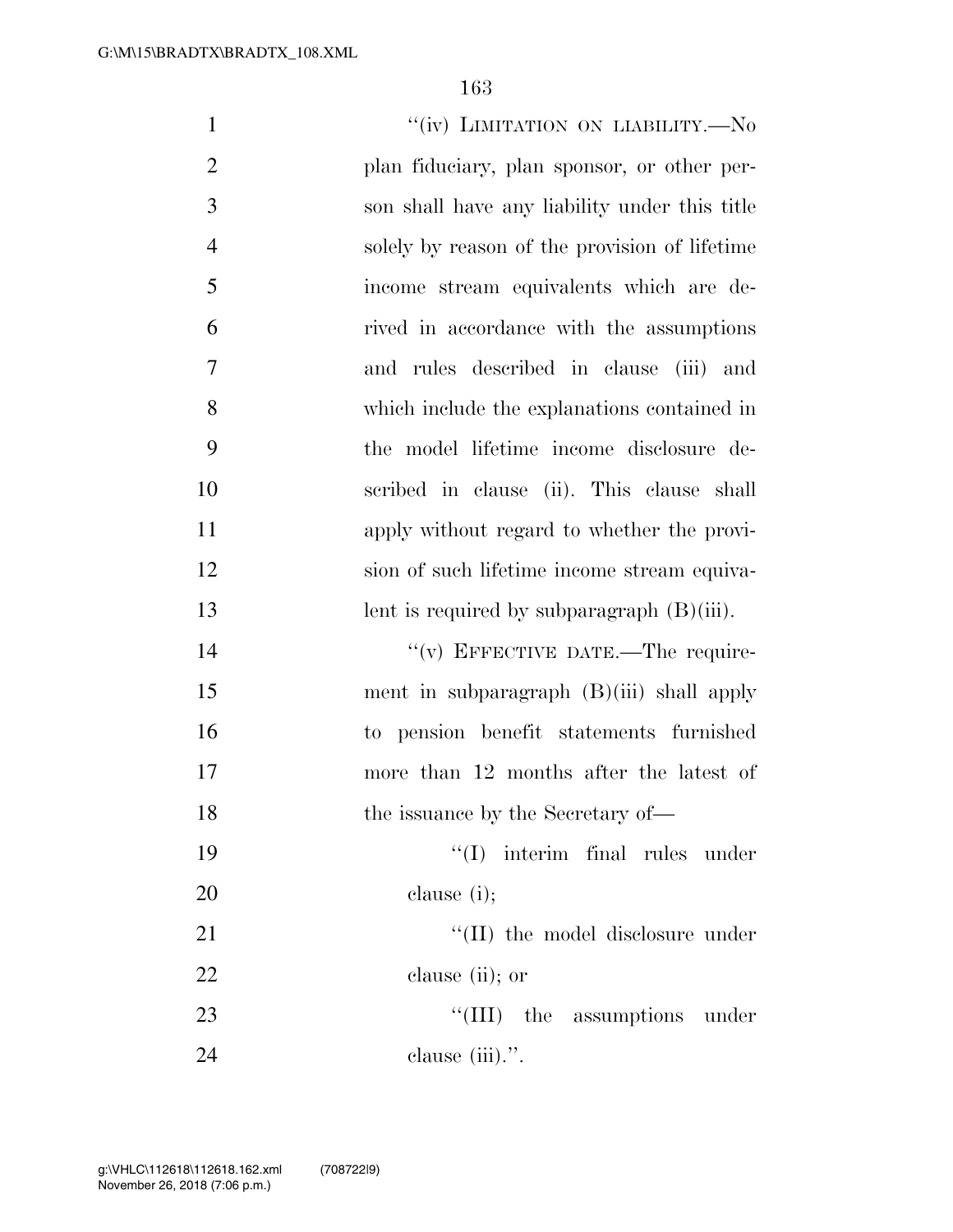"(iv) LIMITATION ON LIABILITY.—No plan fiduciary, plan sponsor, or other person shall have any liability under this title solely by reason of the provision of lifetime income stream equivalents which are derived in accordance with the assumptions and rules described in clause (iii) and which include the explanations contained in the model lifetime income disclosure described in clause (ii). This clause shall apply without regard to whether the provision of such lifetime income stream equivalent is required by subparagraph (B)(iii).

"(v) EFFECTIVE DATE.—The requirement in subparagraph (B)(iii) shall apply to pension benefit statements furnished more than 12 months after the latest of the issuance by the Secretary of—

"(I) interim final rules under clause (i);

"(II) the model disclosure under clause (ii); or

"(III) the assumptions under clause (iii).".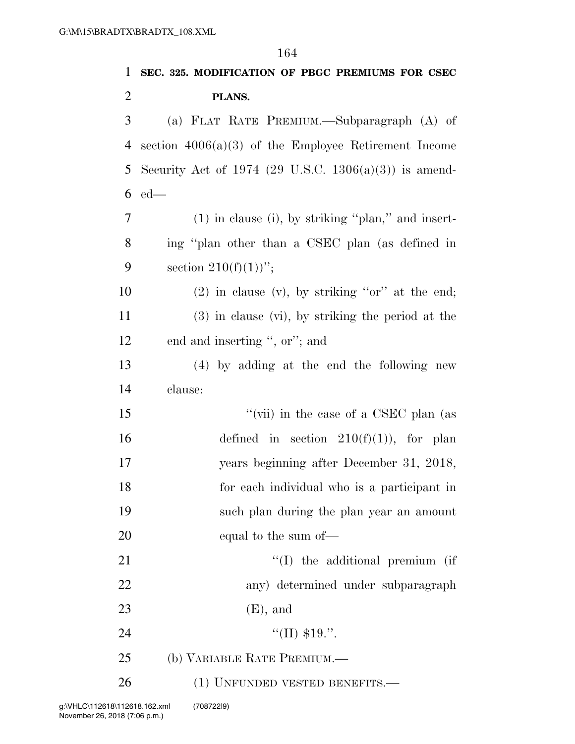**SEC. 325. MODIFICATION OF PBGC PREMIUMS FOR CSEC PLANS.**

(a) FLAT RATE PREMIUM.—Subparagraph (A) of section 4006(a)(3) of the Employee Retirement Income Security Act of 1974 (29 U.S.C. 1306(a)(3)) is amended—

(1) in clause (i), by striking ''plan,'' and inserting ''plan other than a CSEC plan (as defined in section 210(f)(1))'';

(2) in clause (v), by striking ''or'' at the end;

(3) in clause (vi), by striking the period at the end and inserting '', or''; and

(4) by adding at the end the following new clause:

''(vii) in the case of a CSEC plan (as defined in section 210(f)(1)), for plan years beginning after December 31, 2018, for each individual who is a participant in such plan during the plan year an amount equal to the sum of—

''(I) the additional premium (if any) determined under subparagraph (E), and

''(II) $19.''.

(b) VARIABLE RATE PREMIUM.—

(1) UNFUNDED VESTED BENEFITS.—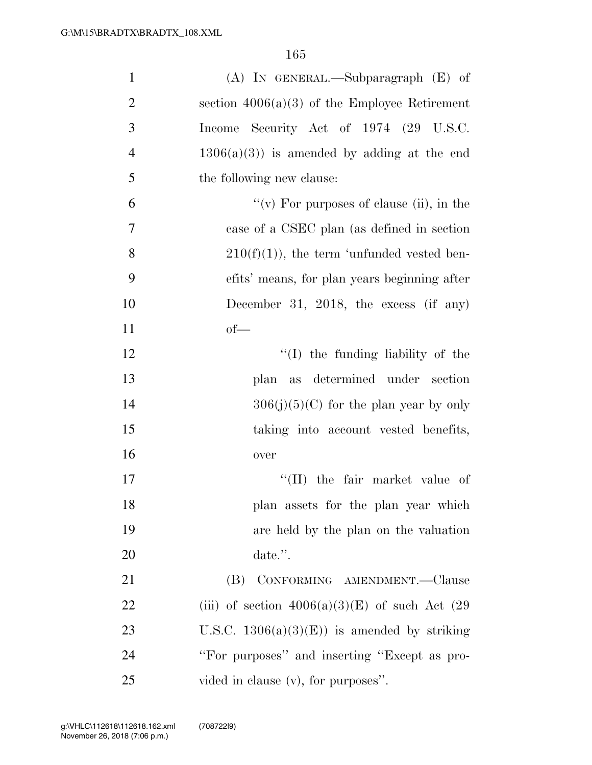(A) IN GENERAL.—Subparagraph (E) of section 4006(a)(3) of the Employee Retirement Income Security Act of 1974 (29 U.S.C. 1306(a)(3)) is amended by adding at the end the following new clause:

"(v) For purposes of clause (ii), in the case of a CSEC plan (as defined in section 210(f)(1)), the term 'unfunded vested benefits' means, for plan years beginning after December 31, 2018, the excess (if any) of—

"(I) the funding liability of the plan as determined under section 306(j)(5)(C) for the plan year by only taking into account vested benefits, over

"(II) the fair market value of plan assets for the plan year which are held by the plan on the valuation date.".

(B) CONFORMING AMENDMENT.—Clause (iii) of section 4006(a)(3)(E) of such Act (29 U.S.C. 1306(a)(3)(E)) is amended by striking "For purposes" and inserting "Except as provided in clause (v), for purposes".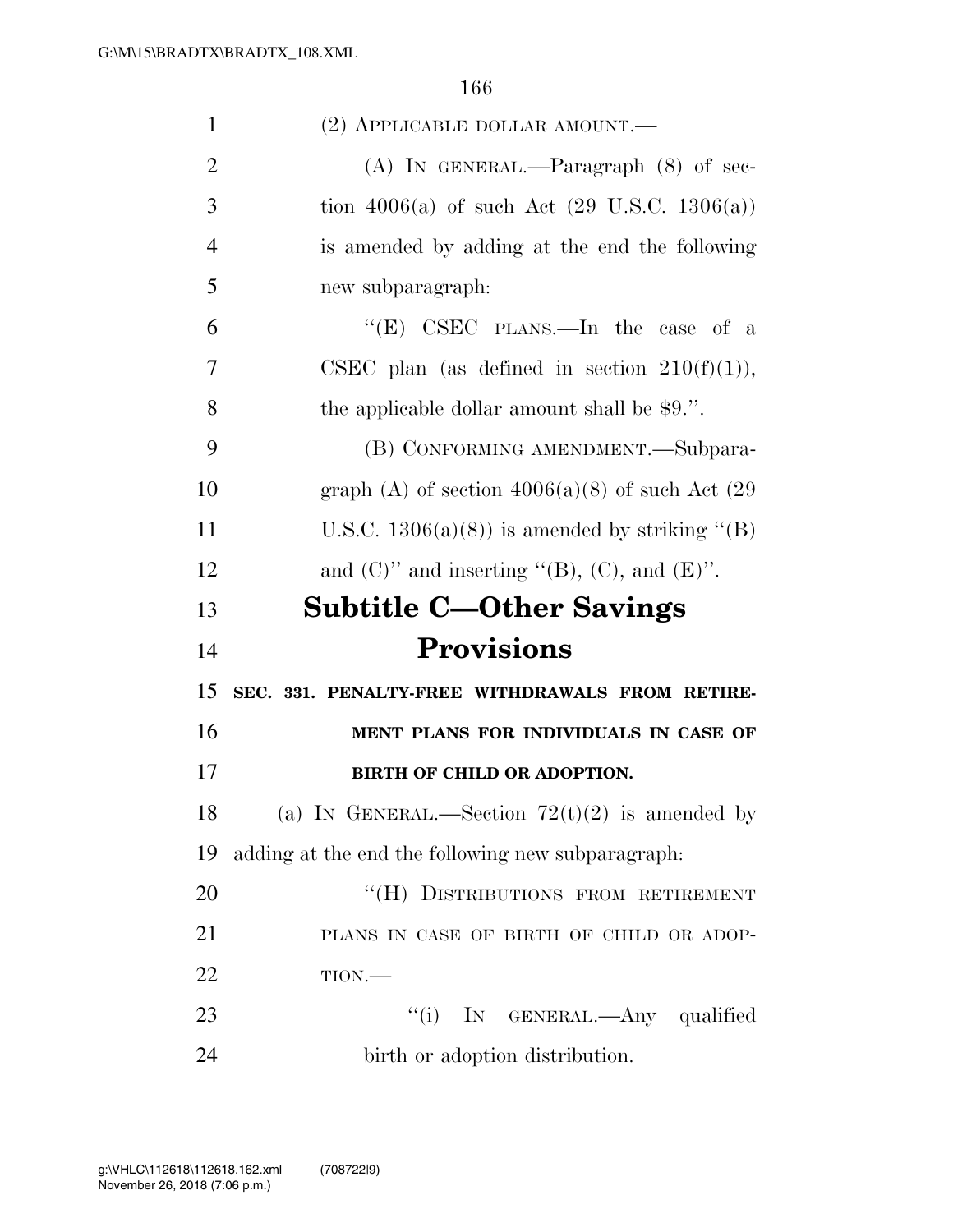(2) APPLICABLE DOLLAR AMOUNT.—

(A) IN GENERAL.—Paragraph (8) of section 4006(a) of such Act (29 U.S.C. 1306(a)) is amended by adding at the end the following new subparagraph:

"(E) CSEC PLANS.—In the case of a CSEC plan (as defined in section 210(f)(1)), the applicable dollar amount shall be $9.".

(B) CONFORMING AMENDMENT.—Subparagraph (A) of section 4006(a)(8) of such Act (29 U.S.C. 1306(a)(8)) is amended by striking "(B) and (C)" and inserting "(B), (C), and (E)".

## Subtitle C—Other Savings Provisions

**SEC. 331. PENALTY-FREE WITHDRAWALS FROM RETIREMENT PLANS FOR INDIVIDUALS IN CASE OF BIRTH OF CHILD OR ADOPTION.**

(a) IN GENERAL.—Section 72(t)(2) is amended by adding at the end the following new subparagraph:

"(H) DISTRIBUTIONS FROM RETIREMENT PLANS IN CASE OF BIRTH OF CHILD OR ADOPTION.—

"(i) IN GENERAL.—Any qualified birth or adoption distribution.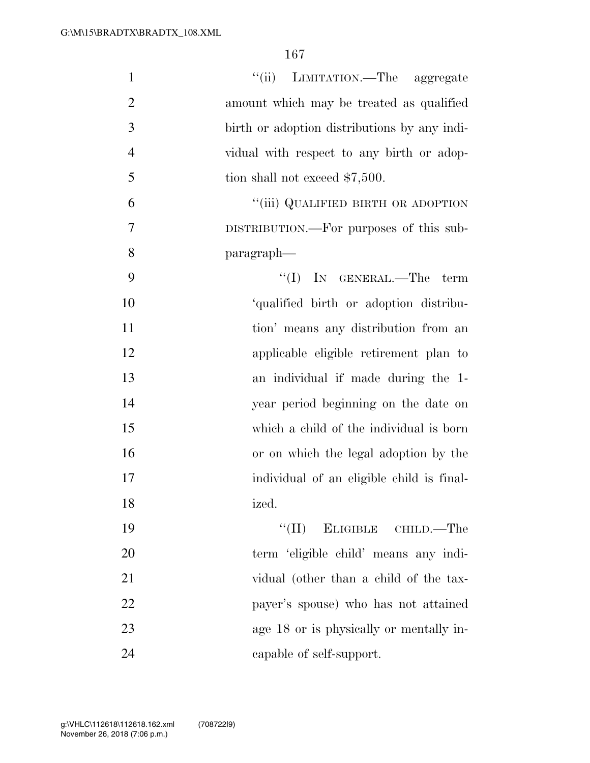"(ii) LIMITATION.—The aggregate amount which may be treated as qualified birth or adoption distributions by any individual with respect to any birth or adoption shall not exceed $7,500.

"(iii) QUALIFIED BIRTH OR ADOPTION DISTRIBUTION.—For purposes of this subparagraph—

"(I) IN GENERAL.—The term 'qualified birth or adoption distribution' means any distribution from an applicable eligible retirement plan to an individual if made during the 1-year period beginning on the date on which a child of the individual is born or on which the legal adoption by the individual of an eligible child is finalized.

"(II) ELIGIBLE CHILD.—The term 'eligible child' means any individual (other than a child of the taxpayer's spouse) who has not attained age 18 or is physically or mentally incapable of self-support.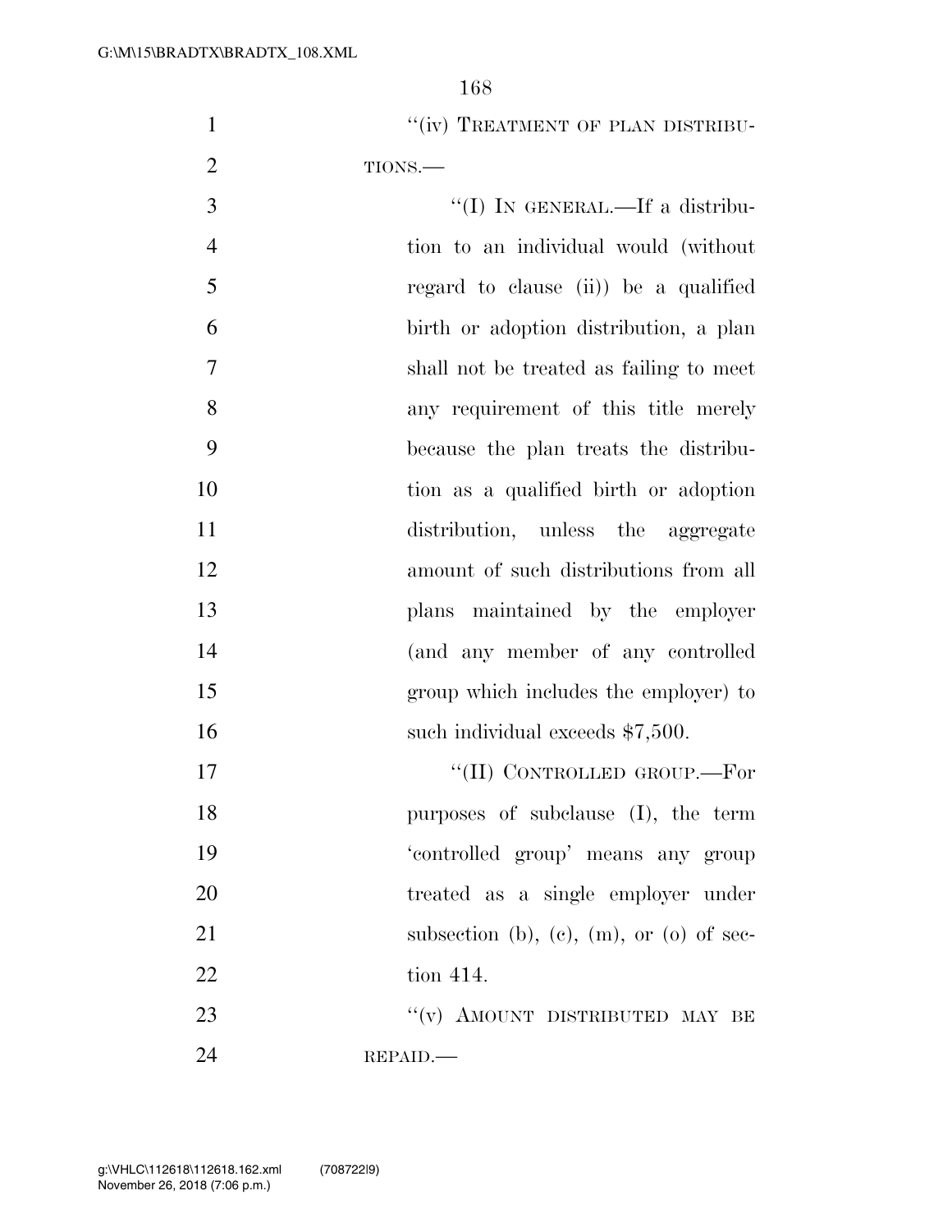"(iv) TREATMENT OF PLAN DISTRIBUTIONS.—

"(I) IN GENERAL.—If a distribution to an individual would (without regard to clause (ii)) be a qualified birth or adoption distribution, a plan shall not be treated as failing to meet any requirement of this title merely because the plan treats the distribution as a qualified birth or adoption distribution, unless the aggregate amount of such distributions from all plans maintained by the employer (and any member of any controlled group which includes the employer) to such individual exceeds $7,500.

"(II) CONTROLLED GROUP.—For purposes of subclause (I), the term 'controlled group' means any group treated as a single employer under subsection (b), (c), (m), or (o) of section 414.

"(v) AMOUNT DISTRIBUTED MAY BE REPAID.—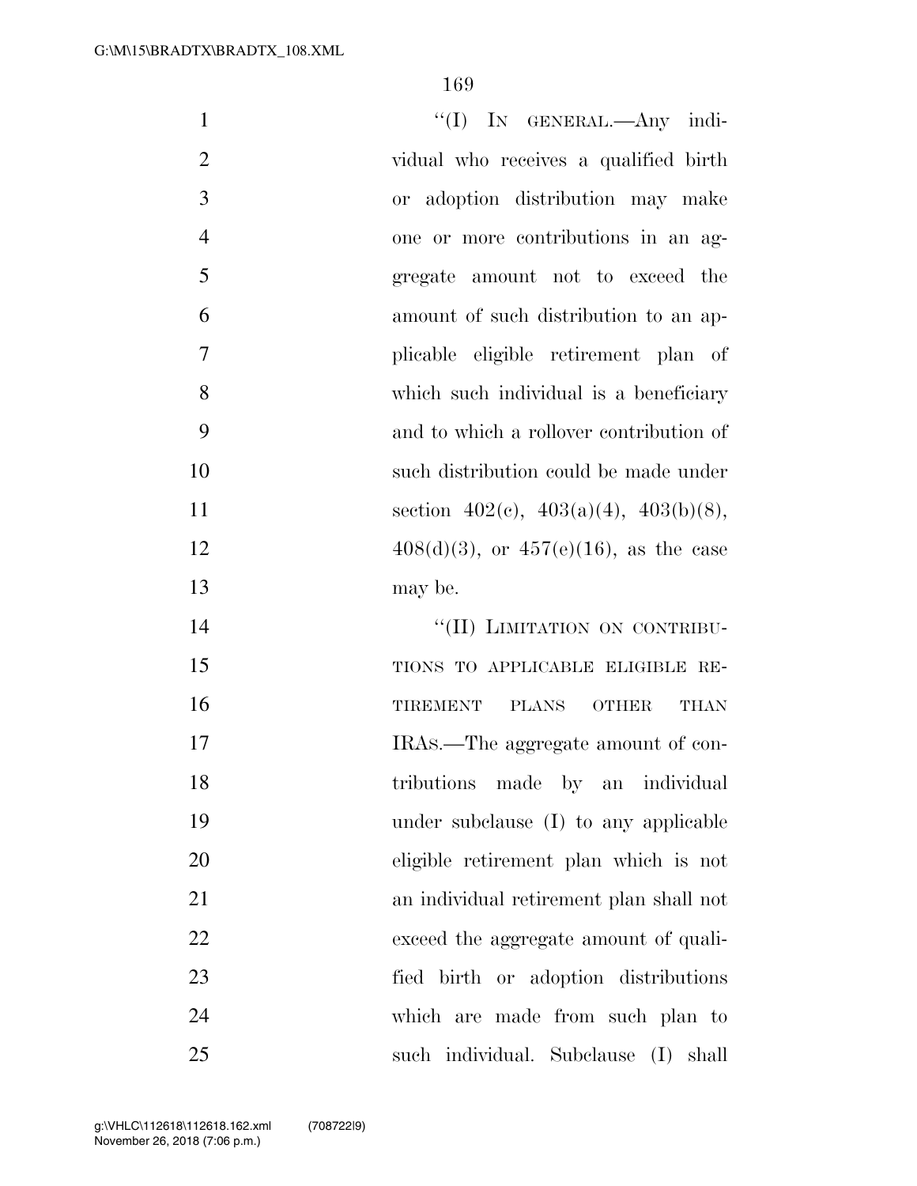''(I) IN GENERAL.—Any individual who receives a qualified birth or adoption distribution may make one or more contributions in an aggregate amount not to exceed the amount of such distribution to an applicable eligible retirement plan of which such individual is a beneficiary and to which a rollover contribution of such distribution could be made under section 402(c), 403(a)(4), 403(b)(8), 408(d)(3), or 457(e)(16), as the case may be.

''(II) LIMITATION ON CONTRIBUTIONS TO APPLICABLE ELIGIBLE RETIREMENT PLANS OTHER THAN IRAS.—The aggregate amount of contributions made by an individual under subclause (I) to any applicable eligible retirement plan which is not an individual retirement plan shall not exceed the aggregate amount of qualified birth or adoption distributions which are made from such plan to such individual. Subclause (I) shall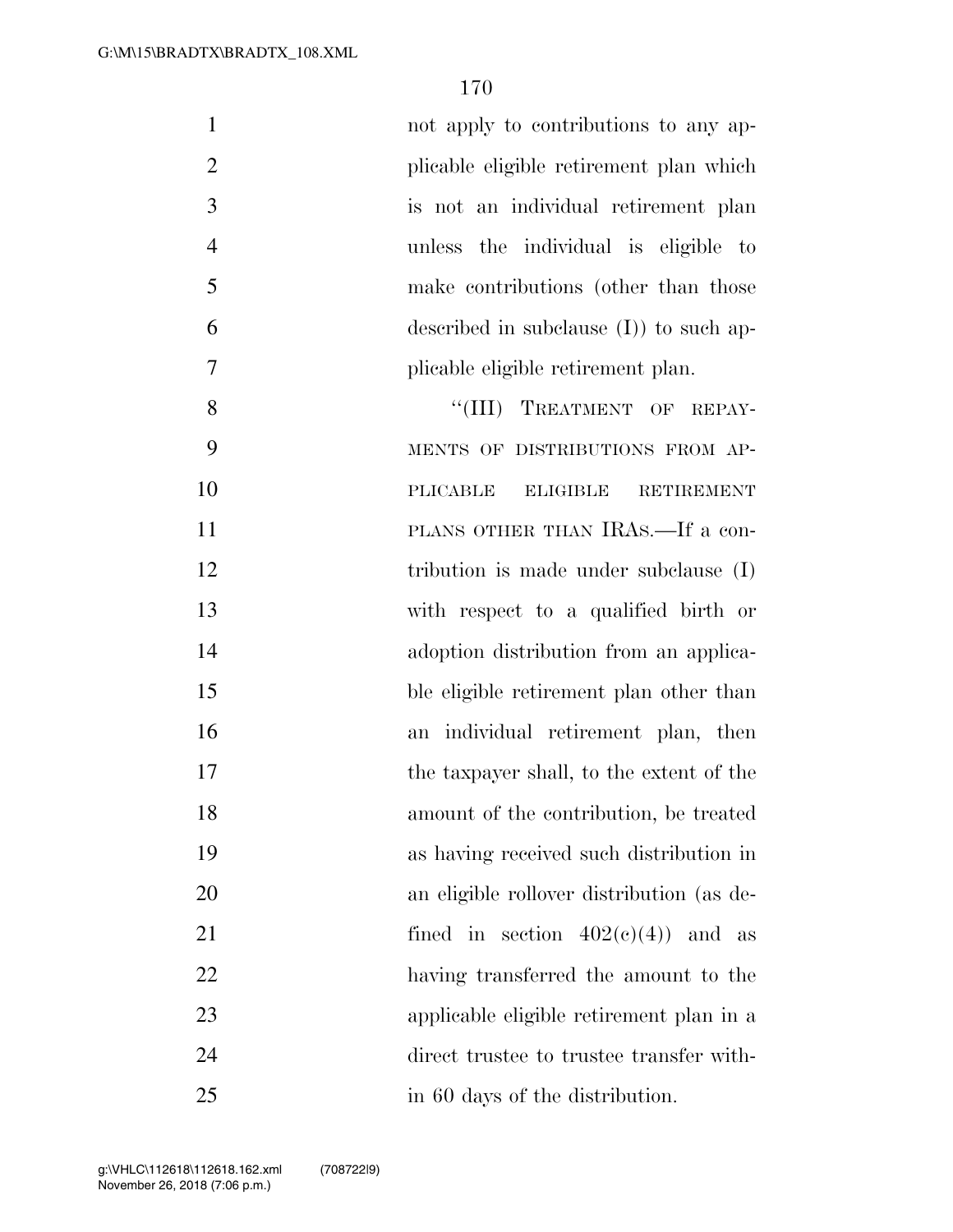not apply to contributions to any applicable eligible retirement plan which is not an individual retirement plan unless the individual is eligible to make contributions (other than those described in subclause (I)) to such applicable eligible retirement plan.

"(III) TREATMENT OF REPAYMENTS OF DISTRIBUTIONS FROM APPLICABLE ELIGIBLE RETIREMENT PLANS OTHER THAN IRAS.—If a contribution is made under subclause (I) with respect to a qualified birth or adoption distribution from an applicable eligible retirement plan other than an individual retirement plan, then the taxpayer shall, to the extent of the amount of the contribution, be treated as having received such distribution in an eligible rollover distribution (as defined in section 402(c)(4)) and as having transferred the amount to the applicable eligible retirement plan in a direct trustee to trustee transfer within 60 days of the distribution.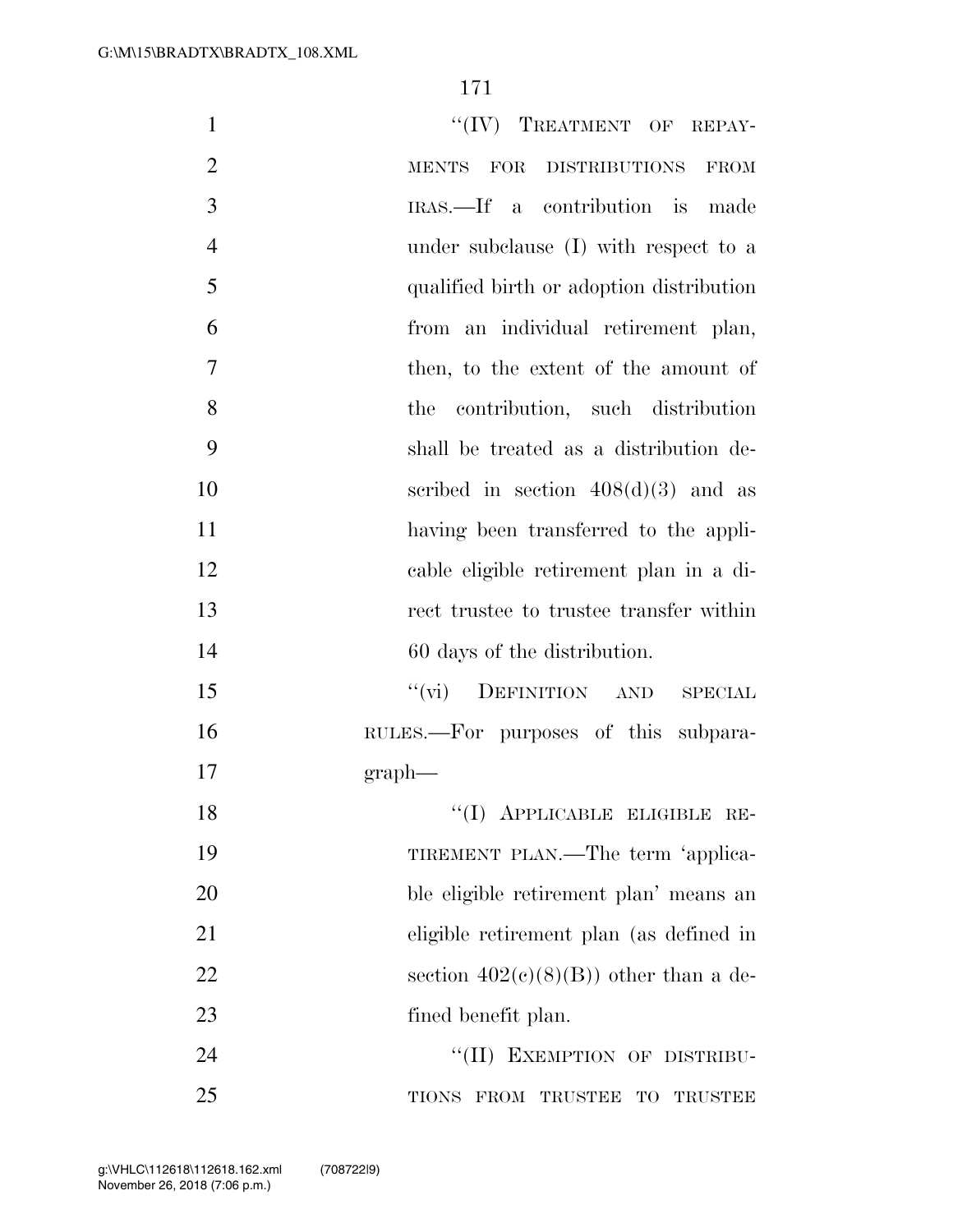"(IV) TREATMENT OF REPAYMENTS FOR DISTRIBUTIONS FROM IRAS.—If a contribution is made under subclause (I) with respect to a qualified birth or adoption distribution from an individual retirement plan, then, to the extent of the amount of the contribution, such distribution shall be treated as a distribution described in section 408(d)(3) and as having been transferred to the applicable eligible retirement plan in a direct trustee to trustee transfer within 60 days of the distribution.

"(vi) DEFINITION AND SPECIAL RULES.—For purposes of this subparagraph—

"(I) APPLICABLE ELIGIBLE RETIREMENT PLAN.—The term 'applicable eligible retirement plan' means an eligible retirement plan (as defined in section 402(c)(8)(B)) other than a defined benefit plan.

"(II) EXEMPTION OF DISTRIBUTIONS FROM TRUSTEE TO TRUSTEE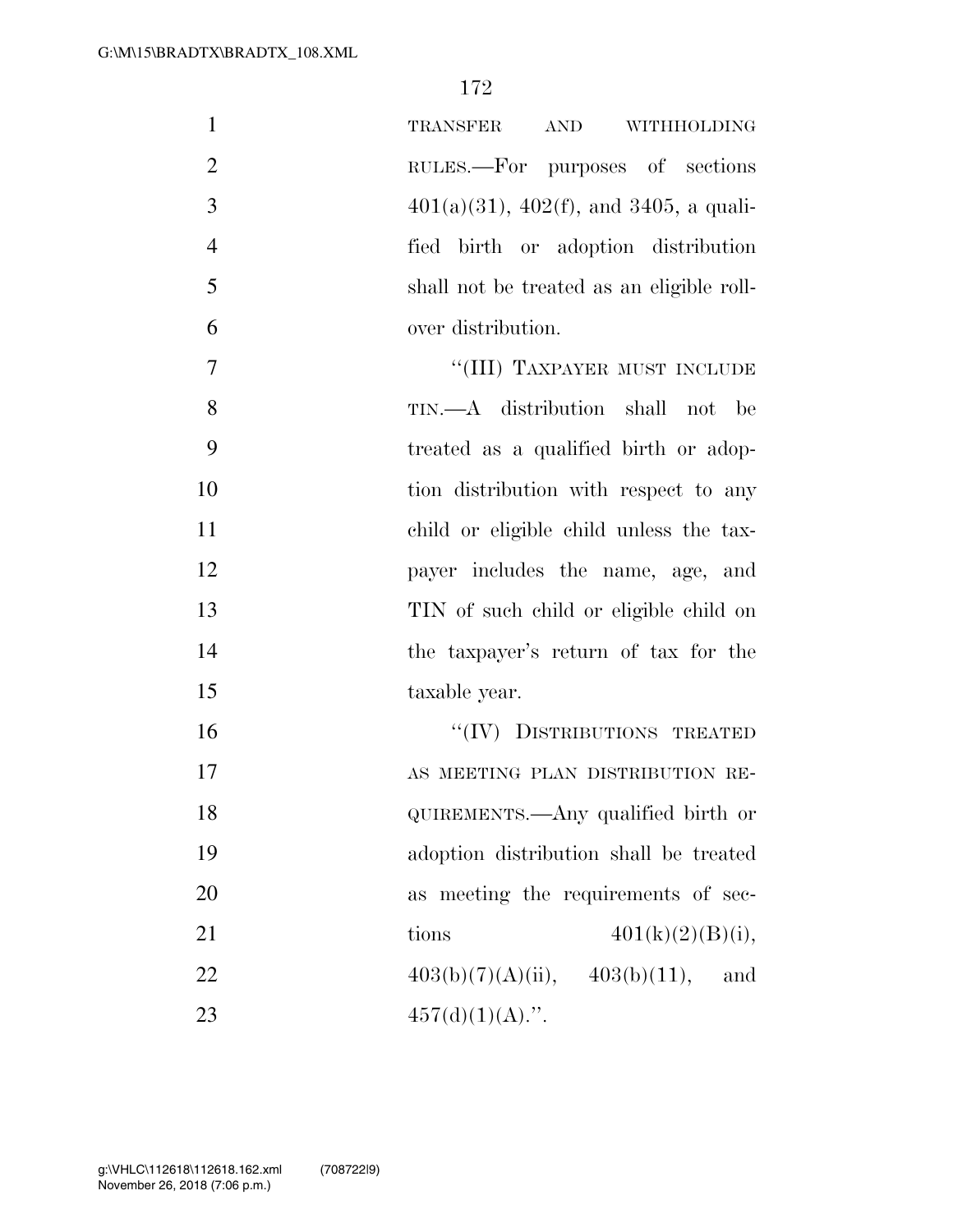TRANSFER AND WITHHOLDING RULES.—For purposes of sections 401(a)(31), 402(f), and 3405, a qualified birth or adoption distribution shall not be treated as an eligible rollover distribution.

"(III) TAXPAYER MUST INCLUDE TIN.—A distribution shall not be treated as a qualified birth or adoption distribution with respect to any child or eligible child unless the taxpayer includes the name, age, and TIN of such child or eligible child on the taxpayer's return of tax for the taxable year.

"(IV) DISTRIBUTIONS TREATED AS MEETING PLAN DISTRIBUTION REQUIREMENTS.—Any qualified birth or adoption distribution shall be treated as meeting the requirements of sections 401(k)(2)(B)(i), 403(b)(7)(A)(ii), 403(b)(11), and 457(d)(1)(A).".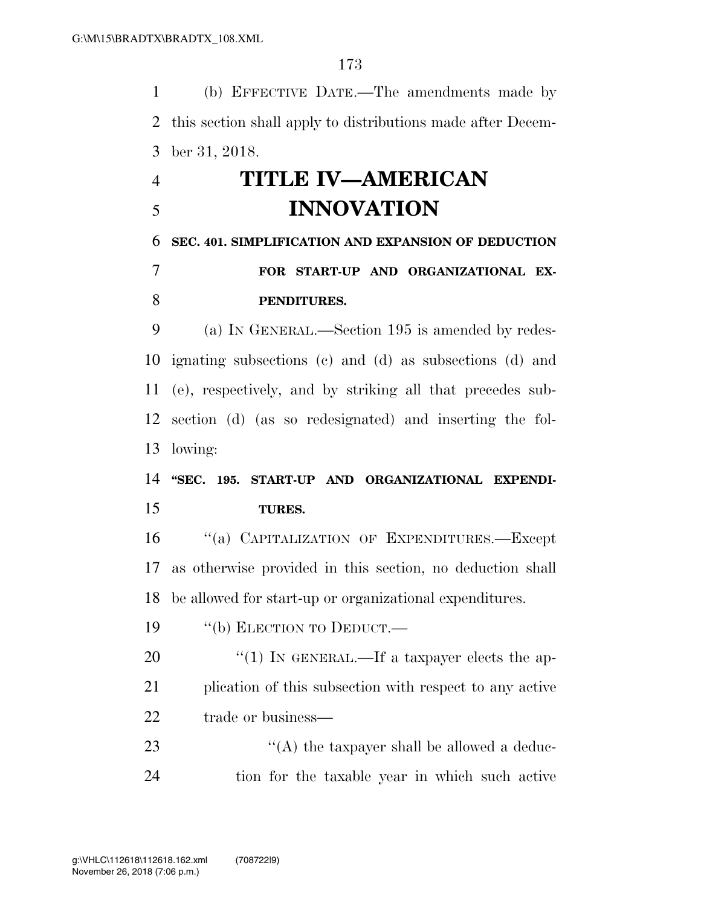(b) EFFECTIVE DATE.—The amendments made by this section shall apply to distributions made after December 31, 2018.

# TITLE IV—AMERICAN INNOVATION

## SEC. 401. SIMPLIFICATION AND EXPANSION OF DEDUCTION FOR START-UP AND ORGANIZATIONAL EXPENDITURES.

(a) IN GENERAL.—Section 195 is amended by redesignating subsections (c) and (d) as subsections (d) and (e), respectively, and by striking all that precedes subsection (d) (as so redesignated) and inserting the following:

**"SEC. 195. START-UP AND ORGANIZATIONAL EXPENDITURES.**

"(a) CAPITALIZATION OF EXPENDITURES.—Except as otherwise provided in this section, no deduction shall be allowed for start-up or organizational expenditures.

"(b) ELECTION TO DEDUCT.—

"(1) IN GENERAL.—If a taxpayer elects the application of this subsection with respect to any active trade or business—

"(A) the taxpayer shall be allowed a deduction for the taxable year in which such active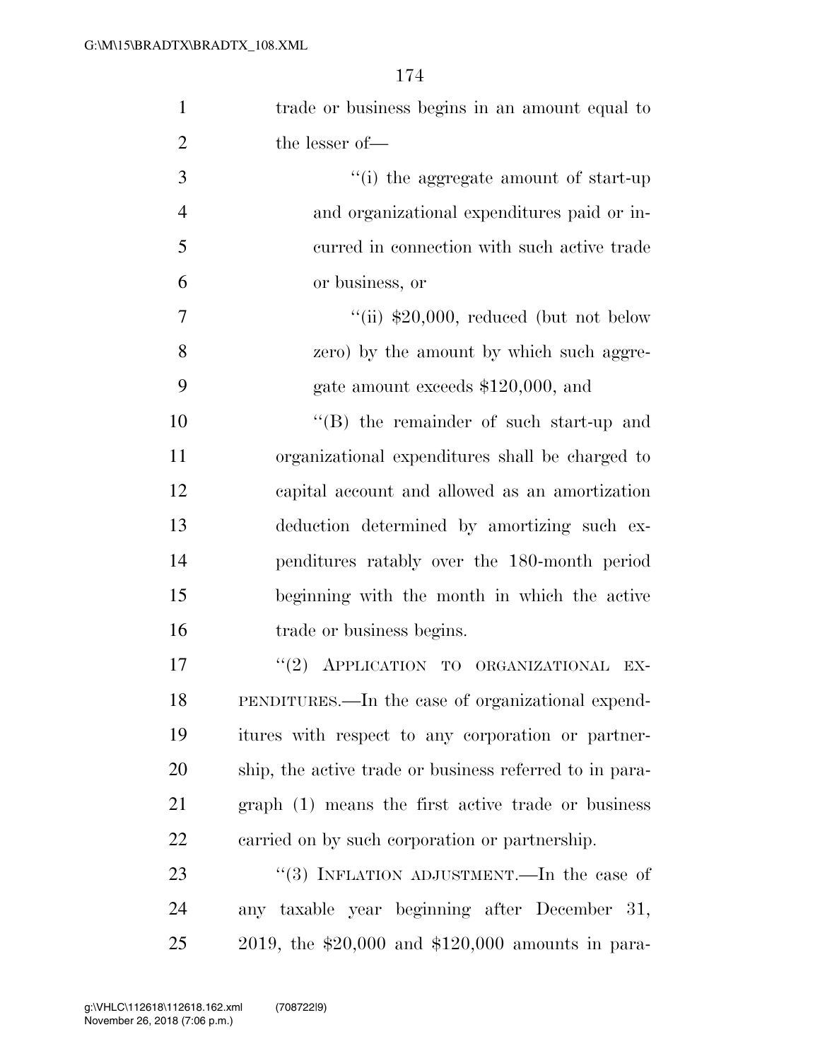trade or business begins in an amount equal to the lesser of—

"(i) the aggregate amount of start-up and organizational expenditures paid or incurred in connection with such active trade or business, or

"(ii) $20,000, reduced (but not below zero) by the amount by which such aggregate amount exceeds $120,000, and

"(B) the remainder of such start-up and organizational expenditures shall be charged to capital account and allowed as an amortization deduction determined by amortizing such expenditures ratably over the 180-month period beginning with the month in which the active trade or business begins.

"(2) APPLICATION TO ORGANIZATIONAL EXPENDITURES.—In the case of organizational expenditures with respect to any corporation or partnership, the active trade or business referred to in paragraph (1) means the first active trade or business carried on by such corporation or partnership.

"(3) INFLATION ADJUSTMENT.—In the case of any taxable year beginning after December 31, 2019, the $20,000 and $120,000 amounts in para-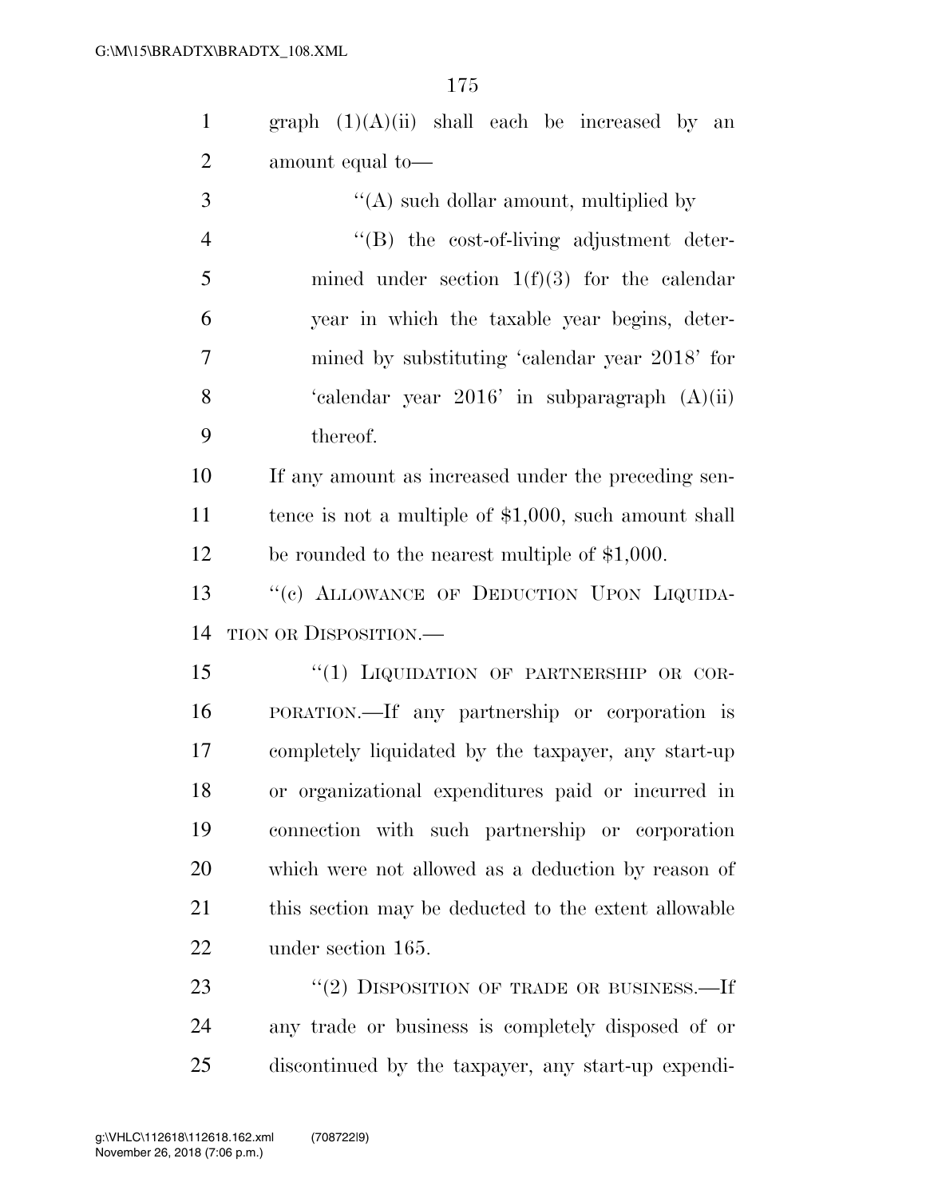graph (1)(A)(ii) shall each be increased by an amount equal to—

''(A) such dollar amount, multiplied by

''(B) the cost-of-living adjustment determined under section 1(f)(3) for the calendar year in which the taxable year begins, determined by substituting 'calendar year 2018' for 'calendar year 2016' in subparagraph (A)(ii) thereof.

If any amount as increased under the preceding sentence is not a multiple of $1,000, such amount shall be rounded to the nearest multiple of $1,000.

''(c) ALLOWANCE OF DEDUCTION UPON LIQUIDATION OR DISPOSITION.—

''(1) LIQUIDATION OF PARTNERSHIP OR CORPORATION.—If any partnership or corporation is completely liquidated by the taxpayer, any start-up or organizational expenditures paid or incurred in connection with such partnership or corporation which were not allowed as a deduction by reason of this section may be deducted to the extent allowable under section 165.

''(2) DISPOSITION OF TRADE OR BUSINESS.—If any trade or business is completely disposed of or discontinued by the taxpayer, any start-up expendi-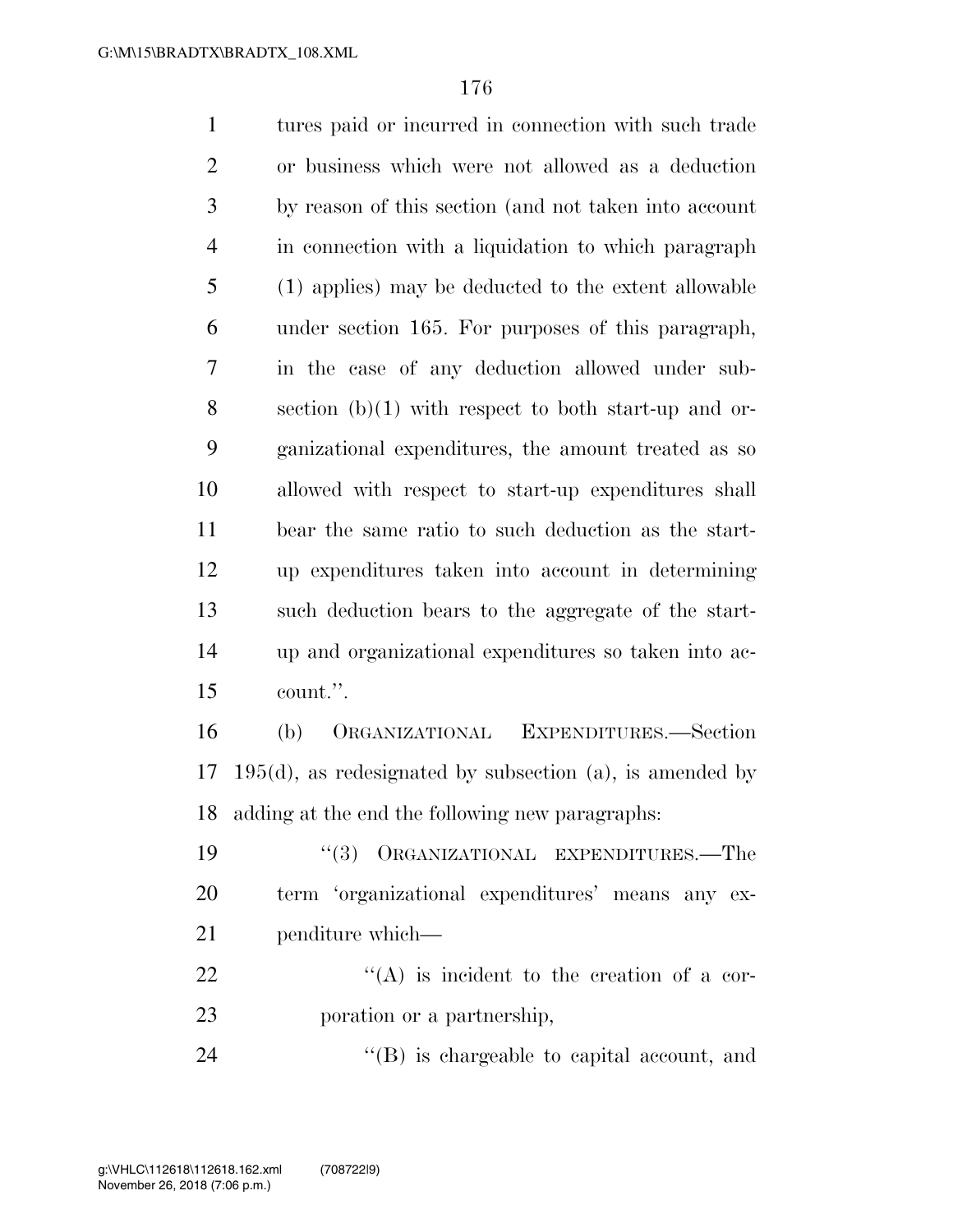tures paid or incurred in connection with such trade or business which were not allowed as a deduction by reason of this section (and not taken into account in connection with a liquidation to which paragraph (1) applies) may be deducted to the extent allowable under section 165. For purposes of this paragraph, in the case of any deduction allowed under subsection (b)(1) with respect to both start-up and organizational expenditures, the amount treated as so allowed with respect to start-up expenditures shall bear the same ratio to such deduction as the start-up expenditures taken into account in determining such deduction bears to the aggregate of the start-up and organizational expenditures so taken into account.''.

(b) ORGANIZATIONAL EXPENDITURES.—Section 195(d), as redesignated by subsection (a), is amended by adding at the end the following new paragraphs:

''(3) ORGANIZATIONAL EXPENDITURES.—The term 'organizational expenditures' means any expenditure which—

''(A) is incident to the creation of a corporation or a partnership,

''(B) is chargeable to capital account, and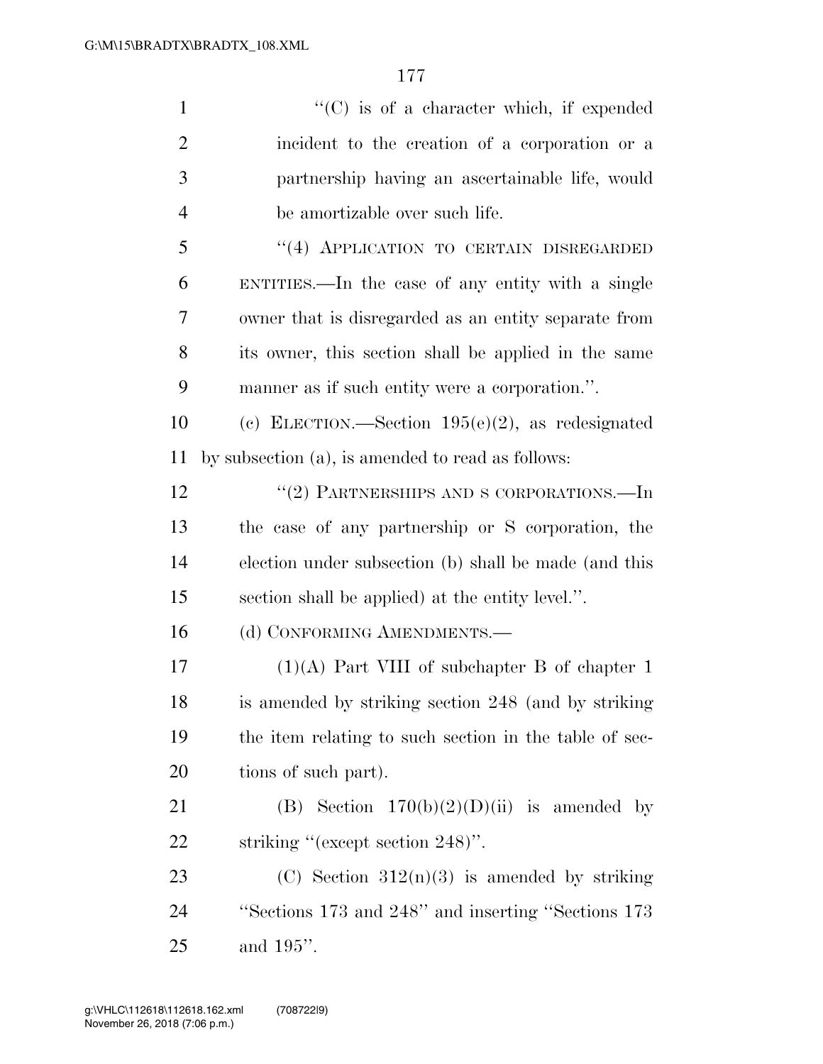"(C) is of a character which, if expended incident to the creation of a corporation or a partnership having an ascertainable life, would be amortizable over such life.

"(4) APPLICATION TO CERTAIN DISREGARDED ENTITIES.—In the case of any entity with a single owner that is disregarded as an entity separate from its owner, this section shall be applied in the same manner as if such entity were a corporation.".

(c) ELECTION.—Section 195(e)(2), as redesignated by subsection (a), is amended to read as follows:

"(2) PARTNERSHIPS AND S CORPORATIONS.—In the case of any partnership or S corporation, the election under subsection (b) shall be made (and this section shall be applied) at the entity level.".

(d) CONFORMING AMENDMENTS.—

(1)(A) Part VIII of subchapter B of chapter 1 is amended by striking section 248 (and by striking the item relating to such section in the table of sections of such part).

(B) Section 170(b)(2)(D)(ii) is amended by striking "(except section 248)".

(C) Section 312(n)(3) is amended by striking "Sections 173 and 248" and inserting "Sections 173 and 195".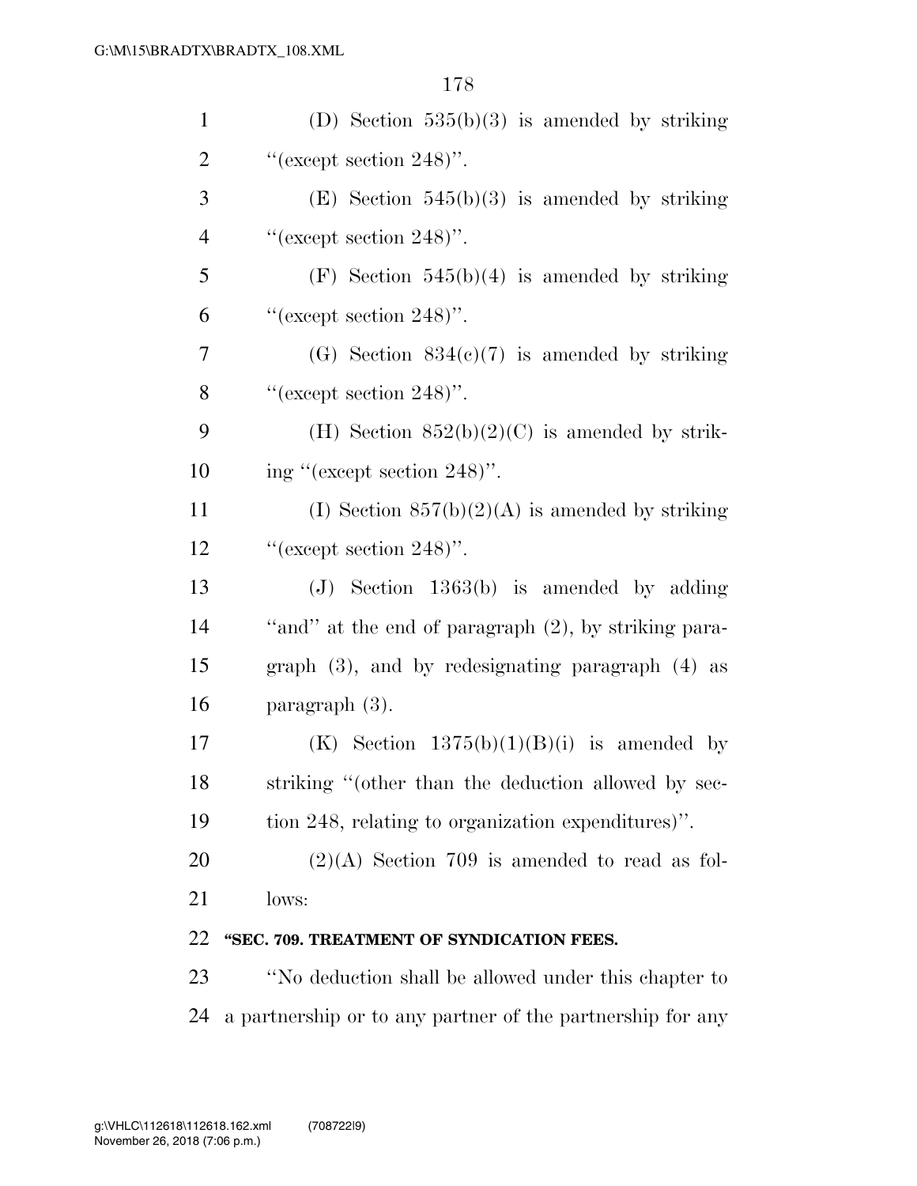(D) Section 535(b)(3) is amended by striking ''(except section 248)''.

(E) Section 545(b)(3) is amended by striking ''(except section 248)''.

(F) Section 545(b)(4) is amended by striking ''(except section 248)''.

(G) Section 834(c)(7) is amended by striking ''(except section 248)''.

(H) Section 852(b)(2)(C) is amended by striking ''(except section 248)''.

(I) Section 857(b)(2)(A) is amended by striking ''(except section 248)''.

(J) Section 1363(b) is amended by adding ''and'' at the end of paragraph (2), by striking paragraph (3), and by redesignating paragraph (4) as paragraph (3).

(K) Section 1375(b)(1)(B)(i) is amended by striking ''(other than the deduction allowed by section 248, relating to organization expenditures)''.

(2)(A) Section 709 is amended to read as follows:

**''SEC. 709. TREATMENT OF SYNDICATION FEES.**

''No deduction shall be allowed under this chapter to a partnership or to any partner of the partnership for any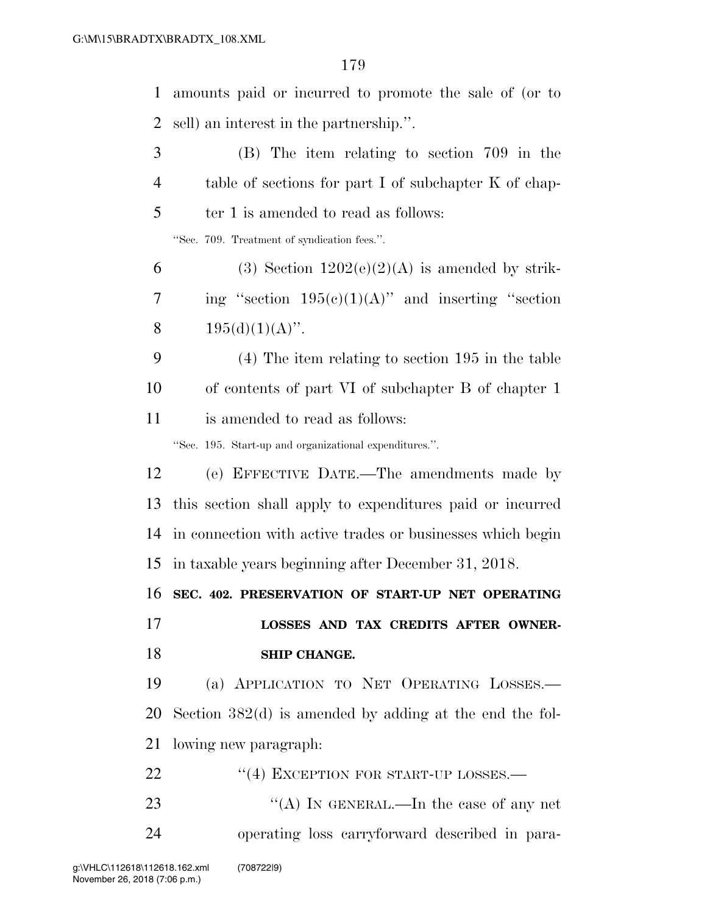amounts paid or incurred to promote the sale of (or to sell) an interest in the partnership.''.

(B) The item relating to section 709 in the table of sections for part I of subchapter K of chapter 1 is amended to read as follows:

''Sec. 709. Treatment of syndication fees.''.

(3) Section 1202(e)(2)(A) is amended by striking ''section 195(c)(1)(A)'' and inserting ''section 195(d)(1)(A)''.

(4) The item relating to section 195 in the table of contents of part VI of subchapter B of chapter 1 is amended to read as follows:

''Sec. 195. Start-up and organizational expenditures.''.

(e) EFFECTIVE DATE.—The amendments made by this section shall apply to expenditures paid or incurred in connection with active trades or businesses which begin in taxable years beginning after December 31, 2018.

**SEC. 402. PRESERVATION OF START-UP NET OPERATING LOSSES AND TAX CREDITS AFTER OWNERSHIP CHANGE.**

(a) APPLICATION TO NET OPERATING LOSSES.—Section 382(d) is amended by adding at the end the following new paragraph:

''(4) EXCEPTION FOR START-UP LOSSES.—

''(A) IN GENERAL.—In the case of any net operating loss carryforward described in para-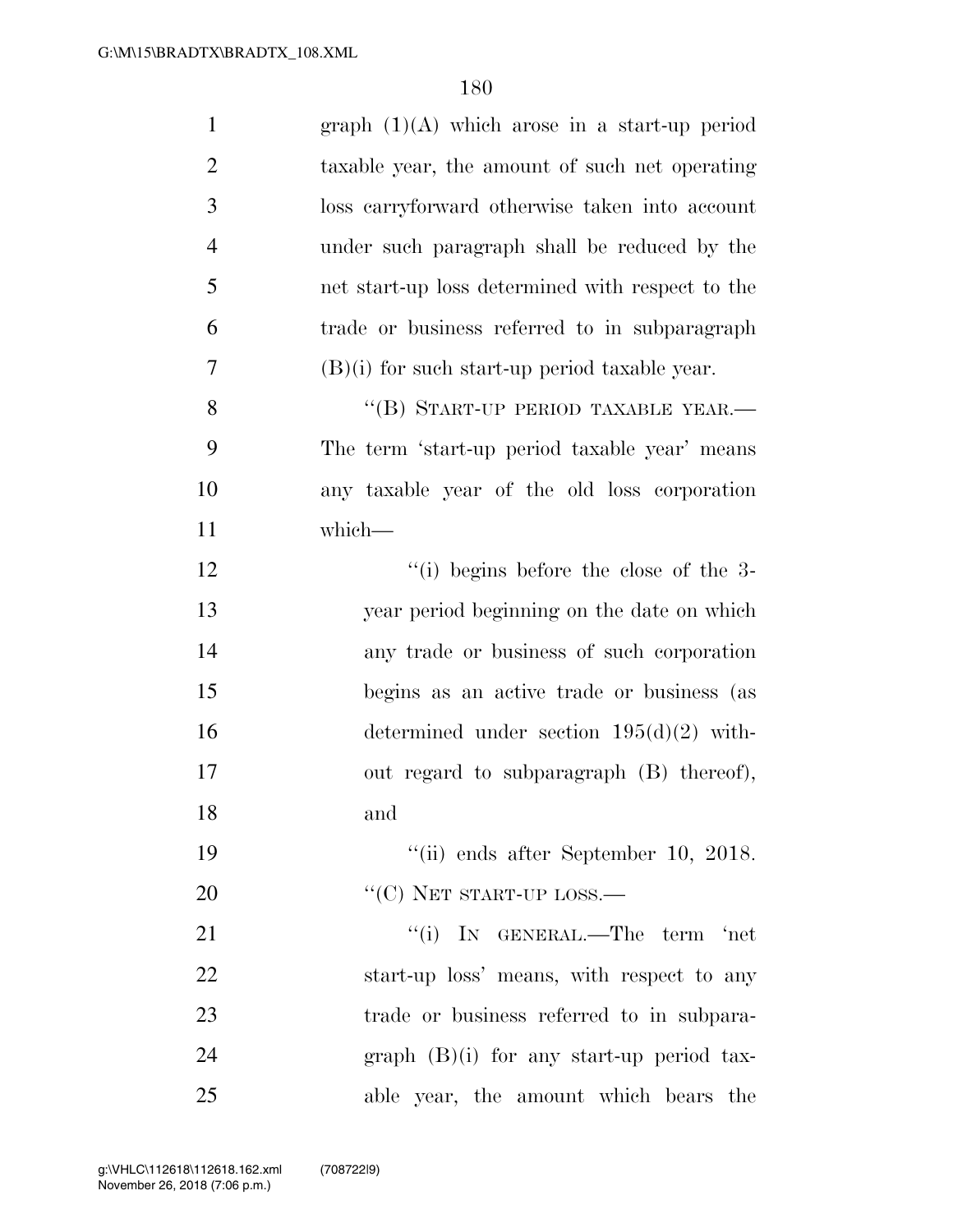graph (1)(A) which arose in a start-up period taxable year, the amount of such net operating loss carryforward otherwise taken into account under such paragraph shall be reduced by the net start-up loss determined with respect to the trade or business referred to in subparagraph (B)(i) for such start-up period taxable year.

"(B) START-UP PERIOD TAXABLE YEAR.—The term 'start-up period taxable year' means any taxable year of the old loss corporation which—

"(i) begins before the close of the 3-year period beginning on the date on which any trade or business of such corporation begins as an active trade or business (as determined under section 195(d)(2) without regard to subparagraph (B) thereof), and

"(ii) ends after September 10, 2018.

"(C) NET START-UP LOSS.—

"(i) IN GENERAL.—The term 'net start-up loss' means, with respect to any trade or business referred to in subparagraph (B)(i) for any start-up period taxable year, the amount which bears the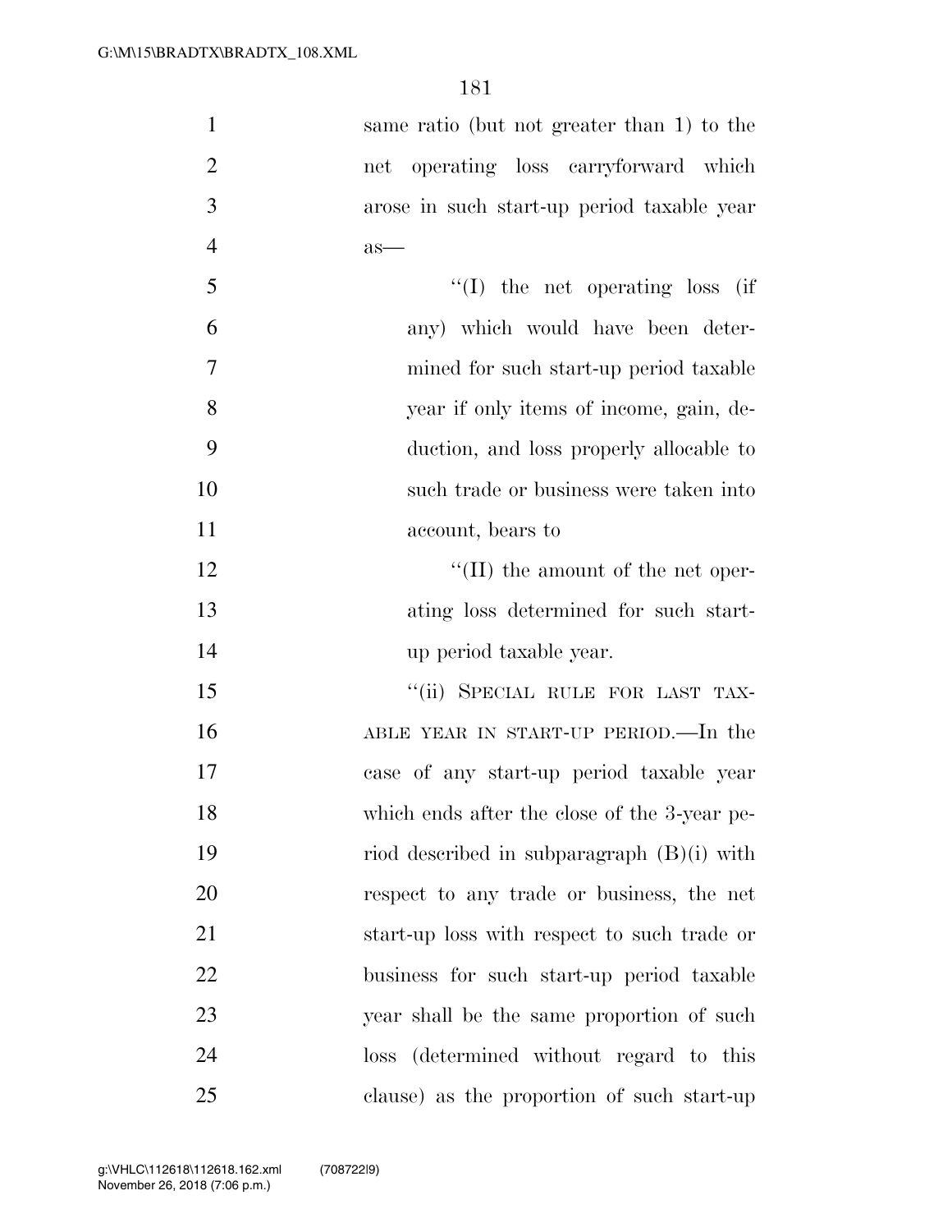same ratio (but not greater than 1) to the net operating loss carryforward which arose in such start-up period taxable year as—

''(I) the net operating loss (if any) which would have been determined for such start-up period taxable year if only items of income, gain, deduction, and loss properly allocable to such trade or business were taken into account, bears to

''(II) the amount of the net operating loss determined for such start-up period taxable year.

''(ii) SPECIAL RULE FOR LAST TAXABLE YEAR IN START-UP PERIOD.—In the case of any start-up period taxable year which ends after the close of the 3-year period described in subparagraph (B)(i) with respect to any trade or business, the net start-up loss with respect to such trade or business for such start-up period taxable year shall be the same proportion of such loss (determined without regard to this clause) as the proportion of such start-up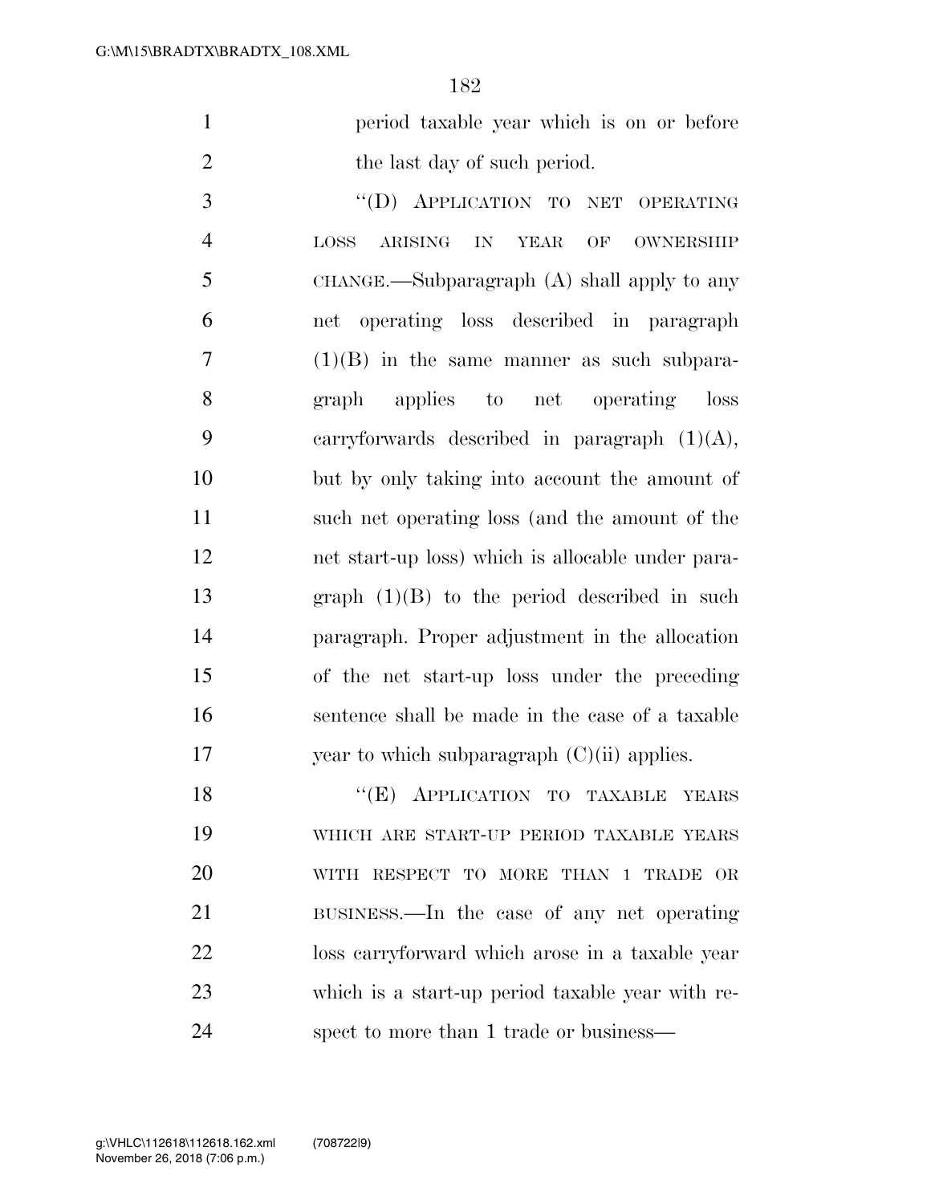period taxable year which is on or before the last day of such period.

"(D) APPLICATION TO NET OPERATING LOSS ARISING IN YEAR OF OWNERSHIP CHANGE.—Subparagraph (A) shall apply to any net operating loss described in paragraph (1)(B) in the same manner as such subparagraph applies to net operating loss carryforwards described in paragraph (1)(A), but by only taking into account the amount of such net operating loss (and the amount of the net start-up loss) which is allocable under paragraph (1)(B) to the period described in such paragraph. Proper adjustment in the allocation of the net start-up loss under the preceding sentence shall be made in the case of a taxable year to which subparagraph (C)(ii) applies.

"(E) APPLICATION TO TAXABLE YEARS WHICH ARE START-UP PERIOD TAXABLE YEARS WITH RESPECT TO MORE THAN 1 TRADE OR BUSINESS.—In the case of any net operating loss carryforward which arose in a taxable year which is a start-up period taxable year with respect to more than 1 trade or business—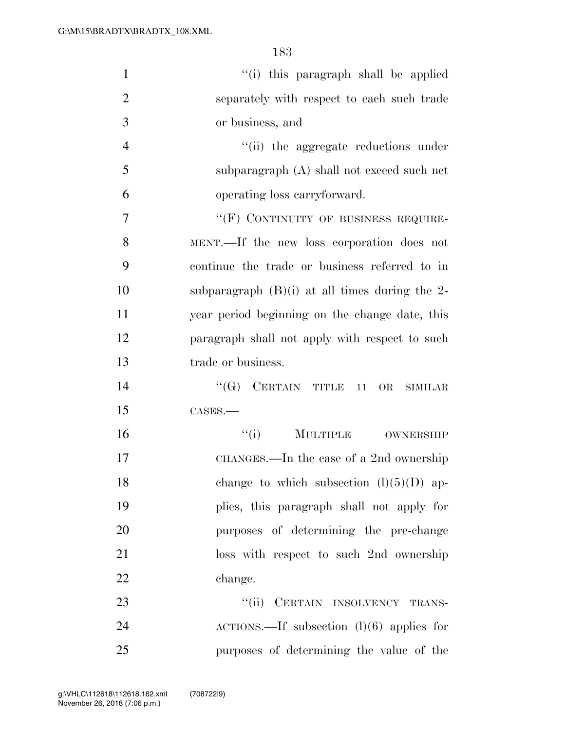"(i) this paragraph shall be applied separately with respect to each such trade or business, and

"(ii) the aggregate reductions under subparagraph (A) shall not exceed such net operating loss carryforward.

"(F) CONTINUITY OF BUSINESS REQUIREMENT.—If the new loss corporation does not continue the trade or business referred to in subparagraph (B)(i) at all times during the 2-year period beginning on the change date, this paragraph shall not apply with respect to such trade or business.

"(G) CERTAIN TITLE 11 OR SIMILAR CASES.—

"(i) MULTIPLE OWNERSHIP CHANGES.—In the case of a 2nd ownership change to which subsection (l)(5)(D) applies, this paragraph shall not apply for purposes of determining the pre-change loss with respect to such 2nd ownership change.

"(ii) CERTAIN INSOLVENCY TRANSACTIONS.—If subsection (l)(6) applies for purposes of determining the value of the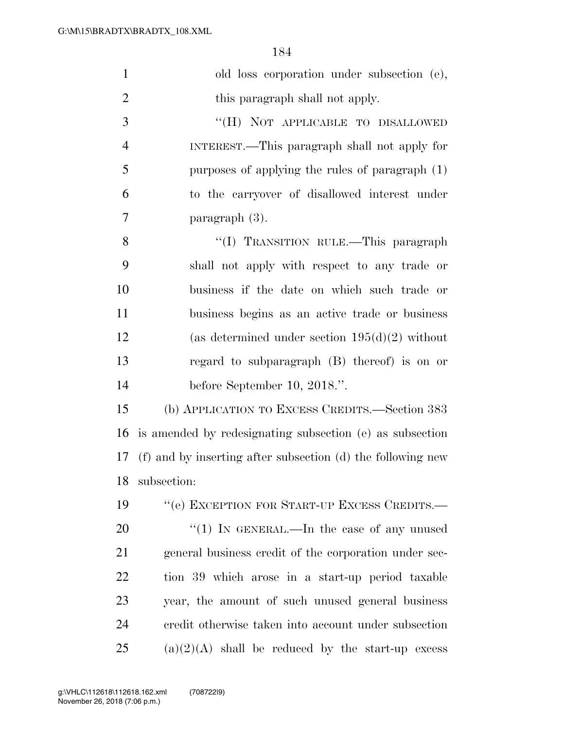old loss corporation under subsection (e), this paragraph shall not apply.

"(H) NOT APPLICABLE TO DISALLOWED INTEREST.—This paragraph shall not apply for purposes of applying the rules of paragraph (1) to the carryover of disallowed interest under paragraph (3).

"(I) TRANSITION RULE.—This paragraph shall not apply with respect to any trade or business if the date on which such trade or business begins as an active trade or business (as determined under section 195(d)(2) without regard to subparagraph (B) thereof) is on or before September 10, 2018.".

(b) APPLICATION TO EXCESS CREDITS.—Section 383 is amended by redesignating subsection (e) as subsection (f) and by inserting after subsection (d) the following new subsection:

"(e) EXCEPTION FOR START-UP EXCESS CREDITS.—

"(1) IN GENERAL.—In the case of any unused general business credit of the corporation under section 39 which arose in a start-up period taxable year, the amount of such unused general business credit otherwise taken into account under subsection (a)(2)(A) shall be reduced by the start-up excess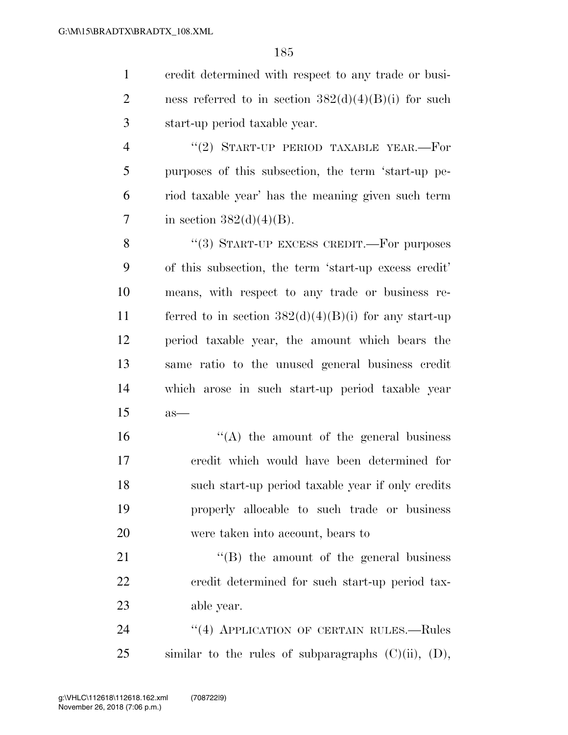credit determined with respect to any trade or business referred to in section 382(d)(4)(B)(i) for such start-up period taxable year.

''(2) START-UP PERIOD TAXABLE YEAR.—For purposes of this subsection, the term 'start-up period taxable year' has the meaning given such term in section 382(d)(4)(B).

''(3) START-UP EXCESS CREDIT.—For purposes of this subsection, the term 'start-up excess credit' means, with respect to any trade or business referred to in section 382(d)(4)(B)(i) for any start-up period taxable year, the amount which bears the same ratio to the unused general business credit which arose in such start-up period taxable year as—

''(A) the amount of the general business credit which would have been determined for such start-up period taxable year if only credits properly allocable to such trade or business were taken into account, bears to

''(B) the amount of the general business credit determined for such start-up period taxable year.

''(4) APPLICATION OF CERTAIN RULES.—Rules similar to the rules of subparagraphs (C)(ii), (D),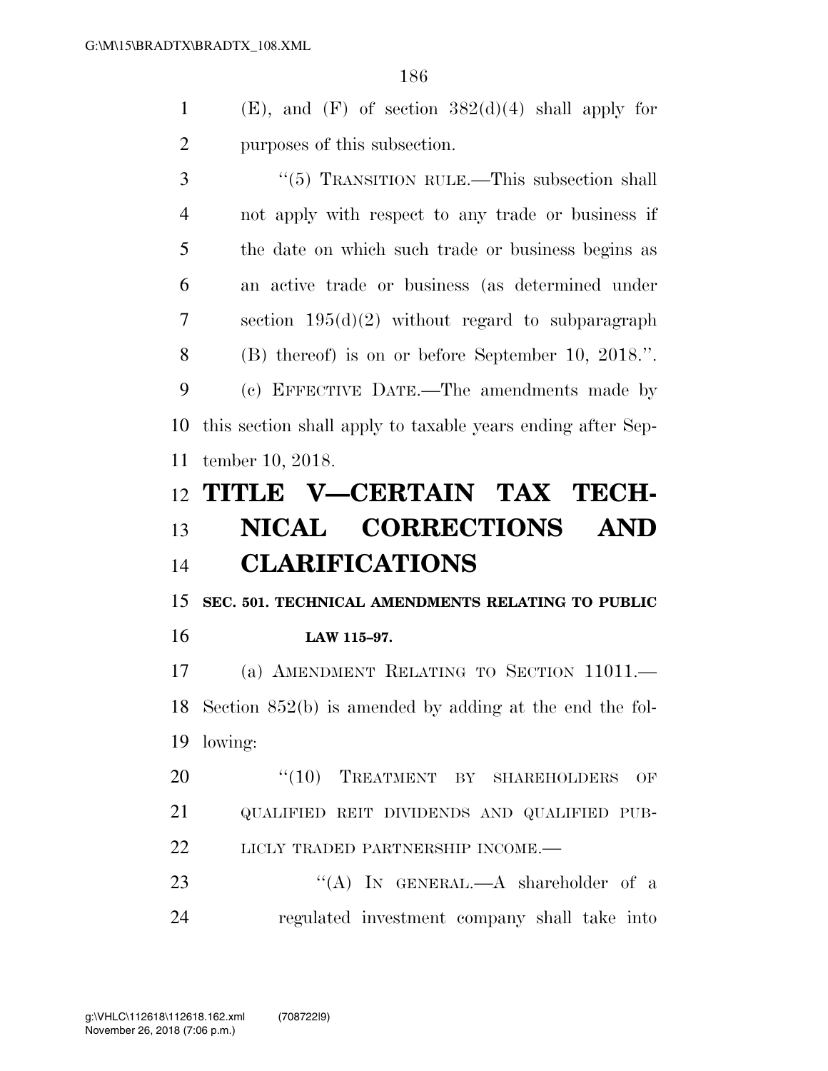(E), and (F) of section 382(d)(4) shall apply for purposes of this subsection.

"(5) TRANSITION RULE.—This subsection shall not apply with respect to any trade or business if the date on which such trade or business begins as an active trade or business (as determined under section 195(d)(2) without regard to subparagraph (B) thereof) is on or before September 10, 2018.".

(c) EFFECTIVE DATE.—The amendments made by this section shall apply to taxable years ending after September 10, 2018.

# TITLE V—CERTAIN TAX TECHNICAL CORRECTIONS AND CLARIFICATIONS

**SEC. 501. TECHNICAL AMENDMENTS RELATING TO PUBLIC LAW 115–97.**

(a) AMENDMENT RELATING TO SECTION 11011.—Section 852(b) is amended by adding at the end the following:

"(10) TREATMENT BY SHAREHOLDERS OF QUALIFIED REIT DIVIDENDS AND QUALIFIED PUBLICLY TRADED PARTNERSHIP INCOME.—

"(A) IN GENERAL.—A shareholder of a regulated investment company shall take into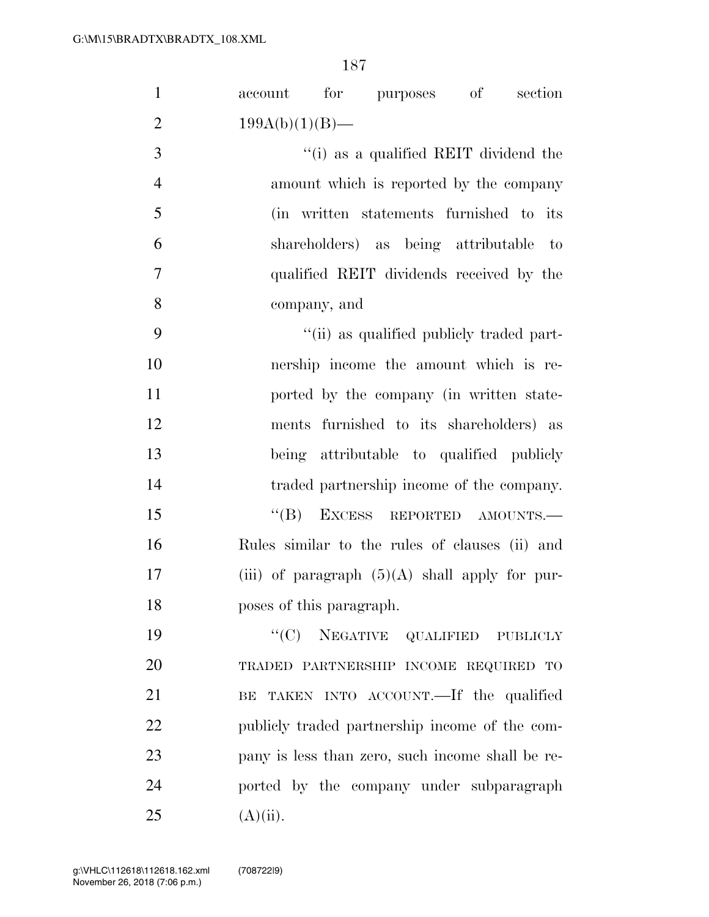account for purposes of section 199A(b)(1)(B)—

"(i) as a qualified REIT dividend the amount which is reported by the company (in written statements furnished to its shareholders) as being attributable to qualified REIT dividends received by the company, and

"(ii) as qualified publicly traded partnership income the amount which is reported by the company (in written statements furnished to its shareholders) as being attributable to qualified publicly traded partnership income of the company.

"(B) EXCESS REPORTED AMOUNTS.—Rules similar to the rules of clauses (ii) and (iii) of paragraph (5)(A) shall apply for purposes of this paragraph.

"(C) NEGATIVE QUALIFIED PUBLICLY TRADED PARTNERSHIP INCOME REQUIRED TO BE TAKEN INTO ACCOUNT.—If the qualified publicly traded partnership income of the company is less than zero, such income shall be reported by the company under subparagraph (A)(ii).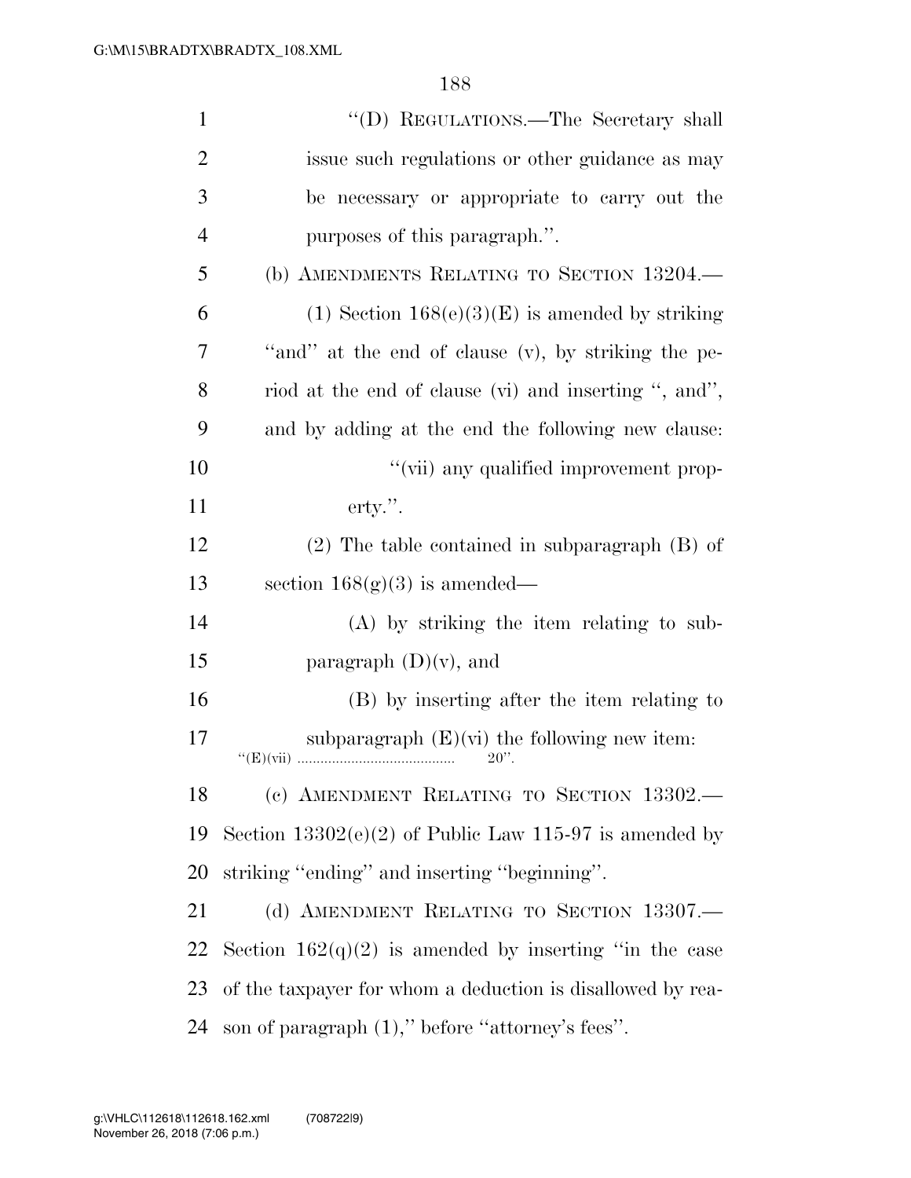"(D) REGULATIONS.—The Secretary shall issue such regulations or other guidance as may be necessary or appropriate to carry out the purposes of this paragraph.".

(b) AMENDMENTS RELATING TO SECTION 13204.—

(1) Section 168(e)(3)(E) is amended by striking "and" at the end of clause (v), by striking the period at the end of clause (vi) and inserting ", and", and by adding at the end the following new clause:

"(vii) any qualified improvement property.".

(2) The table contained in subparagraph (B) of section 168(g)(3) is amended—

(A) by striking the item relating to subparagraph (D)(v), and

(B) by inserting after the item relating to subparagraph (E)(vi) the following new item:

"(E)(vii) ......................................... 20".

(c) AMENDMENT RELATING TO SECTION 13302.—Section 13302(e)(2) of Public Law 115-97 is amended by striking "ending" and inserting "beginning".

(d) AMENDMENT RELATING TO SECTION 13307.—Section 162(q)(2) is amended by inserting "in the case of the taxpayer for whom a deduction is disallowed by reason of paragraph (1)," before "attorney's fees".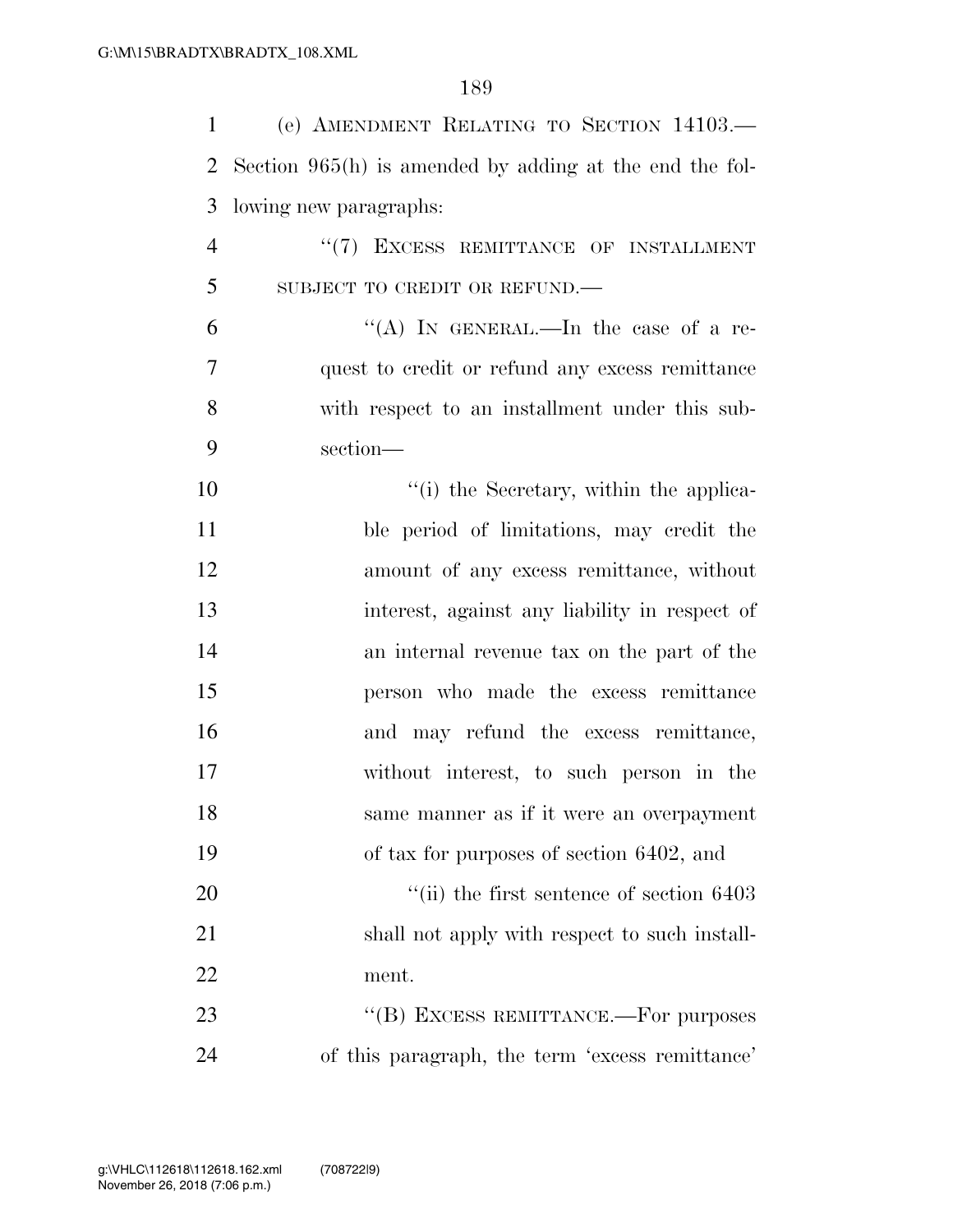(e) AMENDMENT RELATING TO SECTION 14103.—Section 965(h) is amended by adding at the end the following new paragraphs:

"(7) EXCESS REMITTANCE OF INSTALLMENT SUBJECT TO CREDIT OR REFUND.—

"(A) IN GENERAL.—In the case of a request to credit or refund any excess remittance with respect to an installment under this subsection—

"(i) the Secretary, within the applicable period of limitations, may credit the amount of any excess remittance, without interest, against any liability in respect of an internal revenue tax on the part of the person who made the excess remittance and may refund the excess remittance, without interest, to such person in the same manner as if it were an overpayment of tax for purposes of section 6402, and

"(ii) the first sentence of section 6403 shall not apply with respect to such installment.

"(B) EXCESS REMITTANCE.—For purposes of this paragraph, the term 'excess remittance'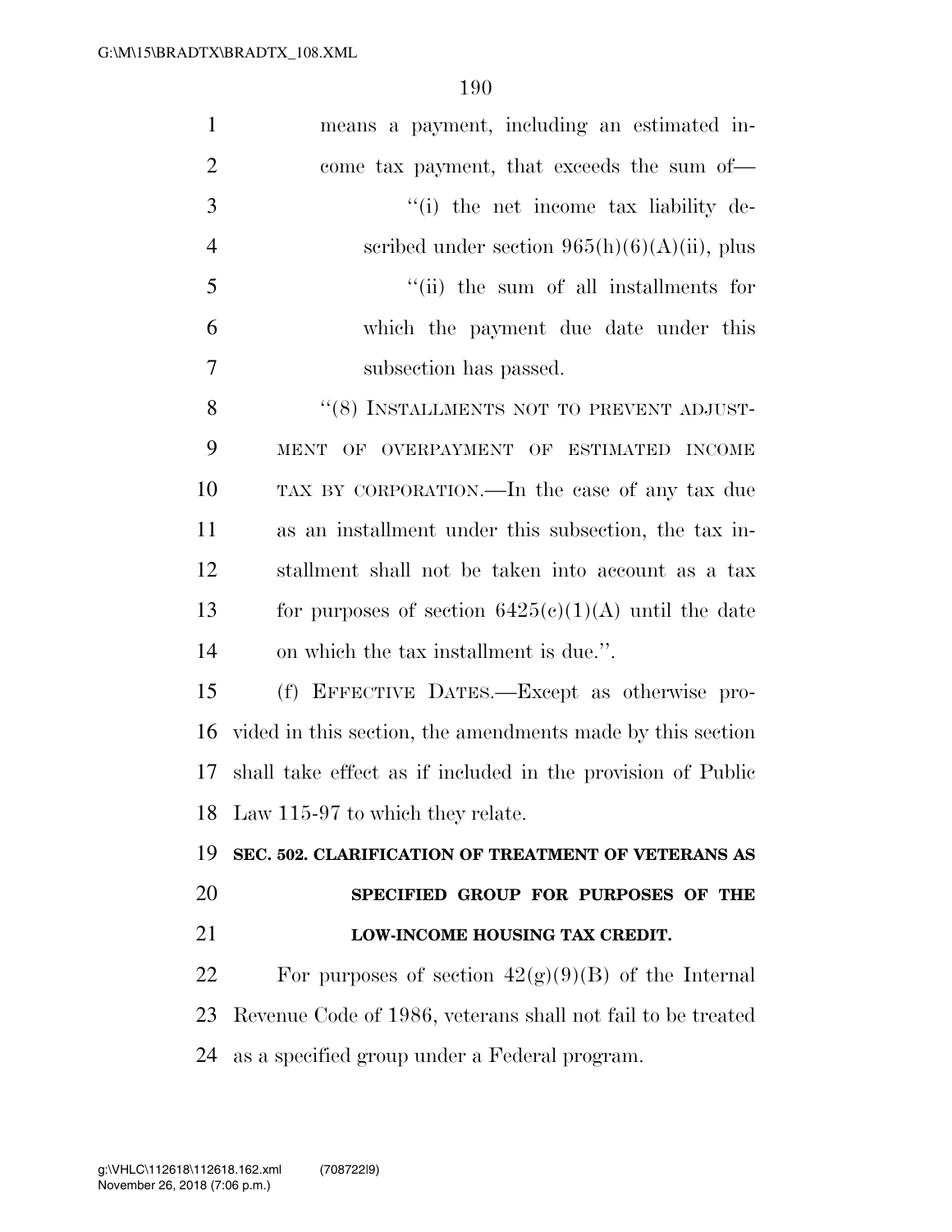means a payment, including an estimated income tax payment, that exceeds the sum of—

''(i) the net income tax liability described under section 965(h)(6)(A)(ii), plus

''(ii) the sum of all installments for which the payment due date under this subsection has passed.

''(8) INSTALLMENTS NOT TO PREVENT ADJUSTMENT OF OVERPAYMENT OF ESTIMATED INCOME TAX BY CORPORATION.—In the case of any tax due as an installment under this subsection, the tax installment shall not be taken into account as a tax for purposes of section 6425(c)(1)(A) until the date on which the tax installment is due.''.

(f) EFFECTIVE DATES.—Except as otherwise provided in this section, the amendments made by this section shall take effect as if included in the provision of Public Law 115-97 to which they relate.

**SEC. 502. CLARIFICATION OF TREATMENT OF VETERANS AS SPECIFIED GROUP FOR PURPOSES OF THE LOW-INCOME HOUSING TAX CREDIT.**

For purposes of section 42(g)(9)(B) of the Internal Revenue Code of 1986, veterans shall not fail to be treated as a specified group under a Federal program.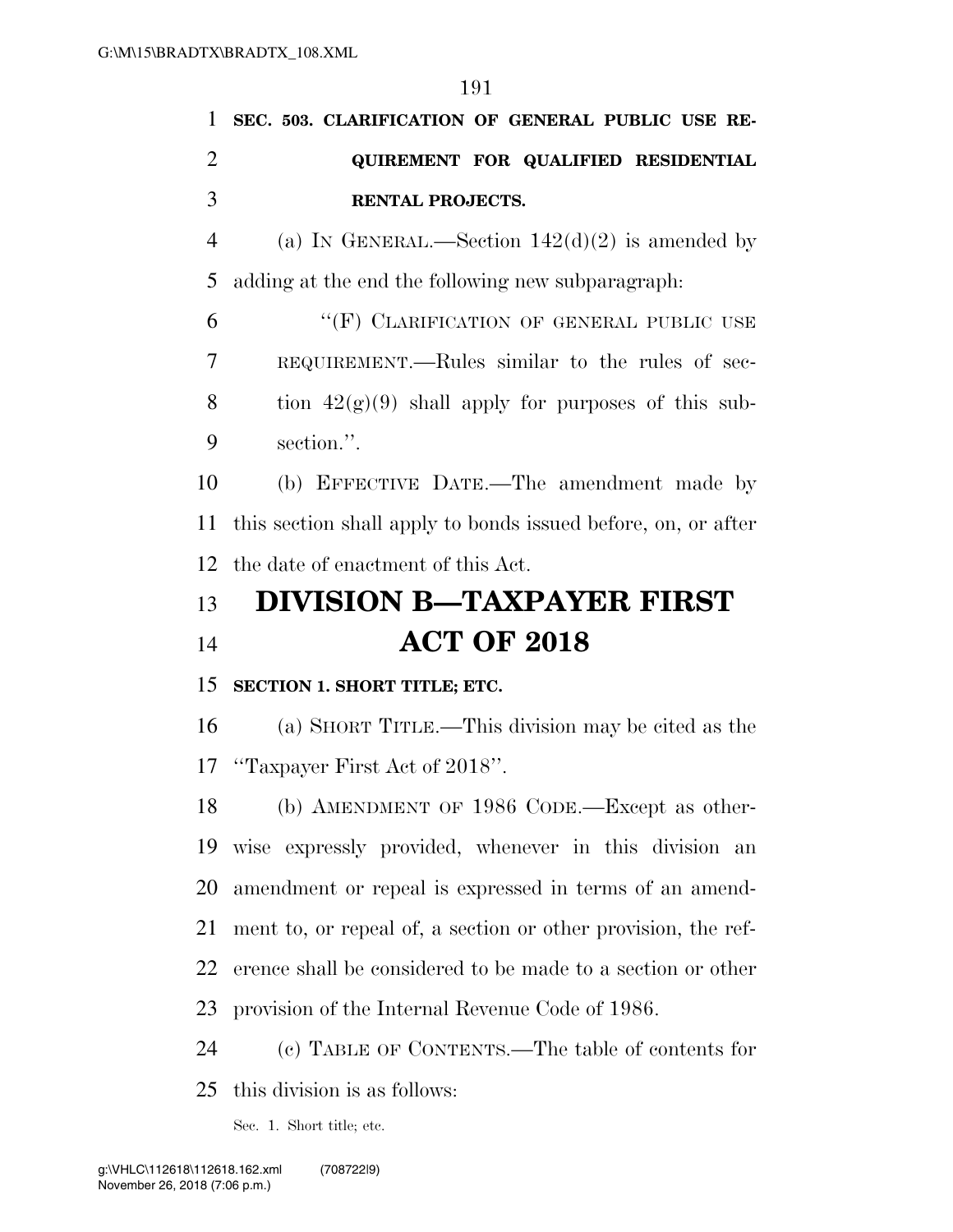**SEC. 503. CLARIFICATION OF GENERAL PUBLIC USE REQUIREMENT FOR QUALIFIED RESIDENTIAL RENTAL PROJECTS.**

(a) IN GENERAL.—Section 142(d)(2) is amended by adding at the end the following new subparagraph:

"(F) CLARIFICATION OF GENERAL PUBLIC USE REQUIREMENT.—Rules similar to the rules of section 42(g)(9) shall apply for purposes of this subsection.".

(b) EFFECTIVE DATE.—The amendment made by this section shall apply to bonds issued before, on, or after the date of enactment of this Act.

# DIVISION B—TAXPAYER FIRST ACT OF 2018

**SECTION 1. SHORT TITLE; ETC.**

(a) SHORT TITLE.—This division may be cited as the "Taxpayer First Act of 2018".

(b) AMENDMENT OF 1986 CODE.—Except as otherwise expressly provided, whenever in this division an amendment or repeal is expressed in terms of an amendment to, or repeal of, a section or other provision, the reference shall be considered to be made to a section or other provision of the Internal Revenue Code of 1986.

(c) TABLE OF CONTENTS.—The table of contents for this division is as follows:

Sec. 1. Short title; etc.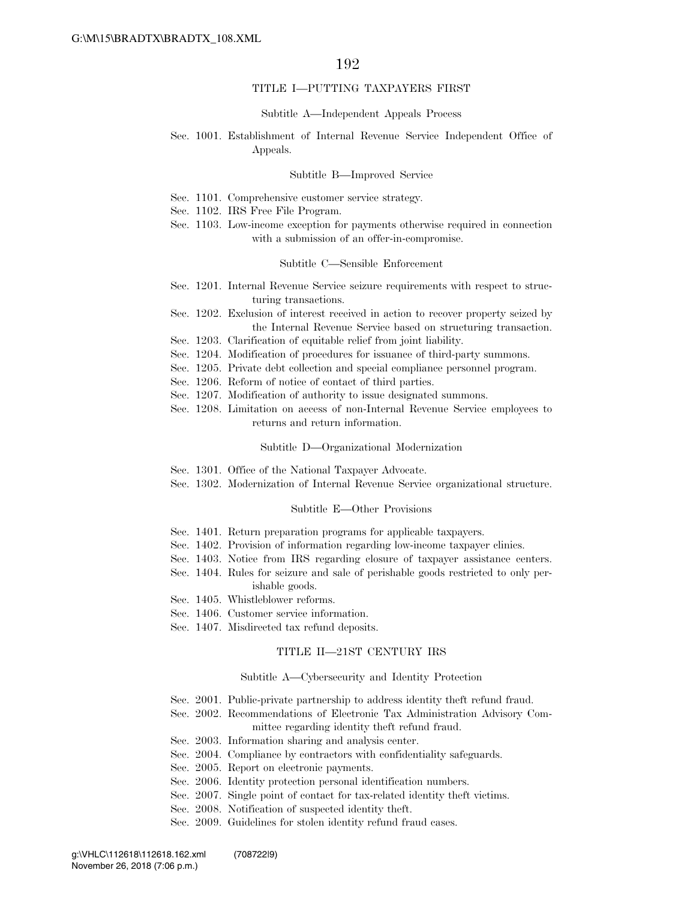## TITLE I—PUTTING TAXPAYERS FIRST

### Subtitle A—Independent Appeals Process

Sec. 1001. Establishment of Internal Revenue Service Independent Office of Appeals.

### Subtitle B—Improved Service

Sec. 1101. Comprehensive customer service strategy.
Sec. 1102. IRS Free File Program.
Sec. 1103. Low-income exception for payments otherwise required in connection with a submission of an offer-in-compromise.

### Subtitle C—Sensible Enforcement

Sec. 1201. Internal Revenue Service seizure requirements with respect to structuring transactions.
Sec. 1202. Exclusion of interest received in action to recover property seized by the Internal Revenue Service based on structuring transaction.
Sec. 1203. Clarification of equitable relief from joint liability.
Sec. 1204. Modification of procedures for issuance of third-party summons.
Sec. 1205. Private debt collection and special compliance personnel program.
Sec. 1206. Reform of notice of contact of third parties.
Sec. 1207. Modification of authority to issue designated summons.
Sec. 1208. Limitation on access of non-Internal Revenue Service employees to returns and return information.

### Subtitle D—Organizational Modernization

Sec. 1301. Office of the National Taxpayer Advocate.
Sec. 1302. Modernization of Internal Revenue Service organizational structure.

### Subtitle E—Other Provisions

Sec. 1401. Return preparation programs for applicable taxpayers.
Sec. 1402. Provision of information regarding low-income taxpayer clinics.
Sec. 1403. Notice from IRS regarding closure of taxpayer assistance centers.
Sec. 1404. Rules for seizure and sale of perishable goods restricted to only perishable goods.
Sec. 1405. Whistleblower reforms.
Sec. 1406. Customer service information.
Sec. 1407. Misdirected tax refund deposits.

## TITLE II—21ST CENTURY IRS

### Subtitle A—Cybersecurity and Identity Protection

Sec. 2001. Public-private partnership to address identity theft refund fraud.
Sec. 2002. Recommendations of Electronic Tax Administration Advisory Committee regarding identity theft refund fraud.
Sec. 2003. Information sharing and analysis center.
Sec. 2004. Compliance by contractors with confidentiality safeguards.
Sec. 2005. Report on electronic payments.
Sec. 2006. Identity protection personal identification numbers.
Sec. 2007. Single point of contact for tax-related identity theft victims.
Sec. 2008. Notification of suspected identity theft.
Sec. 2009. Guidelines for stolen identity refund fraud cases.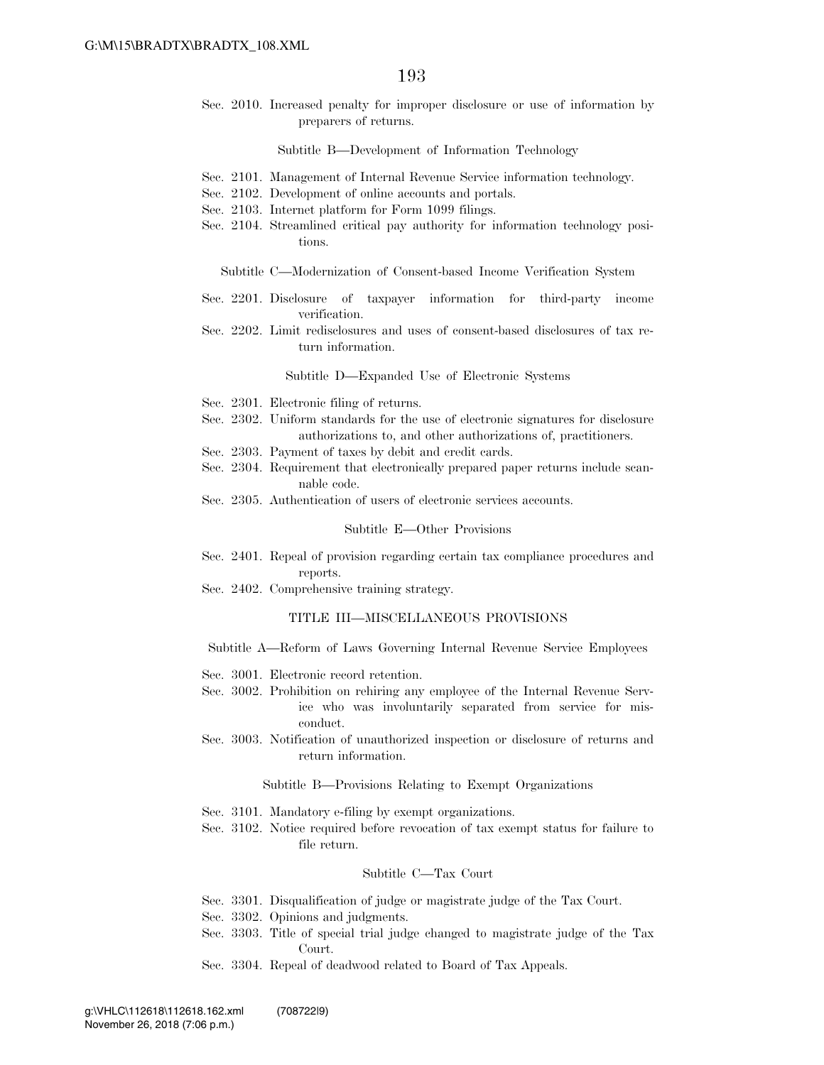Sec. 2010. Increased penalty for improper disclosure or use of information by preparers of returns.

Subtitle B—Development of Information Technology

Sec. 2101. Management of Internal Revenue Service information technology.
Sec. 2102. Development of online accounts and portals.
Sec. 2103. Internet platform for Form 1099 filings.
Sec. 2104. Streamlined critical pay authority for information technology positions.

Subtitle C—Modernization of Consent-based Income Verification System

Sec. 2201. Disclosure of taxpayer information for third-party income verification.
Sec. 2202. Limit redisclosures and uses of consent-based disclosures of tax return information.

Subtitle D—Expanded Use of Electronic Systems

Sec. 2301. Electronic filing of returns.
Sec. 2302. Uniform standards for the use of electronic signatures for disclosure authorizations to, and other authorizations of, practitioners.
Sec. 2303. Payment of taxes by debit and credit cards.
Sec. 2304. Requirement that electronically prepared paper returns include scannable code.
Sec. 2305. Authentication of users of electronic services accounts.

Subtitle E—Other Provisions

Sec. 2401. Repeal of provision regarding certain tax compliance procedures and reports.
Sec. 2402. Comprehensive training strategy.

TITLE III—MISCELLANEOUS PROVISIONS

Subtitle A—Reform of Laws Governing Internal Revenue Service Employees

Sec. 3001. Electronic record retention.
Sec. 3002. Prohibition on rehiring any employee of the Internal Revenue Service who was involuntarily separated from service for misconduct.
Sec. 3003. Notification of unauthorized inspection or disclosure of returns and return information.

Subtitle B—Provisions Relating to Exempt Organizations

Sec. 3101. Mandatory e-filing by exempt organizations.
Sec. 3102. Notice required before revocation of tax exempt status for failure to file return.

Subtitle C—Tax Court

Sec. 3301. Disqualification of judge or magistrate judge of the Tax Court.
Sec. 3302. Opinions and judgments.
Sec. 3303. Title of special trial judge changed to magistrate judge of the Tax Court.
Sec. 3304. Repeal of deadwood related to Board of Tax Appeals.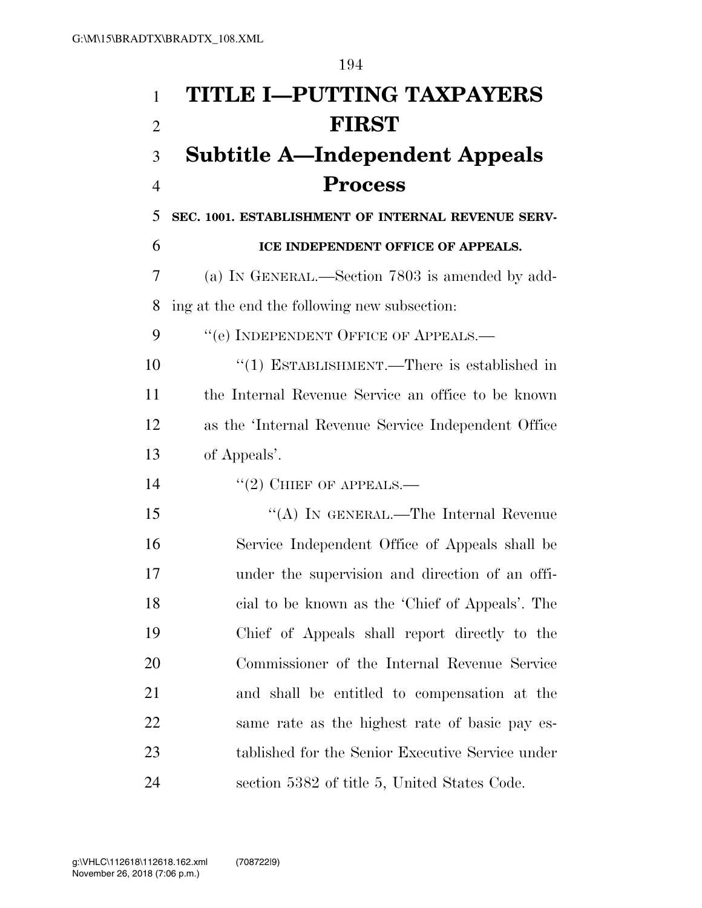# TITLE I—PUTTING TAXPAYERS FIRST

## Subtitle A—Independent Appeals Process

### SEC. 1001. ESTABLISHMENT OF INTERNAL REVENUE SERVICE INDEPENDENT OFFICE OF APPEALS.

(a) IN GENERAL.—Section 7803 is amended by adding at the end the following new subsection:

"(e) INDEPENDENT OFFICE OF APPEALS.—

"(1) ESTABLISHMENT.—There is established in the Internal Revenue Service an office to be known as the 'Internal Revenue Service Independent Office of Appeals'.

"(2) CHIEF OF APPEALS.—

"(A) IN GENERAL.—The Internal Revenue Service Independent Office of Appeals shall be under the supervision and direction of an official to be known as the 'Chief of Appeals'. The Chief of Appeals shall report directly to the Commissioner of the Internal Revenue Service and shall be entitled to compensation at the same rate as the highest rate of basic pay established for the Senior Executive Service under section 5382 of title 5, United States Code.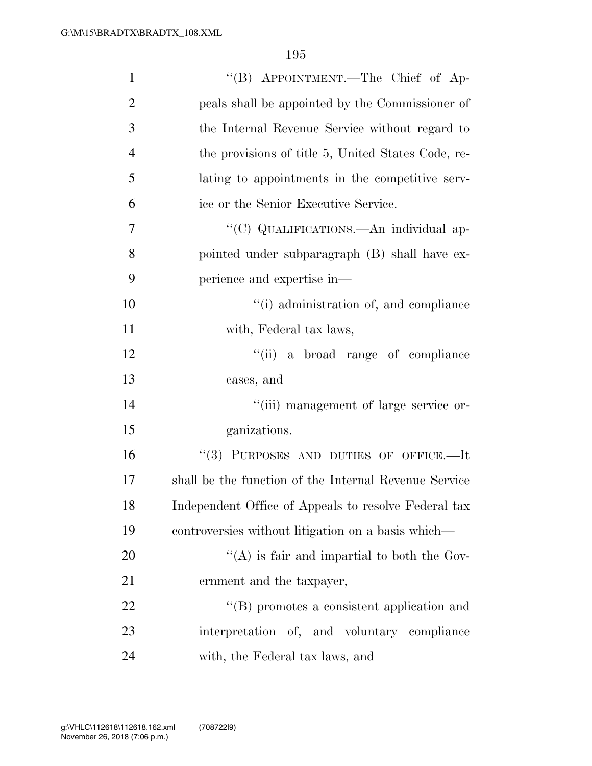''(B) APPOINTMENT.—The Chief of Appeals shall be appointed by the Commissioner of the Internal Revenue Service without regard to the provisions of title 5, United States Code, relating to appointments in the competitive service or the Senior Executive Service.

''(C) QUALIFICATIONS.—An individual appointed under subparagraph (B) shall have experience and expertise in—

''(i) administration of, and compliance with, Federal tax laws,

''(ii) a broad range of compliance cases, and

''(iii) management of large service organizations.

''(3) PURPOSES AND DUTIES OF OFFICE.—It shall be the function of the Internal Revenue Service Independent Office of Appeals to resolve Federal tax controversies without litigation on a basis which—

''(A) is fair and impartial to both the Government and the taxpayer,

''(B) promotes a consistent application and interpretation of, and voluntary compliance with, the Federal tax laws, and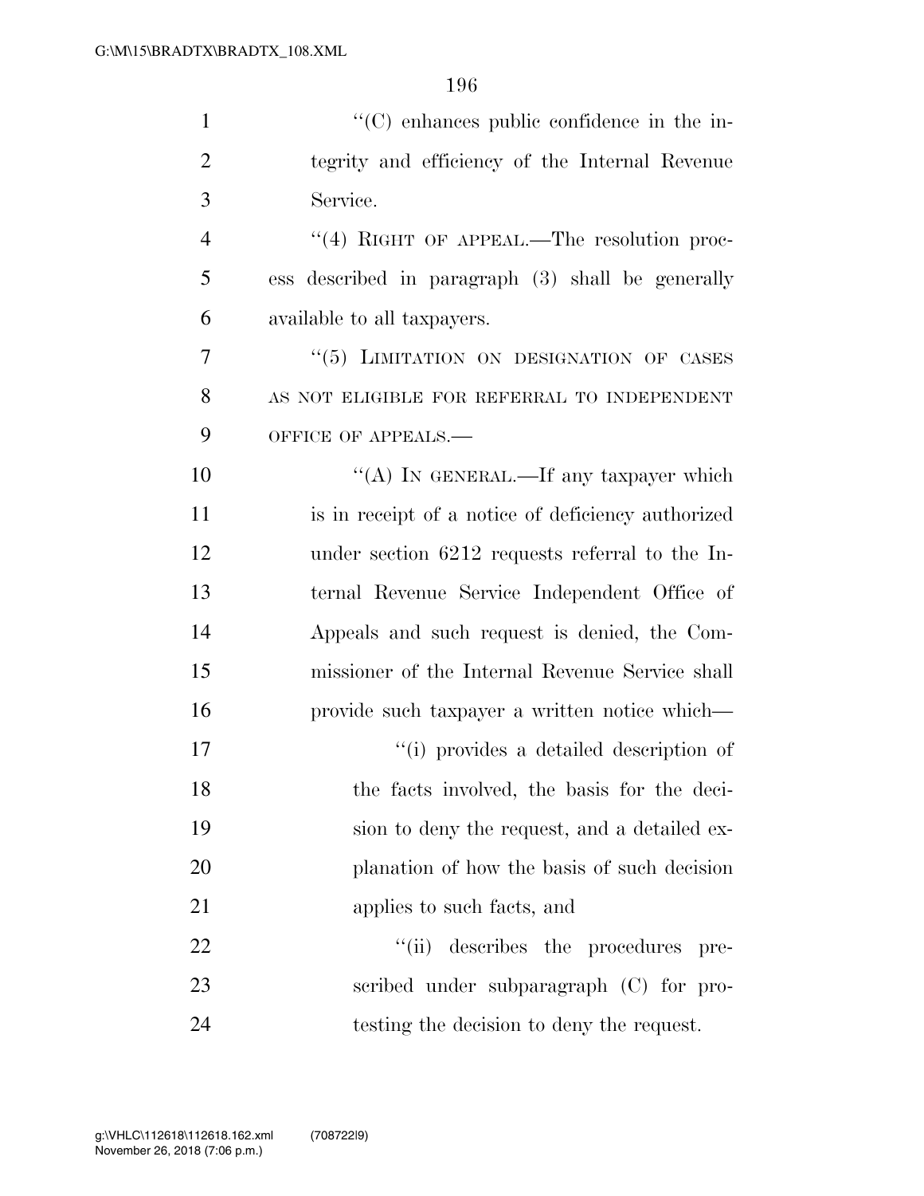''(C) enhances public confidence in the integrity and efficiency of the Internal Revenue Service.

''(4) RIGHT OF APPEAL.—The resolution process described in paragraph (3) shall be generally available to all taxpayers.

''(5) LIMITATION ON DESIGNATION OF CASES AS NOT ELIGIBLE FOR REFERRAL TO INDEPENDENT OFFICE OF APPEALS.—

''(A) IN GENERAL.—If any taxpayer which is in receipt of a notice of deficiency authorized under section 6212 requests referral to the Internal Revenue Service Independent Office of Appeals and such request is denied, the Commissioner of the Internal Revenue Service shall provide such taxpayer a written notice which—

''(i) provides a detailed description of the facts involved, the basis for the decision to deny the request, and a detailed explanation of how the basis of such decision applies to such facts, and

''(ii) describes the procedures prescribed under subparagraph (C) for protesting the decision to deny the request.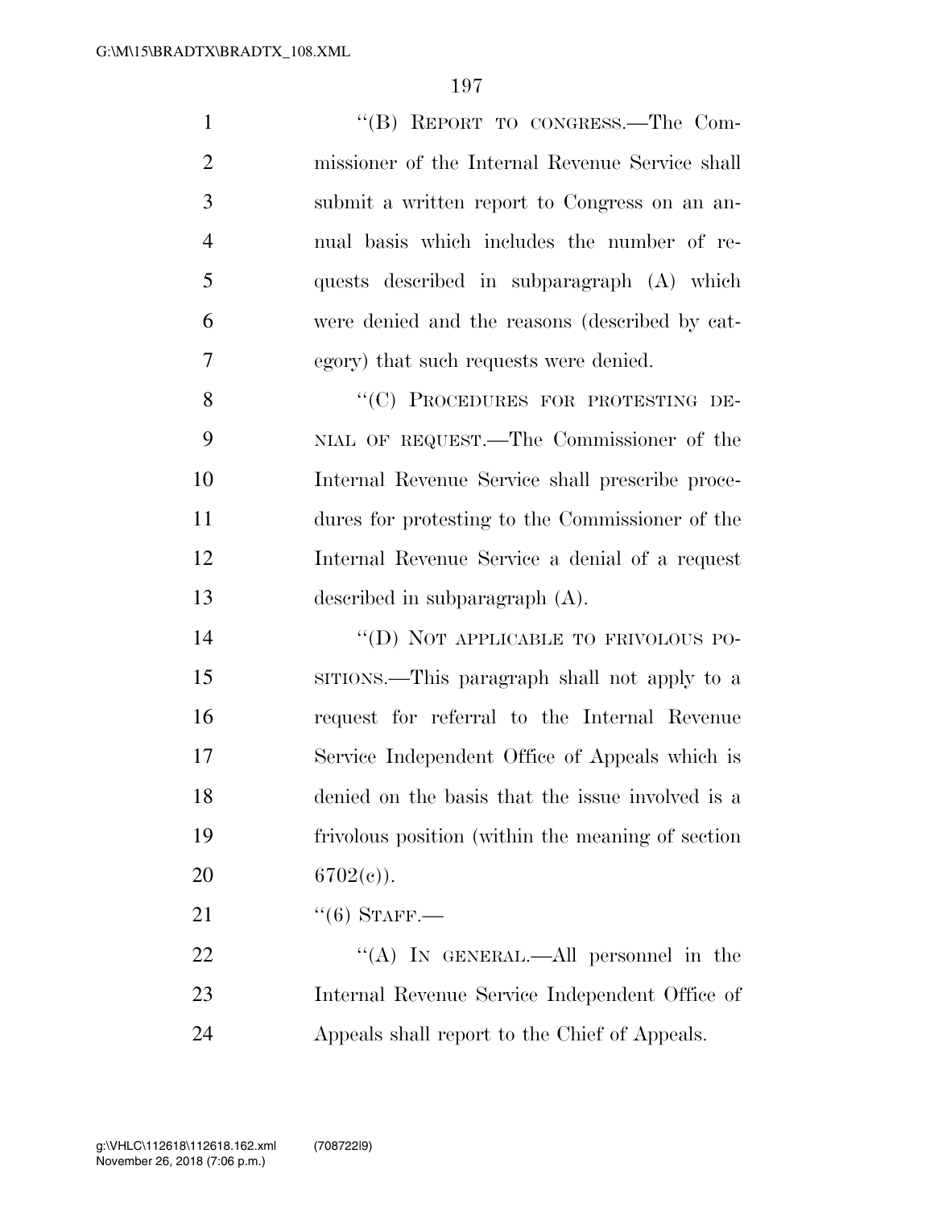"(B) REPORT TO CONGRESS.—The Commissioner of the Internal Revenue Service shall submit a written report to Congress on an annual basis which includes the number of requests described in subparagraph (A) which were denied and the reasons (described by category) that such requests were denied.

"(C) PROCEDURES FOR PROTESTING DENIAL OF REQUEST.—The Commissioner of the Internal Revenue Service shall prescribe procedures for protesting to the Commissioner of the Internal Revenue Service a denial of a request described in subparagraph (A).

"(D) NOT APPLICABLE TO FRIVOLOUS POSITIONS.—This paragraph shall not apply to a request for referral to the Internal Revenue Service Independent Office of Appeals which is denied on the basis that the issue involved is a frivolous position (within the meaning of section 6702(c)).

"(6) STAFF.—

"(A) IN GENERAL.—All personnel in the Internal Revenue Service Independent Office of Appeals shall report to the Chief of Appeals.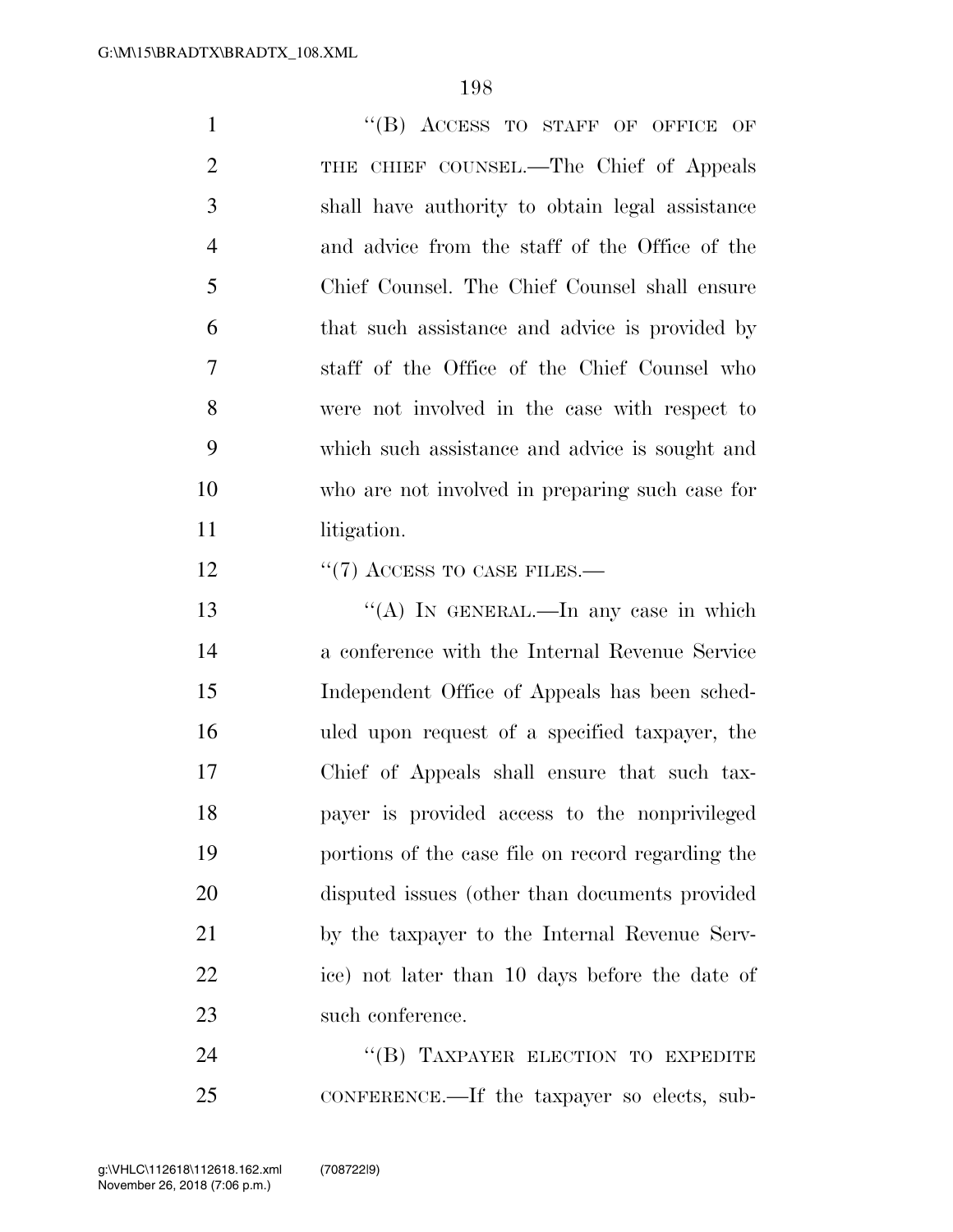"(B) ACCESS TO STAFF OF OFFICE OF THE CHIEF COUNSEL.—The Chief of Appeals shall have authority to obtain legal assistance and advice from the staff of the Office of the Chief Counsel. The Chief Counsel shall ensure that such assistance and advice is provided by staff of the Office of the Chief Counsel who were not involved in the case with respect to which such assistance and advice is sought and who are not involved in preparing such case for litigation.

"(7) ACCESS TO CASE FILES.—

"(A) IN GENERAL.—In any case in which a conference with the Internal Revenue Service Independent Office of Appeals has been scheduled upon request of a specified taxpayer, the Chief of Appeals shall ensure that such taxpayer is provided access to the nonprivileged portions of the case file on record regarding the disputed issues (other than documents provided by the taxpayer to the Internal Revenue Service) not later than 10 days before the date of such conference.

"(B) TAXPAYER ELECTION TO EXPEDITE CONFERENCE.—If the taxpayer so elects, sub-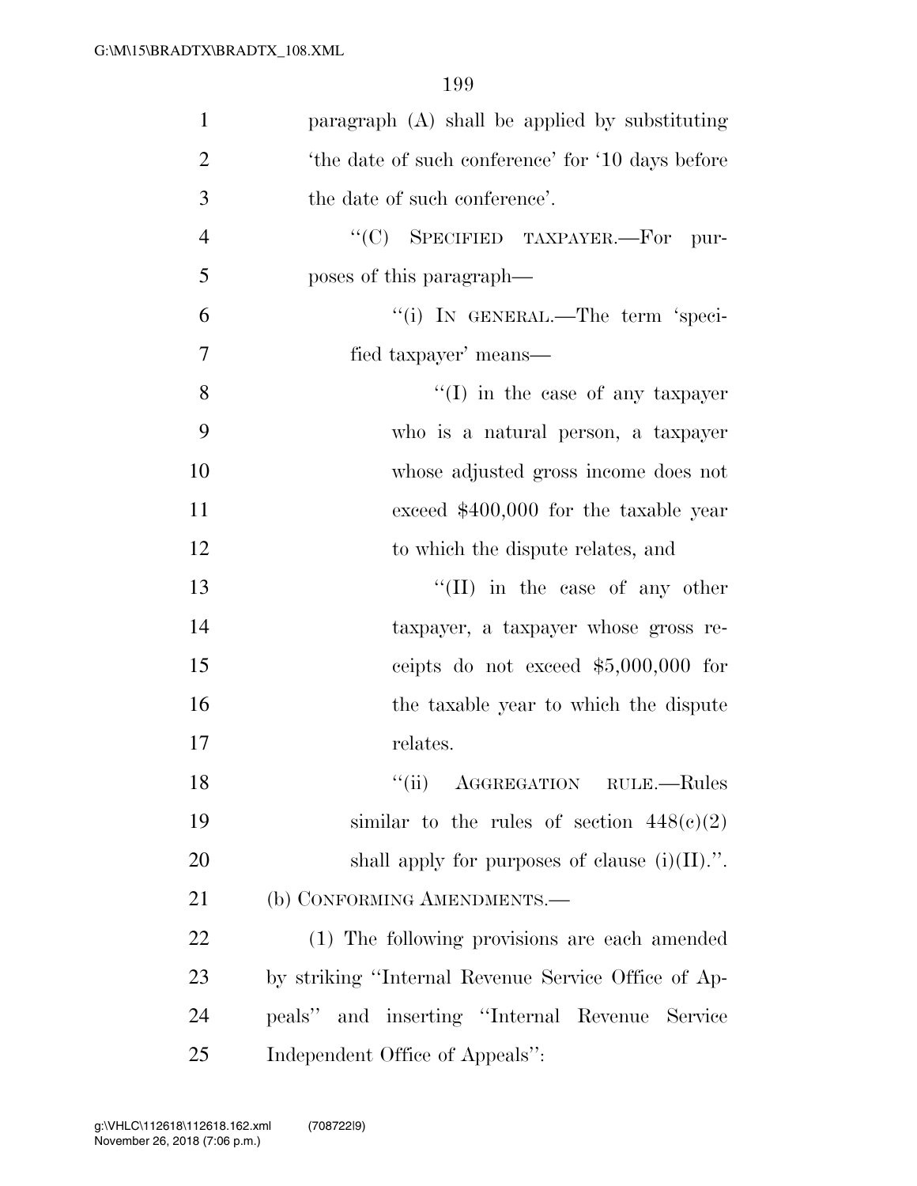paragraph (A) shall be applied by substituting 'the date of such conference' for '10 days before the date of such conference'.

"(C) SPECIFIED TAXPAYER.—For purposes of this paragraph—

"(i) IN GENERAL.—The term 'specified taxpayer' means—

"(I) in the case of any taxpayer who is a natural person, a taxpayer whose adjusted gross income does not exceed $400,000 for the taxable year to which the dispute relates, and

"(II) in the case of any other taxpayer, a taxpayer whose gross receipts do not exceed $5,000,000 for the taxable year to which the dispute relates.

"(ii) AGGREGATION RULE.—Rules similar to the rules of section 448(c)(2) shall apply for purposes of clause (i)(II).".

(b) CONFORMING AMENDMENTS.—

(1) The following provisions are each amended by striking "Internal Revenue Service Office of Appeals" and inserting "Internal Revenue Service Independent Office of Appeals":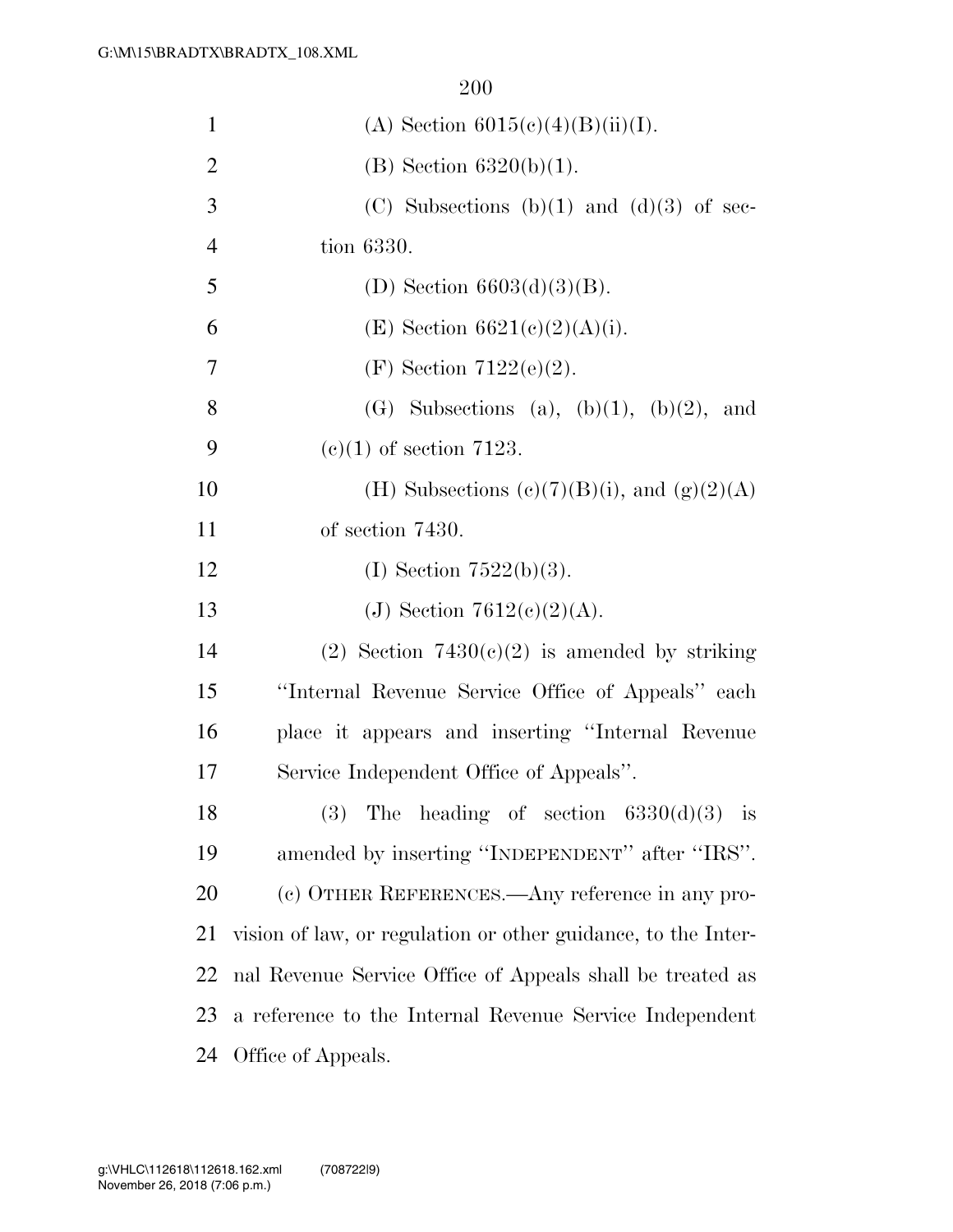(A) Section 6015(c)(4)(B)(ii)(I).

(B) Section 6320(b)(1).

(C) Subsections (b)(1) and (d)(3) of section 6330.

(D) Section 6603(d)(3)(B).

(E) Section 6621(c)(2)(A)(i).

(F) Section 7122(e)(2).

(G) Subsections (a), (b)(1), (b)(2), and (c)(1) of section 7123.

(H) Subsections (c)(7)(B)(i), and (g)(2)(A) of section 7430.

(I) Section 7522(b)(3).

(J) Section 7612(c)(2)(A).

(2) Section 7430(c)(2) is amended by striking "Internal Revenue Service Office of Appeals" each place it appears and inserting "Internal Revenue Service Independent Office of Appeals".

(3) The heading of section 6330(d)(3) is amended by inserting "INDEPENDENT" after "IRS".

(c) OTHER REFERENCES.—Any reference in any provision of law, or regulation or other guidance, to the Internal Revenue Service Office of Appeals shall be treated as a reference to the Internal Revenue Service Independent Office of Appeals.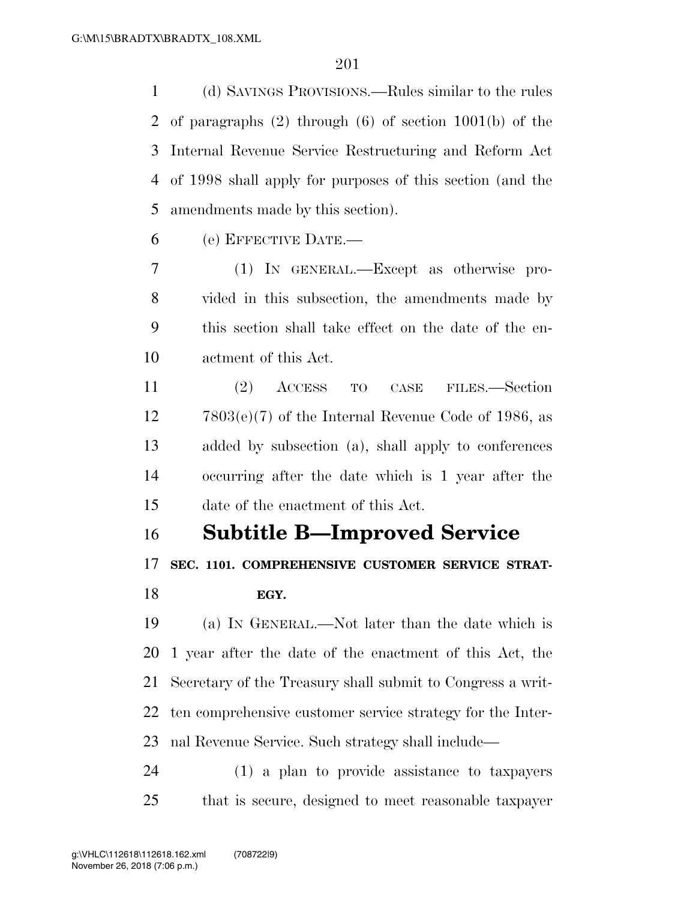(d) SAVINGS PROVISIONS.—Rules similar to the rules of paragraphs (2) through (6) of section 1001(b) of the Internal Revenue Service Restructuring and Reform Act of 1998 shall apply for purposes of this section (and the amendments made by this section).

(e) EFFECTIVE DATE.—

(1) IN GENERAL.—Except as otherwise provided in this subsection, the amendments made by this section shall take effect on the date of the enactment of this Act.

(2) ACCESS TO CASE FILES.—Section 7803(e)(7) of the Internal Revenue Code of 1986, as added by subsection (a), shall apply to conferences occurring after the date which is 1 year after the date of the enactment of this Act.

## Subtitle B—Improved Service

### SEC. 1101. COMPREHENSIVE CUSTOMER SERVICE STRATEGY.

(a) IN GENERAL.—Not later than the date which is 1 year after the date of the enactment of this Act, the Secretary of the Treasury shall submit to Congress a written comprehensive customer service strategy for the Internal Revenue Service. Such strategy shall include—

(1) a plan to provide assistance to taxpayers that is secure, designed to meet reasonable taxpayer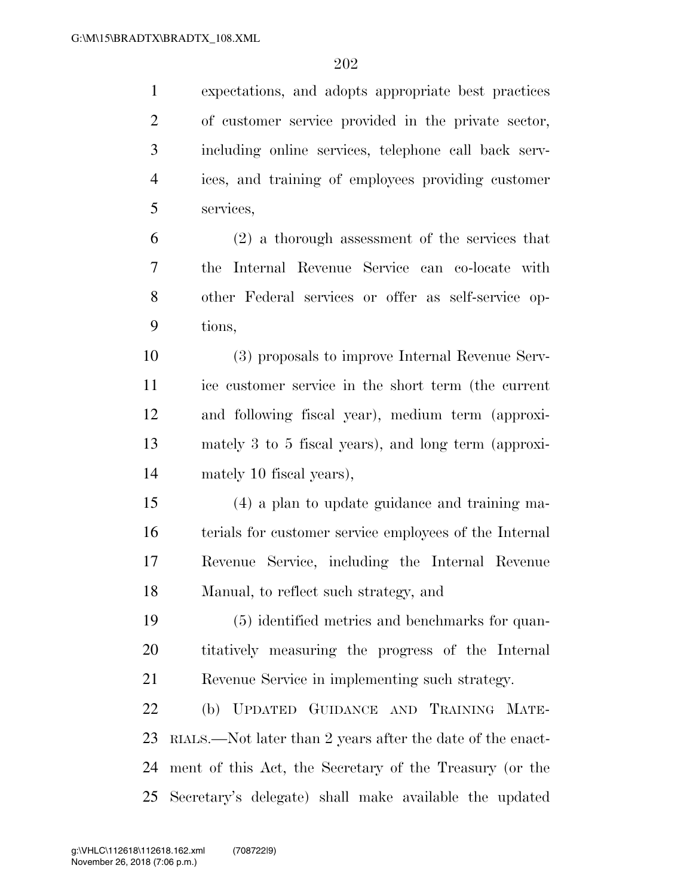expectations, and adopts appropriate best practices of customer service provided in the private sector, including online services, telephone call back services, and training of employees providing customer services,

(2) a thorough assessment of the services that the Internal Revenue Service can co-locate with other Federal services or offer as self-service options,

(3) proposals to improve Internal Revenue Service customer service in the short term (the current and following fiscal year), medium term (approximately 3 to 5 fiscal years), and long term (approximately 10 fiscal years),

(4) a plan to update guidance and training materials for customer service employees of the Internal Revenue Service, including the Internal Revenue Manual, to reflect such strategy, and

(5) identified metrics and benchmarks for quantitatively measuring the progress of the Internal Revenue Service in implementing such strategy.

(b) UPDATED GUIDANCE AND TRAINING MATERIALS.—Not later than 2 years after the date of the enactment of this Act, the Secretary of the Treasury (or the Secretary's delegate) shall make available the updated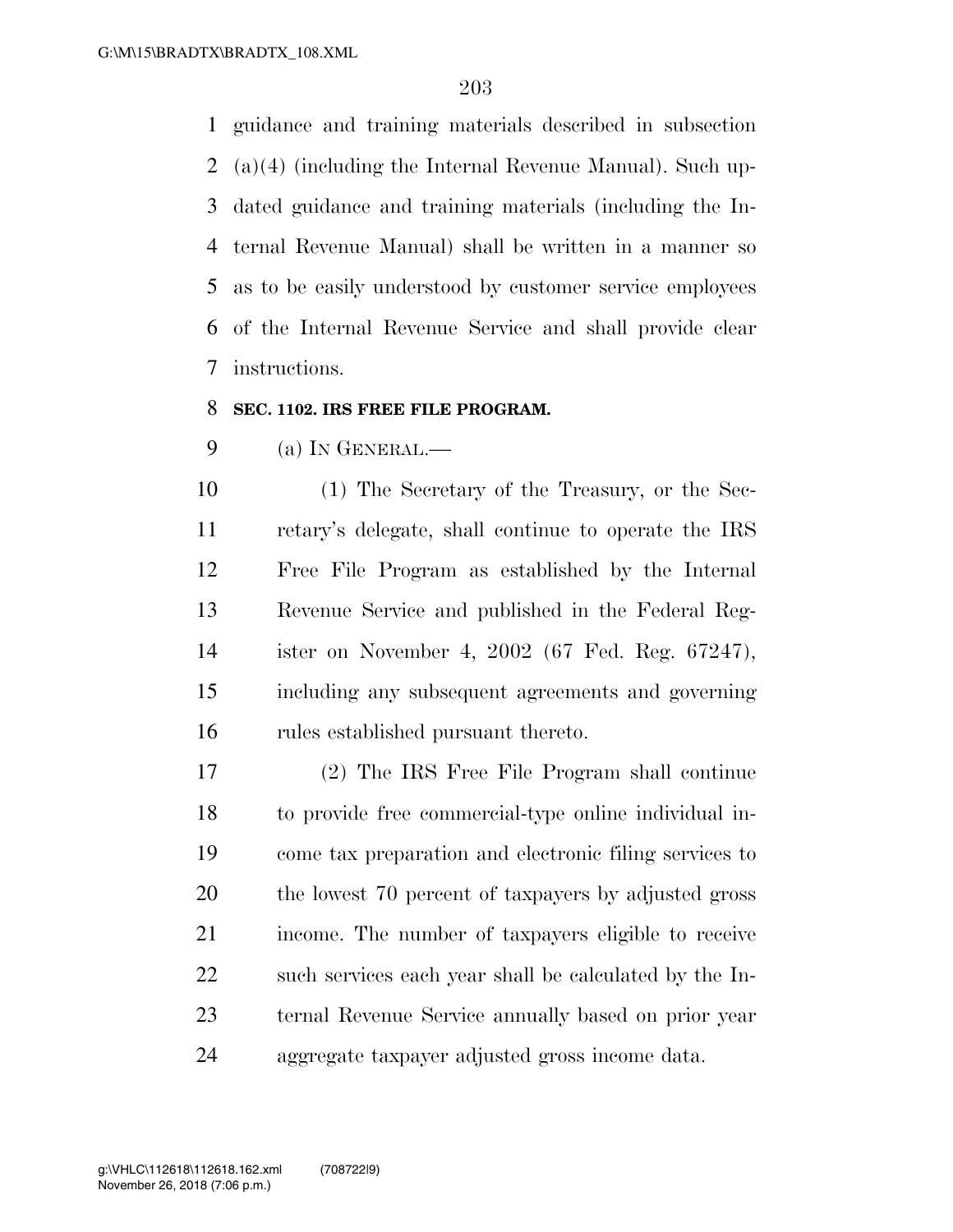guidance and training materials described in subsection (a)(4) (including the Internal Revenue Manual). Such updated guidance and training materials (including the Internal Revenue Manual) shall be written in a manner so as to be easily understood by customer service employees of the Internal Revenue Service and shall provide clear instructions.

**SEC. 1102. IRS FREE FILE PROGRAM.**

(a) IN GENERAL.—

(1) The Secretary of the Treasury, or the Secretary's delegate, shall continue to operate the IRS Free File Program as established by the Internal Revenue Service and published in the Federal Register on November 4, 2002 (67 Fed. Reg. 67247), including any subsequent agreements and governing rules established pursuant thereto.

(2) The IRS Free File Program shall continue to provide free commercial-type online individual income tax preparation and electronic filing services to the lowest 70 percent of taxpayers by adjusted gross income. The number of taxpayers eligible to receive such services each year shall be calculated by the Internal Revenue Service annually based on prior year aggregate taxpayer adjusted gross income data.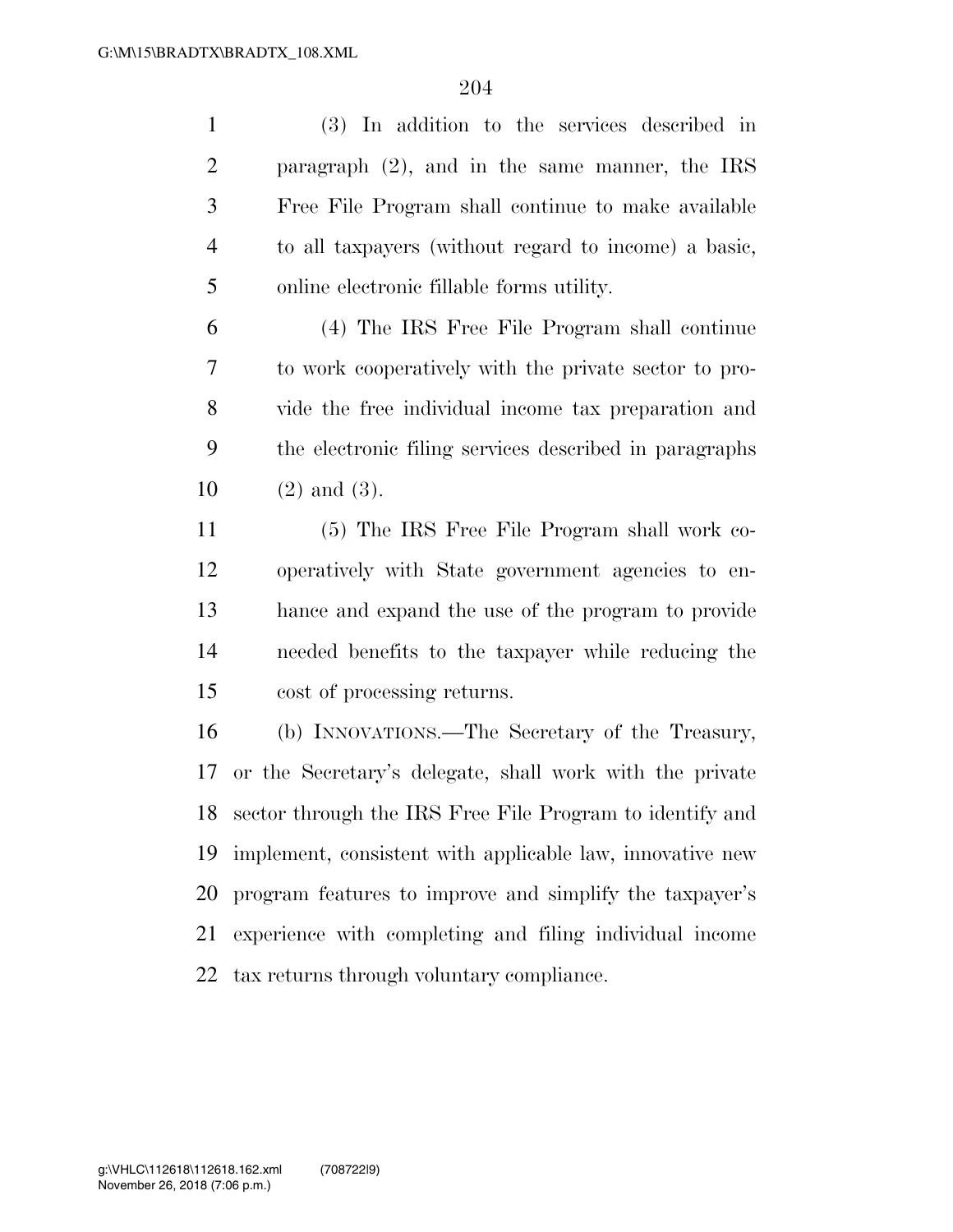(3) In addition to the services described in paragraph (2), and in the same manner, the IRS Free File Program shall continue to make available to all taxpayers (without regard to income) a basic, online electronic fillable forms utility.

(4) The IRS Free File Program shall continue to work cooperatively with the private sector to provide the free individual income tax preparation and the electronic filing services described in paragraphs (2) and (3).

(5) The IRS Free File Program shall work cooperatively with State government agencies to enhance and expand the use of the program to provide needed benefits to the taxpayer while reducing the cost of processing returns.

(b) INNOVATIONS.—The Secretary of the Treasury, or the Secretary's delegate, shall work with the private sector through the IRS Free File Program to identify and implement, consistent with applicable law, innovative new program features to improve and simplify the taxpayer's experience with completing and filing individual income tax returns through voluntary compliance.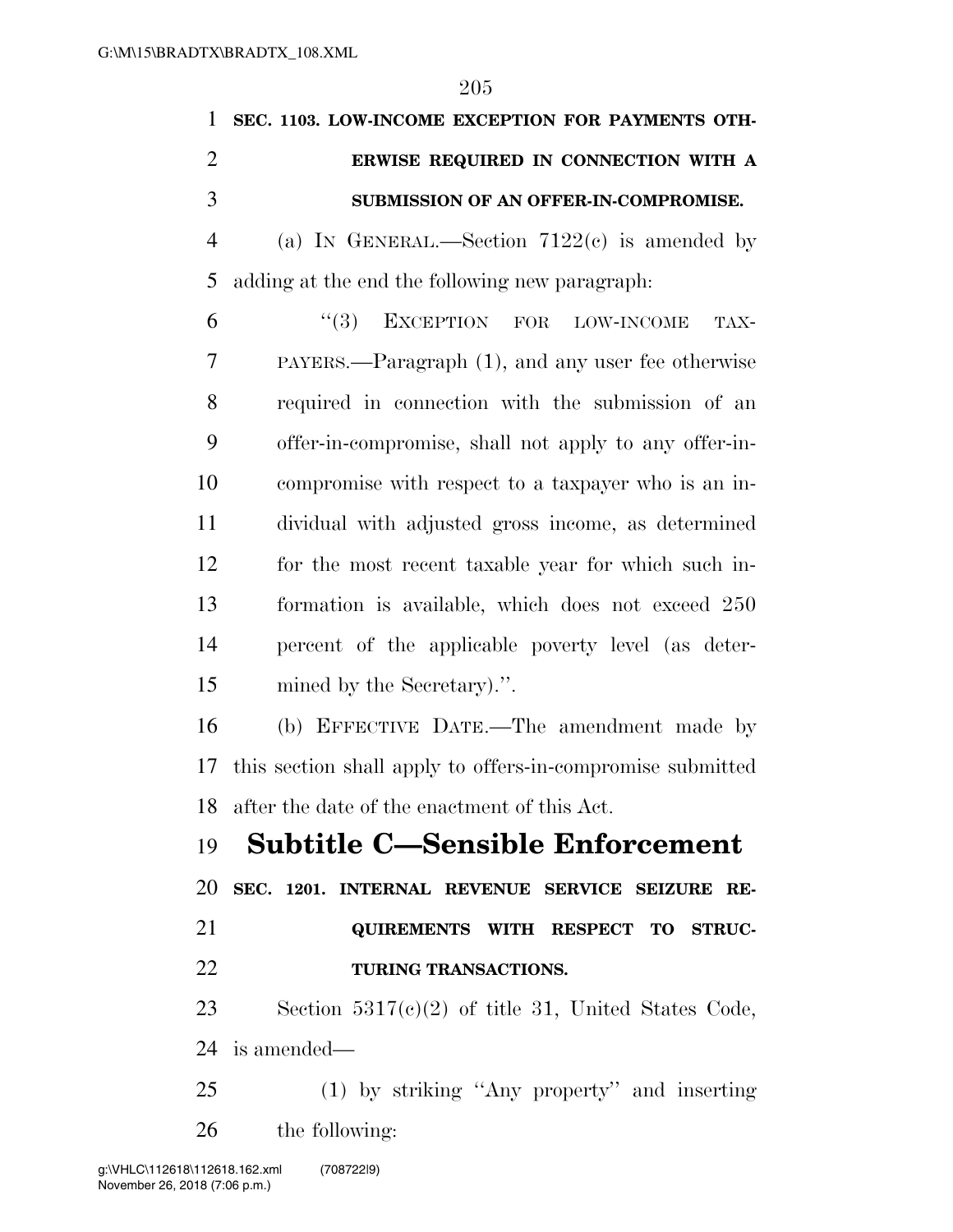**SEC. 1103. LOW-INCOME EXCEPTION FOR PAYMENTS OTHERWISE REQUIRED IN CONNECTION WITH A SUBMISSION OF AN OFFER-IN-COMPROMISE.**

(a) IN GENERAL.—Section 7122(c) is amended by adding at the end the following new paragraph:

"(3) EXCEPTION FOR LOW-INCOME TAXPAYERS.—Paragraph (1), and any user fee otherwise required in connection with the submission of an offer-in-compromise, shall not apply to any offer-in-compromise with respect to a taxpayer who is an individual with adjusted gross income, as determined for the most recent taxable year for which such information is available, which does not exceed 250 percent of the applicable poverty level (as determined by the Secretary).".

(b) EFFECTIVE DATE.—The amendment made by this section shall apply to offers-in-compromise submitted after the date of the enactment of this Act.

## Subtitle C—Sensible Enforcement

**SEC. 1201. INTERNAL REVENUE SERVICE SEIZURE REQUIREMENTS WITH RESPECT TO STRUCTURING TRANSACTIONS.**

Section 5317(c)(2) of title 31, United States Code, is amended—

(1) by striking "Any property" and inserting the following: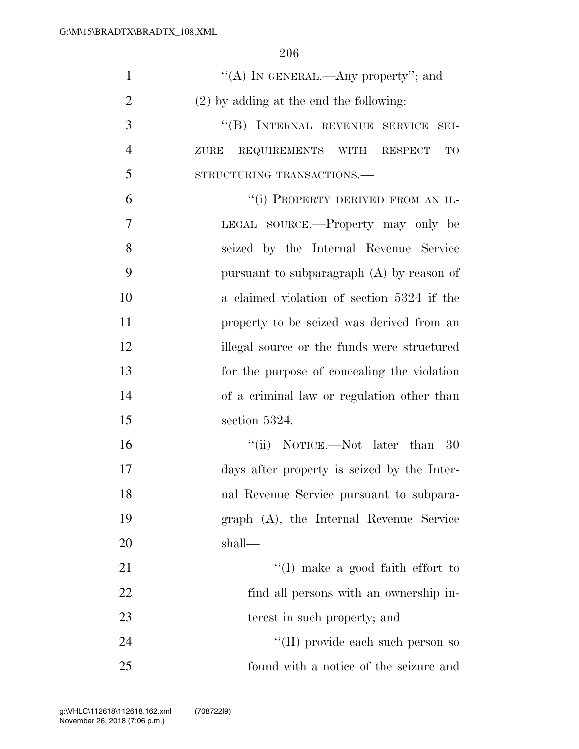''(A) IN GENERAL.—Any property''; and

(2) by adding at the end the following:

''(B) INTERNAL REVENUE SERVICE SEIZURE REQUIREMENTS WITH RESPECT TO STRUCTURING TRANSACTIONS.—

''(i) PROPERTY DERIVED FROM AN ILLEGAL SOURCE.—Property may only be seized by the Internal Revenue Service pursuant to subparagraph (A) by reason of a claimed violation of section 5324 if the property to be seized was derived from an illegal source or the funds were structured for the purpose of concealing the violation of a criminal law or regulation other than section 5324.

''(ii) NOTICE.—Not later than 30 days after property is seized by the Internal Revenue Service pursuant to subparagraph (A), the Internal Revenue Service shall—

''(I) make a good faith effort to find all persons with an ownership interest in such property; and

''(II) provide each such person so found with a notice of the seizure and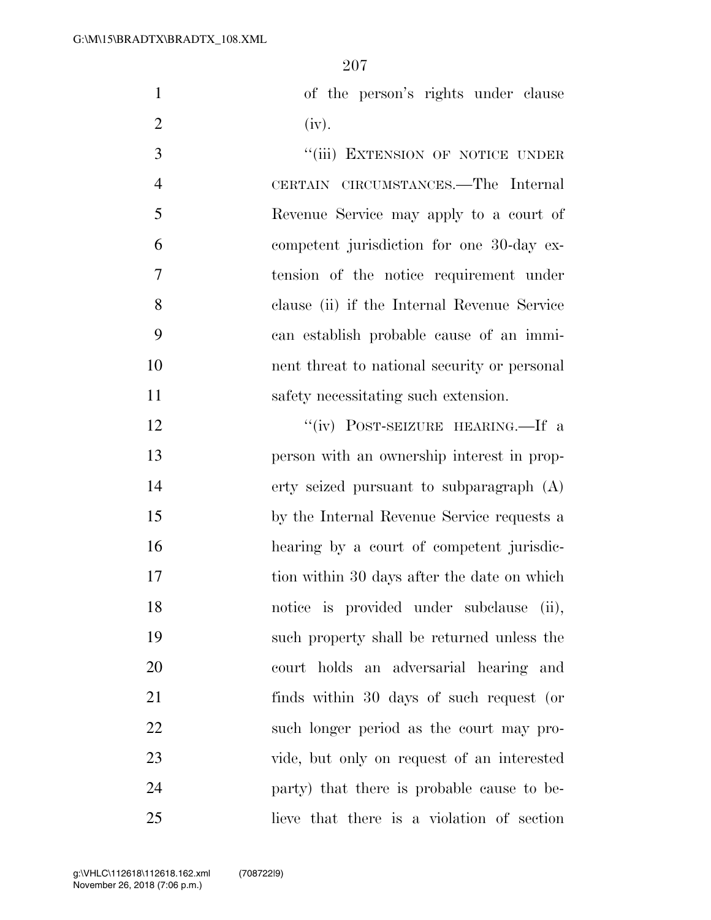of the person's rights under clause (iv).

''(iii) EXTENSION OF NOTICE UNDER CERTAIN CIRCUMSTANCES.—The Internal Revenue Service may apply to a court of competent jurisdiction for one 30-day extension of the notice requirement under clause (ii) if the Internal Revenue Service can establish probable cause of an imminent threat to national security or personal safety necessitating such extension.

''(iv) POST-SEIZURE HEARING.—If a person with an ownership interest in property seized pursuant to subparagraph (A) by the Internal Revenue Service requests a hearing by a court of competent jurisdiction within 30 days after the date on which notice is provided under subclause (ii), such property shall be returned unless the court holds an adversarial hearing and finds within 30 days of such request (or such longer period as the court may provide, but only on request of an interested party) that there is probable cause to believe that there is a violation of section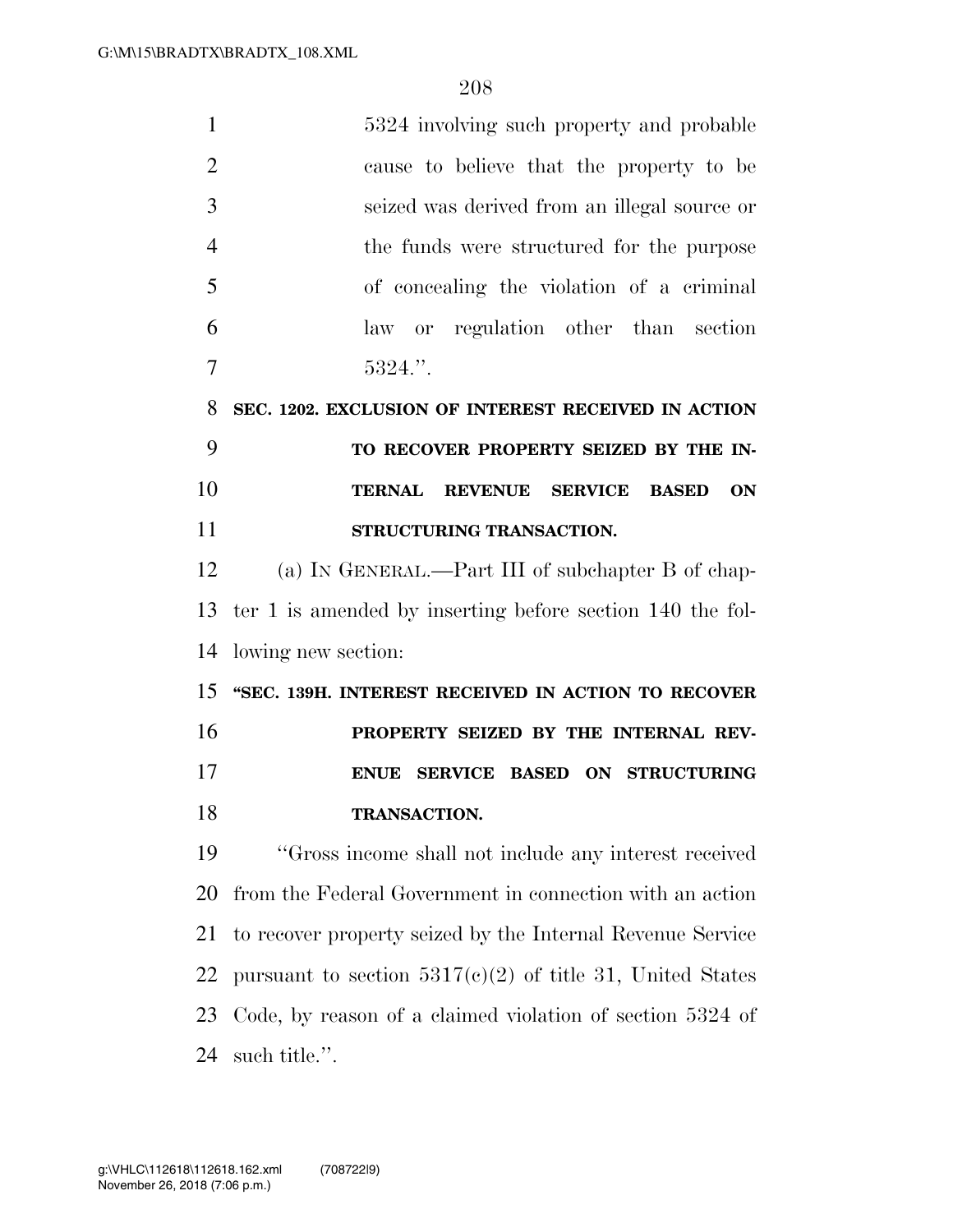5324 involving such property and probable cause to believe that the property to be seized was derived from an illegal source or the funds were structured for the purpose of concealing the violation of a criminal law or regulation other than section 5324.''.

**SEC. 1202. EXCLUSION OF INTEREST RECEIVED IN ACTION TO RECOVER PROPERTY SEIZED BY THE INTERNAL REVENUE SERVICE BASED ON STRUCTURING TRANSACTION.**

(a) IN GENERAL.—Part III of subchapter B of chapter 1 is amended by inserting before section 140 the following new section:

**''SEC. 139H. INTEREST RECEIVED IN ACTION TO RECOVER PROPERTY SEIZED BY THE INTERNAL REVENUE SERVICE BASED ON STRUCTURING TRANSACTION.**

''Gross income shall not include any interest received from the Federal Government in connection with an action to recover property seized by the Internal Revenue Service pursuant to section 5317(c)(2) of title 31, United States Code, by reason of a claimed violation of section 5324 of such title.''.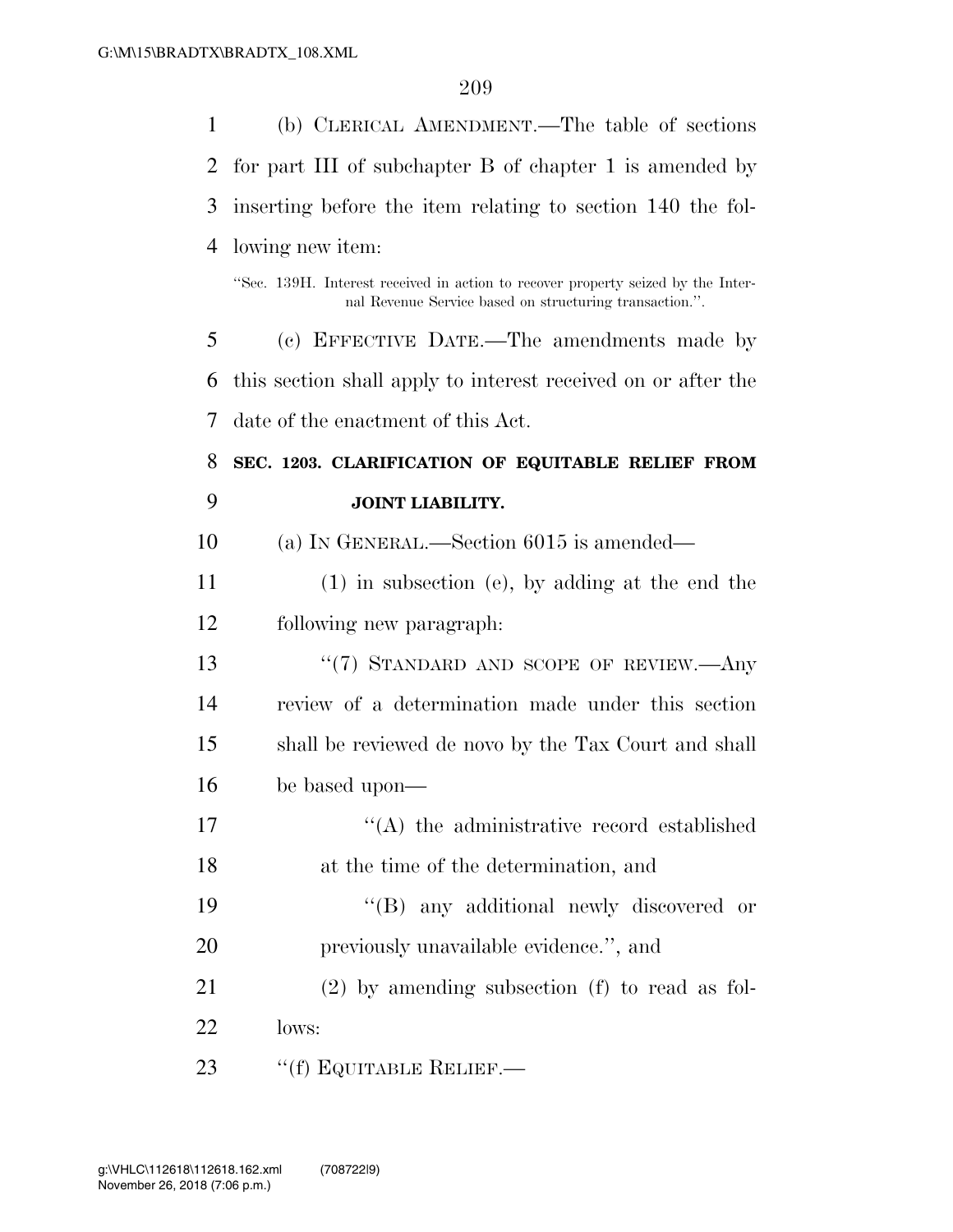(b) CLERICAL AMENDMENT.—The table of sections for part III of subchapter B of chapter 1 is amended by inserting before the item relating to section 140 the following new item:

"Sec. 139H. Interest received in action to recover property seized by the Internal Revenue Service based on structuring transaction.".

(c) EFFECTIVE DATE.—The amendments made by this section shall apply to interest received on or after the date of the enactment of this Act.

**SEC. 1203. CLARIFICATION OF EQUITABLE RELIEF FROM JOINT LIABILITY.**

(a) IN GENERAL.—Section 6015 is amended—

(1) in subsection (e), by adding at the end the following new paragraph:

"(7) STANDARD AND SCOPE OF REVIEW.—Any review of a determination made under this section shall be reviewed de novo by the Tax Court and shall be based upon—

"(A) the administrative record established at the time of the determination, and

"(B) any additional newly discovered or previously unavailable evidence.", and

(2) by amending subsection (f) to read as follows:

"(f) EQUITABLE RELIEF.—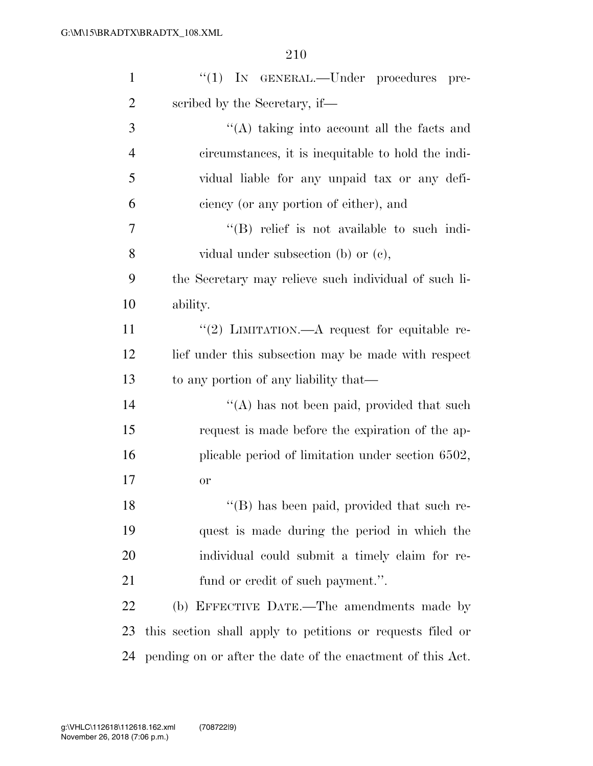"(1) IN GENERAL.—Under procedures prescribed by the Secretary, if—

"(A) taking into account all the facts and circumstances, it is inequitable to hold the individual liable for any unpaid tax or any deficiency (or any portion of either), and

"(B) relief is not available to such individual under subsection (b) or (c),

the Secretary may relieve such individual of such liability.

"(2) LIMITATION.—A request for equitable relief under this subsection may be made with respect to any portion of any liability that—

"(A) has not been paid, provided that such request is made before the expiration of the applicable period of limitation under section 6502, or

"(B) has been paid, provided that such request is made during the period in which the individual could submit a timely claim for refund or credit of such payment.".

(b) EFFECTIVE DATE.—The amendments made by this section shall apply to petitions or requests filed or pending on or after the date of the enactment of this Act.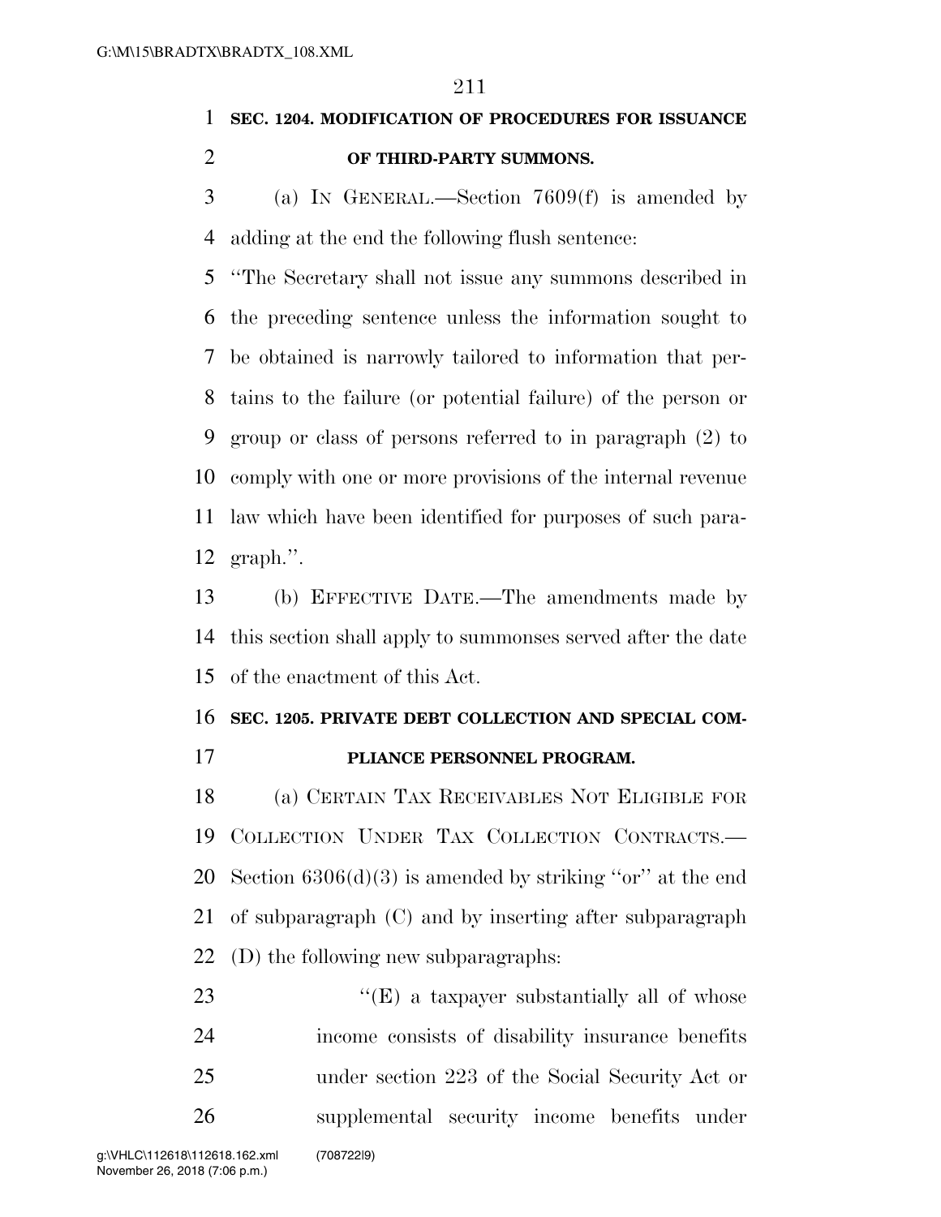**SEC. 1204. MODIFICATION OF PROCEDURES FOR ISSUANCE OF THIRD-PARTY SUMMONS.**

(a) IN GENERAL.—Section 7609(f) is amended by adding at the end the following flush sentence:

"The Secretary shall not issue any summons described in the preceding sentence unless the information sought to be obtained is narrowly tailored to information that pertains to the failure (or potential failure) of the person or group or class of persons referred to in paragraph (2) to comply with one or more provisions of the internal revenue law which have been identified for purposes of such paragraph.".

(b) EFFECTIVE DATE.—The amendments made by this section shall apply to summonses served after the date of the enactment of this Act.

**SEC. 1205. PRIVATE DEBT COLLECTION AND SPECIAL COMPLIANCE PERSONNEL PROGRAM.**

(a) CERTAIN TAX RECEIVABLES NOT ELIGIBLE FOR COLLECTION UNDER TAX COLLECTION CONTRACTS.—Section 6306(d)(3) is amended by striking "or" at the end of subparagraph (C) and by inserting after subparagraph (D) the following new subparagraphs:

"(E) a taxpayer substantially all of whose income consists of disability insurance benefits under section 223 of the Social Security Act or supplemental security income benefits under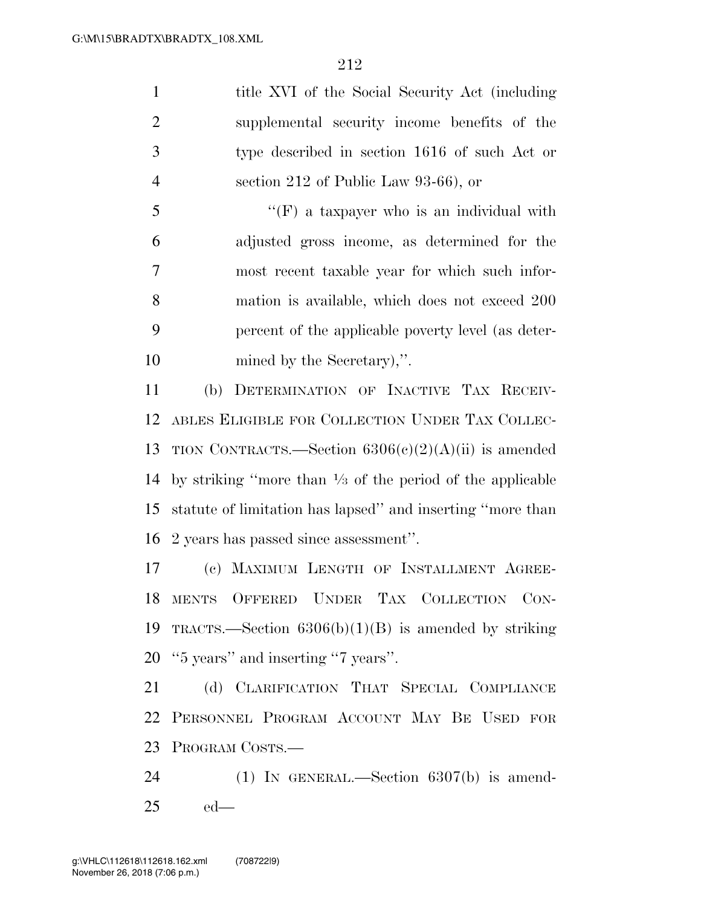title XVI of the Social Security Act (including supplemental security income benefits of the type described in section 1616 of such Act or section 212 of Public Law 93-66), or

''(F) a taxpayer who is an individual with adjusted gross income, as determined for the most recent taxable year for which such information is available, which does not exceed 200 percent of the applicable poverty level (as determined by the Secretary),''.

(b) DETERMINATION OF INACTIVE TAX RECEIVABLES ELIGIBLE FOR COLLECTION UNDER TAX COLLECTION CONTRACTS.—Section 6306(c)(2)(A)(ii) is amended by striking ''more than ⅓ of the period of the applicable statute of limitation has lapsed'' and inserting ''more than 2 years has passed since assessment''.

(c) MAXIMUM LENGTH OF INSTALLMENT AGREEMENTS OFFERED UNDER TAX COLLECTION CONTRACTS.—Section 6306(b)(1)(B) is amended by striking ''5 years'' and inserting ''7 years''.

(d) CLARIFICATION THAT SPECIAL COMPLIANCE PERSONNEL PROGRAM ACCOUNT MAY BE USED FOR PROGRAM COSTS.—

(1) IN GENERAL.—Section 6307(b) is amended—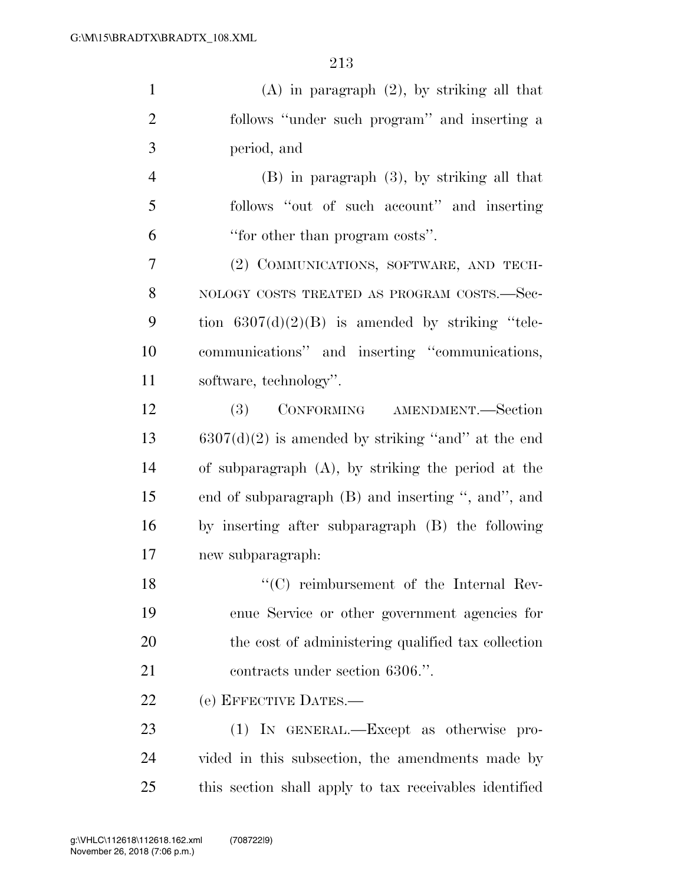(A) in paragraph (2), by striking all that follows ''under such program'' and inserting a period, and

(B) in paragraph (3), by striking all that follows ''out of such account'' and inserting ''for other than program costs''.

(2) COMMUNICATIONS, SOFTWARE, AND TECHNOLOGY COSTS TREATED AS PROGRAM COSTS.—Section 6307(d)(2)(B) is amended by striking ''telecommunications'' and inserting ''communications, software, technology''.

(3) CONFORMING AMENDMENT.—Section 6307(d)(2) is amended by striking ''and'' at the end of subparagraph (A), by striking the period at the end of subparagraph (B) and inserting '', and'', and by inserting after subparagraph (B) the following new subparagraph:

''(C) reimbursement of the Internal Revenue Service or other government agencies for the cost of administering qualified tax collection contracts under section 6306.''.

(e) EFFECTIVE DATES.—

(1) IN GENERAL.—Except as otherwise provided in this subsection, the amendments made by this section shall apply to tax receivables identified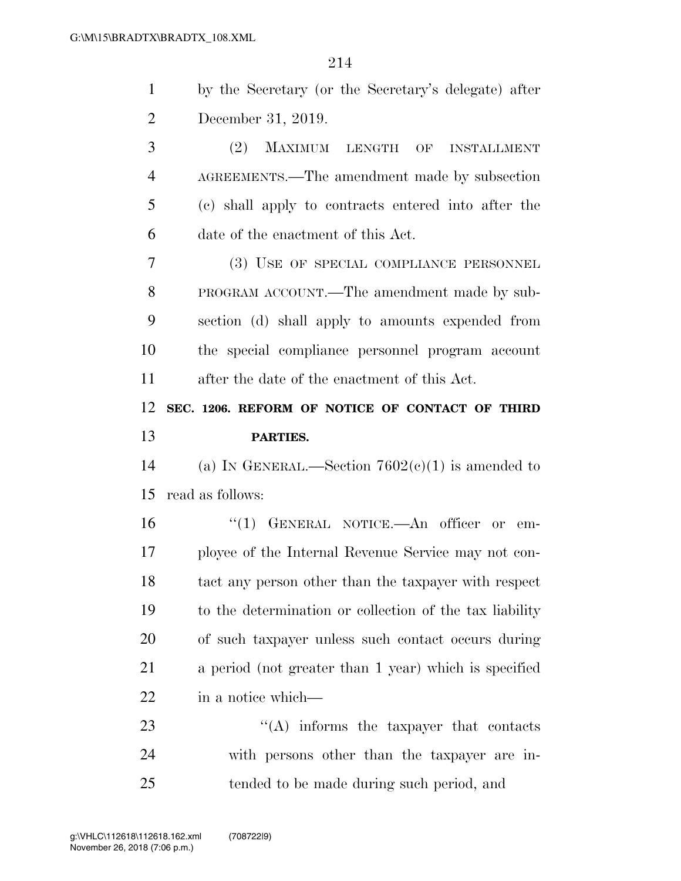by the Secretary (or the Secretary's delegate) after December 31, 2019.

(2) MAXIMUM LENGTH OF INSTALLMENT AGREEMENTS.—The amendment made by subsection (c) shall apply to contracts entered into after the date of the enactment of this Act.

(3) USE OF SPECIAL COMPLIANCE PERSONNEL PROGRAM ACCOUNT.—The amendment made by subsection (d) shall apply to amounts expended from the special compliance personnel program account after the date of the enactment of this Act.

**SEC. 1206. REFORM OF NOTICE OF CONTACT OF THIRD PARTIES.**

(a) IN GENERAL.—Section 7602(c)(1) is amended to read as follows:

"(1) GENERAL NOTICE.—An officer or employee of the Internal Revenue Service may not contact any person other than the taxpayer with respect to the determination or collection of the tax liability of such taxpayer unless such contact occurs during a period (not greater than 1 year) which is specified in a notice which—

"(A) informs the taxpayer that contacts with persons other than the taxpayer are intended to be made during such period, and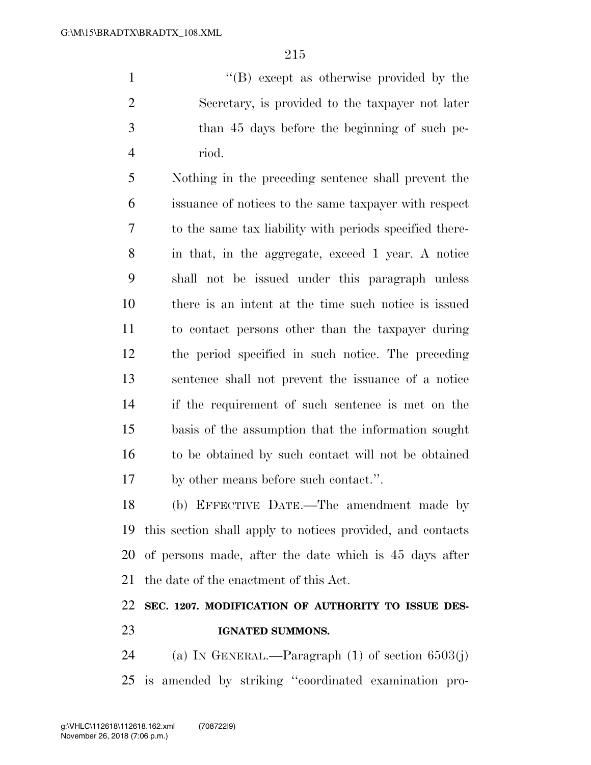"(B) except as otherwise provided by the Secretary, is provided to the taxpayer not later than 45 days before the beginning of such period.

Nothing in the preceding sentence shall prevent the issuance of notices to the same taxpayer with respect to the same tax liability with periods specified therein that, in the aggregate, exceed 1 year. A notice shall not be issued under this paragraph unless there is an intent at the time such notice is issued to contact persons other than the taxpayer during the period specified in such notice. The preceding sentence shall not prevent the issuance of a notice if the requirement of such sentence is met on the basis of the assumption that the information sought to be obtained by such contact will not be obtained by other means before such contact.".

(b) EFFECTIVE DATE.—The amendment made by this section shall apply to notices provided, and contacts of persons made, after the date which is 45 days after the date of the enactment of this Act.

**SEC. 1207. MODIFICATION OF AUTHORITY TO ISSUE DESIGNATED SUMMONS.**

(a) IN GENERAL.—Paragraph (1) of section 6503(j) is amended by striking "coordinated examination pro-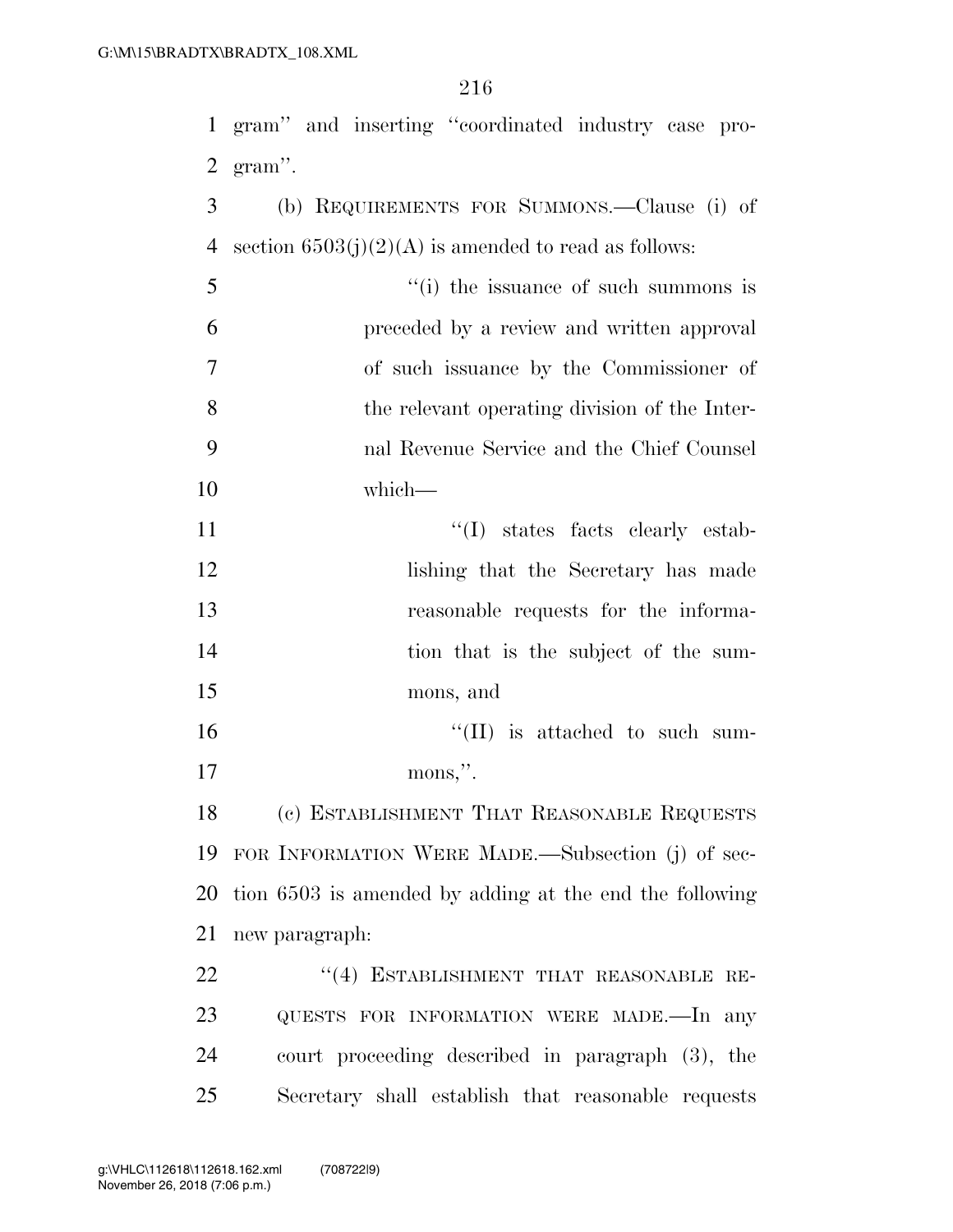gram'' and inserting ''coordinated industry case program''.

(b) REQUIREMENTS FOR SUMMONS.—Clause (i) of section 6503(j)(2)(A) is amended to read as follows:

> ''(i) the issuance of such summons is preceded by a review and written approval of such issuance by the Commissioner of the relevant operating division of the Internal Revenue Service and the Chief Counsel which—
>
> > ''(I) states facts clearly establishing that the Secretary has made reasonable requests for the information that is the subject of the summons, and
> >
> > ''(II) is attached to such summons,''.

(c) ESTABLISHMENT THAT REASONABLE REQUESTS FOR INFORMATION WERE MADE.—Subsection (j) of section 6503 is amended by adding at the end the following new paragraph:

> ''(4) ESTABLISHMENT THAT REASONABLE REQUESTS FOR INFORMATION WERE MADE.—In any court proceeding described in paragraph (3), the Secretary shall establish that reasonable requests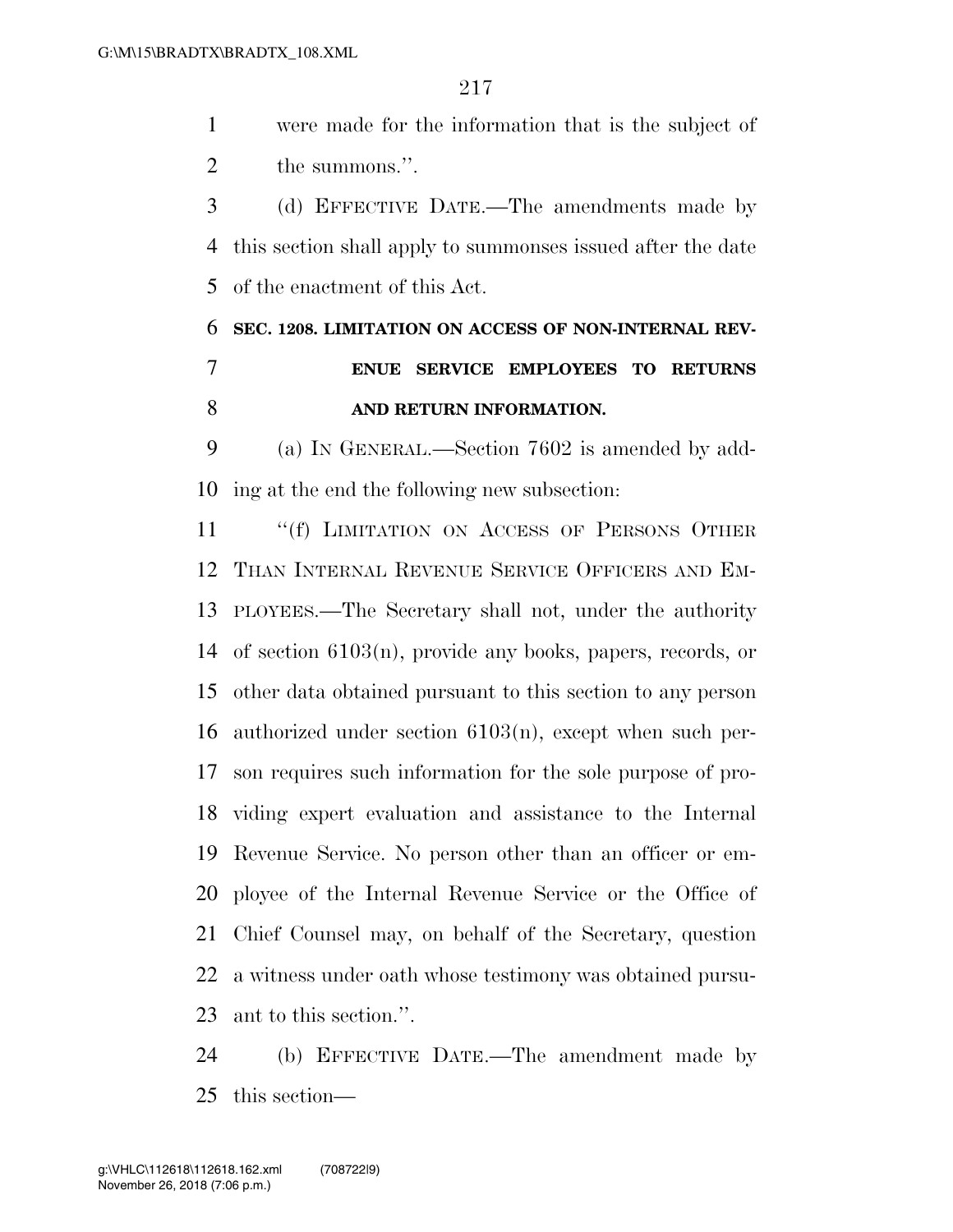were made for the information that is the subject of the summons.''.

(d) EFFECTIVE DATE.—The amendments made by this section shall apply to summonses issued after the date of the enactment of this Act.

**SEC. 1208. LIMITATION ON ACCESS OF NON-INTERNAL REVENUE SERVICE EMPLOYEES TO RETURNS AND RETURN INFORMATION.**

(a) IN GENERAL.—Section 7602 is amended by adding at the end the following new subsection:

''(f) LIMITATION ON ACCESS OF PERSONS OTHER THAN INTERNAL REVENUE SERVICE OFFICERS AND EMPLOYEES.—The Secretary shall not, under the authority of section 6103(n), provide any books, papers, records, or other data obtained pursuant to this section to any person authorized under section 6103(n), except when such person requires such information for the sole purpose of providing expert evaluation and assistance to the Internal Revenue Service. No person other than an officer or employee of the Internal Revenue Service or the Office of Chief Counsel may, on behalf of the Secretary, question a witness under oath whose testimony was obtained pursuant to this section.''.

(b) EFFECTIVE DATE.—The amendment made by this section—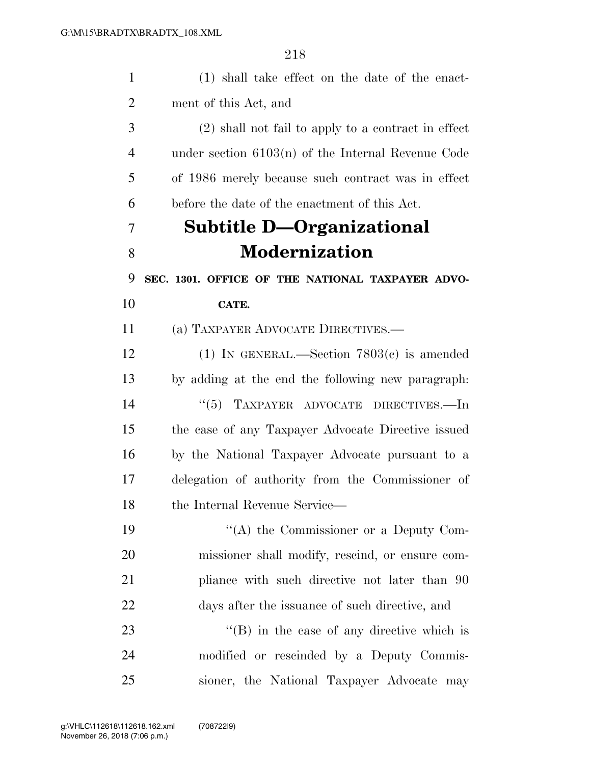(1) shall take effect on the date of the enactment of this Act, and

(2) shall not fail to apply to a contract in effect under section 6103(n) of the Internal Revenue Code of 1986 merely because such contract was in effect before the date of the enactment of this Act.

## Subtitle D—Organizational Modernization

**SEC. 1301. OFFICE OF THE NATIONAL TAXPAYER ADVOCATE.**

(a) TAXPAYER ADVOCATE DIRECTIVES.—

(1) IN GENERAL.—Section 7803(c) is amended by adding at the end the following new paragraph:

"(5) TAXPAYER ADVOCATE DIRECTIVES.—In the case of any Taxpayer Advocate Directive issued by the National Taxpayer Advocate pursuant to a delegation of authority from the Commissioner of the Internal Revenue Service—

"(A) the Commissioner or a Deputy Commissioner shall modify, rescind, or ensure compliance with such directive not later than 90 days after the issuance of such directive, and

"(B) in the case of any directive which is modified or rescinded by a Deputy Commissioner, the National Taxpayer Advocate may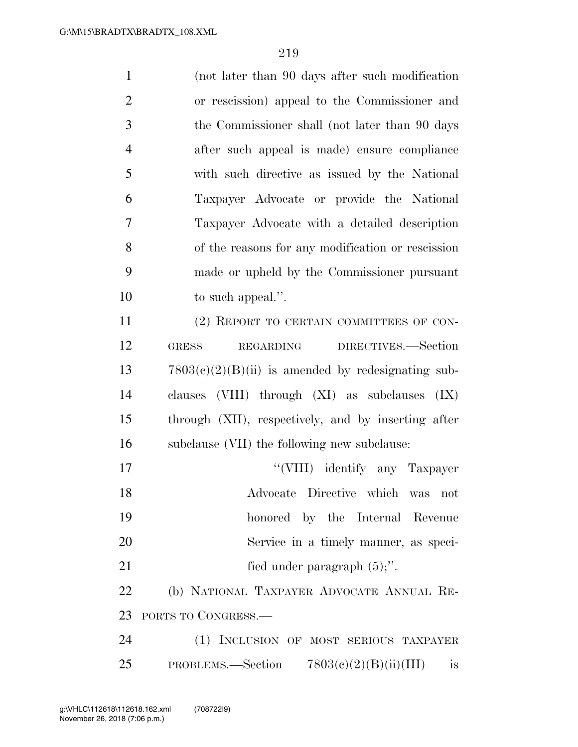(not later than 90 days after such modification or rescission) appeal to the Commissioner and the Commissioner shall (not later than 90 days after such appeal is made) ensure compliance with such directive as issued by the National Taxpayer Advocate or provide the National Taxpayer Advocate with a detailed description of the reasons for any modification or rescission made or upheld by the Commissioner pursuant to such appeal.''.

(2) REPORT TO CERTAIN COMMITTEES OF CONGRESS REGARDING DIRECTIVES.—Section 7803(c)(2)(B)(ii) is amended by redesignating subclauses (VIII) through (XI) as subclauses (IX) through (XII), respectively, and by inserting after subclause (VII) the following new subclause:

''(VIII) identify any Taxpayer Advocate Directive which was not honored by the Internal Revenue Service in a timely manner, as specified under paragraph (5);''.

(b) NATIONAL TAXPAYER ADVOCATE ANNUAL REPORTS TO CONGRESS.—

(1) INCLUSION OF MOST SERIOUS TAXPAYER PROBLEMS.—Section 7803(c)(2)(B)(ii)(III) is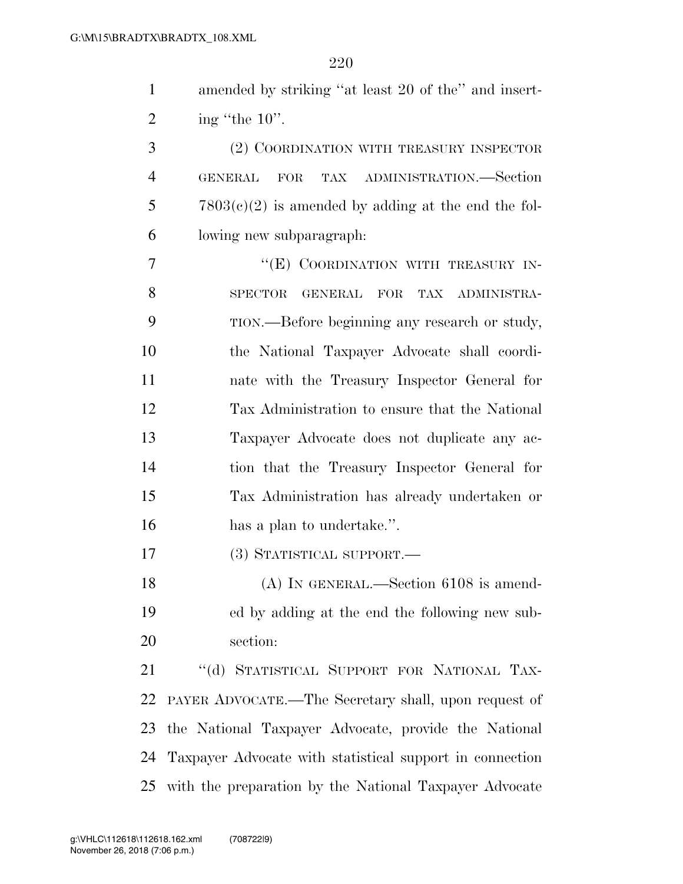amended by striking "at least 20 of the" and inserting "the 10".

(2) COORDINATION WITH TREASURY INSPECTOR GENERAL FOR TAX ADMINISTRATION.—Section 7803(c)(2) is amended by adding at the end the following new subparagraph:

"(E) COORDINATION WITH TREASURY INSPECTOR GENERAL FOR TAX ADMINISTRATION.—Before beginning any research or study, the National Taxpayer Advocate shall coordinate with the Treasury Inspector General for Tax Administration to ensure that the National Taxpayer Advocate does not duplicate any action that the Treasury Inspector General for Tax Administration has already undertaken or has a plan to undertake.".

(3) STATISTICAL SUPPORT.—

(A) IN GENERAL.—Section 6108 is amended by adding at the end the following new subsection:

"(d) STATISTICAL SUPPORT FOR NATIONAL TAXPAYER ADVOCATE.—The Secretary shall, upon request of the National Taxpayer Advocate, provide the National Taxpayer Advocate with statistical support in connection with the preparation by the National Taxpayer Advocate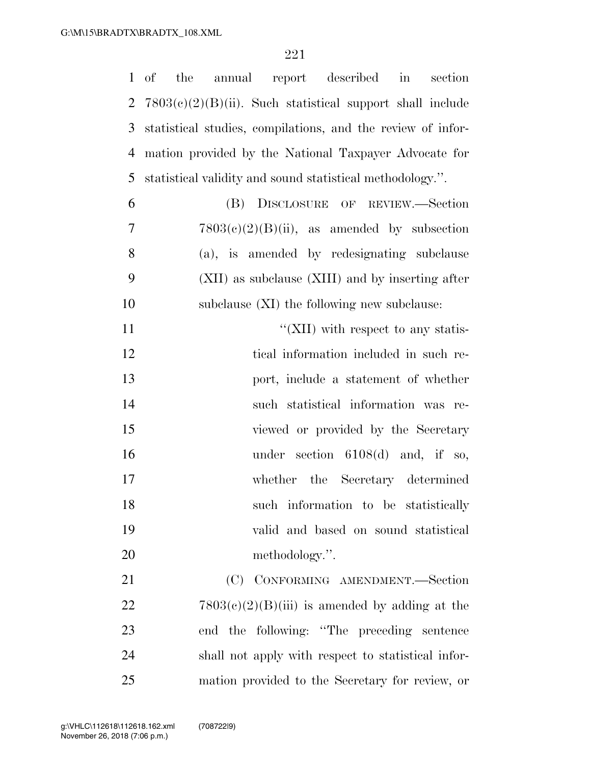of the annual report described in section 7803(c)(2)(B)(ii). Such statistical support shall include statistical studies, compilations, and the review of information provided by the National Taxpayer Advocate for statistical validity and sound statistical methodology.''.

(B) DISCLOSURE OF REVIEW.—Section 7803(c)(2)(B)(ii), as amended by subsection (a), is amended by redesignating subclause (XII) as subclause (XIII) and by inserting after subclause (XI) the following new subclause:

''(XII) with respect to any statistical information included in such report, include a statement of whether such statistical information was reviewed or provided by the Secretary under section 6108(d) and, if so, whether the Secretary determined such information to be statistically valid and based on sound statistical methodology.''.

(C) CONFORMING AMENDMENT.—Section 7803(c)(2)(B)(iii) is amended by adding at the end the following: ''The preceding sentence shall not apply with respect to statistical information provided to the Secretary for review, or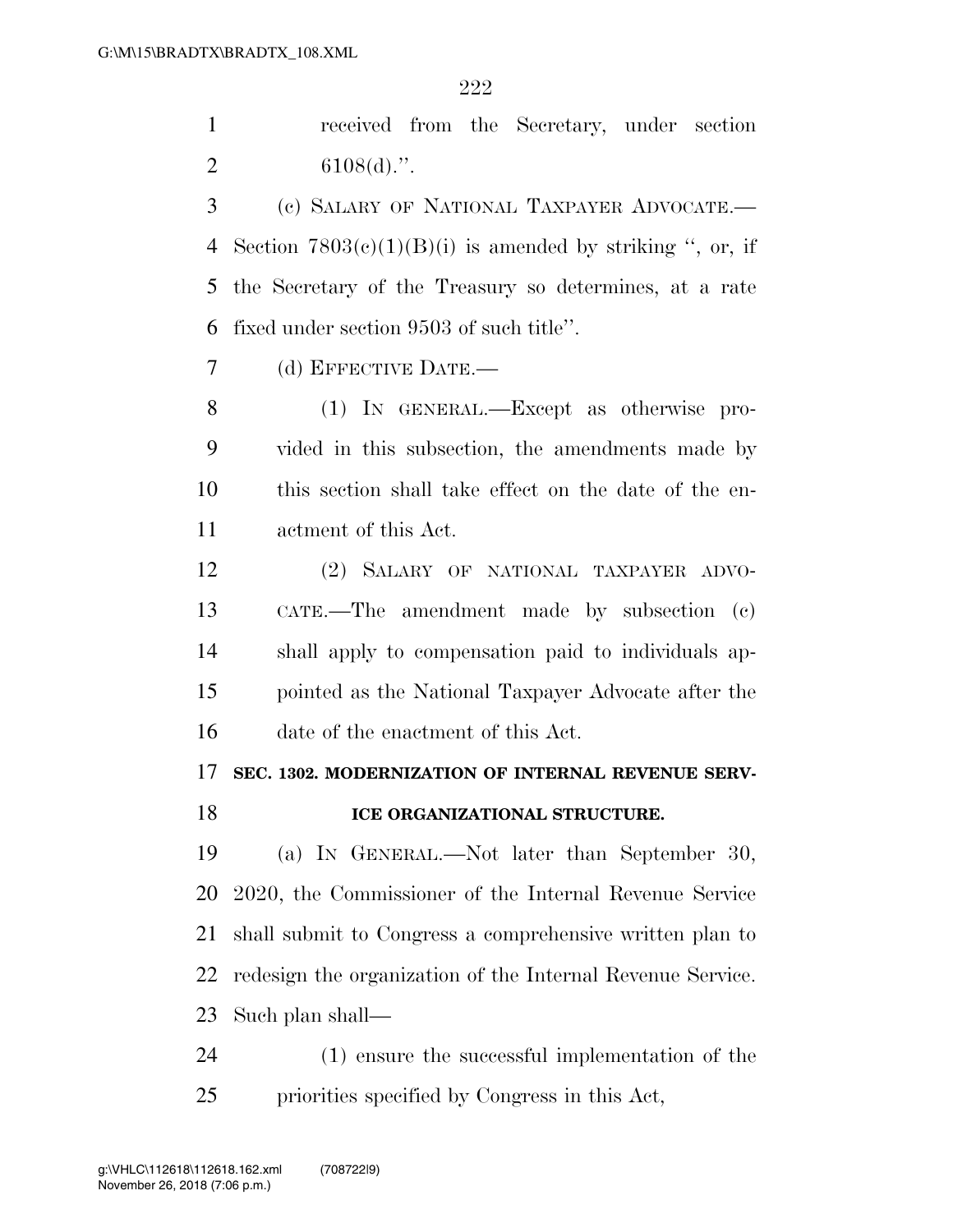received from the Secretary, under section 6108(d).''.

(c) SALARY OF NATIONAL TAXPAYER ADVOCATE.—Section 7803(c)(1)(B)(i) is amended by striking '', or, if the Secretary of the Treasury so determines, at a rate fixed under section 9503 of such title''.

(d) EFFECTIVE DATE.—

(1) IN GENERAL.—Except as otherwise provided in this subsection, the amendments made by this section shall take effect on the date of the enactment of this Act.

(2) SALARY OF NATIONAL TAXPAYER ADVOCATE.—The amendment made by subsection (c) shall apply to compensation paid to individuals appointed as the National Taxpayer Advocate after the date of the enactment of this Act.

**SEC. 1302. MODERNIZATION OF INTERNAL REVENUE SERVICE ORGANIZATIONAL STRUCTURE.**

(a) IN GENERAL.—Not later than September 30, 2020, the Commissioner of the Internal Revenue Service shall submit to Congress a comprehensive written plan to redesign the organization of the Internal Revenue Service. Such plan shall—

(1) ensure the successful implementation of the priorities specified by Congress in this Act,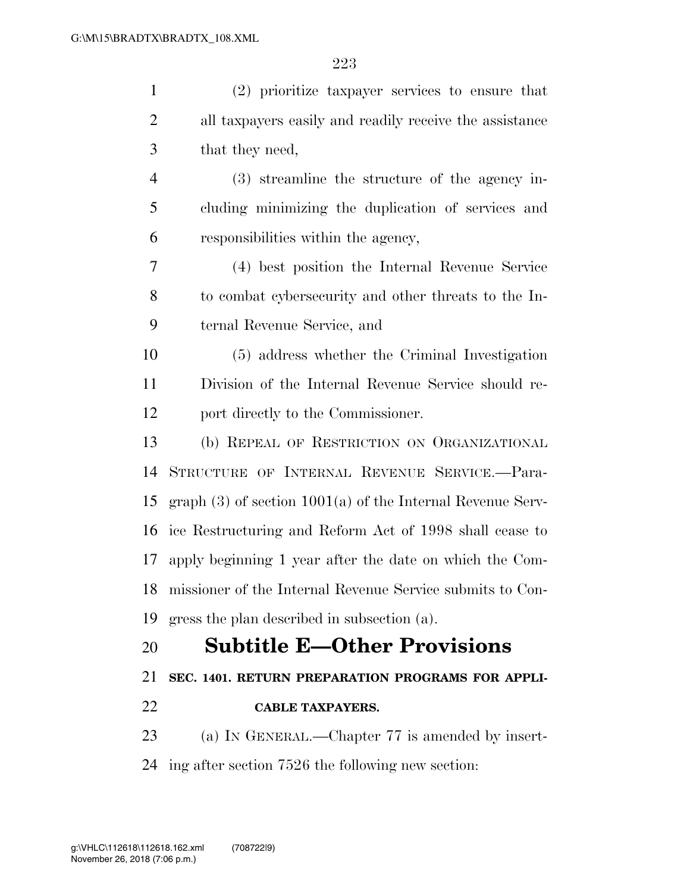(2) prioritize taxpayer services to ensure that all taxpayers easily and readily receive the assistance that they need,

(3) streamline the structure of the agency including minimizing the duplication of services and responsibilities within the agency,

(4) best position the Internal Revenue Service to combat cybersecurity and other threats to the Internal Revenue Service, and

(5) address whether the Criminal Investigation Division of the Internal Revenue Service should report directly to the Commissioner.

(b) REPEAL OF RESTRICTION ON ORGANIZATIONAL STRUCTURE OF INTERNAL REVENUE SERVICE.—Paragraph (3) of section 1001(a) of the Internal Revenue Service Restructuring and Reform Act of 1998 shall cease to apply beginning 1 year after the date on which the Commissioner of the Internal Revenue Service submits to Congress the plan described in subsection (a).

## Subtitle E—Other Provisions

**SEC. 1401. RETURN PREPARATION PROGRAMS FOR APPLICABLE TAXPAYERS.**

(a) IN GENERAL.—Chapter 77 is amended by inserting after section 7526 the following new section: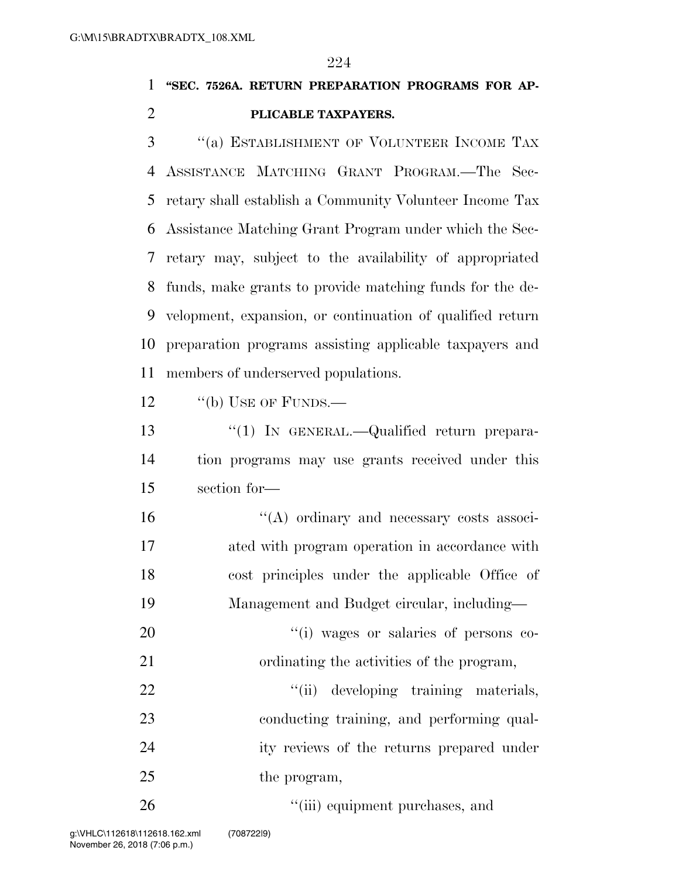**"SEC. 7526A. RETURN PREPARATION PROGRAMS FOR APPLICABLE TAXPAYERS.**

"(a) ESTABLISHMENT OF VOLUNTEER INCOME TAX ASSISTANCE MATCHING GRANT PROGRAM.—The Secretary shall establish a Community Volunteer Income Tax Assistance Matching Grant Program under which the Secretary may, subject to the availability of appropriated funds, make grants to provide matching funds for the development, expansion, or continuation of qualified return preparation programs assisting applicable taxpayers and members of underserved populations.

"(b) USE OF FUNDS.—

"(1) IN GENERAL.—Qualified return preparation programs may use grants received under this section for—

"(A) ordinary and necessary costs associated with program operation in accordance with cost principles under the applicable Office of Management and Budget circular, including—

"(i) wages or salaries of persons coordinating the activities of the program,

"(ii) developing training materials, conducting training, and performing quality reviews of the returns prepared under the program,

"(iii) equipment purchases, and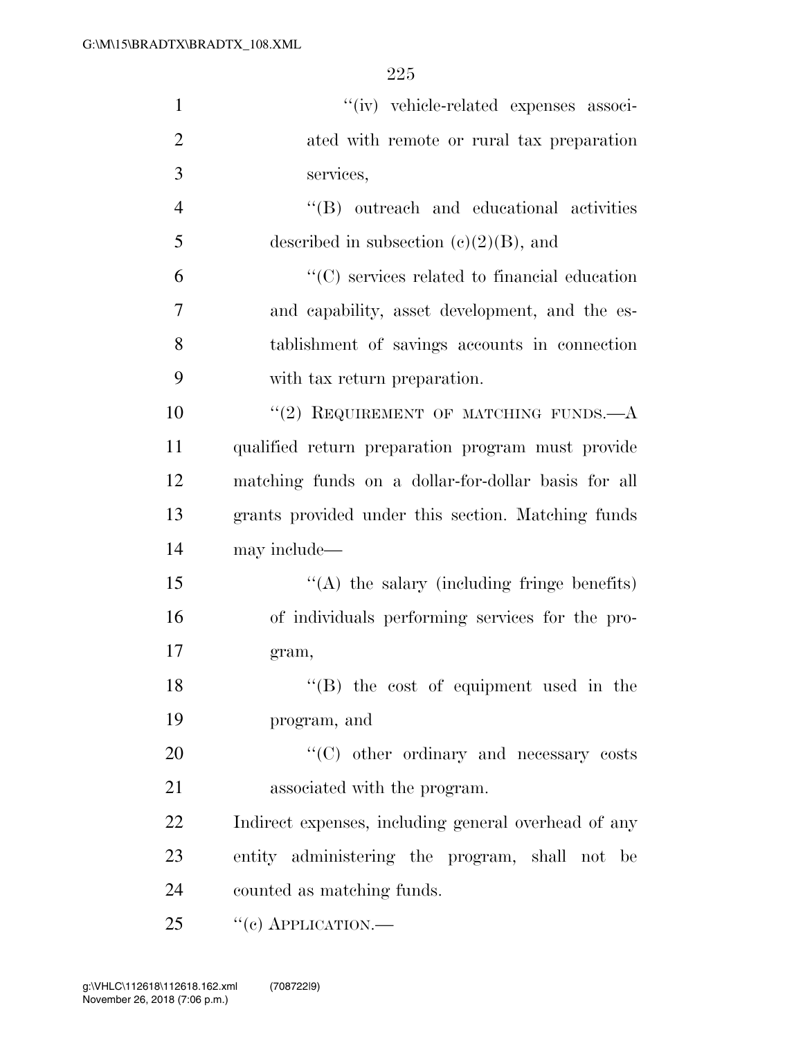"(iv) vehicle-related expenses associated with remote or rural tax preparation services,

"(B) outreach and educational activities described in subsection (c)(2)(B), and

"(C) services related to financial education and capability, asset development, and the establishment of savings accounts in connection with tax return preparation.

"(2) REQUIREMENT OF MATCHING FUNDS.—A qualified return preparation program must provide matching funds on a dollar-for-dollar basis for all grants provided under this section. Matching funds may include—

"(A) the salary (including fringe benefits) of individuals performing services for the program,

"(B) the cost of equipment used in the program, and

"(C) other ordinary and necessary costs associated with the program.

Indirect expenses, including general overhead of any entity administering the program, shall not be counted as matching funds.

"(c) APPLICATION.—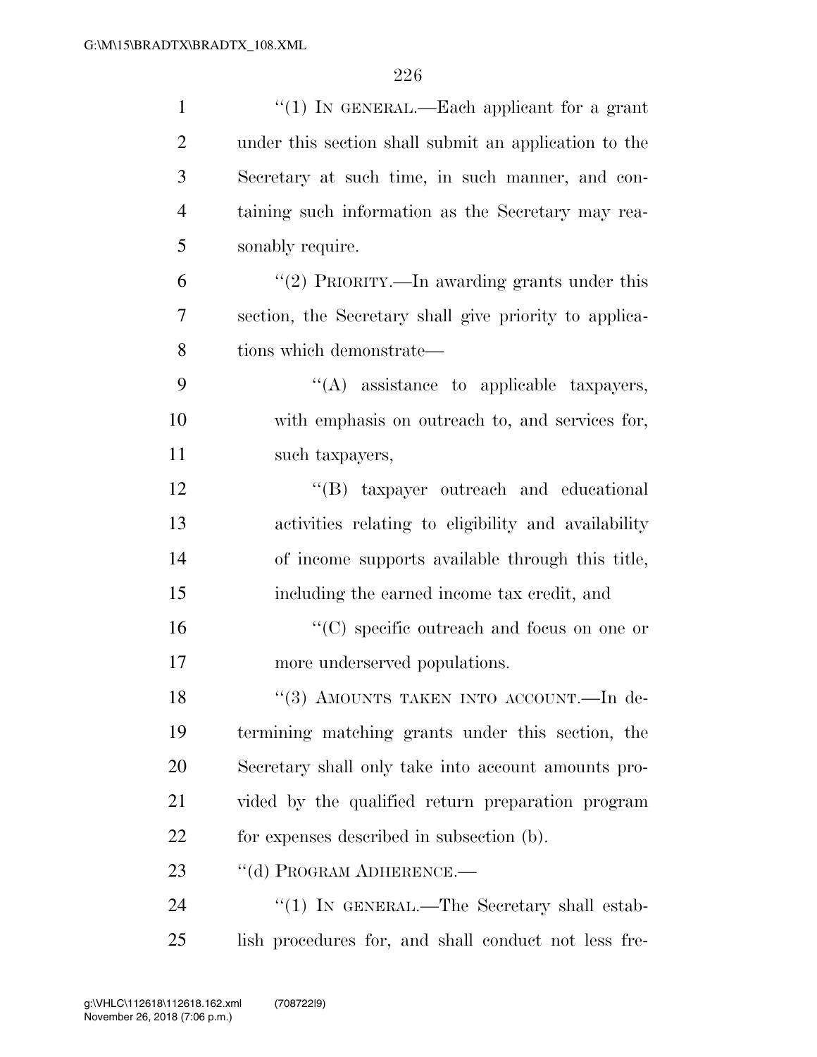"(1) IN GENERAL.—Each applicant for a grant under this section shall submit an application to the Secretary at such time, in such manner, and containing such information as the Secretary may reasonably require.

"(2) PRIORITY.—In awarding grants under this section, the Secretary shall give priority to applications which demonstrate—

"(A) assistance to applicable taxpayers, with emphasis on outreach to, and services for, such taxpayers,

"(B) taxpayer outreach and educational activities relating to eligibility and availability of income supports available through this title, including the earned income tax credit, and

"(C) specific outreach and focus on one or more underserved populations.

"(3) AMOUNTS TAKEN INTO ACCOUNT.—In determining matching grants under this section, the Secretary shall only take into account amounts provided by the qualified return preparation program for expenses described in subsection (b).

"(d) PROGRAM ADHERENCE.—

"(1) IN GENERAL.—The Secretary shall establish procedures for, and shall conduct not less fre-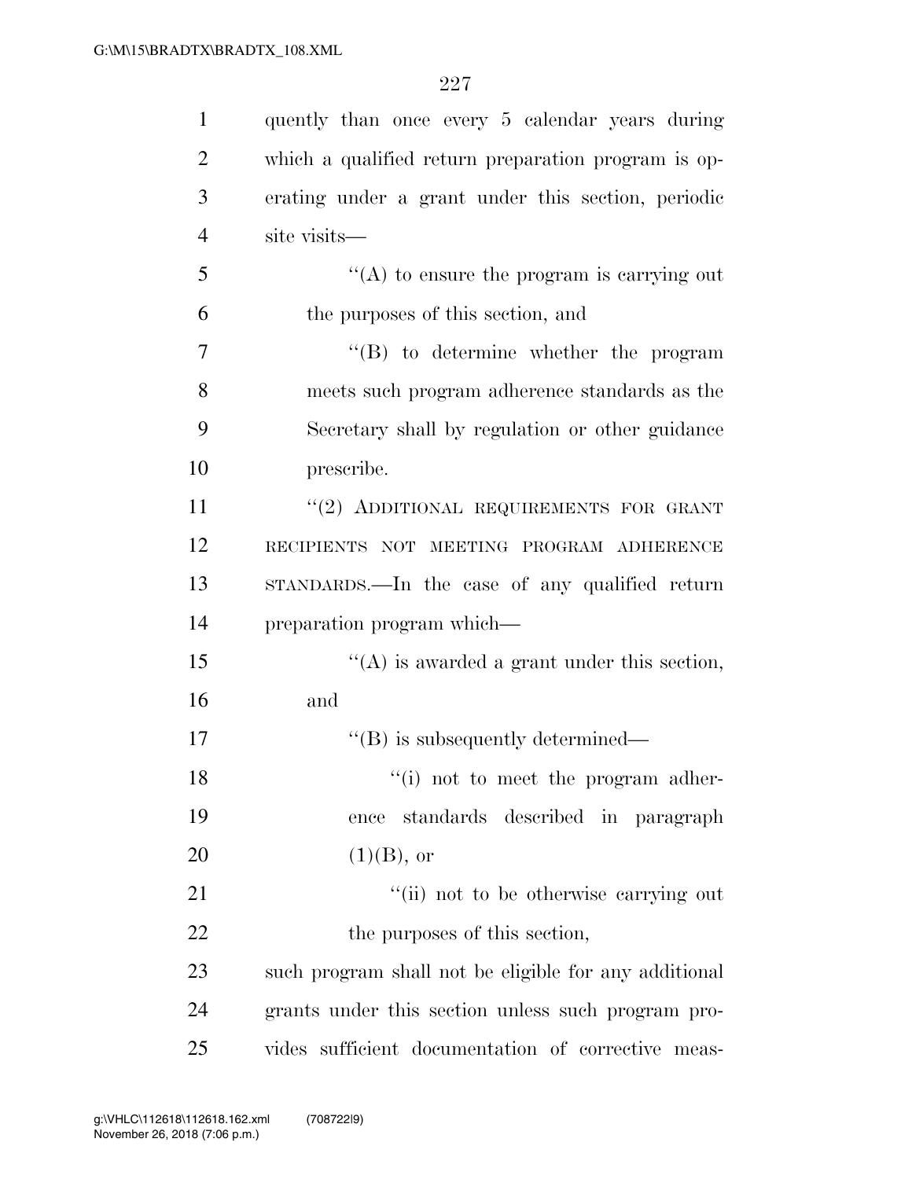quently than once every 5 calendar years during which a qualified return preparation program is operating under a grant under this section, periodic site visits—

''(A) to ensure the program is carrying out the purposes of this section, and

''(B) to determine whether the program meets such program adherence standards as the Secretary shall by regulation or other guidance prescribe.

''(2) ADDITIONAL REQUIREMENTS FOR GRANT RECIPIENTS NOT MEETING PROGRAM ADHERENCE STANDARDS.—In the case of any qualified return preparation program which—

''(A) is awarded a grant under this section, and

''(B) is subsequently determined—

''(i) not to meet the program adherence standards described in paragraph (1)(B), or

''(ii) not to be otherwise carrying out the purposes of this section,

such program shall not be eligible for any additional grants under this section unless such program provides sufficient documentation of corrective meas-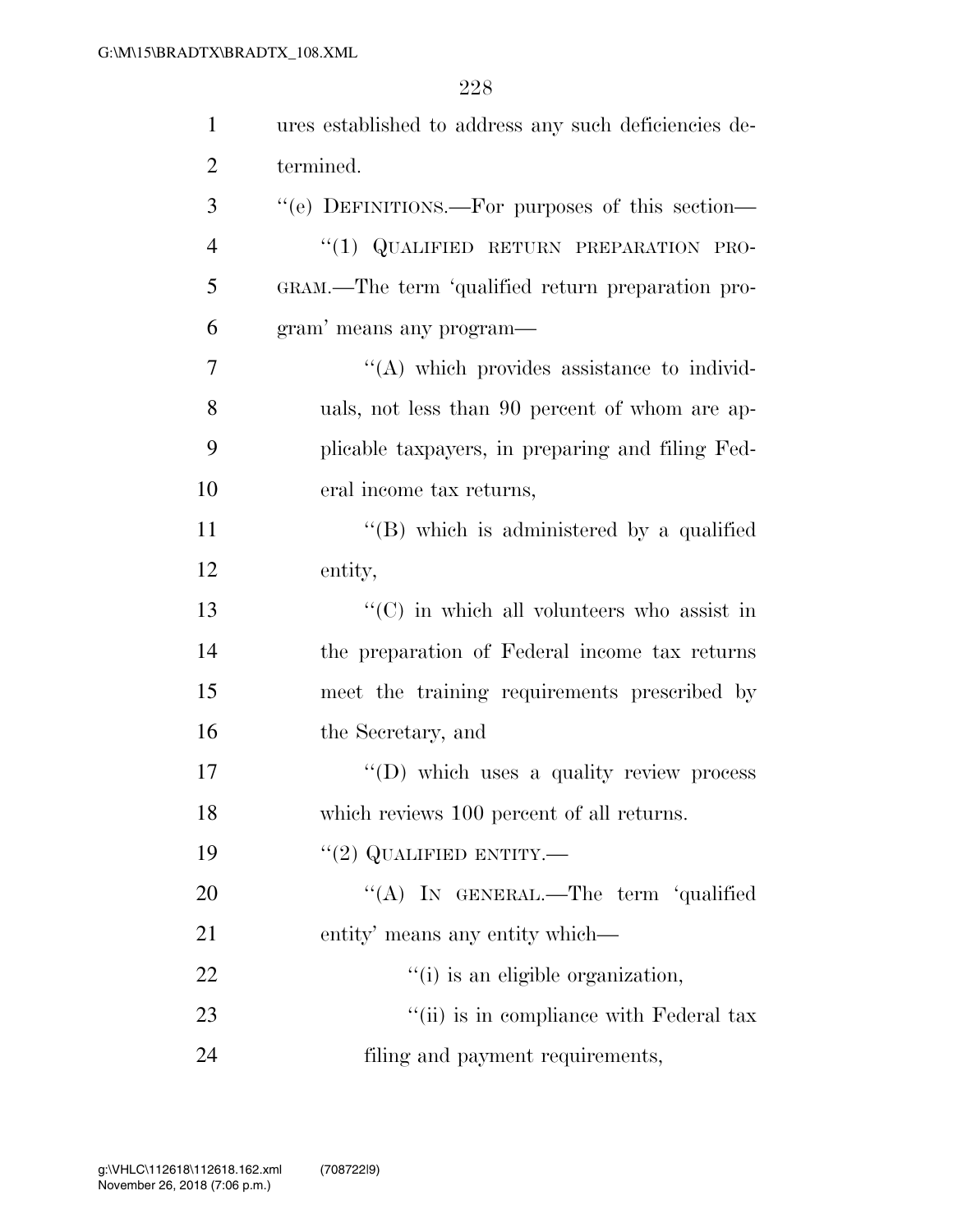ures established to address any such deficiencies determined.

''(e) DEFINITIONS.—For purposes of this section—

''(1) QUALIFIED RETURN PREPARATION PROGRAM.—The term 'qualified return preparation program' means any program—

''(A) which provides assistance to individuals, not less than 90 percent of whom are applicable taxpayers, in preparing and filing Federal income tax returns,

''(B) which is administered by a qualified entity,

''(C) in which all volunteers who assist in the preparation of Federal income tax returns meet the training requirements prescribed by the Secretary, and

''(D) which uses a quality review process which reviews 100 percent of all returns.

''(2) QUALIFIED ENTITY.—

''(A) IN GENERAL.—The term 'qualified entity' means any entity which—

''(i) is an eligible organization,

''(ii) is in compliance with Federal tax filing and payment requirements,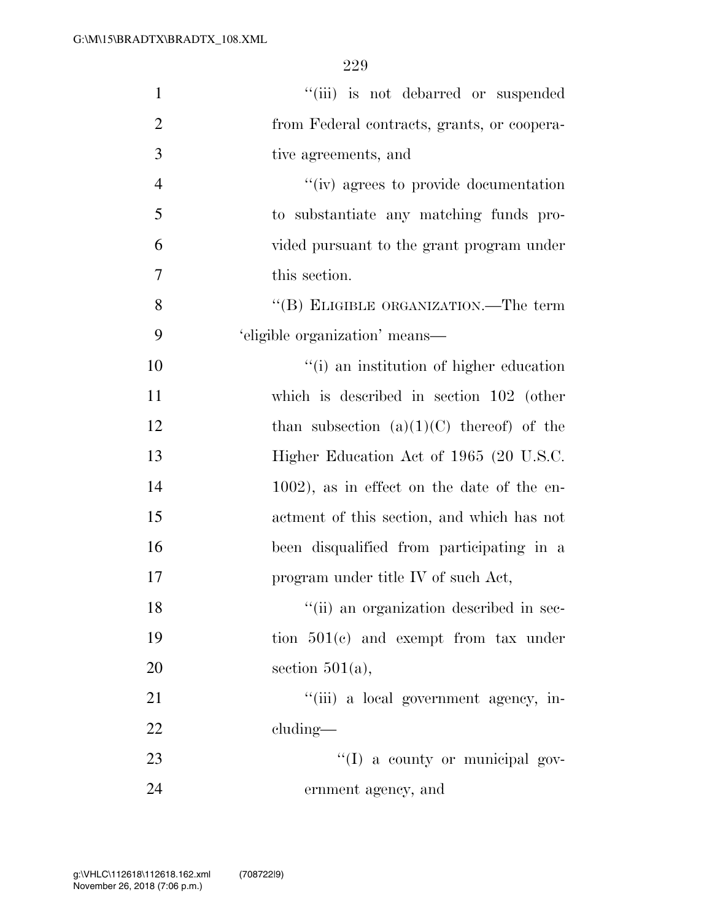"(iii) is not debarred or suspended from Federal contracts, grants, or cooperative agreements, and

"(iv) agrees to provide documentation to substantiate any matching funds provided pursuant to the grant program under this section.

"(B) ELIGIBLE ORGANIZATION.—The term 'eligible organization' means—

"(i) an institution of higher education which is described in section 102 (other than subsection (a)(1)(C) thereof) of the Higher Education Act of 1965 (20 U.S.C. 1002), as in effect on the date of the enactment of this section, and which has not been disqualified from participating in a program under title IV of such Act,

"(ii) an organization described in section 501(c) and exempt from tax under section 501(a),

"(iii) a local government agency, including—

"(I) a county or municipal government agency, and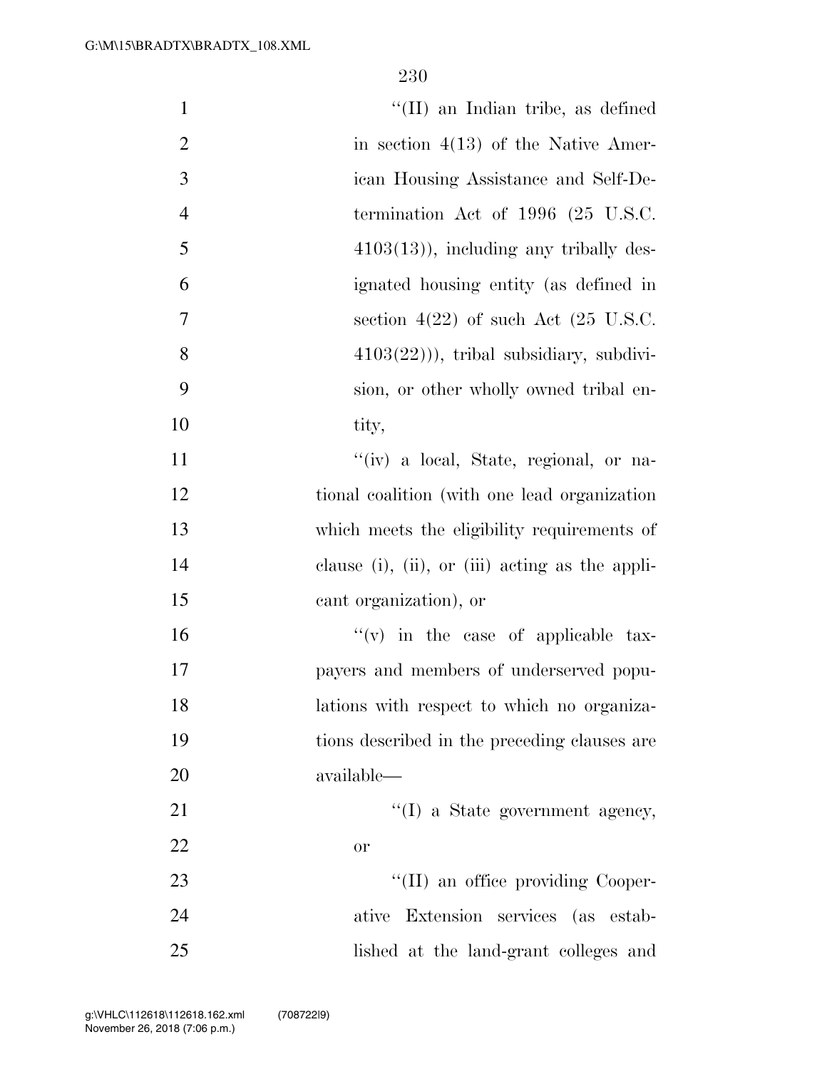''(II) an Indian tribe, as defined in section 4(13) of the Native American Housing Assistance and Self-Determination Act of 1996 (25 U.S.C. 4103(13)), including any tribally designated housing entity (as defined in section 4(22) of such Act (25 U.S.C. 4103(22))), tribal subsidiary, subdivision, or other wholly owned tribal entity,

''(iv) a local, State, regional, or national coalition (with one lead organization which meets the eligibility requirements of clause (i), (ii), or (iii) acting as the applicant organization), or

''(v) in the case of applicable taxpayers and members of underserved populations with respect to which no organizations described in the preceding clauses are available—

''(I) a State government agency, or

''(II) an office providing Cooperative Extension services (as established at the land-grant colleges and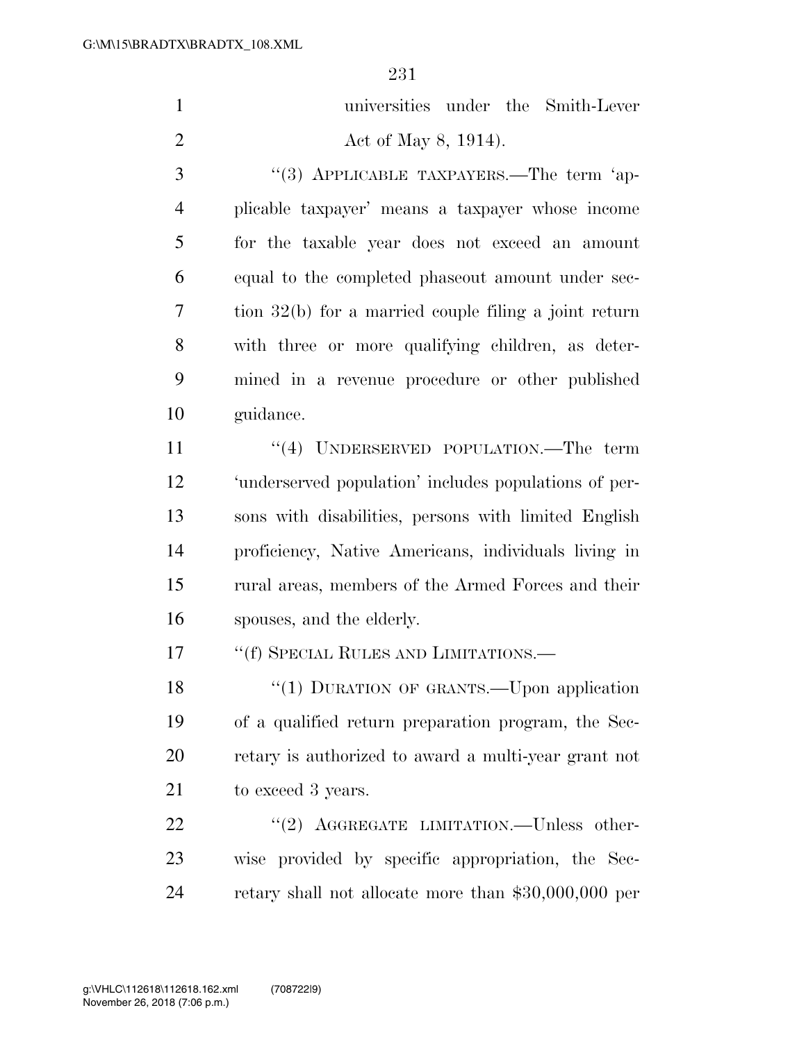universities under the Smith-Lever Act of May 8, 1914).

"(3) APPLICABLE TAXPAYERS.—The term 'applicable taxpayer' means a taxpayer whose income for the taxable year does not exceed an amount equal to the completed phaseout amount under section 32(b) for a married couple filing a joint return with three or more qualifying children, as determined in a revenue procedure or other published guidance.

"(4) UNDERSERVED POPULATION.—The term 'underserved population' includes populations of persons with disabilities, persons with limited English proficiency, Native Americans, individuals living in rural areas, members of the Armed Forces and their spouses, and the elderly.

"(f) SPECIAL RULES AND LIMITATIONS.—

"(1) DURATION OF GRANTS.—Upon application of a qualified return preparation program, the Secretary is authorized to award a multi-year grant not to exceed 3 years.

"(2) AGGREGATE LIMITATION.—Unless otherwise provided by specific appropriation, the Secretary shall not allocate more than $30,000,000 per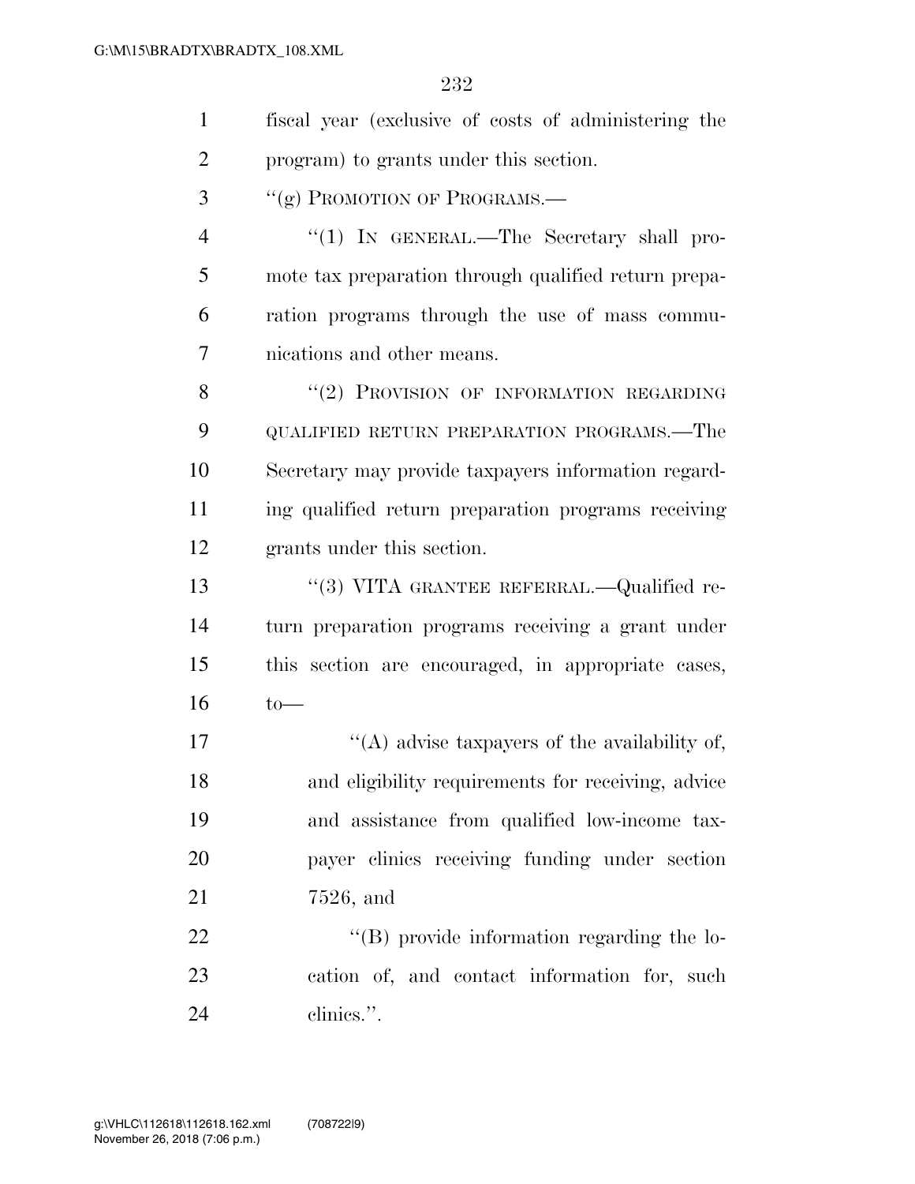fiscal year (exclusive of costs of administering the program) to grants under this section.

"(g) PROMOTION OF PROGRAMS.—

"(1) IN GENERAL.—The Secretary shall promote tax preparation through qualified return preparation programs through the use of mass communications and other means.

"(2) PROVISION OF INFORMATION REGARDING QUALIFIED RETURN PREPARATION PROGRAMS.—The Secretary may provide taxpayers information regarding qualified return preparation programs receiving grants under this section.

"(3) VITA GRANTEE REFERRAL.—Qualified return preparation programs receiving a grant under this section are encouraged, in appropriate cases, to—

"(A) advise taxpayers of the availability of, and eligibility requirements for receiving, advice and assistance from qualified low-income taxpayer clinics receiving funding under section 7526, and

"(B) provide information regarding the location of, and contact information for, such clinics.".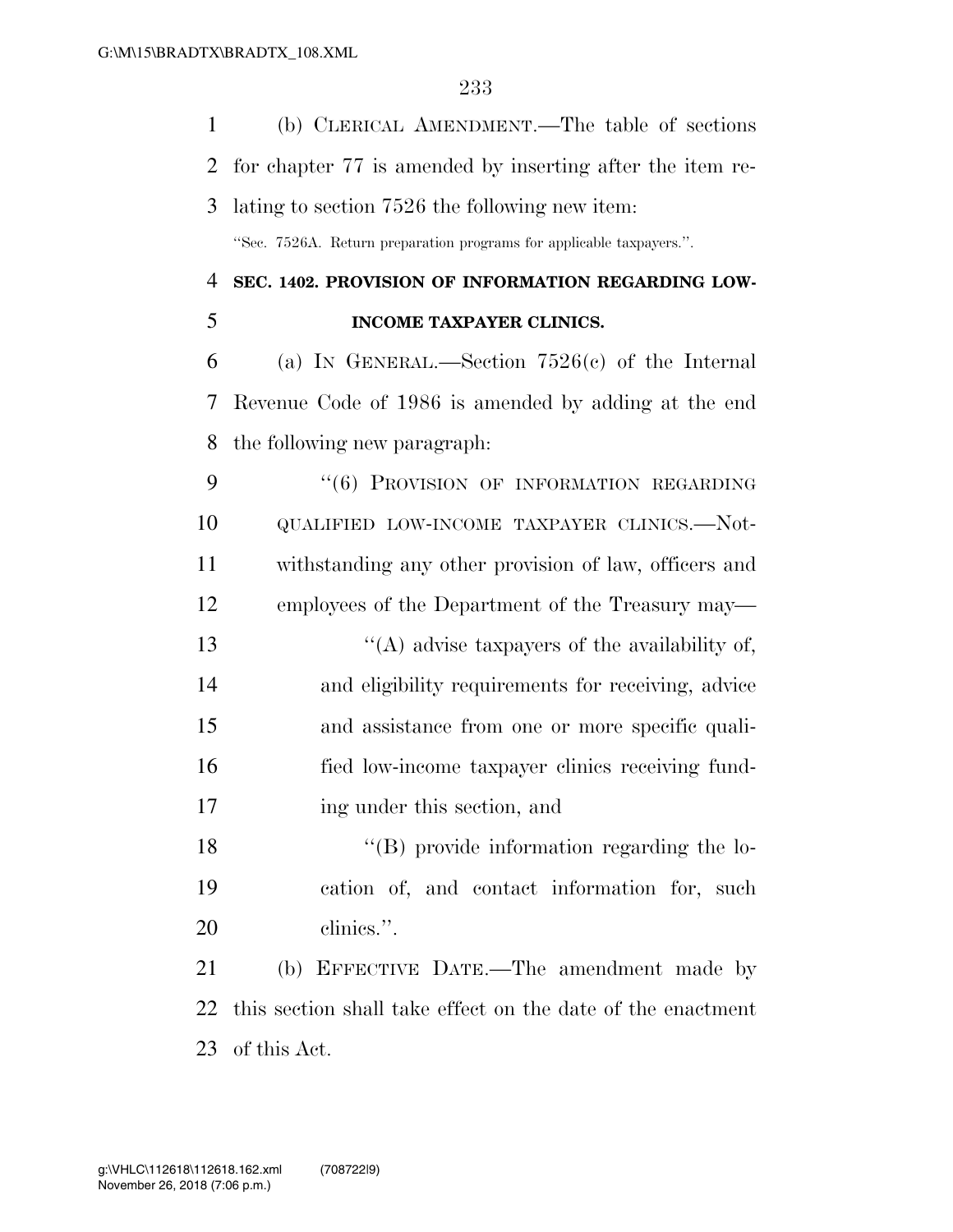(b) CLERICAL AMENDMENT.—The table of sections for chapter 77 is amended by inserting after the item relating to section 7526 the following new item:

"Sec. 7526A. Return preparation programs for applicable taxpayers.".

**SEC. 1402. PROVISION OF INFORMATION REGARDING LOW-INCOME TAXPAYER CLINICS.**

(a) IN GENERAL.—Section 7526(c) of the Internal Revenue Code of 1986 is amended by adding at the end the following new paragraph:

"(6) PROVISION OF INFORMATION REGARDING QUALIFIED LOW-INCOME TAXPAYER CLINICS.—Notwithstanding any other provision of law, officers and employees of the Department of the Treasury may—

"(A) advise taxpayers of the availability of, and eligibility requirements for receiving, advice and assistance from one or more specific qualified low-income taxpayer clinics receiving funding under this section, and

"(B) provide information regarding the location of, and contact information for, such clinics.".

(b) EFFECTIVE DATE.—The amendment made by this section shall take effect on the date of the enactment of this Act.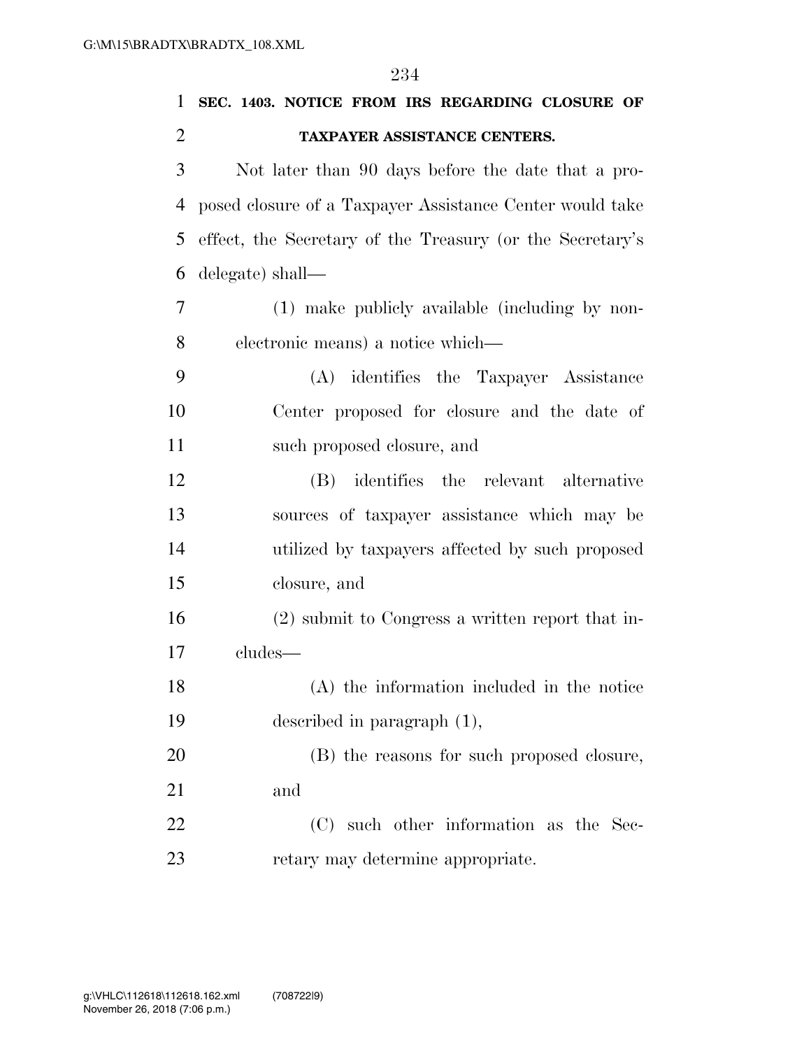## SEC. 1403. NOTICE FROM IRS REGARDING CLOSURE OF TAXPAYER ASSISTANCE CENTERS.

Not later than 90 days before the date that a proposed closure of a Taxpayer Assistance Center would take effect, the Secretary of the Treasury (or the Secretary's delegate) shall—

(1) make publicly available (including by non-electronic means) a notice which—

(A) identifies the Taxpayer Assistance Center proposed for closure and the date of such proposed closure, and

(B) identifies the relevant alternative sources of taxpayer assistance which may be utilized by taxpayers affected by such proposed closure, and

(2) submit to Congress a written report that includes—

(A) the information included in the notice described in paragraph (1),

(B) the reasons for such proposed closure, and

(C) such other information as the Secretary may determine appropriate.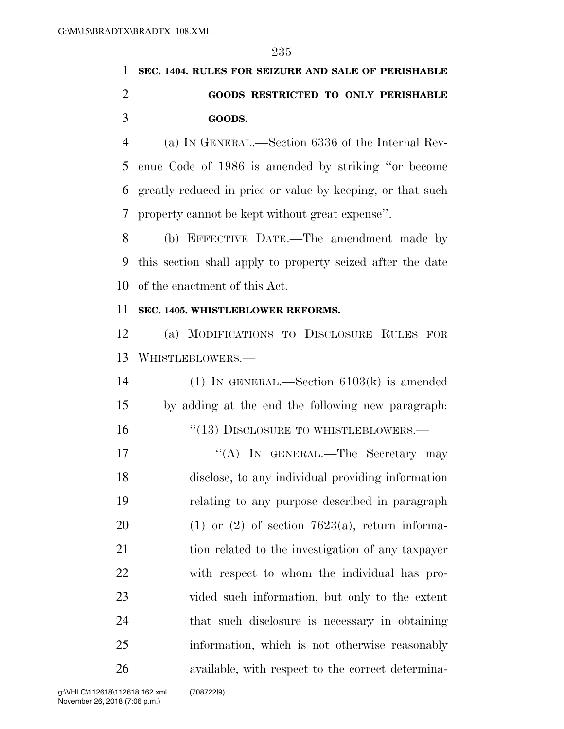**SEC. 1404. RULES FOR SEIZURE AND SALE OF PERISHABLE GOODS RESTRICTED TO ONLY PERISHABLE GOODS.**

(a) IN GENERAL.—Section 6336 of the Internal Revenue Code of 1986 is amended by striking ''or become greatly reduced in price or value by keeping, or that such property cannot be kept without great expense''.

(b) EFFECTIVE DATE.—The amendment made by this section shall apply to property seized after the date of the enactment of this Act.

**SEC. 1405. WHISTLEBLOWER REFORMS.**

(a) MODIFICATIONS TO DISCLOSURE RULES FOR WHISTLEBLOWERS.—

(1) IN GENERAL.—Section 6103(k) is amended by adding at the end the following new paragraph:

''(13) DISCLOSURE TO WHISTLEBLOWERS.—

''(A) IN GENERAL.—The Secretary may disclose, to any individual providing information relating to any purpose described in paragraph (1) or (2) of section 7623(a), return information related to the investigation of any taxpayer with respect to whom the individual has provided such information, but only to the extent that such disclosure is necessary in obtaining information, which is not otherwise reasonably available, with respect to the correct determina-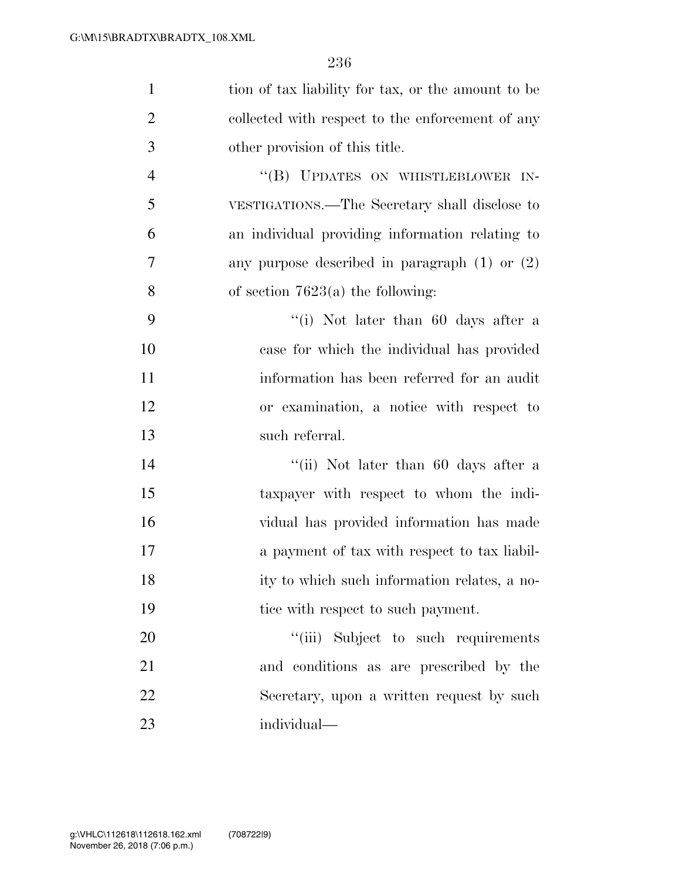tion of tax liability for tax, or the amount to be collected with respect to the enforcement of any other provision of this title.

"(B) UPDATES ON WHISTLEBLOWER INVESTIGATIONS.—The Secretary shall disclose to an individual providing information relating to any purpose described in paragraph (1) or (2) of section 7623(a) the following:

"(i) Not later than 60 days after a case for which the individual has provided information has been referred for an audit or examination, a notice with respect to such referral.

"(ii) Not later than 60 days after a taxpayer with respect to whom the individual has provided information has made a payment of tax with respect to tax liability to which such information relates, a notice with respect to such payment.

"(iii) Subject to such requirements and conditions as are prescribed by the Secretary, upon a written request by such individual—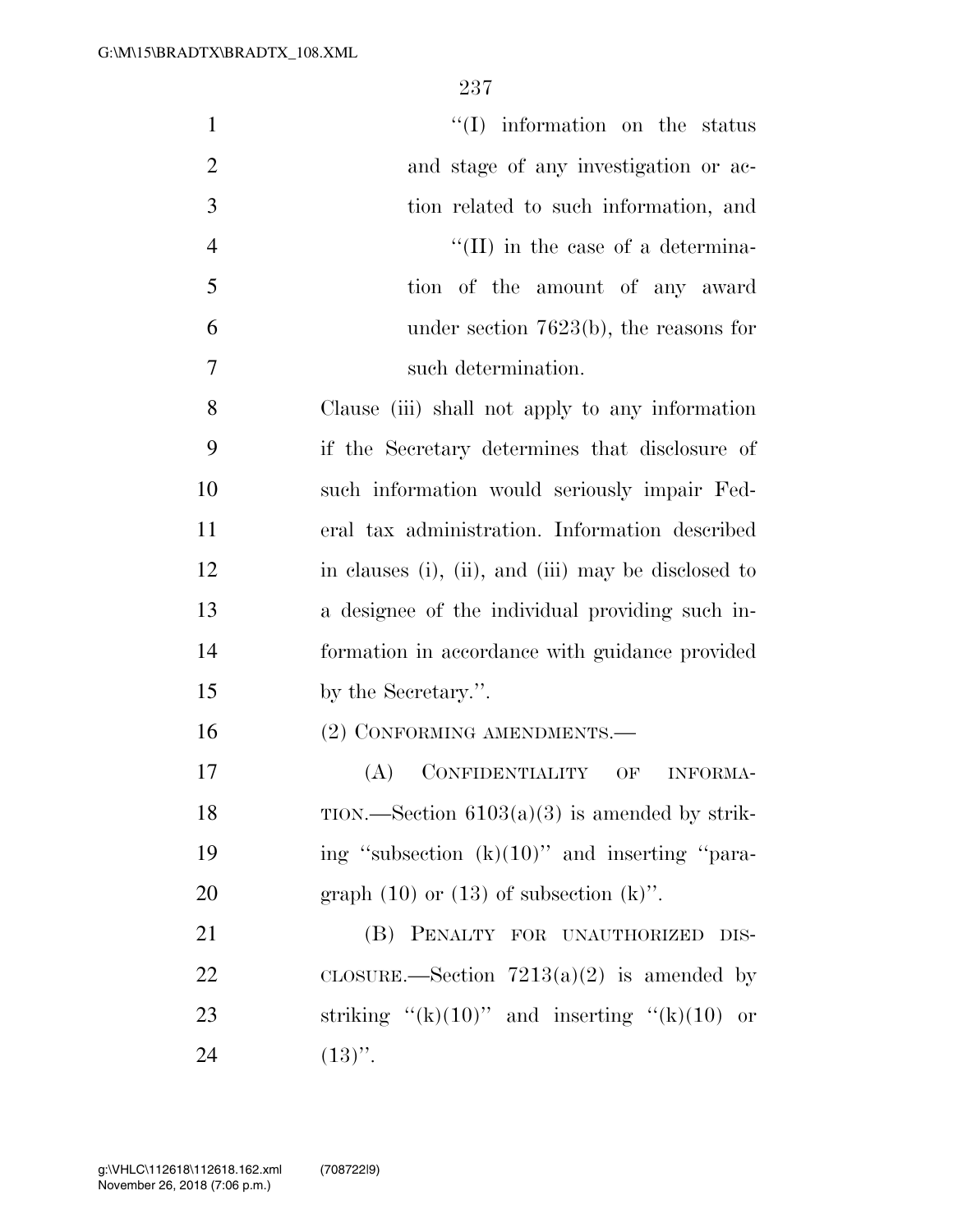"(I) information on the status and stage of any investigation or action related to such information, and

"(II) in the case of a determination of the amount of any award under section 7623(b), the reasons for such determination.

Clause (iii) shall not apply to any information if the Secretary determines that disclosure of such information would seriously impair Federal tax administration. Information described in clauses (i), (ii), and (iii) may be disclosed to a designee of the individual providing such information in accordance with guidance provided by the Secretary.".

(2) CONFORMING AMENDMENTS.—

(A) CONFIDENTIALITY OF INFORMATION.—Section 6103(a)(3) is amended by striking "subsection (k)(10)" and inserting "paragraph (10) or (13) of subsection (k)".

(B) PENALTY FOR UNAUTHORIZED DISCLOSURE.—Section 7213(a)(2) is amended by striking "(k)(10)" and inserting "(k)(10) or (13)".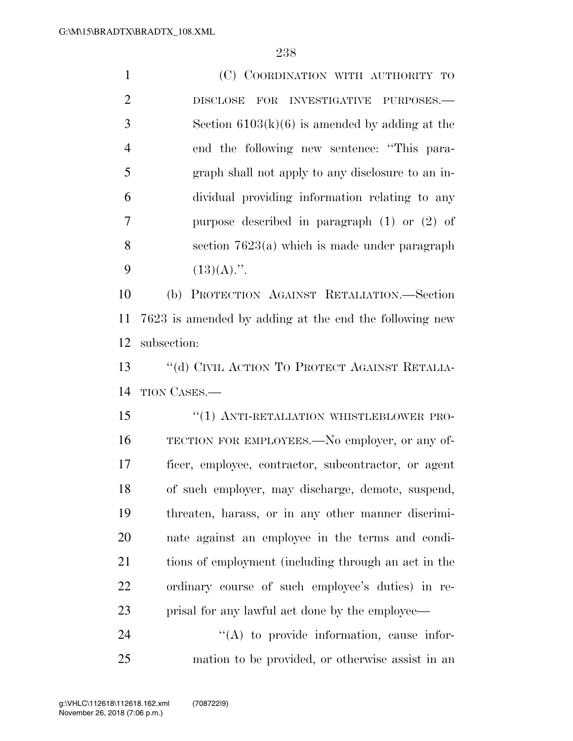(C) COORDINATION WITH AUTHORITY TO DISCLOSE FOR INVESTIGATIVE PURPOSES.—Section 6103(k)(6) is amended by adding at the end the following new sentence: ''This paragraph shall not apply to any disclosure to an individual providing information relating to any purpose described in paragraph (1) or (2) of section 7623(a) which is made under paragraph (13)(A).''.

(b) PROTECTION AGAINST RETALIATION.—Section 7623 is amended by adding at the end the following new subsection:

''(d) CIVIL ACTION TO PROTECT AGAINST RETALIATION CASES.—

''(1) ANTI-RETALIATION WHISTLEBLOWER PROTECTION FOR EMPLOYEES.—No employer, or any officer, employee, contractor, subcontractor, or agent of such employer, may discharge, demote, suspend, threaten, harass, or in any other manner discriminate against an employee in the terms and conditions of employment (including through an act in the ordinary course of such employee's duties) in reprisal for any lawful act done by the employee—

''(A) to provide information, cause information to be provided, or otherwise assist in an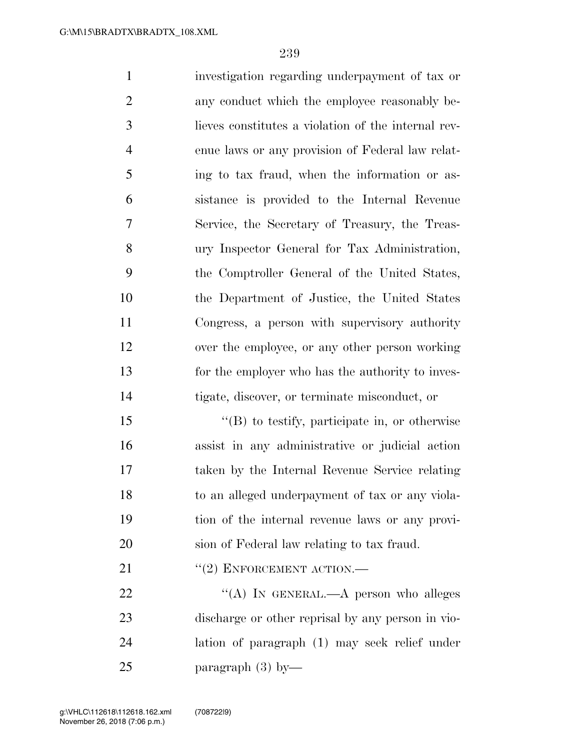investigation regarding underpayment of tax or any conduct which the employee reasonably believes constitutes a violation of the internal revenue laws or any provision of Federal law relating to tax fraud, when the information or assistance is provided to the Internal Revenue Service, the Secretary of Treasury, the Treasury Inspector General for Tax Administration, the Comptroller General of the United States, the Department of Justice, the United States Congress, a person with supervisory authority over the employee, or any other person working for the employer who has the authority to investigate, discover, or terminate misconduct, or

"(B) to testify, participate in, or otherwise assist in any administrative or judicial action taken by the Internal Revenue Service relating to an alleged underpayment of tax or any violation of the internal revenue laws or any provision of Federal law relating to tax fraud.

"(2) ENFORCEMENT ACTION.—

"(A) IN GENERAL.—A person who alleges discharge or other reprisal by any person in violation of paragraph (1) may seek relief under paragraph (3) by—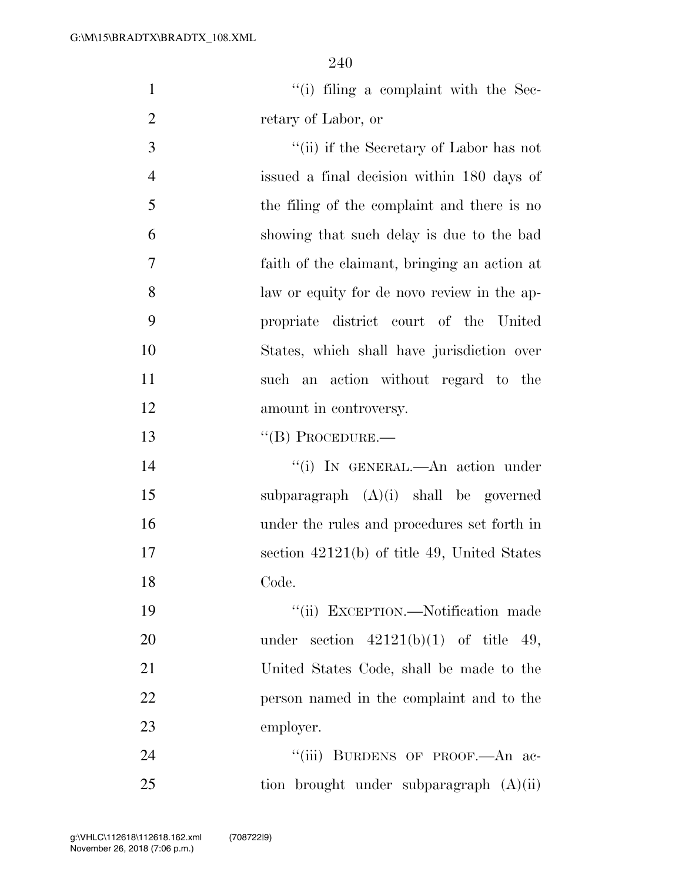"(i) filing a complaint with the Secretary of Labor, or

"(ii) if the Secretary of Labor has not issued a final decision within 180 days of the filing of the complaint and there is no showing that such delay is due to the bad faith of the claimant, bringing an action at law or equity for de novo review in the appropriate district court of the United States, which shall have jurisdiction over such an action without regard to the amount in controversy.

"(B) PROCEDURE.—

"(i) IN GENERAL.—An action under subparagraph (A)(i) shall be governed under the rules and procedures set forth in section 42121(b) of title 49, United States Code.

"(ii) EXCEPTION.—Notification made under section 42121(b)(1) of title 49, United States Code, shall be made to the person named in the complaint and to the employer.

"(iii) BURDENS OF PROOF.—An action brought under subparagraph (A)(ii)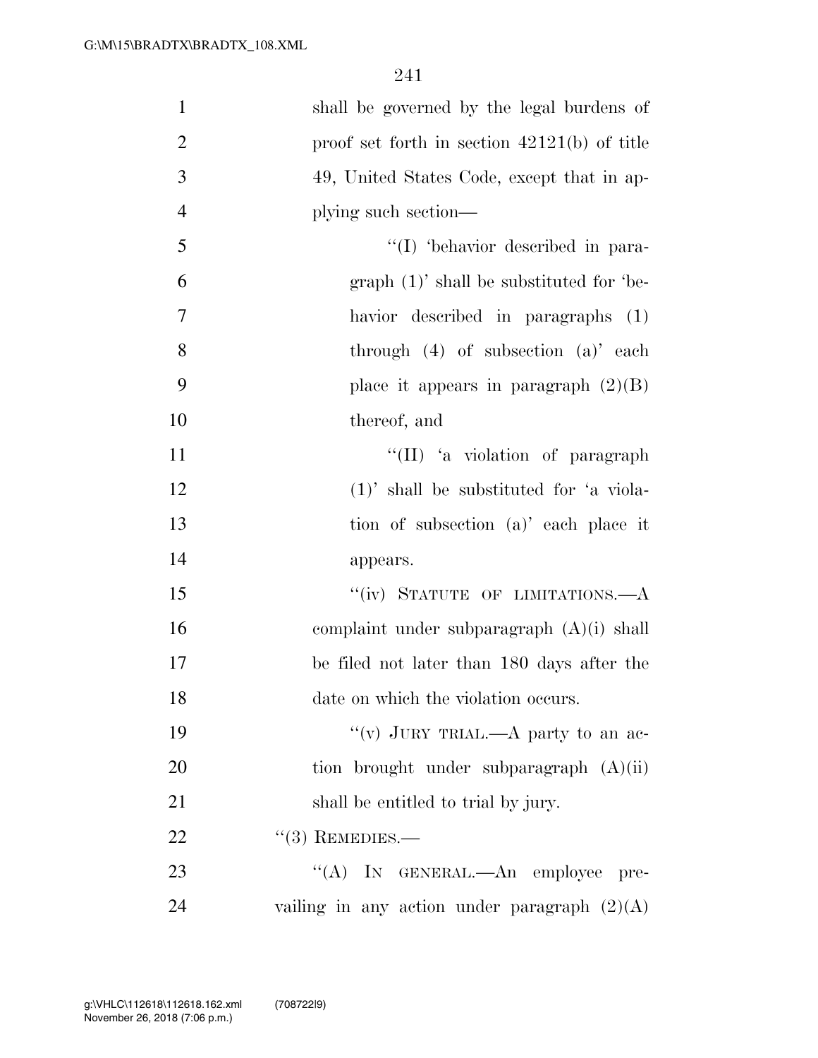shall be governed by the legal burdens of proof set forth in section 42121(b) of title 49, United States Code, except that in applying such section—

"(I) 'behavior described in paragraph (1)' shall be substituted for 'behavior described in paragraphs (1) through (4) of subsection (a)' each place it appears in paragraph (2)(B) thereof, and

"(II) 'a violation of paragraph (1)' shall be substituted for 'a violation of subsection (a)' each place it appears.

"(iv) STATUTE OF LIMITATIONS.—A complaint under subparagraph (A)(i) shall be filed not later than 180 days after the date on which the violation occurs.

"(v) JURY TRIAL.—A party to an action brought under subparagraph (A)(ii) shall be entitled to trial by jury.

"(3) REMEDIES.—

"(A) IN GENERAL.—An employee prevailing in any action under paragraph (2)(A)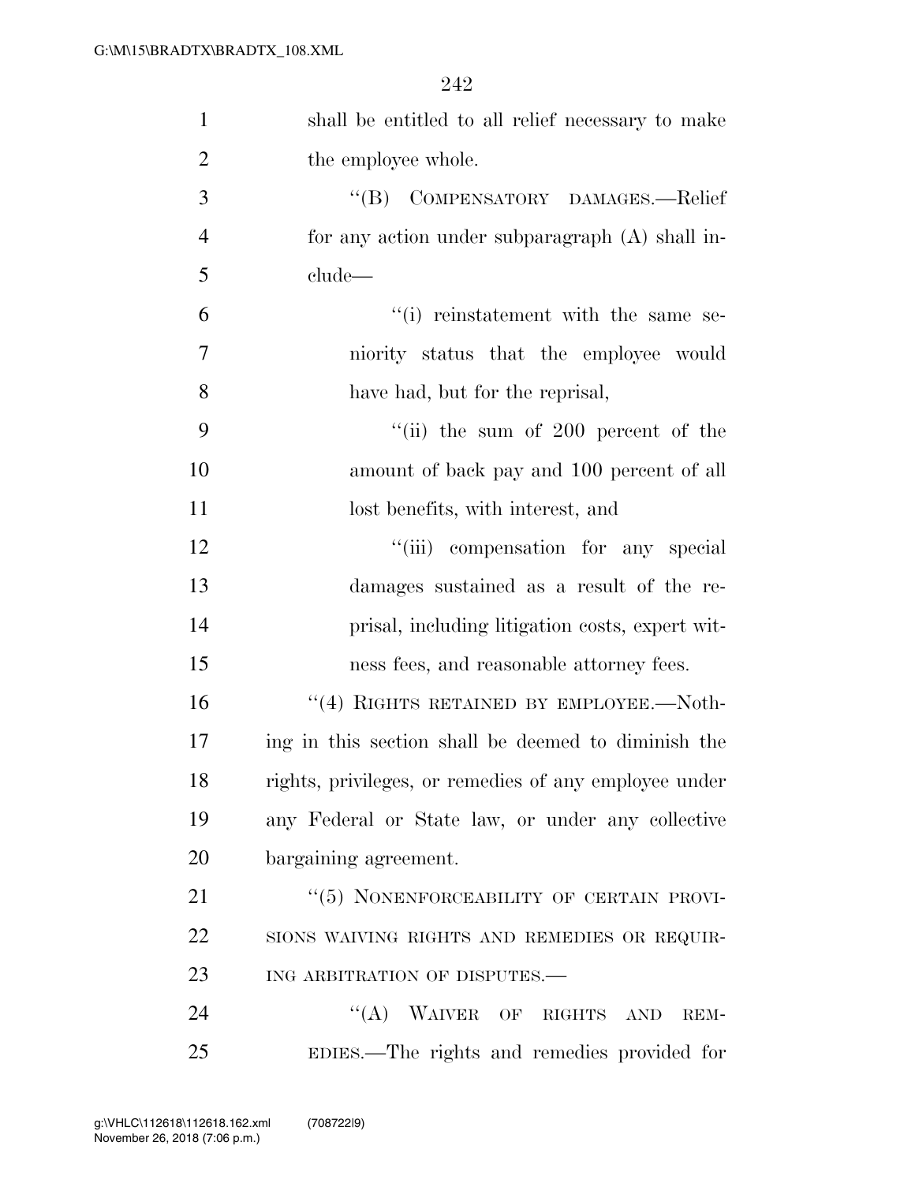shall be entitled to all relief necessary to make the employee whole.

"(B) COMPENSATORY DAMAGES.—Relief for any action under subparagraph (A) shall include—

"(i) reinstatement with the same seniority status that the employee would have had, but for the reprisal,

"(ii) the sum of 200 percent of the amount of back pay and 100 percent of all lost benefits, with interest, and

"(iii) compensation for any special damages sustained as a result of the reprisal, including litigation costs, expert witness fees, and reasonable attorney fees.

"(4) RIGHTS RETAINED BY EMPLOYEE.—Nothing in this section shall be deemed to diminish the rights, privileges, or remedies of any employee under any Federal or State law, or under any collective bargaining agreement.

"(5) NONENFORCEABILITY OF CERTAIN PROVISIONS WAIVING RIGHTS AND REMEDIES OR REQUIRING ARBITRATION OF DISPUTES.—

"(A) WAIVER OF RIGHTS AND REMEDIES.—The rights and remedies provided for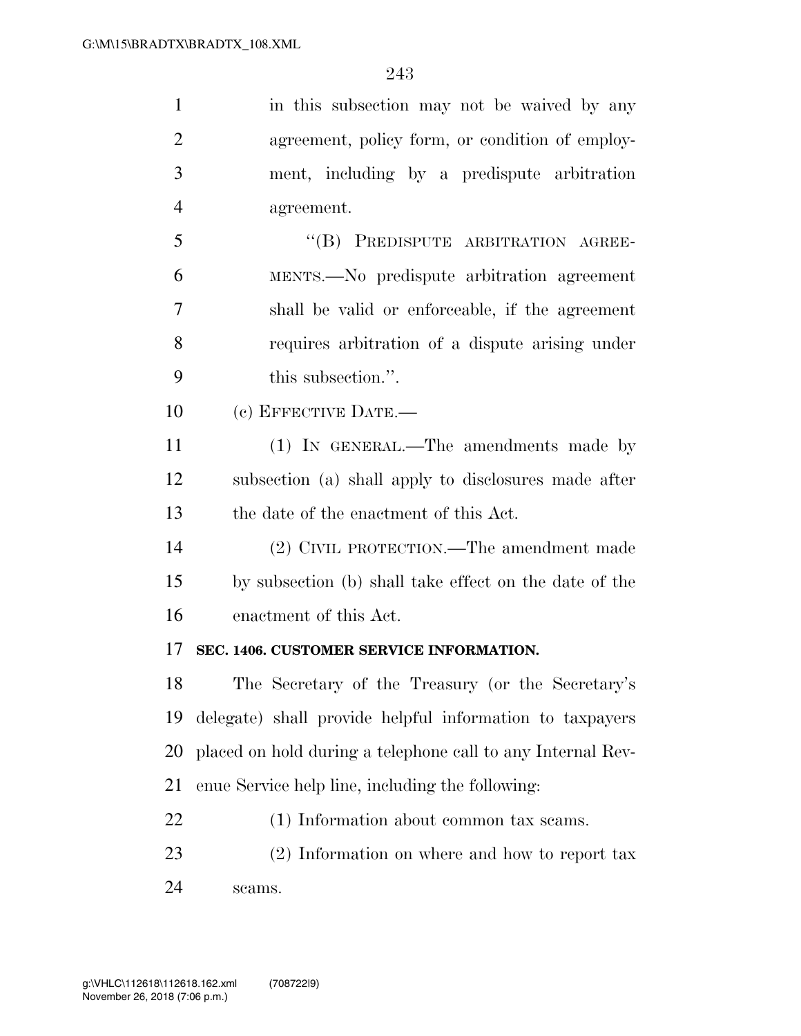in this subsection may not be waived by any agreement, policy form, or condition of employment, including by a predispute arbitration agreement.

"(B) PREDISPUTE ARBITRATION AGREEMENTS.—No predispute arbitration agreement shall be valid or enforceable, if the agreement requires arbitration of a dispute arising under this subsection.".

(c) EFFECTIVE DATE.—

(1) IN GENERAL.—The amendments made by subsection (a) shall apply to disclosures made after the date of the enactment of this Act.

(2) CIVIL PROTECTION.—The amendment made by subsection (b) shall take effect on the date of the enactment of this Act.

**SEC. 1406. CUSTOMER SERVICE INFORMATION.**

The Secretary of the Treasury (or the Secretary's delegate) shall provide helpful information to taxpayers placed on hold during a telephone call to any Internal Revenue Service help line, including the following:

(1) Information about common tax scams.

(2) Information on where and how to report tax scams.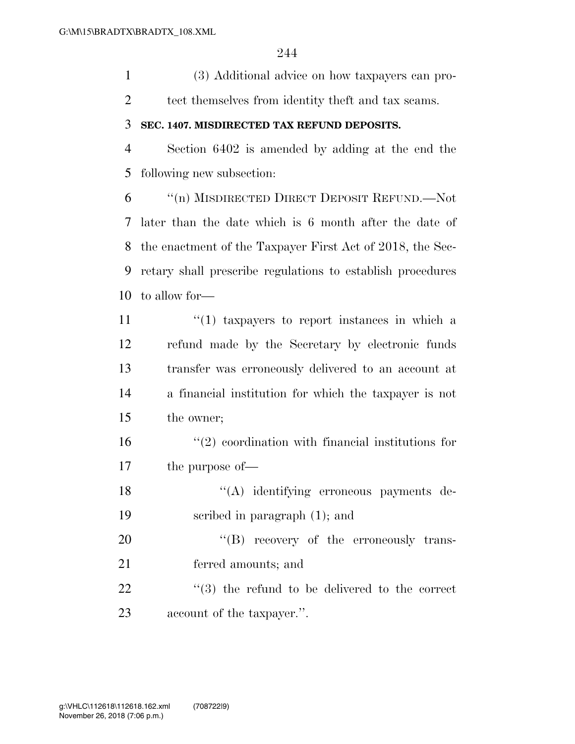(3) Additional advice on how taxpayers can protect themselves from identity theft and tax scams.

**SEC. 1407. MISDIRECTED TAX REFUND DEPOSITS.**

Section 6402 is amended by adding at the end the following new subsection:

"(n) MISDIRECTED DIRECT DEPOSIT REFUND.—Not later than the date which is 6 month after the date of the enactment of the Taxpayer First Act of 2018, the Secretary shall prescribe regulations to establish procedures to allow for—

"(1) taxpayers to report instances in which a refund made by the Secretary by electronic funds transfer was erroneously delivered to an account at a financial institution for which the taxpayer is not the owner;

"(2) coordination with financial institutions for the purpose of—

"(A) identifying erroneous payments described in paragraph (1); and

"(B) recovery of the erroneously transferred amounts; and

"(3) the refund to be delivered to the correct account of the taxpayer.".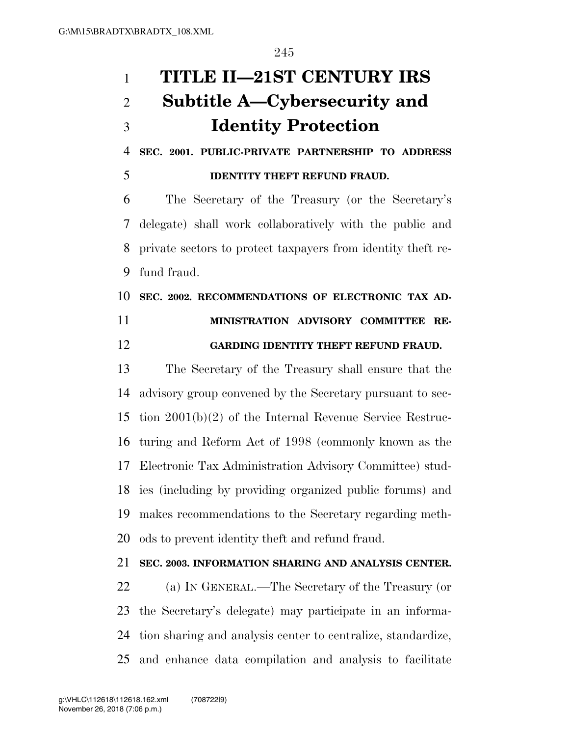# TITLE II—21ST CENTURY IRS

## Subtitle A—Cybersecurity and Identity Protection

### SEC. 2001. PUBLIC-PRIVATE PARTNERSHIP TO ADDRESS IDENTITY THEFT REFUND FRAUD.

The Secretary of the Treasury (or the Secretary's delegate) shall work collaboratively with the public and private sectors to protect taxpayers from identity theft refund fraud.

### SEC. 2002. RECOMMENDATIONS OF ELECTRONIC TAX ADMINISTRATION ADVISORY COMMITTEE REGARDING IDENTITY THEFT REFUND FRAUD.

The Secretary of the Treasury shall ensure that the advisory group convened by the Secretary pursuant to section 2001(b)(2) of the Internal Revenue Service Restructuring and Reform Act of 1998 (commonly known as the Electronic Tax Administration Advisory Committee) studies (including by providing organized public forums) and makes recommendations to the Secretary regarding methods to prevent identity theft and refund fraud.

### SEC. 2003. INFORMATION SHARING AND ANALYSIS CENTER.

(a) IN GENERAL.—The Secretary of the Treasury (or the Secretary's delegate) may participate in an information sharing and analysis center to centralize, standardize, and enhance data compilation and analysis to facilitate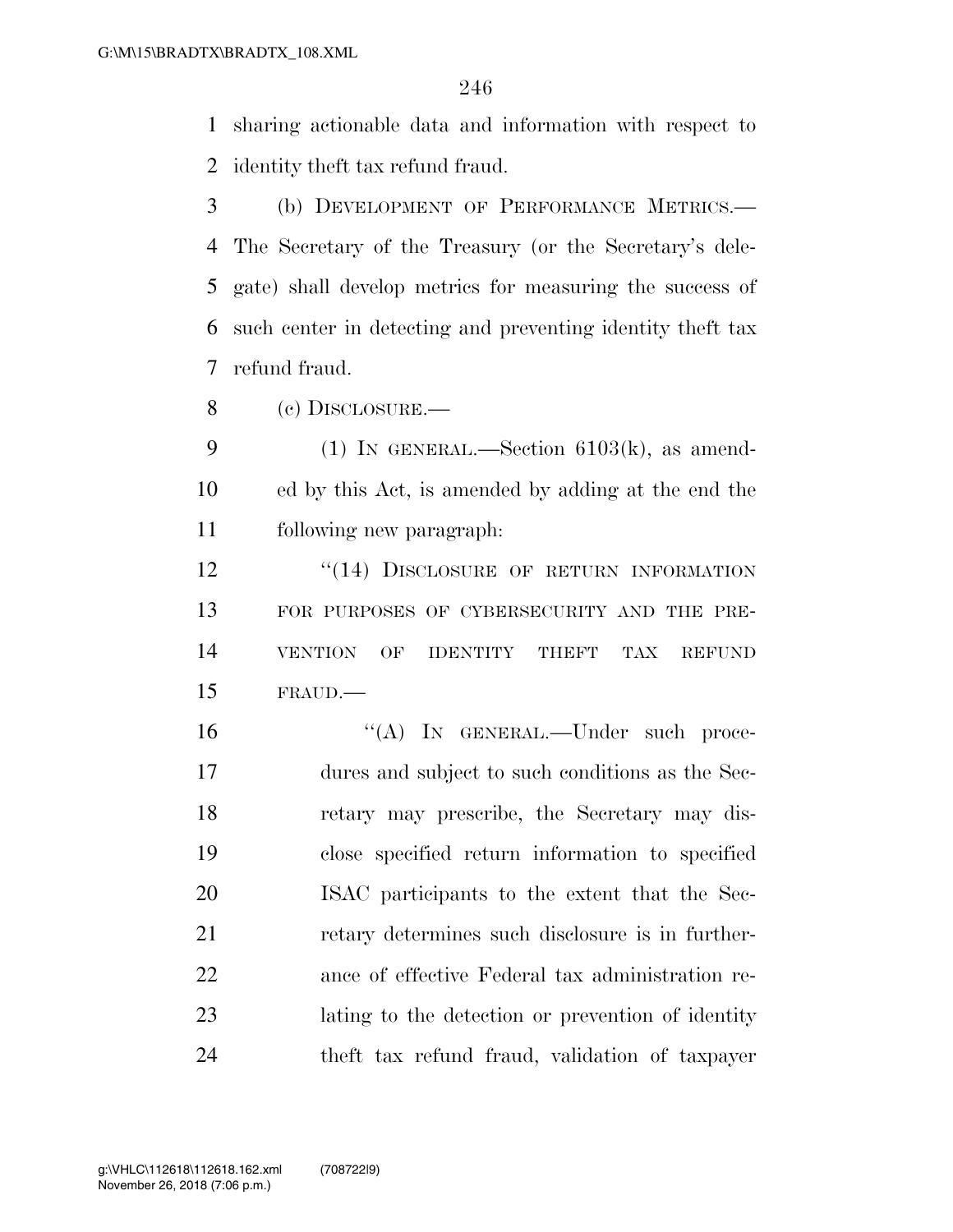sharing actionable data and information with respect to identity theft tax refund fraud.

(b) DEVELOPMENT OF PERFORMANCE METRICS.—The Secretary of the Treasury (or the Secretary's delegate) shall develop metrics for measuring the success of such center in detecting and preventing identity theft tax refund fraud.

(c) DISCLOSURE.—

(1) IN GENERAL.—Section 6103(k), as amended by this Act, is amended by adding at the end the following new paragraph:

"(14) DISCLOSURE OF RETURN INFORMATION FOR PURPOSES OF CYBERSECURITY AND THE PREVENTION OF IDENTITY THEFT TAX REFUND FRAUD.—

"(A) IN GENERAL.—Under such procedures and subject to such conditions as the Secretary may prescribe, the Secretary may disclose specified return information to specified ISAC participants to the extent that the Secretary determines such disclosure is in furtherance of effective Federal tax administration relating to the detection or prevention of identity theft tax refund fraud, validation of taxpayer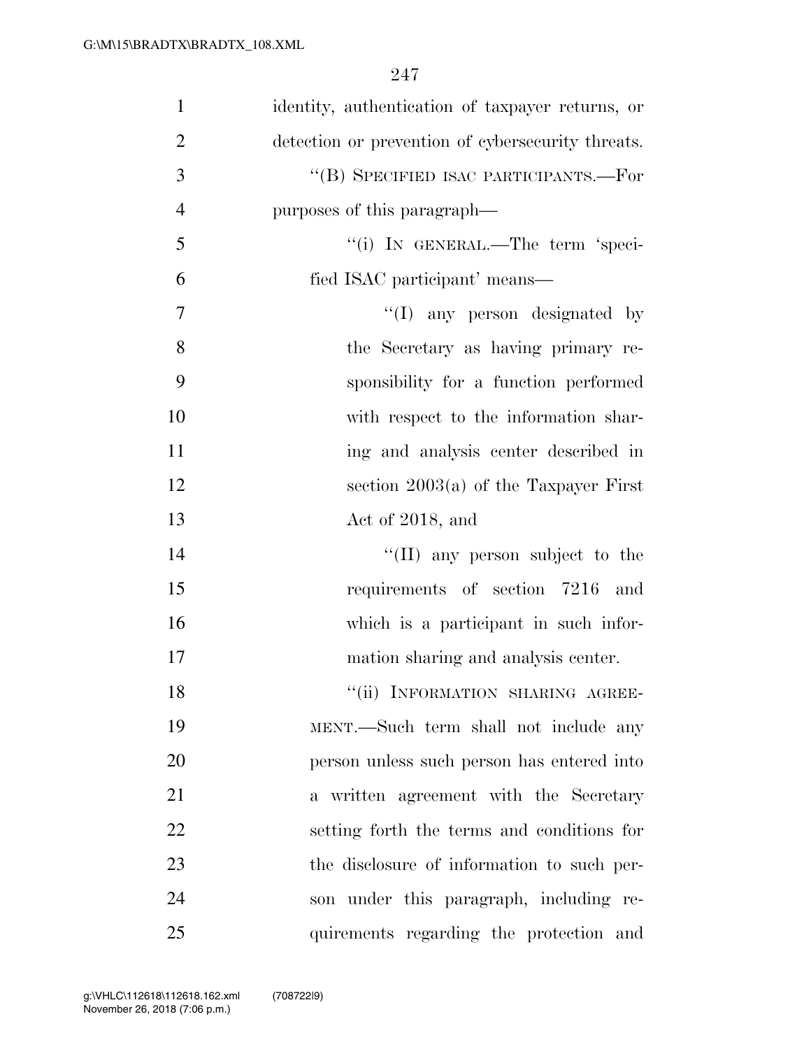identity, authentication of taxpayer returns, or detection or prevention of cybersecurity threats.

''(B) SPECIFIED ISAC PARTICIPANTS.—For purposes of this paragraph—

''(i) IN GENERAL.—The term 'specified ISAC participant' means—

''(I) any person designated by the Secretary as having primary responsibility for a function performed with respect to the information sharing and analysis center described in section 2003(a) of the Taxpayer First Act of 2018, and

''(II) any person subject to the requirements of section 7216 and which is a participant in such information sharing and analysis center.

''(ii) INFORMATION SHARING AGREEMENT.—Such term shall not include any person unless such person has entered into a written agreement with the Secretary setting forth the terms and conditions for the disclosure of information to such person under this paragraph, including requirements regarding the protection and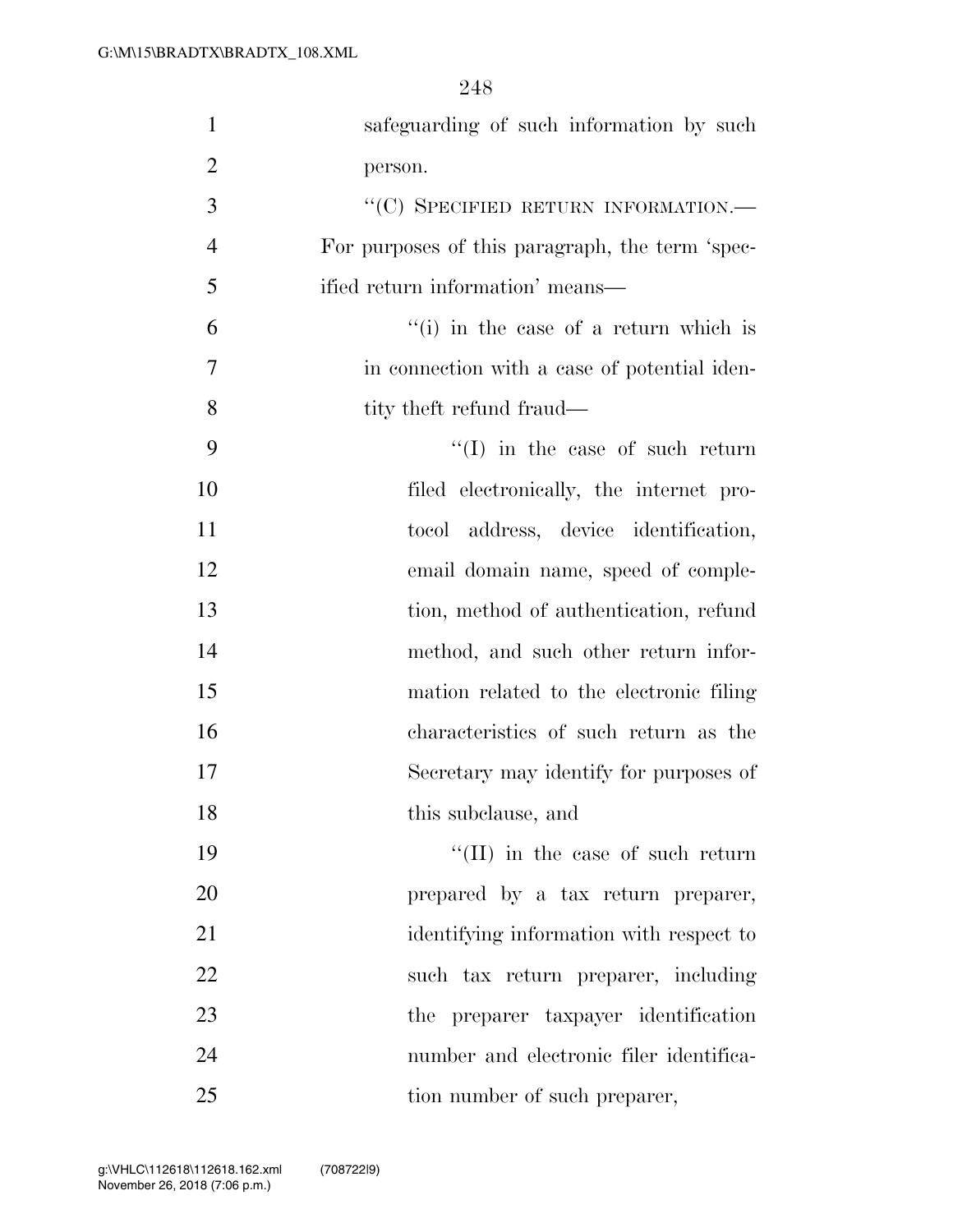safeguarding of such information by such person.

"(C) SPECIFIED RETURN INFORMATION.—For purposes of this paragraph, the term 'specified return information' means—

"(i) in the case of a return which is in connection with a case of potential identity theft refund fraud—

"(I) in the case of such return filed electronically, the internet protocol address, device identification, email domain name, speed of completion, method of authentication, refund method, and such other return information related to the electronic filing characteristics of such return as the Secretary may identify for purposes of this subclause, and

"(II) in the case of such return prepared by a tax return preparer, identifying information with respect to such tax return preparer, including the preparer taxpayer identification number and electronic filer identification number of such preparer,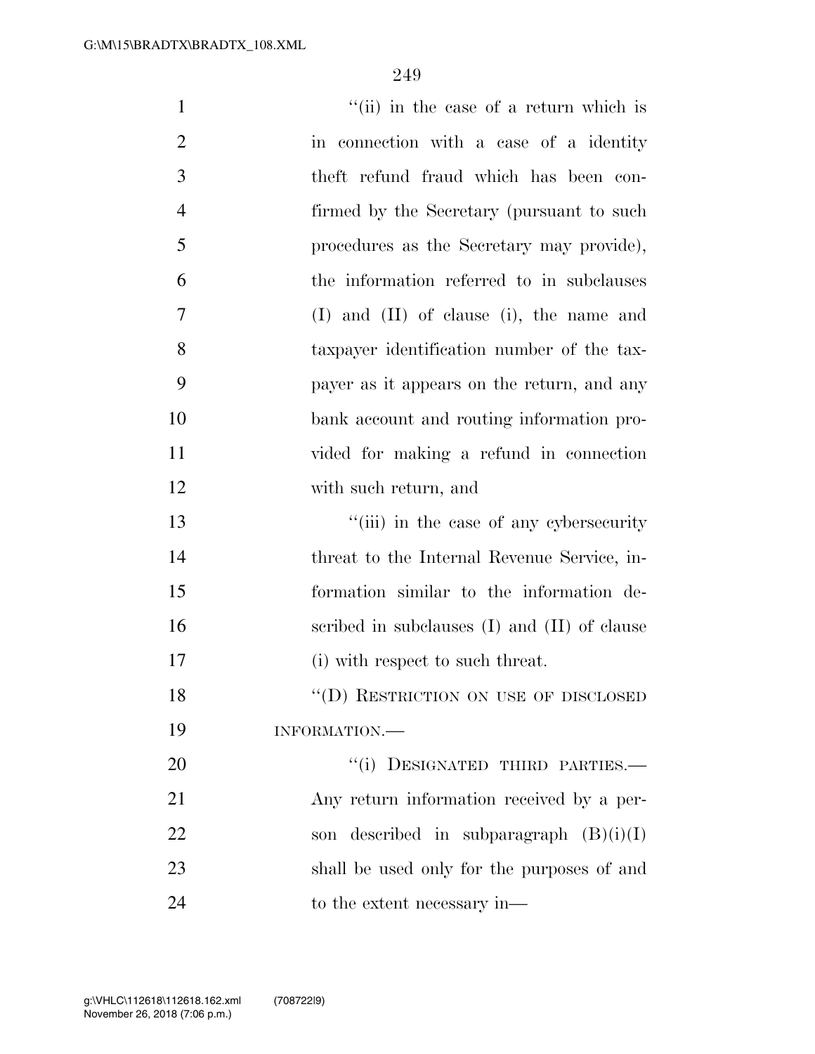''(ii) in the case of a return which is in connection with a case of a identity theft refund fraud which has been confirmed by the Secretary (pursuant to such procedures as the Secretary may provide), the information referred to in subclauses (I) and (II) of clause (i), the name and taxpayer identification number of the taxpayer as it appears on the return, and any bank account and routing information provided for making a refund in connection with such return, and

''(iii) in the case of any cybersecurity threat to the Internal Revenue Service, information similar to the information described in subclauses (I) and (II) of clause (i) with respect to such threat.

''(D) RESTRICTION ON USE OF DISCLOSED INFORMATION.—

''(i) DESIGNATED THIRD PARTIES.— Any return information received by a person described in subparagraph (B)(i)(I) shall be used only for the purposes of and to the extent necessary in—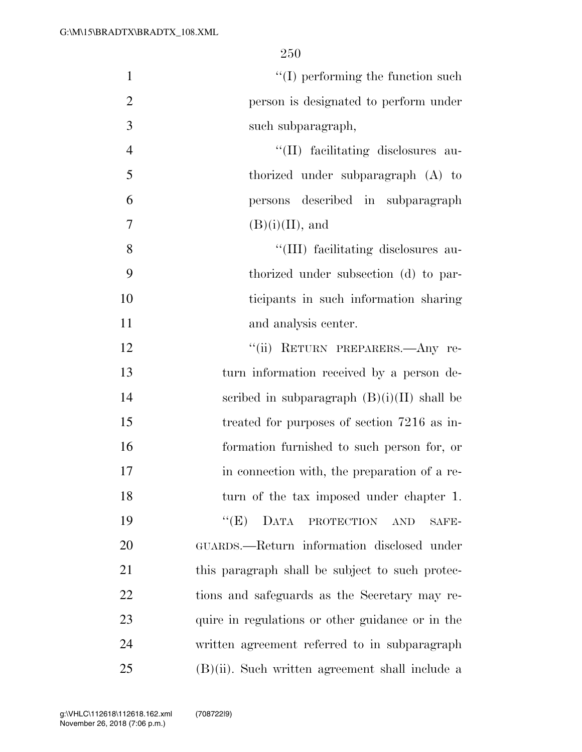''(I) performing the function such person is designated to perform under such subparagraph,

''(II) facilitating disclosures authorized under subparagraph (A) to persons described in subparagraph (B)(i)(II), and

''(III) facilitating disclosures authorized under subsection (d) to participants in such information sharing and analysis center.

''(ii) RETURN PREPARERS.—Any return information received by a person described in subparagraph (B)(i)(II) shall be treated for purposes of section 7216 as information furnished to such person for, or in connection with, the preparation of a return of the tax imposed under chapter 1.

''(E) DATA PROTECTION AND SAFEGUARDS.—Return information disclosed under this paragraph shall be subject to such protections and safeguards as the Secretary may require in regulations or other guidance or in the written agreement referred to in subparagraph (B)(ii). Such written agreement shall include a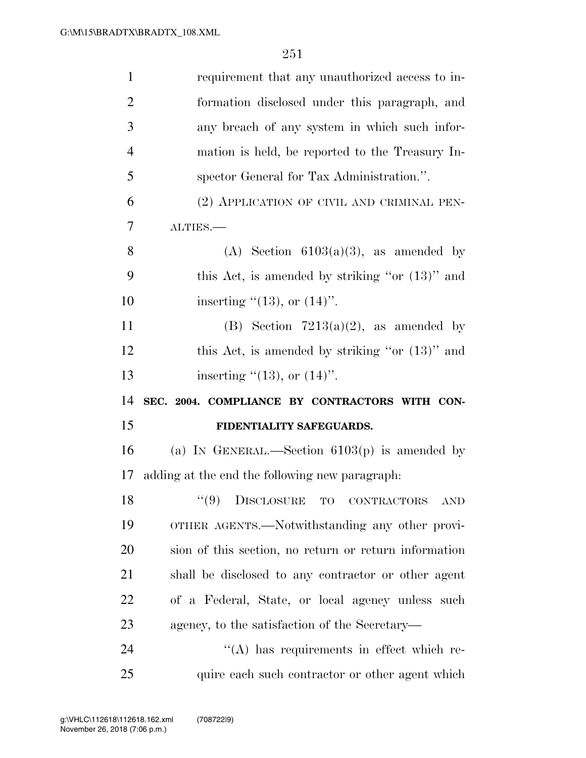requirement that any unauthorized access to information disclosed under this paragraph, and any breach of any system in which such information is held, be reported to the Treasury Inspector General for Tax Administration.''.

(2) APPLICATION OF CIVIL AND CRIMINAL PENALTIES.—

(A) Section 6103(a)(3), as amended by this Act, is amended by striking ''or (13)'' and inserting ''(13), or (14)''.

(B) Section 7213(a)(2), as amended by this Act, is amended by striking ''or (13)'' and inserting ''(13), or (14)''.

**SEC. 2004. COMPLIANCE BY CONTRACTORS WITH CONFIDENTIALITY SAFEGUARDS.**

(a) IN GENERAL.—Section 6103(p) is amended by adding at the end the following new paragraph:

''(9) DISCLOSURE TO CONTRACTORS AND OTHER AGENTS.—Notwithstanding any other provision of this section, no return or return information shall be disclosed to any contractor or other agent of a Federal, State, or local agency unless such agency, to the satisfaction of the Secretary—

''(A) has requirements in effect which require each such contractor or other agent which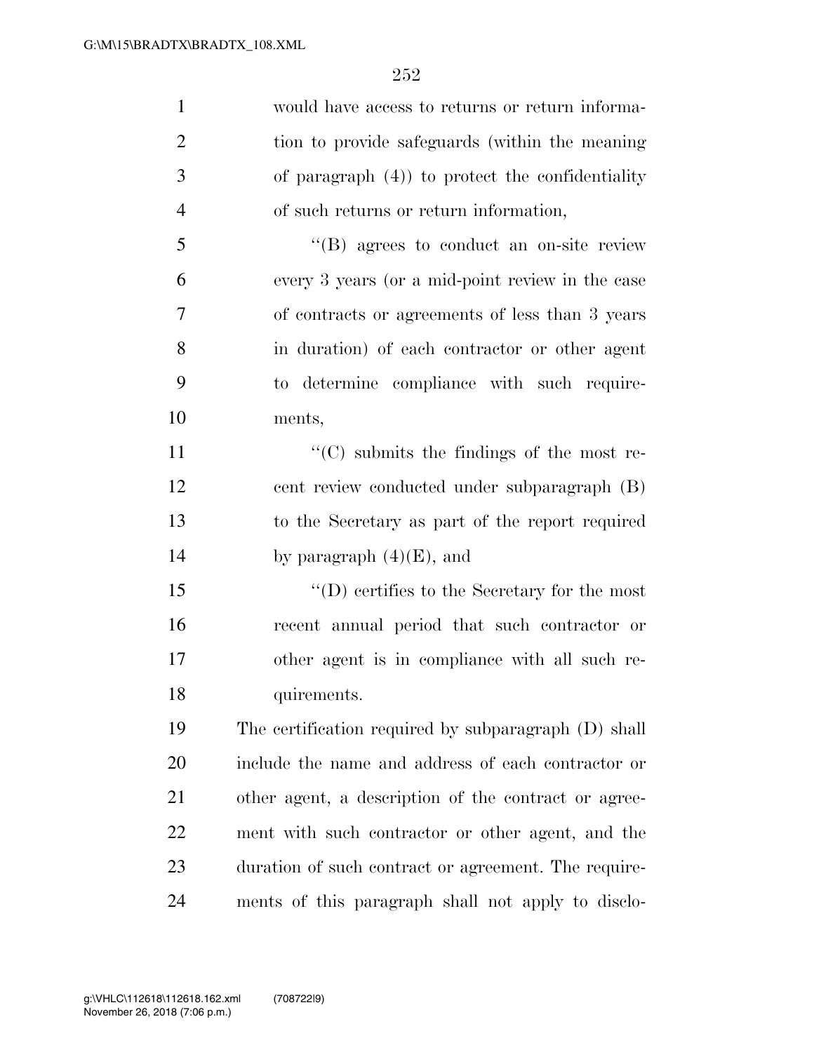would have access to returns or return information to provide safeguards (within the meaning of paragraph (4)) to protect the confidentiality of such returns or return information,

''(B) agrees to conduct an on-site review every 3 years (or a mid-point review in the case of contracts or agreements of less than 3 years in duration) of each contractor or other agent to determine compliance with such requirements,

''(C) submits the findings of the most recent review conducted under subparagraph (B) to the Secretary as part of the report required by paragraph (4)(E), and

''(D) certifies to the Secretary for the most recent annual period that such contractor or other agent is in compliance with all such requirements.

The certification required by subparagraph (D) shall include the name and address of each contractor or other agent, a description of the contract or agreement with such contractor or other agent, and the duration of such contract or agreement. The requirements of this paragraph shall not apply to disclo-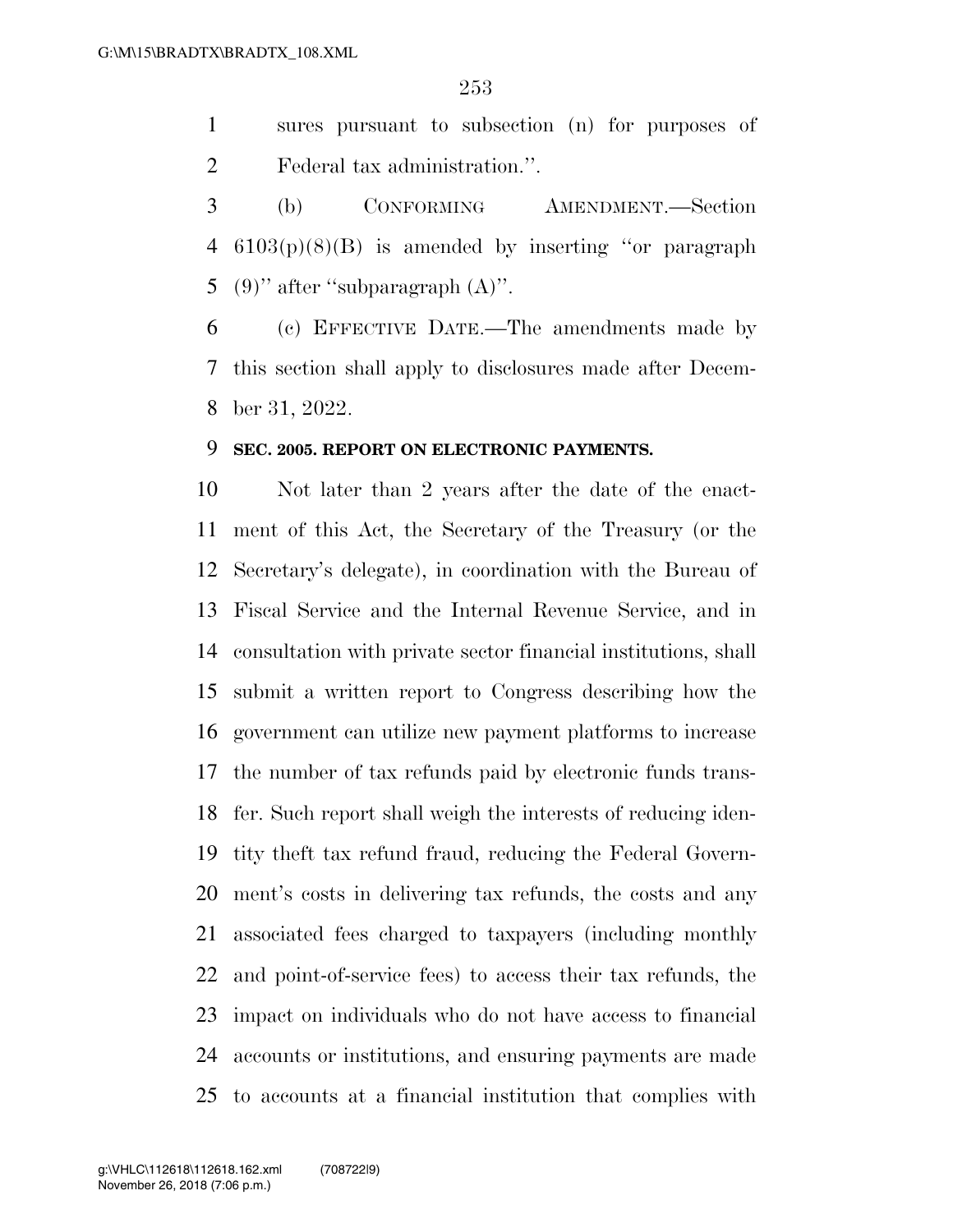sures pursuant to subsection (n) for purposes of Federal tax administration.''.

(b) CONFORMING AMENDMENT.—Section 6103(p)(8)(B) is amended by inserting ''or paragraph (9)'' after ''subparagraph (A)''.

(c) EFFECTIVE DATE.—The amendments made by this section shall apply to disclosures made after December 31, 2022.

**SEC. 2005. REPORT ON ELECTRONIC PAYMENTS.**

Not later than 2 years after the date of the enactment of this Act, the Secretary of the Treasury (or the Secretary's delegate), in coordination with the Bureau of Fiscal Service and the Internal Revenue Service, and in consultation with private sector financial institutions, shall submit a written report to Congress describing how the government can utilize new payment platforms to increase the number of tax refunds paid by electronic funds transfer. Such report shall weigh the interests of reducing identity theft tax refund fraud, reducing the Federal Government's costs in delivering tax refunds, the costs and any associated fees charged to taxpayers (including monthly and point-of-service fees) to access their tax refunds, the impact on individuals who do not have access to financial accounts or institutions, and ensuring payments are made to accounts at a financial institution that complies with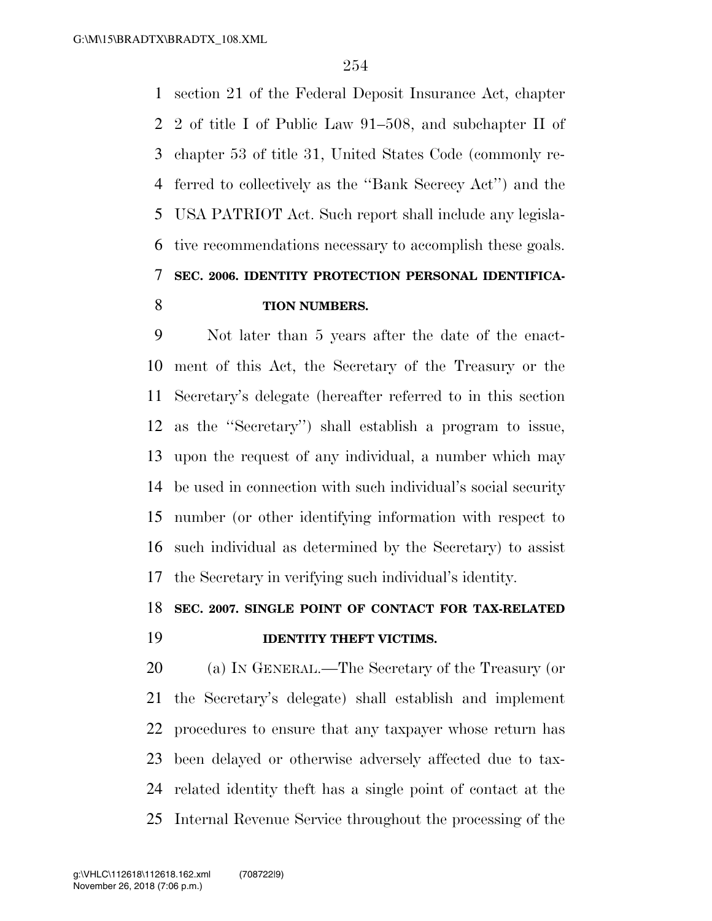section 21 of the Federal Deposit Insurance Act, chapter 2 of title I of Public Law 91–508, and subchapter II of chapter 53 of title 31, United States Code (commonly referred to collectively as the ''Bank Secrecy Act'') and the USA PATRIOT Act. Such report shall include any legislative recommendations necessary to accomplish these goals.

**SEC. 2006. IDENTITY PROTECTION PERSONAL IDENTIFICATION NUMBERS.**

Not later than 5 years after the date of the enactment of this Act, the Secretary of the Treasury or the Secretary's delegate (hereafter referred to in this section as the ''Secretary'') shall establish a program to issue, upon the request of any individual, a number which may be used in connection with such individual's social security number (or other identifying information with respect to such individual as determined by the Secretary) to assist the Secretary in verifying such individual's identity.

**SEC. 2007. SINGLE POINT OF CONTACT FOR TAX-RELATED IDENTITY THEFT VICTIMS.**

(a) IN GENERAL.—The Secretary of the Treasury (or the Secretary's delegate) shall establish and implement procedures to ensure that any taxpayer whose return has been delayed or otherwise adversely affected due to tax-related identity theft has a single point of contact at the Internal Revenue Service throughout the processing of the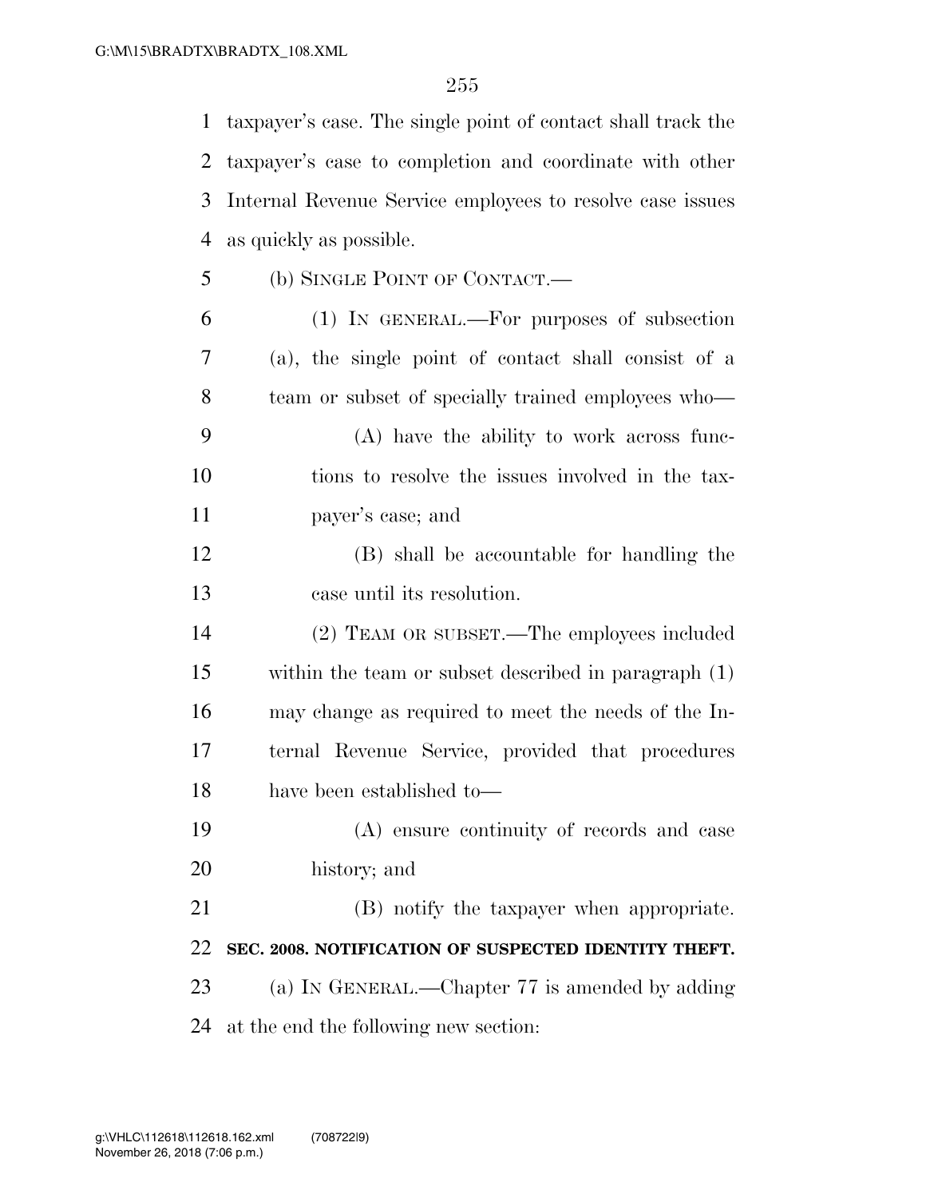taxpayer's case. The single point of contact shall track the taxpayer's case to completion and coordinate with other Internal Revenue Service employees to resolve case issues as quickly as possible.

(b) SINGLE POINT OF CONTACT.—

(1) IN GENERAL.—For purposes of subsection (a), the single point of contact shall consist of a team or subset of specially trained employees who—

(A) have the ability to work across functions to resolve the issues involved in the taxpayer's case; and

(B) shall be accountable for handling the case until its resolution.

(2) TEAM OR SUBSET.—The employees included within the team or subset described in paragraph (1) may change as required to meet the needs of the Internal Revenue Service, provided that procedures have been established to—

(A) ensure continuity of records and case history; and

(B) notify the taxpayer when appropriate.

**SEC. 2008. NOTIFICATION OF SUSPECTED IDENTITY THEFT.**

(a) IN GENERAL.—Chapter 77 is amended by adding at the end the following new section: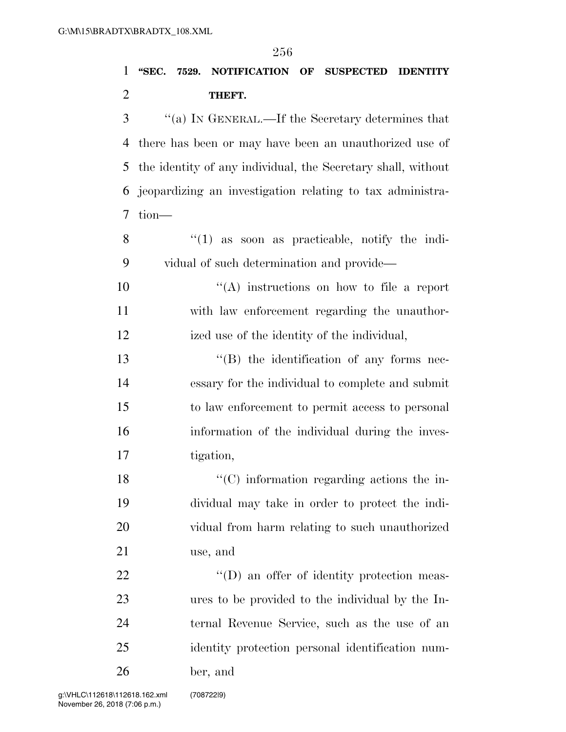**"SEC. 7529. NOTIFICATION OF SUSPECTED IDENTITY THEFT.**

"(a) IN GENERAL.—If the Secretary determines that there has been or may have been an unauthorized use of the identity of any individual, the Secretary shall, without jeopardizing an investigation relating to tax administration—

"(1) as soon as practicable, notify the individual of such determination and provide—

"(A) instructions on how to file a report with law enforcement regarding the unauthorized use of the identity of the individual,

"(B) the identification of any forms necessary for the individual to complete and submit to law enforcement to permit access to personal information of the individual during the investigation,

"(C) information regarding actions the individual may take in order to protect the individual from harm relating to such unauthorized use, and

"(D) an offer of identity protection measures to be provided to the individual by the Internal Revenue Service, such as the use of an identity protection personal identification number, and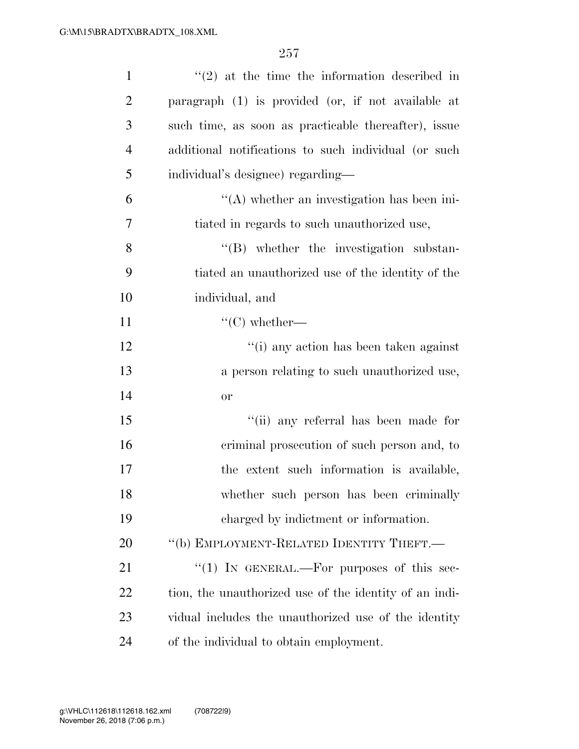''(2) at the time the information described in paragraph (1) is provided (or, if not available at such time, as soon as practicable thereafter), issue additional notifications to such individual (or such individual's designee) regarding—

''(A) whether an investigation has been initiated in regards to such unauthorized use,

''(B) whether the investigation substantiated an unauthorized use of the identity of the individual, and

''(C) whether—

''(i) any action has been taken against a person relating to such unauthorized use, or

''(ii) any referral has been made for criminal prosecution of such person and, to the extent such information is available, whether such person has been criminally charged by indictment or information.

''(b) EMPLOYMENT-RELATED IDENTITY THEFT.—

''(1) IN GENERAL.—For purposes of this section, the unauthorized use of the identity of an individual includes the unauthorized use of the identity of the individual to obtain employment.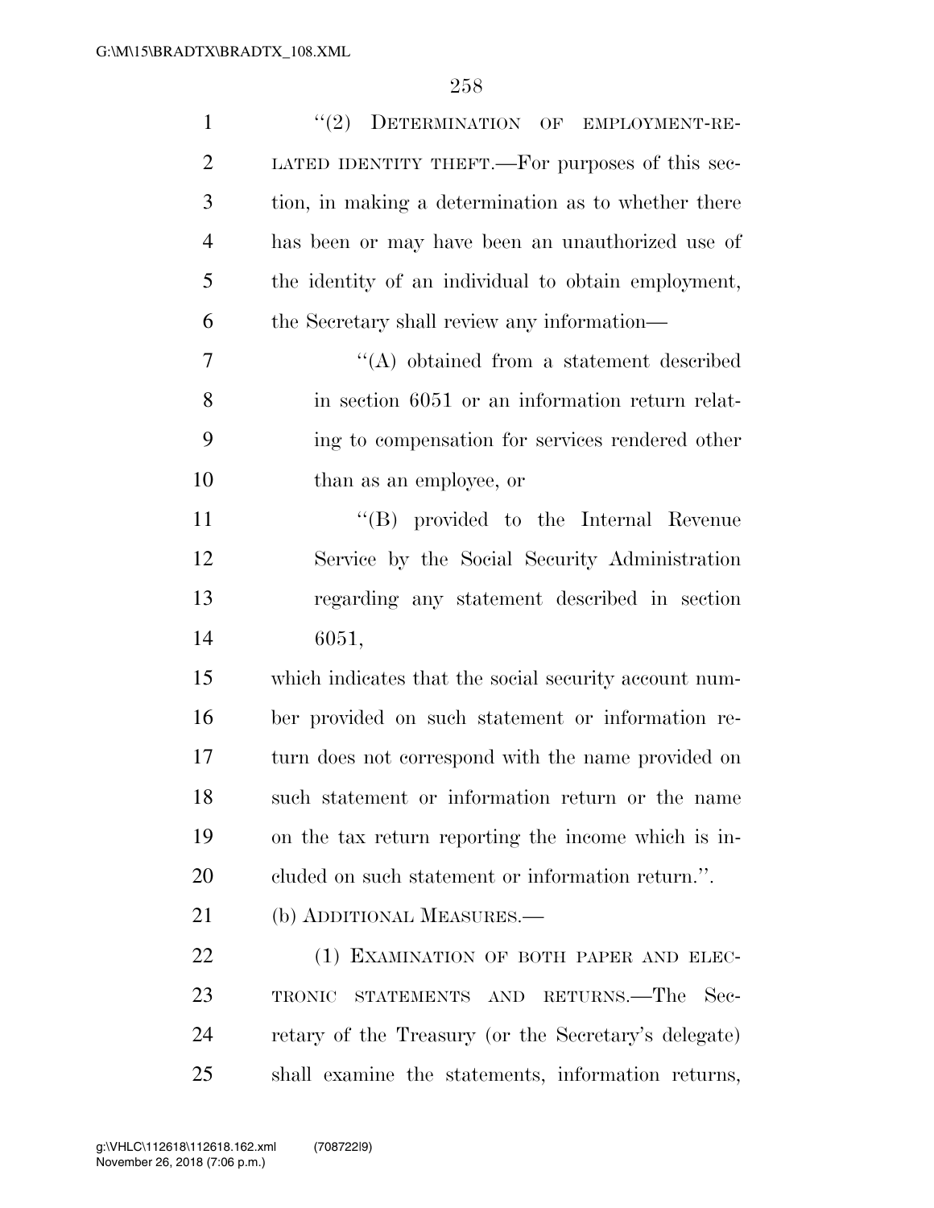"(2) DETERMINATION OF EMPLOYMENT-RELATED IDENTITY THEFT.—For purposes of this section, in making a determination as to whether there has been or may have been an unauthorized use of the identity of an individual to obtain employment, the Secretary shall review any information—

"(A) obtained from a statement described in section 6051 or an information return relating to compensation for services rendered other than as an employee, or

"(B) provided to the Internal Revenue Service by the Social Security Administration regarding any statement described in section 6051,

which indicates that the social security account number provided on such statement or information return does not correspond with the name provided on such statement or information return or the name on the tax return reporting the income which is included on such statement or information return.".

(b) ADDITIONAL MEASURES.—

(1) EXAMINATION OF BOTH PAPER AND ELECTRONIC STATEMENTS AND RETURNS.—The Secretary of the Treasury (or the Secretary's delegate) shall examine the statements, information returns,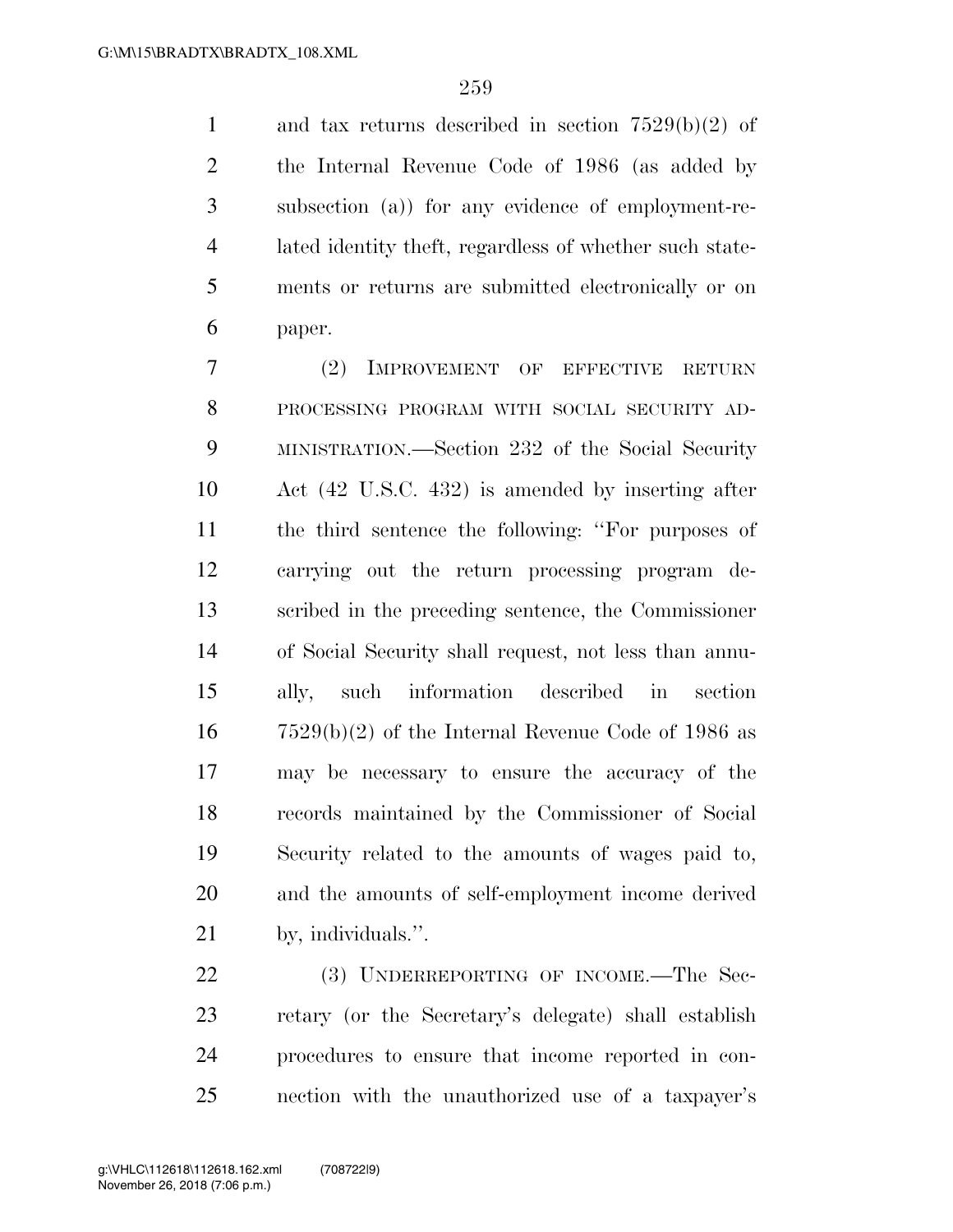and tax returns described in section 7529(b)(2) of the Internal Revenue Code of 1986 (as added by subsection (a)) for any evidence of employment-related identity theft, regardless of whether such statements or returns are submitted electronically or on paper.

(2) IMPROVEMENT OF EFFECTIVE RETURN PROCESSING PROGRAM WITH SOCIAL SECURITY ADMINISTRATION.—Section 232 of the Social Security Act (42 U.S.C. 432) is amended by inserting after the third sentence the following: ''For purposes of carrying out the return processing program described in the preceding sentence, the Commissioner of Social Security shall request, not less than annually, such information described in section 7529(b)(2) of the Internal Revenue Code of 1986 as may be necessary to ensure the accuracy of the records maintained by the Commissioner of Social Security related to the amounts of wages paid to, and the amounts of self-employment income derived by, individuals.''.

(3) UNDERREPORTING OF INCOME.—The Secretary (or the Secretary's delegate) shall establish procedures to ensure that income reported in connection with the unauthorized use of a taxpayer's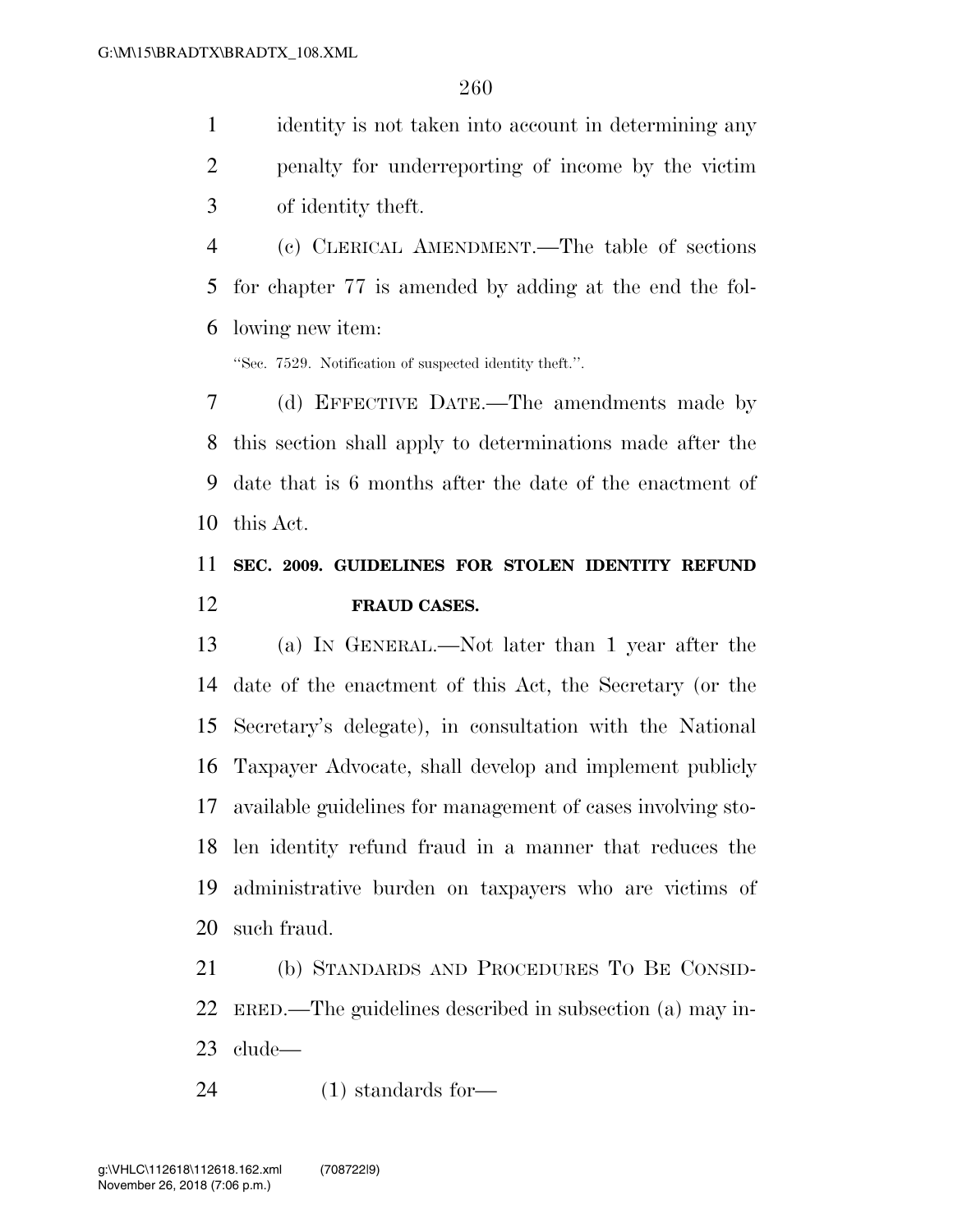identity is not taken into account in determining any penalty for underreporting of income by the victim of identity theft.

(c) CLERICAL AMENDMENT.—The table of sections for chapter 77 is amended by adding at the end the following new item:

"Sec. 7529. Notification of suspected identity theft.".

(d) EFFECTIVE DATE.—The amendments made by this section shall apply to determinations made after the date that is 6 months after the date of the enactment of this Act.

**SEC. 2009. GUIDELINES FOR STOLEN IDENTITY REFUND FRAUD CASES.**

(a) IN GENERAL.—Not later than 1 year after the date of the enactment of this Act, the Secretary (or the Secretary's delegate), in consultation with the National Taxpayer Advocate, shall develop and implement publicly available guidelines for management of cases involving stolen identity refund fraud in a manner that reduces the administrative burden on taxpayers who are victims of such fraud.

(b) STANDARDS AND PROCEDURES TO BE CONSIDERED.—The guidelines described in subsection (a) may include—

(1) standards for—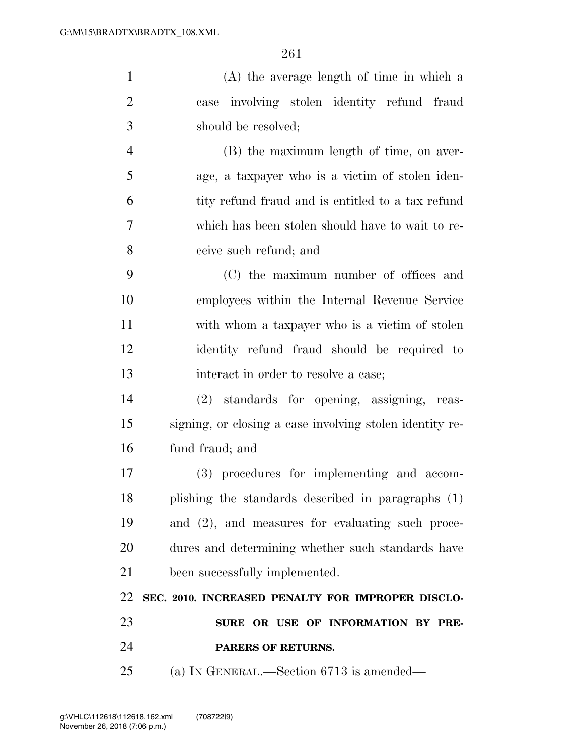(A) the average length of time in which a case involving stolen identity refund fraud should be resolved;

(B) the maximum length of time, on average, a taxpayer who is a victim of stolen identity refund fraud and is entitled to a tax refund which has been stolen should have to wait to receive such refund; and

(C) the maximum number of offices and employees within the Internal Revenue Service with whom a taxpayer who is a victim of stolen identity refund fraud should be required to interact in order to resolve a case;

(2) standards for opening, assigning, reassigning, or closing a case involving stolen identity refund fraud; and

(3) procedures for implementing and accomplishing the standards described in paragraphs (1) and (2), and measures for evaluating such procedures and determining whether such standards have been successfully implemented.

**SEC. 2010. INCREASED PENALTY FOR IMPROPER DISCLOSURE OR USE OF INFORMATION BY PREPARERS OF RETURNS.**

(a) IN GENERAL.—Section 6713 is amended—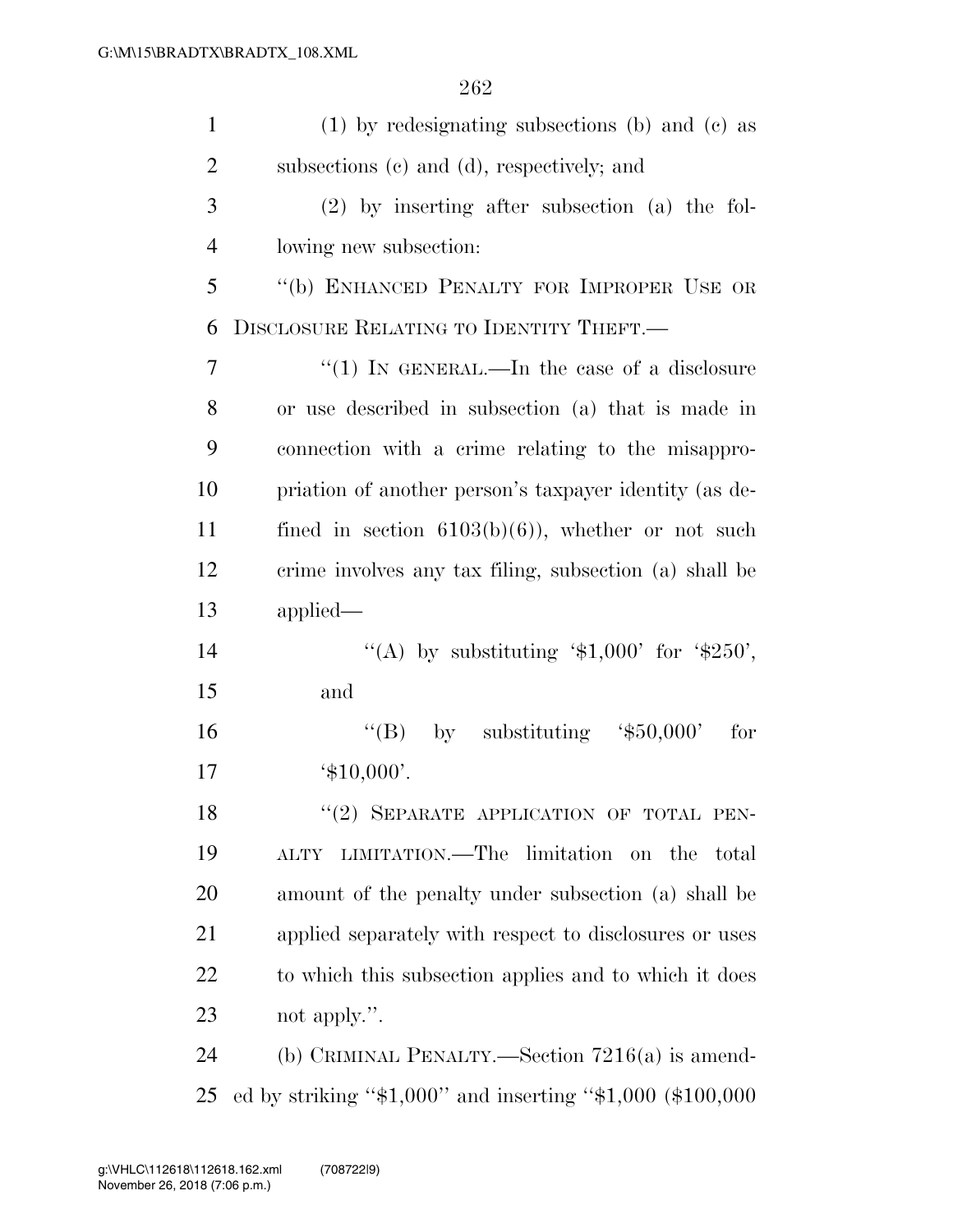(1) by redesignating subsections (b) and (c) as subsections (c) and (d), respectively; and

(2) by inserting after subsection (a) the following new subsection:

"(b) ENHANCED PENALTY FOR IMPROPER USE OR DISCLOSURE RELATING TO IDENTITY THEFT.—

"(1) IN GENERAL.—In the case of a disclosure or use described in subsection (a) that is made in connection with a crime relating to the misappropriation of another person's taxpayer identity (as defined in section 6103(b)(6)), whether or not such crime involves any tax filing, subsection (a) shall be applied—

"(A) by substituting '$1,000' for '$250', and

"(B) by substituting '$50,000' for '$10,000'.

"(2) SEPARATE APPLICATION OF TOTAL PENALTY LIMITATION.—The limitation on the total amount of the penalty under subsection (a) shall be applied separately with respect to disclosures or uses to which this subsection applies and to which it does not apply.".

(b) CRIMINAL PENALTY.—Section 7216(a) is amended by striking "$1,000" and inserting "$1,000 ($100,000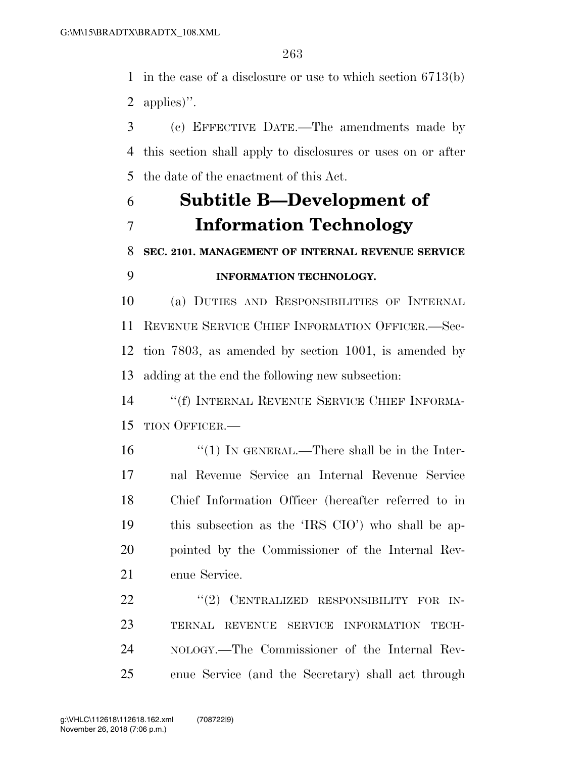in the case of a disclosure or use to which section 6713(b) applies)''.

(c) EFFECTIVE DATE.—The amendments made by this section shall apply to disclosures or uses on or after the date of the enactment of this Act.

## Subtitle B—Development of Information Technology

### SEC. 2101. MANAGEMENT OF INTERNAL REVENUE SERVICE INFORMATION TECHNOLOGY.

(a) DUTIES AND RESPONSIBILITIES OF INTERNAL REVENUE SERVICE CHIEF INFORMATION OFFICER.—Section 7803, as amended by section 1001, is amended by adding at the end the following new subsection:

''(f) INTERNAL REVENUE SERVICE CHIEF INFORMATION OFFICER.—

''(1) IN GENERAL.—There shall be in the Internal Revenue Service an Internal Revenue Service Chief Information Officer (hereafter referred to in this subsection as the 'IRS CIO') who shall be appointed by the Commissioner of the Internal Revenue Service.

''(2) CENTRALIZED RESPONSIBILITY FOR INTERNAL REVENUE SERVICE INFORMATION TECHNOLOGY.—The Commissioner of the Internal Revenue Service (and the Secretary) shall act through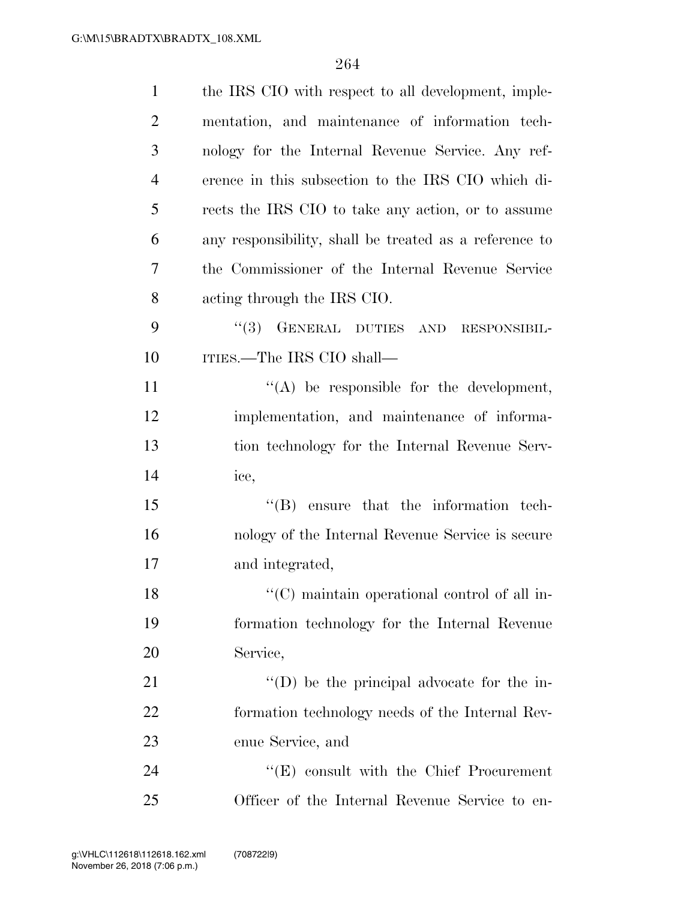the IRS CIO with respect to all development, implementation, and maintenance of information technology for the Internal Revenue Service. Any reference in this subsection to the IRS CIO which directs the IRS CIO to take any action, or to assume any responsibility, shall be treated as a reference to the Commissioner of the Internal Revenue Service acting through the IRS CIO.

''(3) GENERAL DUTIES AND RESPONSIBILITIES.—The IRS CIO shall—

''(A) be responsible for the development, implementation, and maintenance of information technology for the Internal Revenue Service,

''(B) ensure that the information technology of the Internal Revenue Service is secure and integrated,

''(C) maintain operational control of all information technology for the Internal Revenue Service,

''(D) be the principal advocate for the information technology needs of the Internal Revenue Service, and

''(E) consult with the Chief Procurement Officer of the Internal Revenue Service to en-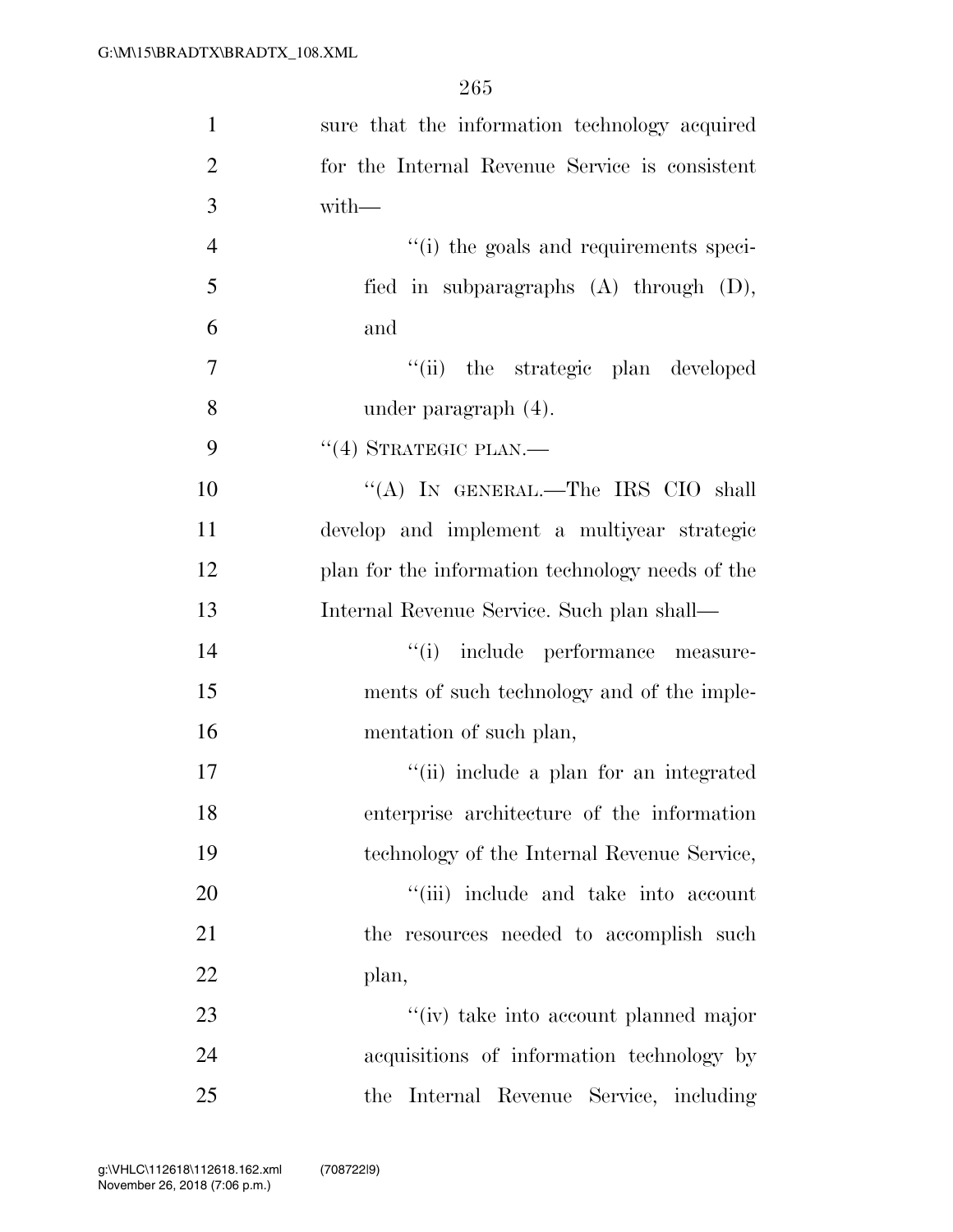sure that the information technology acquired for the Internal Revenue Service is consistent with—

''(i) the goals and requirements specified in subparagraphs (A) through (D), and

''(ii) the strategic plan developed under paragraph (4).

''(4) STRATEGIC PLAN.—

''(A) IN GENERAL.—The IRS CIO shall develop and implement a multiyear strategic plan for the information technology needs of the Internal Revenue Service. Such plan shall—

''(i) include performance measurements of such technology and of the implementation of such plan,

''(ii) include a plan for an integrated enterprise architecture of the information technology of the Internal Revenue Service,

''(iii) include and take into account the resources needed to accomplish such plan,

''(iv) take into account planned major acquisitions of information technology by the Internal Revenue Service, including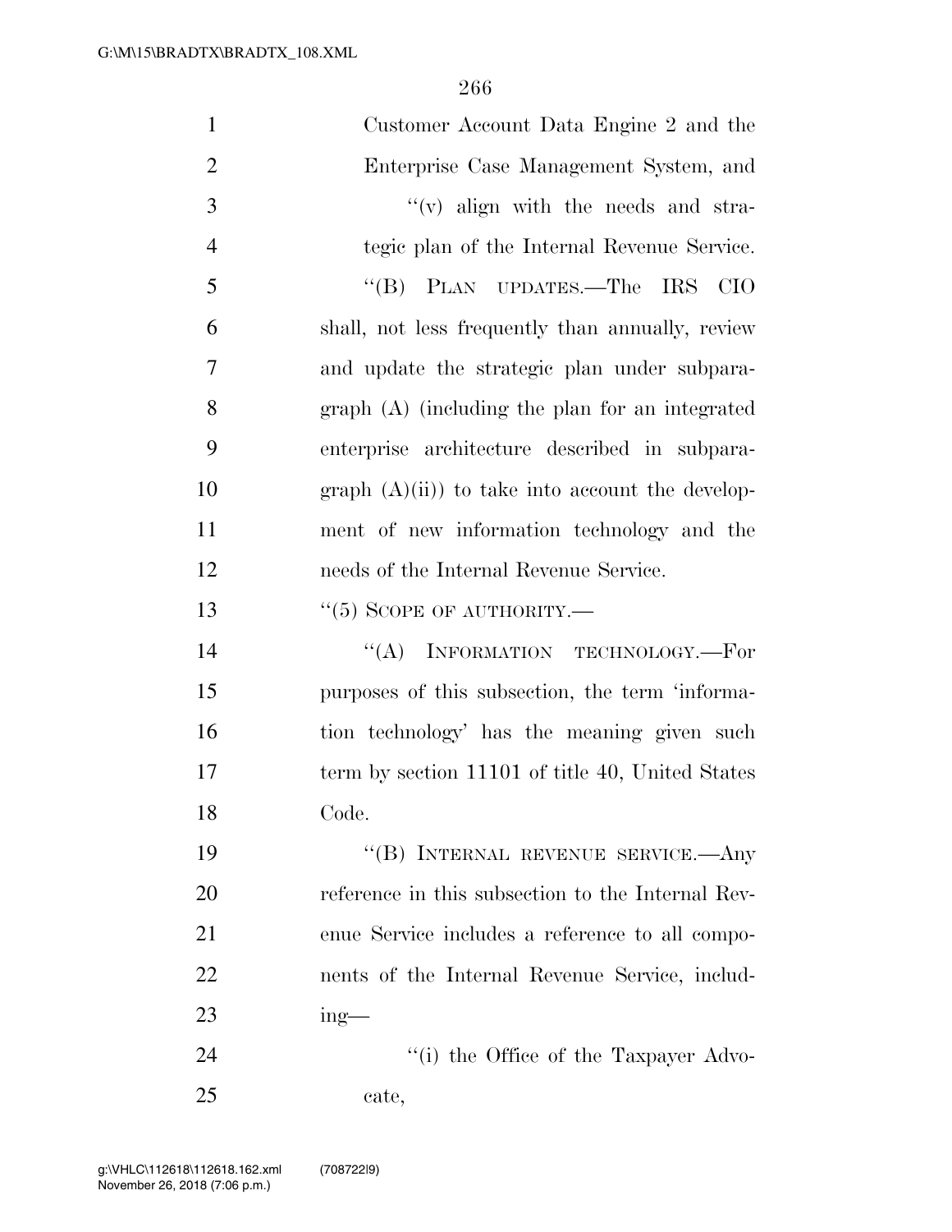Customer Account Data Engine 2 and the Enterprise Case Management System, and

"(v) align with the needs and strategic plan of the Internal Revenue Service.

"(B) PLAN UPDATES.—The IRS CIO shall, not less frequently than annually, review and update the strategic plan under subparagraph (A) (including the plan for an integrated enterprise architecture described in subparagraph (A)(ii)) to take into account the development of new information technology and the needs of the Internal Revenue Service.

"(5) SCOPE OF AUTHORITY.—

"(A) INFORMATION TECHNOLOGY.—For purposes of this subsection, the term 'information technology' has the meaning given such term by section 11101 of title 40, United States Code.

"(B) INTERNAL REVENUE SERVICE.—Any reference in this subsection to the Internal Revenue Service includes a reference to all components of the Internal Revenue Service, including—

"(i) the Office of the Taxpayer Advocate,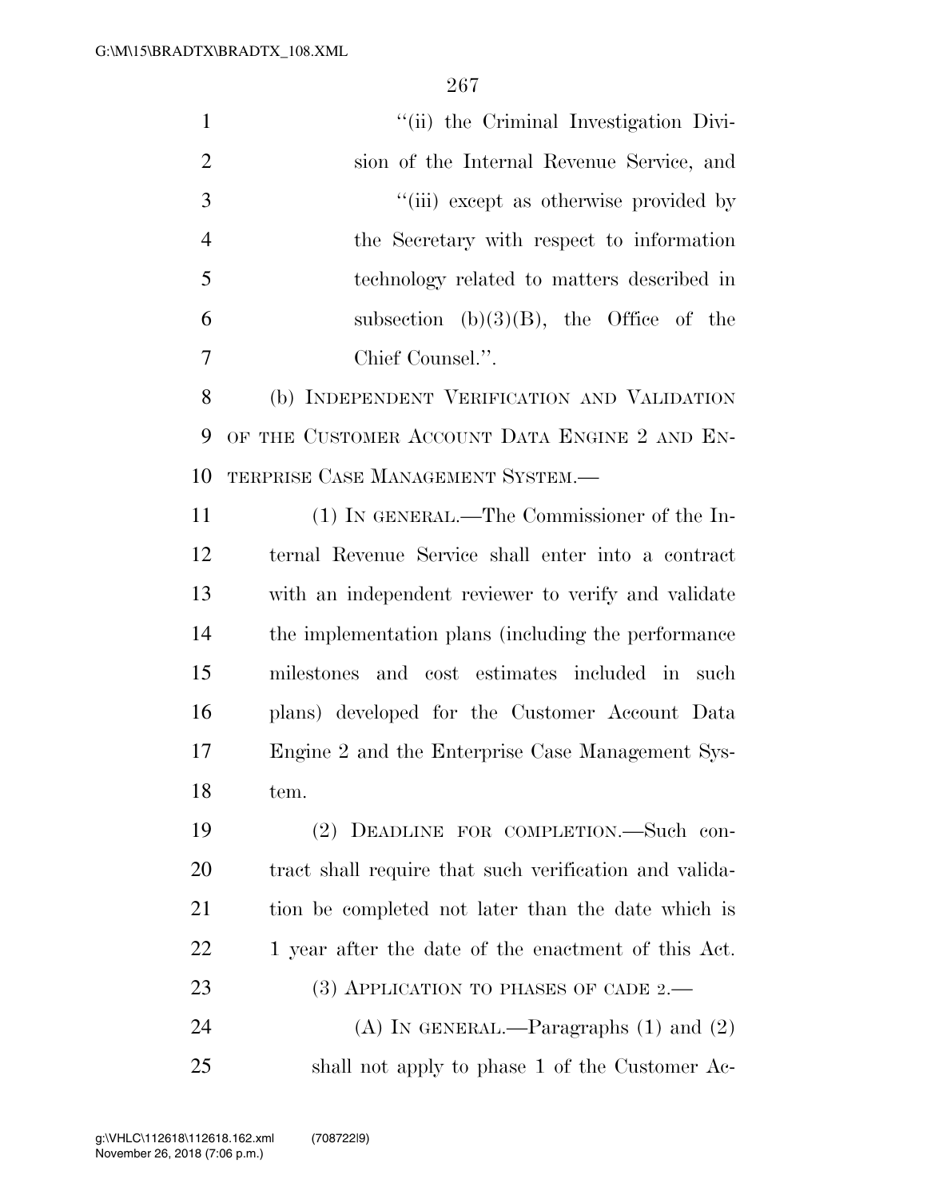"(ii) the Criminal Investigation Division of the Internal Revenue Service, and

"(iii) except as otherwise provided by the Secretary with respect to information technology related to matters described in subsection (b)(3)(B), the Office of the Chief Counsel.".

(b) INDEPENDENT VERIFICATION AND VALIDATION OF THE CUSTOMER ACCOUNT DATA ENGINE 2 AND ENTERPRISE CASE MANAGEMENT SYSTEM.—

(1) IN GENERAL.—The Commissioner of the Internal Revenue Service shall enter into a contract with an independent reviewer to verify and validate the implementation plans (including the performance milestones and cost estimates included in such plans) developed for the Customer Account Data Engine 2 and the Enterprise Case Management System.

(2) DEADLINE FOR COMPLETION.—Such contract shall require that such verification and validation be completed not later than the date which is 1 year after the date of the enactment of this Act.

(3) APPLICATION TO PHASES OF CADE 2.—

(A) IN GENERAL.—Paragraphs (1) and (2) shall not apply to phase 1 of the Customer Ac-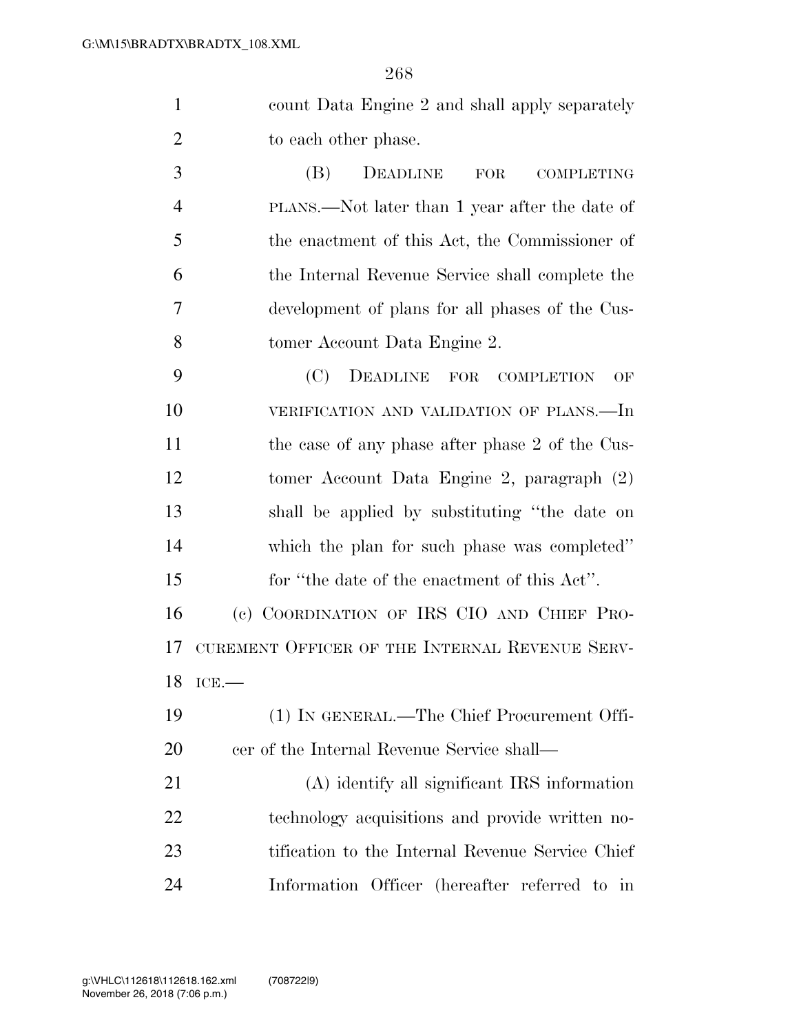count Data Engine 2 and shall apply separately to each other phase.

(B) DEADLINE FOR COMPLETING PLANS.—Not later than 1 year after the date of the enactment of this Act, the Commissioner of the Internal Revenue Service shall complete the development of plans for all phases of the Customer Account Data Engine 2.

(C) DEADLINE FOR COMPLETION OF VERIFICATION AND VALIDATION OF PLANS.—In the case of any phase after phase 2 of the Customer Account Data Engine 2, paragraph (2) shall be applied by substituting "the date on which the plan for such phase was completed" for "the date of the enactment of this Act".

(c) COORDINATION OF IRS CIO AND CHIEF PROCUREMENT OFFICER OF THE INTERNAL REVENUE SERVICE.—

(1) IN GENERAL.—The Chief Procurement Officer of the Internal Revenue Service shall—

(A) identify all significant IRS information technology acquisitions and provide written notification to the Internal Revenue Service Chief Information Officer (hereafter referred to in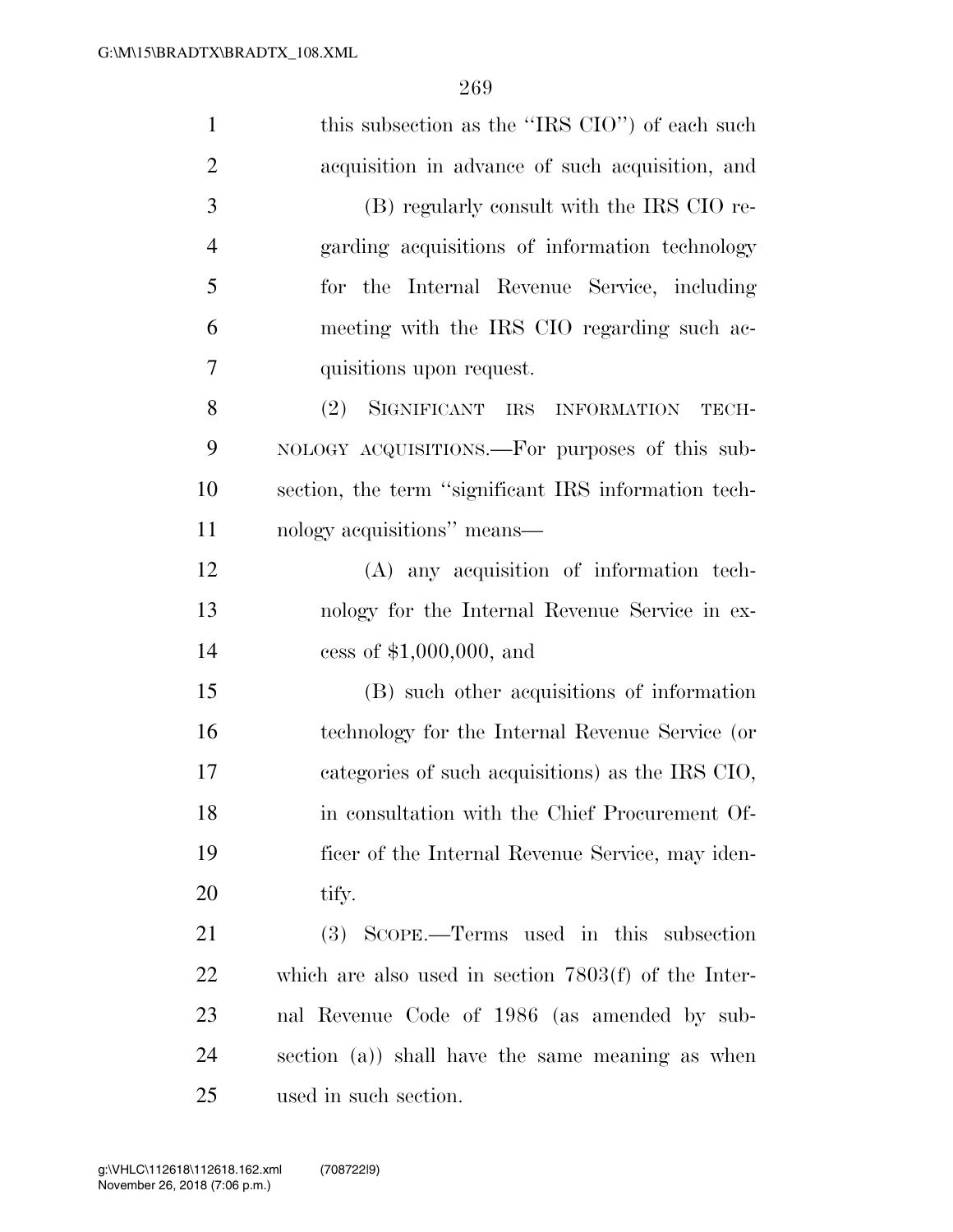this subsection as the ''IRS CIO'') of each such acquisition in advance of such acquisition, and

(B) regularly consult with the IRS CIO regarding acquisitions of information technology for the Internal Revenue Service, including meeting with the IRS CIO regarding such acquisitions upon request.

(2) SIGNIFICANT IRS INFORMATION TECHNOLOGY ACQUISITIONS.—For purposes of this subsection, the term ''significant IRS information technology acquisitions'' means—

(A) any acquisition of information technology for the Internal Revenue Service in excess of $1,000,000, and

(B) such other acquisitions of information technology for the Internal Revenue Service (or categories of such acquisitions) as the IRS CIO, in consultation with the Chief Procurement Officer of the Internal Revenue Service, may identify.

(3) SCOPE.—Terms used in this subsection which are also used in section 7803(f) of the Internal Revenue Code of 1986 (as amended by subsection (a)) shall have the same meaning as when used in such section.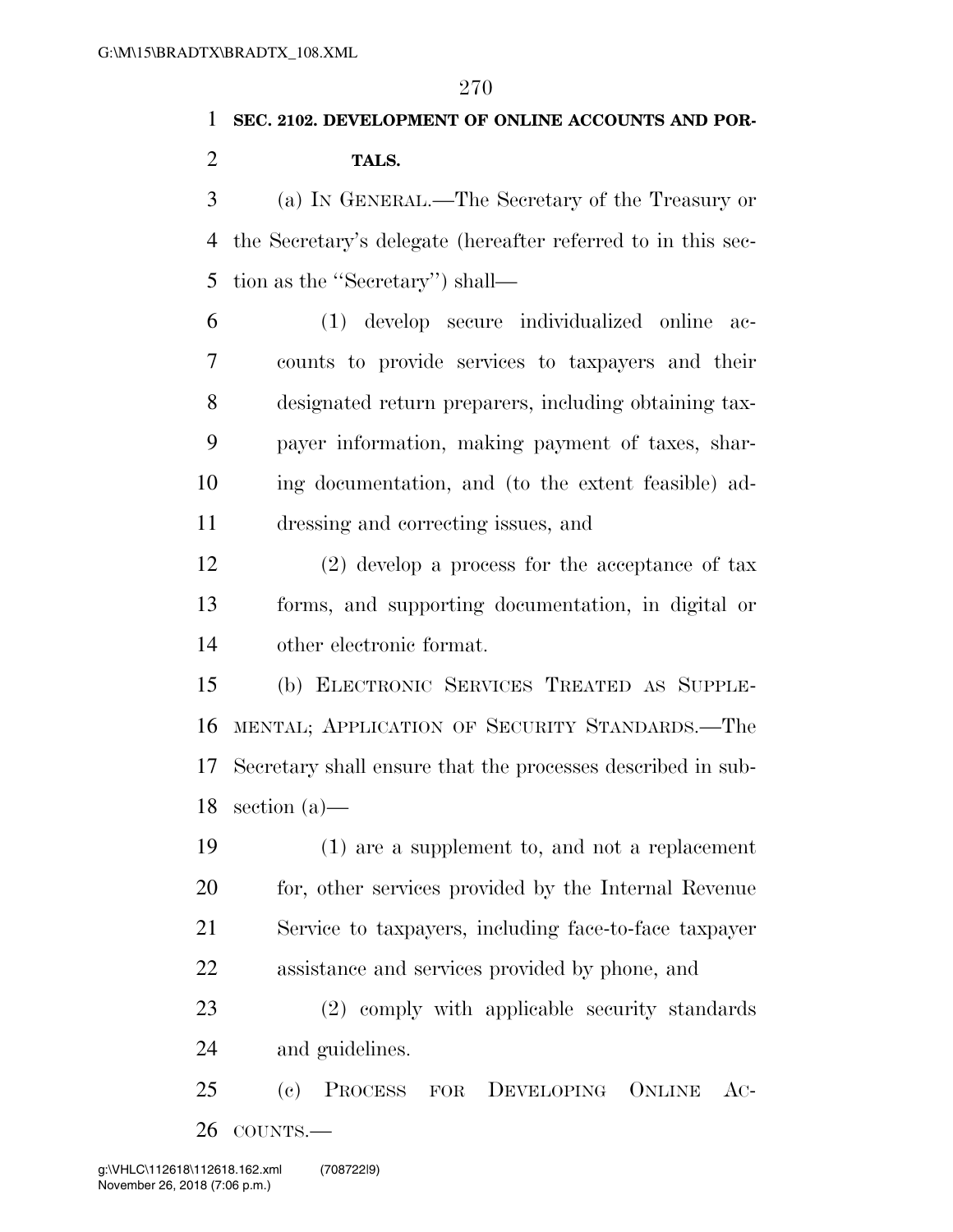**SEC. 2102. DEVELOPMENT OF ONLINE ACCOUNTS AND PORTALS.**

(a) IN GENERAL.—The Secretary of the Treasury or the Secretary's delegate (hereafter referred to in this section as the ''Secretary'') shall—

(1) develop secure individualized online accounts to provide services to taxpayers and their designated return preparers, including obtaining taxpayer information, making payment of taxes, sharing documentation, and (to the extent feasible) addressing and correcting issues, and

(2) develop a process for the acceptance of tax forms, and supporting documentation, in digital or other electronic format.

(b) ELECTRONIC SERVICES TREATED AS SUPPLEMENTAL; APPLICATION OF SECURITY STANDARDS.—The Secretary shall ensure that the processes described in subsection (a)—

(1) are a supplement to, and not a replacement for, other services provided by the Internal Revenue Service to taxpayers, including face-to-face taxpayer assistance and services provided by phone, and

(2) comply with applicable security standards and guidelines.

(c) PROCESS FOR DEVELOPING ONLINE ACCOUNTS.—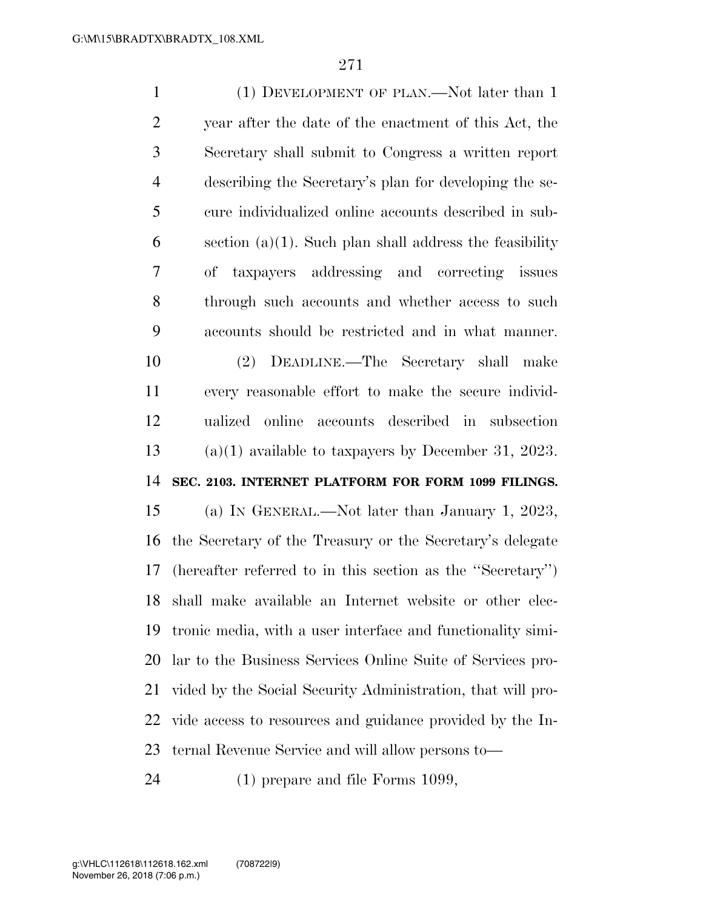(1) DEVELOPMENT OF PLAN.—Not later than 1 year after the date of the enactment of this Act, the Secretary shall submit to Congress a written report describing the Secretary's plan for developing the secure individualized online accounts described in subsection (a)(1). Such plan shall address the feasibility of taxpayers addressing and correcting issues through such accounts and whether access to such accounts should be restricted and in what manner.

(2) DEADLINE.—The Secretary shall make every reasonable effort to make the secure individualized online accounts described in subsection (a)(1) available to taxpayers by December 31, 2023.

**SEC. 2103. INTERNET PLATFORM FOR FORM 1099 FILINGS.**

(a) IN GENERAL.—Not later than January 1, 2023, the Secretary of the Treasury or the Secretary's delegate (hereafter referred to in this section as the ''Secretary'') shall make available an Internet website or other electronic media, with a user interface and functionality similar to the Business Services Online Suite of Services provided by the Social Security Administration, that will provide access to resources and guidance provided by the Internal Revenue Service and will allow persons to—

(1) prepare and file Forms 1099,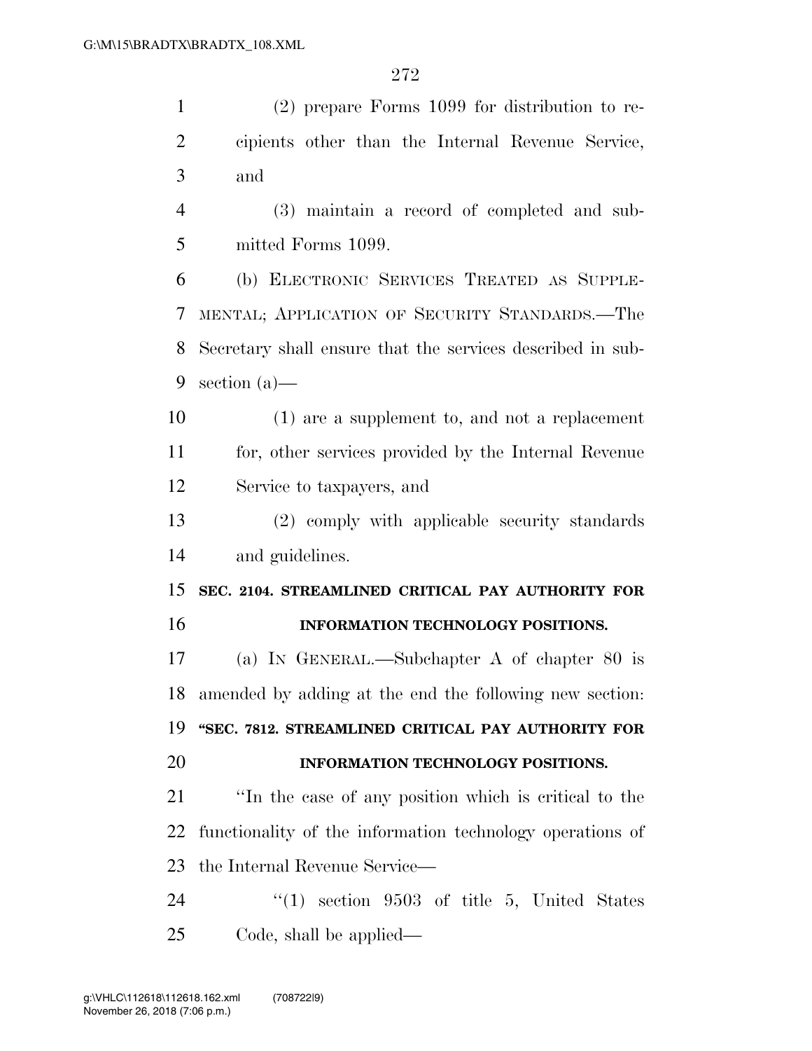(2) prepare Forms 1099 for distribution to recipients other than the Internal Revenue Service, and

(3) maintain a record of completed and submitted Forms 1099.

(b) ELECTRONIC SERVICES TREATED AS SUPPLEMENTAL; APPLICATION OF SECURITY STANDARDS.—The Secretary shall ensure that the services described in subsection (a)—

(1) are a supplement to, and not a replacement for, other services provided by the Internal Revenue Service to taxpayers, and

(2) comply with applicable security standards and guidelines.

**SEC. 2104. STREAMLINED CRITICAL PAY AUTHORITY FOR INFORMATION TECHNOLOGY POSITIONS.**

(a) IN GENERAL.—Subchapter A of chapter 80 is amended by adding at the end the following new section:

**"SEC. 7812. STREAMLINED CRITICAL PAY AUTHORITY FOR INFORMATION TECHNOLOGY POSITIONS.**

''In the case of any position which is critical to the functionality of the information technology operations of the Internal Revenue Service—

''(1) section 9503 of title 5, United States Code, shall be applied—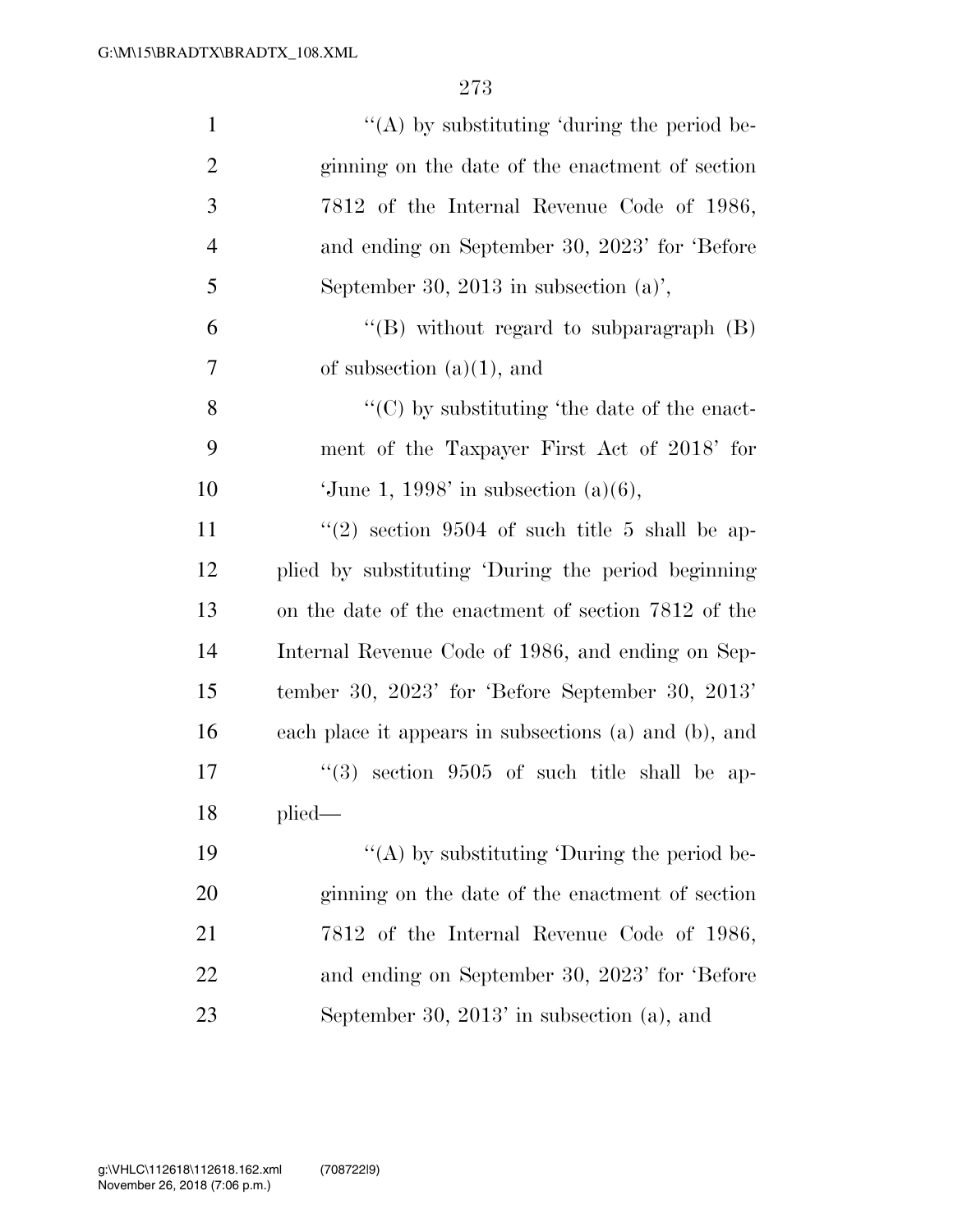''(A) by substituting 'during the period beginning on the date of the enactment of section 7812 of the Internal Revenue Code of 1986, and ending on September 30, 2023' for 'Before September 30, 2013 in subsection (a)',

''(B) without regard to subparagraph (B) of subsection (a)(1), and

''(C) by substituting 'the date of the enactment of the Taxpayer First Act of 2018' for 'June 1, 1998' in subsection (a)(6),

''(2) section 9504 of such title 5 shall be applied by substituting 'During the period beginning on the date of the enactment of section 7812 of the Internal Revenue Code of 1986, and ending on September 30, 2023' for 'Before September 30, 2013' each place it appears in subsections (a) and (b), and

''(3) section 9505 of such title shall be applied—

''(A) by substituting 'During the period beginning on the date of the enactment of section 7812 of the Internal Revenue Code of 1986, and ending on September 30, 2023' for 'Before September 30, 2013' in subsection (a), and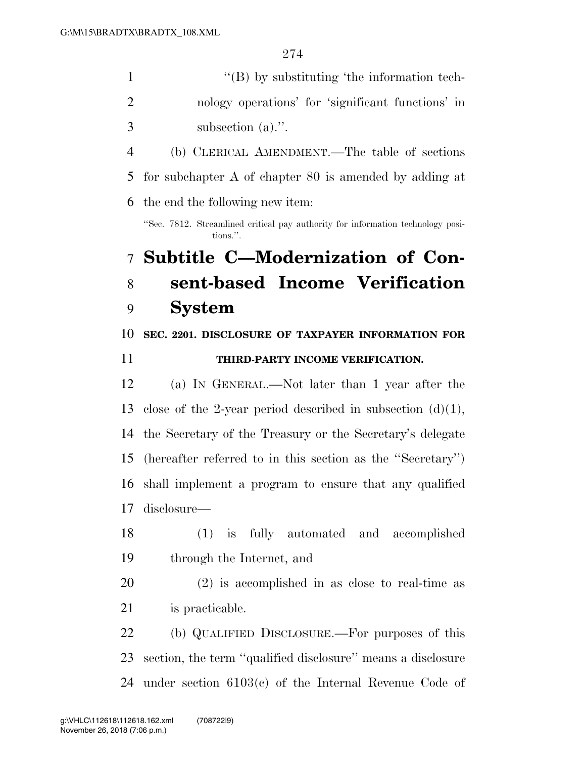"(B) by substituting 'the information technology operations' for 'significant functions' in subsection (a).".

(b) CLERICAL AMENDMENT.—The table of sections for subchapter A of chapter 80 is amended by adding at the end the following new item:

"Sec. 7812. Streamlined critical pay authority for information technology positions.".

## Subtitle C—Modernization of Consent-based Income Verification System

### SEC. 2201. DISCLOSURE OF TAXPAYER INFORMATION FOR THIRD-PARTY INCOME VERIFICATION.

(a) IN GENERAL.—Not later than 1 year after the close of the 2-year period described in subsection (d)(1), the Secretary of the Treasury or the Secretary's delegate (hereafter referred to in this section as the "Secretary") shall implement a program to ensure that any qualified disclosure—

(1) is fully automated and accomplished through the Internet, and

(2) is accomplished in as close to real-time as is practicable.

(b) QUALIFIED DISCLOSURE.—For purposes of this section, the term "qualified disclosure" means a disclosure under section 6103(c) of the Internal Revenue Code of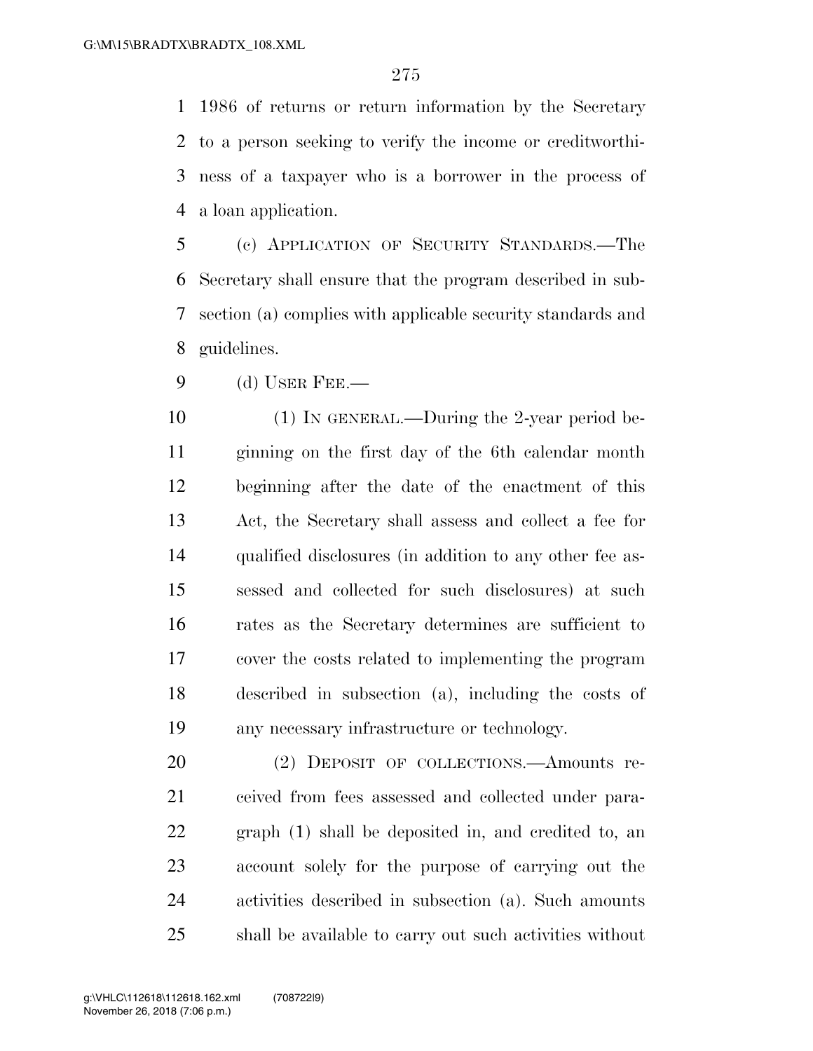1986 of returns or return information by the Secretary to a person seeking to verify the income or creditworthiness of a taxpayer who is a borrower in the process of a loan application.

(c) APPLICATION OF SECURITY STANDARDS.—The Secretary shall ensure that the program described in subsection (a) complies with applicable security standards and guidelines.

(d) USER FEE.—

(1) IN GENERAL.—During the 2-year period beginning on the first day of the 6th calendar month beginning after the date of the enactment of this Act, the Secretary shall assess and collect a fee for qualified disclosures (in addition to any other fee assessed and collected for such disclosures) at such rates as the Secretary determines are sufficient to cover the costs related to implementing the program described in subsection (a), including the costs of any necessary infrastructure or technology.

(2) DEPOSIT OF COLLECTIONS.—Amounts received from fees assessed and collected under paragraph (1) shall be deposited in, and credited to, an account solely for the purpose of carrying out the activities described in subsection (a). Such amounts shall be available to carry out such activities without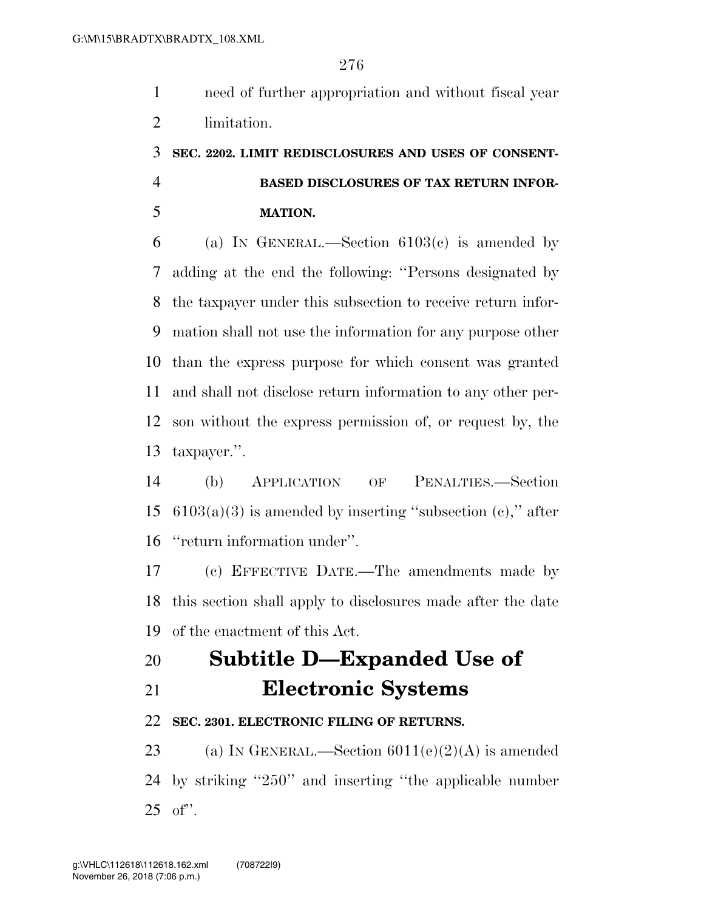need of further appropriation and without fiscal year limitation.

**SEC. 2202. LIMIT REDISCLOSURES AND USES OF CONSENT-BASED DISCLOSURES OF TAX RETURN INFORMATION.**

(a) IN GENERAL.—Section 6103(c) is amended by adding at the end the following: "Persons designated by the taxpayer under this subsection to receive return information shall not use the information for any purpose other than the express purpose for which consent was granted and shall not disclose return information to any other person without the express permission of, or request by, the taxpayer.".

(b) APPLICATION OF PENALTIES.—Section 6103(a)(3) is amended by inserting "subsection (c)," after "return information under".

(c) EFFECTIVE DATE.—The amendments made by this section shall apply to disclosures made after the date of the enactment of this Act.

# Subtitle D—Expanded Use of Electronic Systems

**SEC. 2301. ELECTRONIC FILING OF RETURNS.**

(a) IN GENERAL.—Section 6011(e)(2)(A) is amended by striking "250" and inserting "the applicable number of".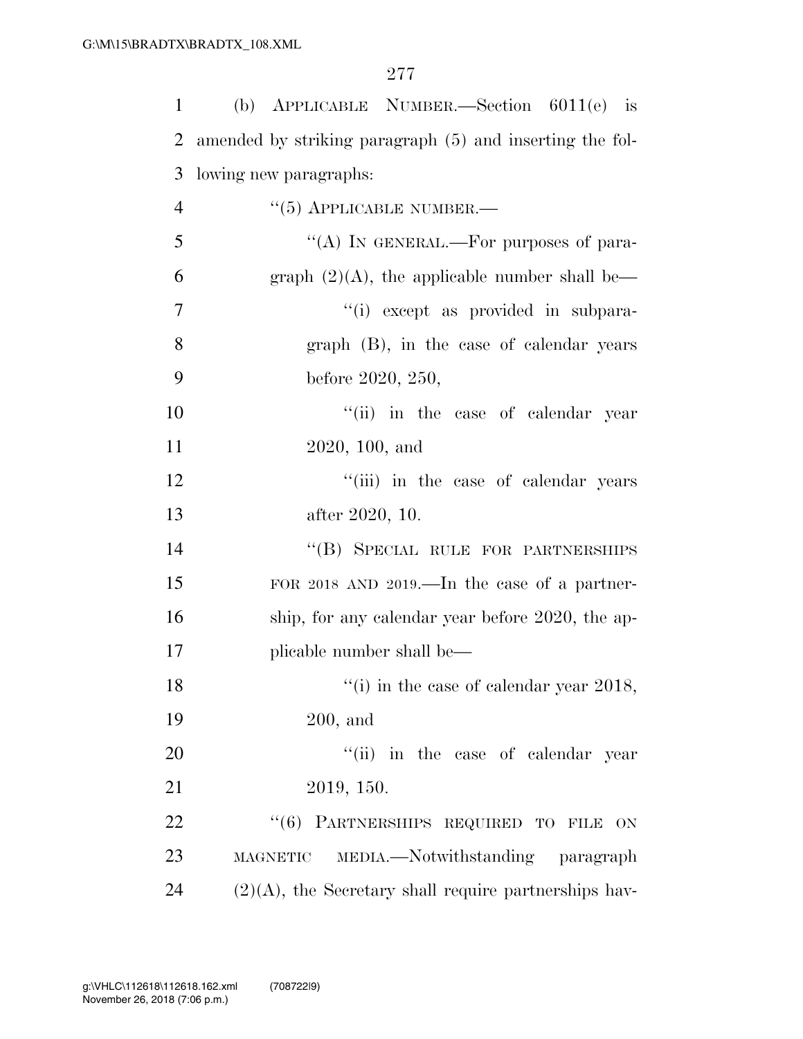(b) APPLICABLE NUMBER.—Section 6011(e) is amended by striking paragraph (5) and inserting the following new paragraphs:

"(5) APPLICABLE NUMBER.—

"(A) IN GENERAL.—For purposes of paragraph (2)(A), the applicable number shall be—

"(i) except as provided in subparagraph (B), in the case of calendar years before 2020, 250,

"(ii) in the case of calendar year 2020, 100, and

"(iii) in the case of calendar years after 2020, 10.

"(B) SPECIAL RULE FOR PARTNERSHIPS FOR 2018 AND 2019.—In the case of a partnership, for any calendar year before 2020, the applicable number shall be—

"(i) in the case of calendar year 2018, 200, and

"(ii) in the case of calendar year 2019, 150.

"(6) PARTNERSHIPS REQUIRED TO FILE ON MAGNETIC MEDIA.—Notwithstanding paragraph (2)(A), the Secretary shall require partnerships hav-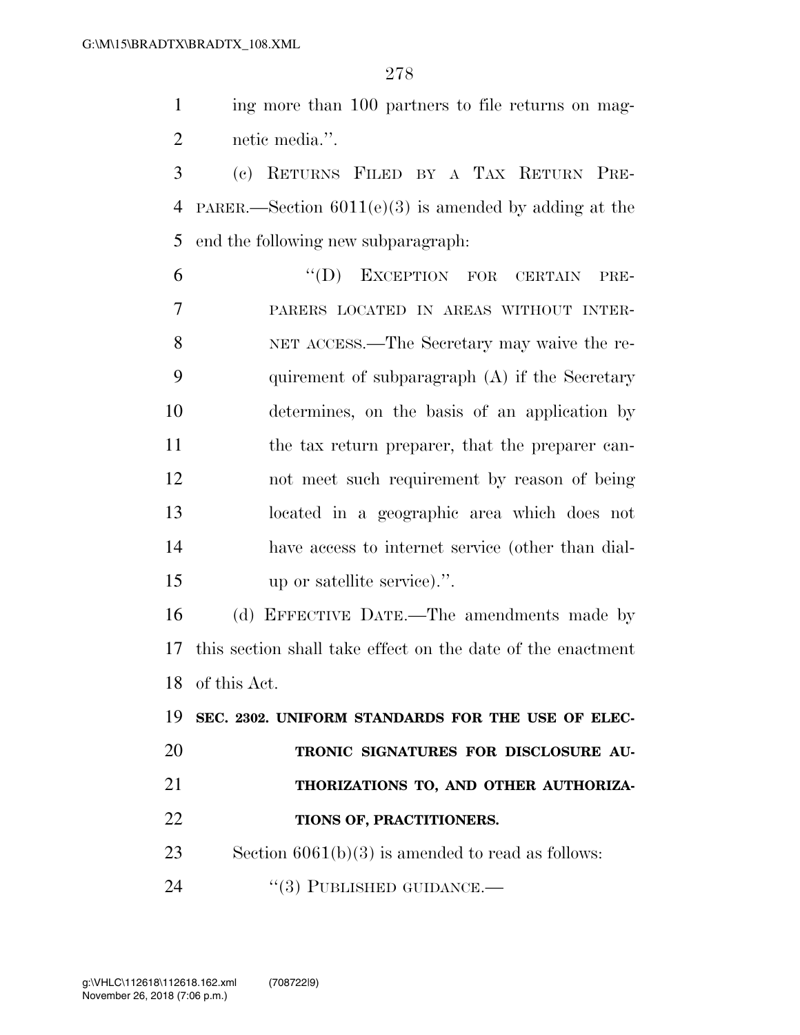ing more than 100 partners to file returns on magnetic media.''.

(c) RETURNS FILED BY A TAX RETURN PREPARER.—Section 6011(e)(3) is amended by adding at the end the following new subparagraph:

> ''(D) EXCEPTION FOR CERTAIN PREPARERS LOCATED IN AREAS WITHOUT INTERNET ACCESS.—The Secretary may waive the requirement of subparagraph (A) if the Secretary determines, on the basis of an application by the tax return preparer, that the preparer cannot meet such requirement by reason of being located in a geographic area which does not have access to internet service (other than dial-up or satellite service).''.

(d) EFFECTIVE DATE.—The amendments made by this section shall take effect on the date of the enactment of this Act.

**SEC. 2302. UNIFORM STANDARDS FOR THE USE OF ELECTRONIC SIGNATURES FOR DISCLOSURE AUTHORIZATIONS TO, AND OTHER AUTHORIZATIONS OF, PRACTITIONERS.**

Section 6061(b)(3) is amended to read as follows:

> ''(3) PUBLISHED GUIDANCE.—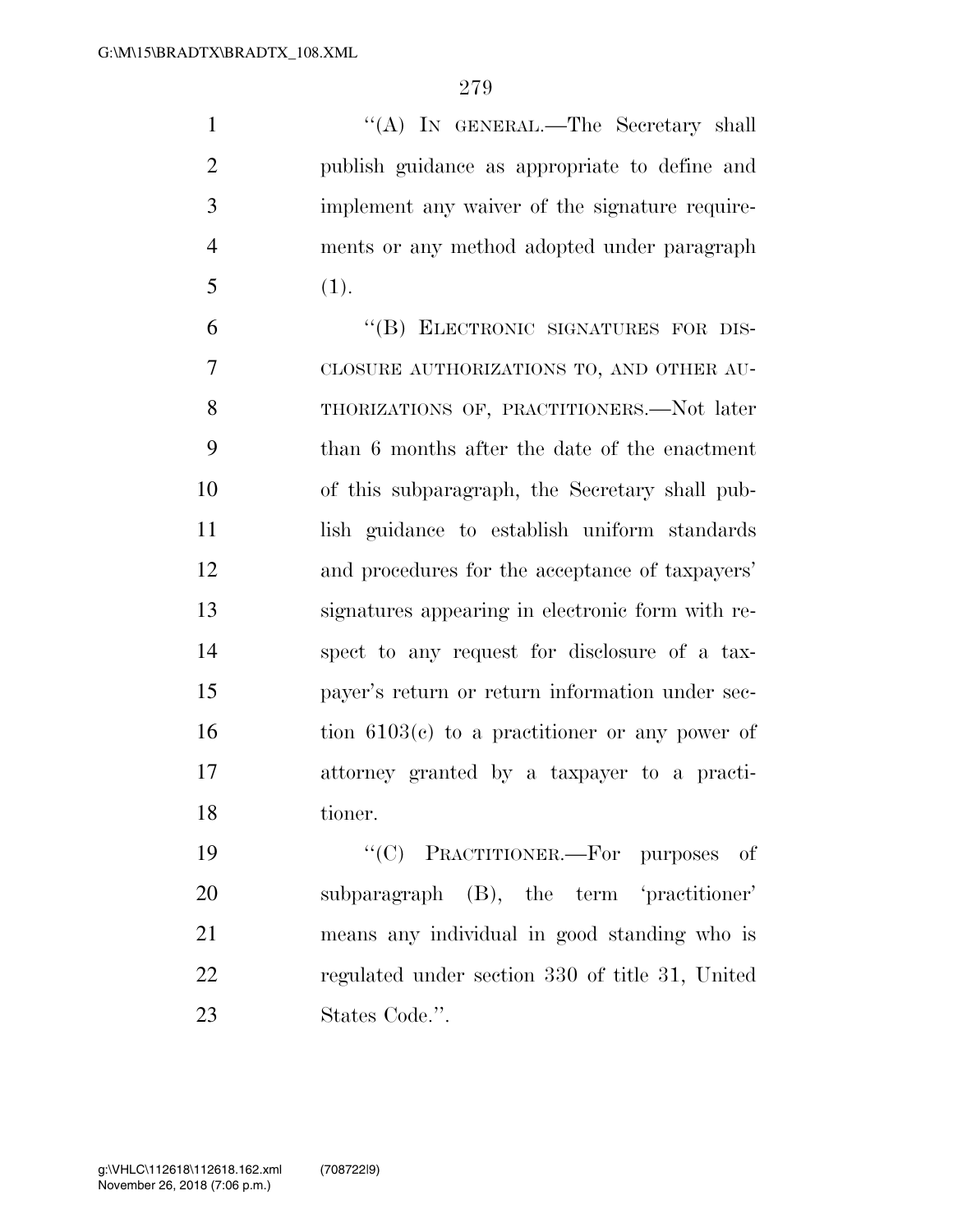"(A) IN GENERAL.—The Secretary shall publish guidance as appropriate to define and implement any waiver of the signature requirements or any method adopted under paragraph (1).

"(B) ELECTRONIC SIGNATURES FOR DISCLOSURE AUTHORIZATIONS TO, AND OTHER AUTHORIZATIONS OF, PRACTITIONERS.—Not later than 6 months after the date of the enactment of this subparagraph, the Secretary shall publish guidance to establish uniform standards and procedures for the acceptance of taxpayers' signatures appearing in electronic form with respect to any request for disclosure of a taxpayer's return or return information under section 6103(c) to a practitioner or any power of attorney granted by a taxpayer to a practitioner.

"(C) PRACTITIONER.—For purposes of subparagraph (B), the term 'practitioner' means any individual in good standing who is regulated under section 330 of title 31, United States Code.".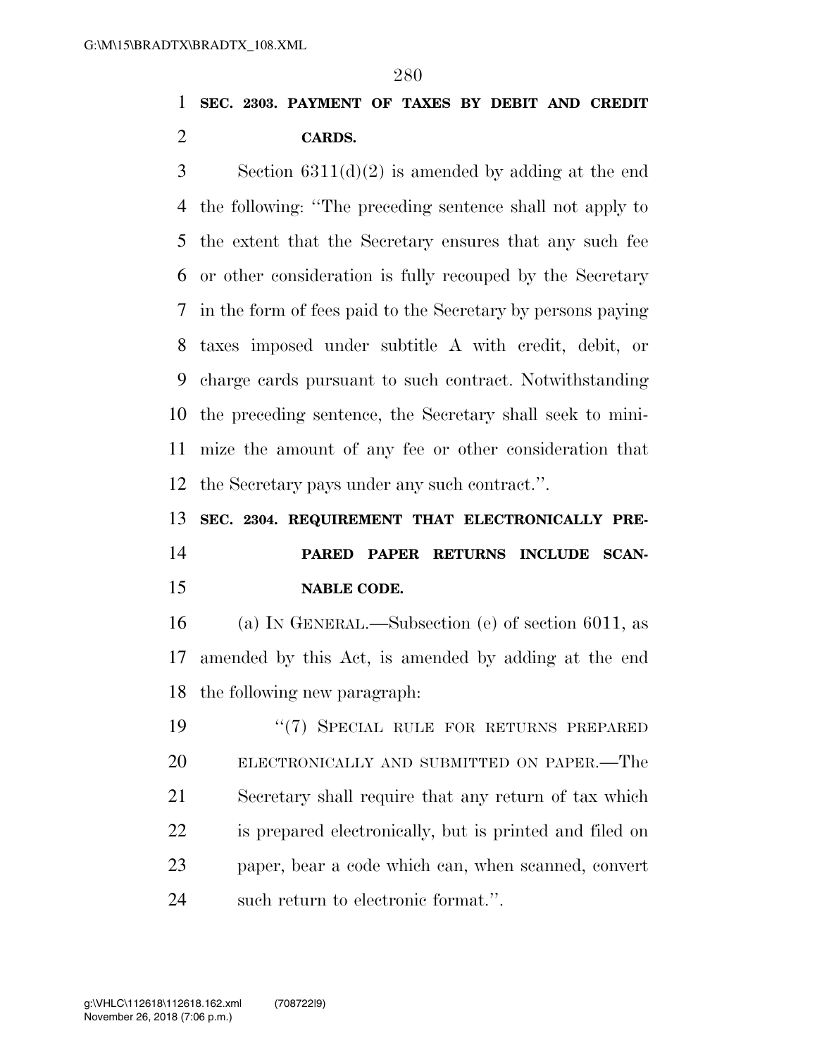**SEC. 2303. PAYMENT OF TAXES BY DEBIT AND CREDIT CARDS.**

Section 6311(d)(2) is amended by adding at the end the following: ''The preceding sentence shall not apply to the extent that the Secretary ensures that any such fee or other consideration is fully recouped by the Secretary in the form of fees paid to the Secretary by persons paying taxes imposed under subtitle A with credit, debit, or charge cards pursuant to such contract. Notwithstanding the preceding sentence, the Secretary shall seek to minimize the amount of any fee or other consideration that the Secretary pays under any such contract.''.

**SEC. 2304. REQUIREMENT THAT ELECTRONICALLY PREPARED PAPER RETURNS INCLUDE SCANNABLE CODE.**

(a) IN GENERAL.—Subsection (e) of section 6011, as amended by this Act, is amended by adding at the end the following new paragraph:

''(7) SPECIAL RULE FOR RETURNS PREPARED ELECTRONICALLY AND SUBMITTED ON PAPER.—The Secretary shall require that any return of tax which is prepared electronically, but is printed and filed on paper, bear a code which can, when scanned, convert such return to electronic format.''.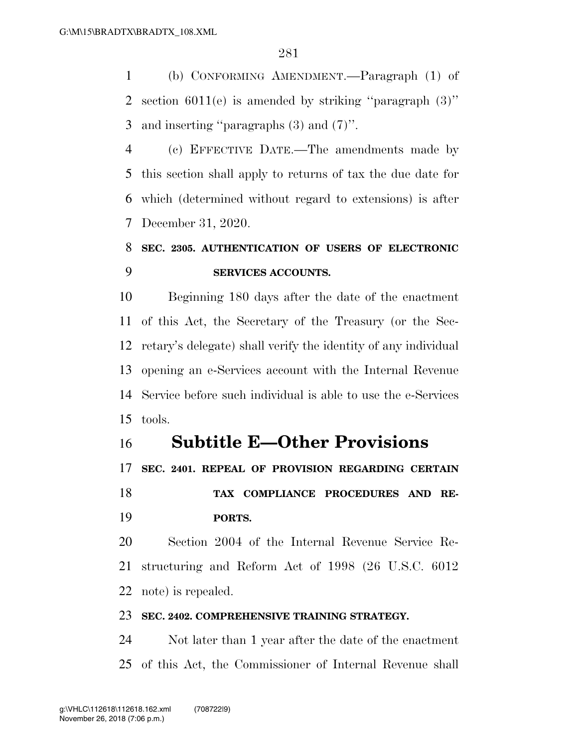(b) CONFORMING AMENDMENT.—Paragraph (1) of section 6011(e) is amended by striking "paragraph (3)" and inserting "paragraphs (3) and (7)".

(c) EFFECTIVE DATE.—The amendments made by this section shall apply to returns of tax the due date for which (determined without regard to extensions) is after December 31, 2020.

**SEC. 2305. AUTHENTICATION OF USERS OF ELECTRONIC SERVICES ACCOUNTS.**

Beginning 180 days after the date of the enactment of this Act, the Secretary of the Treasury (or the Secretary's delegate) shall verify the identity of any individual opening an e-Services account with the Internal Revenue Service before such individual is able to use the e-Services tools.

## Subtitle E—Other Provisions

**SEC. 2401. REPEAL OF PROVISION REGARDING CERTAIN TAX COMPLIANCE PROCEDURES AND REPORTS.**

Section 2004 of the Internal Revenue Service Restructuring and Reform Act of 1998 (26 U.S.C. 6012 note) is repealed.

**SEC. 2402. COMPREHENSIVE TRAINING STRATEGY.**

Not later than 1 year after the date of the enactment of this Act, the Commissioner of Internal Revenue shall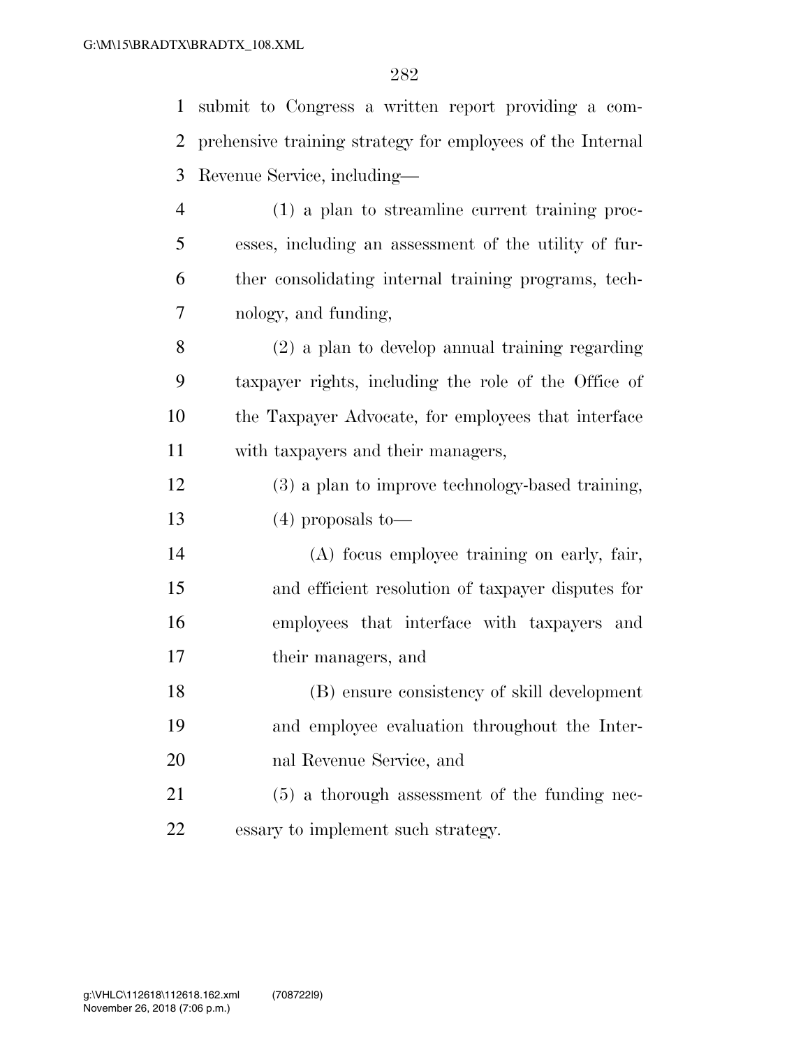submit to Congress a written report providing a comprehensive training strategy for employees of the Internal Revenue Service, including—

(1) a plan to streamline current training processes, including an assessment of the utility of further consolidating internal training programs, technology, and funding,

(2) a plan to develop annual training regarding taxpayer rights, including the role of the Office of the Taxpayer Advocate, for employees that interface with taxpayers and their managers,

(3) a plan to improve technology-based training,

(4) proposals to—

(A) focus employee training on early, fair, and efficient resolution of taxpayer disputes for employees that interface with taxpayers and their managers, and

(B) ensure consistency of skill development and employee evaluation throughout the Internal Revenue Service, and

(5) a thorough assessment of the funding necessary to implement such strategy.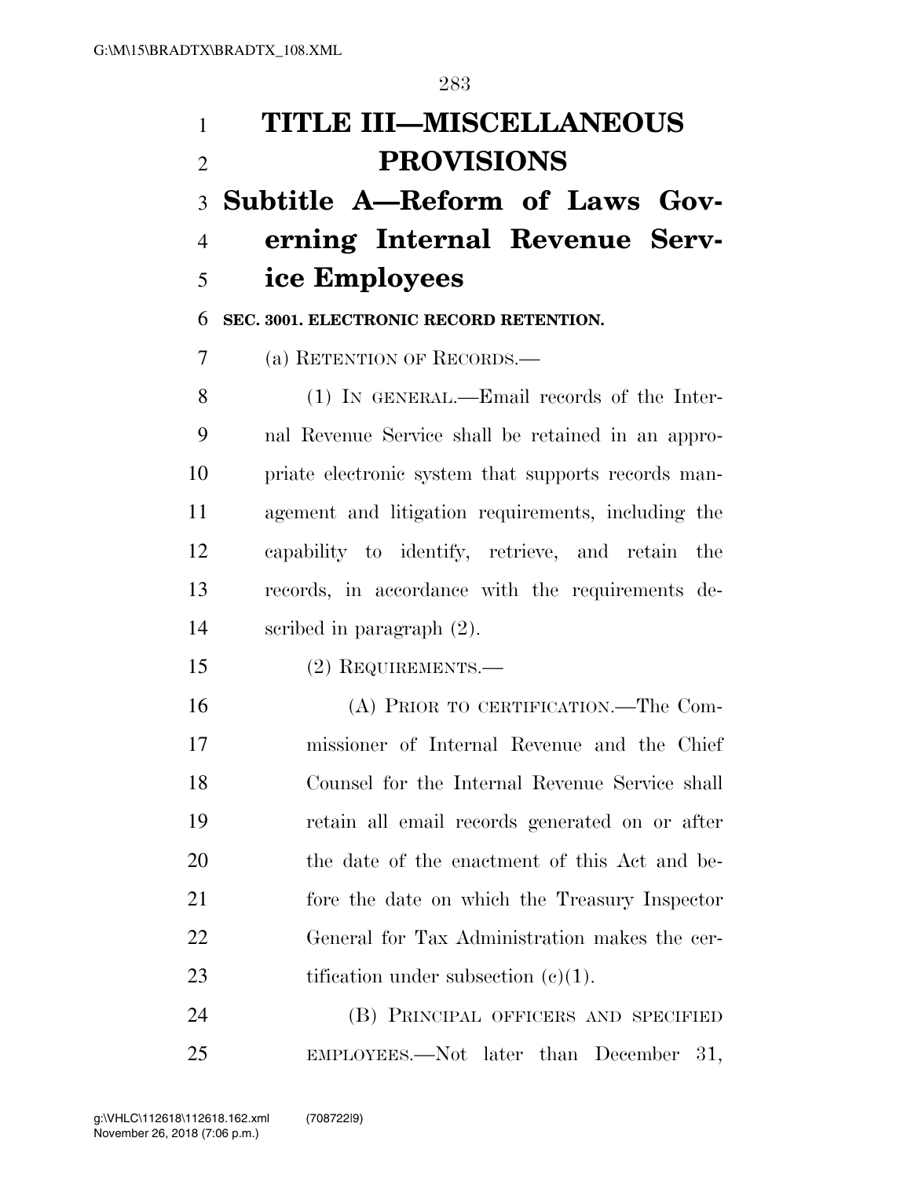# TITLE III—MISCELLANEOUS PROVISIONS

## Subtitle A—Reform of Laws Governing Internal Revenue Service Employees

### SEC. 3001. ELECTRONIC RECORD RETENTION.

(a) RETENTION OF RECORDS.—

(1) IN GENERAL.—Email records of the Internal Revenue Service shall be retained in an appropriate electronic system that supports records management and litigation requirements, including the capability to identify, retrieve, and retain the records, in accordance with the requirements described in paragraph (2).

(2) REQUIREMENTS.—

(A) PRIOR TO CERTIFICATION.—The Commissioner of Internal Revenue and the Chief Counsel for the Internal Revenue Service shall retain all email records generated on or after the date of the enactment of this Act and before the date on which the Treasury Inspector General for Tax Administration makes the certification under subsection (c)(1).

(B) PRINCIPAL OFFICERS AND SPECIFIED EMPLOYEES.—Not later than December 31,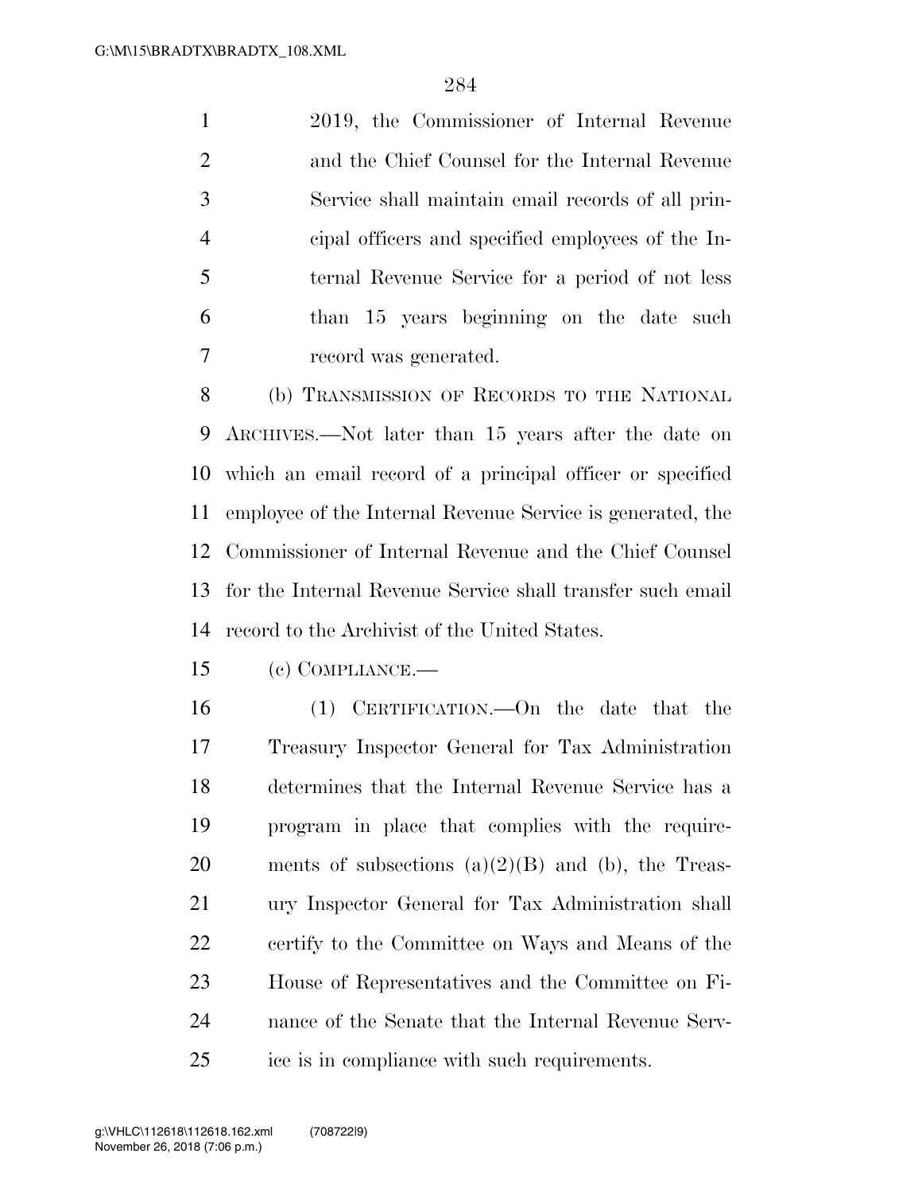2019, the Commissioner of Internal Revenue and the Chief Counsel for the Internal Revenue Service shall maintain email records of all principal officers and specified employees of the Internal Revenue Service for a period of not less than 15 years beginning on the date such record was generated.

(b) TRANSMISSION OF RECORDS TO THE NATIONAL ARCHIVES.—Not later than 15 years after the date on which an email record of a principal officer or specified employee of the Internal Revenue Service is generated, the Commissioner of Internal Revenue and the Chief Counsel for the Internal Revenue Service shall transfer such email record to the Archivist of the United States.

(c) COMPLIANCE.—

(1) CERTIFICATION.—On the date that the Treasury Inspector General for Tax Administration determines that the Internal Revenue Service has a program in place that complies with the requirements of subsections (a)(2)(B) and (b), the Treasury Inspector General for Tax Administration shall certify to the Committee on Ways and Means of the House of Representatives and the Committee on Finance of the Senate that the Internal Revenue Service is in compliance with such requirements.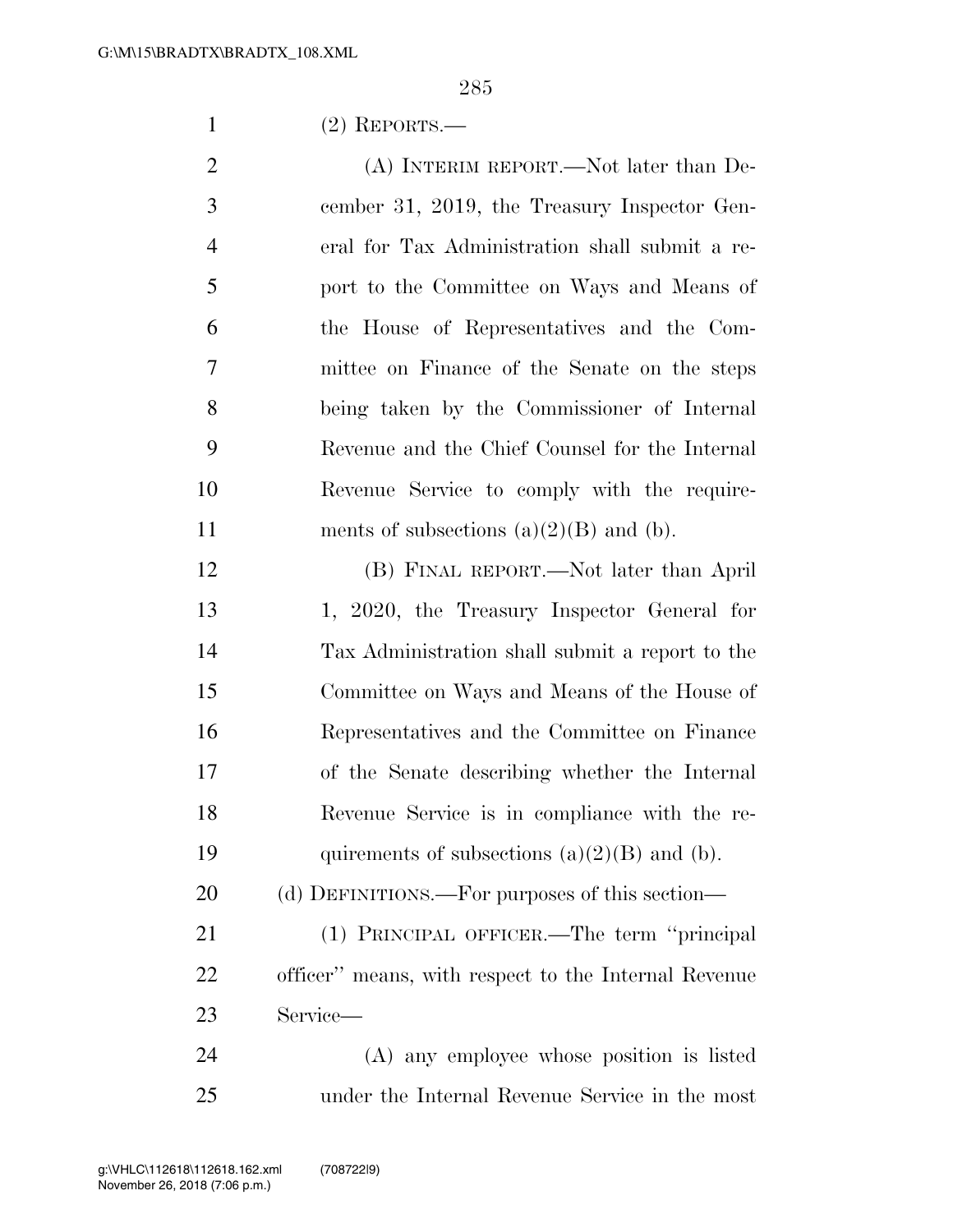(2) REPORTS.—

(A) INTERIM REPORT.—Not later than December 31, 2019, the Treasury Inspector General for Tax Administration shall submit a report to the Committee on Ways and Means of the House of Representatives and the Committee on Finance of the Senate on the steps being taken by the Commissioner of Internal Revenue and the Chief Counsel for the Internal Revenue Service to comply with the requirements of subsections (a)(2)(B) and (b).

(B) FINAL REPORT.—Not later than April 1, 2020, the Treasury Inspector General for Tax Administration shall submit a report to the Committee on Ways and Means of the House of Representatives and the Committee on Finance of the Senate describing whether the Internal Revenue Service is in compliance with the requirements of subsections (a)(2)(B) and (b).

(d) DEFINITIONS.—For purposes of this section—

(1) PRINCIPAL OFFICER.—The term "principal officer" means, with respect to the Internal Revenue Service—

(A) any employee whose position is listed under the Internal Revenue Service in the most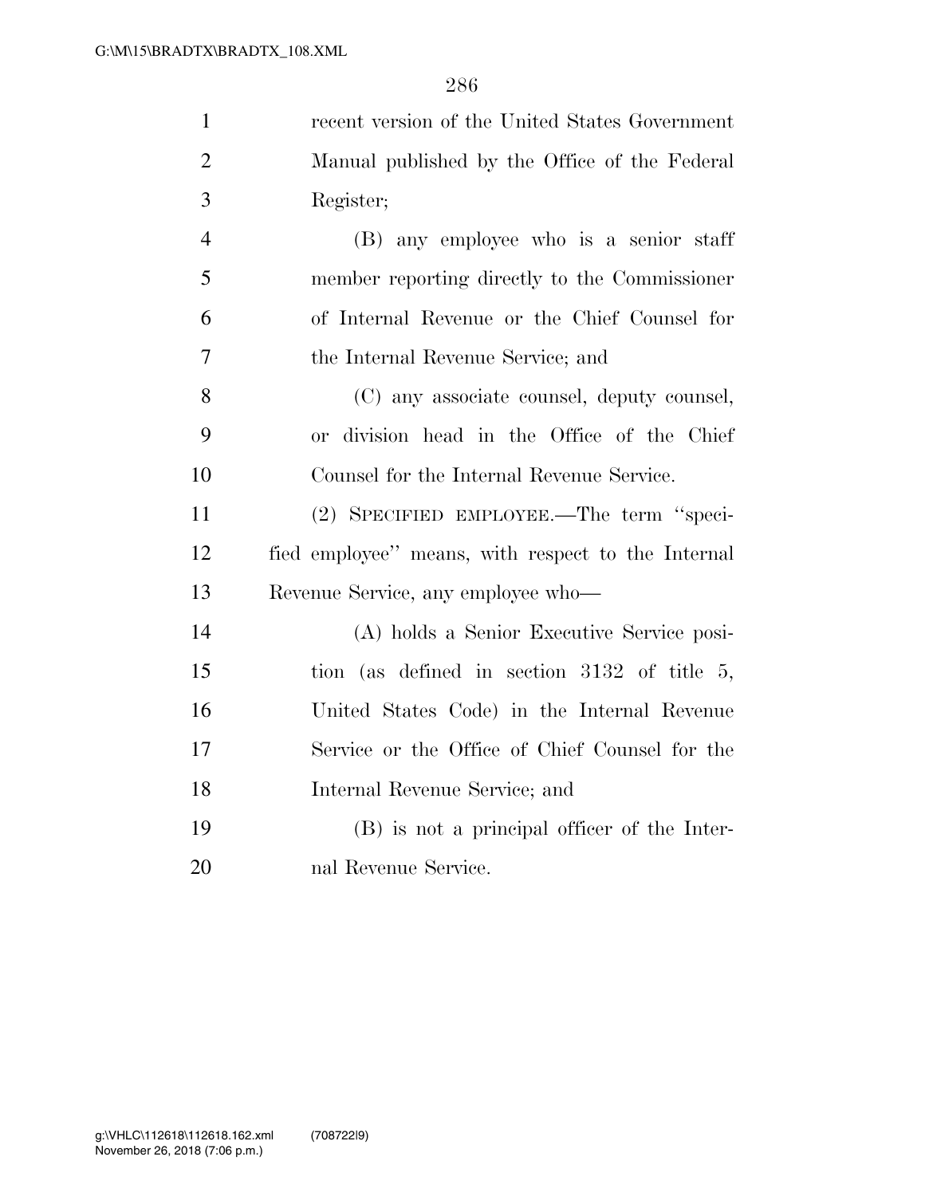recent version of the United States Government Manual published by the Office of the Federal Register;

(B) any employee who is a senior staff member reporting directly to the Commissioner of Internal Revenue or the Chief Counsel for the Internal Revenue Service; and

(C) any associate counsel, deputy counsel, or division head in the Office of the Chief Counsel for the Internal Revenue Service.

(2) SPECIFIED EMPLOYEE.—The term "specified employee" means, with respect to the Internal Revenue Service, any employee who—

(A) holds a Senior Executive Service position (as defined in section 3132 of title 5, United States Code) in the Internal Revenue Service or the Office of Chief Counsel for the Internal Revenue Service; and

(B) is not a principal officer of the Internal Revenue Service.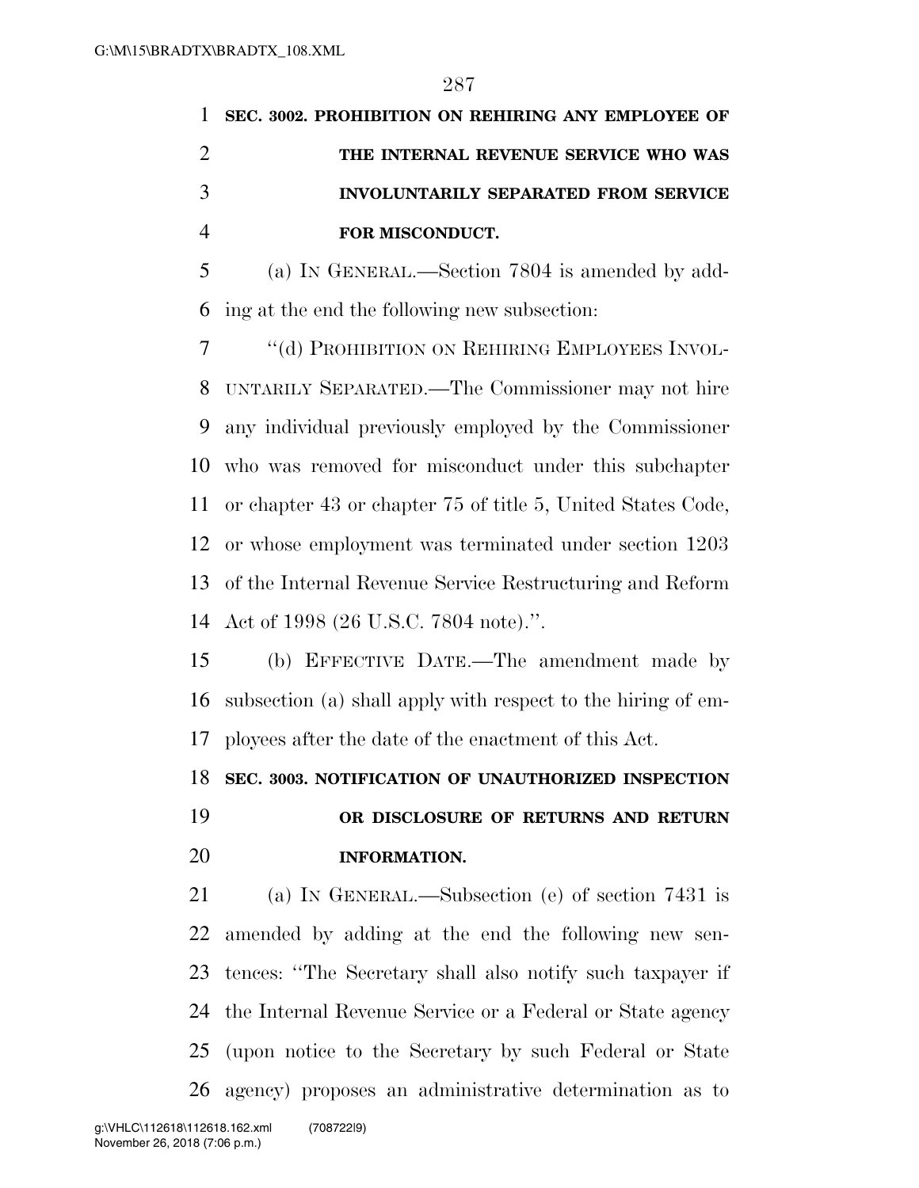**SEC. 3002. PROHIBITION ON REHIRING ANY EMPLOYEE OF THE INTERNAL REVENUE SERVICE WHO WAS INVOLUNTARILY SEPARATED FROM SERVICE FOR MISCONDUCT.**

(a) IN GENERAL.—Section 7804 is amended by adding at the end the following new subsection:

"(d) PROHIBITION ON REHIRING EMPLOYEES INVOLUNTARILY SEPARATED.—The Commissioner may not hire any individual previously employed by the Commissioner who was removed for misconduct under this subchapter or chapter 43 or chapter 75 of title 5, United States Code, or whose employment was terminated under section 1203 of the Internal Revenue Service Restructuring and Reform Act of 1998 (26 U.S.C. 7804 note).".

(b) EFFECTIVE DATE.—The amendment made by subsection (a) shall apply with respect to the hiring of employees after the date of the enactment of this Act.

**SEC. 3003. NOTIFICATION OF UNAUTHORIZED INSPECTION OR DISCLOSURE OF RETURNS AND RETURN INFORMATION.**

(a) IN GENERAL.—Subsection (e) of section 7431 is amended by adding at the end the following new sentences: "The Secretary shall also notify such taxpayer if the Internal Revenue Service or a Federal or State agency (upon notice to the Secretary by such Federal or State agency) proposes an administrative determination as to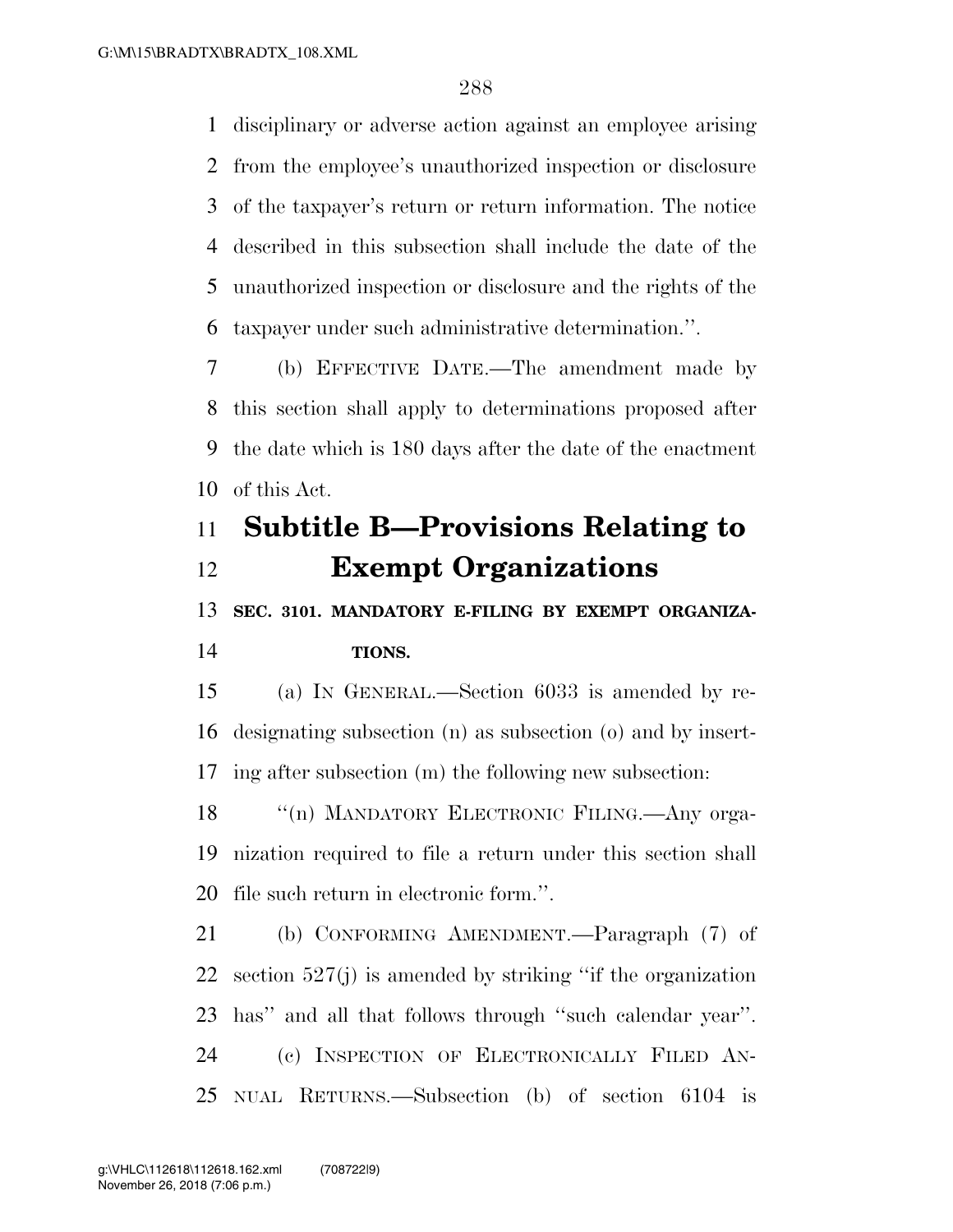disciplinary or adverse action against an employee arising from the employee's unauthorized inspection or disclosure of the taxpayer's return or return information. The notice described in this subsection shall include the date of the unauthorized inspection or disclosure and the rights of the taxpayer under such administrative determination.''.

(b) EFFECTIVE DATE.—The amendment made by this section shall apply to determinations proposed after the date which is 180 days after the date of the enactment of this Act.

## Subtitle B—Provisions Relating to Exempt Organizations

### SEC. 3101. MANDATORY E-FILING BY EXEMPT ORGANIZATIONS.

(a) IN GENERAL.—Section 6033 is amended by redesignating subsection (n) as subsection (o) and by inserting after subsection (m) the following new subsection:

''(n) MANDATORY ELECTRONIC FILING.—Any organization required to file a return under this section shall file such return in electronic form.''.

(b) CONFORMING AMENDMENT.—Paragraph (7) of section 527(j) is amended by striking ''if the organization has'' and all that follows through ''such calendar year''.

(c) INSPECTION OF ELECTRONICALLY FILED ANNUAL RETURNS.—Subsection (b) of section 6104 is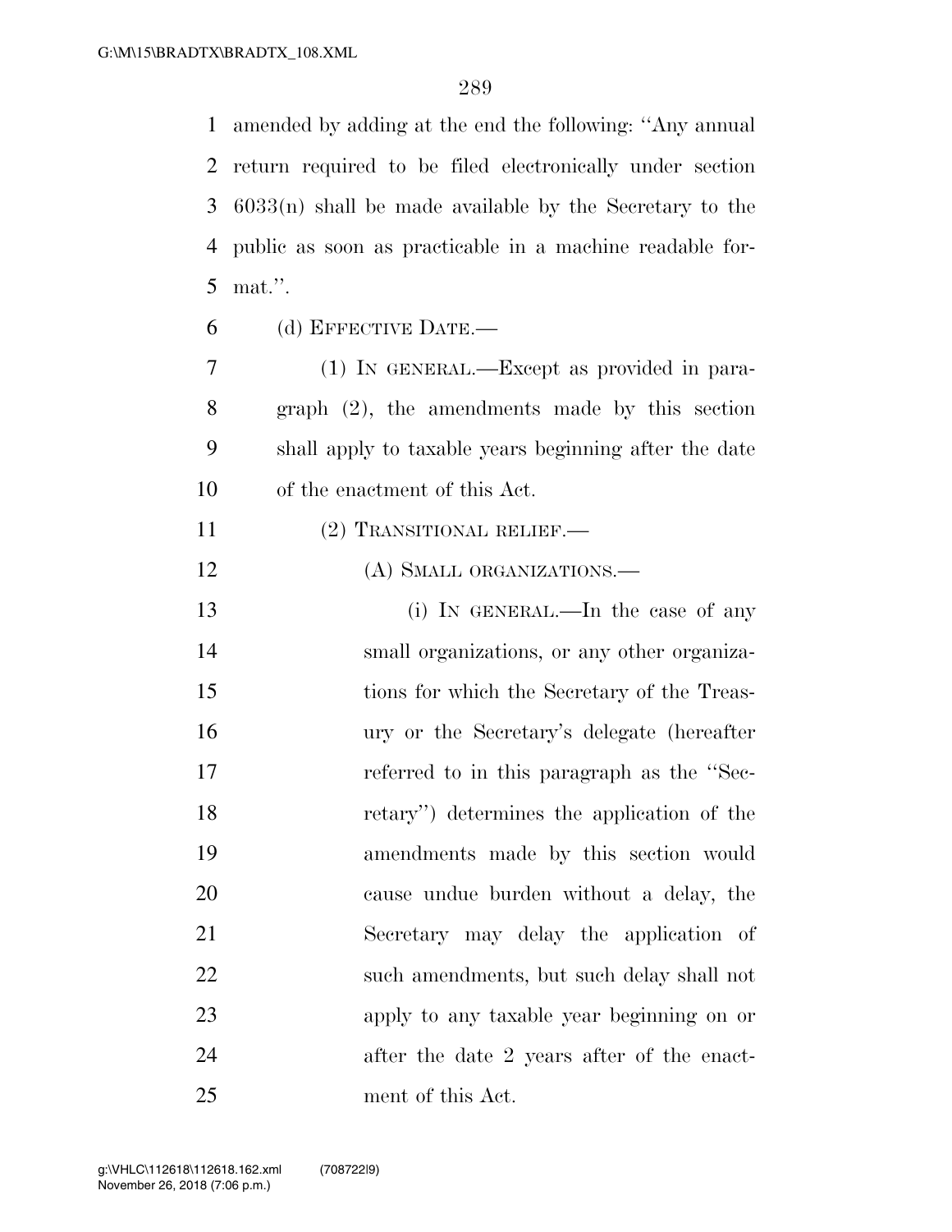amended by adding at the end the following: ''Any annual return required to be filed electronically under section 6033(n) shall be made available by the Secretary to the public as soon as practicable in a machine readable format.''.

(d) EFFECTIVE DATE.—

(1) IN GENERAL.—Except as provided in paragraph (2), the amendments made by this section shall apply to taxable years beginning after the date of the enactment of this Act.

(2) TRANSITIONAL RELIEF.—

(A) SMALL ORGANIZATIONS.—

(i) IN GENERAL.—In the case of any small organizations, or any other organizations for which the Secretary of the Treasury or the Secretary's delegate (hereafter referred to in this paragraph as the ''Secretary'') determines the application of the amendments made by this section would cause undue burden without a delay, the Secretary may delay the application of such amendments, but such delay shall not apply to any taxable year beginning on or after the date 2 years after of the enactment of this Act.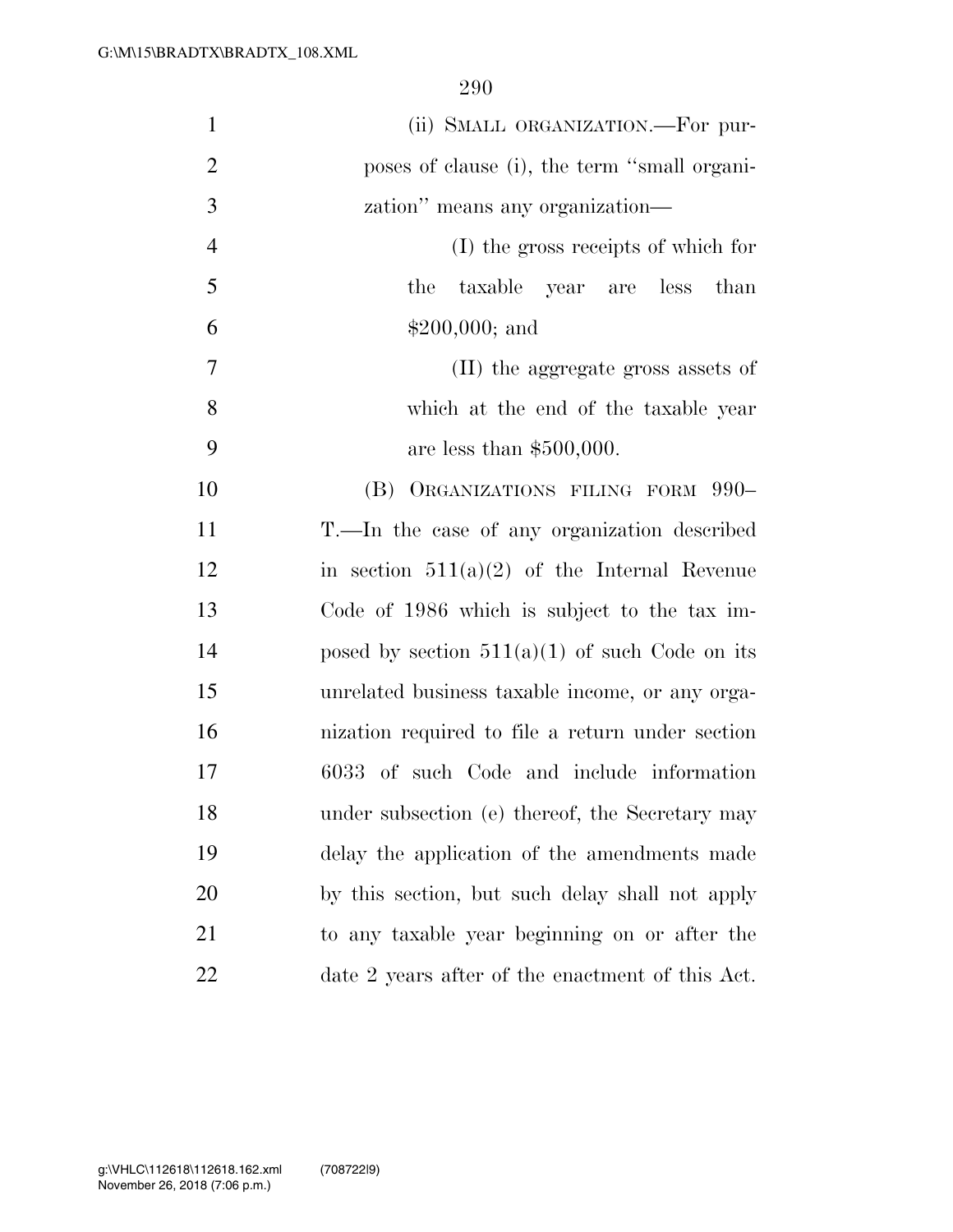(ii) SMALL ORGANIZATION.—For purposes of clause (i), the term ''small organization'' means any organization—

(I) the gross receipts of which for the taxable year are less than $200,000; and

(II) the aggregate gross assets of which at the end of the taxable year are less than $500,000.

(B) ORGANIZATIONS FILING FORM 990–T.—In the case of any organization described in section 511(a)(2) of the Internal Revenue Code of 1986 which is subject to the tax imposed by section 511(a)(1) of such Code on its unrelated business taxable income, or any organization required to file a return under section 6033 of such Code and include information under subsection (e) thereof, the Secretary may delay the application of the amendments made by this section, but such delay shall not apply to any taxable year beginning on or after the date 2 years after of the enactment of this Act.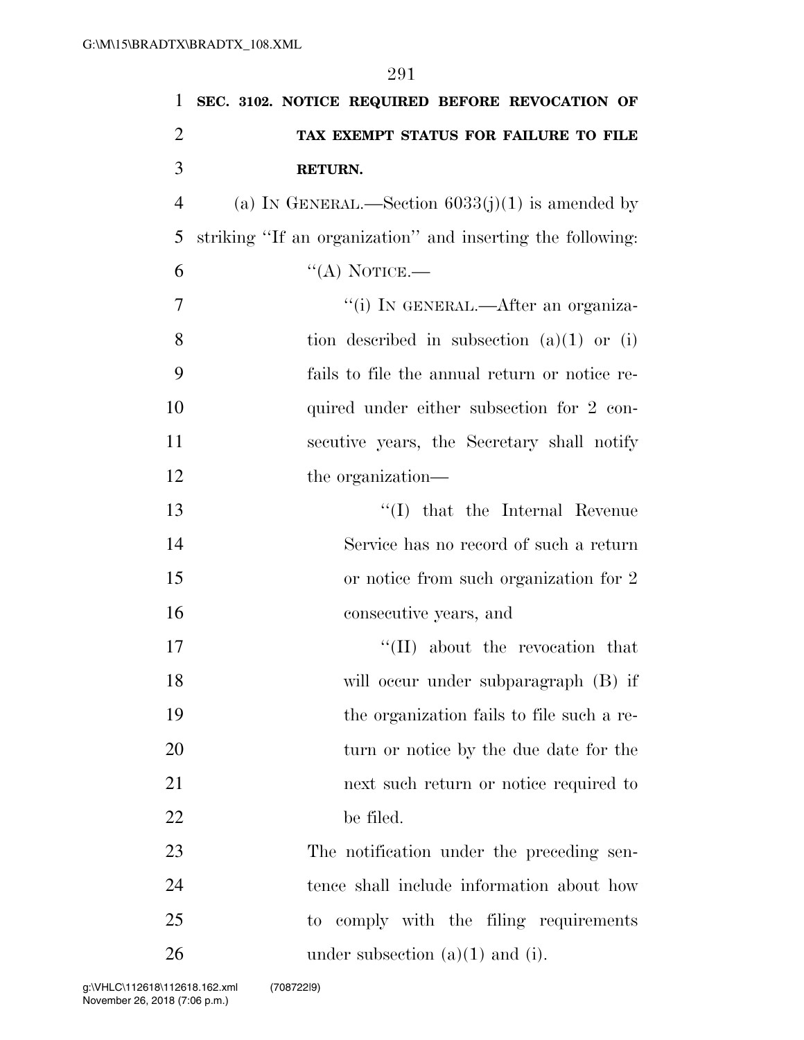**SEC. 3102. NOTICE REQUIRED BEFORE REVOCATION OF TAX EXEMPT STATUS FOR FAILURE TO FILE RETURN.**

(a) IN GENERAL.—Section 6033(j)(1) is amended by striking ''If an organization'' and inserting the following:

''(A) NOTICE.—

''(i) IN GENERAL.—After an organization described in subsection (a)(1) or (i) fails to file the annual return or notice required under either subsection for 2 consecutive years, the Secretary shall notify the organization—

''(I) that the Internal Revenue Service has no record of such a return or notice from such organization for 2 consecutive years, and

''(II) about the revocation that will occur under subparagraph (B) if the organization fails to file such a return or notice by the due date for the next such return or notice required to be filed.

The notification under the preceding sentence shall include information about how to comply with the filing requirements under subsection (a)(1) and (i).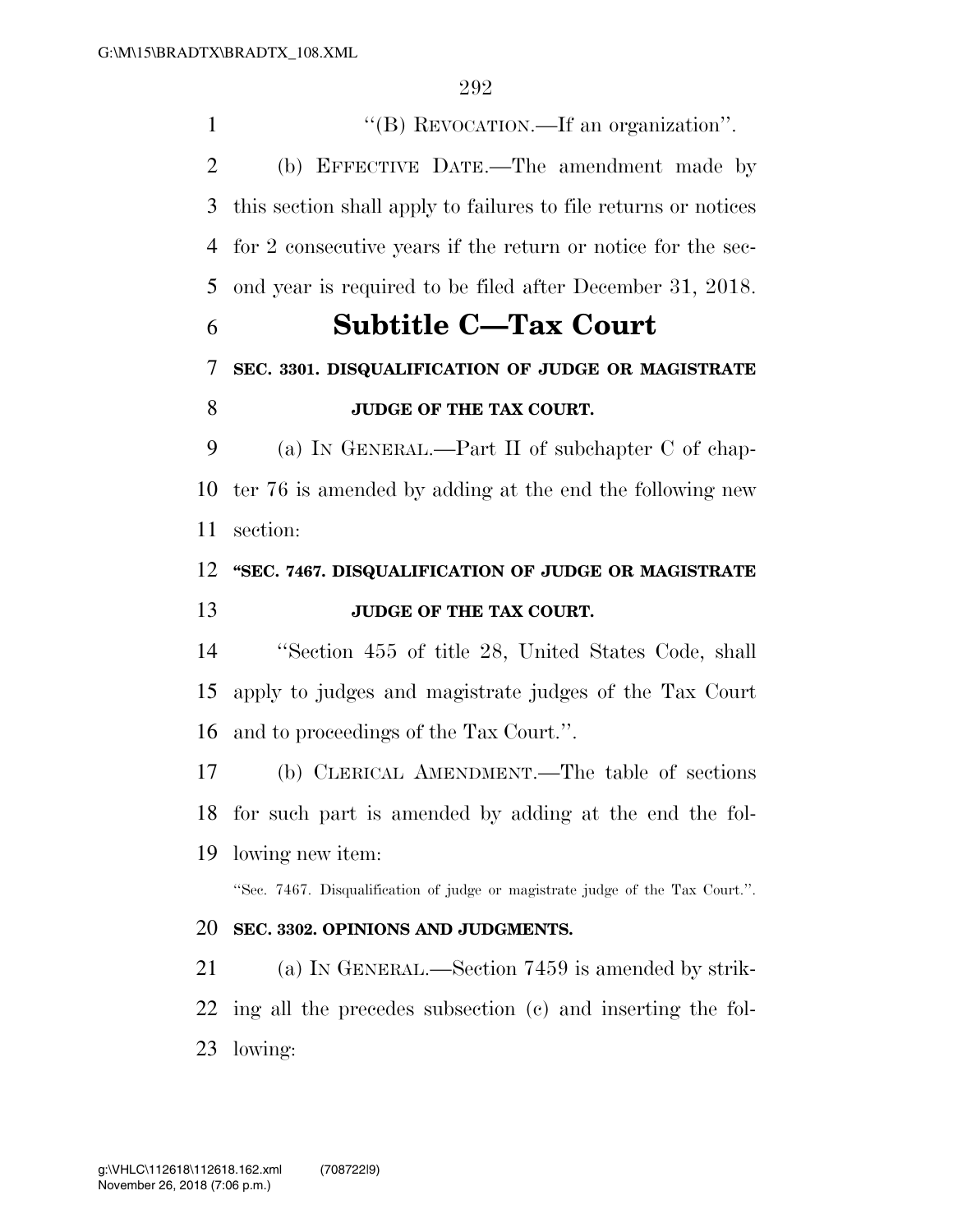"(B) REVOCATION.—If an organization".

(b) EFFECTIVE DATE.—The amendment made by this section shall apply to failures to file returns or notices for 2 consecutive years if the return or notice for the second year is required to be filed after December 31, 2018.

## Subtitle C—Tax Court

### SEC. 3301. DISQUALIFICATION OF JUDGE OR MAGISTRATE JUDGE OF THE TAX COURT.

(a) IN GENERAL.—Part II of subchapter C of chapter 76 is amended by adding at the end the following new section:

**"SEC. 7467. DISQUALIFICATION OF JUDGE OR MAGISTRATE JUDGE OF THE TAX COURT.**

"Section 455 of title 28, United States Code, shall apply to judges and magistrate judges of the Tax Court and to proceedings of the Tax Court.".

(b) CLERICAL AMENDMENT.—The table of sections for such part is amended by adding at the end the following new item:

"Sec. 7467. Disqualification of judge or magistrate judge of the Tax Court.".

### SEC. 3302. OPINIONS AND JUDGMENTS.

(a) IN GENERAL.—Section 7459 is amended by striking all the precedes subsection (c) and inserting the following: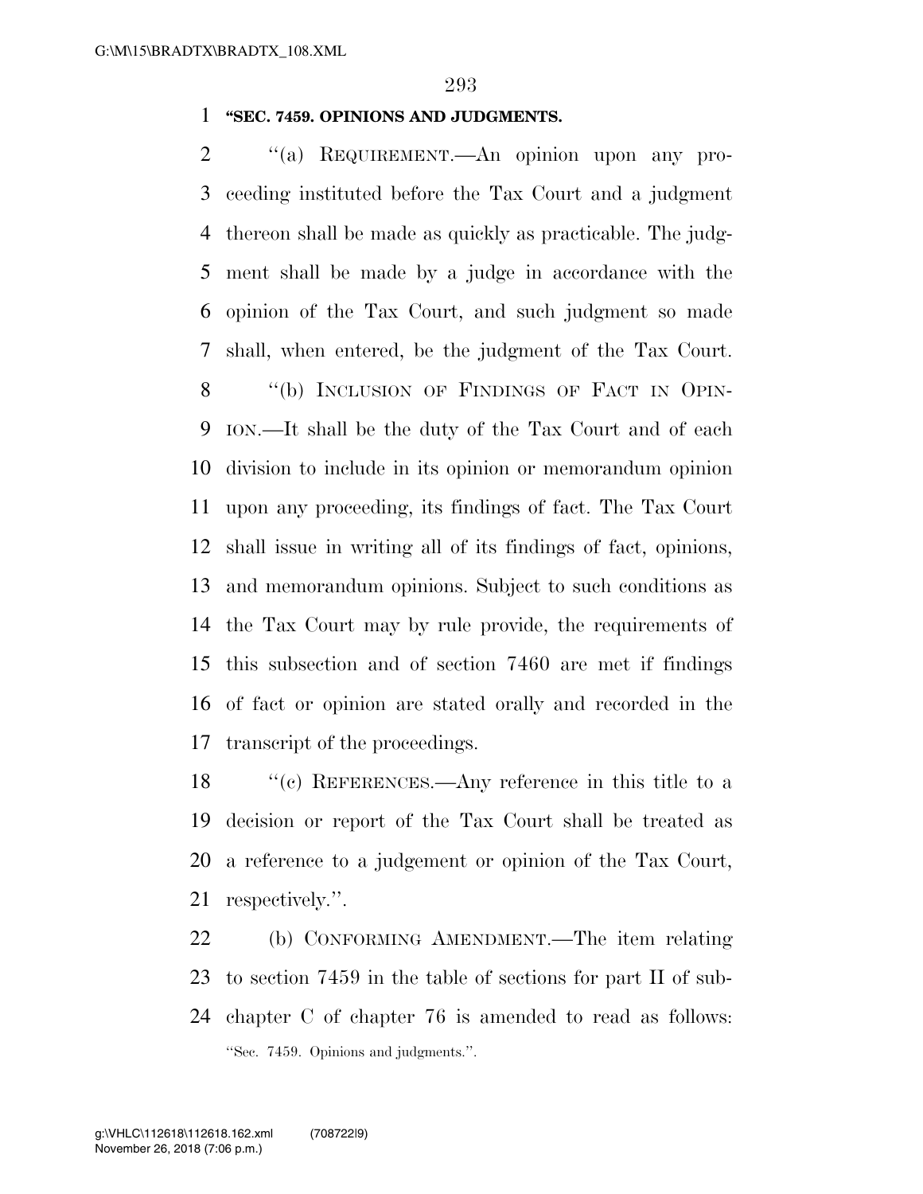**"SEC. 7459. OPINIONS AND JUDGMENTS.**

"(a) REQUIREMENT.—An opinion upon any proceeding instituted before the Tax Court and a judgment thereon shall be made as quickly as practicable. The judgment shall be made by a judge in accordance with the opinion of the Tax Court, and such judgment so made shall, when entered, be the judgment of the Tax Court.

"(b) INCLUSION OF FINDINGS OF FACT IN OPINION.—It shall be the duty of the Tax Court and of each division to include in its opinion or memorandum opinion upon any proceeding, its findings of fact. The Tax Court shall issue in writing all of its findings of fact, opinions, and memorandum opinions. Subject to such conditions as the Tax Court may by rule provide, the requirements of this subsection and of section 7460 are met if findings of fact or opinion are stated orally and recorded in the transcript of the proceedings.

"(c) REFERENCES.—Any reference in this title to a decision or report of the Tax Court shall be treated as a reference to a judgement or opinion of the Tax Court, respectively.".

(b) CONFORMING AMENDMENT.—The item relating to section 7459 in the table of sections for part II of subchapter C of chapter 76 is amended to read as follows:

"Sec. 7459. Opinions and judgments.".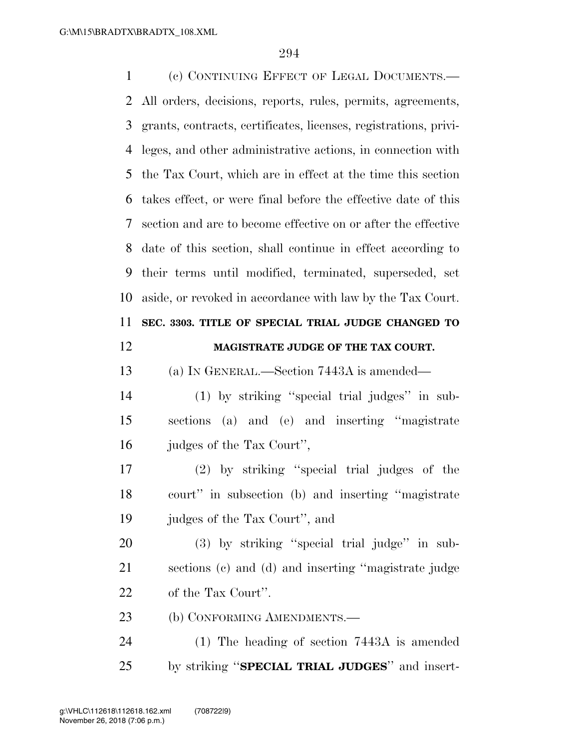(c) CONTINUING EFFECT OF LEGAL DOCUMENTS.—All orders, decisions, reports, rules, permits, agreements, grants, contracts, certificates, licenses, registrations, privileges, and other administrative actions, in connection with the Tax Court, which are in effect at the time this section takes effect, or were final before the effective date of this section and are to become effective on or after the effective date of this section, shall continue in effect according to their terms until modified, terminated, superseded, set aside, or revoked in accordance with law by the Tax Court.

**SEC. 3303. TITLE OF SPECIAL TRIAL JUDGE CHANGED TO MAGISTRATE JUDGE OF THE TAX COURT.**

(a) IN GENERAL.—Section 7443A is amended—

(1) by striking ''special trial judges'' in subsections (a) and (e) and inserting ''magistrate judges of the Tax Court'',

(2) by striking ''special trial judges of the court'' in subsection (b) and inserting ''magistrate judges of the Tax Court'', and

(3) by striking ''special trial judge'' in subsections (c) and (d) and inserting ''magistrate judge of the Tax Court''.

(b) CONFORMING AMENDMENTS.—

(1) The heading of section 7443A is amended by striking ''**SPECIAL TRIAL JUDGES**'' and insert-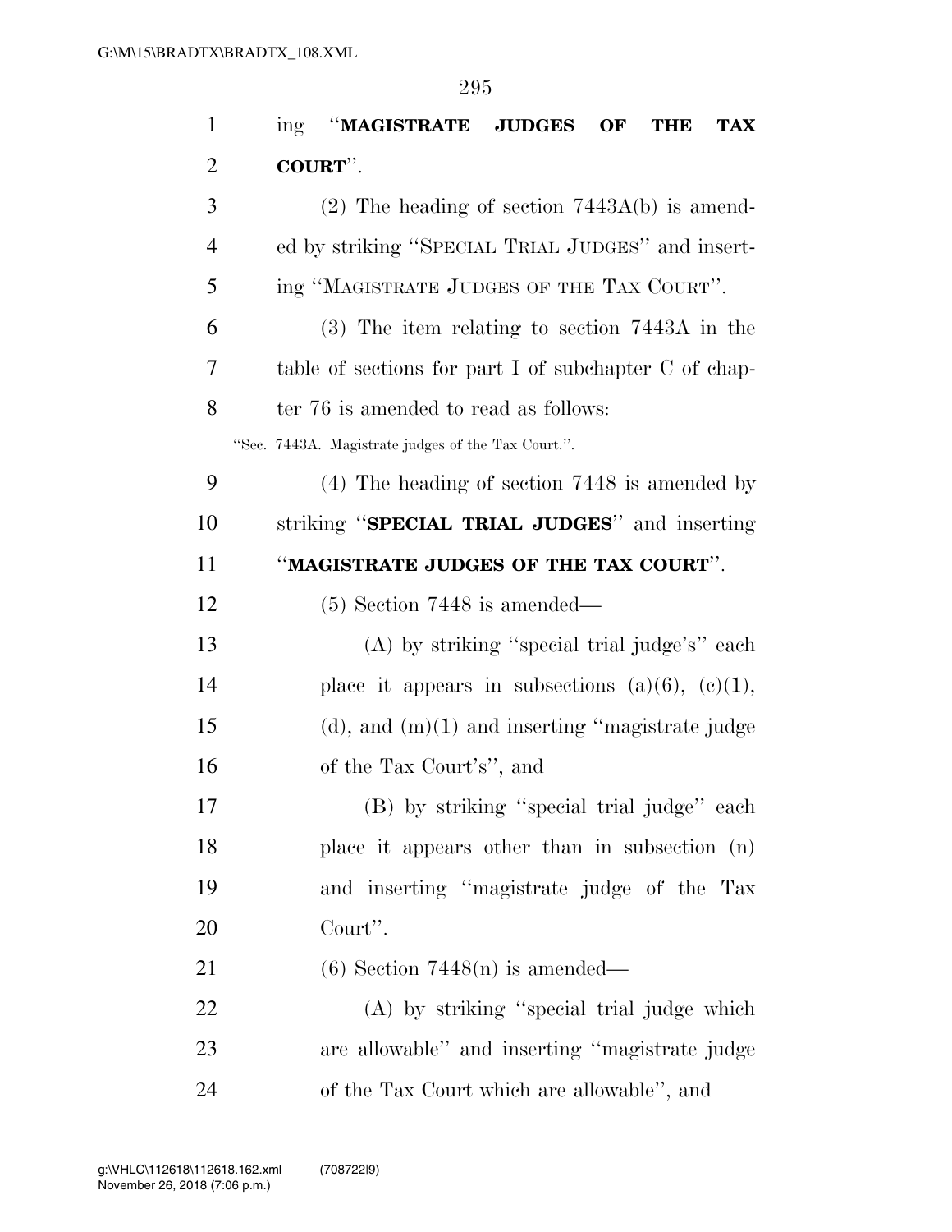ing "**MAGISTRATE JUDGES OF THE TAX COURT**".

(2) The heading of section 7443A(b) is amended by striking "SPECIAL TRIAL JUDGES" and inserting "MAGISTRATE JUDGES OF THE TAX COURT".

(3) The item relating to section 7443A in the table of sections for part I of subchapter C of chapter 76 is amended to read as follows:

"Sec. 7443A. Magistrate judges of the Tax Court.".

(4) The heading of section 7448 is amended by striking "**SPECIAL TRIAL JUDGES**" and inserting "**MAGISTRATE JUDGES OF THE TAX COURT**".

(5) Section 7448 is amended—

(A) by striking "special trial judge's" each place it appears in subsections (a)(6), (c)(1), (d), and (m)(1) and inserting "magistrate judge of the Tax Court's", and

(B) by striking "special trial judge" each place it appears other than in subsection (n) and inserting "magistrate judge of the Tax Court".

(6) Section 7448(n) is amended—

(A) by striking "special trial judge which are allowable" and inserting "magistrate judge of the Tax Court which are allowable", and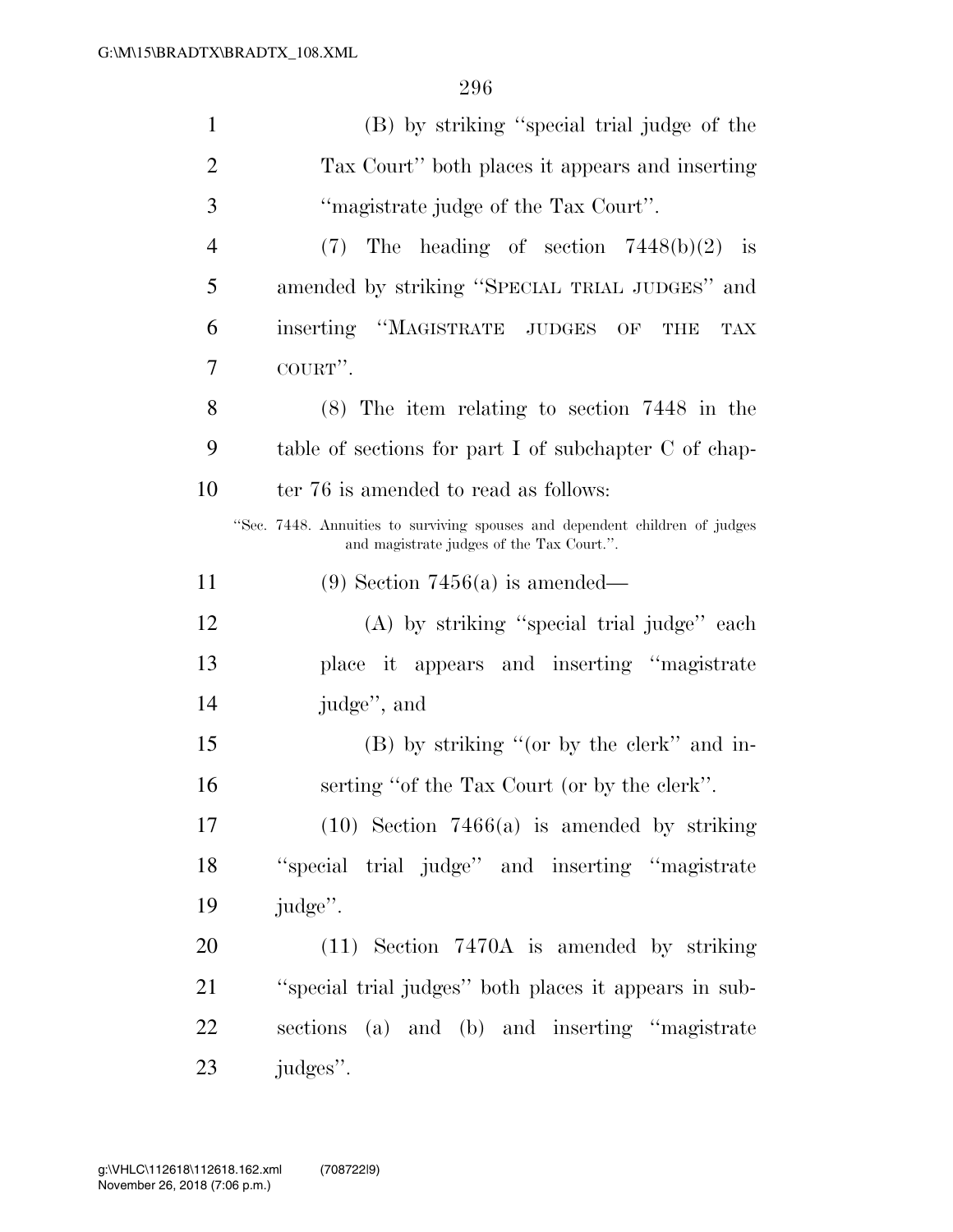(B) by striking ''special trial judge of the Tax Court'' both places it appears and inserting ''magistrate judge of the Tax Court''.

(7) The heading of section 7448(b)(2) is amended by striking ''SPECIAL TRIAL JUDGES'' and inserting ''MAGISTRATE JUDGES OF THE TAX COURT''.

(8) The item relating to section 7448 in the table of sections for part I of subchapter C of chapter 76 is amended to read as follows:

''Sec. 7448. Annuities to surviving spouses and dependent children of judges and magistrate judges of the Tax Court.''.

(9) Section 7456(a) is amended—

(A) by striking ''special trial judge'' each place it appears and inserting ''magistrate judge'', and

(B) by striking ''(or by the clerk'' and inserting ''of the Tax Court (or by the clerk''.

(10) Section 7466(a) is amended by striking ''special trial judge'' and inserting ''magistrate judge''.

(11) Section 7470A is amended by striking ''special trial judges'' both places it appears in subsections (a) and (b) and inserting ''magistrate judges''.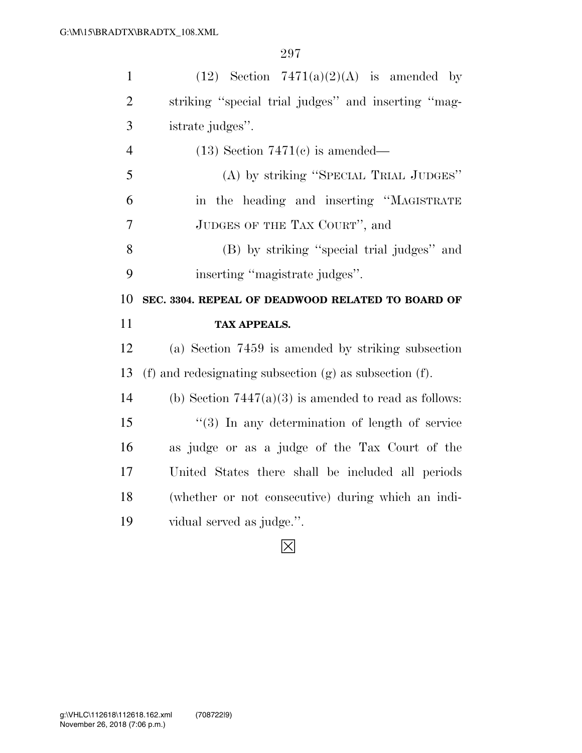(12) Section 7471(a)(2)(A) is amended by striking ''special trial judges'' and inserting ''magistrate judges''.

(13) Section 7471(c) is amended—

(A) by striking ''SPECIAL TRIAL JUDGES'' in the heading and inserting ''MAGISTRATE JUDGES OF THE TAX COURT'', and

(B) by striking ''special trial judges'' and inserting ''magistrate judges''.

**SEC. 3304. REPEAL OF DEADWOOD RELATED TO BOARD OF TAX APPEALS.**

(a) Section 7459 is amended by striking subsection (f) and redesignating subsection (g) as subsection (f).

(b) Section 7447(a)(3) is amended to read as follows:

''(3) In any determination of length of service as judge or as a judge of the Tax Court of the United States there shall be included all periods (whether or not consecutive) during which an individual served as judge.''.